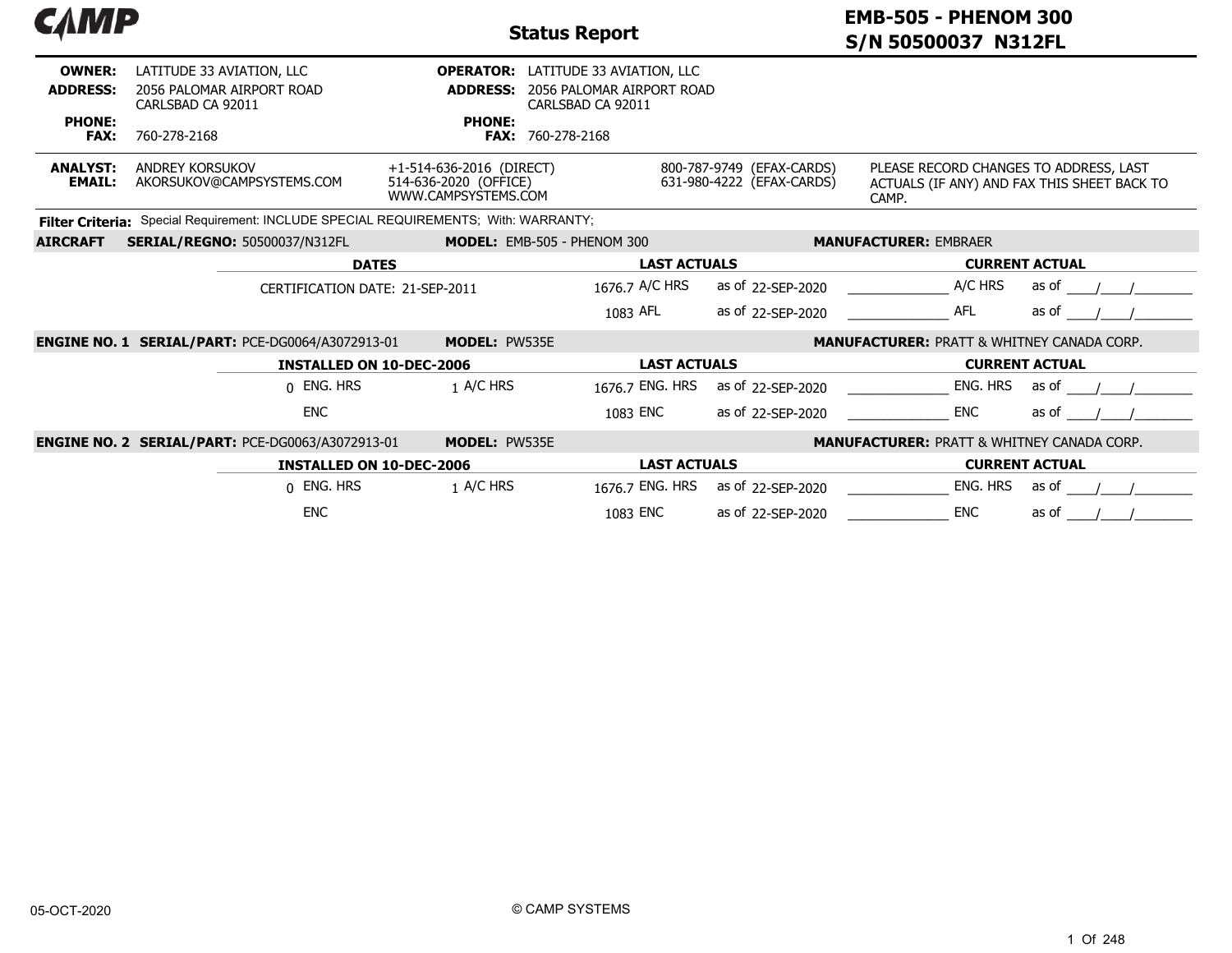# Status Report

**EMB-505 - PHENOM 300**
**S/N 50500037 N312FL**

| | | | |
|---|---|---|---|
| **OWNER:** | LATITUDE 33 AVIATION, LLC | **OPERATOR:** | LATITUDE 33 AVIATION, LLC |
| **ADDRESS:** | 2056 PALOMAR AIRPORT ROAD<br>CARLSBAD CA 92011 | **ADDRESS:** | 2056 PALOMAR AIRPORT ROAD<br>CARLSBAD CA 92011 |
| **PHONE:** | | **PHONE:** | |
| **FAX:** | 760-278-2168 | **FAX:** | 760-278-2168 |

**ANALYST:** ANDREY KORSUKOV
**EMAIL:** AKORSUKOV@CAMPSYSTEMS.COM

+1-514-636-2016 (DIRECT)
514-636-2020 (OFFICE)
WWW.CAMPSYSTEMS.COM

800-787-9749 (EFAX-CARDS)
631-980-4222 (EFAX-CARDS)

PLEASE RECORD CHANGES TO ADDRESS, LAST ACTUALS (IF ANY) AND FAX THIS SHEET BACK TO CAMP.

**Filter Criteria:** Special Requirement: INCLUDE SPECIAL REQUIREMENTS; With: WARRANTY;

**AIRCRAFT** **SERIAL/REGNO:** 50500037/N312FL **MODEL:** EMB-505 - PHENOM 300 **MANUFACTURER:** EMBRAER

| DATES | | LAST ACTUALS | | CURRENT ACTUAL | |
|---|---|---|---|---|---|
| CERTIFICATION DATE: 21-SEP-2011 | | 1676.7 A/C HRS | as of 22-SEP-2020 | _____________ A/C HRS | as of ____/____/________ |
| | | 1083 AFL | as of 22-SEP-2020 | _____________ AFL | as of ____/____/________ |

**ENGINE NO. 1** **SERIAL/PART:** PCE-DG0064/A3072913-01 **MODEL:** PW535E **MANUFACTURER:** PRATT & WHITNEY CANADA CORP.

| INSTALLED ON 10-DEC-2006 | | LAST ACTUALS | | CURRENT ACTUAL | |
|---|---|---|---|---|---|
| 0 ENG. HRS | 1 A/C HRS | 1676.7 ENG. HRS | as of 22-SEP-2020 | _____________ ENG. HRS | as of ____/____/________ |
| ENC | | 1083 ENC | as of 22-SEP-2020 | _____________ ENC | as of ____/____/________ |

**ENGINE NO. 2** **SERIAL/PART:** PCE-DG0063/A3072913-01 **MODEL:** PW535E **MANUFACTURER:** PRATT & WHITNEY CANADA CORP.

| INSTALLED ON 10-DEC-2006 | | LAST ACTUALS | | CURRENT ACTUAL | |
|---|---|---|---|---|---|
| 0 ENG. HRS | 1 A/C HRS | 1676.7 ENG. HRS | as of 22-SEP-2020 | _____________ ENG. HRS | as of ____/____/________ |
| ENC | | 1083 ENC | as of 22-SEP-2020 | _____________ ENC | as of ____/____/________ |

05-OCT-2020

© CAMP SYSTEMS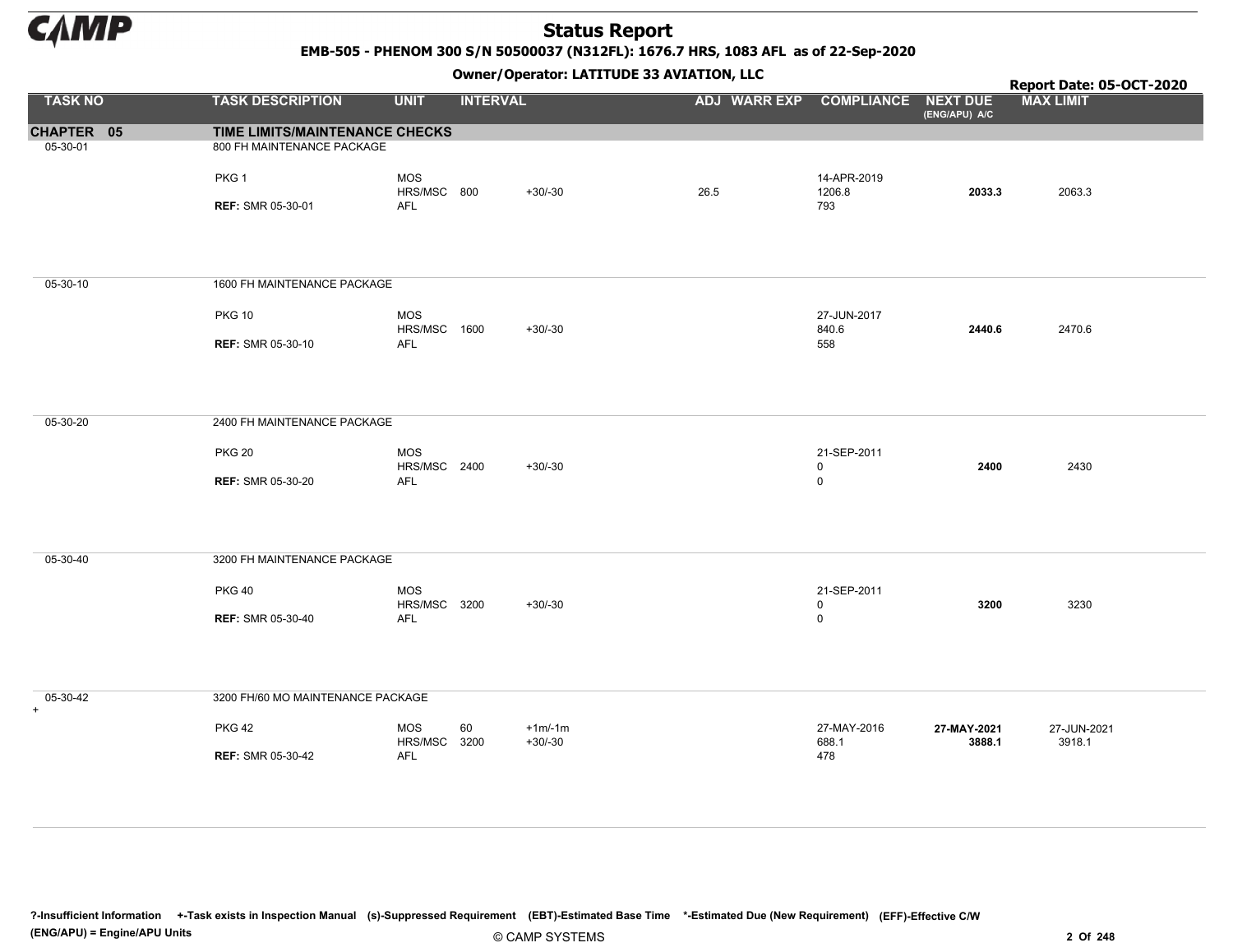# Status Report

**EMB-505 - PHENOM 300 S/N 50500037 (N312FL): 1676.7 HRS, 1083 AFL as of 22-Sep-2020**

**Owner/Operator: LATITUDE 33 AVIATION, LLC**

**Report Date: 05-OCT-2020**

| TASK NO | TASK DESCRIPTION | UNIT | INTERVAL | | ADJ | WARR EXP | COMPLIANCE | NEXT DUE (ENG/APU) A/C | MAX LIMIT |
|---|---|---|---|---|---|---|---|---|---|
| **CHAPTER 05** | **TIME LIMITS/MAINTENANCE CHECKS** | | | | | | | | |
| 05-30-01 | 800 FH MAINTENANCE PACKAGE | | | | | | | | |
| | PKG 1 | MOS | | | | | 14-APR-2019 | | |
| | | HRS/MSC | 800 | +30/-30 | 26.5 | | 1206.8 | **2033.3** | 2063.3 |
| | **REF:** SMR 05-30-01 | AFL | | | | | 793 | | |
| 05-30-10 | 1600 FH MAINTENANCE PACKAGE | | | | | | | | |
| | PKG 10 | MOS | | | | | 27-JUN-2017 | | |
| | | HRS/MSC | 1600 | +30/-30 | | | 840.6 | **2440.6** | 2470.6 |
| | **REF:** SMR 05-30-10 | AFL | | | | | 558 | | |
| 05-30-20 | 2400 FH MAINTENANCE PACKAGE | | | | | | | | |
| | PKG 20 | MOS | | | | | 21-SEP-2011 | | |
| | | HRS/MSC | 2400 | +30/-30 | | | 0 | **2400** | 2430 |
| | **REF:** SMR 05-30-20 | AFL | | | | | 0 | | |
| 05-30-40 | 3200 FH MAINTENANCE PACKAGE | | | | | | | | |
| | PKG 40 | MOS | | | | | 21-SEP-2011 | | |
| | | HRS/MSC | 3200 | +30/-30 | | | 0 | **3200** | 3230 |
| | **REF:** SMR 05-30-40 | AFL | | | | | 0 | | |
| 05-30-42 + | 3200 FH/60 MO MAINTENANCE PACKAGE | | | | | | | | |
| | PKG 42 | MOS | 60 | +1m/-1m | | | 27-MAY-2016 | **27-MAY-2021** | 27-JUN-2021 |
| | | HRS/MSC | 3200 | +30/-30 | | | 688.1 | **3888.1** | 3918.1 |
| | **REF:** SMR 05-30-42 | AFL | | | | | 478 | | |

**?-Insufficient Information** **+-Task exists in Inspection Manual** **(s)-Suppressed Requirement** **(EBT)-Estimated Base Time** ***-Estimated Due (New Requirement)** **(EFF)-Effective C/W**
**(ENG/APU) = Engine/APU Units**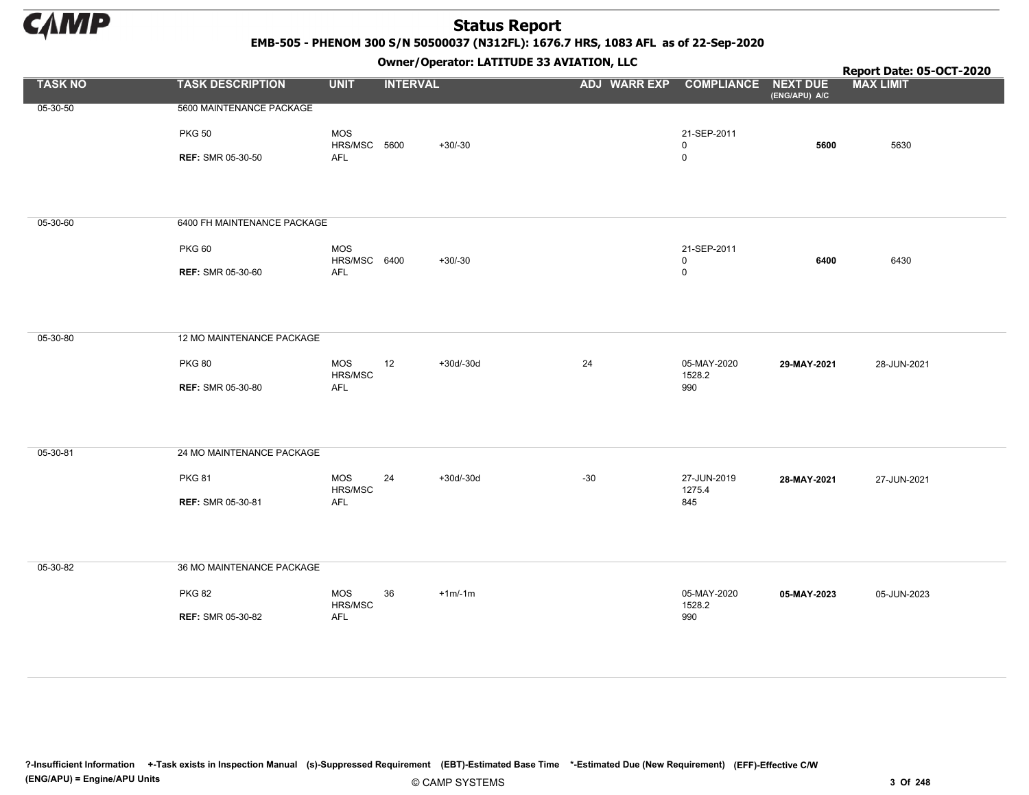# Status Report

**EMB-505 - PHENOM 300 S/N 50500037 (N312FL): 1676.7 HRS, 1083 AFL as of 22-Sep-2020**

**Owner/Operator: LATITUDE 33 AVIATION, LLC**

**Report Date: 05-OCT-2020**

| TASK NO | TASK DESCRIPTION | UNIT | INTERVAL | | ADJ | WARR EXP | COMPLIANCE | NEXT DUE (ENG/APU) A/C | MAX LIMIT |
|---|---|---|---|---|---|---|---|---|---|
| 05-30-50 | 5600 MAINTENANCE PACKAGE | | | | | | | | |
| | PKG 50 | MOS | | | | | 21-SEP-2011 | | |
| | | HRS/MSC | 5600 | +30/-30 | | | 0 | **5600** | 5630 |
| | **REF:** SMR 05-30-50 | AFL | | | | | 0 | | |
| 05-30-60 | 6400 FH MAINTENANCE PACKAGE | | | | | | | | |
| | PKG 60 | MOS | | | | | 21-SEP-2011 | | |
| | | HRS/MSC | 6400 | +30/-30 | | | 0 | **6400** | 6430 |
| | **REF:** SMR 05-30-60 | AFL | | | | | 0 | | |
| 05-30-80 | 12 MO MAINTENANCE PACKAGE | | | | | | | | |
| | PKG 80 | MOS | 12 | +30d/-30d | 24 | | 05-MAY-2020 | **29-MAY-2021** | 28-JUN-2021 |
| | | HRS/MSC | | | | | 1528.2 | | |
| | **REF:** SMR 05-30-80 | AFL | | | | | 990 | | |
| 05-30-81 | 24 MO MAINTENANCE PACKAGE | | | | | | | | |
| | PKG 81 | MOS | 24 | +30d/-30d | -30 | | 27-JUN-2019 | **28-MAY-2021** | 27-JUN-2021 |
| | | HRS/MSC | | | | | 1275.4 | | |
| | **REF:** SMR 05-30-81 | AFL | | | | | 845 | | |
| 05-30-82 | 36 MO MAINTENANCE PACKAGE | | | | | | | | |
| | PKG 82 | MOS | 36 | +1m/-1m | | | 05-MAY-2020 | **05-MAY-2023** | 05-JUN-2023 |
| | | HRS/MSC | | | | | 1528.2 | | |
| | **REF:** SMR 05-30-82 | AFL | | | | | 990 | | |

**?-Insufficient Information +-Task exists in Inspection Manual (s)-Suppressed Requirement (EBT)-Estimated Base Time \*-Estimated Due (New Requirement) (EFF)-Effective C/W (ENG/APU) = Engine/APU Units**

© CAMP SYSTEMS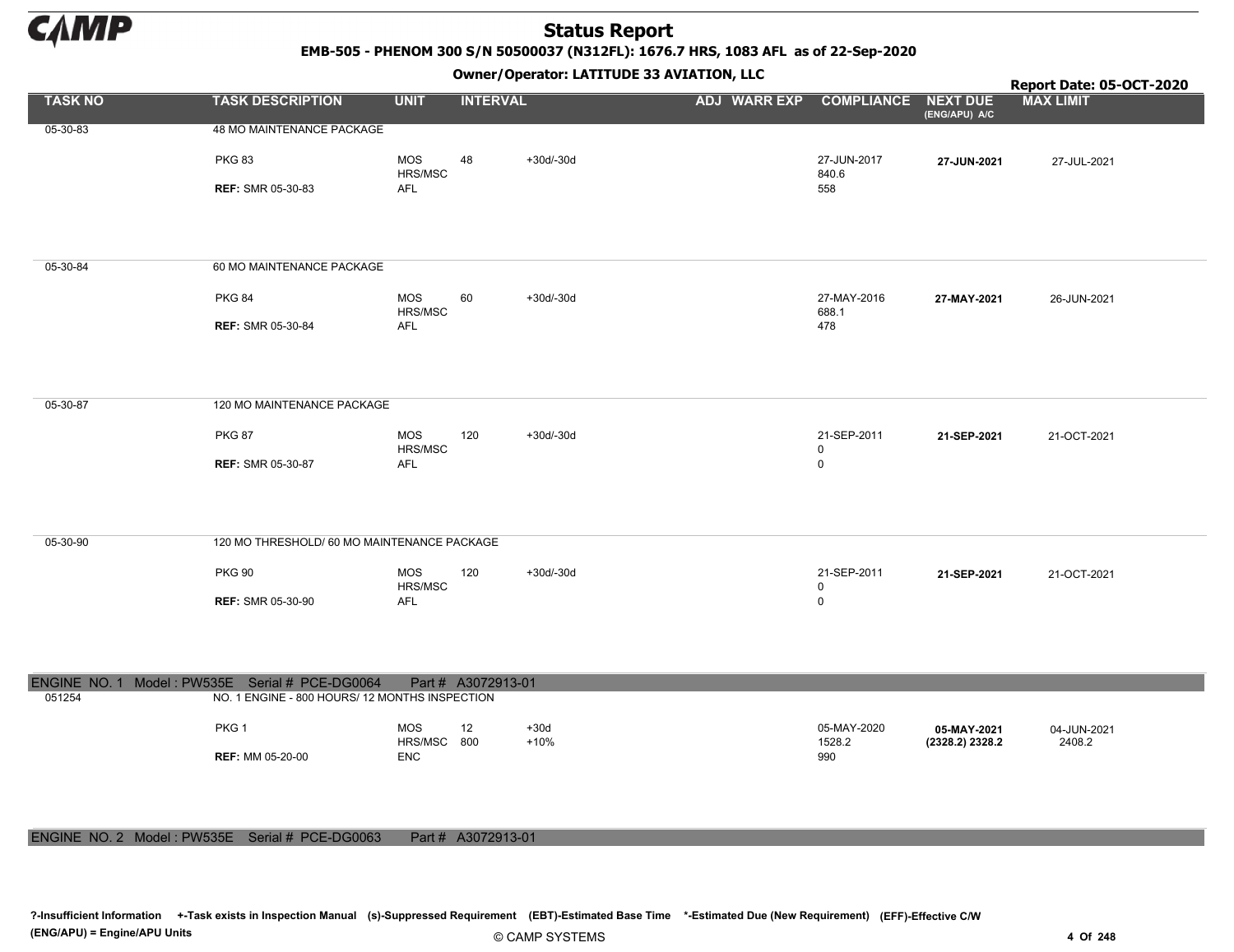# Status Report

**EMB-505 - PHENOM 300 S/N 50500037 (N312FL): 1676.7 HRS, 1083 AFL as of 22-Sep-2020**

**Owner/Operator: LATITUDE 33 AVIATION, LLC**

**Report Date: 05-OCT-2020**

| TASK NO | TASK DESCRIPTION | UNIT | INTERVAL | | ADJ | WARR EXP | COMPLIANCE | NEXT DUE (ENG/APU) A/C | MAX LIMIT |
|---|---|---|---|---|---|---|---|---|---|
| 05-30-83 | 48 MO MAINTENANCE PACKAGE | | | | | | | | |
| | PKG 83 | MOS | 48 | +30d/-30d | | | 27-JUN-2017 | **27-JUN-2021** | 27-JUL-2021 |
| | | HRS/MSC | | | | | 840.6 | | |
| | **REF:** SMR 05-30-83 | AFL | | | | | 558 | | |
| 05-30-84 | 60 MO MAINTENANCE PACKAGE | | | | | | | | |
| | PKG 84 | MOS | 60 | +30d/-30d | | | 27-MAY-2016 | **27-MAY-2021** | 26-JUN-2021 |
| | | HRS/MSC | | | | | 688.1 | | |
| | **REF:** SMR 05-30-84 | AFL | | | | | 478 | | |
| 05-30-87 | 120 MO MAINTENANCE PACKAGE | | | | | | | | |
| | PKG 87 | MOS | 120 | +30d/-30d | | | 21-SEP-2011 | **21-SEP-2021** | 21-OCT-2021 |
| | | HRS/MSC | | | | | 0 | | |
| | **REF:** SMR 05-30-87 | AFL | | | | | 0 | | |
| 05-30-90 | 120 MO THRESHOLD/ 60 MO MAINTENANCE PACKAGE | | | | | | | | |
| | PKG 90 | MOS | 120 | +30d/-30d | | | 21-SEP-2011 | **21-SEP-2021** | 21-OCT-2021 |
| | | HRS/MSC | | | | | 0 | | |
| | **REF:** SMR 05-30-90 | AFL | | | | | 0 | | |

**ENGINE NO. 1 Model : PW535E Serial # PCE-DG0064 Part # A3072913-01**

| TASK NO | TASK DESCRIPTION | UNIT | INTERVAL | | ADJ | WARR EXP | COMPLIANCE | NEXT DUE (ENG/APU) A/C | MAX LIMIT |
|---|---|---|---|---|---|---|---|---|---|
| 051254 | NO. 1 ENGINE - 800 HOURS/ 12 MONTHS INSPECTION | | | | | | | | |
| | PKG 1 | MOS | 12 | +30d | | | 05-MAY-2020 | **05-MAY-2021** | 04-JUN-2021 |
| | | HRS/MSC | 800 | +10% | | | 1528.2 | **(2328.2) 2328.2** | 2408.2 |
| | **REF:** MM 05-20-00 | ENC | | | | | 990 | | |

**ENGINE NO. 2 Model : PW535E Serial # PCE-DG0063 Part # A3072913-01**

?-Insufficient Information +-Task exists in Inspection Manual (s)-Suppressed Requirement (EBT)-Estimated Base Time *-Estimated Due (New Requirement) (EFF)-Effective C/W
(ENG/APU) = Engine/APU Units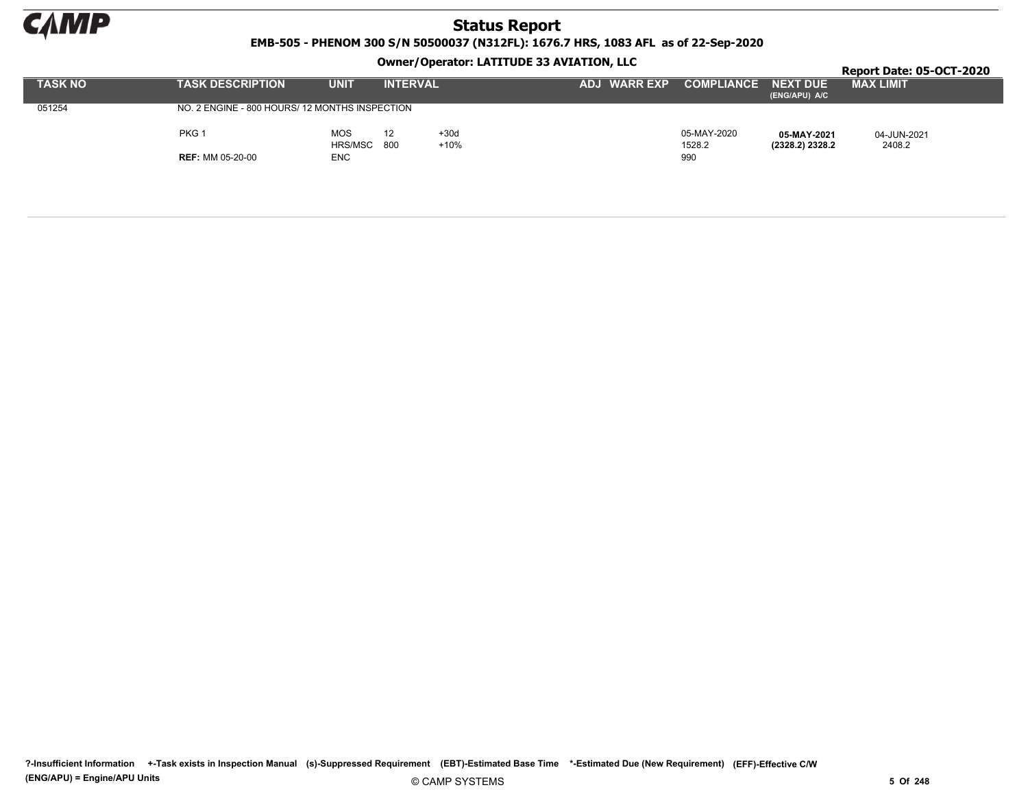# Status Report

**EMB-505 - PHENOM 300 S/N 50500037 (N312FL): 1676.7 HRS, 1083 AFL as of 22-Sep-2020**

**Owner/Operator: LATITUDE 33 AVIATION, LLC**

**Report Date: 05-OCT-2020**

| TASK NO | TASK DESCRIPTION | UNIT | INTERVAL | | ADJ | WARR EXP | COMPLIANCE | NEXT DUE (ENG/APU) A/C | MAX LIMIT |
|---|---|---|---|---|---|---|---|---|---|
| 051254 | NO. 2 ENGINE - 800 HOURS/ 12 MONTHS INSPECTION | | | | | | | | |
| | PKG 1 | MOS | 12 | +30d | | | 05-MAY-2020 | **05-MAY-2021** | 04-JUN-2021 |
| | | HRS/MSC | 800 | +10% | | | 1528.2 | **(2328.2) 2328.2** | 2408.2 |
| | **REF:** MM 05-20-00 | ENC | | | | | 990 | | |

?-Insufficient Information +-Task exists in Inspection Manual (s)-Suppressed Requirement (EBT)-Estimated Base Time *-Estimated Due (New Requirement) (EFF)-Effective C/W
(ENG/APU) = Engine/APU Units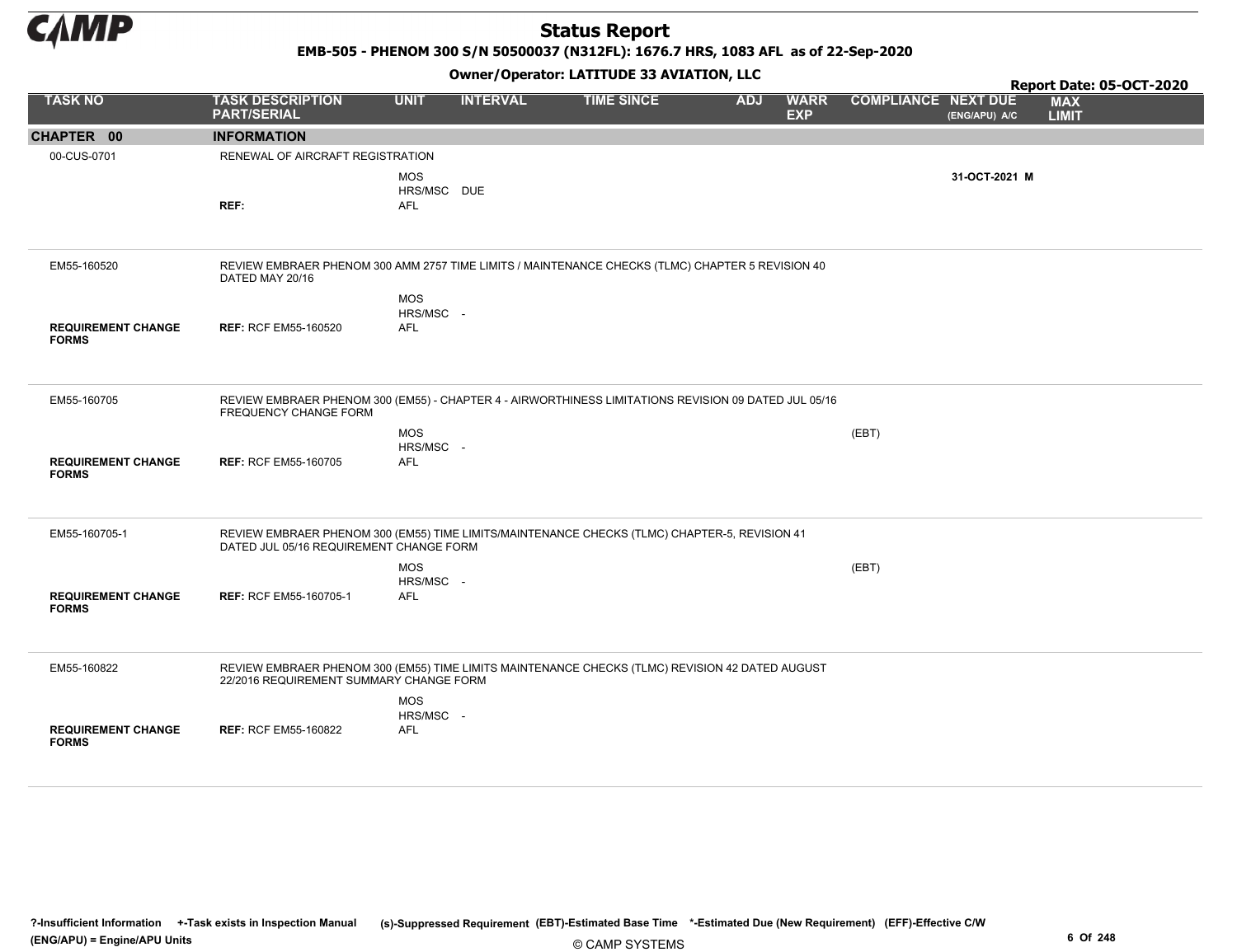# Status Report

**EMB-505 - PHENOM 300 S/N 50500037 (N312FL): 1676.7 HRS, 1083 AFL as of 22-Sep-2020**

**Owner/Operator: LATITUDE 33 AVIATION, LLC**

**Report Date: 05-OCT-2020**

| TASK NO | TASK DESCRIPTION PART/SERIAL | UNIT | INTERVAL | TIME SINCE | ADJ | WARR EXP | COMPLIANCE | NEXT DUE (ENG/APU) A/C | MAX LIMIT |
|---|---|---|---|---|---|---|---|---|---|
| **CHAPTER 00** | **INFORMATION** | | | | | | | | |
| 00-CUS-0701 | RENEWAL OF AIRCRAFT REGISTRATION | | | | | | | | |
| | | MOS | | | | | | **31-OCT-2021 M** | |
| | | HRS/MSC | DUE | | | | | | |
| | **REF:** | AFL | | | | | | | |
| EM55-160520 | REVIEW EMBRAER PHENOM 300 AMM 2757 TIME LIMITS / MAINTENANCE CHECKS (TLMC) CHAPTER 5 REVISION 40 DATED MAY 20/16 | | | | | | | | |
| | | MOS | | | | | | | |
| | | HRS/MSC | - | | | | | | |
| **REQUIREMENT CHANGE FORMS** | **REF:** RCF EM55-160520 | AFL | | | | | | | |
| EM55-160705 | REVIEW EMBRAER PHENOM 300 (EM55) - CHAPTER 4 - AIRWORTHINESS LIMITATIONS REVISION 09 DATED JUL 05/16 FREQUENCY CHANGE FORM | | | | | | | | |
| | | MOS | | | | | (EBT) | | |
| | | HRS/MSC | - | | | | | | |
| **REQUIREMENT CHANGE FORMS** | **REF:** RCF EM55-160705 | AFL | | | | | | | |
| EM55-160705-1 | REVIEW EMBRAER PHENOM 300 (EM55) TIME LIMITS/MAINTENANCE CHECKS (TLMC) CHAPTER-5, REVISION 41 DATED JUL 05/16 REQUIREMENT CHANGE FORM | | | | | | | | |
| | | MOS | | | | | (EBT) | | |
| | | HRS/MSC | - | | | | | | |
| **REQUIREMENT CHANGE FORMS** | **REF:** RCF EM55-160705-1 | AFL | | | | | | | |
| EM55-160822 | REVIEW EMBRAER PHENOM 300 (EM55) TIME LIMITS MAINTENANCE CHECKS (TLMC) REVISION 42 DATED AUGUST 22/2016 REQUIREMENT SUMMARY CHANGE FORM | | | | | | | | |
| | | MOS | | | | | | | |
| | | HRS/MSC | - | | | | | | |
| **REQUIREMENT CHANGE FORMS** | **REF:** RCF EM55-160822 | AFL | | | | | | | |

?-Insufficient Information +-Task exists in Inspection Manual (s)-Suppressed Requirement (EBT)-Estimated Base Time *-Estimated Due (New Requirement) (EFF)-Effective C/W (ENG/APU) = Engine/APU Units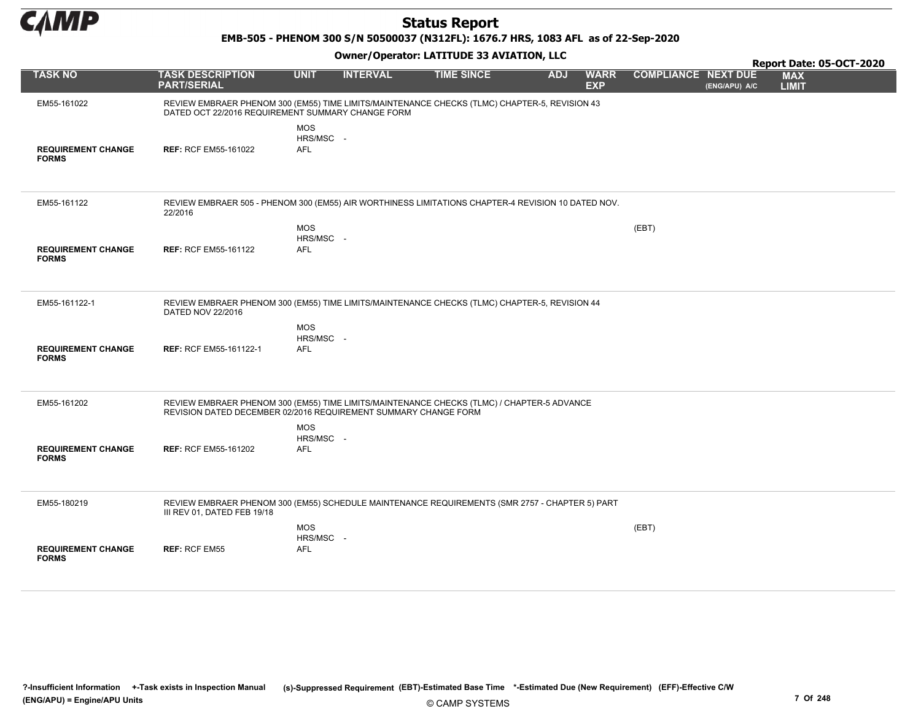# Status Report

**EMB-505 - PHENOM 300 S/N 50500037 (N312FL): 1676.7 HRS, 1083 AFL as of 22-Sep-2020**

**Owner/Operator: LATITUDE 33 AVIATION, LLC**

**Report Date: 05-OCT-2020**

| TASK NO | TASK DESCRIPTION PART/SERIAL | UNIT | INTERVAL | TIME SINCE | ADJ | WARR EXP | COMPLIANCE | NEXT DUE (ENG/APU) A/C | MAX LIMIT |
|---|---|---|---|---|---|---|---|---|---|
| EM55-161022 | REVIEW EMBRAER PHENOM 300 (EM55) TIME LIMITS/MAINTENANCE CHECKS (TLMC) CHAPTER-5, REVISION 43 DATED OCT 22/2016 REQUIREMENT SUMMARY CHANGE FORM | | | | | | | | |
| **REQUIREMENT CHANGE FORMS** | **REF:** RCF EM55-161022 | MOS<br>HRS/MSC -<br>AFL | | | | | | | |
| EM55-161122 | REVIEW EMBRAER 505 - PHENOM 300 (EM55) AIR WORTHINESS LIMITATIONS CHAPTER-4 REVISION 10 DATED NOV. 22/2016 | | | | | | | | |
| **REQUIREMENT CHANGE FORMS** | **REF:** RCF EM55-161122 | MOS<br>HRS/MSC -<br>AFL | | | | | (EBT) | | |
| EM55-161122-1 | REVIEW EMBRAER PHENOM 300 (EM55) TIME LIMITS/MAINTENANCE CHECKS (TLMC) CHAPTER-5, REVISION 44 DATED NOV 22/2016 | | | | | | | | |
| **REQUIREMENT CHANGE FORMS** | **REF:** RCF EM55-161122-1 | MOS<br>HRS/MSC -<br>AFL | | | | | | | |
| EM55-161202 | REVIEW EMBRAER PHENOM 300 (EM55) TIME LIMITS/MAINTENANCE CHECKS (TLMC) / CHAPTER-5 ADVANCE REVISION DATED DECEMBER 02/2016 REQUIREMENT SUMMARY CHANGE FORM | | | | | | | | |
| **REQUIREMENT CHANGE FORMS** | **REF:** RCF EM55-161202 | MOS<br>HRS/MSC -<br>AFL | | | | | | | |
| EM55-180219 | REVIEW EMBRAER PHENOM 300 (EM55) SCHEDULE MAINTENANCE REQUIREMENTS (SMR 2757 - CHAPTER 5) PART III REV 01, DATED FEB 19/18 | | | | | | | | |
| **REQUIREMENT CHANGE FORMS** | **REF:** RCF EM55 | MOS<br>HRS/MSC -<br>AFL | | | | | (EBT) | | |

?-Insufficient Information +-Task exists in Inspection Manual (s)-Suppressed Requirement (EBT)-Estimated Base Time *-Estimated Due (New Requirement) (EFF)-Effective C/W (ENG/APU) = Engine/APU Units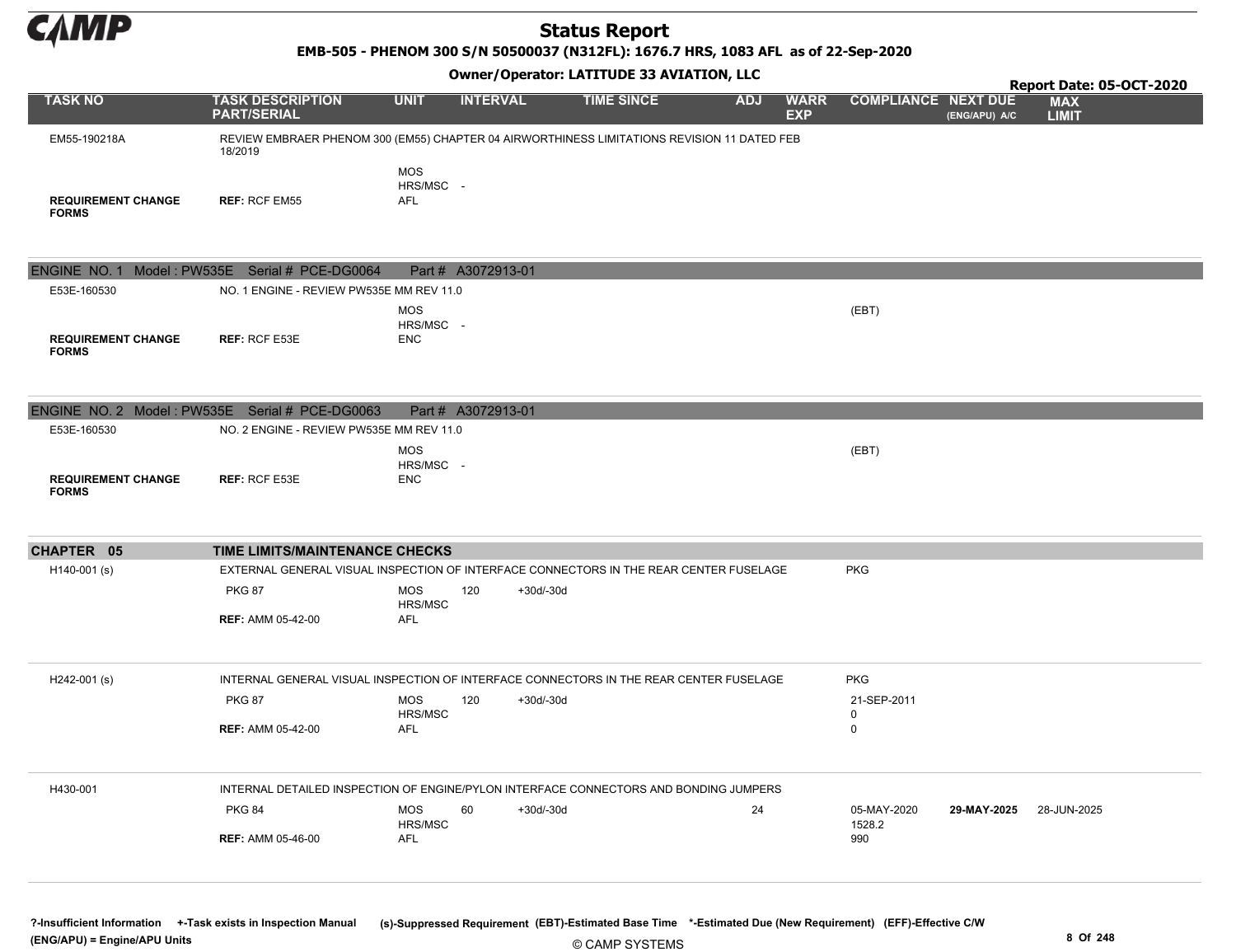# Status Report

**EMB-505 - PHENOM 300 S/N 50500037 (N312FL): 1676.7 HRS, 1083 AFL as of 22-Sep-2020**

**Owner/Operator: LATITUDE 33 AVIATION, LLC**

**Report Date: 05-OCT-2020**

| TASK NO | TASK DESCRIPTION PART/SERIAL | UNIT | INTERVAL | TIME SINCE | ADJ | WARR EXP | COMPLIANCE | NEXT DUE (ENG/APU) A/C | MAX LIMIT |
|---|---|---|---|---|---|---|---|---|---|
| EM55-190218A | REVIEW EMBRAER PHENOM 300 (EM55) CHAPTER 04 AIRWORTHINESS LIMITATIONS REVISION 11 DATED FEB 18/2019 | | | | | | | | |
| | | MOS | | | | | | | |
| | | HRS/MSC | - | | | | | | |
| REQUIREMENT CHANGE FORMS | REF: RCF EM55 | AFL | | | | | | | |
| **ENGINE NO. 1 Model : PW535E Serial # PCE-DG0064 Part # A3072913-01** | | | | | | | | | |
| E53E-160530 | NO. 1 ENGINE - REVIEW PW535E MM REV 11.0 | | | | | | | | |
| | | MOS | | | | | (EBT) | | |
| | | HRS/MSC | - | | | | | | |
| REQUIREMENT CHANGE FORMS | REF: RCF E53E | ENC | | | | | | | |
| **ENGINE NO. 2 Model : PW535E Serial # PCE-DG0063 Part # A3072913-01** | | | | | | | | | |
| E53E-160530 | NO. 2 ENGINE - REVIEW PW535E MM REV 11.0 | | | | | | | | |
| | | MOS | | | | | (EBT) | | |
| | | HRS/MSC | - | | | | | | |
| REQUIREMENT CHANGE FORMS | REF: RCF E53E | ENC | | | | | | | |
| **CHAPTER 05** | **TIME LIMITS/MAINTENANCE CHECKS** | | | | | | | | |
| H140-001 (s) | EXTERNAL GENERAL VISUAL INSPECTION OF INTERFACE CONNECTORS IN THE REAR CENTER FUSELAGE | | | | | | PKG | | |
| | PKG 87 | MOS | 120 | +30d/-30d | | | | | |
| | | HRS/MSC | | | | | | | |
| | REF: AMM 05-42-00 | AFL | | | | | | | |
| H242-001 (s) | INTERNAL GENERAL VISUAL INSPECTION OF INTERFACE CONNECTORS IN THE REAR CENTER FUSELAGE | | | | | | PKG | | |
| | PKG 87 | MOS | 120 | +30d/-30d | | | 21-SEP-2011 | | |
| | | HRS/MSC | | | | | 0 | | |
| | REF: AMM 05-42-00 | AFL | | | | | 0 | | |
| H430-001 | INTERNAL DETAILED INSPECTION OF ENGINE/PYLON INTERFACE CONNECTORS AND BONDING JUMPERS | | | | | | | | |
| | PKG 84 | MOS | 60 | +30d/-30d | 24 | | 05-MAY-2020 | **29-MAY-2025** | 28-JUN-2025 |
| | | HRS/MSC | | | | | 1528.2 | | |
| | REF: AMM 05-46-00 | AFL | | | | | 990 | | |

?-Insufficient Information +-Task exists in Inspection Manual (s)-Suppressed Requirement (EBT)-Estimated Base Time *-Estimated Due (New Requirement) (EFF)-Effective C/W (ENG/APU) = Engine/APU Units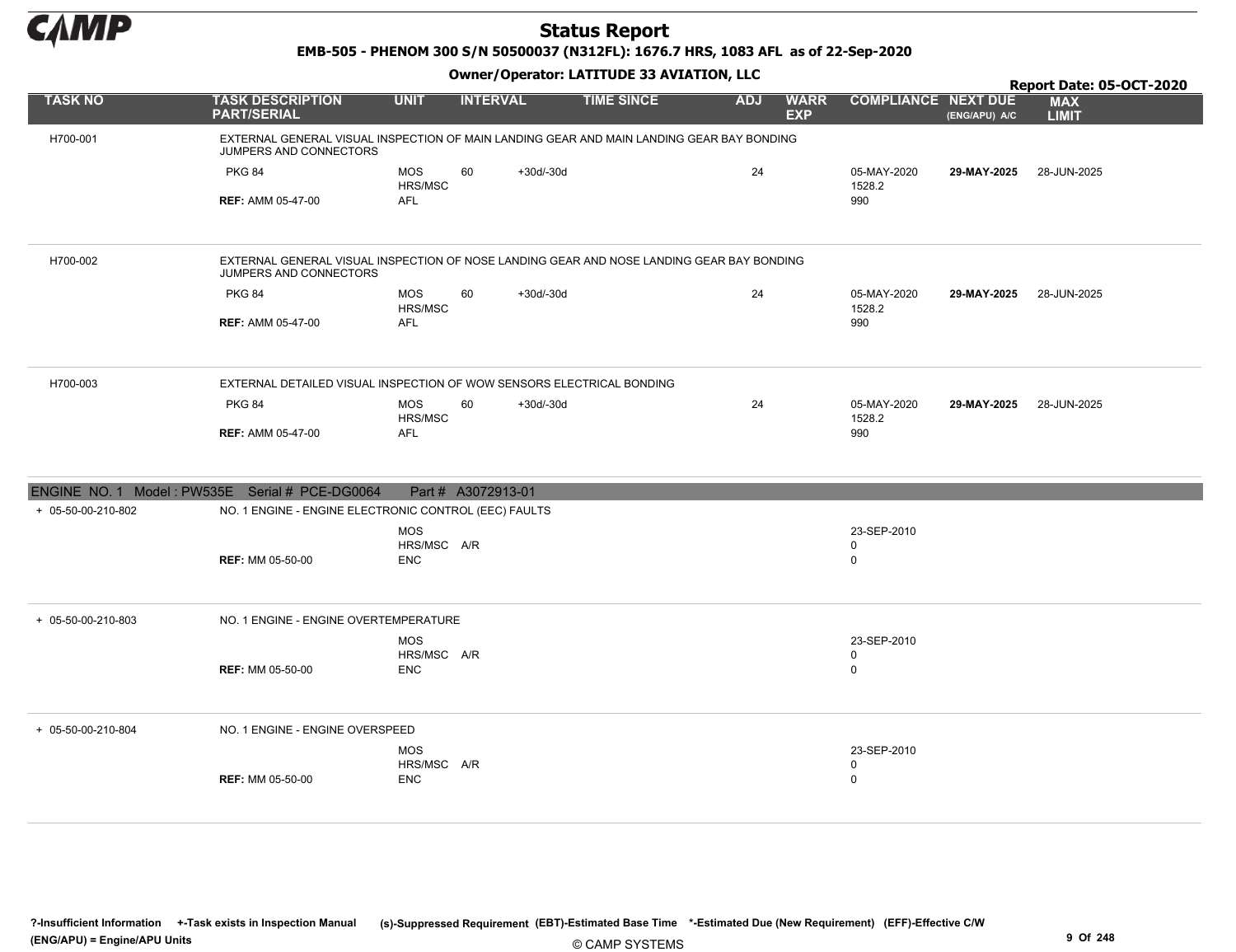# Status Report

**EMB-505 - PHENOM 300 S/N 50500037 (N312FL): 1676.7 HRS, 1083 AFL as of 22-Sep-2020**

**Owner/Operator: LATITUDE 33 AVIATION, LLC**

**Report Date: 05-OCT-2020**

| TASK NO | TASK DESCRIPTION PART/SERIAL | UNIT | INTERVAL | | TIME SINCE | ADJ | WARR EXP | COMPLIANCE | NEXT DUE (ENG/APU) A/C | MAX LIMIT |
|---|---|---|---|---|---|---|---|---|---|---|
| H700-001 | EXTERNAL GENERAL VISUAL INSPECTION OF MAIN LANDING GEAR AND MAIN LANDING GEAR BAY BONDING JUMPERS AND CONNECTORS | | | | | | | | | |
| | PKG 84 | MOS | 60 | +30d/-30d | | 24 | | 05-MAY-2020 | **29-MAY-2025** | 28-JUN-2025 |
| | | HRS/MSC | | | | | | 1528.2 | | |
| | **REF:** AMM 05-47-00 | AFL | | | | | | 990 | | |
| H700-002 | EXTERNAL GENERAL VISUAL INSPECTION OF NOSE LANDING GEAR AND NOSE LANDING GEAR BAY BONDING JUMPERS AND CONNECTORS | | | | | | | | | |
| | PKG 84 | MOS | 60 | +30d/-30d | | 24 | | 05-MAY-2020 | **29-MAY-2025** | 28-JUN-2025 |
| | | HRS/MSC | | | | | | 1528.2 | | |
| | **REF:** AMM 05-47-00 | AFL | | | | | | 990 | | |
| H700-003 | EXTERNAL DETAILED VISUAL INSPECTION OF WOW SENSORS ELECTRICAL BONDING | | | | | | | | | |
| | PKG 84 | MOS | 60 | +30d/-30d | | 24 | | 05-MAY-2020 | **29-MAY-2025** | 28-JUN-2025 |
| | | HRS/MSC | | | | | | 1528.2 | | |
| | **REF:** AMM 05-47-00 | AFL | | | | | | 990 | | |
| **ENGINE NO. 1 Model : PW535E Serial # PCE-DG0064 Part # A3072913-01** | | | | | | | | | | |
| + 05-50-00-210-802 | NO. 1 ENGINE - ENGINE ELECTRONIC CONTROL (EEC) FAULTS | | | | | | | | | |
| | | MOS | | | | | | 23-SEP-2010 | | |
| | | HRS/MSC | A/R | | | | | 0 | | |
| | **REF:** MM 05-50-00 | ENC | | | | | | 0 | | |
| + 05-50-00-210-803 | NO. 1 ENGINE - ENGINE OVERTEMPERATURE | | | | | | | | | |
| | | MOS | | | | | | 23-SEP-2010 | | |
| | | HRS/MSC | A/R | | | | | 0 | | |
| | **REF:** MM 05-50-00 | ENC | | | | | | 0 | | |
| + 05-50-00-210-804 | NO. 1 ENGINE - ENGINE OVERSPEED | | | | | | | | | |
| | | MOS | | | | | | 23-SEP-2010 | | |
| | | HRS/MSC | A/R | | | | | 0 | | |
| | **REF:** MM 05-50-00 | ENC | | | | | | 0 | | |

**?-Insufficient Information** **+-Task exists in Inspection Manual** **(s)-Suppressed Requirement** **(EBT)-Estimated Base Time** **\*-Estimated Due (New Requirement)** **(EFF)-Effective C/W**
**(ENG/APU) = Engine/APU Units**

© CAMP SYSTEMS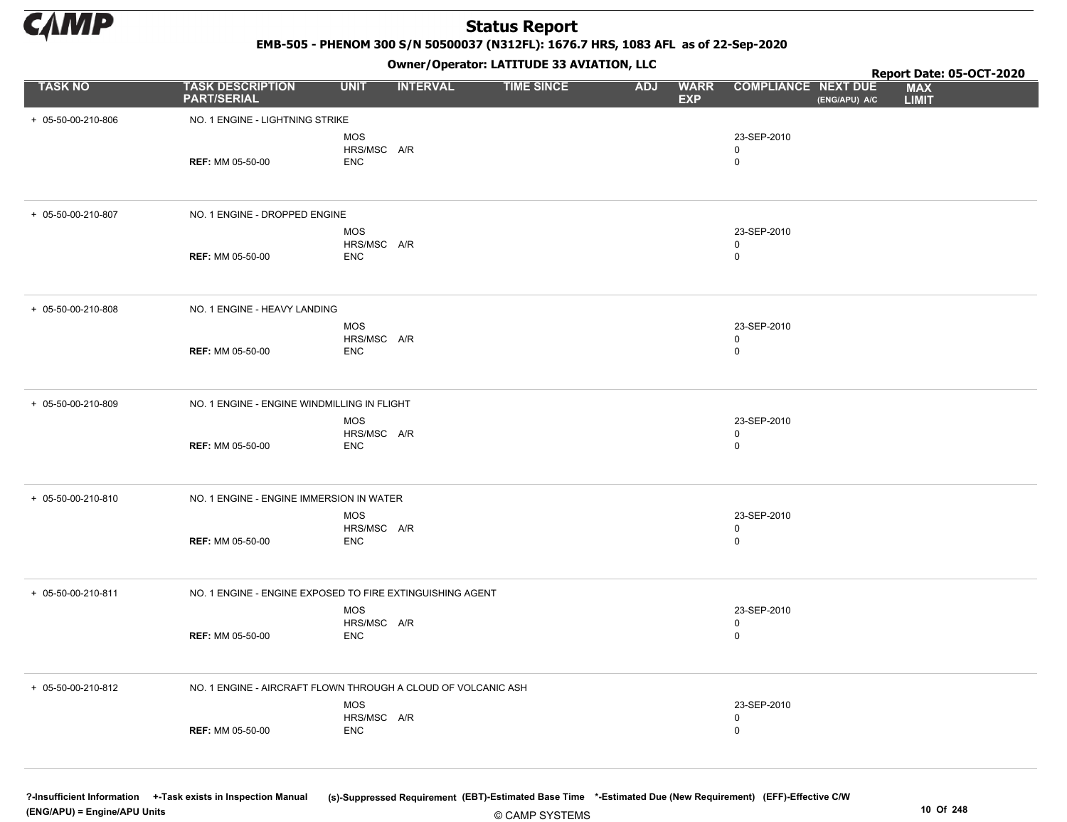# Status Report

**EMB-505 - PHENOM 300 S/N 50500037 (N312FL): 1676.7 HRS, 1083 AFL as of 22-Sep-2020**

**Owner/Operator: LATITUDE 33 AVIATION, LLC**

**Report Date: 05-OCT-2020**

| TASK NO | TASK DESCRIPTION PART/SERIAL | UNIT | INTERVAL | TIME SINCE | ADJ | WARR EXP | COMPLIANCE | NEXT DUE (ENG/APU) A/C | MAX LIMIT |
|---|---|---|---|---|---|---|---|---|---|
| + 05-50-00-210-806 | NO. 1 ENGINE - LIGHTNING STRIKE | | | | | | | | |
| | | MOS | | | | | 23-SEP-2010 | | |
| | | HRS/MSC | A/R | | | | 0 | | |
| | **REF:** MM 05-50-00 | ENC | | | | | 0 | | |
| + 05-50-00-210-807 | NO. 1 ENGINE - DROPPED ENGINE | | | | | | | | |
| | | MOS | | | | | 23-SEP-2010 | | |
| | | HRS/MSC | A/R | | | | 0 | | |
| | **REF:** MM 05-50-00 | ENC | | | | | 0 | | |
| + 05-50-00-210-808 | NO. 1 ENGINE - HEAVY LANDING | | | | | | | | |
| | | MOS | | | | | 23-SEP-2010 | | |
| | | HRS/MSC | A/R | | | | 0 | | |
| | **REF:** MM 05-50-00 | ENC | | | | | 0 | | |
| + 05-50-00-210-809 | NO. 1 ENGINE - ENGINE WINDMILLING IN FLIGHT | | | | | | | | |
| | | MOS | | | | | 23-SEP-2010 | | |
| | | HRS/MSC | A/R | | | | 0 | | |
| | **REF:** MM 05-50-00 | ENC | | | | | 0 | | |
| + 05-50-00-210-810 | NO. 1 ENGINE - ENGINE IMMERSION IN WATER | | | | | | | | |
| | | MOS | | | | | 23-SEP-2010 | | |
| | | HRS/MSC | A/R | | | | 0 | | |
| | **REF:** MM 05-50-00 | ENC | | | | | 0 | | |
| + 05-50-00-210-811 | NO. 1 ENGINE - ENGINE EXPOSED TO FIRE EXTINGUISHING AGENT | | | | | | | | |
| | | MOS | | | | | 23-SEP-2010 | | |
| | | HRS/MSC | A/R | | | | 0 | | |
| | **REF:** MM 05-50-00 | ENC | | | | | 0 | | |
| + 05-50-00-210-812 | NO. 1 ENGINE - AIRCRAFT FLOWN THROUGH A CLOUD OF VOLCANIC ASH | | | | | | | | |
| | | MOS | | | | | 23-SEP-2010 | | |
| | | HRS/MSC | A/R | | | | 0 | | |
| | **REF:** MM 05-50-00 | ENC | | | | | 0 | | |

?-Insufficient Information +-Task exists in Inspection Manual (s)-Suppressed Requirement (EBT)-Estimated Base Time *-Estimated Due (New Requirement) (EFF)-Effective C/W (ENG/APU) = Engine/APU Units

© CAMP SYSTEMS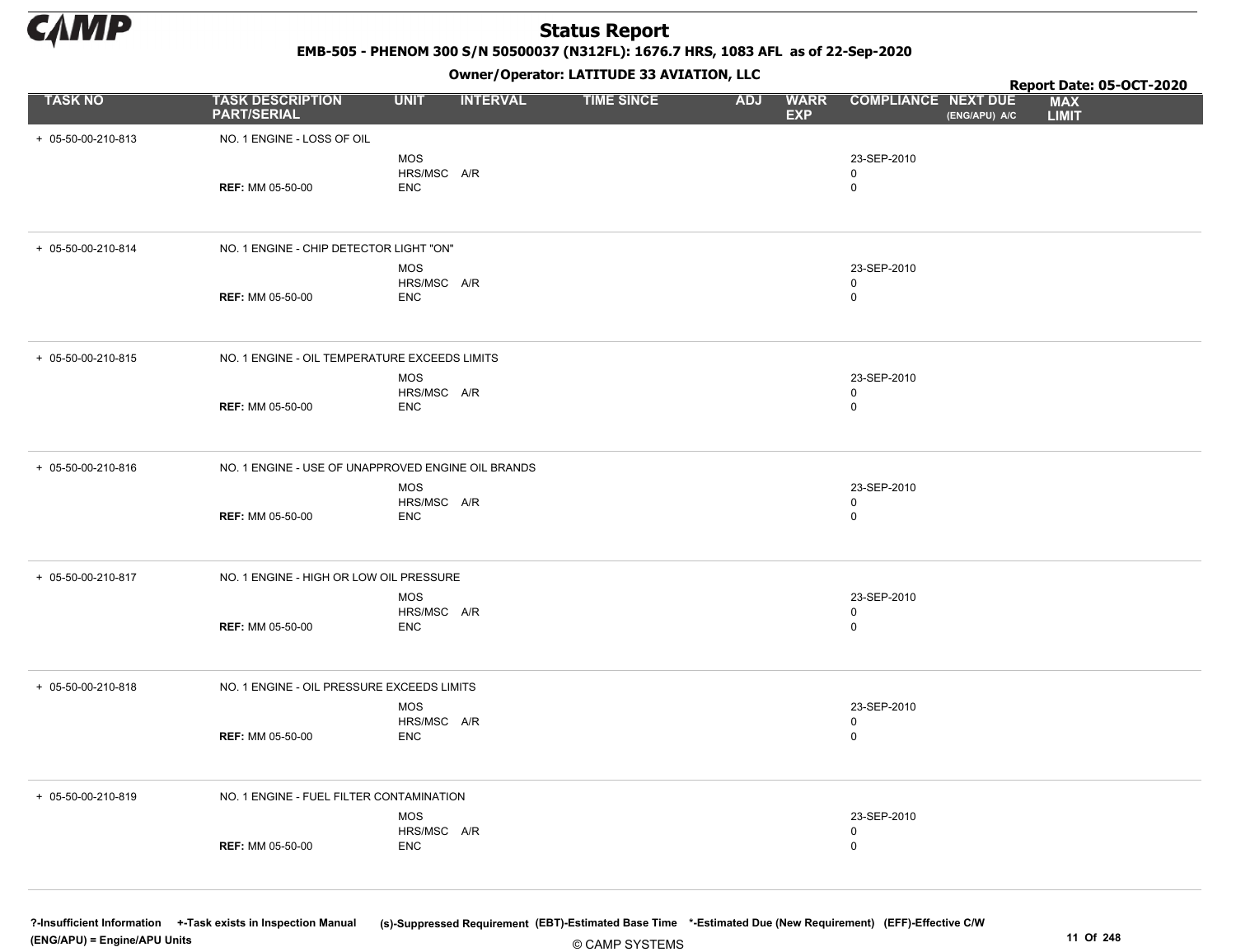# Status Report

**EMB-505 - PHENOM 300 S/N 50500037 (N312FL): 1676.7 HRS, 1083 AFL as of 22-Sep-2020**

**Owner/Operator: LATITUDE 33 AVIATION, LLC**

**Report Date: 05-OCT-2020**

| TASK NO | TASK DESCRIPTION PART/SERIAL | UNIT | INTERVAL | TIME SINCE | ADJ | WARR EXP | COMPLIANCE | NEXT DUE (ENG/APU) A/C | MAX LIMIT |
|---|---|---|---|---|---|---|---|---|---|
| + 05-50-00-210-813 | NO. 1 ENGINE - LOSS OF OIL | | | | | | | | |
| | | MOS | | | | | 23-SEP-2010 | | |
| | | HRS/MSC | A/R | | | | 0 | | |
| | **REF:** MM 05-50-00 | ENC | | | | | 0 | | |
| + 05-50-00-210-814 | NO. 1 ENGINE - CHIP DETECTOR LIGHT "ON" | | | | | | | | |
| | | MOS | | | | | 23-SEP-2010 | | |
| | | HRS/MSC | A/R | | | | 0 | | |
| | **REF:** MM 05-50-00 | ENC | | | | | 0 | | |
| + 05-50-00-210-815 | NO. 1 ENGINE - OIL TEMPERATURE EXCEEDS LIMITS | | | | | | | | |
| | | MOS | | | | | 23-SEP-2010 | | |
| | | HRS/MSC | A/R | | | | 0 | | |
| | **REF:** MM 05-50-00 | ENC | | | | | 0 | | |
| + 05-50-00-210-816 | NO. 1 ENGINE - USE OF UNAPPROVED ENGINE OIL BRANDS | | | | | | | | |
| | | MOS | | | | | 23-SEP-2010 | | |
| | | HRS/MSC | A/R | | | | 0 | | |
| | **REF:** MM 05-50-00 | ENC | | | | | 0 | | |
| + 05-50-00-210-817 | NO. 1 ENGINE - HIGH OR LOW OIL PRESSURE | | | | | | | | |
| | | MOS | | | | | 23-SEP-2010 | | |
| | | HRS/MSC | A/R | | | | 0 | | |
| | **REF:** MM 05-50-00 | ENC | | | | | 0 | | |
| + 05-50-00-210-818 | NO. 1 ENGINE - OIL PRESSURE EXCEEDS LIMITS | | | | | | | | |
| | | MOS | | | | | 23-SEP-2010 | | |
| | | HRS/MSC | A/R | | | | 0 | | |
| | **REF:** MM 05-50-00 | ENC | | | | | 0 | | |
| + 05-50-00-210-819 | NO. 1 ENGINE - FUEL FILTER CONTAMINATION | | | | | | | | |
| | | MOS | | | | | 23-SEP-2010 | | |
| | | HRS/MSC | A/R | | | | 0 | | |
| | **REF:** MM 05-50-00 | ENC | | | | | 0 | | |

?-Insufficient Information +-Task exists in Inspection Manual (s)-Suppressed Requirement (EBT)-Estimated Base Time *-Estimated Due (New Requirement) (EFF)-Effective C/W
(ENG/APU) = Engine/APU Units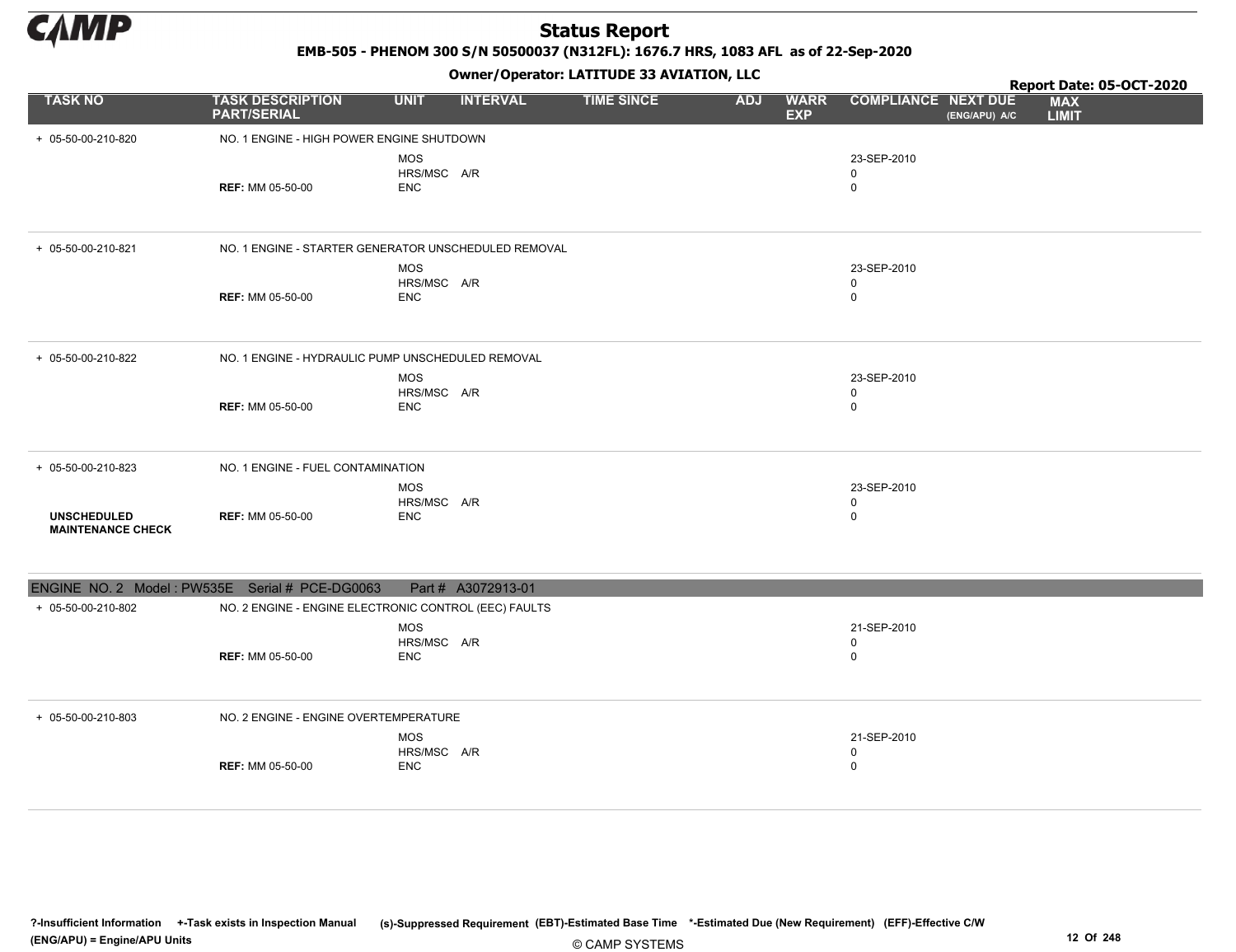# Status Report

EMB-505 - PHENOM 300 S/N 50500037 (N312FL): 1676.7 HRS, 1083 AFL as of 22-Sep-2020

Owner/Operator: LATITUDE 33 AVIATION, LLC

Report Date: 05-OCT-2020

| TASK NO | TASK DESCRIPTION PART/SERIAL | UNIT | INTERVAL | TIME SINCE | ADJ | WARR EXP | COMPLIANCE | NEXT DUE (ENG/APU) A/C | MAX LIMIT |
|---|---|---|---|---|---|---|---|---|---|
| + 05-50-00-210-820 | NO. 1 ENGINE - HIGH POWER ENGINE SHUTDOWN | | | | | | | | |
| | | MOS | | | | | 23-SEP-2010 | | |
| | | HRS/MSC | A/R | | | | 0 | | |
| | **REF:** MM 05-50-00 | ENC | | | | | 0 | | |
| + 05-50-00-210-821 | NO. 1 ENGINE - STARTER GENERATOR UNSCHEDULED REMOVAL | | | | | | | | |
| | | MOS | | | | | 23-SEP-2010 | | |
| | | HRS/MSC | A/R | | | | 0 | | |
| | **REF:** MM 05-50-00 | ENC | | | | | 0 | | |
| + 05-50-00-210-822 | NO. 1 ENGINE - HYDRAULIC PUMP UNSCHEDULED REMOVAL | | | | | | | | |
| | | MOS | | | | | 23-SEP-2010 | | |
| | | HRS/MSC | A/R | | | | 0 | | |
| | **REF:** MM 05-50-00 | ENC | | | | | 0 | | |
| + 05-50-00-210-823 | NO. 1 ENGINE - FUEL CONTAMINATION | | | | | | | | |
| | | MOS | | | | | 23-SEP-2010 | | |
| | | HRS/MSC | A/R | | | | 0 | | |
| **UNSCHEDULED MAINTENANCE CHECK** | **REF:** MM 05-50-00 | ENC | | | | | 0 | | |
| ENGINE NO. 2 Model : PW535E Serial # PCE-DG0063 | | Part # A3072913-01 | | | | | | | |
| + 05-50-00-210-802 | NO. 2 ENGINE - ENGINE ELECTRONIC CONTROL (EEC) FAULTS | | | | | | | | |
| | | MOS | | | | | 21-SEP-2010 | | |
| | | HRS/MSC | A/R | | | | 0 | | |
| | **REF:** MM 05-50-00 | ENC | | | | | 0 | | |
| + 05-50-00-210-803 | NO. 2 ENGINE - ENGINE OVERTEMPERATURE | | | | | | | | |
| | | MOS | | | | | 21-SEP-2010 | | |
| | | HRS/MSC | A/R | | | | 0 | | |
| | **REF:** MM 05-50-00 | ENC | | | | | 0 | | |

?-Insufficient Information +-Task exists in Inspection Manual (s)-Suppressed Requirement (EBT)-Estimated Base Time \*-Estimated Due (New Requirement) (EFF)-Effective C/W
(ENG/APU) = Engine/APU Units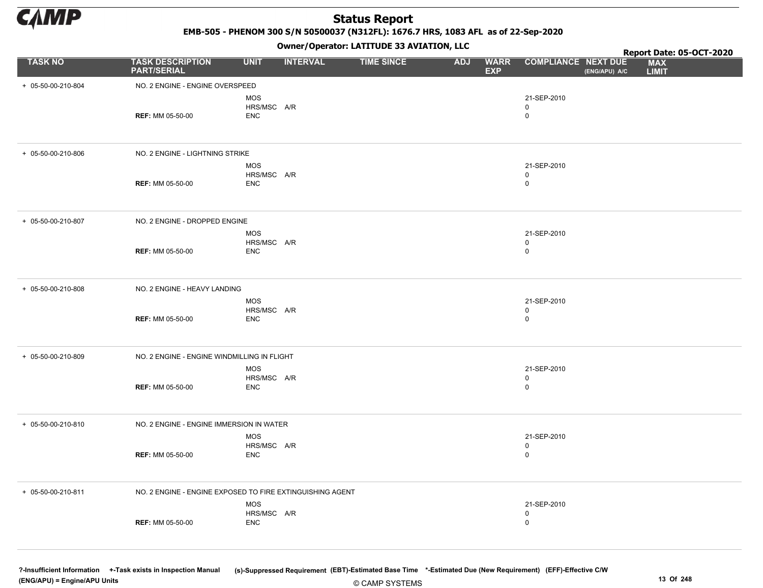# Status Report

**EMB-505 - PHENOM 300 S/N 50500037 (N312FL): 1676.7 HRS, 1083 AFL as of 22-Sep-2020**

**Owner/Operator: LATITUDE 33 AVIATION, LLC**

**Report Date: 05-OCT-2020**

| TASK NO | TASK DESCRIPTION PART/SERIAL | UNIT | INTERVAL | TIME SINCE | ADJ | WARR EXP | COMPLIANCE | NEXT DUE (ENG/APU) A/C | MAX LIMIT |
|---|---|---|---|---|---|---|---|---|---|
| + 05-50-00-210-804 | NO. 2 ENGINE - ENGINE OVERSPEED | | | | | | | | |
| | | MOS | | | | | 21-SEP-2010 | | |
| | | HRS/MSC | A/R | | | | 0 | | |
| | **REF:** MM 05-50-00 | ENC | | | | | 0 | | |
| + 05-50-00-210-806 | NO. 2 ENGINE - LIGHTNING STRIKE | | | | | | | | |
| | | MOS | | | | | 21-SEP-2010 | | |
| | | HRS/MSC | A/R | | | | 0 | | |
| | **REF:** MM 05-50-00 | ENC | | | | | 0 | | |
| + 05-50-00-210-807 | NO. 2 ENGINE - DROPPED ENGINE | | | | | | | | |
| | | MOS | | | | | 21-SEP-2010 | | |
| | | HRS/MSC | A/R | | | | 0 | | |
| | **REF:** MM 05-50-00 | ENC | | | | | 0 | | |
| + 05-50-00-210-808 | NO. 2 ENGINE - HEAVY LANDING | | | | | | | | |
| | | MOS | | | | | 21-SEP-2010 | | |
| | | HRS/MSC | A/R | | | | 0 | | |
| | **REF:** MM 05-50-00 | ENC | | | | | 0 | | |
| + 05-50-00-210-809 | NO. 2 ENGINE - ENGINE WINDMILLING IN FLIGHT | | | | | | | | |
| | | MOS | | | | | 21-SEP-2010 | | |
| | | HRS/MSC | A/R | | | | 0 | | |
| | **REF:** MM 05-50-00 | ENC | | | | | 0 | | |
| + 05-50-00-210-810 | NO. 2 ENGINE - ENGINE IMMERSION IN WATER | | | | | | | | |
| | | MOS | | | | | 21-SEP-2010 | | |
| | | HRS/MSC | A/R | | | | 0 | | |
| | **REF:** MM 05-50-00 | ENC | | | | | 0 | | |
| + 05-50-00-210-811 | NO. 2 ENGINE - ENGINE EXPOSED TO FIRE EXTINGUISHING AGENT | | | | | | | | |
| | | MOS | | | | | 21-SEP-2010 | | |
| | | HRS/MSC | A/R | | | | 0 | | |
| | **REF:** MM 05-50-00 | ENC | | | | | 0 | | |

?-Insufficient Information +-Task exists in Inspection Manual (s)-Suppressed Requirement (EBT)-Estimated Base Time *-Estimated Due (New Requirement) (EFF)-Effective C/W
(ENG/APU) = Engine/APU Units

© CAMP SYSTEMS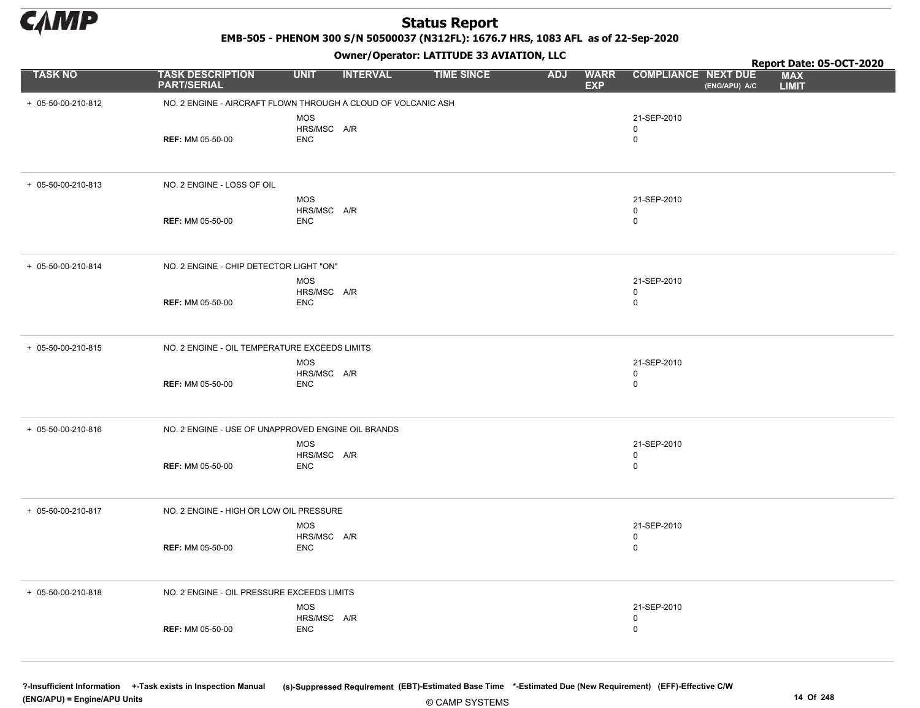# Status Report

**EMB-505 - PHENOM 300 S/N 50500037 (N312FL): 1676.7 HRS, 1083 AFL as of 22-Sep-2020**

**Owner/Operator: LATITUDE 33 AVIATION, LLC**

**Report Date: 05-OCT-2020**

| TASK NO | TASK DESCRIPTION PART/SERIAL | UNIT | INTERVAL | TIME SINCE | ADJ | WARR EXP | COMPLIANCE | NEXT DUE (ENG/APU) A/C | MAX LIMIT |
|---|---|---|---|---|---|---|---|---|---|
| + 05-50-00-210-812 | NO. 2 ENGINE - AIRCRAFT FLOWN THROUGH A CLOUD OF VOLCANIC ASH | | | | | | | | |
| | | MOS | | | | | 21-SEP-2010 | | |
| | | HRS/MSC | A/R | | | | 0 | | |
| | **REF:** MM 05-50-00 | ENC | | | | | 0 | | |
| + 05-50-00-210-813 | NO. 2 ENGINE - LOSS OF OIL | | | | | | | | |
| | | MOS | | | | | 21-SEP-2010 | | |
| | | HRS/MSC | A/R | | | | 0 | | |
| | **REF:** MM 05-50-00 | ENC | | | | | 0 | | |
| + 05-50-00-210-814 | NO. 2 ENGINE - CHIP DETECTOR LIGHT "ON" | | | | | | | | |
| | | MOS | | | | | 21-SEP-2010 | | |
| | | HRS/MSC | A/R | | | | 0 | | |
| | **REF:** MM 05-50-00 | ENC | | | | | 0 | | |
| + 05-50-00-210-815 | NO. 2 ENGINE - OIL TEMPERATURE EXCEEDS LIMITS | | | | | | | | |
| | | MOS | | | | | 21-SEP-2010 | | |
| | | HRS/MSC | A/R | | | | 0 | | |
| | **REF:** MM 05-50-00 | ENC | | | | | 0 | | |
| + 05-50-00-210-816 | NO. 2 ENGINE - USE OF UNAPPROVED ENGINE OIL BRANDS | | | | | | | | |
| | | MOS | | | | | 21-SEP-2010 | | |
| | | HRS/MSC | A/R | | | | 0 | | |
| | **REF:** MM 05-50-00 | ENC | | | | | 0 | | |
| + 05-50-00-210-817 | NO. 2 ENGINE - HIGH OR LOW OIL PRESSURE | | | | | | | | |
| | | MOS | | | | | 21-SEP-2010 | | |
| | | HRS/MSC | A/R | | | | 0 | | |
| | **REF:** MM 05-50-00 | ENC | | | | | 0 | | |
| + 05-50-00-210-818 | NO. 2 ENGINE - OIL PRESSURE EXCEEDS LIMITS | | | | | | | | |
| | | MOS | | | | | 21-SEP-2010 | | |
| | | HRS/MSC | A/R | | | | 0 | | |
| | **REF:** MM 05-50-00 | ENC | | | | | 0 | | |

?-Insufficient Information +-Task exists in Inspection Manual (s)-Suppressed Requirement (EBT)-Estimated Base Time *-Estimated Due (New Requirement) (EFF)-Effective C/W
(ENG/APU) = Engine/APU Units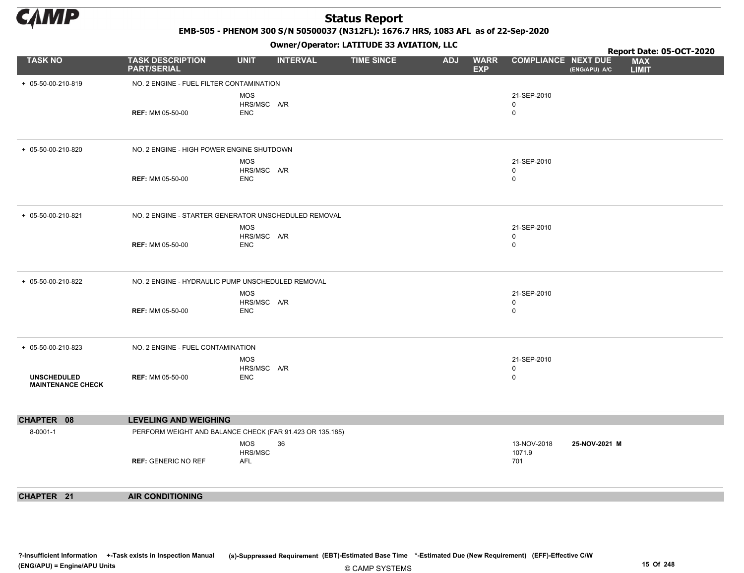# Status Report

**EMB-505 - PHENOM 300 S/N 50500037 (N312FL): 1676.7 HRS, 1083 AFL as of 22-Sep-2020**

**Owner/Operator: LATITUDE 33 AVIATION, LLC**

**Report Date: 05-OCT-2020**

| TASK NO | TASK DESCRIPTION PART/SERIAL | UNIT | INTERVAL | TIME SINCE | ADJ | WARR EXP | COMPLIANCE | NEXT DUE (ENG/APU) A/C | MAX LIMIT |
|---|---|---|---|---|---|---|---|---|---|
| + 05-50-00-210-819 | NO. 2 ENGINE - FUEL FILTER CONTAMINATION | | | | | | | | |
| | | MOS | | | | | 21-SEP-2010 | | |
| | | HRS/MSC | A/R | | | | 0 | | |
| | **REF:** MM 05-50-00 | ENC | | | | | 0 | | |
| + 05-50-00-210-820 | NO. 2 ENGINE - HIGH POWER ENGINE SHUTDOWN | | | | | | | | |
| | | MOS | | | | | 21-SEP-2010 | | |
| | | HRS/MSC | A/R | | | | 0 | | |
| | **REF:** MM 05-50-00 | ENC | | | | | 0 | | |
| + 05-50-00-210-821 | NO. 2 ENGINE - STARTER GENERATOR UNSCHEDULED REMOVAL | | | | | | | | |
| | | MOS | | | | | 21-SEP-2010 | | |
| | | HRS/MSC | A/R | | | | 0 | | |
| | **REF:** MM 05-50-00 | ENC | | | | | 0 | | |
| + 05-50-00-210-822 | NO. 2 ENGINE - HYDRAULIC PUMP UNSCHEDULED REMOVAL | | | | | | | | |
| | | MOS | | | | | 21-SEP-2010 | | |
| | | HRS/MSC | A/R | | | | 0 | | |
| | **REF:** MM 05-50-00 | ENC | | | | | 0 | | |
| + 05-50-00-210-823 | NO. 2 ENGINE - FUEL CONTAMINATION | | | | | | | | |
| | | MOS | | | | | 21-SEP-2010 | | |
| | | HRS/MSC | A/R | | | | 0 | | |
| **UNSCHEDULED MAINTENANCE CHECK** | **REF:** MM 05-50-00 | ENC | | | | | 0 | | |
| **CHAPTER 08** | **LEVELING AND WEIGHING** | | | | | | | | |
| 8-0001-1 | PERFORM WEIGHT AND BALANCE CHECK (FAR 91.423 OR 135.185) | | | | | | | | |
| | | MOS | 36 | | | | 13-NOV-2018 | **25-NOV-2021 M** | |
| | | HRS/MSC | | | | | 1071.9 | | |
| | **REF:** GENERIC NO REF | AFL | | | | | 701 | | |
| **CHAPTER 21** | **AIR CONDITIONING** | | | | | | | | |

?-Insufficient Information +-Task exists in Inspection Manual (s)-Suppressed Requirement (EBT)-Estimated Base Time *-Estimated Due (New Requirement) (EFF)-Effective C/W
(ENG/APU) = Engine/APU Units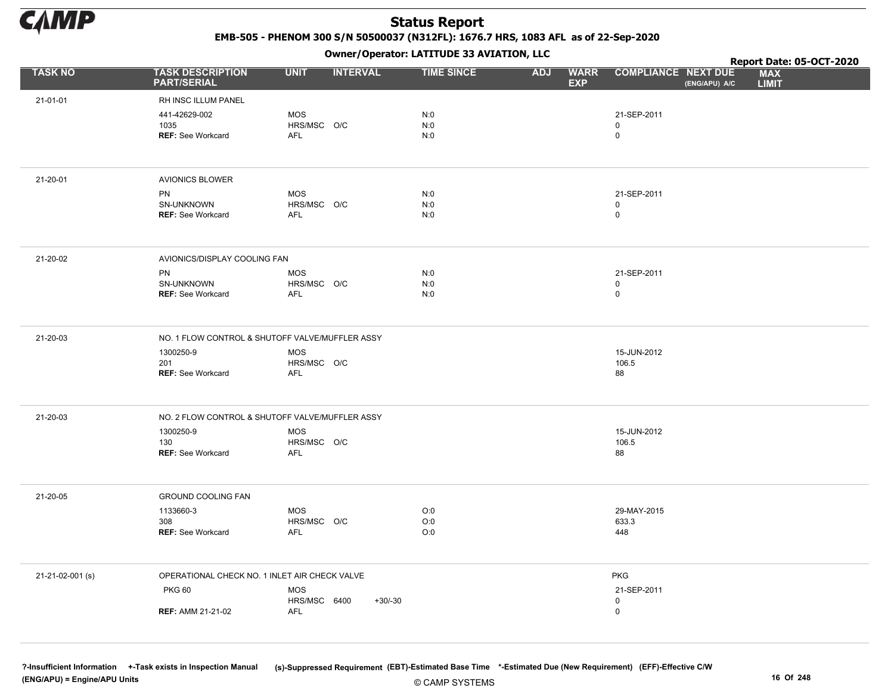# Status Report

**EMB-505 - PHENOM 300 S/N 50500037 (N312FL): 1676.7 HRS, 1083 AFL as of 22-Sep-2020**

**Owner/Operator: LATITUDE 33 AVIATION, LLC**

**Report Date: 05-OCT-2020**

| TASK NO | TASK DESCRIPTION PART/SERIAL | UNIT | INTERVAL | | TIME SINCE | ADJ | WARR EXP | COMPLIANCE | NEXT DUE (ENG/APU) A/C | MAX LIMIT |
|---|---|---|---|---|---|---|---|---|---|---|
| 21-01-01 | RH INSC ILLUM PANEL | | | | | | | | | |
| | 441-42629-002 | MOS | | | N:0 | | | 21-SEP-2011 | | |
| | 1035 | HRS/MSC | O/C | | N:0 | | | 0 | | |
| | **REF:** See Workcard | AFL | | | N:0 | | | 0 | | |
| 21-20-01 | AVIONICS BLOWER | | | | | | | | | |
| | PN | MOS | | | N:0 | | | 21-SEP-2011 | | |
| | SN-UNKNOWN | HRS/MSC | O/C | | N:0 | | | 0 | | |
| | **REF:** See Workcard | AFL | | | N:0 | | | 0 | | |
| 21-20-02 | AVIONICS/DISPLAY COOLING FAN | | | | | | | | | |
| | PN | MOS | | | N:0 | | | 21-SEP-2011 | | |
| | SN-UNKNOWN | HRS/MSC | O/C | | N:0 | | | 0 | | |
| | **REF:** See Workcard | AFL | | | N:0 | | | 0 | | |
| 21-20-03 | NO. 1 FLOW CONTROL & SHUTOFF VALVE/MUFFLER ASSY | | | | | | | | | |
| | 1300250-9 | MOS | | | | | | 15-JUN-2012 | | |
| | 201 | HRS/MSC | O/C | | | | | 106.5 | | |
| | **REF:** See Workcard | AFL | | | | | | 88 | | |
| 21-20-03 | NO. 2 FLOW CONTROL & SHUTOFF VALVE/MUFFLER ASSY | | | | | | | | | |
| | 1300250-9 | MOS | | | | | | 15-JUN-2012 | | |
| | 130 | HRS/MSC | O/C | | | | | 106.5 | | |
| | **REF:** See Workcard | AFL | | | | | | 88 | | |
| 21-20-05 | GROUND COOLING FAN | | | | | | | | | |
| | 1133660-3 | MOS | | | O:0 | | | 29-MAY-2015 | | |
| | 308 | HRS/MSC | O/C | | O:0 | | | 633.3 | | |
| | **REF:** See Workcard | AFL | | | O:0 | | | 448 | | |
| 21-21-02-001 (s) | OPERATIONAL CHECK NO. 1 INLET AIR CHECK VALVE | | | | | | | PKG | | |
| | PKG 60 | MOS | | | | | | 21-SEP-2011 | | |
| | | HRS/MSC | 6400 | +30/-30 | | | | 0 | | |
| | **REF:** AMM 21-21-02 | AFL | | | | | | 0 | | |

?-Insufficient Information +-Task exists in Inspection Manual (s)-Suppressed Requirement (EBT)-Estimated Base Time *-Estimated Due (New Requirement) (EFF)-Effective C/W (ENG/APU) = Engine/APU Units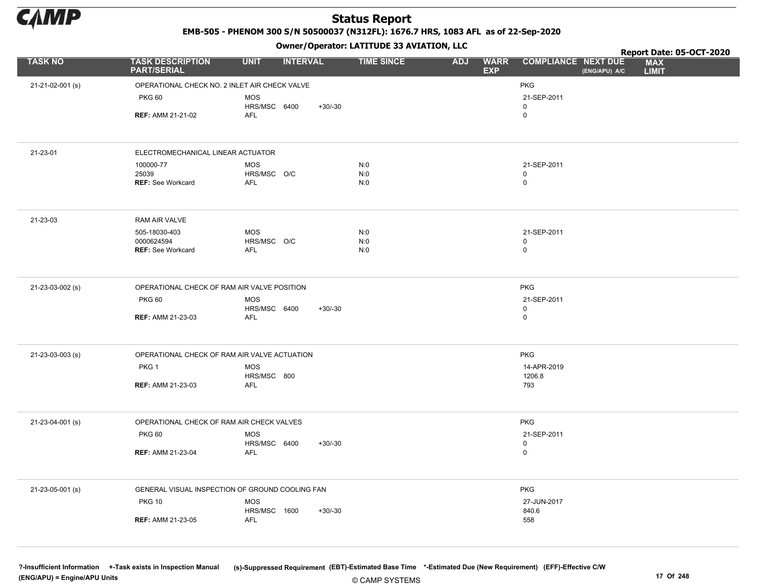# Status Report

**EMB-505 - PHENOM 300 S/N 50500037 (N312FL): 1676.7 HRS, 1083 AFL as of 22-Sep-2020**

**Owner/Operator: LATITUDE 33 AVIATION, LLC**

**Report Date: 05-OCT-2020**

| TASK NO | TASK DESCRIPTION PART/SERIAL | UNIT | INTERVAL | | TIME SINCE | ADJ | WARR EXP | COMPLIANCE | NEXT DUE (ENG/APU) A/C | MAX LIMIT |
|---|---|---|---|---|---|---|---|---|---|---|
| 21-21-02-001 (s) | OPERATIONAL CHECK NO. 2 INLET AIR CHECK VALVE | | | | | | | PKG | | |
| | PKG 60 | MOS | | | | | | 21-SEP-2011 | | |
| | | HRS/MSC | 6400 | +30/-30 | | | | 0 | | |
| | **REF:** AMM 21-21-02 | AFL | | | | | | 0 | | |
| 21-23-01 | ELECTROMECHANICAL LINEAR ACTUATOR | | | | | | | | | |
| | 100000-77 | MOS | | | N:0 | | | 21-SEP-2011 | | |
| | 25039 | HRS/MSC | O/C | | N:0 | | | 0 | | |
| | **REF:** See Workcard | AFL | | | N:0 | | | 0 | | |
| 21-23-03 | RAM AIR VALVE | | | | | | | | | |
| | 505-18030-403 | MOS | | | N:0 | | | 21-SEP-2011 | | |
| | 0000624594 | HRS/MSC | O/C | | N:0 | | | 0 | | |
| | **REF:** See Workcard | AFL | | | N:0 | | | 0 | | |
| 21-23-03-002 (s) | OPERATIONAL CHECK OF RAM AIR VALVE POSITION | | | | | | | PKG | | |
| | PKG 60 | MOS | | | | | | 21-SEP-2011 | | |
| | | HRS/MSC | 6400 | +30/-30 | | | | 0 | | |
| | **REF:** AMM 21-23-03 | AFL | | | | | | 0 | | |
| 21-23-03-003 (s) | OPERATIONAL CHECK OF RAM AIR VALVE ACTUATION | | | | | | | PKG | | |
| | PKG 1 | MOS | | | | | | 14-APR-2019 | | |
| | | HRS/MSC | 800 | | | | | 1206.8 | | |
| | **REF:** AMM 21-23-03 | AFL | | | | | | 793 | | |
| 21-23-04-001 (s) | OPERATIONAL CHECK OF RAM AIR CHECK VALVES | | | | | | | PKG | | |
| | PKG 60 | MOS | | | | | | 21-SEP-2011 | | |
| | | HRS/MSC | 6400 | +30/-30 | | | | 0 | | |
| | **REF:** AMM 21-23-04 | AFL | | | | | | 0 | | |
| 21-23-05-001 (s) | GENERAL VISUAL INSPECTION OF GROUND COOLING FAN | | | | | | | PKG | | |
| | PKG 10 | MOS | | | | | | 27-JUN-2017 | | |
| | | HRS/MSC | 1600 | +30/-30 | | | | 840.6 | | |
| | **REF:** AMM 21-23-05 | AFL | | | | | | 558 | | |

?-Insufficient Information +-Task exists in Inspection Manual (s)-Suppressed Requirement (EBT)-Estimated Base Time *-Estimated Due (New Requirement) (EFF)-Effective C/W
(ENG/APU) = Engine/APU Units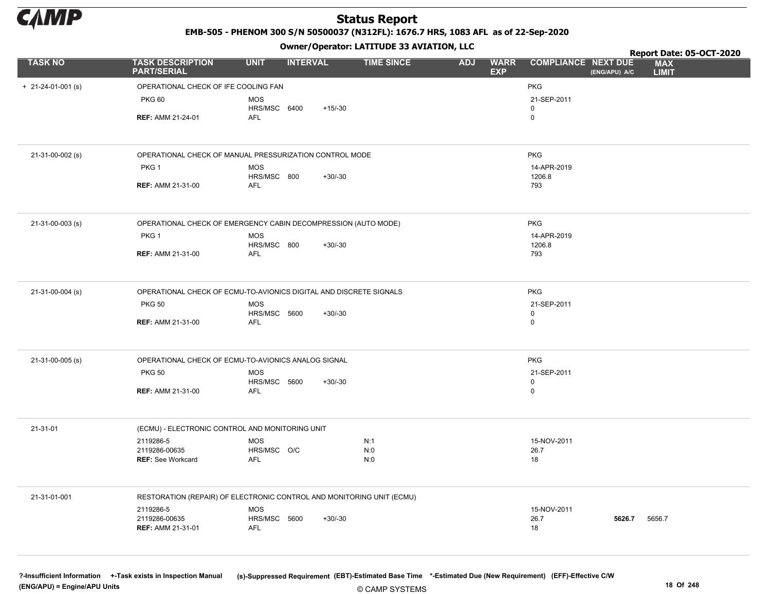# Status Report

**EMB-505 - PHENOM 300 S/N 50500037 (N312FL): 1676.7 HRS, 1083 AFL as of 22-Sep-2020**

**Owner/Operator: LATITUDE 33 AVIATION, LLC**

**Report Date: 05-OCT-2020**

| TASK NO | TASK DESCRIPTION PART/SERIAL | UNIT | INTERVAL | | TIME SINCE | ADJ | WARR EXP | COMPLIANCE | NEXT DUE (ENG/APU) A/C | MAX LIMIT |
|---|---|---|---|---|---|---|---|---|---|---|
| + 21-24-01-001 (s) | OPERATIONAL CHECK OF IFE COOLING FAN | | | | | | | PKG | | |
| | PKG 60 | MOS | | | | | | 21-SEP-2011 | | |
| | | HRS/MSC | 6400 | +15/-30 | | | | 0 | | |
| | **REF:** AMM 21-24-01 | AFL | | | | | | 0 | | |
| 21-31-00-002 (s) | OPERATIONAL CHECK OF MANUAL PRESSURIZATION CONTROL MODE | | | | | | | PKG | | |
| | PKG 1 | MOS | | | | | | 14-APR-2019 | | |
| | | HRS/MSC | 800 | +30/-30 | | | | 1206.8 | | |
| | **REF:** AMM 21-31-00 | AFL | | | | | | 793 | | |
| 21-31-00-003 (s) | OPERATIONAL CHECK OF EMERGENCY CABIN DECOMPRESSION (AUTO MODE) | | | | | | | PKG | | |
| | PKG 1 | MOS | | | | | | 14-APR-2019 | | |
| | | HRS/MSC | 800 | +30/-30 | | | | 1206.8 | | |
| | **REF:** AMM 21-31-00 | AFL | | | | | | 793 | | |
| 21-31-00-004 (s) | OPERATIONAL CHECK OF ECMU-TO-AVIONICS DIGITAL AND DISCRETE SIGNALS | | | | | | | PKG | | |
| | PKG 50 | MOS | | | | | | 21-SEP-2011 | | |
| | | HRS/MSC | 5600 | +30/-30 | | | | 0 | | |
| | **REF:** AMM 21-31-00 | AFL | | | | | | 0 | | |
| 21-31-00-005 (s) | OPERATIONAL CHECK OF ECMU-TO-AVIONICS ANALOG SIGNAL | | | | | | | PKG | | |
| | PKG 50 | MOS | | | | | | 21-SEP-2011 | | |
| | | HRS/MSC | 5600 | +30/-30 | | | | 0 | | |
| | **REF:** AMM 21-31-00 | AFL | | | | | | 0 | | |
| 21-31-01 | (ECMU) - ELECTRONIC CONTROL AND MONITORING UNIT | | | | | | | | | |
| | 2119286-5 | MOS | | | N:1 | | | 15-NOV-2011 | | |
| | 2119286-00635 | HRS/MSC | O/C | | N:0 | | | 26.7 | | |
| | **REF:** See Workcard | AFL | | | N:0 | | | 18 | | |
| 21-31-01-001 | RESTORATION (REPAIR) OF ELECTRONIC CONTROL AND MONITORING UNIT (ECMU) | | | | | | | | | |
| | 2119286-5 | MOS | | | | | | 15-NOV-2011 | | |
| | 2119286-00635 | HRS/MSC | 5600 | +30/-30 | | | | 26.7 | **5626.7** | 5656.7 |
| | **REF:** AMM 21-31-01 | AFL | | | | | | 18 | | |

?-Insufficient Information +-Task exists in Inspection Manual (s)-Suppressed Requirement (EBT)-Estimated Base Time *-Estimated Due (New Requirement) (EFF)-Effective C/W (ENG/APU) = Engine/APU Units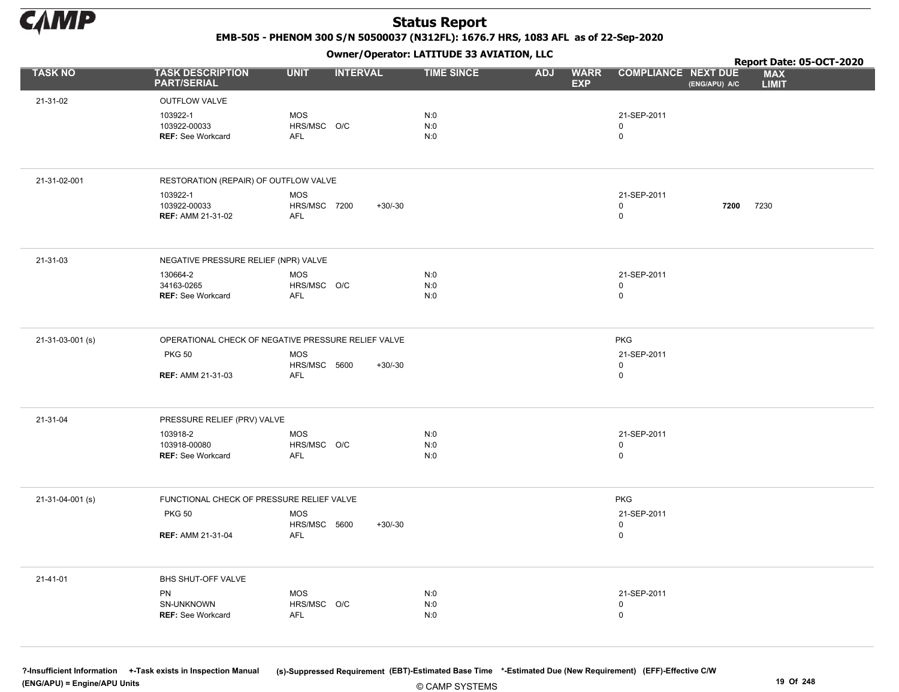# Status Report

**EMB-505 - PHENOM 300 S/N 50500037 (N312FL): 1676.7 HRS, 1083 AFL as of 22-Sep-2020**

**Owner/Operator: LATITUDE 33 AVIATION, LLC**

**Report Date: 05-OCT-2020**

| TASK NO | TASK DESCRIPTION PART/SERIAL | UNIT | INTERVAL | | TIME SINCE | ADJ | WARR EXP | COMPLIANCE | NEXT DUE (ENG/APU) A/C | MAX LIMIT |
|---|---|---|---|---|---|---|---|---|---|---|
| 21-31-02 | OUTFLOW VALVE | | | | | | | | | |
| | 103922-1 | MOS | | | N:0 | | | 21-SEP-2011 | | |
| | 103922-00033 | HRS/MSC | O/C | | N:0 | | | 0 | | |
| | REF: See Workcard | AFL | | | N:0 | | | 0 | | |
| 21-31-02-001 | RESTORATION (REPAIR) OF OUTFLOW VALVE | | | | | | | | | |
| | 103922-1 | MOS | | | | | | 21-SEP-2011 | | |
| | 103922-00033 | HRS/MSC | 7200 | +30/-30 | | | | 0 | **7200** | 7230 |
| | REF: AMM 21-31-02 | AFL | | | | | | 0 | | |
| 21-31-03 | NEGATIVE PRESSURE RELIEF (NPR) VALVE | | | | | | | | | |
| | 130664-2 | MOS | | | N:0 | | | 21-SEP-2011 | | |
| | 34163-0265 | HRS/MSC | O/C | | N:0 | | | 0 | | |
| | REF: See Workcard | AFL | | | N:0 | | | 0 | | |
| 21-31-03-001 (s) | OPERATIONAL CHECK OF NEGATIVE PRESSURE RELIEF VALVE | | | | | | | PKG | | |
| | PKG 50 | MOS | | | | | | 21-SEP-2011 | | |
| | | HRS/MSC | 5600 | +30/-30 | | | | 0 | | |
| | REF: AMM 21-31-03 | AFL | | | | | | 0 | | |
| 21-31-04 | PRESSURE RELIEF (PRV) VALVE | | | | | | | | | |
| | 103918-2 | MOS | | | N:0 | | | 21-SEP-2011 | | |
| | 103918-00080 | HRS/MSC | O/C | | N:0 | | | 0 | | |
| | REF: See Workcard | AFL | | | N:0 | | | 0 | | |
| 21-31-04-001 (s) | FUNCTIONAL CHECK OF PRESSURE RELIEF VALVE | | | | | | | PKG | | |
| | PKG 50 | MOS | | | | | | 21-SEP-2011 | | |
| | | HRS/MSC | 5600 | +30/-30 | | | | 0 | | |
| | REF: AMM 21-31-04 | AFL | | | | | | 0 | | |
| 21-41-01 | BHS SHUT-OFF VALVE | | | | | | | | | |
| | PN | MOS | | | N:0 | | | 21-SEP-2011 | | |
| | SN-UNKNOWN | HRS/MSC | O/C | | N:0 | | | 0 | | |
| | REF: See Workcard | AFL | | | N:0 | | | 0 | | |

?-Insufficient Information +-Task exists in Inspection Manual (s)-Suppressed Requirement (EBT)-Estimated Base Time *-Estimated Due (New Requirement) (EFF)-Effective C/W (ENG/APU) = Engine/APU Units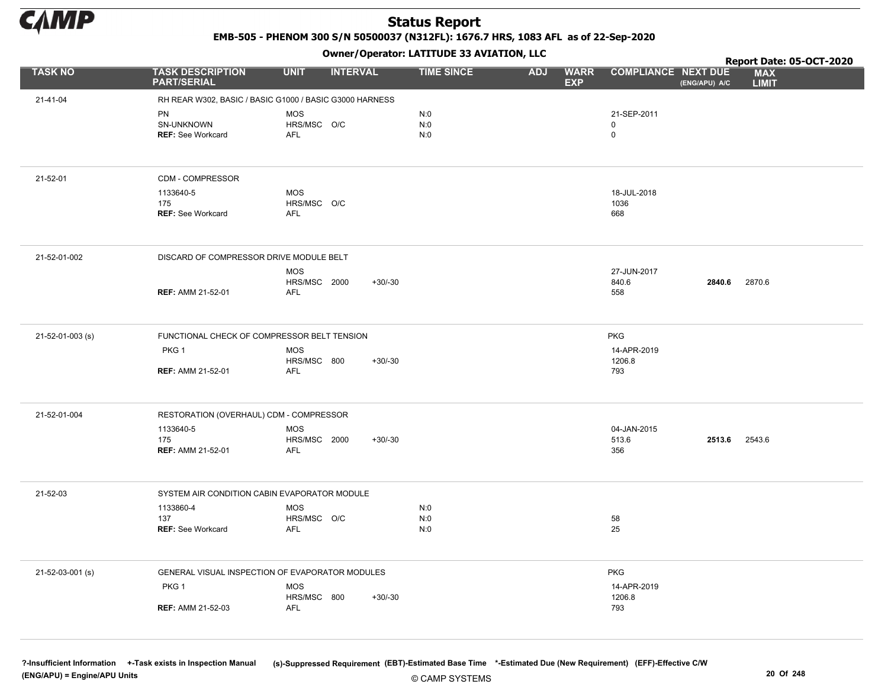# Status Report

**EMB-505 - PHENOM 300 S/N 50500037 (N312FL): 1676.7 HRS, 1083 AFL as of 22-Sep-2020**

**Owner/Operator: LATITUDE 33 AVIATION, LLC**

**Report Date: 05-OCT-2020**

| TASK NO | TASK DESCRIPTION PART/SERIAL | UNIT | INTERVAL | | TIME SINCE | ADJ | WARR EXP | COMPLIANCE | NEXT DUE (ENG/APU) A/C | MAX LIMIT |
|---|---|---|---|---|---|---|---|---|---|---|
| 21-41-04 | RH REAR W302, BASIC / BASIC G1000 / BASIC G3000 HARNESS | | | | | | | | | |
| | PN | MOS | | | N:0 | | | 21-SEP-2011 | | |
| | SN-UNKNOWN | HRS/MSC | O/C | | N:0 | | | 0 | | |
| | **REF:** See Workcard | AFL | | | N:0 | | | 0 | | |
| 21-52-01 | CDM - COMPRESSOR | | | | | | | | | |
| | 1133640-5 | MOS | | | | | | 18-JUL-2018 | | |
| | 175 | HRS/MSC | O/C | | | | | 1036 | | |
| | **REF:** See Workcard | AFL | | | | | | 668 | | |
| 21-52-01-002 | DISCARD OF COMPRESSOR DRIVE MODULE BELT | | | | | | | | | |
| | | MOS | | | | | | 27-JUN-2017 | | |
| | | HRS/MSC | 2000 | +30/-30 | | | | 840.6 | **2840.6** | 2870.6 |
| | **REF:** AMM 21-52-01 | AFL | | | | | | 558 | | |
| 21-52-01-003 (s) | FUNCTIONAL CHECK OF COMPRESSOR BELT TENSION | | | | | | | PKG | | |
| | PKG 1 | MOS | | | | | | 14-APR-2019 | | |
| | | HRS/MSC | 800 | +30/-30 | | | | 1206.8 | | |
| | **REF:** AMM 21-52-01 | AFL | | | | | | 793 | | |
| 21-52-01-004 | RESTORATION (OVERHAUL) CDM - COMPRESSOR | | | | | | | | | |
| | 1133640-5 | MOS | | | | | | 04-JAN-2015 | | |
| | 175 | HRS/MSC | 2000 | +30/-30 | | | | 513.6 | **2513.6** | 2543.6 |
| | **REF:** AMM 21-52-01 | AFL | | | | | | 356 | | |
| 21-52-03 | SYSTEM AIR CONDITION CABIN EVAPORATOR MODULE | | | | | | | | | |
| | 1133860-4 | MOS | | | N:0 | | | | | |
| | 137 | HRS/MSC | O/C | | N:0 | | | 58 | | |
| | **REF:** See Workcard | AFL | | | N:0 | | | 25 | | |
| 21-52-03-001 (s) | GENERAL VISUAL INSPECTION OF EVAPORATOR MODULES | | | | | | | PKG | | |
| | PKG 1 | MOS | | | | | | 14-APR-2019 | | |
| | | HRS/MSC | 800 | +30/-30 | | | | 1206.8 | | |
| | **REF:** AMM 21-52-03 | AFL | | | | | | 793 | | |

?-Insufficient Information +-Task exists in Inspection Manual (s)-Suppressed Requirement (EBT)-Estimated Base Time *-Estimated Due (New Requirement) (EFF)-Effective C/W
(ENG/APU) = Engine/APU Units

© CAMP SYSTEMS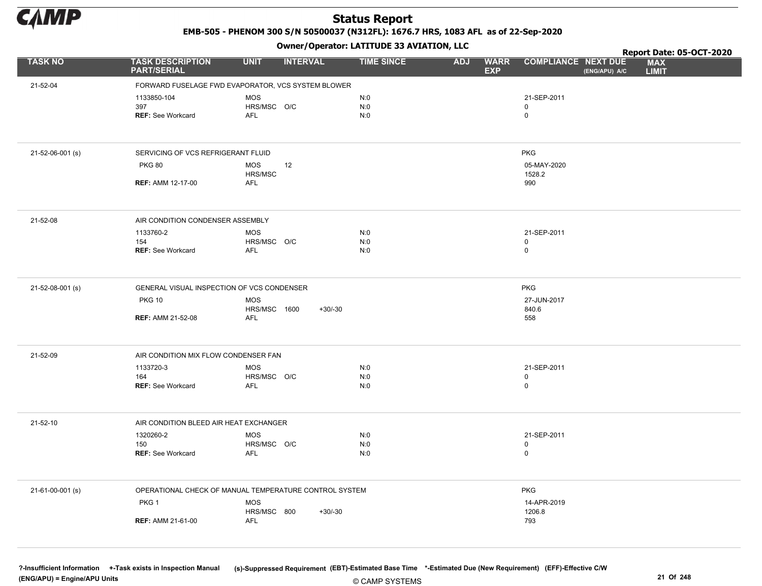# Status Report

**EMB-505 - PHENOM 300 S/N 50500037 (N312FL): 1676.7 HRS, 1083 AFL as of 22-Sep-2020**

**Owner/Operator: LATITUDE 33 AVIATION, LLC**

**Report Date: 05-OCT-2020**

| TASK NO | TASK DESCRIPTION PART/SERIAL | UNIT | INTERVAL | | TIME SINCE | ADJ | WARR EXP | COMPLIANCE | NEXT DUE (ENG/APU) A/C | MAX LIMIT |
|---|---|---|---|---|---|---|---|---|---|---|
| 21-52-04 | FORWARD FUSELAGE FWD EVAPORATOR, VCS SYSTEM BLOWER | | | | | | | | | |
| | 1133850-104 | MOS | | | N:0 | | | 21-SEP-2011 | | |
| | 397 | HRS/MSC | O/C | | N:0 | | | 0 | | |
| | **REF:** See Workcard | AFL | | | N:0 | | | 0 | | |
| 21-52-06-001 (s) | SERVICING OF VCS REFRIGERANT FLUID | | | | | | | PKG | | |
| | PKG 80 | MOS | 12 | | | | | 05-MAY-2020 | | |
| | | HRS/MSC | | | | | | 1528.2 | | |
| | **REF:** AMM 12-17-00 | AFL | | | | | | 990 | | |
| 21-52-08 | AIR CONDITION CONDENSER ASSEMBLY | | | | | | | | | |
| | 1133760-2 | MOS | | | N:0 | | | 21-SEP-2011 | | |
| | 154 | HRS/MSC | O/C | | N:0 | | | 0 | | |
| | **REF:** See Workcard | AFL | | | N:0 | | | 0 | | |
| 21-52-08-001 (s) | GENERAL VISUAL INSPECTION OF VCS CONDENSER | | | | | | | PKG | | |
| | PKG 10 | MOS | | | | | | 27-JUN-2017 | | |
| | | HRS/MSC | 1600 | +30/-30 | | | | 840.6 | | |
| | **REF:** AMM 21-52-08 | AFL | | | | | | 558 | | |
| 21-52-09 | AIR CONDITION MIX FLOW CONDENSER FAN | | | | | | | | | |
| | 1133720-3 | MOS | | | N:0 | | | 21-SEP-2011 | | |
| | 164 | HRS/MSC | O/C | | N:0 | | | 0 | | |
| | **REF:** See Workcard | AFL | | | N:0 | | | 0 | | |
| 21-52-10 | AIR CONDITION BLEED AIR HEAT EXCHANGER | | | | | | | | | |
| | 1320260-2 | MOS | | | N:0 | | | 21-SEP-2011 | | |
| | 150 | HRS/MSC | O/C | | N:0 | | | 0 | | |
| | **REF:** See Workcard | AFL | | | N:0 | | | 0 | | |
| 21-61-00-001 (s) | OPERATIONAL CHECK OF MANUAL TEMPERATURE CONTROL SYSTEM | | | | | | | PKG | | |
| | PKG 1 | MOS | | | | | | 14-APR-2019 | | |
| | | HRS/MSC | 800 | +30/-30 | | | | 1206.8 | | |
| | **REF:** AMM 21-61-00 | AFL | | | | | | 793 | | |

?-Insufficient Information +-Task exists in Inspection Manual (s)-Suppressed Requirement (EBT)-Estimated Base Time *-Estimated Due (New Requirement) (EFF)-Effective C/W (ENG/APU) = Engine/APU Units

© CAMP SYSTEMS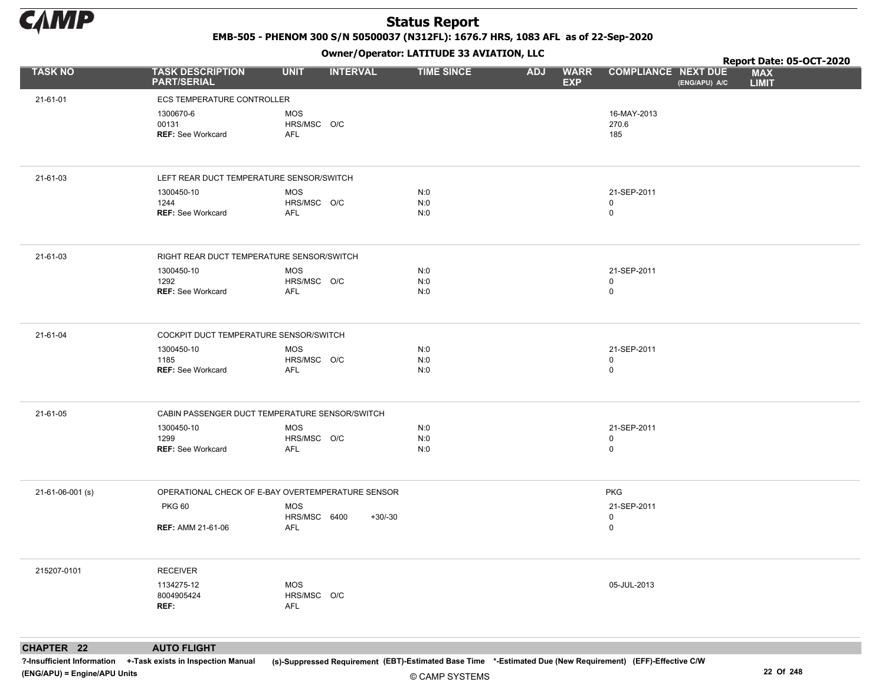# Status Report

**EMB-505 - PHENOM 300 S/N 50500037 (N312FL): 1676.7 HRS, 1083 AFL as of 22-Sep-2020**

**Owner/Operator: LATITUDE 33 AVIATION, LLC**

**Report Date: 05-OCT-2020**

| TASK NO | TASK DESCRIPTION PART/SERIAL | UNIT | INTERVAL | | TIME SINCE | ADJ | WARR EXP | COMPLIANCE | NEXT DUE (ENG/APU) A/C | MAX LIMIT |
|---|---|---|---|---|---|---|---|---|---|---|
| 21-61-01 | ECS TEMPERATURE CONTROLLER | | | | | | | | | |
| | 1300670-6 | MOS | | | | | | 16-MAY-2013 | | |
| | 00131 | HRS/MSC | O/C | | | | | 270.6 | | |
| | **REF:** See Workcard | AFL | | | | | | 185 | | |
| 21-61-03 | LEFT REAR DUCT TEMPERATURE SENSOR/SWITCH | | | | | | | | | |
| | 1300450-10 | MOS | | | N:0 | | | 21-SEP-2011 | | |
| | 1244 | HRS/MSC | O/C | | N:0 | | | 0 | | |
| | **REF:** See Workcard | AFL | | | N:0 | | | 0 | | |
| 21-61-03 | RIGHT REAR DUCT TEMPERATURE SENSOR/SWITCH | | | | | | | | | |
| | 1300450-10 | MOS | | | N:0 | | | 21-SEP-2011 | | |
| | 1292 | HRS/MSC | O/C | | N:0 | | | 0 | | |
| | **REF:** See Workcard | AFL | | | N:0 | | | 0 | | |
| 21-61-04 | COCKPIT DUCT TEMPERATURE SENSOR/SWITCH | | | | | | | | | |
| | 1300450-10 | MOS | | | N:0 | | | 21-SEP-2011 | | |
| | 1185 | HRS/MSC | O/C | | N:0 | | | 0 | | |
| | **REF:** See Workcard | AFL | | | N:0 | | | 0 | | |
| 21-61-05 | CABIN PASSENGER DUCT TEMPERATURE SENSOR/SWITCH | | | | | | | | | |
| | 1300450-10 | MOS | | | N:0 | | | 21-SEP-2011 | | |
| | 1299 | HRS/MSC | O/C | | N:0 | | | 0 | | |
| | **REF:** See Workcard | AFL | | | N:0 | | | 0 | | |
| 21-61-06-001 (s) | OPERATIONAL CHECK OF E-BAY OVERTEMPERATURE SENSOR | | | | | | | PKG | | |
| | PKG 60 | MOS | | | | | | 21-SEP-2011 | | |
| | | HRS/MSC | 6400 | +30/-30 | | | | 0 | | |
| | **REF:** AMM 21-61-06 | AFL | | | | | | 0 | | |
| 215207-0101 | RECEIVER | | | | | | | | | |
| | 1134275-12 | MOS | | | | | | 05-JUL-2013 | | |
| | 8004905424 | HRS/MSC | O/C | | | | | | | |
| | **REF:** | AFL | | | | | | | | |

**CHAPTER 22 AUTO FLIGHT**

?-Insufficient Information +-Task exists in Inspection Manual (s)-Suppressed Requirement (EBT)-Estimated Base Time *-Estimated Due (New Requirement) (EFF)-Effective C/W
(ENG/APU) = Engine/APU Units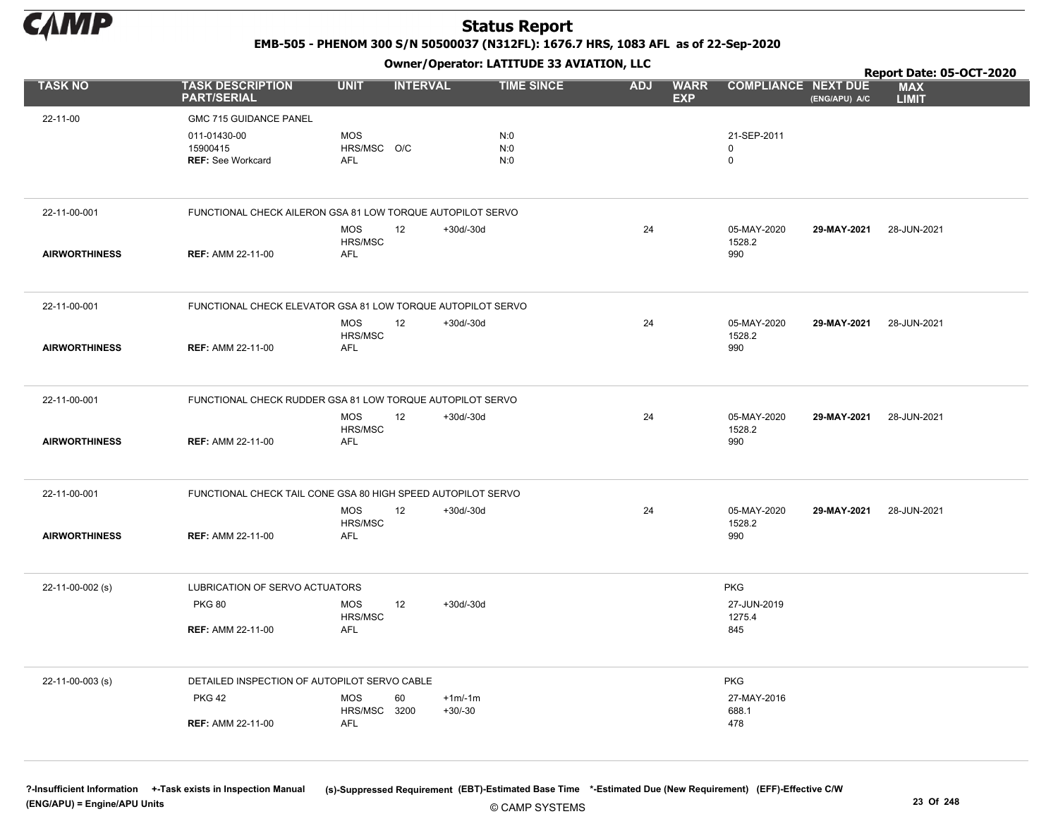# Status Report

**EMB-505 - PHENOM 300 S/N 50500037 (N312FL): 1676.7 HRS, 1083 AFL as of 22-Sep-2020**

**Owner/Operator: LATITUDE 33 AVIATION, LLC**

**Report Date: 05-OCT-2020**

| TASK NO | TASK DESCRIPTION PART/SERIAL | UNIT | INTERVAL | | TIME SINCE | ADJ | WARR EXP | COMPLIANCE | NEXT DUE (ENG/APU) A/C | MAX LIMIT |
|---|---|---|---|---|---|---|---|---|---|---|
| 22-11-00 | GMC 715 GUIDANCE PANEL | | | | | | | | | |
| | 011-01430-00 | MOS | | | N:0 | | | 21-SEP-2011 | | |
| | 15900415 | HRS/MSC | O/C | | N:0 | | | 0 | | |
| | **REF:** See Workcard | AFL | | | N:0 | | | 0 | | |
| 22-11-00-001 | FUNCTIONAL CHECK AILERON GSA 81 LOW TORQUE AUTOPILOT SERVO | | | | | | | | | |
| | | MOS | 12 | +30d/-30d | | 24 | | 05-MAY-2020 | **29-MAY-2021** | 28-JUN-2021 |
| | | HRS/MSC | | | | | | 1528.2 | | |
| **AIRWORTHINESS** | **REF:** AMM 22-11-00 | AFL | | | | | | 990 | | |
| 22-11-00-001 | FUNCTIONAL CHECK ELEVATOR GSA 81 LOW TORQUE AUTOPILOT SERVO | | | | | | | | | |
| | | MOS | 12 | +30d/-30d | | 24 | | 05-MAY-2020 | **29-MAY-2021** | 28-JUN-2021 |
| | | HRS/MSC | | | | | | 1528.2 | | |
| **AIRWORTHINESS** | **REF:** AMM 22-11-00 | AFL | | | | | | 990 | | |
| 22-11-00-001 | FUNCTIONAL CHECK RUDDER GSA 81 LOW TORQUE AUTOPILOT SERVO | | | | | | | | | |
| | | MOS | 12 | +30d/-30d | | 24 | | 05-MAY-2020 | **29-MAY-2021** | 28-JUN-2021 |
| | | HRS/MSC | | | | | | 1528.2 | | |
| **AIRWORTHINESS** | **REF:** AMM 22-11-00 | AFL | | | | | | 990 | | |
| 22-11-00-001 | FUNCTIONAL CHECK TAIL CONE GSA 80 HIGH SPEED AUTOPILOT SERVO | | | | | | | | | |
| | | MOS | 12 | +30d/-30d | | 24 | | 05-MAY-2020 | **29-MAY-2021** | 28-JUN-2021 |
| | | HRS/MSC | | | | | | 1528.2 | | |
| **AIRWORTHINESS** | **REF:** AMM 22-11-00 | AFL | | | | | | 990 | | |
| 22-11-00-002 (s) | LUBRICATION OF SERVO ACTUATORS | | | | | | | PKG | | |
| | PKG 80 | MOS | 12 | +30d/-30d | | | | 27-JUN-2019 | | |
| | | HRS/MSC | | | | | | 1275.4 | | |
| | **REF:** AMM 22-11-00 | AFL | | | | | | 845 | | |
| 22-11-00-003 (s) | DETAILED INSPECTION OF AUTOPILOT SERVO CABLE | | | | | | | PKG | | |
| | PKG 42 | MOS | 60 | +1m/-1m | | | | 27-MAY-2016 | | |
| | | HRS/MSC | 3200 | +30/-30 | | | | 688.1 | | |
| | **REF:** AMM 22-11-00 | AFL | | | | | | 478 | | |

?-Insufficient Information +-Task exists in Inspection Manual (s)-Suppressed Requirement (EBT)-Estimated Base Time *-Estimated Due (New Requirement) (EFF)-Effective C/W (ENG/APU) = Engine/APU Units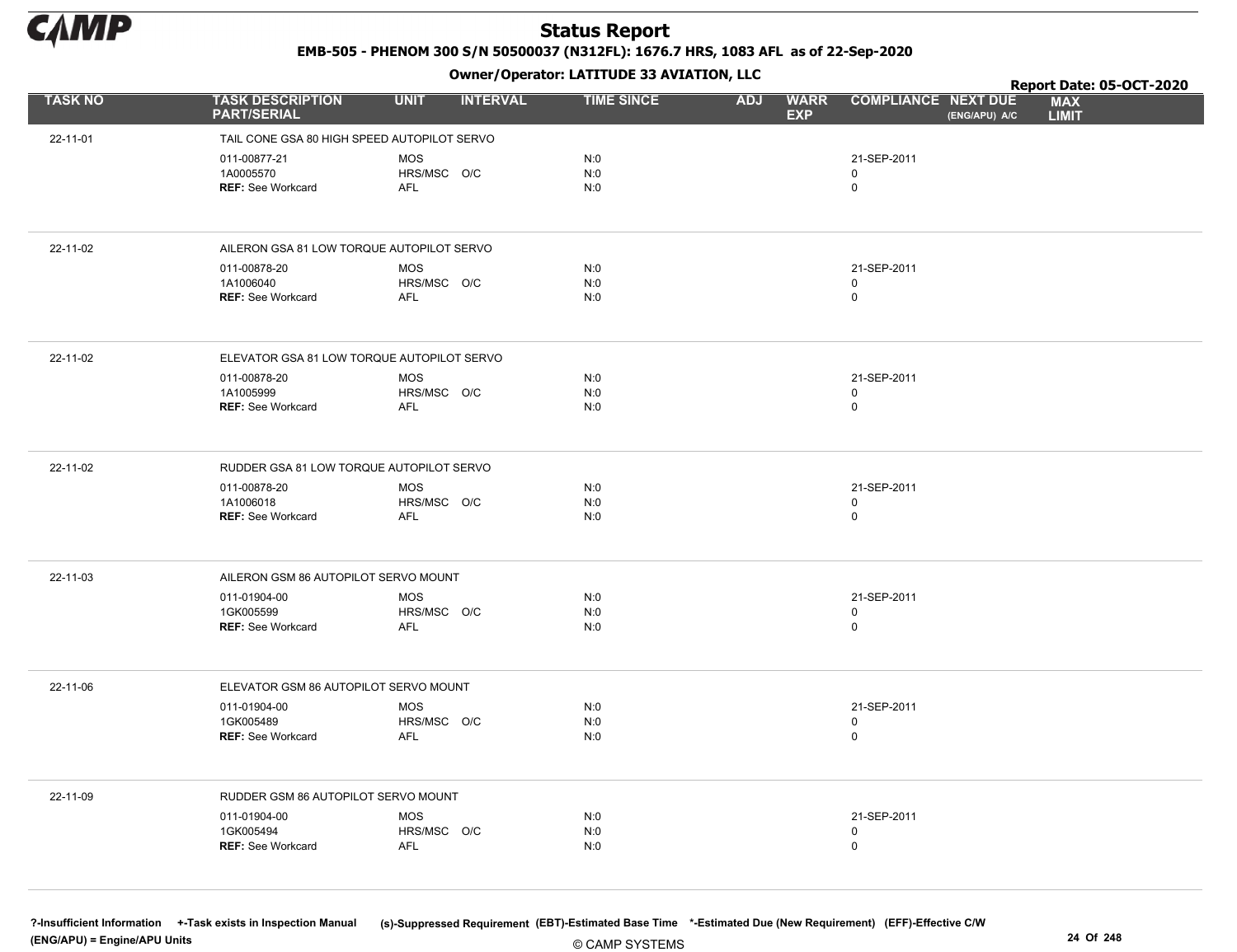# Status Report

**EMB-505 - PHENOM 300 S/N 50500037 (N312FL): 1676.7 HRS, 1083 AFL as of 22-Sep-2020**

**Owner/Operator: LATITUDE 33 AVIATION, LLC**

**Report Date: 05-OCT-2020**

| TASK NO | TASK DESCRIPTION PART/SERIAL | UNIT | INTERVAL | TIME SINCE | ADJ | WARR EXP | COMPLIANCE | NEXT DUE (ENG/APU) A/C | MAX LIMIT |
|---|---|---|---|---|---|---|---|---|---|
| 22-11-01 | TAIL CONE GSA 80 HIGH SPEED AUTOPILOT SERVO | | | | | | | | |
| | 011-00877-21 | MOS | | N:0 | | | 21-SEP-2011 | | |
| | 1A0005570 | HRS/MSC | O/C | N:0 | | | 0 | | |
| | **REF:** See Workcard | AFL | | N:0 | | | 0 | | |
| 22-11-02 | AILERON GSA 81 LOW TORQUE AUTOPILOT SERVO | | | | | | | | |
| | 011-00878-20 | MOS | | N:0 | | | 21-SEP-2011 | | |
| | 1A1006040 | HRS/MSC | O/C | N:0 | | | 0 | | |
| | **REF:** See Workcard | AFL | | N:0 | | | 0 | | |
| 22-11-02 | ELEVATOR GSA 81 LOW TORQUE AUTOPILOT SERVO | | | | | | | | |
| | 011-00878-20 | MOS | | N:0 | | | 21-SEP-2011 | | |
| | 1A1005999 | HRS/MSC | O/C | N:0 | | | 0 | | |
| | **REF:** See Workcard | AFL | | N:0 | | | 0 | | |
| 22-11-02 | RUDDER GSA 81 LOW TORQUE AUTOPILOT SERVO | | | | | | | | |
| | 011-00878-20 | MOS | | N:0 | | | 21-SEP-2011 | | |
| | 1A1006018 | HRS/MSC | O/C | N:0 | | | 0 | | |
| | **REF:** See Workcard | AFL | | N:0 | | | 0 | | |
| 22-11-03 | AILERON GSM 86 AUTOPILOT SERVO MOUNT | | | | | | | | |
| | 011-01904-00 | MOS | | N:0 | | | 21-SEP-2011 | | |
| | 1GK005599 | HRS/MSC | O/C | N:0 | | | 0 | | |
| | **REF:** See Workcard | AFL | | N:0 | | | 0 | | |
| 22-11-06 | ELEVATOR GSM 86 AUTOPILOT SERVO MOUNT | | | | | | | | |
| | 011-01904-00 | MOS | | N:0 | | | 21-SEP-2011 | | |
| | 1GK005489 | HRS/MSC | O/C | N:0 | | | 0 | | |
| | **REF:** See Workcard | AFL | | N:0 | | | 0 | | |
| 22-11-09 | RUDDER GSM 86 AUTOPILOT SERVO MOUNT | | | | | | | | |
| | 011-01904-00 | MOS | | N:0 | | | 21-SEP-2011 | | |
| | 1GK005494 | HRS/MSC | O/C | N:0 | | | 0 | | |
| | **REF:** See Workcard | AFL | | N:0 | | | 0 | | |

?-Insufficient Information +-Task exists in Inspection Manual (s)-Suppressed Requirement (EBT)-Estimated Base Time *-Estimated Due (New Requirement) (EFF)-Effective C/W (ENG/APU) = Engine/APU Units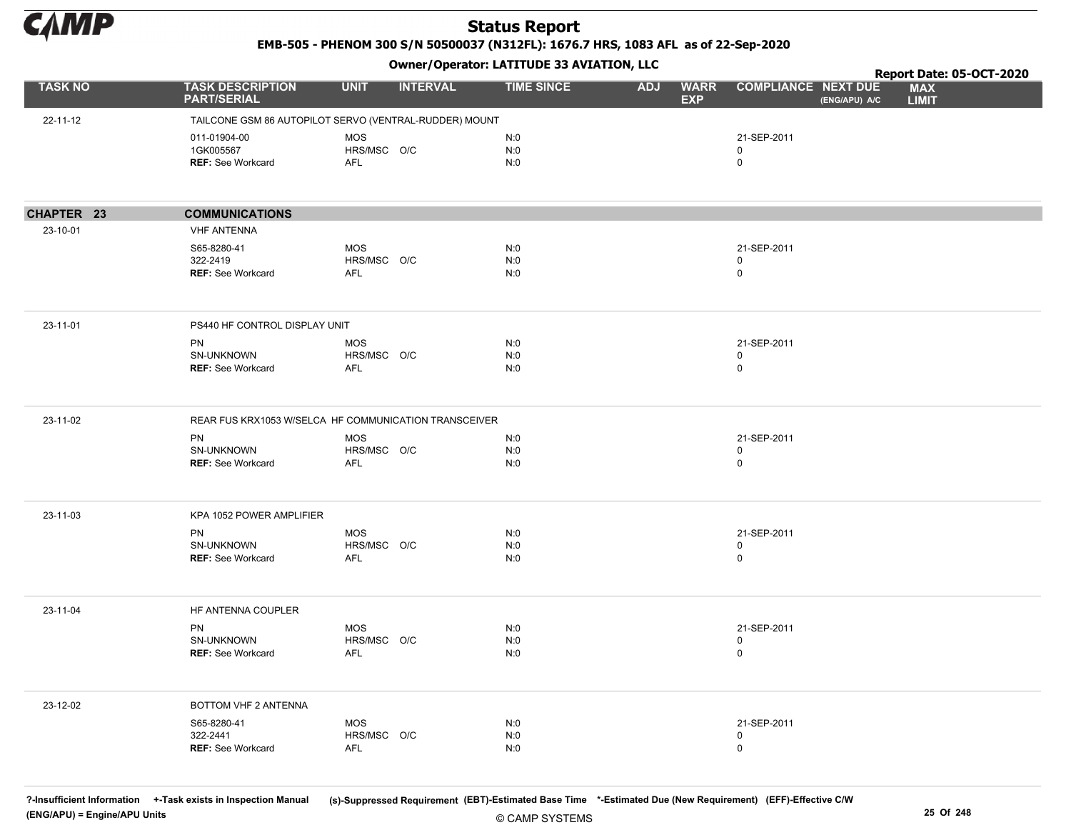# Status Report

**EMB-505 - PHENOM 300 S/N 50500037 (N312FL): 1676.7 HRS, 1083 AFL as of 22-Sep-2020**

**Owner/Operator: LATITUDE 33 AVIATION, LLC**

**Report Date: 05-OCT-2020**

| TASK NO | TASK DESCRIPTION PART/SERIAL | UNIT | INTERVAL | TIME SINCE | ADJ | WARR EXP | COMPLIANCE | NEXT DUE (ENG/APU) A/C | MAX LIMIT |
|---|---|---|---|---|---|---|---|---|---|
| 22-11-12 | TAILCONE GSM 86 AUTOPILOT SERVO (VENTRAL-RUDDER) MOUNT | | | | | | | | |
| | 011-01904-00 | MOS | | N:0 | | | 21-SEP-2011 | | |
| | 1GK005567 | HRS/MSC | O/C | N:0 | | | 0 | | |
| | **REF:** See Workcard | AFL | | N:0 | | | 0 | | |
| **CHAPTER 23** | **COMMUNICATIONS** | | | | | | | | |
| 23-10-01 | VHF ANTENNA | | | | | | | | |
| | S65-8280-41 | MOS | | N:0 | | | 21-SEP-2011 | | |
| | 322-2419 | HRS/MSC | O/C | N:0 | | | 0 | | |
| | **REF:** See Workcard | AFL | | N:0 | | | 0 | | |
| 23-11-01 | PS440 HF CONTROL DISPLAY UNIT | | | | | | | | |
| | PN | MOS | | N:0 | | | 21-SEP-2011 | | |
| | SN-UNKNOWN | HRS/MSC | O/C | N:0 | | | 0 | | |
| | **REF:** See Workcard | AFL | | N:0 | | | 0 | | |
| 23-11-02 | REAR FUS KRX1053 W/SELCA HF COMMUNICATION TRANSCEIVER | | | | | | | | |
| | PN | MOS | | N:0 | | | 21-SEP-2011 | | |
| | SN-UNKNOWN | HRS/MSC | O/C | N:0 | | | 0 | | |
| | **REF:** See Workcard | AFL | | N:0 | | | 0 | | |
| 23-11-03 | KPA 1052 POWER AMPLIFIER | | | | | | | | |
| | PN | MOS | | N:0 | | | 21-SEP-2011 | | |
| | SN-UNKNOWN | HRS/MSC | O/C | N:0 | | | 0 | | |
| | **REF:** See Workcard | AFL | | N:0 | | | 0 | | |
| 23-11-04 | HF ANTENNA COUPLER | | | | | | | | |
| | PN | MOS | | N:0 | | | 21-SEP-2011 | | |
| | SN-UNKNOWN | HRS/MSC | O/C | N:0 | | | 0 | | |
| | **REF:** See Workcard | AFL | | N:0 | | | 0 | | |
| 23-12-02 | BOTTOM VHF 2 ANTENNA | | | | | | | | |
| | S65-8280-41 | MOS | | N:0 | | | 21-SEP-2011 | | |
| | 322-2441 | HRS/MSC | O/C | N:0 | | | 0 | | |
| | **REF:** See Workcard | AFL | | N:0 | | | 0 | | |

?-Insufficient Information +-Task exists in Inspection Manual (s)-Suppressed Requirement (EBT)-Estimated Base Time *-Estimated Due (New Requirement) (EFF)-Effective C/W
(ENG/APU) = Engine/APU Units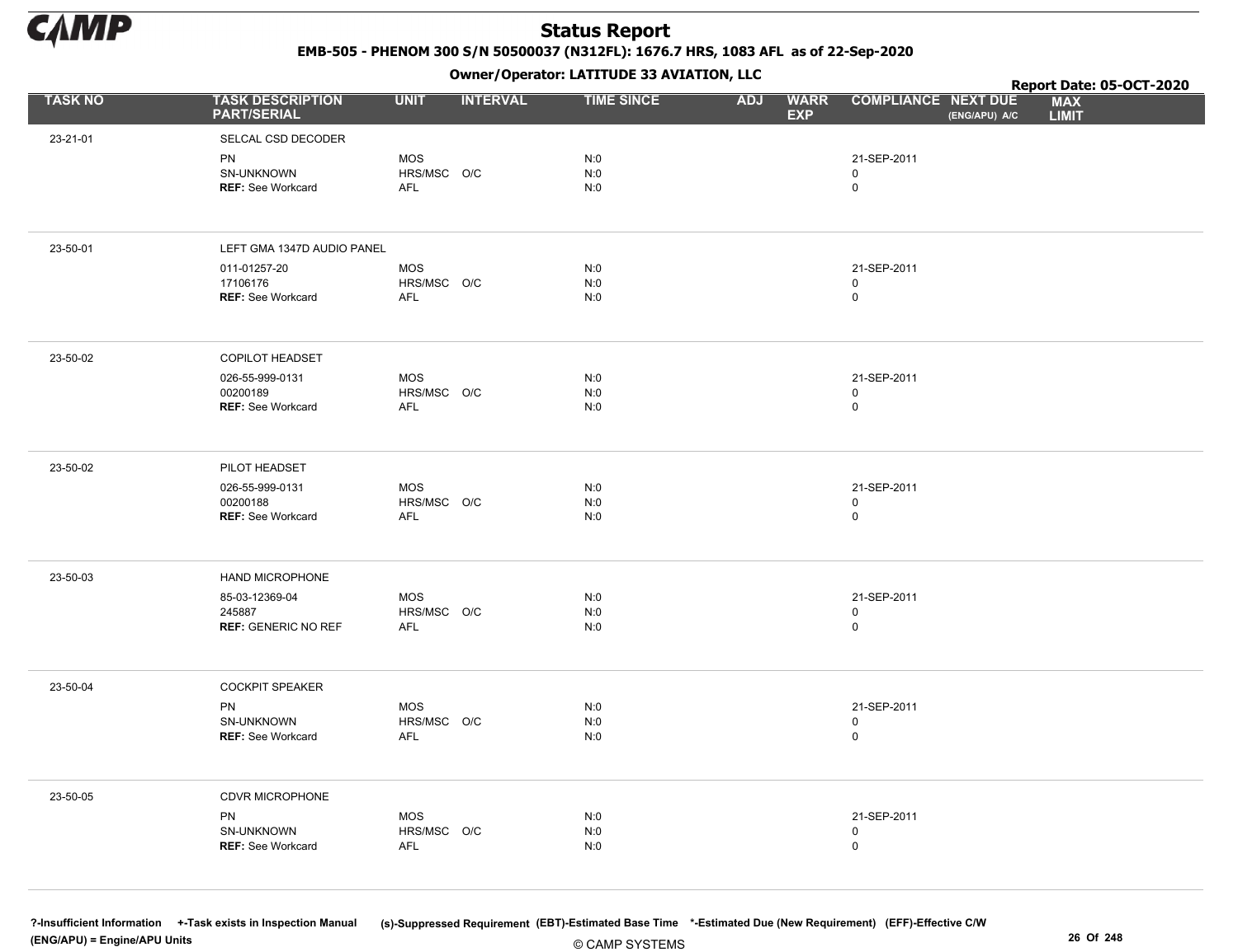# Status Report

**EMB-505 - PHENOM 300 S/N 50500037 (N312FL): 1676.7 HRS, 1083 AFL as of 22-Sep-2020**

**Owner/Operator: LATITUDE 33 AVIATION, LLC**

**Report Date: 05-OCT-2020**

| TASK NO | TASK DESCRIPTION PART/SERIAL | UNIT | INTERVAL | TIME SINCE | ADJ | WARR EXP | COMPLIANCE | NEXT DUE (ENG/APU) A/C | MAX LIMIT |
|---|---|---|---|---|---|---|---|---|---|
| 23-21-01 | SELCAL CSD DECODER | | | | | | | | |
| | PN | MOS | | N:0 | | | 21-SEP-2011 | | |
| | SN-UNKNOWN | HRS/MSC | O/C | N:0 | | | 0 | | |
| | **REF:** See Workcard | AFL | | N:0 | | | 0 | | |
| 23-50-01 | LEFT GMA 1347D AUDIO PANEL | | | | | | | | |
| | 011-01257-20 | MOS | | N:0 | | | 21-SEP-2011 | | |
| | 17106176 | HRS/MSC | O/C | N:0 | | | 0 | | |
| | **REF:** See Workcard | AFL | | N:0 | | | 0 | | |
| 23-50-02 | COPILOT HEADSET | | | | | | | | |
| | 026-55-999-0131 | MOS | | N:0 | | | 21-SEP-2011 | | |
| | 00200189 | HRS/MSC | O/C | N:0 | | | 0 | | |
| | **REF:** See Workcard | AFL | | N:0 | | | 0 | | |
| 23-50-02 | PILOT HEADSET | | | | | | | | |
| | 026-55-999-0131 | MOS | | N:0 | | | 21-SEP-2011 | | |
| | 00200188 | HRS/MSC | O/C | N:0 | | | 0 | | |
| | **REF:** See Workcard | AFL | | N:0 | | | 0 | | |
| 23-50-03 | HAND MICROPHONE | | | | | | | | |
| | 85-03-12369-04 | MOS | | N:0 | | | 21-SEP-2011 | | |
| | 245887 | HRS/MSC | O/C | N:0 | | | 0 | | |
| | **REF:** GENERIC NO REF | AFL | | N:0 | | | 0 | | |
| 23-50-04 | COCKPIT SPEAKER | | | | | | | | |
| | PN | MOS | | N:0 | | | 21-SEP-2011 | | |
| | SN-UNKNOWN | HRS/MSC | O/C | N:0 | | | 0 | | |
| | **REF:** See Workcard | AFL | | N:0 | | | 0 | | |
| 23-50-05 | CDVR MICROPHONE | | | | | | | | |
| | PN | MOS | | N:0 | | | 21-SEP-2011 | | |
| | SN-UNKNOWN | HRS/MSC | O/C | N:0 | | | 0 | | |
| | **REF:** See Workcard | AFL | | N:0 | | | 0 | | |

?-Insufficient Information +-Task exists in Inspection Manual (s)-Suppressed Requirement (EBT)-Estimated Base Time *-Estimated Due (New Requirement) (EFF)-Effective C/W
(ENG/APU) = Engine/APU Units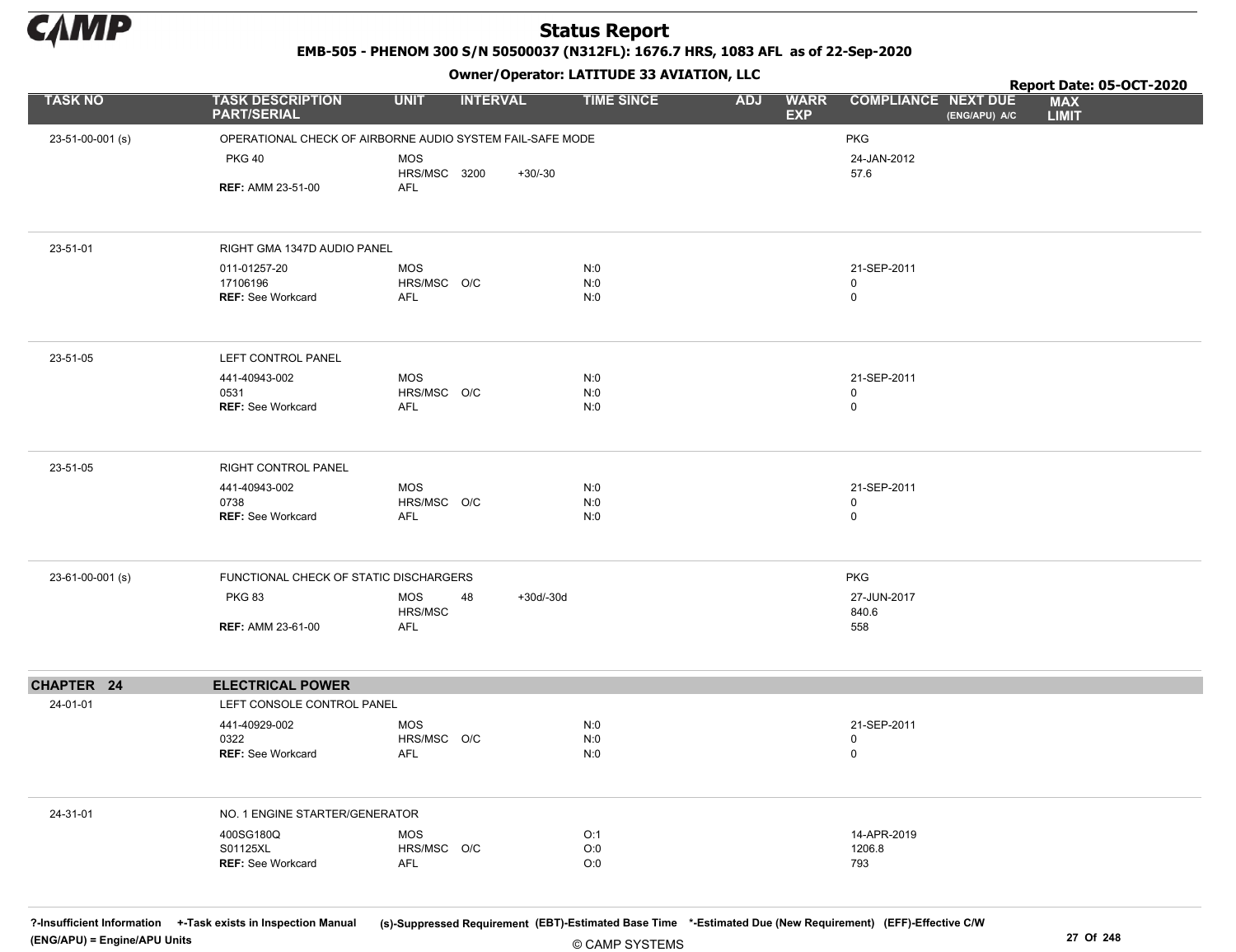# Status Report

**EMB-505 - PHENOM 300 S/N 50500037 (N312FL): 1676.7 HRS, 1083 AFL as of 22-Sep-2020**

**Owner/Operator: LATITUDE 33 AVIATION, LLC**

**Report Date: 05-OCT-2020**

| TASK NO | TASK DESCRIPTION PART/SERIAL | UNIT | INTERVAL | | TIME SINCE | ADJ | WARR EXP | COMPLIANCE | NEXT DUE (ENG/APU) A/C | MAX LIMIT |
|---|---|---|---|---|---|---|---|---|---|---|
| 23-51-00-001 (s) | OPERATIONAL CHECK OF AIRBORNE AUDIO SYSTEM FAIL-SAFE MODE | | | | | | | PKG | | |
| | PKG 40 | MOS | | | | | | 24-JAN-2012 | | |
| | | HRS/MSC | 3200 | +30/-30 | | | | 57.6 | | |
| | **REF:** AMM 23-51-00 | AFL | | | | | | | | |
| 23-51-01 | RIGHT GMA 1347D AUDIO PANEL | | | | | | | | | |
| | 011-01257-20 | MOS | | | N:0 | | | 21-SEP-2011 | | |
| | 17106196 | HRS/MSC | O/C | | N:0 | | | 0 | | |
| | **REF:** See Workcard | AFL | | | N:0 | | | 0 | | |
| 23-51-05 | LEFT CONTROL PANEL | | | | | | | | | |
| | 441-40943-002 | MOS | | | N:0 | | | 21-SEP-2011 | | |
| | 0531 | HRS/MSC | O/C | | N:0 | | | 0 | | |
| | **REF:** See Workcard | AFL | | | N:0 | | | 0 | | |
| 23-51-05 | RIGHT CONTROL PANEL | | | | | | | | | |
| | 441-40943-002 | MOS | | | N:0 | | | 21-SEP-2011 | | |
| | 0738 | HRS/MSC | O/C | | N:0 | | | 0 | | |
| | **REF:** See Workcard | AFL | | | N:0 | | | 0 | | |
| 23-61-00-001 (s) | FUNCTIONAL CHECK OF STATIC DISCHARGERS | | | | | | | PKG | | |
| | PKG 83 | MOS | 48 | +30d/-30d | | | | 27-JUN-2017 | | |
| | | HRS/MSC | | | | | | 840.6 | | |
| | **REF:** AMM 23-61-00 | AFL | | | | | | 558 | | |
| **CHAPTER 24** | **ELECTRICAL POWER** | | | | | | | | | |
| 24-01-01 | LEFT CONSOLE CONTROL PANEL | | | | | | | | | |
| | 441-40929-002 | MOS | | | N:0 | | | 21-SEP-2011 | | |
| | 0322 | HRS/MSC | O/C | | N:0 | | | 0 | | |
| | **REF:** See Workcard | AFL | | | N:0 | | | 0 | | |
| 24-31-01 | NO. 1 ENGINE STARTER/GENERATOR | | | | | | | | | |
| | 400SG180Q | MOS | | | O:1 | | | 14-APR-2019 | | |
| | S01125XL | HRS/MSC | O/C | | O:0 | | | 1206.8 | | |
| | **REF:** See Workcard | AFL | | | O:0 | | | 793 | | |

?-Insufficient Information +-Task exists in Inspection Manual (s)-Suppressed Requirement (EBT)-Estimated Base Time *-Estimated Due (New Requirement) (EFF)-Effective C/W
(ENG/APU) = Engine/APU Units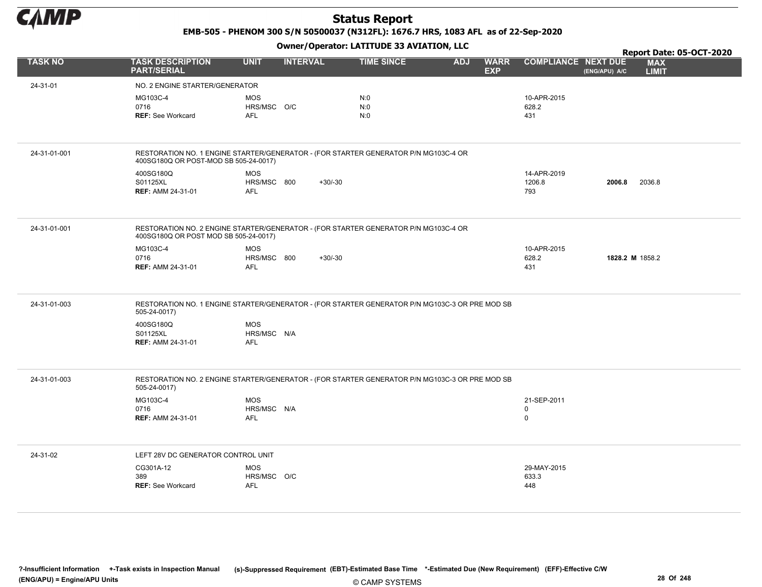# Status Report

**EMB-505 - PHENOM 300 S/N 50500037 (N312FL): 1676.7 HRS, 1083 AFL as of 22-Sep-2020**

**Owner/Operator: LATITUDE 33 AVIATION, LLC**

**Report Date: 05-OCT-2020**

| TASK NO | TASK DESCRIPTION PART/SERIAL | UNIT | INTERVAL | | TIME SINCE | ADJ | WARR EXP | COMPLIANCE | NEXT DUE (ENG/APU) A/C | MAX LIMIT |
|---|---|---|---|---|---|---|---|---|---|---|
| 24-31-01 | NO. 2 ENGINE STARTER/GENERATOR | | | | | | | | | |
| | MG103C-4 | MOS | | | N:0 | | | 10-APR-2015 | | |
| | 0716 | HRS/MSC | O/C | | N:0 | | | 628.2 | | |
| | **REF:** See Workcard | AFL | | | N:0 | | | 431 | | |
| 24-31-01-001 | RESTORATION NO. 1 ENGINE STARTER/GENERATOR - (FOR STARTER GENERATOR P/N MG103C-4 OR 400SG180Q OR POST-MOD SB 505-24-0017) | | | | | | | | | |
| | 400SG180Q | MOS | | | | | | 14-APR-2019 | | |
| | S01125XL | HRS/MSC | 800 | +30/-30 | | | | 1206.8 | **2006.8** | 2036.8 |
| | **REF:** AMM 24-31-01 | AFL | | | | | | 793 | | |
| 24-31-01-001 | RESTORATION NO. 2 ENGINE STARTER/GENERATOR - (FOR STARTER GENERATOR P/N MG103C-4 OR 400SG180Q OR POST MOD SB 505-24-0017) | | | | | | | | | |
| | MG103C-4 | MOS | | | | | | 10-APR-2015 | | |
| | 0716 | HRS/MSC | 800 | +30/-30 | | | | 628.2 | **1828.2 M** | 1858.2 |
| | **REF:** AMM 24-31-01 | AFL | | | | | | 431 | | |
| 24-31-01-003 | RESTORATION NO. 1 ENGINE STARTER/GENERATOR - (FOR STARTER GENERATOR P/N MG103C-3 OR PRE MOD SB 505-24-0017) | | | | | | | | | |
| | 400SG180Q | MOS | | | | | | | | |
| | S01125XL | HRS/MSC | N/A | | | | | | | |
| | **REF:** AMM 24-31-01 | AFL | | | | | | | | |
| 24-31-01-003 | RESTORATION NO. 2 ENGINE STARTER/GENERATOR - (FOR STARTER GENERATOR P/N MG103C-3 OR PRE MOD SB 505-24-0017) | | | | | | | | | |
| | MG103C-4 | MOS | | | | | | 21-SEP-2011 | | |
| | 0716 | HRS/MSC | N/A | | | | | 0 | | |
| | **REF:** AMM 24-31-01 | AFL | | | | | | 0 | | |
| 24-31-02 | LEFT 28V DC GENERATOR CONTROL UNIT | | | | | | | | | |
| | CG301A-12 | MOS | | | | | | 29-MAY-2015 | | |
| | 389 | HRS/MSC | O/C | | | | | 633.3 | | |
| | **REF:** See Workcard | AFL | | | | | | 448 | | |

?-Insufficient Information +-Task exists in Inspection Manual (s)-Suppressed Requirement (EBT)-Estimated Base Time *-Estimated Due (New Requirement) (EFF)-Effective C/W
(ENG/APU) = Engine/APU Units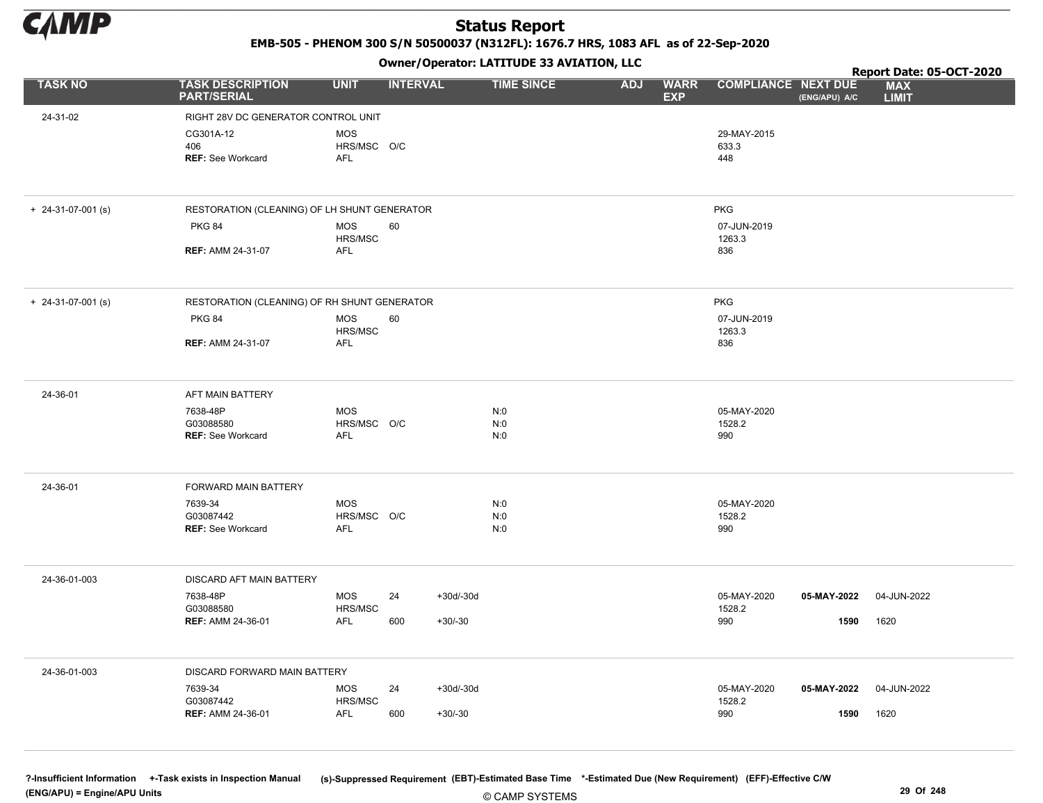# Status Report

**EMB-505 - PHENOM 300 S/N 50500037 (N312FL): 1676.7 HRS, 1083 AFL as of 22-Sep-2020**

**Owner/Operator: LATITUDE 33 AVIATION, LLC**

**Report Date: 05-OCT-2020**

| TASK NO | TASK DESCRIPTION PART/SERIAL | UNIT | INTERVAL | | TIME SINCE | ADJ | WARR EXP | COMPLIANCE | NEXT DUE (ENG/APU) A/C | MAX LIMIT |
|---|---|---|---|---|---|---|---|---|---|---|
| 24-31-02 | RIGHT 28V DC GENERATOR CONTROL UNIT | | | | | | | | | |
| | CG301A-12 | MOS | | | | | | 29-MAY-2015 | | |
| | 406 | HRS/MSC | O/C | | | | | 633.3 | | |
| | **REF:** See Workcard | AFL | | | | | | 448 | | |
| + 24-31-07-001 (s) | RESTORATION (CLEANING) OF LH SHUNT GENERATOR | | | | | | | PKG | | |
| | PKG 84 | MOS | 60 | | | | | 07-JUN-2019 | | |
| | | HRS/MSC | | | | | | 1263.3 | | |
| | **REF:** AMM 24-31-07 | AFL | | | | | | 836 | | |
| + 24-31-07-001 (s) | RESTORATION (CLEANING) OF RH SHUNT GENERATOR | | | | | | | PKG | | |
| | PKG 84 | MOS | 60 | | | | | 07-JUN-2019 | | |
| | | HRS/MSC | | | | | | 1263.3 | | |
| | **REF:** AMM 24-31-07 | AFL | | | | | | 836 | | |
| 24-36-01 | AFT MAIN BATTERY | | | | | | | | | |
| | 7638-48P | MOS | | | N:0 | | | 05-MAY-2020 | | |
| | G03088580 | HRS/MSC | O/C | | N:0 | | | 1528.2 | | |
| | **REF:** See Workcard | AFL | | | N:0 | | | 990 | | |
| 24-36-01 | FORWARD MAIN BATTERY | | | | | | | | | |
| | 7639-34 | MOS | | | N:0 | | | 05-MAY-2020 | | |
| | G03087442 | HRS/MSC | O/C | | N:0 | | | 1528.2 | | |
| | **REF:** See Workcard | AFL | | | N:0 | | | 990 | | |
| 24-36-01-003 | DISCARD AFT MAIN BATTERY | | | | | | | | | |
| | 7638-48P | MOS | 24 | +30d/-30d | | | | 05-MAY-2020 | **05-MAY-2022** | 04-JUN-2022 |
| | G03088580 | HRS/MSC | | | | | | 1528.2 | | |
| | **REF:** AMM 24-36-01 | AFL | 600 | +30/-30 | | | | 990 | **1590** | 1620 |
| 24-36-01-003 | DISCARD FORWARD MAIN BATTERY | | | | | | | | | |
| | 7639-34 | MOS | 24 | +30d/-30d | | | | 05-MAY-2020 | **05-MAY-2022** | 04-JUN-2022 |
| | G03087442 | HRS/MSC | | | | | | 1528.2 | | |
| | **REF:** AMM 24-36-01 | AFL | 600 | +30/-30 | | | | 990 | **1590** | 1620 |

**?-Insufficient Information** **+-Task exists in Inspection Manual** **(s)-Suppressed Requirement** **(EBT)-Estimated Base Time** **\*-Estimated Due (New Requirement)** **(EFF)-Effective C/W**
**(ENG/APU) = Engine/APU Units**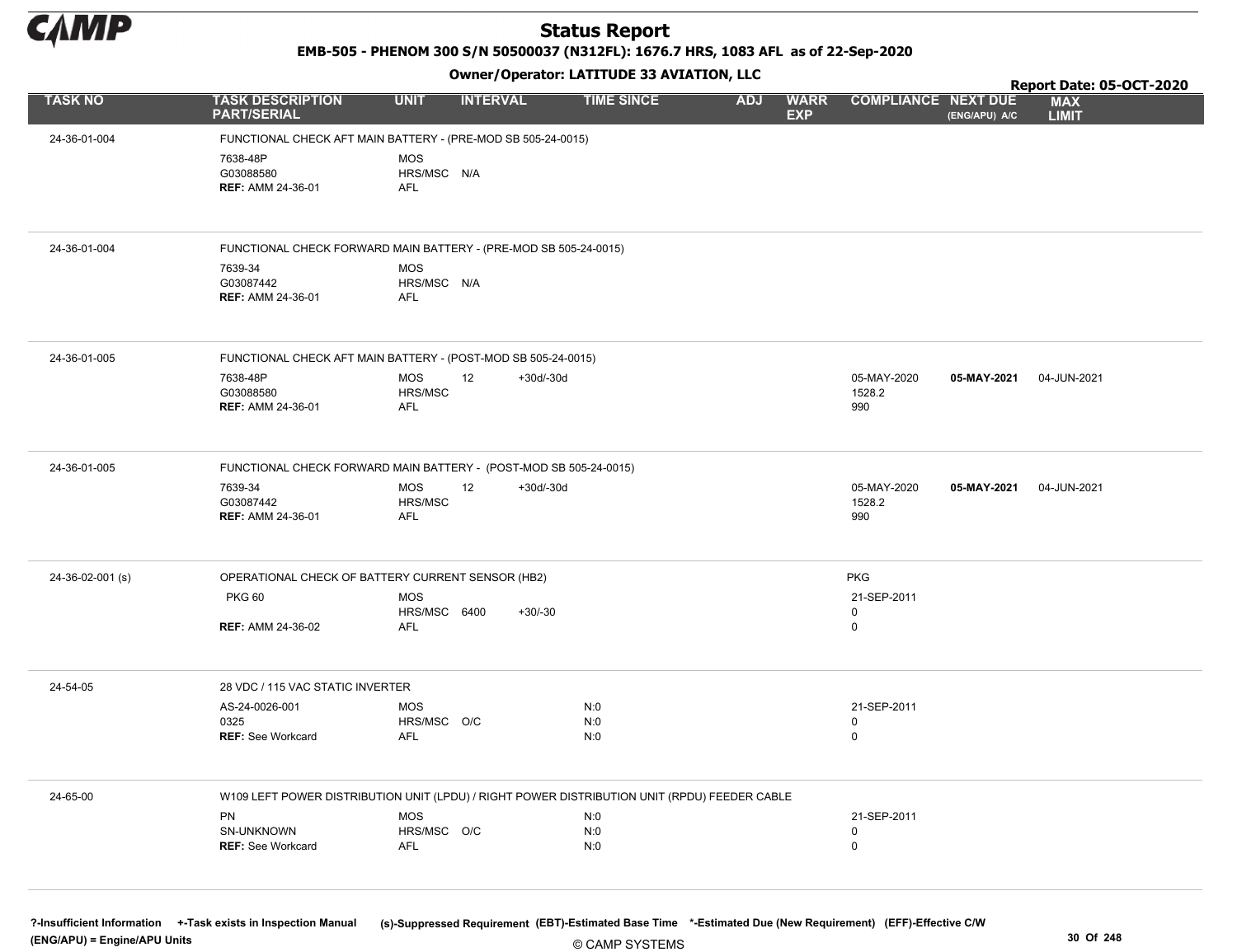# Status Report

**EMB-505 - PHENOM 300 S/N 50500037 (N312FL): 1676.7 HRS, 1083 AFL as of 22-Sep-2020**

**Owner/Operator: LATITUDE 33 AVIATION, LLC**

**Report Date: 05-OCT-2020**

| TASK NO | TASK DESCRIPTION PART/SERIAL | UNIT | INTERVAL | | TIME SINCE | ADJ | WARR EXP | COMPLIANCE | NEXT DUE (ENG/APU) A/C | MAX LIMIT |
|---|---|---|---|---|---|---|---|---|---|---|
| 24-36-01-004 | FUNCTIONAL CHECK AFT MAIN BATTERY - (PRE-MOD SB 505-24-0015) | | | | | | | | | |
| | 7638-48P | MOS | | | | | | | | |
| | G03088580 | HRS/MSC | N/A | | | | | | | |
| | **REF:** AMM 24-36-01 | AFL | | | | | | | | |
| 24-36-01-004 | FUNCTIONAL CHECK FORWARD MAIN BATTERY - (PRE-MOD SB 505-24-0015) | | | | | | | | | |
| | 7639-34 | MOS | | | | | | | | |
| | G03087442 | HRS/MSC | N/A | | | | | | | |
| | **REF:** AMM 24-36-01 | AFL | | | | | | | | |
| 24-36-01-005 | FUNCTIONAL CHECK AFT MAIN BATTERY - (POST-MOD SB 505-24-0015) | | | | | | | | | |
| | 7638-48P | MOS | 12 | +30d/-30d | | | | 05-MAY-2020 | **05-MAY-2021** | 04-JUN-2021 |
| | G03088580 | HRS/MSC | | | | | | 1528.2 | | |
| | **REF:** AMM 24-36-01 | AFL | | | | | | 990 | | |
| 24-36-01-005 | FUNCTIONAL CHECK FORWARD MAIN BATTERY - (POST-MOD SB 505-24-0015) | | | | | | | | | |
| | 7639-34 | MOS | 12 | +30d/-30d | | | | 05-MAY-2020 | **05-MAY-2021** | 04-JUN-2021 |
| | G03087442 | HRS/MSC | | | | | | 1528.2 | | |
| | **REF:** AMM 24-36-01 | AFL | | | | | | 990 | | |
| 24-36-02-001 (s) | OPERATIONAL CHECK OF BATTERY CURRENT SENSOR (HB2) | | | | | | | PKG | | |
| | PKG 60 | MOS | | | | | | 21-SEP-2011 | | |
| | | HRS/MSC | 6400 | +30/-30 | | | | 0 | | |
| | **REF:** AMM 24-36-02 | AFL | | | | | | 0 | | |
| 24-54-05 | 28 VDC / 115 VAC STATIC INVERTER | | | | | | | | | |
| | AS-24-0026-001 | MOS | | | N:0 | | | 21-SEP-2011 | | |
| | 0325 | HRS/MSC | O/C | | N:0 | | | 0 | | |
| | **REF:** See Workcard | AFL | | | N:0 | | | 0 | | |
| 24-65-00 | W109 LEFT POWER DISTRIBUTION UNIT (LPDU) / RIGHT POWER DISTRIBUTION UNIT (RPDU) FEEDER CABLE | | | | | | | | | |
| | PN | MOS | | | N:0 | | | 21-SEP-2011 | | |
| | SN-UNKNOWN | HRS/MSC | O/C | | N:0 | | | 0 | | |
| | **REF:** See Workcard | AFL | | | N:0 | | | 0 | | |

?-Insufficient Information +-Task exists in Inspection Manual (s)-Suppressed Requirement (EBT)-Estimated Base Time *-Estimated Due (New Requirement) (EFF)-Effective C/W (ENG/APU) = Engine/APU Units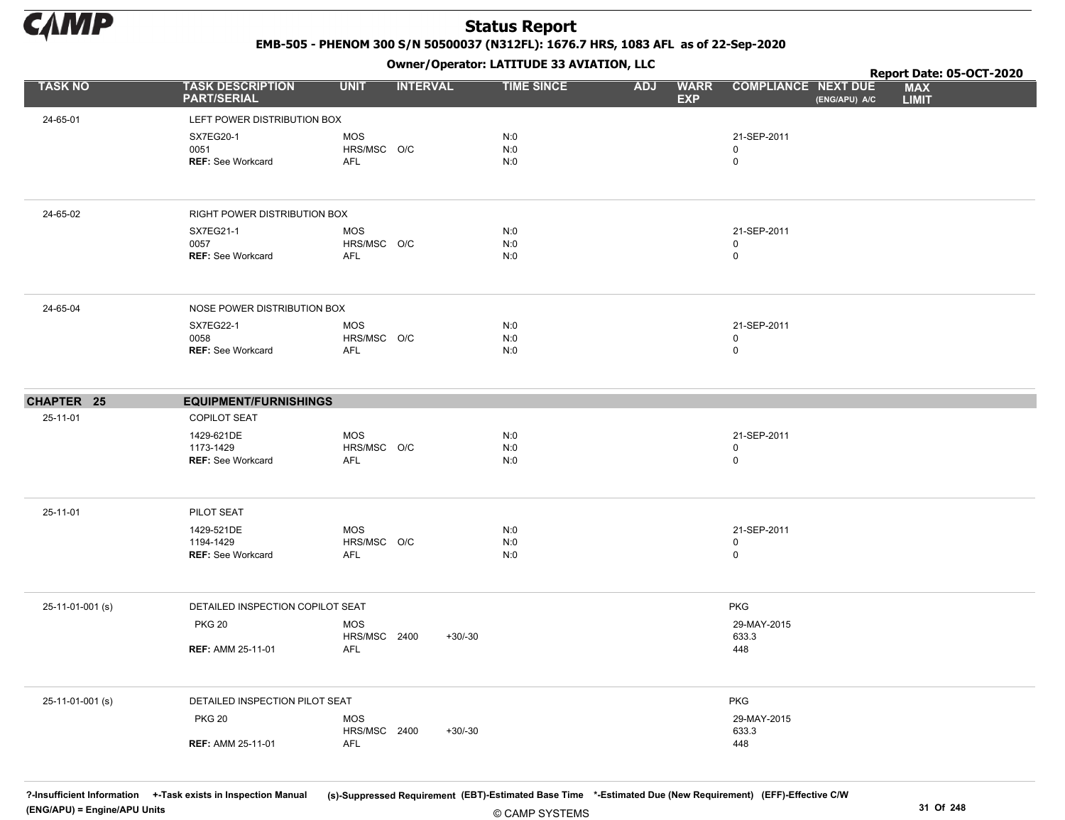# Status Report

EMB-505 - PHENOM 300 S/N 50500037 (N312FL): 1676.7 HRS, 1083 AFL as of 22-Sep-2020

Owner/Operator: LATITUDE 33 AVIATION, LLC

Report Date: 05-OCT-2020

| TASK NO | TASK DESCRIPTION PART/SERIAL | UNIT | INTERVAL | | TIME SINCE | ADJ | WARR EXP | COMPLIANCE | NEXT DUE (ENG/APU) A/C | MAX LIMIT |
|---|---|---|---|---|---|---|---|---|---|---|
| 24-65-01 | LEFT POWER DISTRIBUTION BOX | | | | | | | | | |
| | SX7EG20-1 | MOS | | | N:0 | | | 21-SEP-2011 | | |
| | 0051 | HRS/MSC | O/C | | N:0 | | | 0 | | |
| | REF: See Workcard | AFL | | | N:0 | | | 0 | | |
| 24-65-02 | RIGHT POWER DISTRIBUTION BOX | | | | | | | | | |
| | SX7EG21-1 | MOS | | | N:0 | | | 21-SEP-2011 | | |
| | 0057 | HRS/MSC | O/C | | N:0 | | | 0 | | |
| | REF: See Workcard | AFL | | | N:0 | | | 0 | | |
| 24-65-04 | NOSE POWER DISTRIBUTION BOX | | | | | | | | | |
| | SX7EG22-1 | MOS | | | N:0 | | | 21-SEP-2011 | | |
| | 0058 | HRS/MSC | O/C | | N:0 | | | 0 | | |
| | REF: See Workcard | AFL | | | N:0 | | | 0 | | |
| **CHAPTER 25** | **EQUIPMENT/FURNISHINGS** | | | | | | | | | |
| 25-11-01 | COPILOT SEAT | | | | | | | | | |
| | 1429-621DE | MOS | | | N:0 | | | 21-SEP-2011 | | |
| | 1173-1429 | HRS/MSC | O/C | | N:0 | | | 0 | | |
| | REF: See Workcard | AFL | | | N:0 | | | 0 | | |
| 25-11-01 | PILOT SEAT | | | | | | | | | |
| | 1429-521DE | MOS | | | N:0 | | | 21-SEP-2011 | | |
| | 1194-1429 | HRS/MSC | O/C | | N:0 | | | 0 | | |
| | REF: See Workcard | AFL | | | N:0 | | | 0 | | |
| 25-11-01-001 (s) | DETAILED INSPECTION COPILOT SEAT | | | | | | | PKG | | |
| | PKG 20 | MOS | | | | | | 29-MAY-2015 | | |
| | | HRS/MSC | 2400 | +30/-30 | | | | 633.3 | | |
| | REF: AMM 25-11-01 | AFL | | | | | | 448 | | |
| 25-11-01-001 (s) | DETAILED INSPECTION PILOT SEAT | | | | | | | PKG | | |
| | PKG 20 | MOS | | | | | | 29-MAY-2015 | | |
| | | HRS/MSC | 2400 | +30/-30 | | | | 633.3 | | |
| | REF: AMM 25-11-01 | AFL | | | | | | 448 | | |

?-Insufficient Information +-Task exists in Inspection Manual (s)-Suppressed Requirement (EBT)-Estimated Base Time \*-Estimated Due (New Requirement) (EFF)-Effective C/W
(ENG/APU) = Engine/APU Units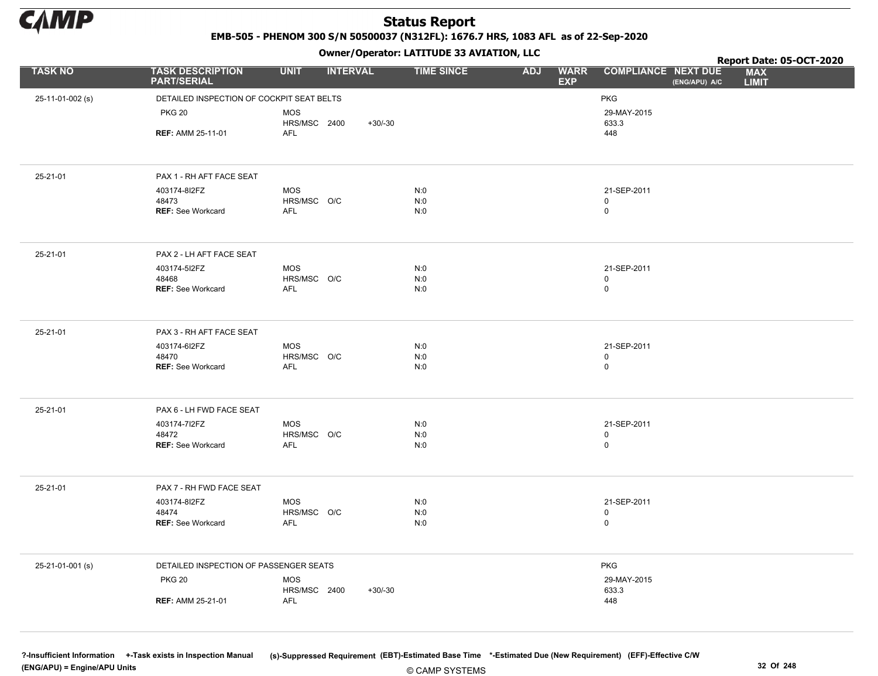# Status Report

**EMB-505 - PHENOM 300 S/N 50500037 (N312FL): 1676.7 HRS, 1083 AFL as of 22-Sep-2020**

**Owner/Operator: LATITUDE 33 AVIATION, LLC**

**Report Date: 05-OCT-2020**

| TASK NO | TASK DESCRIPTION PART/SERIAL | UNIT | INTERVAL | | TIME SINCE | ADJ | WARR EXP | COMPLIANCE | NEXT DUE (ENG/APU) A/C | MAX LIMIT |
|---|---|---|---|---|---|---|---|---|---|---|
| 25-11-01-002 (s) | DETAILED INSPECTION OF COCKPIT SEAT BELTS | | | | | | | PKG | | |
| | PKG 20 | MOS | | | | | | 29-MAY-2015 | | |
| | | HRS/MSC | 2400 | +30/-30 | | | | 633.3 | | |
| | **REF:** AMM 25-11-01 | AFL | | | | | | 448 | | |
| 25-21-01 | PAX 1 - RH AFT FACE SEAT | | | | | | | | | |
| | 403174-8I2FZ | MOS | | | N:0 | | | 21-SEP-2011 | | |
| | 48473 | HRS/MSC | O/C | | N:0 | | | 0 | | |
| | **REF:** See Workcard | AFL | | | N:0 | | | 0 | | |
| 25-21-01 | PAX 2 - LH AFT FACE SEAT | | | | | | | | | |
| | 403174-5I2FZ | MOS | | | N:0 | | | 21-SEP-2011 | | |
| | 48468 | HRS/MSC | O/C | | N:0 | | | 0 | | |
| | **REF:** See Workcard | AFL | | | N:0 | | | 0 | | |
| 25-21-01 | PAX 3 - RH AFT FACE SEAT | | | | | | | | | |
| | 403174-6I2FZ | MOS | | | N:0 | | | 21-SEP-2011 | | |
| | 48470 | HRS/MSC | O/C | | N:0 | | | 0 | | |
| | **REF:** See Workcard | AFL | | | N:0 | | | 0 | | |
| 25-21-01 | PAX 6 - LH FWD FACE SEAT | | | | | | | | | |
| | 403174-7I2FZ | MOS | | | N:0 | | | 21-SEP-2011 | | |
| | 48472 | HRS/MSC | O/C | | N:0 | | | 0 | | |
| | **REF:** See Workcard | AFL | | | N:0 | | | 0 | | |
| 25-21-01 | PAX 7 - RH FWD FACE SEAT | | | | | | | | | |
| | 403174-8I2FZ | MOS | | | N:0 | | | 21-SEP-2011 | | |
| | 48474 | HRS/MSC | O/C | | N:0 | | | 0 | | |
| | **REF:** See Workcard | AFL | | | N:0 | | | 0 | | |
| 25-21-01-001 (s) | DETAILED INSPECTION OF PASSENGER SEATS | | | | | | | PKG | | |
| | PKG 20 | MOS | | | | | | 29-MAY-2015 | | |
| | | HRS/MSC | 2400 | +30/-30 | | | | 633.3 | | |
| | **REF:** AMM 25-21-01 | AFL | | | | | | 448 | | |

?-Insufficient Information +-Task exists in Inspection Manual (s)-Suppressed Requirement (EBT)-Estimated Base Time *-Estimated Due (New Requirement) (EFF)-Effective C/W (ENG/APU) = Engine/APU Units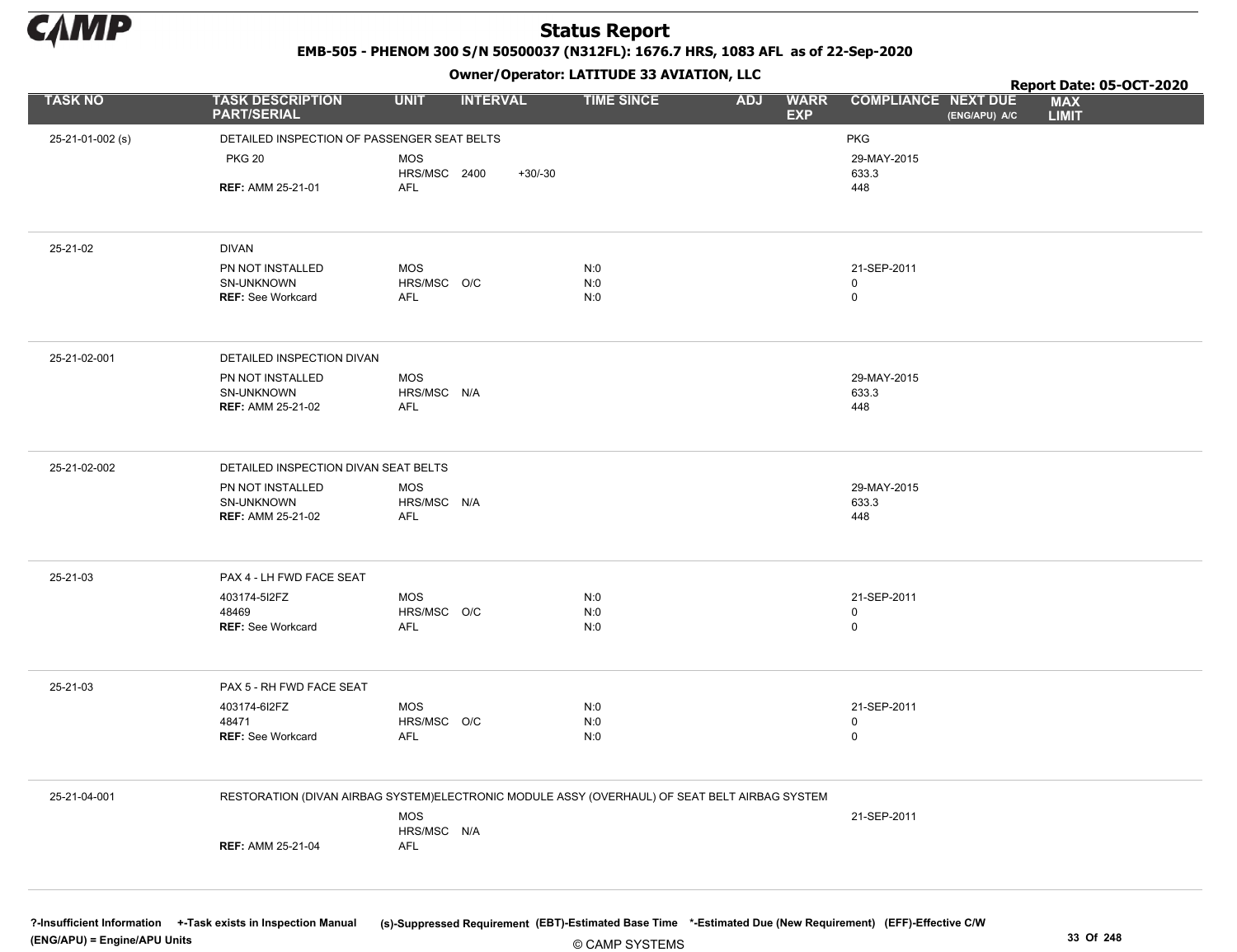# Status Report

**EMB-505 - PHENOM 300 S/N 50500037 (N312FL): 1676.7 HRS, 1083 AFL as of 22-Sep-2020**

**Owner/Operator: LATITUDE 33 AVIATION, LLC**

**Report Date: 05-OCT-2020**

| TASK NO | TASK DESCRIPTION PART/SERIAL | UNIT | INTERVAL | TIME SINCE | ADJ | WARR EXP | COMPLIANCE | NEXT DUE (ENG/APU) A/C | MAX LIMIT |
|---|---|---|---|---|---|---|---|---|---|
| 25-21-01-002 (s) | DETAILED INSPECTION OF PASSENGER SEAT BELTS | | | | | | PKG | | |
| | PKG 20 | MOS | | | | | 29-MAY-2015 | | |
| | | HRS/MSC | 2400 +30/-30 | | | | 633.3 | | |
| | **REF:** AMM 25-21-01 | AFL | | | | | 448 | | |
| 25-21-02 | DIVAN | | | | | | | | |
| | PN NOT INSTALLED | MOS | | N:0 | | | 21-SEP-2011 | | |
| | SN-UNKNOWN | HRS/MSC | O/C | N:0 | | | 0 | | |
| | **REF:** See Workcard | AFL | | N:0 | | | 0 | | |
| 25-21-02-001 | DETAILED INSPECTION DIVAN | | | | | | | | |
| | PN NOT INSTALLED | MOS | | | | | 29-MAY-2015 | | |
| | SN-UNKNOWN | HRS/MSC | N/A | | | | 633.3 | | |
| | **REF:** AMM 25-21-02 | AFL | | | | | 448 | | |
| 25-21-02-002 | DETAILED INSPECTION DIVAN SEAT BELTS | | | | | | | | |
| | PN NOT INSTALLED | MOS | | | | | 29-MAY-2015 | | |
| | SN-UNKNOWN | HRS/MSC | N/A | | | | 633.3 | | |
| | **REF:** AMM 25-21-02 | AFL | | | | | 448 | | |
| 25-21-03 | PAX 4 - LH FWD FACE SEAT | | | | | | | | |
| | 403174-5I2FZ | MOS | | N:0 | | | 21-SEP-2011 | | |
| | 48469 | HRS/MSC | O/C | N:0 | | | 0 | | |
| | **REF:** See Workcard | AFL | | N:0 | | | 0 | | |
| 25-21-03 | PAX 5 - RH FWD FACE SEAT | | | | | | | | |
| | 403174-6I2FZ | MOS | | N:0 | | | 21-SEP-2011 | | |
| | 48471 | HRS/MSC | O/C | N:0 | | | 0 | | |
| | **REF:** See Workcard | AFL | | N:0 | | | 0 | | |
| 25-21-04-001 | RESTORATION (DIVAN AIRBAG SYSTEM)ELECTRONIC MODULE ASSY (OVERHAUL) OF SEAT BELT AIRBAG SYSTEM | | | | | | | | |
| | | MOS | | | | | 21-SEP-2011 | | |
| | | HRS/MSC | N/A | | | | | | |
| | **REF:** AMM 25-21-04 | AFL | | | | | | | |

?-Insufficient Information +-Task exists in Inspection Manual (s)-Suppressed Requirement (EBT)-Estimated Base Time *-Estimated Due (New Requirement) (EFF)-Effective C/W
(ENG/APU) = Engine/APU Units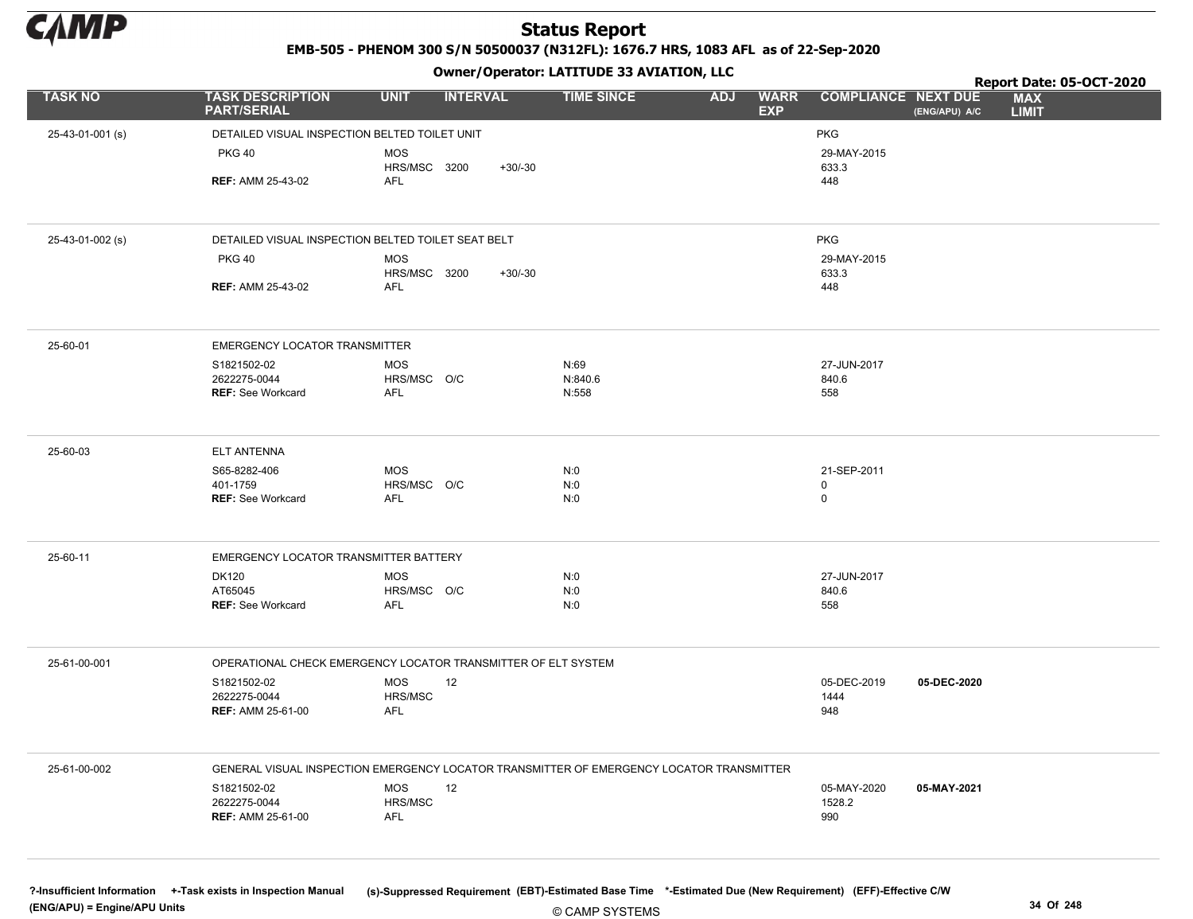# Status Report

**EMB-505 - PHENOM 300 S/N 50500037 (N312FL): 1676.7 HRS, 1083 AFL as of 22-Sep-2020**

**Owner/Operator: LATITUDE 33 AVIATION, LLC**

**Report Date: 05-OCT-2020**

| TASK NO | TASK DESCRIPTION PART/SERIAL | UNIT | INTERVAL | | TIME SINCE | ADJ | WARR EXP | COMPLIANCE | NEXT DUE (ENG/APU) A/C | MAX LIMIT |
|---|---|---|---|---|---|---|---|---|---|---|
| 25-43-01-001 (s) | DETAILED VISUAL INSPECTION BELTED TOILET UNIT | | | | | | | PKG | | |
| | PKG 40 | MOS | | | | | | 29-MAY-2015 | | |
| | | HRS/MSC | 3200 | +30/-30 | | | | 633.3 | | |
| | **REF:** AMM 25-43-02 | AFL | | | | | | 448 | | |
| 25-43-01-002 (s) | DETAILED VISUAL INSPECTION BELTED TOILET SEAT BELT | | | | | | | PKG | | |
| | PKG 40 | MOS | | | | | | 29-MAY-2015 | | |
| | | HRS/MSC | 3200 | +30/-30 | | | | 633.3 | | |
| | **REF:** AMM 25-43-02 | AFL | | | | | | 448 | | |
| 25-60-01 | EMERGENCY LOCATOR TRANSMITTER | | | | | | | | | |
| | S1821502-02 | MOS | | | N:69 | | | 27-JUN-2017 | | |
| | 2622275-0044 | HRS/MSC | O/C | | N:840.6 | | | 840.6 | | |
| | **REF:** See Workcard | AFL | | | N:558 | | | 558 | | |
| 25-60-03 | ELT ANTENNA | | | | | | | | | |
| | S65-8282-406 | MOS | | | N:0 | | | 21-SEP-2011 | | |
| | 401-1759 | HRS/MSC | O/C | | N:0 | | | 0 | | |
| | **REF:** See Workcard | AFL | | | N:0 | | | 0 | | |
| 25-60-11 | EMERGENCY LOCATOR TRANSMITTER BATTERY | | | | | | | | | |
| | DK120 | MOS | | | N:0 | | | 27-JUN-2017 | | |
| | AT65045 | HRS/MSC | O/C | | N:0 | | | 840.6 | | |
| | **REF:** See Workcard | AFL | | | N:0 | | | 558 | | |
| 25-61-00-001 | OPERATIONAL CHECK EMERGENCY LOCATOR TRANSMITTER OF ELT SYSTEM | | | | | | | | | |
| | S1821502-02 | MOS | 12 | | | | | 05-DEC-2019 | **05-DEC-2020** | |
| | 2622275-0044 | HRS/MSC | | | | | | 1444 | | |
| | **REF:** AMM 25-61-00 | AFL | | | | | | 948 | | |
| 25-61-00-002 | GENERAL VISUAL INSPECTION EMERGENCY LOCATOR TRANSMITTER OF EMERGENCY LOCATOR TRANSMITTER | | | | | | | | | |
| | S1821502-02 | MOS | 12 | | | | | 05-MAY-2020 | **05-MAY-2021** | |
| | 2622275-0044 | HRS/MSC | | | | | | 1528.2 | | |
| | **REF:** AMM 25-61-00 | AFL | | | | | | 990 | | |

?-Insufficient Information +-Task exists in Inspection Manual (s)-Suppressed Requirement (EBT)-Estimated Base Time *-Estimated Due (New Requirement) (EFF)-Effective C/W (ENG/APU) = Engine/APU Units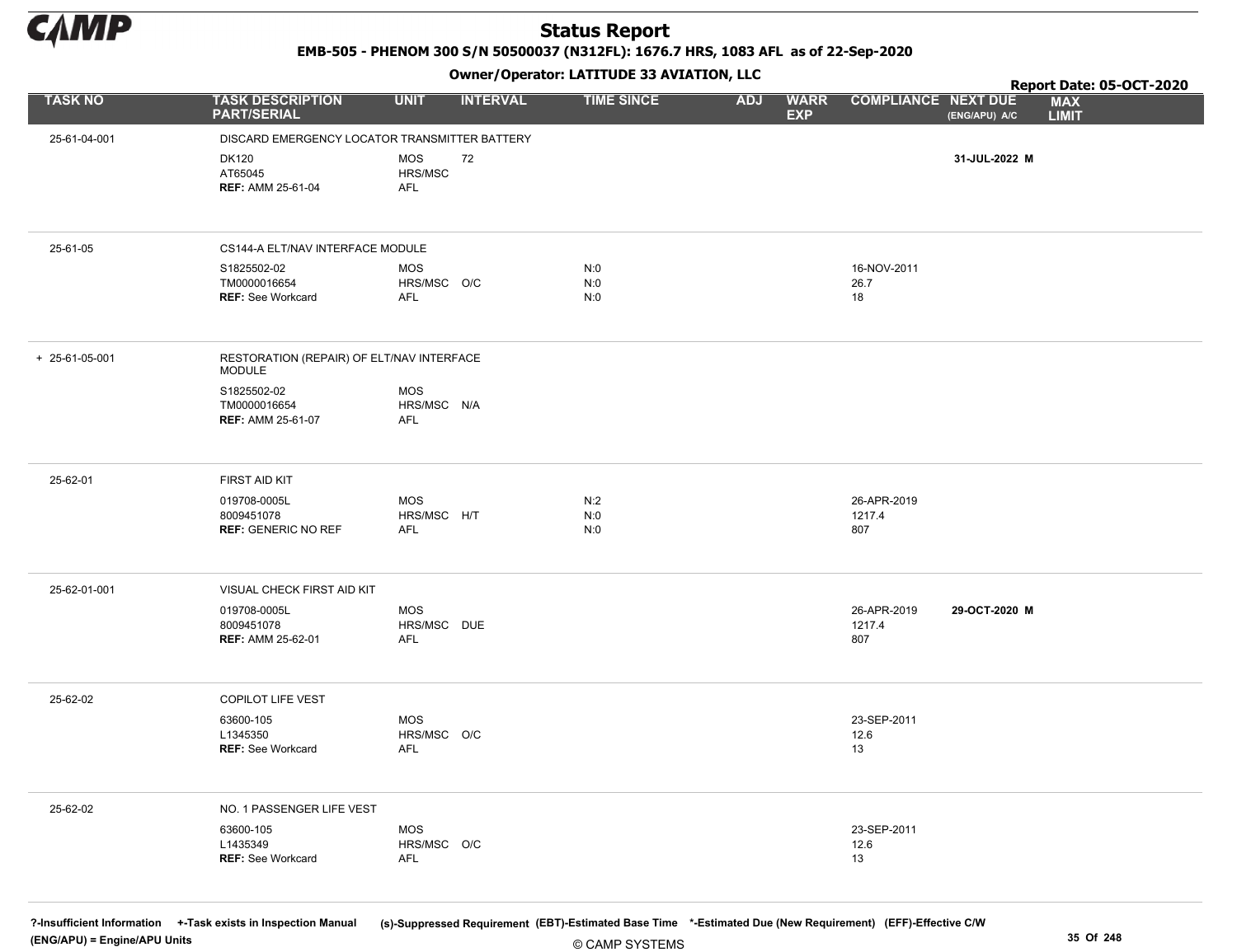# Status Report

**EMB-505 - PHENOM 300 S/N 50500037 (N312FL): 1676.7 HRS, 1083 AFL as of 22-Sep-2020**

**Owner/Operator: LATITUDE 33 AVIATION, LLC**

**Report Date: 05-OCT-2020**

| TASK NO | TASK DESCRIPTION PART/SERIAL | UNIT | INTERVAL | TIME SINCE | ADJ | WARR EXP | COMPLIANCE | NEXT DUE (ENG/APU) A/C | MAX LIMIT |
|---|---|---|---|---|---|---|---|---|---|
| 25-61-04-001 | DISCARD EMERGENCY LOCATOR TRANSMITTER BATTERY | | | | | | | | |
| | DK120 | MOS | 72 | | | | | **31-JUL-2022 M** | |
| | AT65045 | HRS/MSC | | | | | | | |
| | **REF:** AMM 25-61-04 | AFL | | | | | | | |
| 25-61-05 | CS144-A ELT/NAV INTERFACE MODULE | | | | | | | | |
| | S1825502-02 | MOS | | N:0 | | | 16-NOV-2011 | | |
| | TM0000016654 | HRS/MSC | O/C | N:0 | | | 26.7 | | |
| | **REF:** See Workcard | AFL | | N:0 | | | 18 | | |
| + 25-61-05-001 | RESTORATION (REPAIR) OF ELT/NAV INTERFACE MODULE | | | | | | | | |
| | S1825502-02 | MOS | | | | | | | |
| | TM0000016654 | HRS/MSC | N/A | | | | | | |
| | **REF:** AMM 25-61-07 | AFL | | | | | | | |
| 25-62-01 | FIRST AID KIT | | | | | | | | |
| | 019708-0005L | MOS | | N:2 | | | 26-APR-2019 | | |
| | 8009451078 | HRS/MSC | H/T | N:0 | | | 1217.4 | | |
| | **REF:** GENERIC NO REF | AFL | | N:0 | | | 807 | | |
| 25-62-01-001 | VISUAL CHECK FIRST AID KIT | | | | | | | | |
| | 019708-0005L | MOS | | | | | 26-APR-2019 | **29-OCT-2020 M** | |
| | 8009451078 | HRS/MSC | DUE | | | | 1217.4 | | |
| | **REF:** AMM 25-62-01 | AFL | | | | | 807 | | |
| 25-62-02 | COPILOT LIFE VEST | | | | | | | | |
| | 63600-105 | MOS | | | | | 23-SEP-2011 | | |
| | L1345350 | HRS/MSC | O/C | | | | 12.6 | | |
| | **REF:** See Workcard | AFL | | | | | 13 | | |
| 25-62-02 | NO. 1 PASSENGER LIFE VEST | | | | | | | | |
| | 63600-105 | MOS | | | | | 23-SEP-2011 | | |
| | L1435349 | HRS/MSC | O/C | | | | 12.6 | | |
| | **REF:** See Workcard | AFL | | | | | 13 | | |

**?-Insufficient Information** **+-Task exists in Inspection Manual** (s)-Suppressed Requirement (EBT)-Estimated Base Time *-Estimated Due (New Requirement) (EFF)-Effective C/W
**(ENG/APU) = Engine/APU Units**

© CAMP SYSTEMS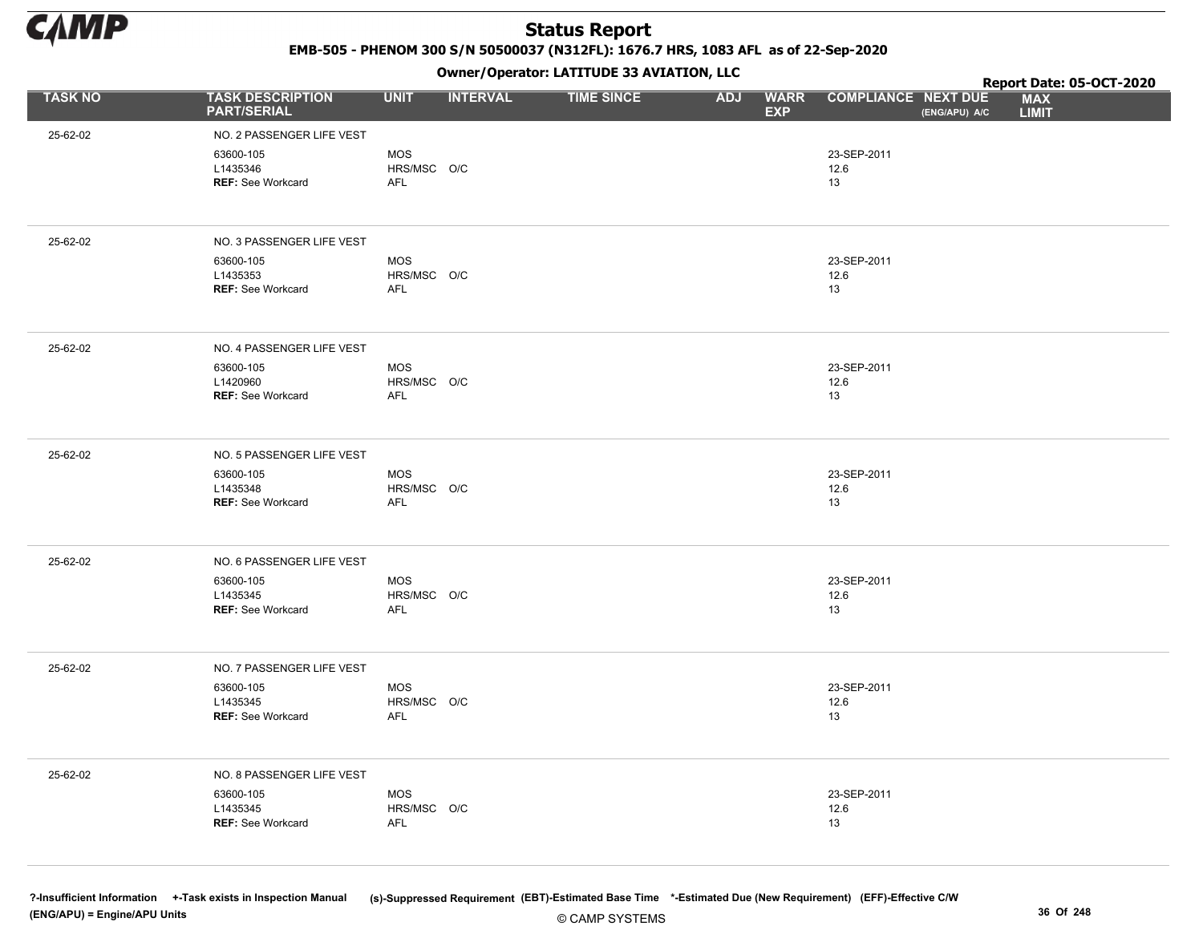# Status Report

EMB-505 - PHENOM 300 S/N 50500037 (N312FL): 1676.7 HRS, 1083 AFL as of 22-Sep-2020

Owner/Operator: LATITUDE 33 AVIATION, LLC

Report Date: 05-OCT-2020

| TASK NO | TASK DESCRIPTION PART/SERIAL | UNIT | INTERVAL | TIME SINCE | ADJ | WARR EXP | COMPLIANCE | NEXT DUE (ENG/APU) A/C | MAX LIMIT |
|---|---|---|---|---|---|---|---|---|---|
| 25-62-02 | NO. 2 PASSENGER LIFE VEST | | | | | | | | |
| | 63600-105 | MOS | | | | | 23-SEP-2011 | | |
| | L1435346 | HRS/MSC | O/C | | | | 12.6 | | |
| | REF: See Workcard | AFL | | | | | 13 | | |
| 25-62-02 | NO. 3 PASSENGER LIFE VEST | | | | | | | | |
| | 63600-105 | MOS | | | | | 23-SEP-2011 | | |
| | L1435353 | HRS/MSC | O/C | | | | 12.6 | | |
| | REF: See Workcard | AFL | | | | | 13 | | |
| 25-62-02 | NO. 4 PASSENGER LIFE VEST | | | | | | | | |
| | 63600-105 | MOS | | | | | 23-SEP-2011 | | |
| | L1420960 | HRS/MSC | O/C | | | | 12.6 | | |
| | REF: See Workcard | AFL | | | | | 13 | | |
| 25-62-02 | NO. 5 PASSENGER LIFE VEST | | | | | | | | |
| | 63600-105 | MOS | | | | | 23-SEP-2011 | | |
| | L1435348 | HRS/MSC | O/C | | | | 12.6 | | |
| | REF: See Workcard | AFL | | | | | 13 | | |
| 25-62-02 | NO. 6 PASSENGER LIFE VEST | | | | | | | | |
| | 63600-105 | MOS | | | | | 23-SEP-2011 | | |
| | L1435345 | HRS/MSC | O/C | | | | 12.6 | | |
| | REF: See Workcard | AFL | | | | | 13 | | |
| 25-62-02 | NO. 7 PASSENGER LIFE VEST | | | | | | | | |
| | 63600-105 | MOS | | | | | 23-SEP-2011 | | |
| | L1435345 | HRS/MSC | O/C | | | | 12.6 | | |
| | REF: See Workcard | AFL | | | | | 13 | | |
| 25-62-02 | NO. 8 PASSENGER LIFE VEST | | | | | | | | |
| | 63600-105 | MOS | | | | | 23-SEP-2011 | | |
| | L1435345 | HRS/MSC | O/C | | | | 12.6 | | |
| | REF: See Workcard | AFL | | | | | 13 | | |

?-Insufficient Information +-Task exists in Inspection Manual (s)-Suppressed Requirement (EBT)-Estimated Base Time *-Estimated Due (New Requirement) (EFF)-Effective C/W (ENG/APU) = Engine/APU Units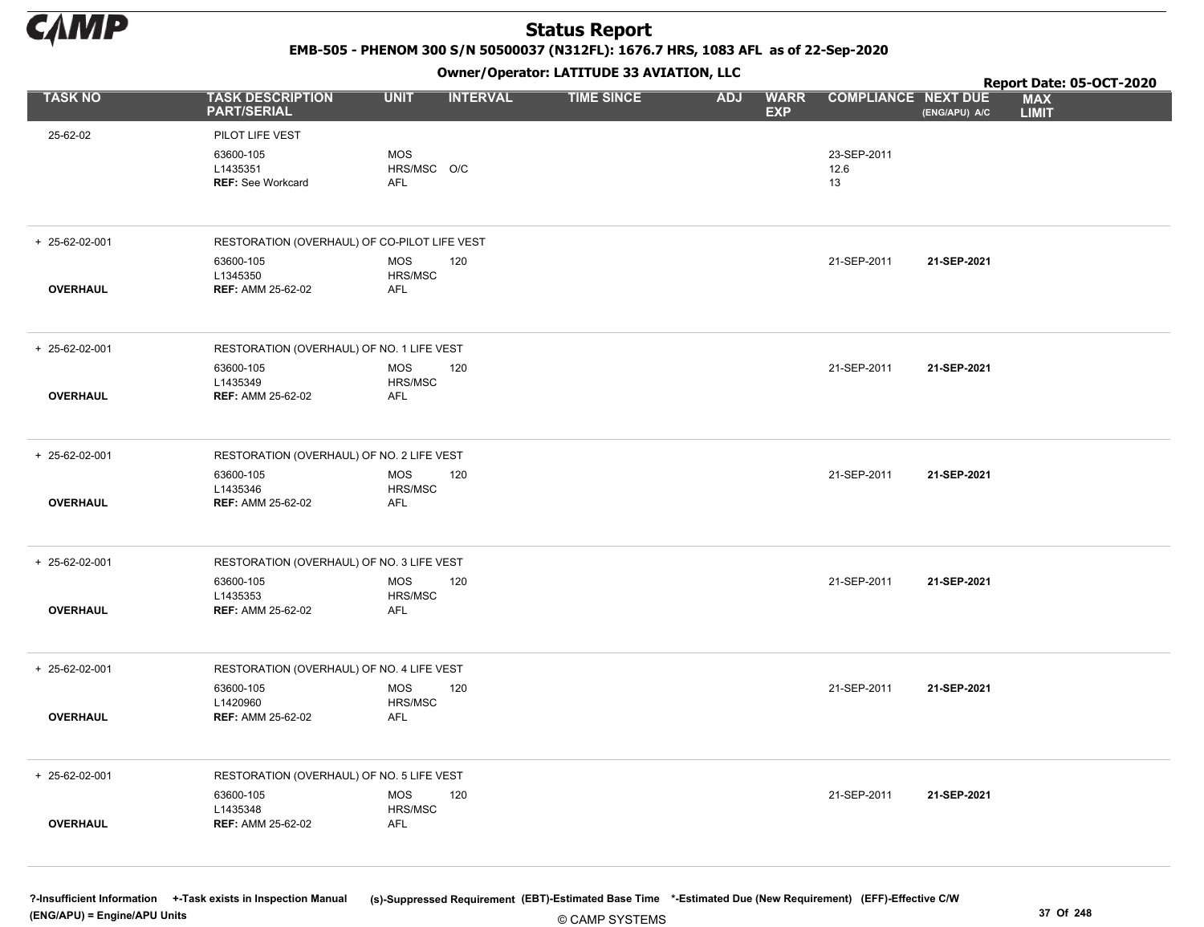# Status Report

**EMB-505 - PHENOM 300 S/N 50500037 (N312FL): 1676.7 HRS, 1083 AFL as of 22-Sep-2020**

**Owner/Operator: LATITUDE 33 AVIATION, LLC**

**Report Date: 05-OCT-2020**

| TASK NO | TASK DESCRIPTION PART/SERIAL | UNIT | INTERVAL | TIME SINCE | ADJ | WARR EXP | COMPLIANCE | NEXT DUE (ENG/APU) A/C | MAX LIMIT |
|---|---|---|---|---|---|---|---|---|---|
| 25-62-02 | PILOT LIFE VEST | | | | | | | | |
| | 63600-105 | MOS | | | | | 23-SEP-2011 | | |
| | L1435351 | HRS/MSC | O/C | | | | 12.6 | | |
| | **REF:** See Workcard | AFL | | | | | 13 | | |
| + 25-62-02-001 | RESTORATION (OVERHAUL) OF CO-PILOT LIFE VEST | | | | | | | | |
| | 63600-105 | MOS | 120 | | | | 21-SEP-2011 | **21-SEP-2021** | |
| | L1345350 | HRS/MSC | | | | | | | |
| **OVERHAUL** | **REF:** AMM 25-62-02 | AFL | | | | | | | |
| + 25-62-02-001 | RESTORATION (OVERHAUL) OF NO. 1 LIFE VEST | | | | | | | | |
| | 63600-105 | MOS | 120 | | | | 21-SEP-2011 | **21-SEP-2021** | |
| | L1435349 | HRS/MSC | | | | | | | |
| **OVERHAUL** | **REF:** AMM 25-62-02 | AFL | | | | | | | |
| + 25-62-02-001 | RESTORATION (OVERHAUL) OF NO. 2 LIFE VEST | | | | | | | | |
| | 63600-105 | MOS | 120 | | | | 21-SEP-2011 | **21-SEP-2021** | |
| | L1435346 | HRS/MSC | | | | | | | |
| **OVERHAUL** | **REF:** AMM 25-62-02 | AFL | | | | | | | |
| + 25-62-02-001 | RESTORATION (OVERHAUL) OF NO. 3 LIFE VEST | | | | | | | | |
| | 63600-105 | MOS | 120 | | | | 21-SEP-2011 | **21-SEP-2021** | |
| | L1435353 | HRS/MSC | | | | | | | |
| **OVERHAUL** | **REF:** AMM 25-62-02 | AFL | | | | | | | |
| + 25-62-02-001 | RESTORATION (OVERHAUL) OF NO. 4 LIFE VEST | | | | | | | | |
| | 63600-105 | MOS | 120 | | | | 21-SEP-2011 | **21-SEP-2021** | |
| | L1420960 | HRS/MSC | | | | | | | |
| **OVERHAUL** | **REF:** AMM 25-62-02 | AFL | | | | | | | |
| + 25-62-02-001 | RESTORATION (OVERHAUL) OF NO. 5 LIFE VEST | | | | | | | | |
| | 63600-105 | MOS | 120 | | | | 21-SEP-2011 | **21-SEP-2021** | |
| | L1435348 | HRS/MSC | | | | | | | |
| **OVERHAUL** | **REF:** AMM 25-62-02 | AFL | | | | | | | |

?-Insufficient Information +-Task exists in Inspection Manual (s)-Suppressed Requirement (EBT)-Estimated Base Time *-Estimated Due (New Requirement) (EFF)-Effective C/W
(ENG/APU) = Engine/APU Units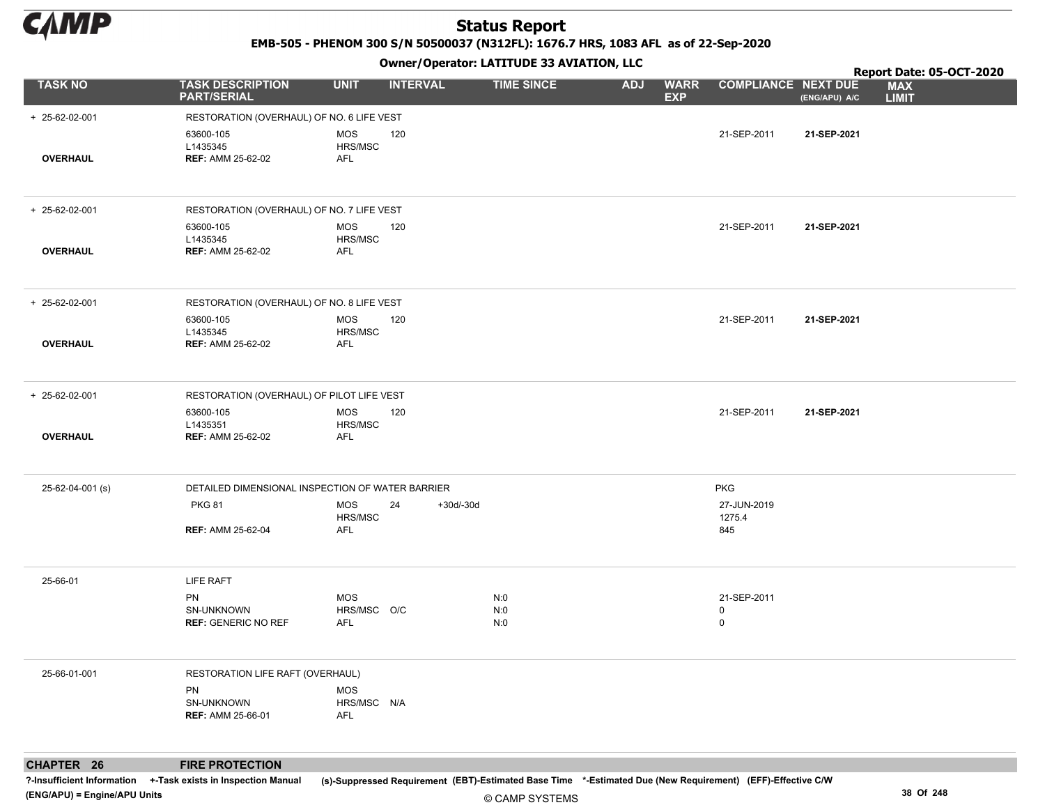# Status Report

EMB-505 - PHENOM 300 S/N 50500037 (N312FL): 1676.7 HRS, 1083 AFL as of 22-Sep-2020

Owner/Operator: LATITUDE 33 AVIATION, LLC

Report Date: 05-OCT-2020

| TASK NO | TASK DESCRIPTION PART/SERIAL | UNIT | INTERVAL | | TIME SINCE | ADJ | WARR EXP | COMPLIANCE | NEXT DUE (ENG/APU) A/C | MAX LIMIT |
|---|---|---|---|---|---|---|---|---|---|---|
| + 25-62-02-001 | RESTORATION (OVERHAUL) OF NO. 6 LIFE VEST | | | | | | | | | |
| | 63600-105 | MOS | 120 | | | | | 21-SEP-2011 | **21-SEP-2021** | |
| | L1435345 | HRS/MSC | | | | | | | | |
| **OVERHAUL** | **REF:** AMM 25-62-02 | AFL | | | | | | | | |
| + 25-62-02-001 | RESTORATION (OVERHAUL) OF NO. 7 LIFE VEST | | | | | | | | | |
| | 63600-105 | MOS | 120 | | | | | 21-SEP-2011 | **21-SEP-2021** | |
| | L1435345 | HRS/MSC | | | | | | | | |
| **OVERHAUL** | **REF:** AMM 25-62-02 | AFL | | | | | | | | |
| + 25-62-02-001 | RESTORATION (OVERHAUL) OF NO. 8 LIFE VEST | | | | | | | | | |
| | 63600-105 | MOS | 120 | | | | | 21-SEP-2011 | **21-SEP-2021** | |
| | L1435345 | HRS/MSC | | | | | | | | |
| **OVERHAUL** | **REF:** AMM 25-62-02 | AFL | | | | | | | | |
| + 25-62-02-001 | RESTORATION (OVERHAUL) OF PILOT LIFE VEST | | | | | | | | | |
| | 63600-105 | MOS | 120 | | | | | 21-SEP-2011 | **21-SEP-2021** | |
| | L1435351 | HRS/MSC | | | | | | | | |
| **OVERHAUL** | **REF:** AMM 25-62-02 | AFL | | | | | | | | |
| 25-62-04-001 (s) | DETAILED DIMENSIONAL INSPECTION OF WATER BARRIER | | | | | | | PKG | | |
| | PKG 81 | MOS | 24 | +30d/-30d | | | | 27-JUN-2019 | | |
| | | HRS/MSC | | | | | | 1275.4 | | |
| | **REF:** AMM 25-62-04 | AFL | | | | | | 845 | | |
| 25-66-01 | LIFE RAFT | | | | | | | | | |
| | PN | MOS | | | N:0 | | | 21-SEP-2011 | | |
| | SN-UNKNOWN | HRS/MSC | O/C | | N:0 | | | 0 | | |
| | **REF:** GENERIC NO REF | AFL | | | N:0 | | | 0 | | |
| 25-66-01-001 | RESTORATION LIFE RAFT (OVERHAUL) | | | | | | | | | |
| | PN | MOS | | | | | | | | |
| | SN-UNKNOWN | HRS/MSC | N/A | | | | | | | |
| | **REF:** AMM 25-66-01 | AFL | | | | | | | | |

**CHAPTER 26 FIRE PROTECTION**

?-Insufficient Information +-Task exists in Inspection Manual (s)-Suppressed Requirement (EBT)-Estimated Base Time *-Estimated Due (New Requirement) (EFF)-Effective C/W (ENG/APU) = Engine/APU Units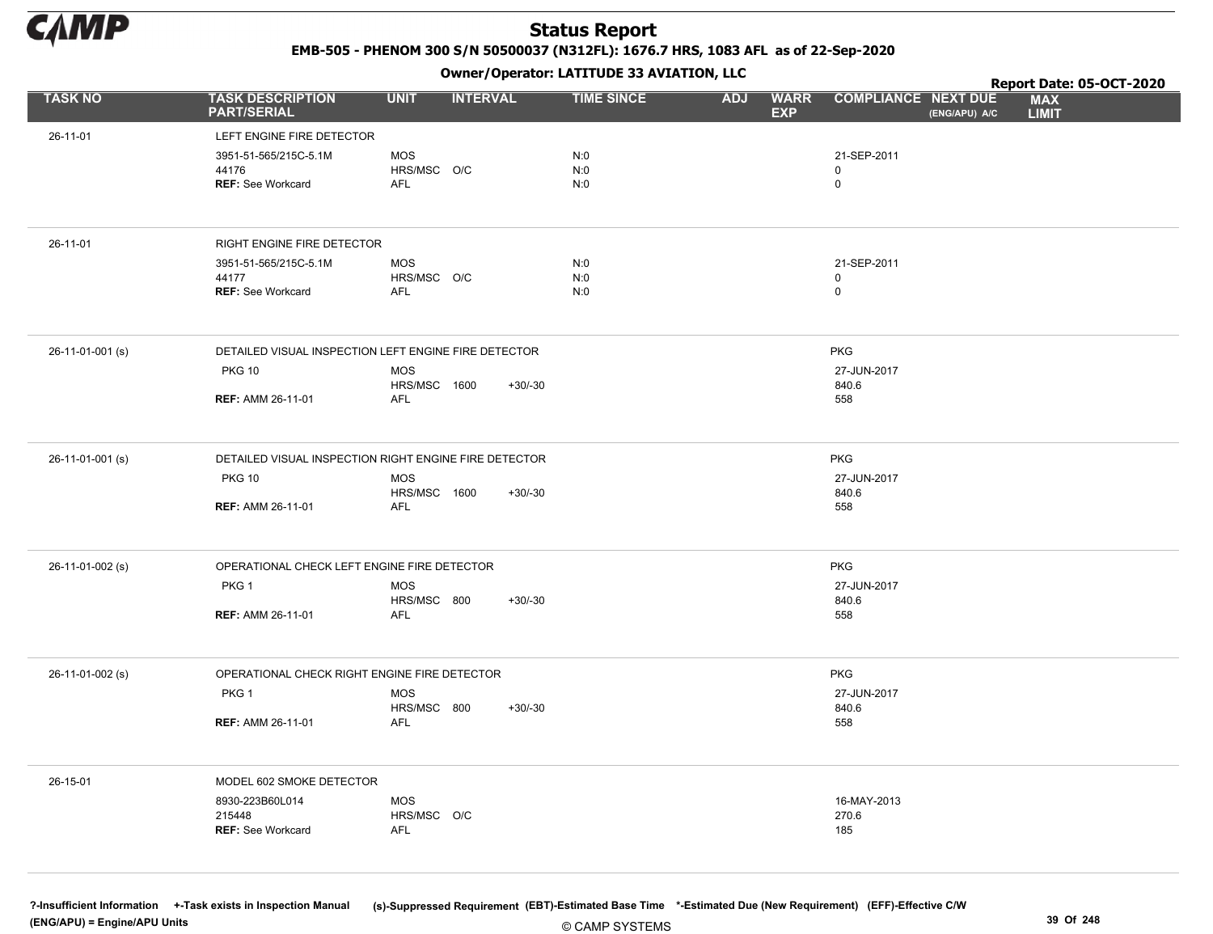# Status Report

**EMB-505 - PHENOM 300 S/N 50500037 (N312FL): 1676.7 HRS, 1083 AFL as of 22-Sep-2020**

**Owner/Operator: LATITUDE 33 AVIATION, LLC**

**Report Date: 05-OCT-2020**

| TASK NO | TASK DESCRIPTION PART/SERIAL | UNIT | INTERVAL | | TIME SINCE | ADJ | WARR EXP | COMPLIANCE | NEXT DUE (ENG/APU) A/C | MAX LIMIT |
|---|---|---|---|---|---|---|---|---|---|---|
| 26-11-01 | LEFT ENGINE FIRE DETECTOR | | | | | | | | | |
| | 3951-51-565/215C-5.1M | MOS | | | N:0 | | | 21-SEP-2011 | | |
| | 44176 | HRS/MSC | O/C | | N:0 | | | 0 | | |
| | **REF:** See Workcard | AFL | | | N:0 | | | 0 | | |
| 26-11-01 | RIGHT ENGINE FIRE DETECTOR | | | | | | | | | |
| | 3951-51-565/215C-5.1M | MOS | | | N:0 | | | 21-SEP-2011 | | |
| | 44177 | HRS/MSC | O/C | | N:0 | | | 0 | | |
| | **REF:** See Workcard | AFL | | | N:0 | | | 0 | | |
| 26-11-01-001 (s) | DETAILED VISUAL INSPECTION LEFT ENGINE FIRE DETECTOR | | | | | | | PKG | | |
| | PKG 10 | MOS | | | | | | 27-JUN-2017 | | |
| | | HRS/MSC | 1600 | +30/-30 | | | | 840.6 | | |
| | **REF:** AMM 26-11-01 | AFL | | | | | | 558 | | |
| 26-11-01-001 (s) | DETAILED VISUAL INSPECTION RIGHT ENGINE FIRE DETECTOR | | | | | | | PKG | | |
| | PKG 10 | MOS | | | | | | 27-JUN-2017 | | |
| | | HRS/MSC | 1600 | +30/-30 | | | | 840.6 | | |
| | **REF:** AMM 26-11-01 | AFL | | | | | | 558 | | |
| 26-11-01-002 (s) | OPERATIONAL CHECK LEFT ENGINE FIRE DETECTOR | | | | | | | PKG | | |
| | PKG 1 | MOS | | | | | | 27-JUN-2017 | | |
| | | HRS/MSC | 800 | +30/-30 | | | | 840.6 | | |
| | **REF:** AMM 26-11-01 | AFL | | | | | | 558 | | |
| 26-11-01-002 (s) | OPERATIONAL CHECK RIGHT ENGINE FIRE DETECTOR | | | | | | | PKG | | |
| | PKG 1 | MOS | | | | | | 27-JUN-2017 | | |
| | | HRS/MSC | 800 | +30/-30 | | | | 840.6 | | |
| | **REF:** AMM 26-11-01 | AFL | | | | | | 558 | | |
| 26-15-01 | MODEL 602 SMOKE DETECTOR | | | | | | | | | |
| | 8930-223B60L014 | MOS | | | | | | 16-MAY-2013 | | |
| | 215448 | HRS/MSC | O/C | | | | | 270.6 | | |
| | **REF:** See Workcard | AFL | | | | | | 185 | | |

**?-Insufficient Information** **+-Task exists in Inspection Manual** **(s)-Suppressed Requirement** **(EBT)-Estimated Base Time** **\*-Estimated Due (New Requirement)** **(EFF)-Effective C/W**
**(ENG/APU) = Engine/APU Units**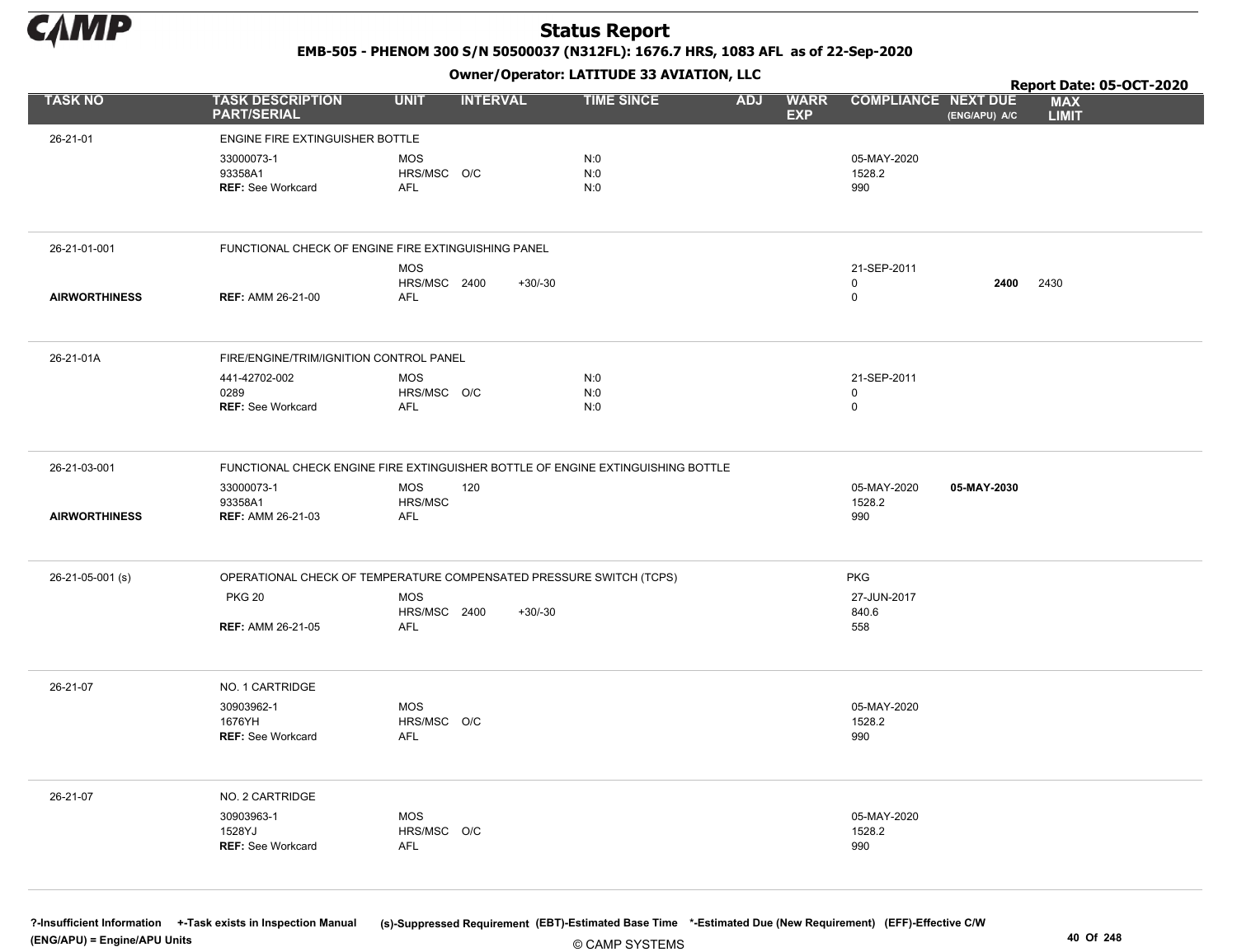# Status Report

**EMB-505 - PHENOM 300 S/N 50500037 (N312FL): 1676.7 HRS, 1083 AFL as of 22-Sep-2020**

**Owner/Operator: LATITUDE 33 AVIATION, LLC**

**Report Date: 05-OCT-2020**

| TASK NO | TASK DESCRIPTION PART/SERIAL | UNIT | INTERVAL | | TIME SINCE | ADJ | WARR EXP | COMPLIANCE | NEXT DUE (ENG/APU) A/C | MAX LIMIT |
|---|---|---|---|---|---|---|---|---|---|---|
| 26-21-01 | ENGINE FIRE EXTINGUISHER BOTTLE | | | | | | | | | |
| | 33000073-1 | MOS | | | N:0 | | | 05-MAY-2020 | | |
| | 93358A1 | HRS/MSC | O/C | | N:0 | | | 1528.2 | | |
| | REF: See Workcard | AFL | | | N:0 | | | 990 | | |
| 26-21-01-001 | FUNCTIONAL CHECK OF ENGINE FIRE EXTINGUISHING PANEL | | | | | | | | | |
| | | MOS | | | | | | 21-SEP-2011 | | |
| | | HRS/MSC | 2400 | +30/-30 | | | | 0 | **2400** | 2430 |
| AIRWORTHINESS | REF: AMM 26-21-00 | AFL | | | | | | 0 | | |
| 26-21-01A | FIRE/ENGINE/TRIM/IGNITION CONTROL PANEL | | | | | | | | | |
| | 441-42702-002 | MOS | | | N:0 | | | 21-SEP-2011 | | |
| | 0289 | HRS/MSC | O/C | | N:0 | | | 0 | | |
| | REF: See Workcard | AFL | | | N:0 | | | 0 | | |
| 26-21-03-001 | FUNCTIONAL CHECK ENGINE FIRE EXTINGUISHER BOTTLE OF ENGINE EXTINGUISHING BOTTLE | | | | | | | | | |
| | 33000073-1 | MOS | 120 | | | | | 05-MAY-2020 | **05-MAY-2030** | |
| | 93358A1 | HRS/MSC | | | | | | 1528.2 | | |
| AIRWORTHINESS | REF: AMM 26-21-03 | AFL | | | | | | 990 | | |
| 26-21-05-001 (s) | OPERATIONAL CHECK OF TEMPERATURE COMPENSATED PRESSURE SWITCH (TCPS) | | | | | | | PKG | | |
| | PKG 20 | MOS | | | | | | 27-JUN-2017 | | |
| | | HRS/MSC | 2400 | +30/-30 | | | | 840.6 | | |
| | REF: AMM 26-21-05 | AFL | | | | | | 558 | | |
| 26-21-07 | NO. 1 CARTRIDGE | | | | | | | | | |
| | 30903962-1 | MOS | | | | | | 05-MAY-2020 | | |
| | 1676YH | HRS/MSC | O/C | | | | | 1528.2 | | |
| | REF: See Workcard | AFL | | | | | | 990 | | |
| 26-21-07 | NO. 2 CARTRIDGE | | | | | | | | | |
| | 30903963-1 | MOS | | | | | | 05-MAY-2020 | | |
| | 1528YJ | HRS/MSC | O/C | | | | | 1528.2 | | |
| | REF: See Workcard | AFL | | | | | | 990 | | |

?-Insufficient Information +-Task exists in Inspection Manual (s)-Suppressed Requirement (EBT)-Estimated Base Time *-Estimated Due (New Requirement) (EFF)-Effective C/W
(ENG/APU) = Engine/APU Units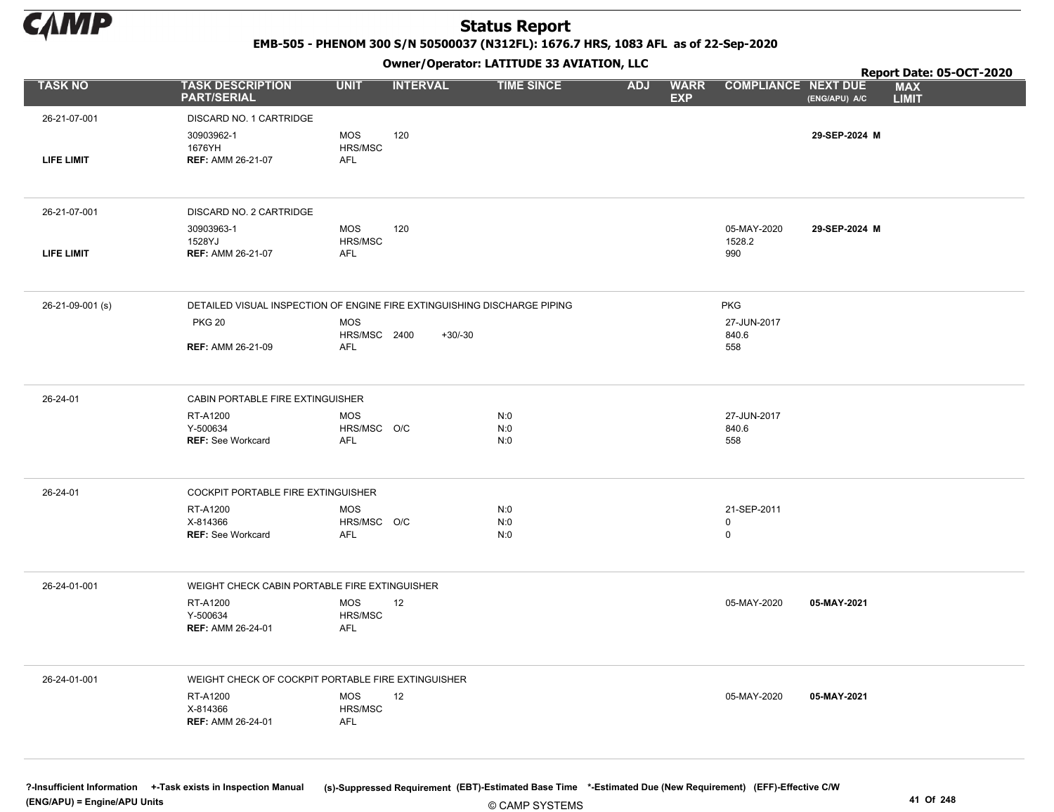# Status Report

**EMB-505 - PHENOM 300 S/N 50500037 (N312FL): 1676.7 HRS, 1083 AFL as of 22-Sep-2020**

**Owner/Operator: LATITUDE 33 AVIATION, LLC**

**Report Date: 05-OCT-2020**

| TASK NO | TASK DESCRIPTION PART/SERIAL | UNIT | INTERVAL | | TIME SINCE | ADJ | WARR EXP | COMPLIANCE | NEXT DUE (ENG/APU) A/C | MAX LIMIT |
|---|---|---|---|---|---|---|---|---|---|---|
| 26-21-07-001 | DISCARD NO. 1 CARTRIDGE | | | | | | | | | |
| | 30903962-1 | MOS | 120 | | | | | | **29-SEP-2024 M** | |
| | 1676YH | HRS/MSC | | | | | | | | |
| **LIFE LIMIT** | **REF:** AMM 26-21-07 | AFL | | | | | | | | |
| 26-21-07-001 | DISCARD NO. 2 CARTRIDGE | | | | | | | | | |
| | 30903963-1 | MOS | 120 | | | | | 05-MAY-2020 | **29-SEP-2024 M** | |
| | 1528YJ | HRS/MSC | | | | | | 1528.2 | | |
| **LIFE LIMIT** | **REF:** AMM 26-21-07 | AFL | | | | | | 990 | | |
| 26-21-09-001 (s) | DETAILED VISUAL INSPECTION OF ENGINE FIRE EXTINGUISHING DISCHARGE PIPING | | | | | | | PKG | | |
| | PKG 20 | MOS | | | | | | 27-JUN-2017 | | |
| | | HRS/MSC | 2400 | +30/-30 | | | | 840.6 | | |
| | **REF:** AMM 26-21-09 | AFL | | | | | | 558 | | |
| 26-24-01 | CABIN PORTABLE FIRE EXTINGUISHER | | | | | | | | | |
| | RT-A1200 | MOS | | | N:0 | | | 27-JUN-2017 | | |
| | Y-500634 | HRS/MSC | O/C | | N:0 | | | 840.6 | | |
| | **REF:** See Workcard | AFL | | | N:0 | | | 558 | | |
| 26-24-01 | COCKPIT PORTABLE FIRE EXTINGUISHER | | | | | | | | | |
| | RT-A1200 | MOS | | | N:0 | | | 21-SEP-2011 | | |
| | X-814366 | HRS/MSC | O/C | | N:0 | | | 0 | | |
| | **REF:** See Workcard | AFL | | | N:0 | | | 0 | | |
| 26-24-01-001 | WEIGHT CHECK CABIN PORTABLE FIRE EXTINGUISHER | | | | | | | | | |
| | RT-A1200 | MOS | 12 | | | | | 05-MAY-2020 | **05-MAY-2021** | |
| | Y-500634 | HRS/MSC | | | | | | | | |
| | **REF:** AMM 26-24-01 | AFL | | | | | | | | |
| 26-24-01-001 | WEIGHT CHECK OF COCKPIT PORTABLE FIRE EXTINGUISHER | | | | | | | | | |
| | RT-A1200 | MOS | 12 | | | | | 05-MAY-2020 | **05-MAY-2021** | |
| | X-814366 | HRS/MSC | | | | | | | | |
| | **REF:** AMM 26-24-01 | AFL | | | | | | | | |

?-Insufficient Information +-Task exists in Inspection Manual (s)-Suppressed Requirement (EBT)-Estimated Base Time *-Estimated Due (New Requirement) (EFF)-Effective C/W
(ENG/APU) = Engine/APU Units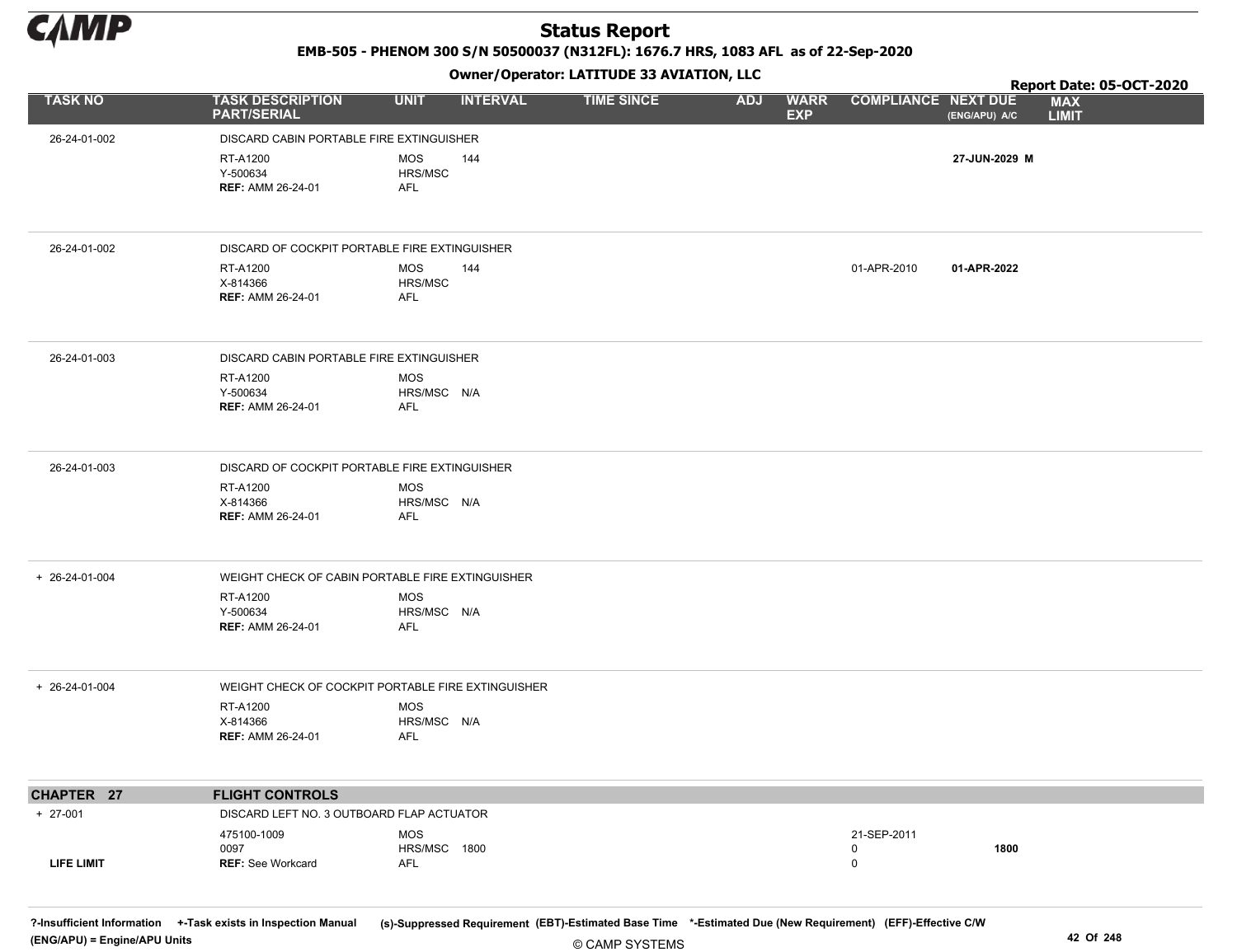# Status Report

**EMB-505 - PHENOM 300 S/N 50500037 (N312FL): 1676.7 HRS, 1083 AFL as of 22-Sep-2020**

**Owner/Operator: LATITUDE 33 AVIATION, LLC**

**Report Date: 05-OCT-2020**

| TASK NO | TASK DESCRIPTION PART/SERIAL | UNIT | INTERVAL | TIME SINCE | ADJ | WARR EXP | COMPLIANCE | NEXT DUE (ENG/APU) A/C | MAX LIMIT |
|---|---|---|---|---|---|---|---|---|---|
| 26-24-01-002 | DISCARD CABIN PORTABLE FIRE EXTINGUISHER | | | | | | | | |
| | RT-A1200<br>Y-500634<br>**REF:** AMM 26-24-01 | MOS<br>HRS/MSC<br>AFL | 144 | | | | | **27-JUN-2029 M** | |
| 26-24-01-002 | DISCARD OF COCKPIT PORTABLE FIRE EXTINGUISHER | | | | | | | | |
| | RT-A1200<br>X-814366<br>**REF:** AMM 26-24-01 | MOS<br>HRS/MSC<br>AFL | 144 | | | | 01-APR-2010 | **01-APR-2022** | |
| 26-24-01-003 | DISCARD CABIN PORTABLE FIRE EXTINGUISHER | | | | | | | | |
| | RT-A1200<br>Y-500634<br>**REF:** AMM 26-24-01 | MOS<br>HRS/MSC<br>AFL | <br>N/A | | | | | | |
| 26-24-01-003 | DISCARD OF COCKPIT PORTABLE FIRE EXTINGUISHER | | | | | | | | |
| | RT-A1200<br>X-814366<br>**REF:** AMM 26-24-01 | MOS<br>HRS/MSC<br>AFL | <br>N/A | | | | | | |
| + 26-24-01-004 | WEIGHT CHECK OF CABIN PORTABLE FIRE EXTINGUISHER | | | | | | | | |
| | RT-A1200<br>Y-500634<br>**REF:** AMM 26-24-01 | MOS<br>HRS/MSC<br>AFL | <br>N/A | | | | | | |
| + 26-24-01-004 | WEIGHT CHECK OF COCKPIT PORTABLE FIRE EXTINGUISHER | | | | | | | | |
| | RT-A1200<br>X-814366<br>**REF:** AMM 26-24-01 | MOS<br>HRS/MSC<br>AFL | <br>N/A | | | | | | |
| **CHAPTER 27** | **FLIGHT CONTROLS** | | | | | | | | |
| + 27-001 | DISCARD LEFT NO. 3 OUTBOARD FLAP ACTUATOR | | | | | | | | |
| LIFE LIMIT | 475100-1009<br>0097<br>**REF:** See Workcard | MOS<br>HRS/MSC<br>AFL | <br>1800 | | | | 21-SEP-2011<br>0<br>0 | <br>**1800** | |

?-Insufficient Information +-Task exists in Inspection Manual (s)-Suppressed Requirement (EBT)-Estimated Base Time \*-Estimated Due (New Requirement) (EFF)-Effective C/W
(ENG/APU) = Engine/APU Units

© CAMP SYSTEMS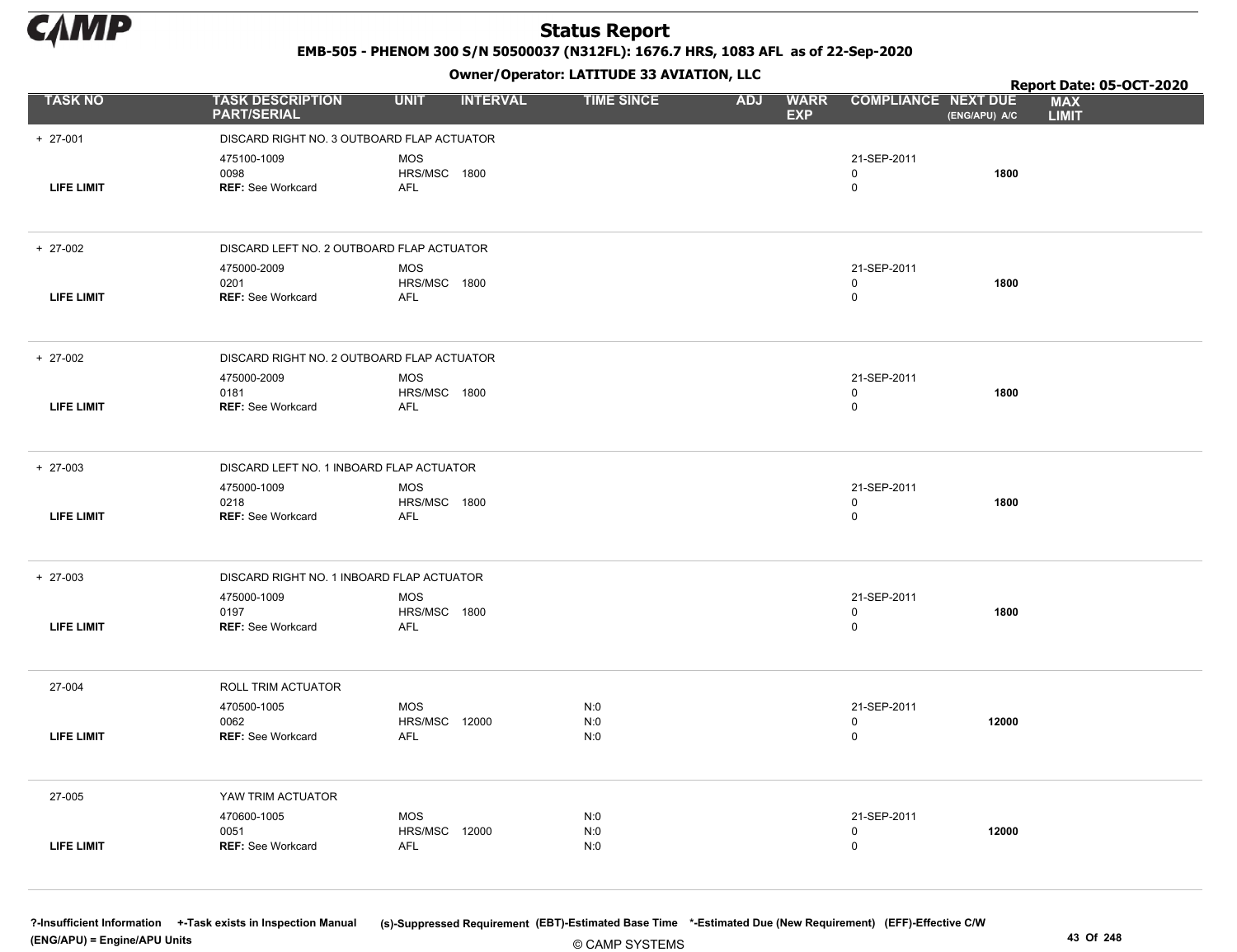# Status Report

**EMB-505 - PHENOM 300 S/N 50500037 (N312FL): 1676.7 HRS, 1083 AFL as of 22-Sep-2020**

**Owner/Operator: LATITUDE 33 AVIATION, LLC**

**Report Date: 05-OCT-2020**

| TASK NO | TASK DESCRIPTION PART/SERIAL | UNIT | INTERVAL | TIME SINCE | ADJ | WARR EXP | COMPLIANCE | NEXT DUE (ENG/APU) A/C | MAX LIMIT |
|---|---|---|---|---|---|---|---|---|---|
| + 27-001 | DISCARD RIGHT NO. 3 OUTBOARD FLAP ACTUATOR | | | | | | | | |
| | 475100-1009 | MOS | | | | | 21-SEP-2011 | | |
| | 0098 | HRS/MSC | 1800 | | | | 0 | **1800** | |
| **LIFE LIMIT** | **REF:** See Workcard | AFL | | | | | 0 | | |
| + 27-002 | DISCARD LEFT NO. 2 OUTBOARD FLAP ACTUATOR | | | | | | | | |
| | 475000-2009 | MOS | | | | | 21-SEP-2011 | | |
| | 0201 | HRS/MSC | 1800 | | | | 0 | **1800** | |
| **LIFE LIMIT** | **REF:** See Workcard | AFL | | | | | 0 | | |
| + 27-002 | DISCARD RIGHT NO. 2 OUTBOARD FLAP ACTUATOR | | | | | | | | |
| | 475000-2009 | MOS | | | | | 21-SEP-2011 | | |
| | 0181 | HRS/MSC | 1800 | | | | 0 | **1800** | |
| **LIFE LIMIT** | **REF:** See Workcard | AFL | | | | | 0 | | |
| + 27-003 | DISCARD LEFT NO. 1 INBOARD FLAP ACTUATOR | | | | | | | | |
| | 475000-1009 | MOS | | | | | 21-SEP-2011 | | |
| | 0218 | HRS/MSC | 1800 | | | | 0 | **1800** | |
| **LIFE LIMIT** | **REF:** See Workcard | AFL | | | | | 0 | | |
| + 27-003 | DISCARD RIGHT NO. 1 INBOARD FLAP ACTUATOR | | | | | | | | |
| | 475000-1009 | MOS | | | | | 21-SEP-2011 | | |
| | 0197 | HRS/MSC | 1800 | | | | 0 | **1800** | |
| **LIFE LIMIT** | **REF:** See Workcard | AFL | | | | | 0 | | |
| 27-004 | ROLL TRIM ACTUATOR | | | | | | | | |
| | 470500-1005 | MOS | | N:0 | | | 21-SEP-2011 | | |
| | 0062 | HRS/MSC | 12000 | N:0 | | | 0 | **12000** | |
| **LIFE LIMIT** | **REF:** See Workcard | AFL | | N:0 | | | 0 | | |
| 27-005 | YAW TRIM ACTUATOR | | | | | | | | |
| | 470600-1005 | MOS | | N:0 | | | 21-SEP-2011 | | |
| | 0051 | HRS/MSC | 12000 | N:0 | | | 0 | **12000** | |
| **LIFE LIMIT** | **REF:** See Workcard | AFL | | N:0 | | | 0 | | |

**?-Insufficient Information** **+-Task exists in Inspection Manual** **(s)-Suppressed Requirement** **(EBT)-Estimated Base Time** **\*-Estimated Due (New Requirement)** **(EFF)-Effective C/W**
**(ENG/APU) = Engine/APU Units**

© CAMP SYSTEMS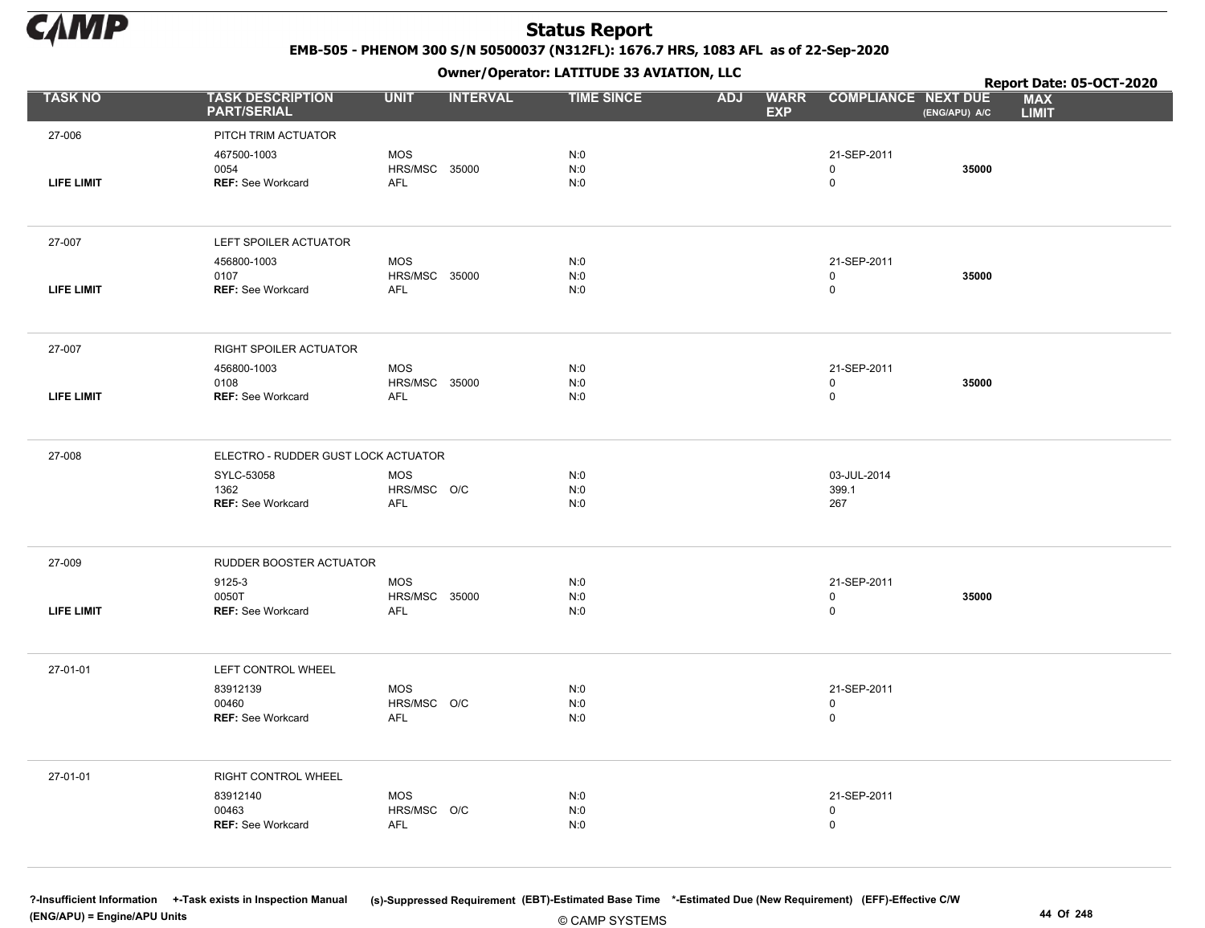# Status Report

**EMB-505 - PHENOM 300 S/N 50500037 (N312FL): 1676.7 HRS, 1083 AFL as of 22-Sep-2020**

**Owner/Operator: LATITUDE 33 AVIATION, LLC**

**Report Date: 05-OCT-2020**

| TASK NO | TASK DESCRIPTION PART/SERIAL | UNIT | INTERVAL | TIME SINCE | ADJ | WARR EXP | COMPLIANCE | NEXT DUE (ENG/APU) A/C | MAX LIMIT |
|---|---|---|---|---|---|---|---|---|---|
| 27-006 | PITCH TRIM ACTUATOR | | | | | | | | |
| | 467500-1003 | MOS | | N:0 | | | 21-SEP-2011 | | |
| | 0054 | HRS/MSC | 35000 | N:0 | | | 0 | **35000** | |
| **LIFE LIMIT** | **REF:** See Workcard | AFL | | N:0 | | | 0 | | |
| 27-007 | LEFT SPOILER ACTUATOR | | | | | | | | |
| | 456800-1003 | MOS | | N:0 | | | 21-SEP-2011 | | |
| | 0107 | HRS/MSC | 35000 | N:0 | | | 0 | **35000** | |
| **LIFE LIMIT** | **REF:** See Workcard | AFL | | N:0 | | | 0 | | |
| 27-007 | RIGHT SPOILER ACTUATOR | | | | | | | | |
| | 456800-1003 | MOS | | N:0 | | | 21-SEP-2011 | | |
| | 0108 | HRS/MSC | 35000 | N:0 | | | 0 | **35000** | |
| **LIFE LIMIT** | **REF:** See Workcard | AFL | | N:0 | | | 0 | | |
| 27-008 | ELECTRO - RUDDER GUST LOCK ACTUATOR | | | | | | | | |
| | SYLC-53058 | MOS | | N:0 | | | 03-JUL-2014 | | |
| | 1362 | HRS/MSC | O/C | N:0 | | | 399.1 | | |
| | **REF:** See Workcard | AFL | | N:0 | | | 267 | | |
| 27-009 | RUDDER BOOSTER ACTUATOR | | | | | | | | |
| | 9125-3 | MOS | | N:0 | | | 21-SEP-2011 | | |
| | 0050T | HRS/MSC | 35000 | N:0 | | | 0 | **35000** | |
| **LIFE LIMIT** | **REF:** See Workcard | AFL | | N:0 | | | 0 | | |
| 27-01-01 | LEFT CONTROL WHEEL | | | | | | | | |
| | 83912139 | MOS | | N:0 | | | 21-SEP-2011 | | |
| | 00460 | HRS/MSC | O/C | N:0 | | | 0 | | |
| | **REF:** See Workcard | AFL | | N:0 | | | 0 | | |
| 27-01-01 | RIGHT CONTROL WHEEL | | | | | | | | |
| | 83912140 | MOS | | N:0 | | | 21-SEP-2011 | | |
| | 00463 | HRS/MSC | O/C | N:0 | | | 0 | | |
| | **REF:** See Workcard | AFL | | N:0 | | | 0 | | |

?-Insufficient Information +-Task exists in Inspection Manual (s)-Suppressed Requirement (EBT)-Estimated Base Time *-Estimated Due (New Requirement) (EFF)-Effective C/W (ENG/APU) = Engine/APU Units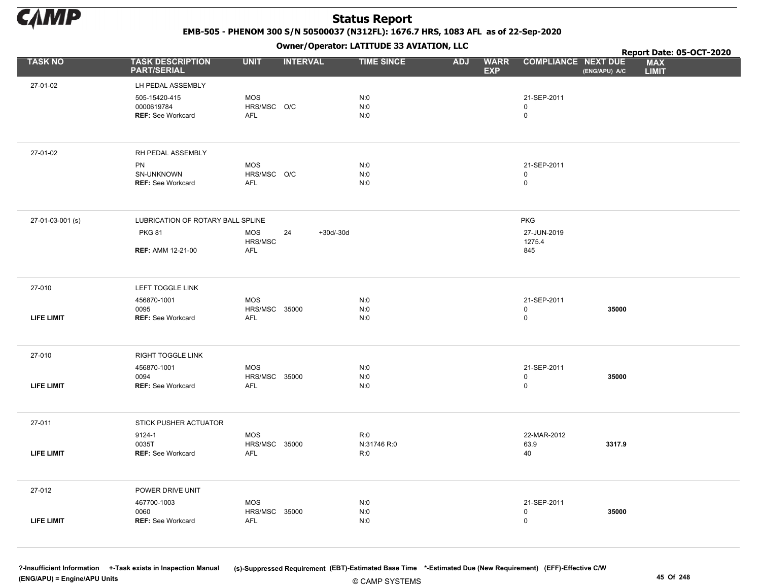# Status Report

**EMB-505 - PHENOM 300 S/N 50500037 (N312FL): 1676.7 HRS, 1083 AFL as of 22-Sep-2020**

**Owner/Operator: LATITUDE 33 AVIATION, LLC**

**Report Date: 05-OCT-2020**

| TASK NO | TASK DESCRIPTION PART/SERIAL | UNIT | INTERVAL | | TIME SINCE | ADJ | WARR EXP | COMPLIANCE | NEXT DUE (ENG/APU) A/C | MAX LIMIT |
|---|---|---|---|---|---|---|---|---|---|---|
| 27-01-02 | LH PEDAL ASSEMBLY | | | | | | | | | |
| | 505-15420-415 | MOS | | | N:0 | | | 21-SEP-2011 | | |
| | 0000619784 | HRS/MSC | O/C | | N:0 | | | 0 | | |
| | REF: See Workcard | AFL | | | N:0 | | | 0 | | |
| 27-01-02 | RH PEDAL ASSEMBLY | | | | | | | | | |
| | PN | MOS | | | N:0 | | | 21-SEP-2011 | | |
| | SN-UNKNOWN | HRS/MSC | O/C | | N:0 | | | 0 | | |
| | REF: See Workcard | AFL | | | N:0 | | | 0 | | |
| 27-01-03-001 (s) | LUBRICATION OF ROTARY BALL SPLINE | | | | | | | PKG | | |
| | PKG 81 | MOS | 24 | +30d/-30d | | | | 27-JUN-2019 | | |
| | | HRS/MSC | | | | | | 1275.4 | | |
| | REF: AMM 12-21-00 | AFL | | | | | | 845 | | |
| 27-010 | LEFT TOGGLE LINK | | | | | | | | | |
| | 456870-1001 | MOS | | | N:0 | | | 21-SEP-2011 | | |
| | 0095 | HRS/MSC | 35000 | | N:0 | | | 0 | **35000** | |
| LIFE LIMIT | REF: See Workcard | AFL | | | N:0 | | | 0 | | |
| 27-010 | RIGHT TOGGLE LINK | | | | | | | | | |
| | 456870-1001 | MOS | | | N:0 | | | 21-SEP-2011 | | |
| | 0094 | HRS/MSC | 35000 | | N:0 | | | 0 | **35000** | |
| LIFE LIMIT | REF: See Workcard | AFL | | | N:0 | | | 0 | | |
| 27-011 | STICK PUSHER ACTUATOR | | | | | | | | | |
| | 9124-1 | MOS | | | R:0 | | | 22-MAR-2012 | | |
| | 0035T | HRS/MSC | 35000 | | N:31746 R:0 | | | 63.9 | **3317.9** | |
| LIFE LIMIT | REF: See Workcard | AFL | | | R:0 | | | 40 | | |
| 27-012 | POWER DRIVE UNIT | | | | | | | | | |
| | 467700-1003 | MOS | | | N:0 | | | 21-SEP-2011 | | |
| | 0060 | HRS/MSC | 35000 | | N:0 | | | 0 | **35000** | |
| LIFE LIMIT | REF: See Workcard | AFL | | | N:0 | | | 0 | | |

?-Insufficient Information +-Task exists in Inspection Manual (s)-Suppressed Requirement (EBT)-Estimated Base Time *-Estimated Due (New Requirement) (EFF)-Effective C/W
(ENG/APU) = Engine/APU Units

© CAMP SYSTEMS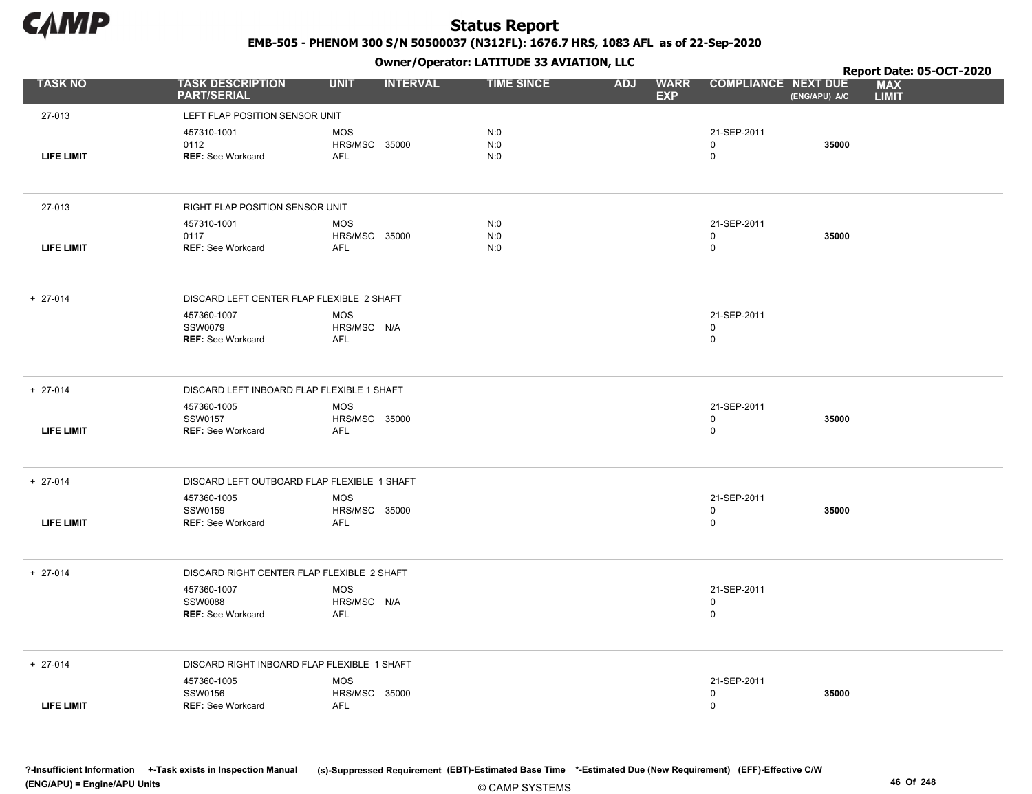# Status Report

**EMB-505 - PHENOM 300 S/N 50500037 (N312FL): 1676.7 HRS, 1083 AFL as of 22-Sep-2020**

**Owner/Operator: LATITUDE 33 AVIATION, LLC**

**Report Date: 05-OCT-2020**

| TASK NO | TASK DESCRIPTION PART/SERIAL | UNIT | INTERVAL | TIME SINCE | ADJ | WARR EXP | COMPLIANCE | NEXT DUE (ENG/APU) A/C | MAX LIMIT |
|---|---|---|---|---|---|---|---|---|---|
| 27-013 | LEFT FLAP POSITION SENSOR UNIT | | | | | | | | |
| | 457310-1001 | MOS | | N:0 | | | 21-SEP-2011 | | |
| | 0112 | HRS/MSC | 35000 | N:0 | | | 0 | 35000 | |
| LIFE LIMIT | **REF:** See Workcard | AFL | | N:0 | | | 0 | | |
| 27-013 | RIGHT FLAP POSITION SENSOR UNIT | | | | | | | | |
| | 457310-1001 | MOS | | N:0 | | | 21-SEP-2011 | | |
| | 0117 | HRS/MSC | 35000 | N:0 | | | 0 | 35000 | |
| LIFE LIMIT | **REF:** See Workcard | AFL | | N:0 | | | 0 | | |
| + 27-014 | DISCARD LEFT CENTER FLAP FLEXIBLE 2 SHAFT | | | | | | | | |
| | 457360-1007 | MOS | | | | | 21-SEP-2011 | | |
| | SSW0079 | HRS/MSC | N/A | | | | 0 | | |
| | **REF:** See Workcard | AFL | | | | | 0 | | |
| + 27-014 | DISCARD LEFT INBOARD FLAP FLEXIBLE 1 SHAFT | | | | | | | | |
| | 457360-1005 | MOS | | | | | 21-SEP-2011 | | |
| | SSW0157 | HRS/MSC | 35000 | | | | 0 | 35000 | |
| LIFE LIMIT | **REF:** See Workcard | AFL | | | | | 0 | | |
| + 27-014 | DISCARD LEFT OUTBOARD FLAP FLEXIBLE 1 SHAFT | | | | | | | | |
| | 457360-1005 | MOS | | | | | 21-SEP-2011 | | |
| | SSW0159 | HRS/MSC | 35000 | | | | 0 | 35000 | |
| LIFE LIMIT | **REF:** See Workcard | AFL | | | | | 0 | | |
| + 27-014 | DISCARD RIGHT CENTER FLAP FLEXIBLE 2 SHAFT | | | | | | | | |
| | 457360-1007 | MOS | | | | | 21-SEP-2011 | | |
| | SSW0088 | HRS/MSC | N/A | | | | 0 | | |
| | **REF:** See Workcard | AFL | | | | | 0 | | |
| + 27-014 | DISCARD RIGHT INBOARD FLAP FLEXIBLE 1 SHAFT | | | | | | | | |
| | 457360-1005 | MOS | | | | | 21-SEP-2011 | | |
| | SSW0156 | HRS/MSC | 35000 | | | | 0 | 35000 | |
| LIFE LIMIT | **REF:** See Workcard | AFL | | | | | 0 | | |

?-Insufficient Information +-Task exists in Inspection Manual (s)-Suppressed Requirement (EBT)-Estimated Base Time *-Estimated Due (New Requirement) (EFF)-Effective C/W (ENG/APU) = Engine/APU Units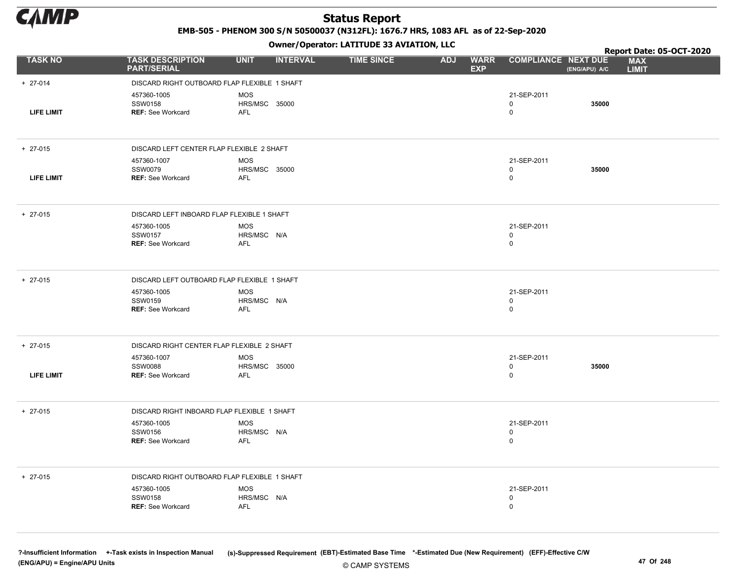# Status Report

**EMB-505 - PHENOM 300 S/N 50500037 (N312FL): 1676.7 HRS, 1083 AFL as of 22-Sep-2020**

**Owner/Operator: LATITUDE 33 AVIATION, LLC**

**Report Date: 05-OCT-2020**

| TASK NO | TASK DESCRIPTION PART/SERIAL | UNIT | INTERVAL | TIME SINCE | ADJ | WARR EXP | COMPLIANCE | NEXT DUE (ENG/APU) A/C | MAX LIMIT |
|---|---|---|---|---|---|---|---|---|---|
| + 27-014 | DISCARD RIGHT OUTBOARD FLAP FLEXIBLE 1 SHAFT | | | | | | | | |
| | 457360-1005 | MOS | | | | | 21-SEP-2011 | | |
| | SSW0158 | HRS/MSC | 35000 | | | | 0 | 35000 | |
| LIFE LIMIT | **REF:** See Workcard | AFL | | | | | 0 | | |
| + 27-015 | DISCARD LEFT CENTER FLAP FLEXIBLE 2 SHAFT | | | | | | | | |
| | 457360-1007 | MOS | | | | | 21-SEP-2011 | | |
| | SSW0079 | HRS/MSC | 35000 | | | | 0 | 35000 | |
| LIFE LIMIT | **REF:** See Workcard | AFL | | | | | 0 | | |
| + 27-015 | DISCARD LEFT INBOARD FLAP FLEXIBLE 1 SHAFT | | | | | | | | |
| | 457360-1005 | MOS | | | | | 21-SEP-2011 | | |
| | SSW0157 | HRS/MSC | N/A | | | | 0 | | |
| | **REF:** See Workcard | AFL | | | | | 0 | | |
| + 27-015 | DISCARD LEFT OUTBOARD FLAP FLEXIBLE 1 SHAFT | | | | | | | | |
| | 457360-1005 | MOS | | | | | 21-SEP-2011 | | |
| | SSW0159 | HRS/MSC | N/A | | | | 0 | | |
| | **REF:** See Workcard | AFL | | | | | 0 | | |
| + 27-015 | DISCARD RIGHT CENTER FLAP FLEXIBLE 2 SHAFT | | | | | | | | |
| | 457360-1007 | MOS | | | | | 21-SEP-2011 | | |
| | SSW0088 | HRS/MSC | 35000 | | | | 0 | 35000 | |
| LIFE LIMIT | **REF:** See Workcard | AFL | | | | | 0 | | |
| + 27-015 | DISCARD RIGHT INBOARD FLAP FLEXIBLE 1 SHAFT | | | | | | | | |
| | 457360-1005 | MOS | | | | | 21-SEP-2011 | | |
| | SSW0156 | HRS/MSC | N/A | | | | 0 | | |
| | **REF:** See Workcard | AFL | | | | | 0 | | |
| + 27-015 | DISCARD RIGHT OUTBOARD FLAP FLEXIBLE 1 SHAFT | | | | | | | | |
| | 457360-1005 | MOS | | | | | 21-SEP-2011 | | |
| | SSW0158 | HRS/MSC | N/A | | | | 0 | | |
| | **REF:** See Workcard | AFL | | | | | 0 | | |

?-Insufficient Information +-Task exists in Inspection Manual (s)-Suppressed Requirement (EBT)-Estimated Base Time *-Estimated Due (New Requirement) (EFF)-Effective C/W
(ENG/APU) = Engine/APU Units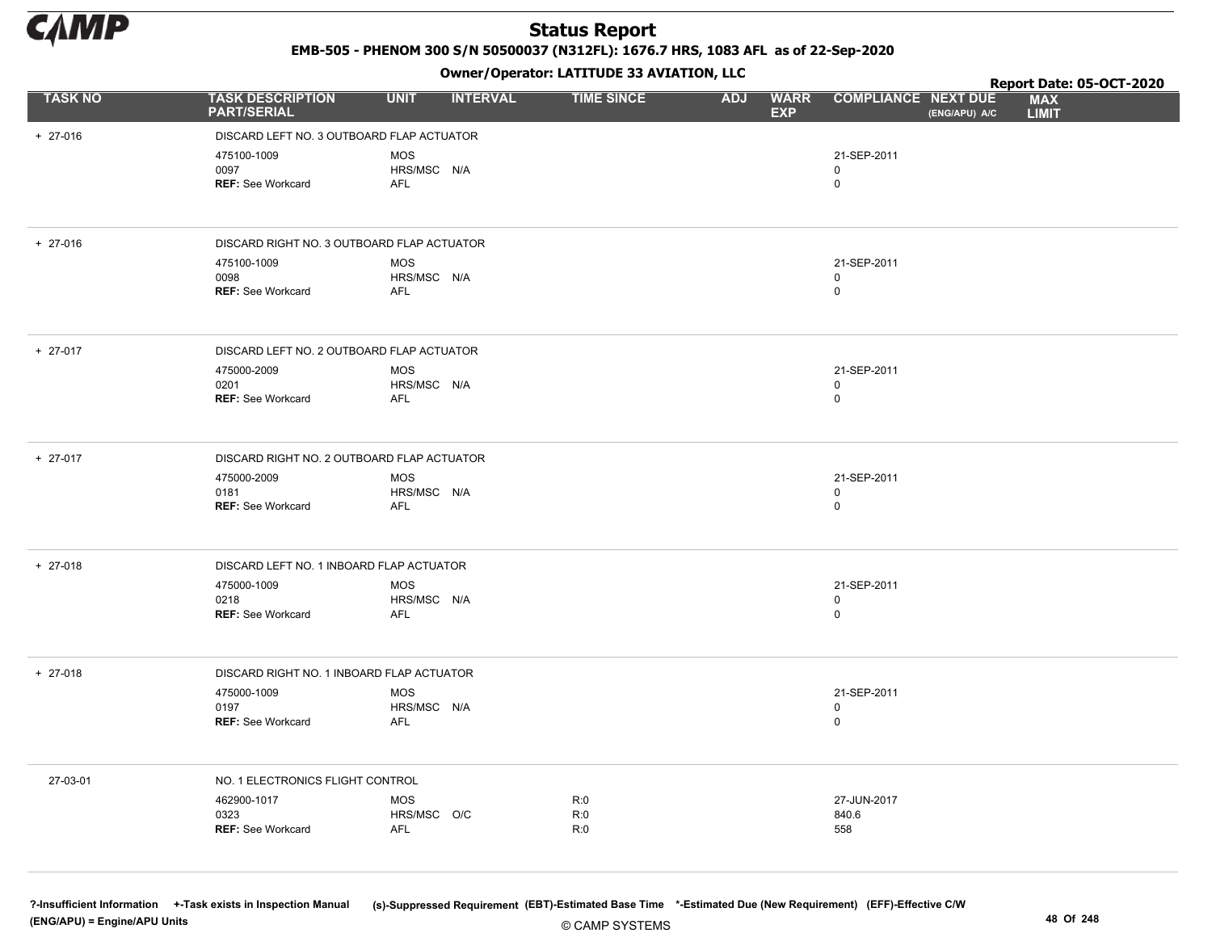# Status Report

**EMB-505 - PHENOM 300 S/N 50500037 (N312FL): 1676.7 HRS, 1083 AFL as of 22-Sep-2020**

**Owner/Operator: LATITUDE 33 AVIATION, LLC**

**Report Date: 05-OCT-2020**

| TASK NO | TASK DESCRIPTION PART/SERIAL | UNIT | INTERVAL | TIME SINCE | ADJ | WARR EXP | COMPLIANCE | NEXT DUE (ENG/APU) A/C | MAX LIMIT |
|---|---|---|---|---|---|---|---|---|---|
| + 27-016 | DISCARD LEFT NO. 3 OUTBOARD FLAP ACTUATOR | | | | | | | | |
| | 475100-1009 | MOS | | | | | 21-SEP-2011 | | |
| | 0097 | HRS/MSC | N/A | | | | 0 | | |
| | **REF:** See Workcard | AFL | | | | | 0 | | |
| + 27-016 | DISCARD RIGHT NO. 3 OUTBOARD FLAP ACTUATOR | | | | | | | | |
| | 475100-1009 | MOS | | | | | 21-SEP-2011 | | |
| | 0098 | HRS/MSC | N/A | | | | 0 | | |
| | **REF:** See Workcard | AFL | | | | | 0 | | |
| + 27-017 | DISCARD LEFT NO. 2 OUTBOARD FLAP ACTUATOR | | | | | | | | |
| | 475000-2009 | MOS | | | | | 21-SEP-2011 | | |
| | 0201 | HRS/MSC | N/A | | | | 0 | | |
| | **REF:** See Workcard | AFL | | | | | 0 | | |
| + 27-017 | DISCARD RIGHT NO. 2 OUTBOARD FLAP ACTUATOR | | | | | | | | |
| | 475000-2009 | MOS | | | | | 21-SEP-2011 | | |
| | 0181 | HRS/MSC | N/A | | | | 0 | | |
| | **REF:** See Workcard | AFL | | | | | 0 | | |
| + 27-018 | DISCARD LEFT NO. 1 INBOARD FLAP ACTUATOR | | | | | | | | |
| | 475000-1009 | MOS | | | | | 21-SEP-2011 | | |
| | 0218 | HRS/MSC | N/A | | | | 0 | | |
| | **REF:** See Workcard | AFL | | | | | 0 | | |
| + 27-018 | DISCARD RIGHT NO. 1 INBOARD FLAP ACTUATOR | | | | | | | | |
| | 475000-1009 | MOS | | | | | 21-SEP-2011 | | |
| | 0197 | HRS/MSC | N/A | | | | 0 | | |
| | **REF:** See Workcard | AFL | | | | | 0 | | |
| 27-03-01 | NO. 1 ELECTRONICS FLIGHT CONTROL | | | | | | | | |
| | 462900-1017 | MOS | | R:0 | | | 27-JUN-2017 | | |
| | 0323 | HRS/MSC | O/C | R:0 | | | 840.6 | | |
| | **REF:** See Workcard | AFL | | R:0 | | | 558 | | |

?-Insufficient Information +-Task exists in Inspection Manual (s)-Suppressed Requirement (EBT)-Estimated Base Time *-Estimated Due (New Requirement) (EFF)-Effective C/W (ENG/APU) = Engine/APU Units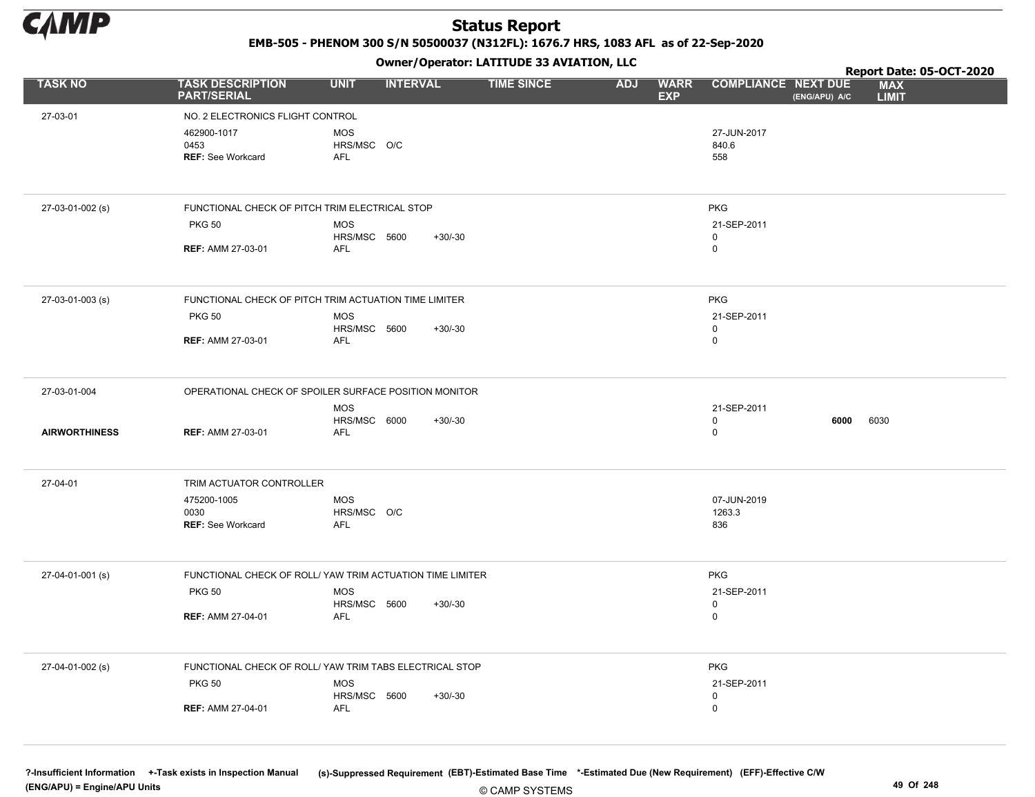# Status Report

**EMB-505 - PHENOM 300 S/N 50500037 (N312FL): 1676.7 HRS, 1083 AFL as of 22-Sep-2020**

**Owner/Operator: LATITUDE 33 AVIATION, LLC**

**Report Date: 05-OCT-2020**

| TASK NO | TASK DESCRIPTION PART/SERIAL | UNIT | INTERVAL | | TIME SINCE | ADJ | WARR EXP | COMPLIANCE | NEXT DUE (ENG/APU) A/C | MAX LIMIT |
|---|---|---|---|---|---|---|---|---|---|---|
| 27-03-01 | NO. 2 ELECTRONICS FLIGHT CONTROL | | | | | | | | | |
| | 462900-1017 | MOS | | | | | | 27-JUN-2017 | | |
| | 0453 | HRS/MSC | O/C | | | | | 840.6 | | |
| | REF: See Workcard | AFL | | | | | | 558 | | |
| 27-03-01-002 (s) | FUNCTIONAL CHECK OF PITCH TRIM ELECTRICAL STOP | | | | | | | PKG | | |
| | PKG 50 | MOS | | | | | | 21-SEP-2011 | | |
| | | HRS/MSC | 5600 | +30/-30 | | | | 0 | | |
| | REF: AMM 27-03-01 | AFL | | | | | | 0 | | |
| 27-03-01-003 (s) | FUNCTIONAL CHECK OF PITCH TRIM ACTUATION TIME LIMITER | | | | | | | PKG | | |
| | PKG 50 | MOS | | | | | | 21-SEP-2011 | | |
| | | HRS/MSC | 5600 | +30/-30 | | | | 0 | | |
| | REF: AMM 27-03-01 | AFL | | | | | | 0 | | |
| 27-03-01-004 | OPERATIONAL CHECK OF SPOILER SURFACE POSITION MONITOR | | | | | | | | | |
| | | MOS | | | | | | 21-SEP-2011 | | |
| | | HRS/MSC | 6000 | +30/-30 | | | | 0 | **6000** | 6030 |
| **AIRWORTHINESS** | REF: AMM 27-03-01 | AFL | | | | | | 0 | | |
| 27-04-01 | TRIM ACTUATOR CONTROLLER | | | | | | | | | |
| | 475200-1005 | MOS | | | | | | 07-JUN-2019 | | |
| | 0030 | HRS/MSC | O/C | | | | | 1263.3 | | |
| | REF: See Workcard | AFL | | | | | | 836 | | |
| 27-04-01-001 (s) | FUNCTIONAL CHECK OF ROLL/ YAW TRIM ACTUATION TIME LIMITER | | | | | | | PKG | | |
| | PKG 50 | MOS | | | | | | 21-SEP-2011 | | |
| | | HRS/MSC | 5600 | +30/-30 | | | | 0 | | |
| | REF: AMM 27-04-01 | AFL | | | | | | 0 | | |
| 27-04-01-002 (s) | FUNCTIONAL CHECK OF ROLL/ YAW TRIM TABS ELECTRICAL STOP | | | | | | | PKG | | |
| | PKG 50 | MOS | | | | | | 21-SEP-2011 | | |
| | | HRS/MSC | 5600 | +30/-30 | | | | 0 | | |
| | REF: AMM 27-04-01 | AFL | | | | | | 0 | | |

?-Insufficient Information +-Task exists in Inspection Manual (s)-Suppressed Requirement (EBT)-Estimated Base Time *-Estimated Due (New Requirement) (EFF)-Effective C/W
(ENG/APU) = Engine/APU Units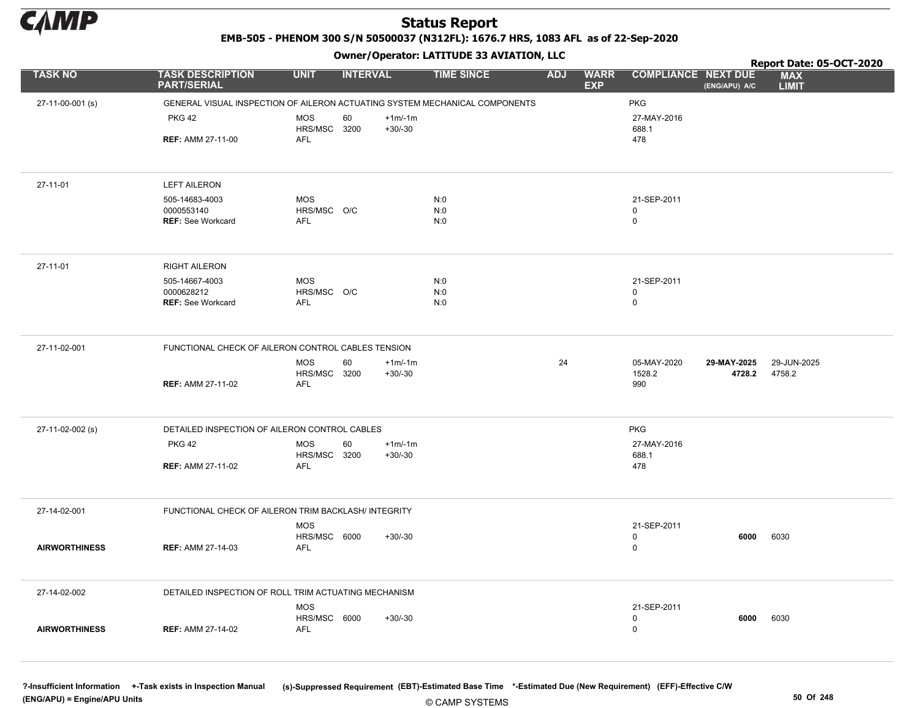# Status Report

**EMB-505 - PHENOM 300 S/N 50500037 (N312FL): 1676.7 HRS, 1083 AFL as of 22-Sep-2020**

**Owner/Operator: LATITUDE 33 AVIATION, LLC**

**Report Date: 05-OCT-2020**

| TASK NO | TASK DESCRIPTION PART/SERIAL | UNIT | INTERVAL | | TIME SINCE | ADJ | WARR EXP | COMPLIANCE | NEXT DUE (ENG/APU) A/C | MAX LIMIT |
|---|---|---|---|---|---|---|---|---|---|---|
| 27-11-00-001 (s) | GENERAL VISUAL INSPECTION OF AILERON ACTUATING SYSTEM MECHANICAL COMPONENTS | | | | | | | PKG | | |
| | PKG 42 | MOS | 60 | +1m/-1m | | | | 27-MAY-2016 | | |
| | | HRS/MSC | 3200 | +30/-30 | | | | 688.1 | | |
| | **REF:** AMM 27-11-00 | AFL | | | | | | 478 | | |
| 27-11-01 | LEFT AILERON | | | | | | | | | |
| | 505-14683-4003 | MOS | | | N:0 | | | 21-SEP-2011 | | |
| | 0000553140 | HRS/MSC | O/C | | N:0 | | | 0 | | |
| | **REF:** See Workcard | AFL | | | N:0 | | | 0 | | |
| 27-11-01 | RIGHT AILERON | | | | | | | | | |
| | 505-14667-4003 | MOS | | | N:0 | | | 21-SEP-2011 | | |
| | 0000628212 | HRS/MSC | O/C | | N:0 | | | 0 | | |
| | **REF:** See Workcard | AFL | | | N:0 | | | 0 | | |
| 27-11-02-001 | FUNCTIONAL CHECK OF AILERON CONTROL CABLES TENSION | | | | | | | | | |
| | | MOS | 60 | +1m/-1m | | 24 | | 05-MAY-2020 | **29-MAY-2025** | 29-JUN-2025 |
| | | HRS/MSC | 3200 | +30/-30 | | | | 1528.2 | **4728.2** | 4758.2 |
| | **REF:** AMM 27-11-02 | AFL | | | | | | 990 | | |
| 27-11-02-002 (s) | DETAILED INSPECTION OF AILERON CONTROL CABLES | | | | | | | PKG | | |
| | PKG 42 | MOS | 60 | +1m/-1m | | | | 27-MAY-2016 | | |
| | | HRS/MSC | 3200 | +30/-30 | | | | 688.1 | | |
| | **REF:** AMM 27-11-02 | AFL | | | | | | 478 | | |
| 27-14-02-001 | FUNCTIONAL CHECK OF AILERON TRIM BACKLASH/ INTEGRITY | | | | | | | | | |
| | | MOS | | | | | | 21-SEP-2011 | | |
| | | HRS/MSC | 6000 | +30/-30 | | | | 0 | **6000** | 6030 |
| **AIRWORTHINESS** | **REF:** AMM 27-14-03 | AFL | | | | | | 0 | | |
| 27-14-02-002 | DETAILED INSPECTION OF ROLL TRIM ACTUATING MECHANISM | | | | | | | | | |
| | | MOS | | | | | | 21-SEP-2011 | | |
| | | HRS/MSC | 6000 | +30/-30 | | | | 0 | **6000** | 6030 |
| **AIRWORTHINESS** | **REF:** AMM 27-14-02 | AFL | | | | | | 0 | | |

**?-Insufficient Information** **+-Task exists in Inspection Manual** **(s)-Suppressed Requirement** **(EBT)-Estimated Base Time** **\*-Estimated Due (New Requirement)** **(EFF)-Effective C/W**
**(ENG/APU) = Engine/APU Units**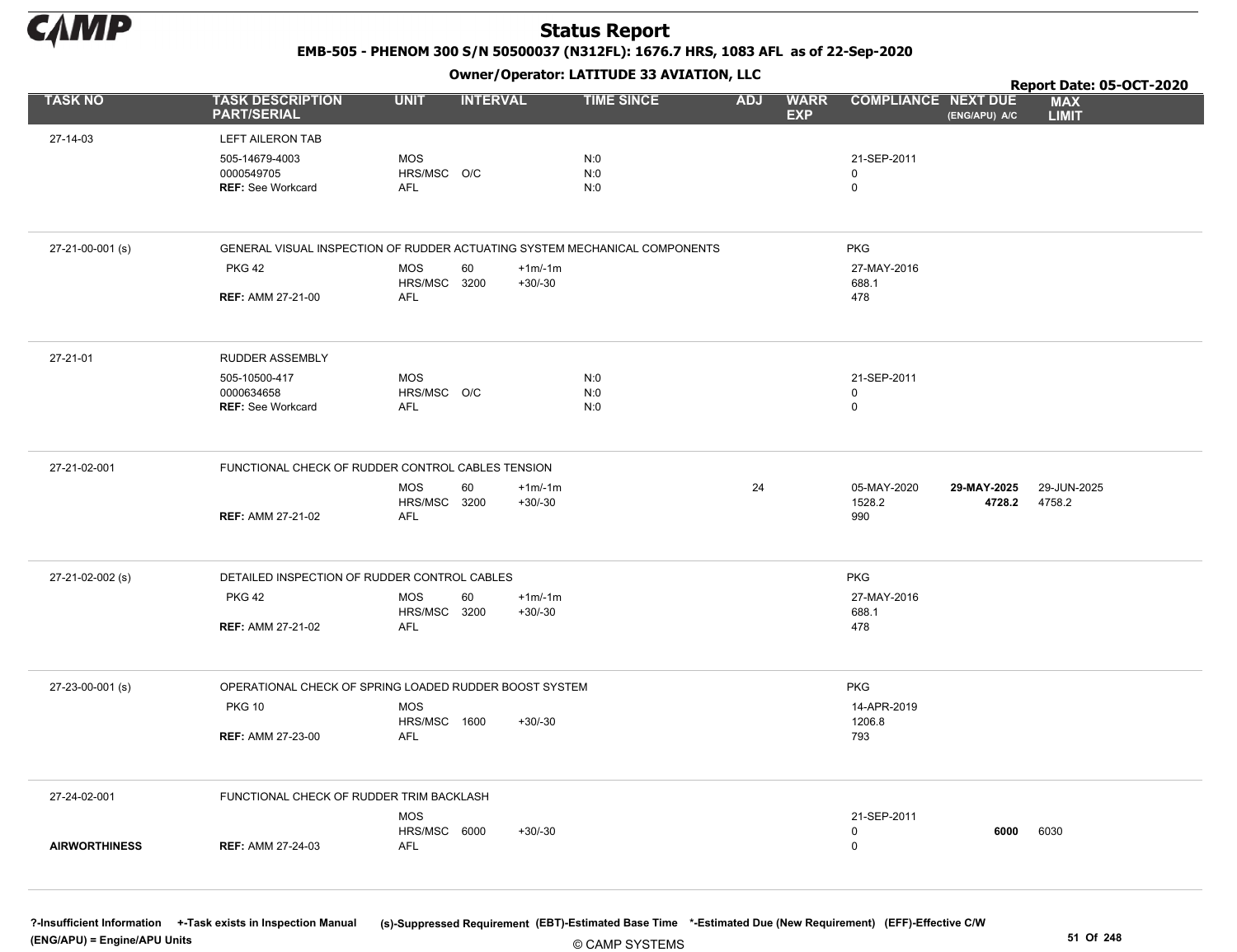# Status Report

**EMB-505 - PHENOM 300 S/N 50500037 (N312FL): 1676.7 HRS, 1083 AFL as of 22-Sep-2020**

**Owner/Operator: LATITUDE 33 AVIATION, LLC**

**Report Date: 05-OCT-2020**

| TASK NO | TASK DESCRIPTION PART/SERIAL | UNIT | INTERVAL | | TIME SINCE | ADJ | WARR EXP | COMPLIANCE | NEXT DUE (ENG/APU) A/C | MAX LIMIT |
|---|---|---|---|---|---|---|---|---|---|---|
| 27-14-03 | LEFT AILERON TAB | | | | | | | | | |
| | 505-14679-4003 | MOS | | | N:0 | | | 21-SEP-2011 | | |
| | 0000549705 | HRS/MSC | O/C | | N:0 | | | 0 | | |
| | **REF:** See Workcard | AFL | | | N:0 | | | 0 | | |
| 27-21-00-001 (s) | GENERAL VISUAL INSPECTION OF RUDDER ACTUATING SYSTEM MECHANICAL COMPONENTS | | | | | | | PKG | | |
| | PKG 42 | MOS | 60 | +1m/-1m | | | | 27-MAY-2016 | | |
| | | HRS/MSC | 3200 | +30/-30 | | | | 688.1 | | |
| | **REF:** AMM 27-21-00 | AFL | | | | | | 478 | | |
| 27-21-01 | RUDDER ASSEMBLY | | | | | | | | | |
| | 505-10500-417 | MOS | | | N:0 | | | 21-SEP-2011 | | |
| | 0000634658 | HRS/MSC | O/C | | N:0 | | | 0 | | |
| | **REF:** See Workcard | AFL | | | N:0 | | | 0 | | |
| 27-21-02-001 | FUNCTIONAL CHECK OF RUDDER CONTROL CABLES TENSION | | | | | | | | | |
| | | MOS | 60 | +1m/-1m | | 24 | | 05-MAY-2020 | **29-MAY-2025** | 29-JUN-2025 |
| | | HRS/MSC | 3200 | +30/-30 | | | | 1528.2 | **4728.2** | 4758.2 |
| | **REF:** AMM 27-21-02 | AFL | | | | | | 990 | | |
| 27-21-02-002 (s) | DETAILED INSPECTION OF RUDDER CONTROL CABLES | | | | | | | PKG | | |
| | PKG 42 | MOS | 60 | +1m/-1m | | | | 27-MAY-2016 | | |
| | | HRS/MSC | 3200 | +30/-30 | | | | 688.1 | | |
| | **REF:** AMM 27-21-02 | AFL | | | | | | 478 | | |
| 27-23-00-001 (s) | OPERATIONAL CHECK OF SPRING LOADED RUDDER BOOST SYSTEM | | | | | | | PKG | | |
| | PKG 10 | MOS | | | | | | 14-APR-2019 | | |
| | | HRS/MSC | 1600 | +30/-30 | | | | 1206.8 | | |
| | **REF:** AMM 27-23-00 | AFL | | | | | | 793 | | |
| 27-24-02-001 | FUNCTIONAL CHECK OF RUDDER TRIM BACKLASH | | | | | | | | | |
| | | MOS | | | | | | 21-SEP-2011 | | |
| | | HRS/MSC | 6000 | +30/-30 | | | | 0 | **6000** | 6030 |
| **AIRWORTHINESS** | **REF:** AMM 27-24-03 | AFL | | | | | | 0 | | |

**?-Insufficient Information** **+-Task exists in Inspection Manual** **(s)-Suppressed Requirement** **(EBT)-Estimated Base Time** **\*-Estimated Due (New Requirement)** **(EFF)-Effective C/W**
**(ENG/APU) = Engine/APU Units**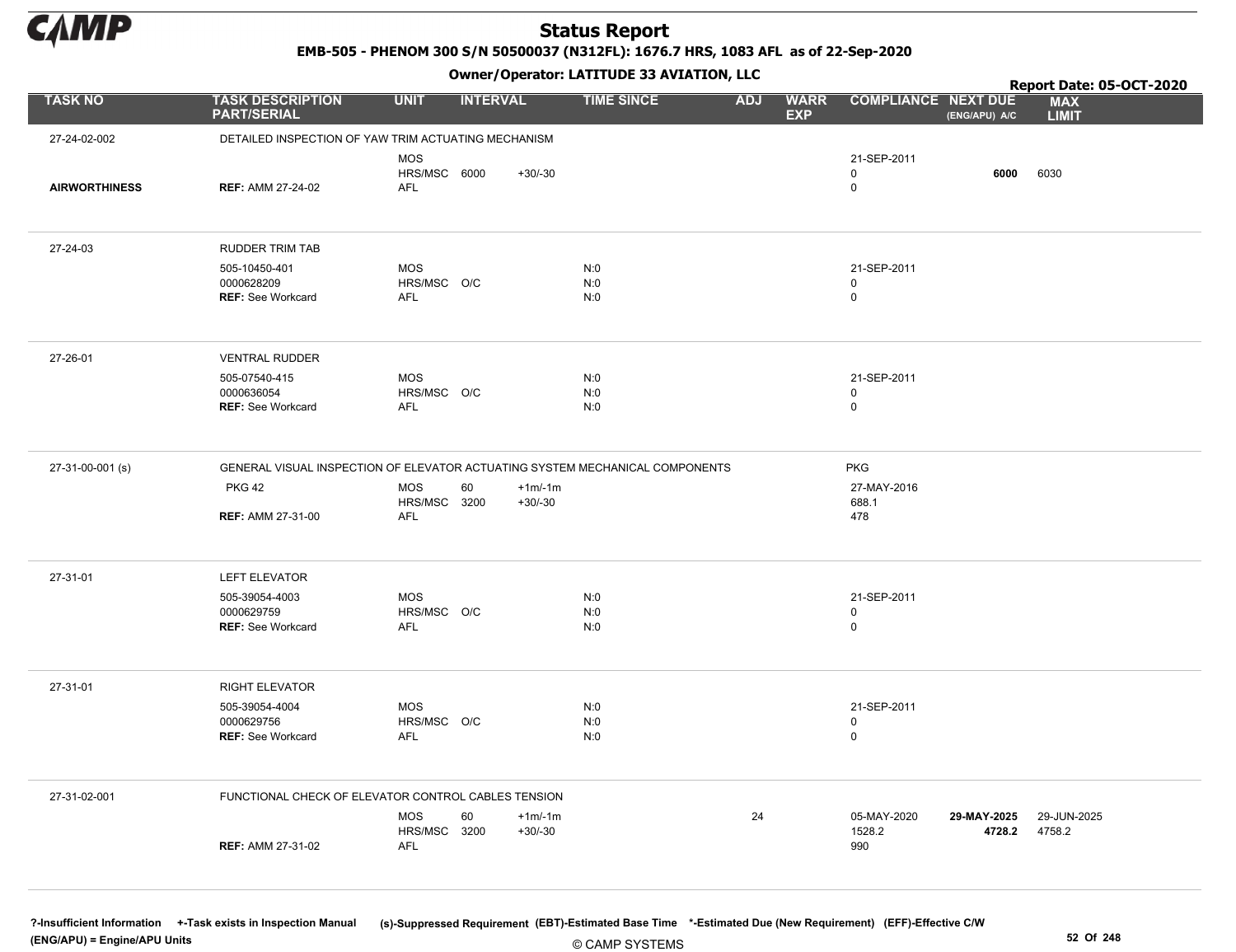# Status Report

**EMB-505 - PHENOM 300 S/N 50500037 (N312FL): 1676.7 HRS, 1083 AFL as of 22-Sep-2020**

**Owner/Operator: LATITUDE 33 AVIATION, LLC**

**Report Date: 05-OCT-2020**

| TASK NO | TASK DESCRIPTION PART/SERIAL | UNIT | INTERVAL | | TIME SINCE | ADJ | WARR EXP | COMPLIANCE | NEXT DUE (ENG/APU) A/C | MAX LIMIT |
|---|---|---|---|---|---|---|---|---|---|---|
| 27-24-02-002 | DETAILED INSPECTION OF YAW TRIM ACTUATING MECHANISM | | | | | | | | | |
| | | MOS | | | | | | 21-SEP-2011 | | |
| | | HRS/MSC | 6000 | +30/-30 | | | | 0 | **6000** | 6030 |
| **AIRWORTHINESS** | **REF:** AMM 27-24-02 | AFL | | | | | | 0 | | |
| 27-24-03 | RUDDER TRIM TAB | | | | | | | | | |
| | 505-10450-401 | MOS | | | N:0 | | | 21-SEP-2011 | | |
| | 0000628209 | HRS/MSC | O/C | | N:0 | | | 0 | | |
| | **REF:** See Workcard | AFL | | | N:0 | | | 0 | | |
| 27-26-01 | VENTRAL RUDDER | | | | | | | | | |
| | 505-07540-415 | MOS | | | N:0 | | | 21-SEP-2011 | | |
| | 0000636054 | HRS/MSC | O/C | | N:0 | | | 0 | | |
| | **REF:** See Workcard | AFL | | | N:0 | | | 0 | | |
| 27-31-00-001 (s) | GENERAL VISUAL INSPECTION OF ELEVATOR ACTUATING SYSTEM MECHANICAL COMPONENTS | | | | | | | PKG | | |
| | PKG 42 | MOS | 60 | +1m/-1m | | | | 27-MAY-2016 | | |
| | | HRS/MSC | 3200 | +30/-30 | | | | 688.1 | | |
| | **REF:** AMM 27-31-00 | AFL | | | | | | 478 | | |
| 27-31-01 | LEFT ELEVATOR | | | | | | | | | |
| | 505-39054-4003 | MOS | | | N:0 | | | 21-SEP-2011 | | |
| | 0000629759 | HRS/MSC | O/C | | N:0 | | | 0 | | |
| | **REF:** See Workcard | AFL | | | N:0 | | | 0 | | |
| 27-31-01 | RIGHT ELEVATOR | | | | | | | | | |
| | 505-39054-4004 | MOS | | | N:0 | | | 21-SEP-2011 | | |
| | 0000629756 | HRS/MSC | O/C | | N:0 | | | 0 | | |
| | **REF:** See Workcard | AFL | | | N:0 | | | 0 | | |
| 27-31-02-001 | FUNCTIONAL CHECK OF ELEVATOR CONTROL CABLES TENSION | | | | | | | | | |
| | | MOS | 60 | +1m/-1m | | 24 | | 05-MAY-2020 | **29-MAY-2025** | 29-JUN-2025 |
| | | HRS/MSC | 3200 | +30/-30 | | | | 1528.2 | **4728.2** | 4758.2 |
| | **REF:** AMM 27-31-02 | AFL | | | | | | 990 | | |

?-Insufficient Information +-Task exists in Inspection Manual (s)-Suppressed Requirement (EBT)-Estimated Base Time *-Estimated Due (New Requirement) (EFF)-Effective C/W
(ENG/APU) = Engine/APU Units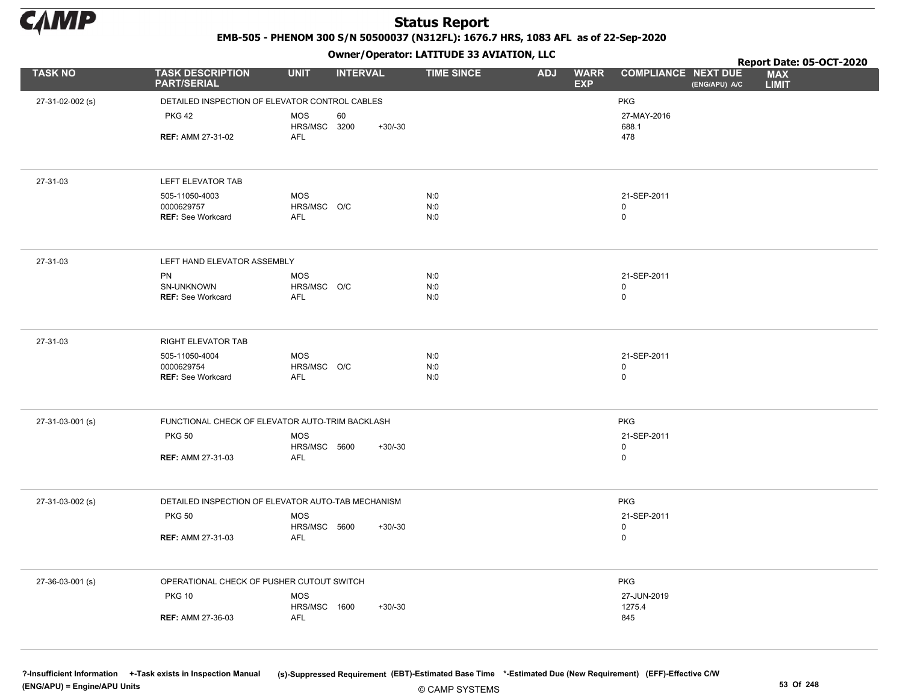# Status Report

**EMB-505 - PHENOM 300 S/N 50500037 (N312FL): 1676.7 HRS, 1083 AFL as of 22-Sep-2020**

**Owner/Operator: LATITUDE 33 AVIATION, LLC**

**Report Date: 05-OCT-2020**

| TASK NO | TASK DESCRIPTION PART/SERIAL | UNIT | INTERVAL | | TIME SINCE | ADJ | WARR EXP | COMPLIANCE | NEXT DUE (ENG/APU) A/C | MAX LIMIT |
|---|---|---|---|---|---|---|---|---|---|---|
| 27-31-02-002 (s) | DETAILED INSPECTION OF ELEVATOR CONTROL CABLES | | | | | | | PKG | | |
| | PKG 42 | MOS | 60 | | | | | 27-MAY-2016 | | |
| | | HRS/MSC | 3200 | +30/-30 | | | | 688.1 | | |
| | REF: AMM 27-31-02 | AFL | | | | | | 478 | | |
| 27-31-03 | LEFT ELEVATOR TAB | | | | | | | | | |
| | 505-11050-4003 | MOS | | | N:0 | | | 21-SEP-2011 | | |
| | 0000629757 | HRS/MSC | O/C | | N:0 | | | 0 | | |
| | REF: See Workcard | AFL | | | N:0 | | | 0 | | |
| 27-31-03 | LEFT HAND ELEVATOR ASSEMBLY | | | | | | | | | |
| | PN | MOS | | | N:0 | | | 21-SEP-2011 | | |
| | SN-UNKNOWN | HRS/MSC | O/C | | N:0 | | | 0 | | |
| | REF: See Workcard | AFL | | | N:0 | | | 0 | | |
| 27-31-03 | RIGHT ELEVATOR TAB | | | | | | | | | |
| | 505-11050-4004 | MOS | | | N:0 | | | 21-SEP-2011 | | |
| | 0000629754 | HRS/MSC | O/C | | N:0 | | | 0 | | |
| | REF: See Workcard | AFL | | | N:0 | | | 0 | | |
| 27-31-03-001 (s) | FUNCTIONAL CHECK OF ELEVATOR AUTO-TRIM BACKLASH | | | | | | | PKG | | |
| | PKG 50 | MOS | | | | | | 21-SEP-2011 | | |
| | | HRS/MSC | 5600 | +30/-30 | | | | 0 | | |
| | REF: AMM 27-31-03 | AFL | | | | | | 0 | | |
| 27-31-03-002 (s) | DETAILED INSPECTION OF ELEVATOR AUTO-TAB MECHANISM | | | | | | | PKG | | |
| | PKG 50 | MOS | | | | | | 21-SEP-2011 | | |
| | | HRS/MSC | 5600 | +30/-30 | | | | 0 | | |
| | REF: AMM 27-31-03 | AFL | | | | | | 0 | | |
| 27-36-03-001 (s) | OPERATIONAL CHECK OF PUSHER CUTOUT SWITCH | | | | | | | PKG | | |
| | PKG 10 | MOS | | | | | | 27-JUN-2019 | | |
| | | HRS/MSC | 1600 | +30/-30 | | | | 1275.4 | | |
| | REF: AMM 27-36-03 | AFL | | | | | | 845 | | |

?-Insufficient Information +-Task exists in Inspection Manual (s)-Suppressed Requirement (EBT)-Estimated Base Time *-Estimated Due (New Requirement) (EFF)-Effective C/W (ENG/APU) = Engine/APU Units

© CAMP SYSTEMS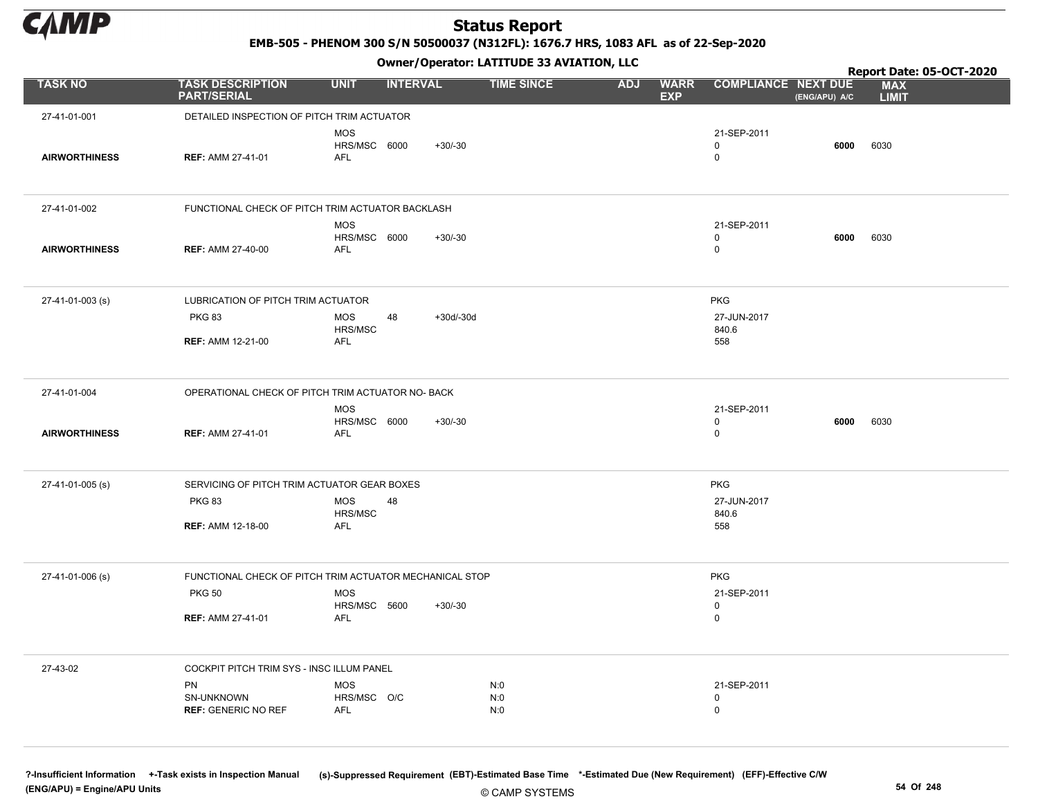# Status Report

**EMB-505 - PHENOM 300 S/N 50500037 (N312FL): 1676.7 HRS, 1083 AFL as of 22-Sep-2020**

**Owner/Operator: LATITUDE 33 AVIATION, LLC**

**Report Date: 05-OCT-2020**

| TASK NO | TASK DESCRIPTION PART/SERIAL | UNIT | INTERVAL | | TIME SINCE | ADJ | WARR EXP | COMPLIANCE | NEXT DUE (ENG/APU) A/C | MAX LIMIT |
|---|---|---|---|---|---|---|---|---|---|---|
| 27-41-01-001 | DETAILED INSPECTION OF PITCH TRIM ACTUATOR | | | | | | | | | |
| | | MOS | | | | | | 21-SEP-2011 | | |
| | | HRS/MSC | 6000 | +30/-30 | | | | 0 | **6000** | 6030 |
| **AIRWORTHINESS** | **REF:** AMM 27-41-01 | AFL | | | | | | 0 | | |
| 27-41-01-002 | FUNCTIONAL CHECK OF PITCH TRIM ACTUATOR BACKLASH | | | | | | | | | |
| | | MOS | | | | | | 21-SEP-2011 | | |
| | | HRS/MSC | 6000 | +30/-30 | | | | 0 | **6000** | 6030 |
| **AIRWORTHINESS** | **REF:** AMM 27-40-00 | AFL | | | | | | 0 | | |
| 27-41-01-003 (s) | LUBRICATION OF PITCH TRIM ACTUATOR | | | | | | | PKG | | |
| | PKG 83 | MOS | 48 | +30d/-30d | | | | 27-JUN-2017 | | |
| | | HRS/MSC | | | | | | 840.6 | | |
| | **REF:** AMM 12-21-00 | AFL | | | | | | 558 | | |
| 27-41-01-004 | OPERATIONAL CHECK OF PITCH TRIM ACTUATOR NO- BACK | | | | | | | | | |
| | | MOS | | | | | | 21-SEP-2011 | | |
| | | HRS/MSC | 6000 | +30/-30 | | | | 0 | **6000** | 6030 |
| **AIRWORTHINESS** | **REF:** AMM 27-41-01 | AFL | | | | | | 0 | | |
| 27-41-01-005 (s) | SERVICING OF PITCH TRIM ACTUATOR GEAR BOXES | | | | | | | PKG | | |
| | PKG 83 | MOS | 48 | | | | | 27-JUN-2017 | | |
| | | HRS/MSC | | | | | | 840.6 | | |
| | **REF:** AMM 12-18-00 | AFL | | | | | | 558 | | |
| 27-41-01-006 (s) | FUNCTIONAL CHECK OF PITCH TRIM ACTUATOR MECHANICAL STOP | | | | | | | PKG | | |
| | PKG 50 | MOS | | | | | | 21-SEP-2011 | | |
| | | HRS/MSC | 5600 | +30/-30 | | | | 0 | | |
| | **REF:** AMM 27-41-01 | AFL | | | | | | 0 | | |
| 27-43-02 | COCKPIT PITCH TRIM SYS - INSC ILLUM PANEL | | | | | | | | | |
| | PN | MOS | | | N:0 | | | 21-SEP-2011 | | |
| | SN-UNKNOWN | HRS/MSC | O/C | | N:0 | | | 0 | | |
| | **REF:** GENERIC NO REF | AFL | | | N:0 | | | 0 | | |

**?-Insufficient Information** **+-Task exists in Inspection Manual** **(s)-Suppressed Requirement** **(EBT)-Estimated Base Time** **\*-Estimated Due (New Requirement)** **(EFF)-Effective C/W**
**(ENG/APU) = Engine/APU Units**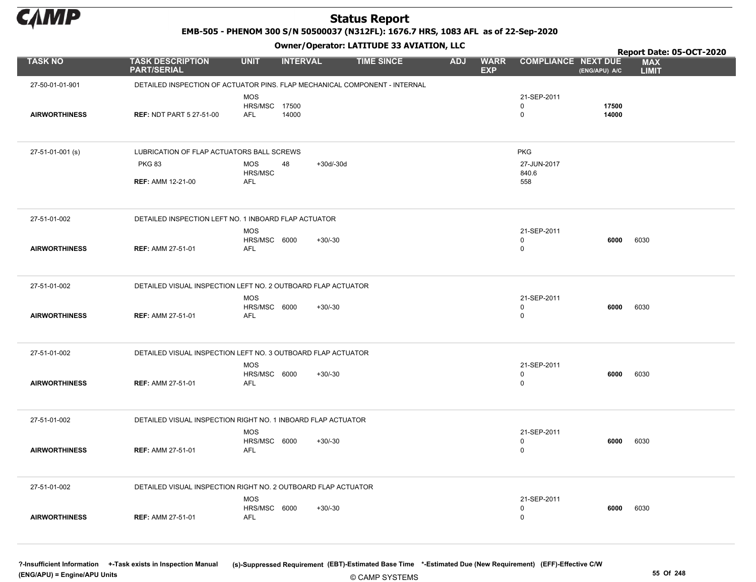# Status Report

**EMB-505 - PHENOM 300 S/N 50500037 (N312FL): 1676.7 HRS, 1083 AFL as of 22-Sep-2020**

**Owner/Operator: LATITUDE 33 AVIATION, LLC**

**Report Date: 05-OCT-2020**

| TASK NO | TASK DESCRIPTION PART/SERIAL | UNIT | INTERVAL | | TIME SINCE | ADJ | WARR EXP | COMPLIANCE | NEXT DUE (ENG/APU) A/C | MAX LIMIT |
|---|---|---|---|---|---|---|---|---|---|---|
| 27-50-01-01-901 | DETAILED INSPECTION OF ACTUATOR PINS. FLAP MECHANICAL COMPONENT - INTERNAL | | | | | | | | | |
| | | MOS | | | | | | 21-SEP-2011 | | |
| | | HRS/MSC | 17500 | | | | | 0 | **17500** | |
| **AIRWORTHINESS** | **REF:** NDT PART 5 27-51-00 | AFL | 14000 | | | | | 0 | **14000** | |
| 27-51-01-001 (s) | LUBRICATION OF FLAP ACTUATORS BALL SCREWS | | | | | | | PKG | | |
| | PKG 83 | MOS | 48 | +30d/-30d | | | | 27-JUN-2017 | | |
| | | HRS/MSC | | | | | | 840.6 | | |
| | **REF:** AMM 12-21-00 | AFL | | | | | | 558 | | |
| 27-51-01-002 | DETAILED INSPECTION LEFT NO. 1 INBOARD FLAP ACTUATOR | | | | | | | | | |
| | | MOS | | | | | | 21-SEP-2011 | | |
| | | HRS/MSC | 6000 | +30/-30 | | | | 0 | **6000** | 6030 |
| **AIRWORTHINESS** | **REF:** AMM 27-51-01 | AFL | | | | | | 0 | | |
| 27-51-01-002 | DETAILED VISUAL INSPECTION LEFT NO. 2 OUTBOARD FLAP ACTUATOR | | | | | | | | | |
| | | MOS | | | | | | 21-SEP-2011 | | |
| | | HRS/MSC | 6000 | +30/-30 | | | | 0 | **6000** | 6030 |
| **AIRWORTHINESS** | **REF:** AMM 27-51-01 | AFL | | | | | | 0 | | |
| 27-51-01-002 | DETAILED VISUAL INSPECTION LEFT NO. 3 OUTBOARD FLAP ACTUATOR | | | | | | | | | |
| | | MOS | | | | | | 21-SEP-2011 | | |
| | | HRS/MSC | 6000 | +30/-30 | | | | 0 | **6000** | 6030 |
| **AIRWORTHINESS** | **REF:** AMM 27-51-01 | AFL | | | | | | 0 | | |
| 27-51-01-002 | DETAILED VISUAL INSPECTION RIGHT NO. 1 INBOARD FLAP ACTUATOR | | | | | | | | | |
| | | MOS | | | | | | 21-SEP-2011 | | |
| | | HRS/MSC | 6000 | +30/-30 | | | | 0 | **6000** | 6030 |
| **AIRWORTHINESS** | **REF:** AMM 27-51-01 | AFL | | | | | | 0 | | |
| 27-51-01-002 | DETAILED VISUAL INSPECTION RIGHT NO. 2 OUTBOARD FLAP ACTUATOR | | | | | | | | | |
| | | MOS | | | | | | 21-SEP-2011 | | |
| | | HRS/MSC | 6000 | +30/-30 | | | | 0 | **6000** | 6030 |
| **AIRWORTHINESS** | **REF:** AMM 27-51-01 | AFL | | | | | | 0 | | |

?-Insufficient Information +-Task exists in Inspection Manual (s)-Suppressed Requirement (EBT)-Estimated Base Time *-Estimated Due (New Requirement) (EFF)-Effective C/W
(ENG/APU) = Engine/APU Units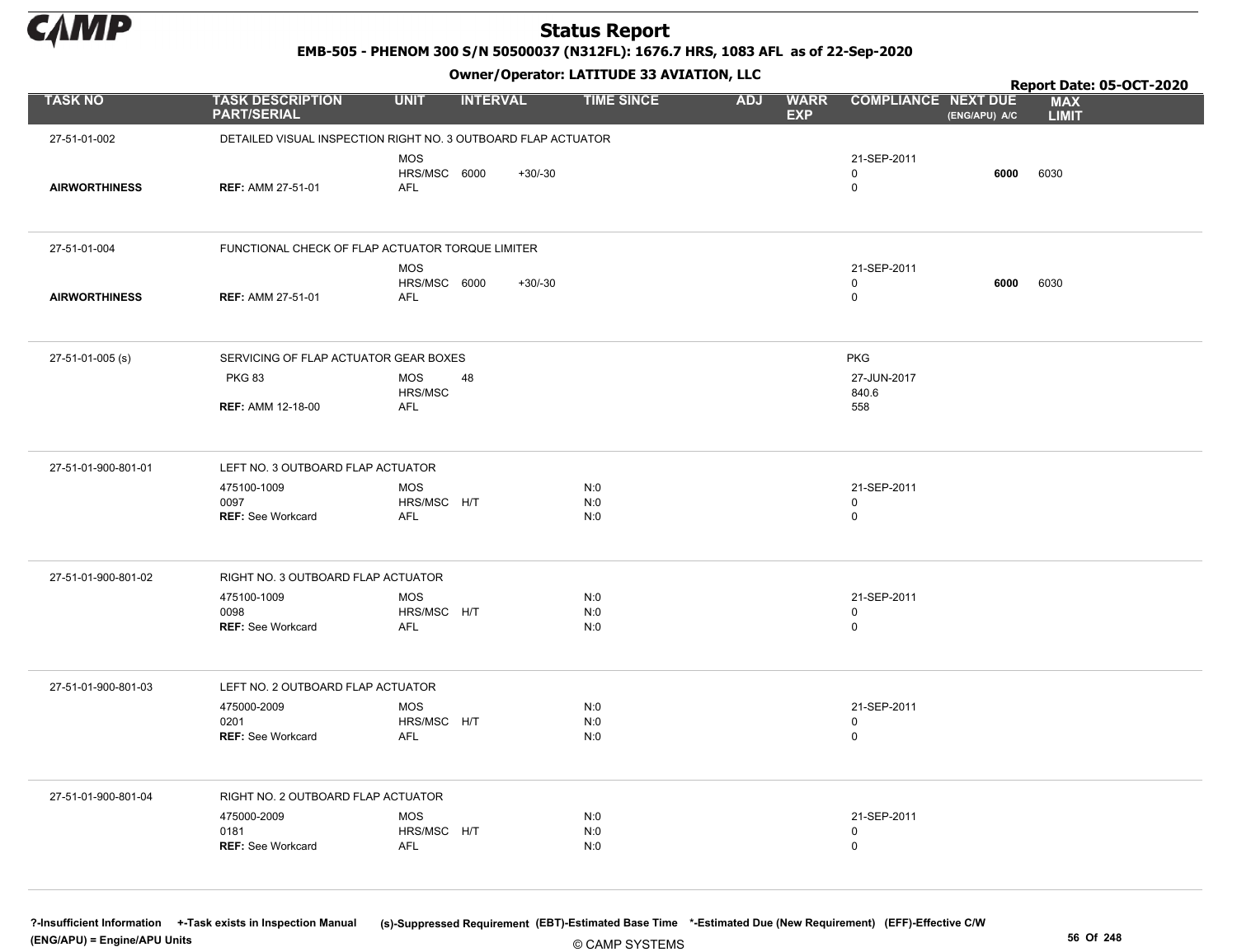# Status Report

**EMB-505 - PHENOM 300 S/N 50500037 (N312FL): 1676.7 HRS, 1083 AFL as of 22-Sep-2020**

**Owner/Operator: LATITUDE 33 AVIATION, LLC**

**Report Date: 05-OCT-2020**

| TASK NO | TASK DESCRIPTION PART/SERIAL | UNIT | INTERVAL | | TIME SINCE | ADJ | WARR EXP | COMPLIANCE | NEXT DUE (ENG/APU) A/C | MAX LIMIT |
|---|---|---|---|---|---|---|---|---|---|---|
| 27-51-01-002 | DETAILED VISUAL INSPECTION RIGHT NO. 3 OUTBOARD FLAP ACTUATOR | | | | | | | | | |
| | | MOS | | | | | | 21-SEP-2011 | | |
| | | HRS/MSC | 6000 | +30/-30 | | | | 0 | **6000** | 6030 |
| **AIRWORTHINESS** | **REF:** AMM 27-51-01 | AFL | | | | | | 0 | | |
| 27-51-01-004 | FUNCTIONAL CHECK OF FLAP ACTUATOR TORQUE LIMITER | | | | | | | | | |
| | | MOS | | | | | | 21-SEP-2011 | | |
| | | HRS/MSC | 6000 | +30/-30 | | | | 0 | **6000** | 6030 |
| **AIRWORTHINESS** | **REF:** AMM 27-51-01 | AFL | | | | | | 0 | | |
| 27-51-01-005 (s) | SERVICING OF FLAP ACTUATOR GEAR BOXES | | | | | | | PKG | | |
| | PKG 83 | MOS | 48 | | | | | 27-JUN-2017 | | |
| | | HRS/MSC | | | | | | 840.6 | | |
| | **REF:** AMM 12-18-00 | AFL | | | | | | 558 | | |
| 27-51-01-900-801-01 | LEFT NO. 3 OUTBOARD FLAP ACTUATOR | | | | | | | | | |
| | 475100-1009 | MOS | | | N:0 | | | 21-SEP-2011 | | |
| | 0097 | HRS/MSC | H/T | | N:0 | | | 0 | | |
| | **REF:** See Workcard | AFL | | | N:0 | | | 0 | | |
| 27-51-01-900-801-02 | RIGHT NO. 3 OUTBOARD FLAP ACTUATOR | | | | | | | | | |
| | 475100-1009 | MOS | | | N:0 | | | 21-SEP-2011 | | |
| | 0098 | HRS/MSC | H/T | | N:0 | | | 0 | | |
| | **REF:** See Workcard | AFL | | | N:0 | | | 0 | | |
| 27-51-01-900-801-03 | LEFT NO. 2 OUTBOARD FLAP ACTUATOR | | | | | | | | | |
| | 475000-2009 | MOS | | | N:0 | | | 21-SEP-2011 | | |
| | 0201 | HRS/MSC | H/T | | N:0 | | | 0 | | |
| | **REF:** See Workcard | AFL | | | N:0 | | | 0 | | |
| 27-51-01-900-801-04 | RIGHT NO. 2 OUTBOARD FLAP ACTUATOR | | | | | | | | | |
| | 475000-2009 | MOS | | | N:0 | | | 21-SEP-2011 | | |
| | 0181 | HRS/MSC | H/T | | N:0 | | | 0 | | |
| | **REF:** See Workcard | AFL | | | N:0 | | | 0 | | |

?-Insufficient Information +-Task exists in Inspection Manual (s)-Suppressed Requirement (EBT)-Estimated Base Time *-Estimated Due (New Requirement) (EFF)-Effective C/W
(ENG/APU) = Engine/APU Units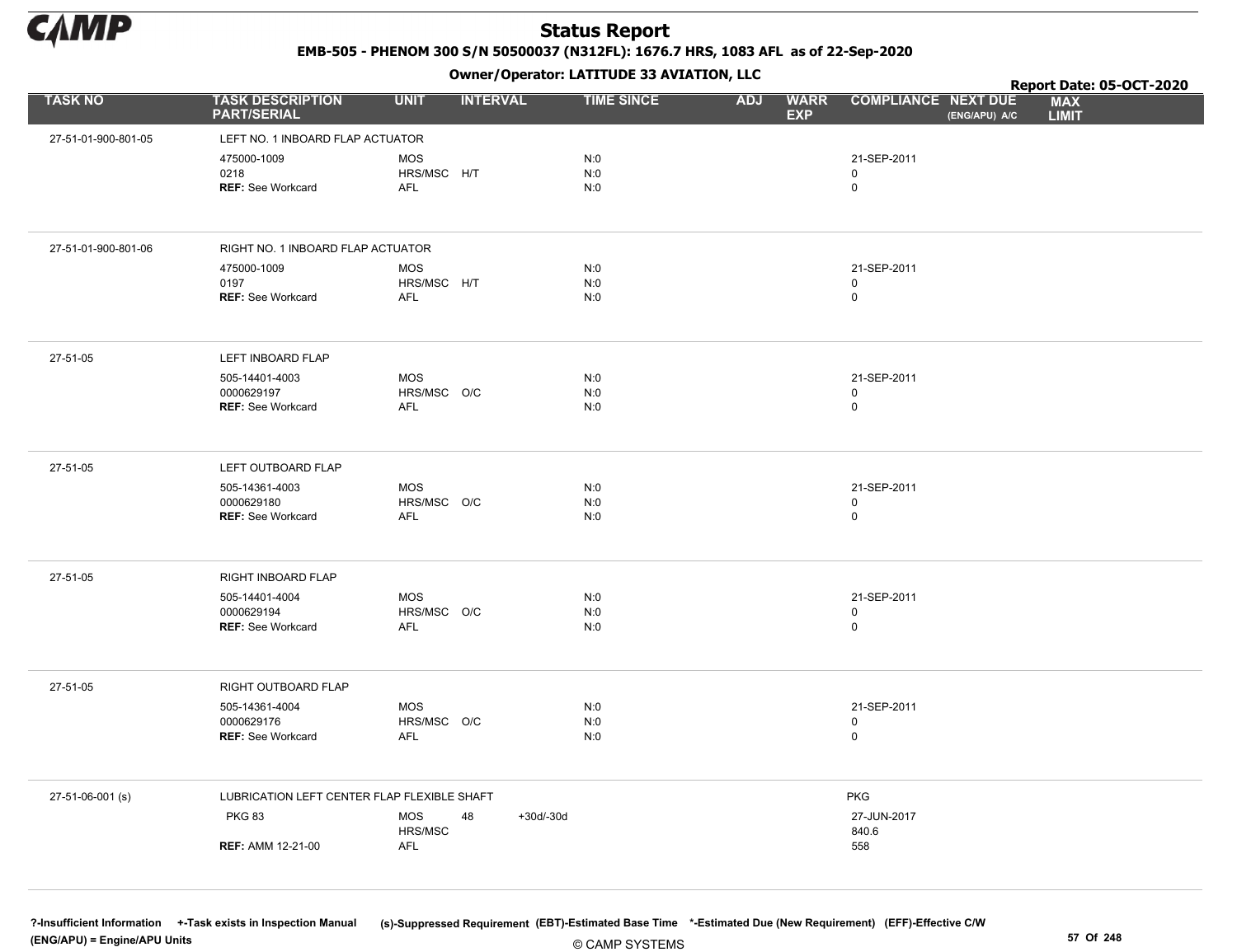# Status Report

**EMB-505 - PHENOM 300 S/N 50500037 (N312FL): 1676.7 HRS, 1083 AFL as of 22-Sep-2020**

**Owner/Operator: LATITUDE 33 AVIATION, LLC**

**Report Date: 05-OCT-2020**

| TASK NO | TASK DESCRIPTION PART/SERIAL | UNIT | INTERVAL | | TIME SINCE | ADJ | WARR EXP | COMPLIANCE | NEXT DUE (ENG/APU) A/C | MAX LIMIT |
|---|---|---|---|---|---|---|---|---|---|---|
| 27-51-01-900-801-05 | LEFT NO. 1 INBOARD FLAP ACTUATOR | | | | | | | | | |
| | 475000-1009 | MOS | | | N:0 | | | 21-SEP-2011 | | |
| | 0218 | HRS/MSC | H/T | | N:0 | | | 0 | | |
| | **REF:** See Workcard | AFL | | | N:0 | | | 0 | | |
| 27-51-01-900-801-06 | RIGHT NO. 1 INBOARD FLAP ACTUATOR | | | | | | | | | |
| | 475000-1009 | MOS | | | N:0 | | | 21-SEP-2011 | | |
| | 0197 | HRS/MSC | H/T | | N:0 | | | 0 | | |
| | **REF:** See Workcard | AFL | | | N:0 | | | 0 | | |
| 27-51-05 | LEFT INBOARD FLAP | | | | | | | | | |
| | 505-14401-4003 | MOS | | | N:0 | | | 21-SEP-2011 | | |
| | 0000629197 | HRS/MSC | O/C | | N:0 | | | 0 | | |
| | **REF:** See Workcard | AFL | | | N:0 | | | 0 | | |
| 27-51-05 | LEFT OUTBOARD FLAP | | | | | | | | | |
| | 505-14361-4003 | MOS | | | N:0 | | | 21-SEP-2011 | | |
| | 0000629180 | HRS/MSC | O/C | | N:0 | | | 0 | | |
| | **REF:** See Workcard | AFL | | | N:0 | | | 0 | | |
| 27-51-05 | RIGHT INBOARD FLAP | | | | | | | | | |
| | 505-14401-4004 | MOS | | | N:0 | | | 21-SEP-2011 | | |
| | 0000629194 | HRS/MSC | O/C | | N:0 | | | 0 | | |
| | **REF:** See Workcard | AFL | | | N:0 | | | 0 | | |
| 27-51-05 | RIGHT OUTBOARD FLAP | | | | | | | | | |
| | 505-14361-4004 | MOS | | | N:0 | | | 21-SEP-2011 | | |
| | 0000629176 | HRS/MSC | O/C | | N:0 | | | 0 | | |
| | **REF:** See Workcard | AFL | | | N:0 | | | 0 | | |
| 27-51-06-001 (s) | LUBRICATION LEFT CENTER FLAP FLEXIBLE SHAFT | | | | | | | PKG | | |
| | PKG 83 | MOS | 48 | +30d/-30d | | | | 27-JUN-2017 | | |
| | | HRS/MSC | | | | | | 840.6 | | |
| | **REF:** AMM 12-21-00 | AFL | | | | | | 558 | | |

?-Insufficient Information +-Task exists in Inspection Manual (s)-Suppressed Requirement (EBT)-Estimated Base Time *-Estimated Due (New Requirement) (EFF)-Effective C/W
(ENG/APU) = Engine/APU Units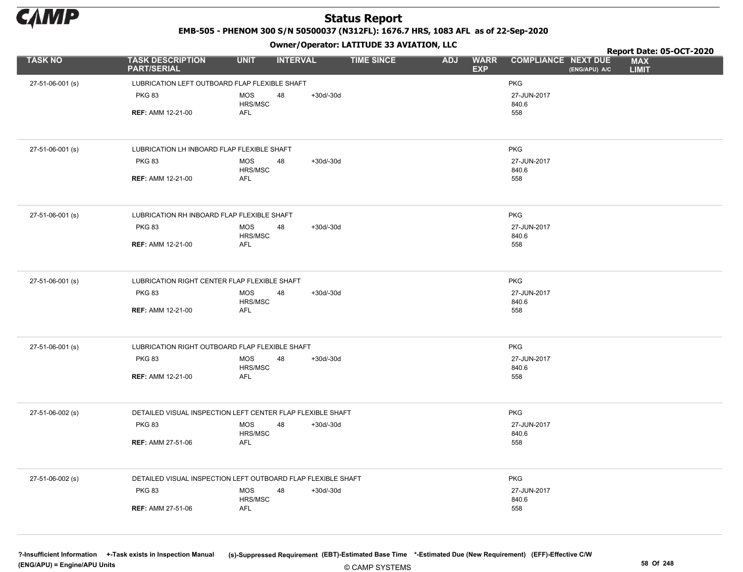# Status Report

**EMB-505 - PHENOM 300 S/N 50500037 (N312FL): 1676.7 HRS, 1083 AFL as of 22-Sep-2020**

**Owner/Operator: LATITUDE 33 AVIATION, LLC**

**Report Date: 05-OCT-2020**

| TASK NO | TASK DESCRIPTION PART/SERIAL | UNIT | INTERVAL | | TIME SINCE | ADJ | WARR EXP | COMPLIANCE | NEXT DUE (ENG/APU) A/C | MAX LIMIT |
|---|---|---|---|---|---|---|---|---|---|---|
| 27-51-06-001 (s) | LUBRICATION LEFT OUTBOARD FLAP FLEXIBLE SHAFT | | | | | | | PKG | | |
| | PKG 83 | MOS | 48 | +30d/-30d | | | | 27-JUN-2017 | | |
| | | HRS/MSC | | | | | | 840.6 | | |
| | **REF:** AMM 12-21-00 | AFL | | | | | | 558 | | |
| 27-51-06-001 (s) | LUBRICATION LH INBOARD FLAP FLEXIBLE SHAFT | | | | | | | PKG | | |
| | PKG 83 | MOS | 48 | +30d/-30d | | | | 27-JUN-2017 | | |
| | | HRS/MSC | | | | | | 840.6 | | |
| | **REF:** AMM 12-21-00 | AFL | | | | | | 558 | | |
| 27-51-06-001 (s) | LUBRICATION RH INBOARD FLAP FLEXIBLE SHAFT | | | | | | | PKG | | |
| | PKG 83 | MOS | 48 | +30d/-30d | | | | 27-JUN-2017 | | |
| | | HRS/MSC | | | | | | 840.6 | | |
| | **REF:** AMM 12-21-00 | AFL | | | | | | 558 | | |
| 27-51-06-001 (s) | LUBRICATION RIGHT CENTER FLAP FLEXIBLE SHAFT | | | | | | | PKG | | |
| | PKG 83 | MOS | 48 | +30d/-30d | | | | 27-JUN-2017 | | |
| | | HRS/MSC | | | | | | 840.6 | | |
| | **REF:** AMM 12-21-00 | AFL | | | | | | 558 | | |
| 27-51-06-001 (s) | LUBRICATION RIGHT OUTBOARD FLAP FLEXIBLE SHAFT | | | | | | | PKG | | |
| | PKG 83 | MOS | 48 | +30d/-30d | | | | 27-JUN-2017 | | |
| | | HRS/MSC | | | | | | 840.6 | | |
| | **REF:** AMM 12-21-00 | AFL | | | | | | 558 | | |
| 27-51-06-002 (s) | DETAILED VISUAL INSPECTION LEFT CENTER FLAP FLEXIBLE SHAFT | | | | | | | PKG | | |
| | PKG 83 | MOS | 48 | +30d/-30d | | | | 27-JUN-2017 | | |
| | | HRS/MSC | | | | | | 840.6 | | |
| | **REF:** AMM 27-51-06 | AFL | | | | | | 558 | | |
| 27-51-06-002 (s) | DETAILED VISUAL INSPECTION LEFT OUTBOARD FLAP FLEXIBLE SHAFT | | | | | | | PKG | | |
| | PKG 83 | MOS | 48 | +30d/-30d | | | | 27-JUN-2017 | | |
| | | HRS/MSC | | | | | | 840.6 | | |
| | **REF:** AMM 27-51-06 | AFL | | | | | | 558 | | |

?-Insufficient Information +-Task exists in Inspection Manual (s)-Suppressed Requirement (EBT)-Estimated Base Time *-Estimated Due (New Requirement) (EFF)-Effective C/W (ENG/APU) = Engine/APU Units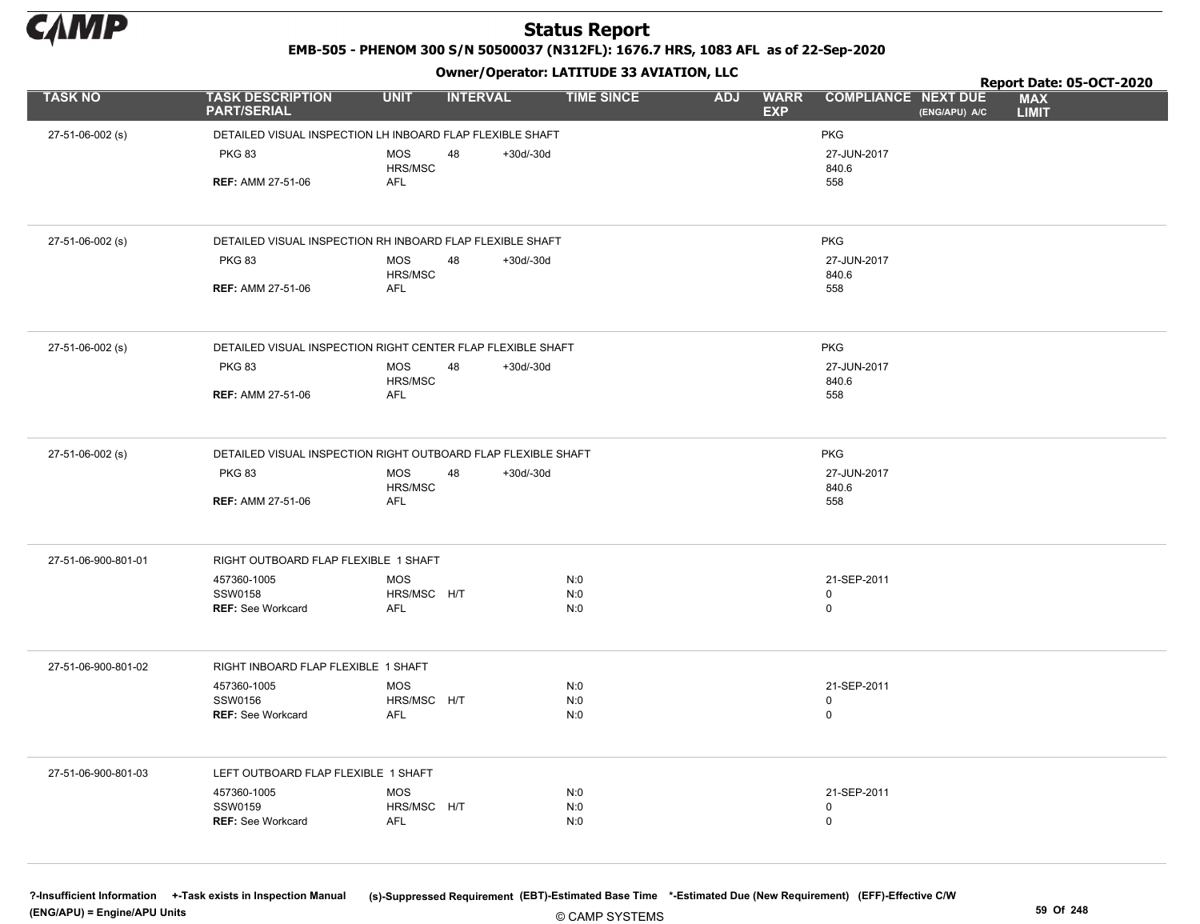# Status Report

**EMB-505 - PHENOM 300 S/N 50500037 (N312FL): 1676.7 HRS, 1083 AFL as of 22-Sep-2020**

**Owner/Operator: LATITUDE 33 AVIATION, LLC**

**Report Date: 05-OCT-2020**

| TASK NO | TASK DESCRIPTION PART/SERIAL | UNIT | INTERVAL | | TIME SINCE | ADJ | WARR EXP | COMPLIANCE | NEXT DUE (ENG/APU) A/C | MAX LIMIT |
|---|---|---|---|---|---|---|---|---|---|---|
| 27-51-06-002 (s) | DETAILED VISUAL INSPECTION LH INBOARD FLAP FLEXIBLE SHAFT | | | | | | | PKG | | |
| | PKG 83 | MOS | 48 | +30d/-30d | | | | 27-JUN-2017 | | |
| | | HRS/MSC | | | | | | 840.6 | | |
| | **REF:** AMM 27-51-06 | AFL | | | | | | 558 | | |
| 27-51-06-002 (s) | DETAILED VISUAL INSPECTION RH INBOARD FLAP FLEXIBLE SHAFT | | | | | | | PKG | | |
| | PKG 83 | MOS | 48 | +30d/-30d | | | | 27-JUN-2017 | | |
| | | HRS/MSC | | | | | | 840.6 | | |
| | **REF:** AMM 27-51-06 | AFL | | | | | | 558 | | |
| 27-51-06-002 (s) | DETAILED VISUAL INSPECTION RIGHT CENTER FLAP FLEXIBLE SHAFT | | | | | | | PKG | | |
| | PKG 83 | MOS | 48 | +30d/-30d | | | | 27-JUN-2017 | | |
| | | HRS/MSC | | | | | | 840.6 | | |
| | **REF:** AMM 27-51-06 | AFL | | | | | | 558 | | |
| 27-51-06-002 (s) | DETAILED VISUAL INSPECTION RIGHT OUTBOARD FLAP FLEXIBLE SHAFT | | | | | | | PKG | | |
| | PKG 83 | MOS | 48 | +30d/-30d | | | | 27-JUN-2017 | | |
| | | HRS/MSC | | | | | | 840.6 | | |
| | **REF:** AMM 27-51-06 | AFL | | | | | | 558 | | |
| 27-51-06-900-801-01 | RIGHT OUTBOARD FLAP FLEXIBLE 1 SHAFT | | | | | | | | | |
| | 457360-1005 | MOS | | | N:0 | | | 21-SEP-2011 | | |
| | SSW0158 | HRS/MSC | H/T | | N:0 | | | 0 | | |
| | **REF:** See Workcard | AFL | | | N:0 | | | 0 | | |
| 27-51-06-900-801-02 | RIGHT INBOARD FLAP FLEXIBLE 1 SHAFT | | | | | | | | | |
| | 457360-1005 | MOS | | | N:0 | | | 21-SEP-2011 | | |
| | SSW0156 | HRS/MSC | H/T | | N:0 | | | 0 | | |
| | **REF:** See Workcard | AFL | | | N:0 | | | 0 | | |
| 27-51-06-900-801-03 | LEFT OUTBOARD FLAP FLEXIBLE 1 SHAFT | | | | | | | | | |
| | 457360-1005 | MOS | | | N:0 | | | 21-SEP-2011 | | |
| | SSW0159 | HRS/MSC | H/T | | N:0 | | | 0 | | |
| | **REF:** See Workcard | AFL | | | N:0 | | | 0 | | |

?-Insufficient Information +-Task exists in Inspection Manual (s)-Suppressed Requirement (EBT)-Estimated Base Time *-Estimated Due (New Requirement) (EFF)-Effective C/W
(ENG/APU) = Engine/APU Units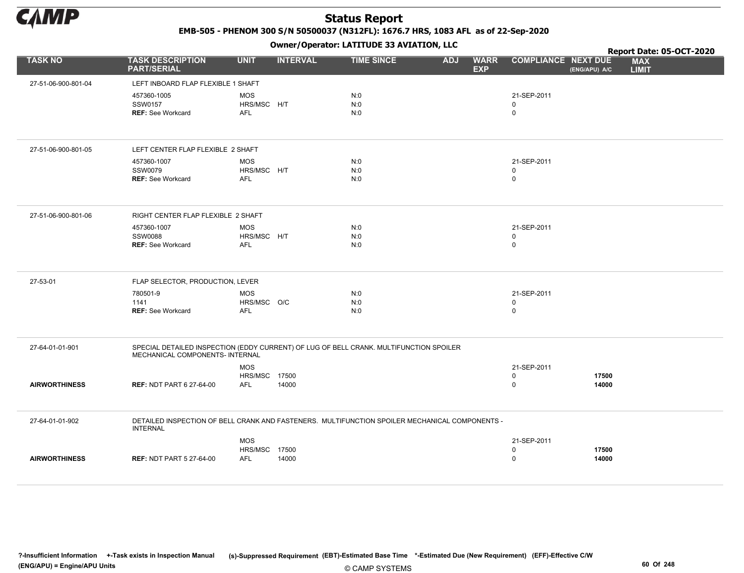# Status Report

**EMB-505 - PHENOM 300 S/N 50500037 (N312FL): 1676.7 HRS, 1083 AFL as of 22-Sep-2020**

**Owner/Operator: LATITUDE 33 AVIATION, LLC**

**Report Date: 05-OCT-2020**

| TASK NO | TASK DESCRIPTION PART/SERIAL | UNIT | INTERVAL | TIME SINCE | ADJ | WARR EXP | COMPLIANCE | NEXT DUE (ENG/APU) A/C | MAX LIMIT |
|---|---|---|---|---|---|---|---|---|---|
| 27-51-06-900-801-04 | LEFT INBOARD FLAP FLEXIBLE 1 SHAFT | | | | | | | | |
| | 457360-1005 | MOS | | N:0 | | | 21-SEP-2011 | | |
| | SSW0157 | HRS/MSC | H/T | N:0 | | | 0 | | |
| | REF: See Workcard | AFL | | N:0 | | | 0 | | |
| 27-51-06-900-801-05 | LEFT CENTER FLAP FLEXIBLE 2 SHAFT | | | | | | | | |
| | 457360-1007 | MOS | | N:0 | | | 21-SEP-2011 | | |
| | SSW0079 | HRS/MSC | H/T | N:0 | | | 0 | | |
| | REF: See Workcard | AFL | | N:0 | | | 0 | | |
| 27-51-06-900-801-06 | RIGHT CENTER FLAP FLEXIBLE 2 SHAFT | | | | | | | | |
| | 457360-1007 | MOS | | N:0 | | | 21-SEP-2011 | | |
| | SSW0088 | HRS/MSC | H/T | N:0 | | | 0 | | |
| | REF: See Workcard | AFL | | N:0 | | | 0 | | |
| 27-53-01 | FLAP SELECTOR, PRODUCTION, LEVER | | | | | | | | |
| | 780501-9 | MOS | | N:0 | | | 21-SEP-2011 | | |
| | 1141 | HRS/MSC | O/C | N:0 | | | 0 | | |
| | REF: See Workcard | AFL | | N:0 | | | 0 | | |
| 27-64-01-01-901 | SPECIAL DETAILED INSPECTION (EDDY CURRENT) OF LUG OF BELL CRANK. MULTIFUNCTION SPOILER MECHANICAL COMPONENTS- INTERNAL | | | | | | | | |
| | | MOS | | | | | 21-SEP-2011 | | |
| | | HRS/MSC | 17500 | | | | 0 | 17500 | |
| AIRWORTHINESS | REF: NDT PART 6 27-64-00 | AFL | 14000 | | | | 0 | 14000 | |
| 27-64-01-01-902 | DETAILED INSPECTION OF BELL CRANK AND FASTENERS. MULTIFUNCTION SPOILER MECHANICAL COMPONENTS - INTERNAL | | | | | | | | |
| | | MOS | | | | | 21-SEP-2011 | | |
| | | HRS/MSC | 17500 | | | | 0 | 17500 | |
| AIRWORTHINESS | REF: NDT PART 5 27-64-00 | AFL | 14000 | | | | 0 | 14000 | |

?-Insufficient Information +-Task exists in Inspection Manual (s)-Suppressed Requirement (EBT)-Estimated Base Time *-Estimated Due (New Requirement) (EFF)-Effective C/W
(ENG/APU) = Engine/APU Units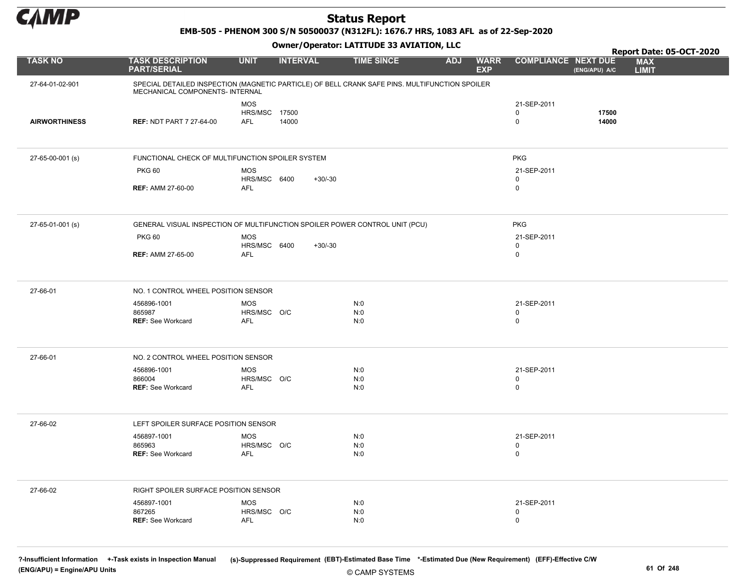# Status Report

**EMB-505 - PHENOM 300 S/N 50500037 (N312FL): 1676.7 HRS, 1083 AFL as of 22-Sep-2020**

**Owner/Operator: LATITUDE 33 AVIATION, LLC**

**Report Date: 05-OCT-2020**

| TASK NO | TASK DESCRIPTION PART/SERIAL | UNIT | INTERVAL | | TIME SINCE | ADJ | WARR EXP | COMPLIANCE | NEXT DUE (ENG/APU) A/C | MAX LIMIT |
|---|---|---|---|---|---|---|---|---|---|---|
| 27-64-01-02-901 | SPECIAL DETAILED INSPECTION (MAGNETIC PARTICLE) OF BELL CRANK SAFE PINS. MULTIFUNCTION SPOILER MECHANICAL COMPONENTS- INTERNAL | | | | | | | | | |
| | | MOS | | | | | | 21-SEP-2011 | | |
| | | HRS/MSC | 17500 | | | | | 0 | 17500 | |
| AIRWORTHINESS | REF: NDT PART 7 27-64-00 | AFL | 14000 | | | | | 0 | 14000 | |
| 27-65-00-001 (s) | FUNCTIONAL CHECK OF MULTIFUNCTION SPOILER SYSTEM | | | | | | | PKG | | |
| | PKG 60 | MOS | | | | | | 21-SEP-2011 | | |
| | | HRS/MSC | 6400 | +30/-30 | | | | 0 | | |
| | REF: AMM 27-60-00 | AFL | | | | | | 0 | | |
| 27-65-01-001 (s) | GENERAL VISUAL INSPECTION OF MULTIFUNCTION SPOILER POWER CONTROL UNIT (PCU) | | | | | | | PKG | | |
| | PKG 60 | MOS | | | | | | 21-SEP-2011 | | |
| | | HRS/MSC | 6400 | +30/-30 | | | | 0 | | |
| | REF: AMM 27-65-00 | AFL | | | | | | 0 | | |
| 27-66-01 | NO. 1 CONTROL WHEEL POSITION SENSOR | | | | | | | | | |
| | 456896-1001 | MOS | | | N:0 | | | 21-SEP-2011 | | |
| | 865987 | HRS/MSC | O/C | | N:0 | | | 0 | | |
| | REF: See Workcard | AFL | | | N:0 | | | 0 | | |
| 27-66-01 | NO. 2 CONTROL WHEEL POSITION SENSOR | | | | | | | | | |
| | 456896-1001 | MOS | | | N:0 | | | 21-SEP-2011 | | |
| | 866004 | HRS/MSC | O/C | | N:0 | | | 0 | | |
| | REF: See Workcard | AFL | | | N:0 | | | 0 | | |
| 27-66-02 | LEFT SPOILER SURFACE POSITION SENSOR | | | | | | | | | |
| | 456897-1001 | MOS | | | N:0 | | | 21-SEP-2011 | | |
| | 865963 | HRS/MSC | O/C | | N:0 | | | 0 | | |
| | REF: See Workcard | AFL | | | N:0 | | | 0 | | |
| 27-66-02 | RIGHT SPOILER SURFACE POSITION SENSOR | | | | | | | | | |
| | 456897-1001 | MOS | | | N:0 | | | 21-SEP-2011 | | |
| | 867265 | HRS/MSC | O/C | | N:0 | | | 0 | | |
| | REF: See Workcard | AFL | | | N:0 | | | 0 | | |

?-Insufficient Information +-Task exists in Inspection Manual (s)-Suppressed Requirement (EBT)-Estimated Base Time *-Estimated Due (New Requirement) (EFF)-Effective C/W (ENG/APU) = Engine/APU Units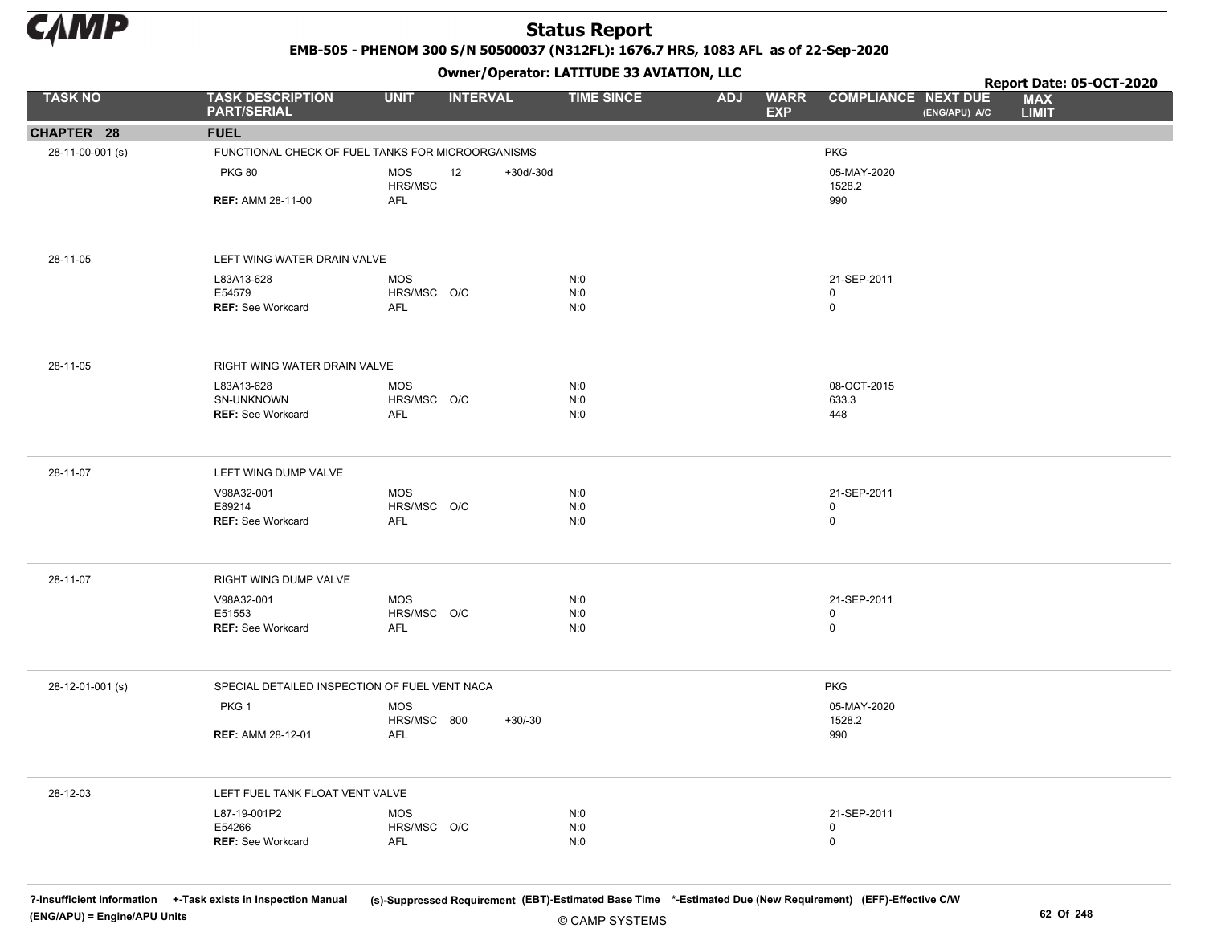# Status Report

**EMB-505 - PHENOM 300 S/N 50500037 (N312FL): 1676.7 HRS, 1083 AFL as of 22-Sep-2020**

**Owner/Operator: LATITUDE 33 AVIATION, LLC**

**Report Date: 05-OCT-2020**

| TASK NO | TASK DESCRIPTION PART/SERIAL | UNIT | INTERVAL | | TIME SINCE | ADJ | WARR EXP | COMPLIANCE | NEXT DUE (ENG/APU) A/C | MAX LIMIT |
|---|---|---|---|---|---|---|---|---|---|---|
| **CHAPTER 28** | **FUEL** | | | | | | | | | |
| 28-11-00-001 (s) | FUNCTIONAL CHECK OF FUEL TANKS FOR MICROORGANISMS | | | | | | | PKG | | |
| | PKG 80 | MOS | 12 | +30d/-30d | | | | 05-MAY-2020 | | |
| | | HRS/MSC | | | | | | 1528.2 | | |
| | **REF:** AMM 28-11-00 | AFL | | | | | | 990 | | |
| 28-11-05 | LEFT WING WATER DRAIN VALVE | | | | | | | | | |
| | L83A13-628 | MOS | | | N:0 | | | 21-SEP-2011 | | |
| | E54579 | HRS/MSC | O/C | | N:0 | | | 0 | | |
| | **REF:** See Workcard | AFL | | | N:0 | | | 0 | | |
| 28-11-05 | RIGHT WING WATER DRAIN VALVE | | | | | | | | | |
| | L83A13-628 | MOS | | | N:0 | | | 08-OCT-2015 | | |
| | SN-UNKNOWN | HRS/MSC | O/C | | N:0 | | | 633.3 | | |
| | **REF:** See Workcard | AFL | | | N:0 | | | 448 | | |
| 28-11-07 | LEFT WING DUMP VALVE | | | | | | | | | |
| | V98A32-001 | MOS | | | N:0 | | | 21-SEP-2011 | | |
| | E89214 | HRS/MSC | O/C | | N:0 | | | 0 | | |
| | **REF:** See Workcard | AFL | | | N:0 | | | 0 | | |
| 28-11-07 | RIGHT WING DUMP VALVE | | | | | | | | | |
| | V98A32-001 | MOS | | | N:0 | | | 21-SEP-2011 | | |
| | E51553 | HRS/MSC | O/C | | N:0 | | | 0 | | |
| | **REF:** See Workcard | AFL | | | N:0 | | | 0 | | |
| 28-12-01-001 (s) | SPECIAL DETAILED INSPECTION OF FUEL VENT NACA | | | | | | | PKG | | |
| | PKG 1 | MOS | | | | | | 05-MAY-2020 | | |
| | | HRS/MSC | 800 | +30/-30 | | | | 1528.2 | | |
| | **REF:** AMM 28-12-01 | AFL | | | | | | 990 | | |
| 28-12-03 | LEFT FUEL TANK FLOAT VENT VALVE | | | | | | | | | |
| | L87-19-001P2 | MOS | | | N:0 | | | 21-SEP-2011 | | |
| | E54266 | HRS/MSC | O/C | | N:0 | | | 0 | | |
| | **REF:** See Workcard | AFL | | | N:0 | | | 0 | | |

?-Insufficient Information +-Task exists in Inspection Manual (s)-Suppressed Requirement (EBT)-Estimated Base Time *-Estimated Due (New Requirement) (EFF)-Effective C/W
(ENG/APU) = Engine/APU Units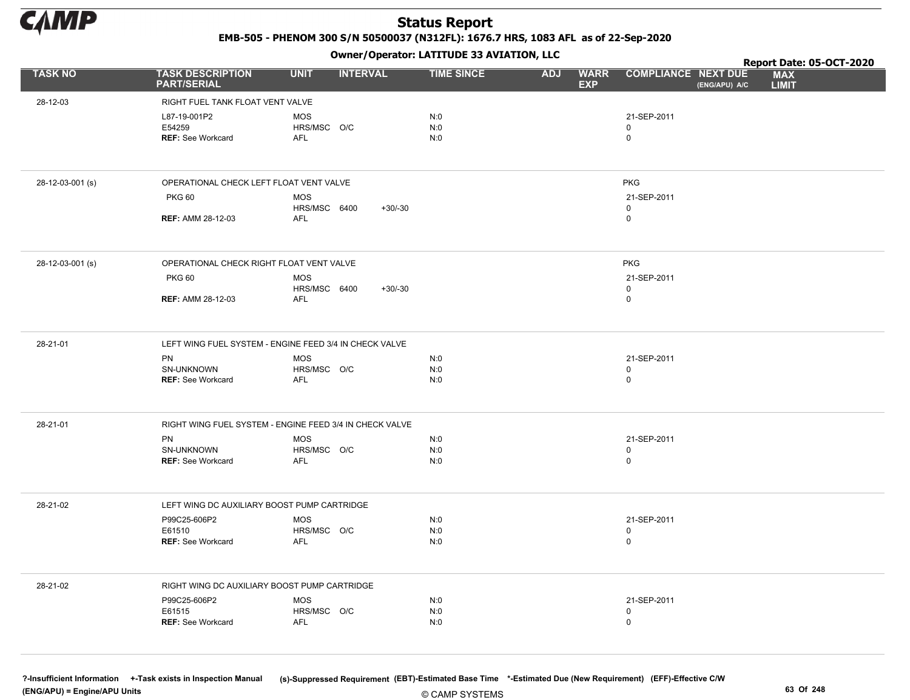# Status Report

**EMB-505 - PHENOM 300 S/N 50500037 (N312FL): 1676.7 HRS, 1083 AFL as of 22-Sep-2020**

**Owner/Operator: LATITUDE 33 AVIATION, LLC**

**Report Date: 05-OCT-2020**

| TASK NO | TASK DESCRIPTION PART/SERIAL | UNIT | INTERVAL | | TIME SINCE | ADJ | WARR EXP | COMPLIANCE | NEXT DUE (ENG/APU) A/C | MAX LIMIT |
|---|---|---|---|---|---|---|---|---|---|---|
| 28-12-03 | RIGHT FUEL TANK FLOAT VENT VALVE | | | | | | | | | |
| | L87-19-001P2 | MOS | | | N:0 | | | 21-SEP-2011 | | |
| | E54259 | HRS/MSC | O/C | | N:0 | | | 0 | | |
| | **REF:** See Workcard | AFL | | | N:0 | | | 0 | | |
| 28-12-03-001 (s) | OPERATIONAL CHECK LEFT FLOAT VENT VALVE | | | | | | | PKG | | |
| | PKG 60 | MOS | | | | | | 21-SEP-2011 | | |
| | | HRS/MSC | 6400 | +30/-30 | | | | 0 | | |
| | **REF:** AMM 28-12-03 | AFL | | | | | | 0 | | |
| 28-12-03-001 (s) | OPERATIONAL CHECK RIGHT FLOAT VENT VALVE | | | | | | | PKG | | |
| | PKG 60 | MOS | | | | | | 21-SEP-2011 | | |
| | | HRS/MSC | 6400 | +30/-30 | | | | 0 | | |
| | **REF:** AMM 28-12-03 | AFL | | | | | | 0 | | |
| 28-21-01 | LEFT WING FUEL SYSTEM - ENGINE FEED 3/4 IN CHECK VALVE | | | | | | | | | |
| | PN | MOS | | | N:0 | | | 21-SEP-2011 | | |
| | SN-UNKNOWN | HRS/MSC | O/C | | N:0 | | | 0 | | |
| | **REF:** See Workcard | AFL | | | N:0 | | | 0 | | |
| 28-21-01 | RIGHT WING FUEL SYSTEM - ENGINE FEED 3/4 IN CHECK VALVE | | | | | | | | | |
| | PN | MOS | | | N:0 | | | 21-SEP-2011 | | |
| | SN-UNKNOWN | HRS/MSC | O/C | | N:0 | | | 0 | | |
| | **REF:** See Workcard | AFL | | | N:0 | | | 0 | | |
| 28-21-02 | LEFT WING DC AUXILIARY BOOST PUMP CARTRIDGE | | | | | | | | | |
| | P99C25-606P2 | MOS | | | N:0 | | | 21-SEP-2011 | | |
| | E61510 | HRS/MSC | O/C | | N:0 | | | 0 | | |
| | **REF:** See Workcard | AFL | | | N:0 | | | 0 | | |
| 28-21-02 | RIGHT WING DC AUXILIARY BOOST PUMP CARTRIDGE | | | | | | | | | |
| | P99C25-606P2 | MOS | | | N:0 | | | 21-SEP-2011 | | |
| | E61515 | HRS/MSC | O/C | | N:0 | | | 0 | | |
| | **REF:** See Workcard | AFL | | | N:0 | | | 0 | | |

?-Insufficient Information +-Task exists in Inspection Manual (s)-Suppressed Requirement (EBT)-Estimated Base Time \*-Estimated Due (New Requirement) (EFF)-Effective C/W
(ENG/APU) = Engine/APU Units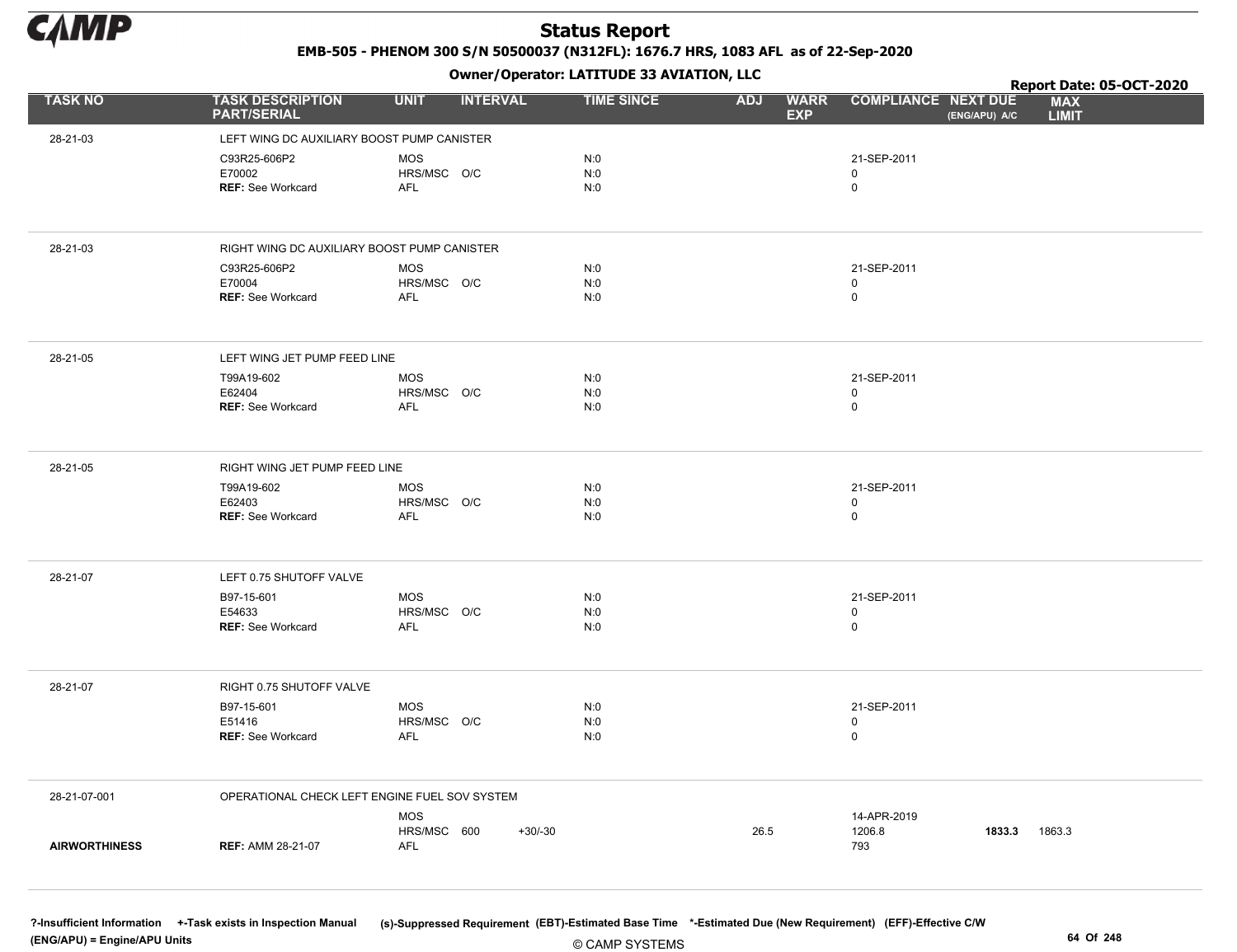# Status Report

**EMB-505 - PHENOM 300 S/N 50500037 (N312FL): 1676.7 HRS, 1083 AFL as of 22-Sep-2020**

**Owner/Operator: LATITUDE 33 AVIATION, LLC**

**Report Date: 05-OCT-2020**

| TASK NO | TASK DESCRIPTION PART/SERIAL | UNIT | INTERVAL | | TIME SINCE | ADJ | WARR EXP | COMPLIANCE | NEXT DUE (ENG/APU) A/C | MAX LIMIT |
|---|---|---|---|---|---|---|---|---|---|---|
| 28-21-03 | LEFT WING DC AUXILIARY BOOST PUMP CANISTER | | | | | | | | | |
| | C93R25-606P2 | MOS | | | N:0 | | | 21-SEP-2011 | | |
| | E70002 | HRS/MSC | O/C | | N:0 | | | 0 | | |
| | **REF:** See Workcard | AFL | | | N:0 | | | 0 | | |
| 28-21-03 | RIGHT WING DC AUXILIARY BOOST PUMP CANISTER | | | | | | | | | |
| | C93R25-606P2 | MOS | | | N:0 | | | 21-SEP-2011 | | |
| | E70004 | HRS/MSC | O/C | | N:0 | | | 0 | | |
| | **REF:** See Workcard | AFL | | | N:0 | | | 0 | | |
| 28-21-05 | LEFT WING JET PUMP FEED LINE | | | | | | | | | |
| | T99A19-602 | MOS | | | N:0 | | | 21-SEP-2011 | | |
| | E62404 | HRS/MSC | O/C | | N:0 | | | 0 | | |
| | **REF:** See Workcard | AFL | | | N:0 | | | 0 | | |
| 28-21-05 | RIGHT WING JET PUMP FEED LINE | | | | | | | | | |
| | T99A19-602 | MOS | | | N:0 | | | 21-SEP-2011 | | |
| | E62403 | HRS/MSC | O/C | | N:0 | | | 0 | | |
| | **REF:** See Workcard | AFL | | | N:0 | | | 0 | | |
| 28-21-07 | LEFT 0.75 SHUTOFF VALVE | | | | | | | | | |
| | B97-15-601 | MOS | | | N:0 | | | 21-SEP-2011 | | |
| | E54633 | HRS/MSC | O/C | | N:0 | | | 0 | | |
| | **REF:** See Workcard | AFL | | | N:0 | | | 0 | | |
| 28-21-07 | RIGHT 0.75 SHUTOFF VALVE | | | | | | | | | |
| | B97-15-601 | MOS | | | N:0 | | | 21-SEP-2011 | | |
| | E51416 | HRS/MSC | O/C | | N:0 | | | 0 | | |
| | **REF:** See Workcard | AFL | | | N:0 | | | 0 | | |
| 28-21-07-001 | OPERATIONAL CHECK LEFT ENGINE FUEL SOV SYSTEM | | | | | | | | | |
| | | MOS | | | | | | 14-APR-2019 | | |
| | | HRS/MSC | 600 | +30/-30 | | 26.5 | | 1206.8 | **1833.3** | 1863.3 |
| **AIRWORTHINESS** | **REF:** AMM 28-21-07 | AFL | | | | | | 793 | | |

?-Insufficient Information +-Task exists in Inspection Manual (s)-Suppressed Requirement (EBT)-Estimated Base Time *-Estimated Due (New Requirement) (EFF)-Effective C/W (ENG/APU) = Engine/APU Units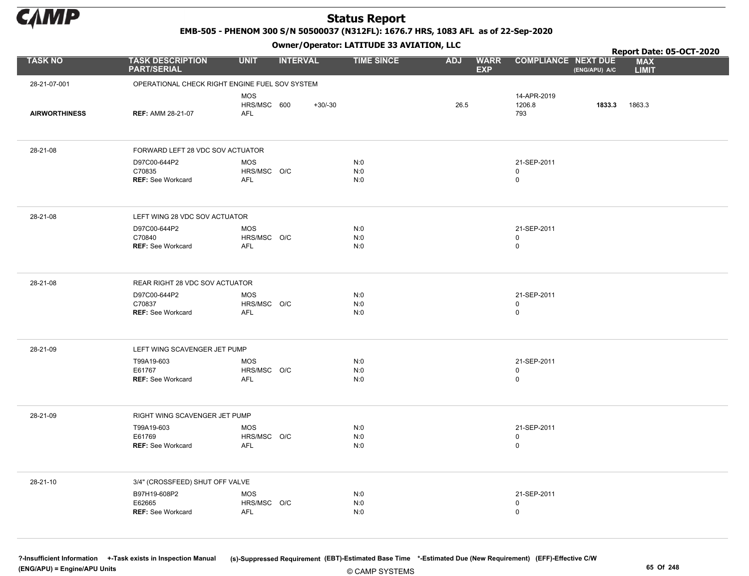# Status Report

**EMB-505 - PHENOM 300 S/N 50500037 (N312FL): 1676.7 HRS, 1083 AFL as of 22-Sep-2020**

**Owner/Operator: LATITUDE 33 AVIATION, LLC**

**Report Date: 05-OCT-2020**

| TASK NO | TASK DESCRIPTION PART/SERIAL | UNIT | INTERVAL | | TIME SINCE | ADJ | WARR EXP | COMPLIANCE | NEXT DUE (ENG/APU) A/C | MAX LIMIT |
|---|---|---|---|---|---|---|---|---|---|---|
| 28-21-07-001 | OPERATIONAL CHECK RIGHT ENGINE FUEL SOV SYSTEM | | | | | | | | | |
| | | MOS | | | | | | 14-APR-2019 | | |
| | | HRS/MSC | 600 | +30/-30 | | 26.5 | | 1206.8 | **1833.3** | 1863.3 |
| AIRWORTHINESS | REF: AMM 28-21-07 | AFL | | | | | | 793 | | |
| 28-21-08 | FORWARD LEFT 28 VDC SOV ACTUATOR | | | | | | | | | |
| | D97C00-644P2 | MOS | | | N:0 | | | 21-SEP-2011 | | |
| | C70835 | HRS/MSC | O/C | | N:0 | | | 0 | | |
| | REF: See Workcard | AFL | | | N:0 | | | 0 | | |
| 28-21-08 | LEFT WING 28 VDC SOV ACTUATOR | | | | | | | | | |
| | D97C00-644P2 | MOS | | | N:0 | | | 21-SEP-2011 | | |
| | C70840 | HRS/MSC | O/C | | N:0 | | | 0 | | |
| | REF: See Workcard | AFL | | | N:0 | | | 0 | | |
| 28-21-08 | REAR RIGHT 28 VDC SOV ACTUATOR | | | | | | | | | |
| | D97C00-644P2 | MOS | | | N:0 | | | 21-SEP-2011 | | |
| | C70837 | HRS/MSC | O/C | | N:0 | | | 0 | | |
| | REF: See Workcard | AFL | | | N:0 | | | 0 | | |
| 28-21-09 | LEFT WING SCAVENGER JET PUMP | | | | | | | | | |
| | T99A19-603 | MOS | | | N:0 | | | 21-SEP-2011 | | |
| | E61767 | HRS/MSC | O/C | | N:0 | | | 0 | | |
| | REF: See Workcard | AFL | | | N:0 | | | 0 | | |
| 28-21-09 | RIGHT WING SCAVENGER JET PUMP | | | | | | | | | |
| | T99A19-603 | MOS | | | N:0 | | | 21-SEP-2011 | | |
| | E61769 | HRS/MSC | O/C | | N:0 | | | 0 | | |
| | REF: See Workcard | AFL | | | N:0 | | | 0 | | |
| 28-21-10 | 3/4" (CROSSFEED) SHUT OFF VALVE | | | | | | | | | |
| | B97H19-608P2 | MOS | | | N:0 | | | 21-SEP-2011 | | |
| | E62665 | HRS/MSC | O/C | | N:0 | | | 0 | | |
| | REF: See Workcard | AFL | | | N:0 | | | 0 | | |

?-Insufficient Information +-Task exists in Inspection Manual (s)-Suppressed Requirement (EBT)-Estimated Base Time *-Estimated Due (New Requirement) (EFF)-Effective C/W (ENG/APU) = Engine/APU Units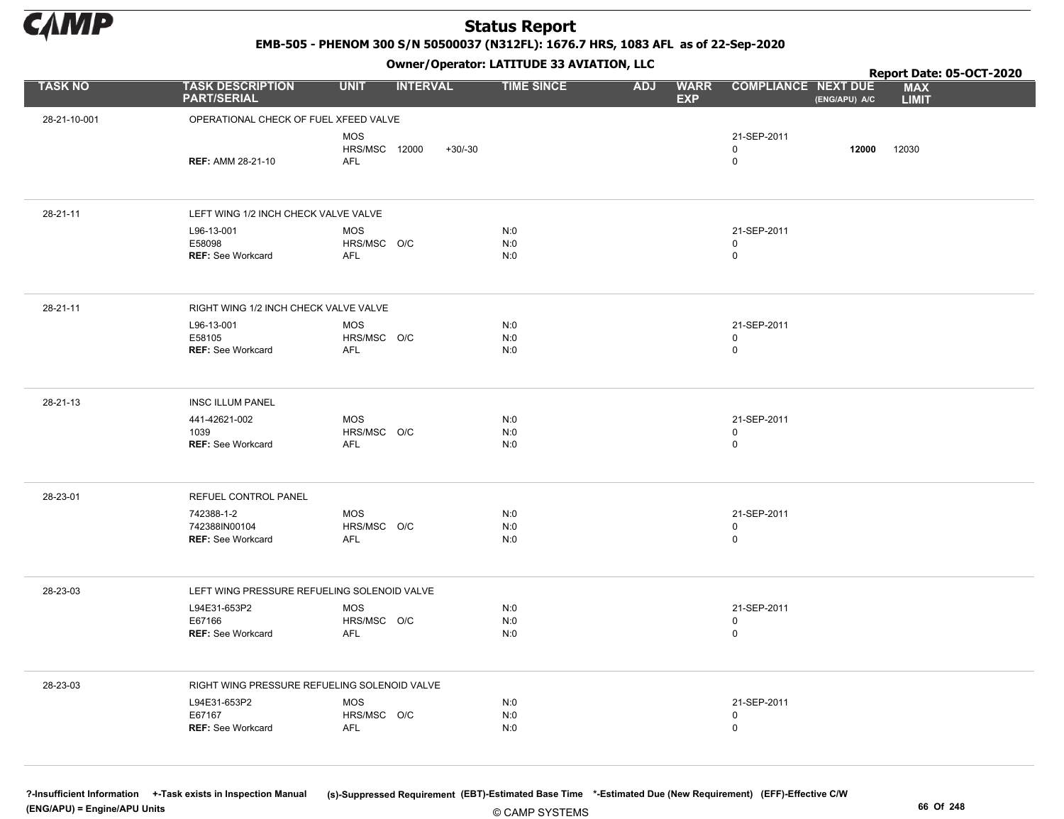# Status Report

**EMB-505 - PHENOM 300 S/N 50500037 (N312FL): 1676.7 HRS, 1083 AFL as of 22-Sep-2020**

**Owner/Operator: LATITUDE 33 AVIATION, LLC**

**Report Date: 05-OCT-2020**

| TASK NO | TASK DESCRIPTION PART/SERIAL | UNIT | INTERVAL | | TIME SINCE | ADJ | WARR EXP | COMPLIANCE | NEXT DUE (ENG/APU) A/C | MAX LIMIT |
|---|---|---|---|---|---|---|---|---|---|---|
| 28-21-10-001 | OPERATIONAL CHECK OF FUEL XFEED VALVE | | | | | | | | | |
| | | MOS | | | | | | 21-SEP-2011 | | |
| | | HRS/MSC | 12000 | +30/-30 | | | | 0 | **12000** | 12030 |
| | **REF:** AMM 28-21-10 | AFL | | | | | | 0 | | |
| 28-21-11 | LEFT WING 1/2 INCH CHECK VALVE VALVE | | | | | | | | | |
| | L96-13-001 | MOS | | | N:0 | | | 21-SEP-2011 | | |
| | E58098 | HRS/MSC | O/C | | N:0 | | | 0 | | |
| | **REF:** See Workcard | AFL | | | N:0 | | | 0 | | |
| 28-21-11 | RIGHT WING 1/2 INCH CHECK VALVE VALVE | | | | | | | | | |
| | L96-13-001 | MOS | | | N:0 | | | 21-SEP-2011 | | |
| | E58105 | HRS/MSC | O/C | | N:0 | | | 0 | | |
| | **REF:** See Workcard | AFL | | | N:0 | | | 0 | | |
| 28-21-13 | INSC ILLUM PANEL | | | | | | | | | |
| | 441-42621-002 | MOS | | | N:0 | | | 21-SEP-2011 | | |
| | 1039 | HRS/MSC | O/C | | N:0 | | | 0 | | |
| | **REF:** See Workcard | AFL | | | N:0 | | | 0 | | |
| 28-23-01 | REFUEL CONTROL PANEL | | | | | | | | | |
| | 742388-1-2 | MOS | | | N:0 | | | 21-SEP-2011 | | |
| | 742388IN00104 | HRS/MSC | O/C | | N:0 | | | 0 | | |
| | **REF:** See Workcard | AFL | | | N:0 | | | 0 | | |
| 28-23-03 | LEFT WING PRESSURE REFUELING SOLENOID VALVE | | | | | | | | | |
| | L94E31-653P2 | MOS | | | N:0 | | | 21-SEP-2011 | | |
| | E67166 | HRS/MSC | O/C | | N:0 | | | 0 | | |
| | **REF:** See Workcard | AFL | | | N:0 | | | 0 | | |
| 28-23-03 | RIGHT WING PRESSURE REFUELING SOLENOID VALVE | | | | | | | | | |
| | L94E31-653P2 | MOS | | | N:0 | | | 21-SEP-2011 | | |
| | E67167 | HRS/MSC | O/C | | N:0 | | | 0 | | |
| | **REF:** See Workcard | AFL | | | N:0 | | | 0 | | |

?-Insufficient Information +-Task exists in Inspection Manual (s)-Suppressed Requirement (EBT)-Estimated Base Time *-Estimated Due (New Requirement) (EFF)-Effective C/W
(ENG/APU) = Engine/APU Units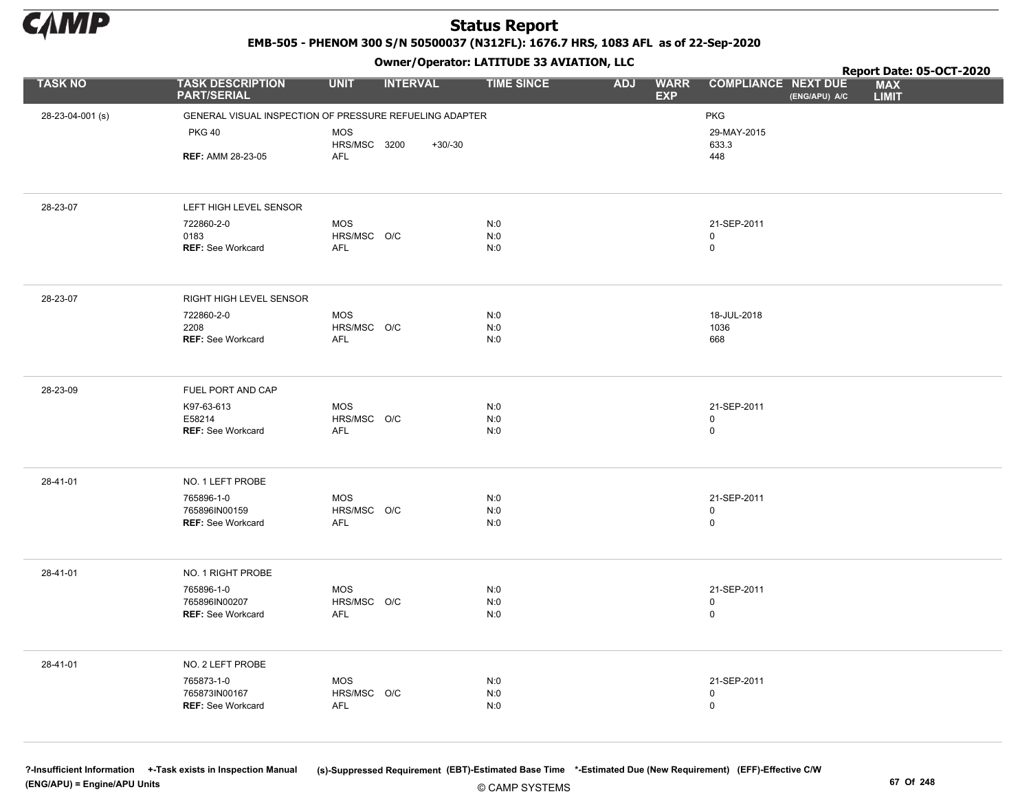# Status Report

**EMB-505 - PHENOM 300 S/N 50500037 (N312FL): 1676.7 HRS, 1083 AFL as of 22-Sep-2020**

**Owner/Operator: LATITUDE 33 AVIATION, LLC**

**Report Date: 05-OCT-2020**

| TASK NO | TASK DESCRIPTION PART/SERIAL | UNIT | INTERVAL | | TIME SINCE | ADJ | WARR EXP | COMPLIANCE | NEXT DUE (ENG/APU) A/C | MAX LIMIT |
|---|---|---|---|---|---|---|---|---|---|---|
| 28-23-04-001 (s) | GENERAL VISUAL INSPECTION OF PRESSURE REFUELING ADAPTER | | | | | | | PKG | | |
| | PKG 40 | MOS | | | | | | 29-MAY-2015 | | |
| | | HRS/MSC | 3200 | +30/-30 | | | | 633.3 | | |
| | **REF:** AMM 28-23-05 | AFL | | | | | | 448 | | |
| 28-23-07 | LEFT HIGH LEVEL SENSOR | | | | | | | | | |
| | 722860-2-0 | MOS | | | N:0 | | | 21-SEP-2011 | | |
| | 0183 | HRS/MSC | O/C | | N:0 | | | 0 | | |
| | **REF:** See Workcard | AFL | | | N:0 | | | 0 | | |
| 28-23-07 | RIGHT HIGH LEVEL SENSOR | | | | | | | | | |
| | 722860-2-0 | MOS | | | N:0 | | | 18-JUL-2018 | | |
| | 2208 | HRS/MSC | O/C | | N:0 | | | 1036 | | |
| | **REF:** See Workcard | AFL | | | N:0 | | | 668 | | |
| 28-23-09 | FUEL PORT AND CAP | | | | | | | | | |
| | K97-63-613 | MOS | | | N:0 | | | 21-SEP-2011 | | |
| | E58214 | HRS/MSC | O/C | | N:0 | | | 0 | | |
| | **REF:** See Workcard | AFL | | | N:0 | | | 0 | | |
| 28-41-01 | NO. 1 LEFT PROBE | | | | | | | | | |
| | 765896-1-0 | MOS | | | N:0 | | | 21-SEP-2011 | | |
| | 765896IN00159 | HRS/MSC | O/C | | N:0 | | | 0 | | |
| | **REF:** See Workcard | AFL | | | N:0 | | | 0 | | |
| 28-41-01 | NO. 1 RIGHT PROBE | | | | | | | | | |
| | 765896-1-0 | MOS | | | N:0 | | | 21-SEP-2011 | | |
| | 765896IN00207 | HRS/MSC | O/C | | N:0 | | | 0 | | |
| | **REF:** See Workcard | AFL | | | N:0 | | | 0 | | |
| 28-41-01 | NO. 2 LEFT PROBE | | | | | | | | | |
| | 765873-1-0 | MOS | | | N:0 | | | 21-SEP-2011 | | |
| | 765873IN00167 | HRS/MSC | O/C | | N:0 | | | 0 | | |
| | **REF:** See Workcard | AFL | | | N:0 | | | 0 | | |

?-Insufficient Information +-Task exists in Inspection Manual (s)-Suppressed Requirement (EBT)-Estimated Base Time *-Estimated Due (New Requirement) (EFF)-Effective C/W (ENG/APU) = Engine/APU Units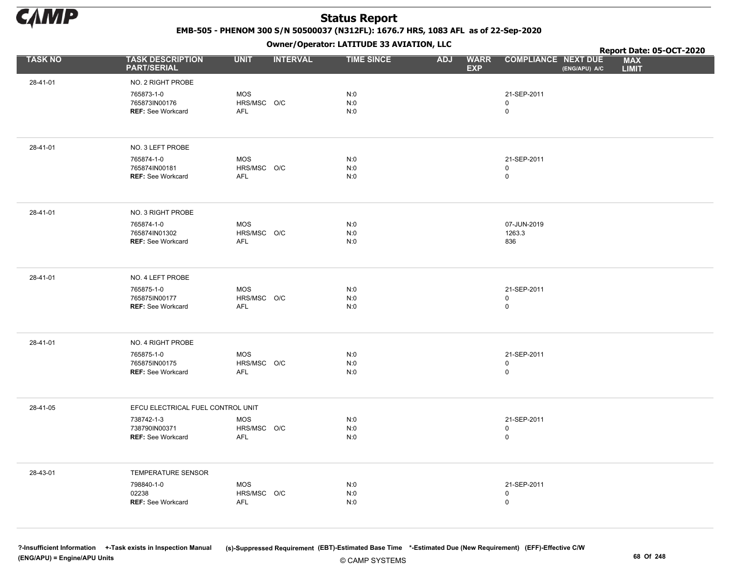# Status Report

EMB-505 - PHENOM 300 S/N 50500037 (N312FL): 1676.7 HRS, 1083 AFL as of 22-Sep-2020

Owner/Operator: LATITUDE 33 AVIATION, LLC

Report Date: 05-OCT-2020

| TASK NO | TASK DESCRIPTION PART/SERIAL | UNIT | INTERVAL | TIME SINCE | ADJ | WARR EXP | COMPLIANCE | NEXT DUE (ENG/APU) A/C | MAX LIMIT |
|---|---|---|---|---|---|---|---|---|---|
| 28-41-01 | NO. 2 RIGHT PROBE | | | | | | | | |
| | 765873-1-0 | MOS | | N:0 | | | 21-SEP-2011 | | |
| | 765873IN00176 | HRS/MSC | O/C | N:0 | | | 0 | | |
| | **REF:** See Workcard | AFL | | N:0 | | | 0 | | |
| 28-41-01 | NO. 3 LEFT PROBE | | | | | | | | |
| | 765874-1-0 | MOS | | N:0 | | | 21-SEP-2011 | | |
| | 765874IN00181 | HRS/MSC | O/C | N:0 | | | 0 | | |
| | **REF:** See Workcard | AFL | | N:0 | | | 0 | | |
| 28-41-01 | NO. 3 RIGHT PROBE | | | | | | | | |
| | 765874-1-0 | MOS | | N:0 | | | 07-JUN-2019 | | |
| | 765874IN01302 | HRS/MSC | O/C | N:0 | | | 1263.3 | | |
| | **REF:** See Workcard | AFL | | N:0 | | | 836 | | |
| 28-41-01 | NO. 4 LEFT PROBE | | | | | | | | |
| | 765875-1-0 | MOS | | N:0 | | | 21-SEP-2011 | | |
| | 765875IN00177 | HRS/MSC | O/C | N:0 | | | 0 | | |
| | **REF:** See Workcard | AFL | | N:0 | | | 0 | | |
| 28-41-01 | NO. 4 RIGHT PROBE | | | | | | | | |
| | 765875-1-0 | MOS | | N:0 | | | 21-SEP-2011 | | |
| | 765875IN00175 | HRS/MSC | O/C | N:0 | | | 0 | | |
| | **REF:** See Workcard | AFL | | N:0 | | | 0 | | |
| 28-41-05 | EFCU ELECTRICAL FUEL CONTROL UNIT | | | | | | | | |
| | 738742-1-3 | MOS | | N:0 | | | 21-SEP-2011 | | |
| | 738790IN00371 | HRS/MSC | O/C | N:0 | | | 0 | | |
| | **REF:** See Workcard | AFL | | N:0 | | | 0 | | |
| 28-43-01 | TEMPERATURE SENSOR | | | | | | | | |
| | 798840-1-0 | MOS | | N:0 | | | 21-SEP-2011 | | |
| | 02238 | HRS/MSC | O/C | N:0 | | | 0 | | |
| | **REF:** See Workcard | AFL | | N:0 | | | 0 | | |

?-Insufficient Information +-Task exists in Inspection Manual (s)-Suppressed Requirement (EBT)-Estimated Base Time *-Estimated Due (New Requirement) (EFF)-Effective C/W (ENG/APU) = Engine/APU Units

© CAMP SYSTEMS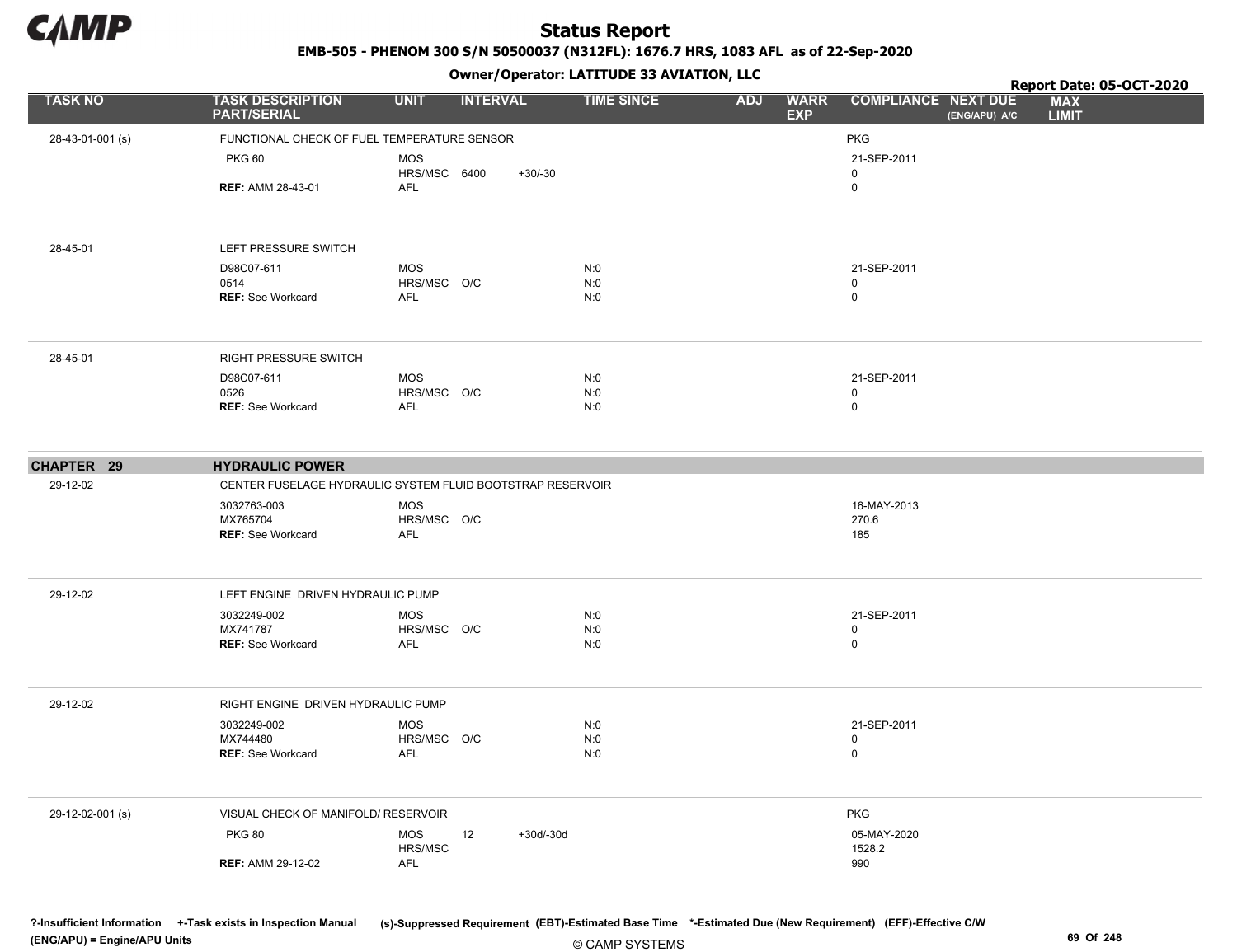# Status Report

**EMB-505 - PHENOM 300 S/N 50500037 (N312FL): 1676.7 HRS, 1083 AFL as of 22-Sep-2020**

**Owner/Operator: LATITUDE 33 AVIATION, LLC**

**Report Date: 05-OCT-2020**

| TASK NO | TASK DESCRIPTION PART/SERIAL | UNIT | INTERVAL | | TIME SINCE | ADJ | WARR EXP | COMPLIANCE | NEXT DUE (ENG/APU) A/C | MAX LIMIT |
|---|---|---|---|---|---|---|---|---|---|---|
| 28-43-01-001 (s) | FUNCTIONAL CHECK OF FUEL TEMPERATURE SENSOR | | | | | | | PKG | | |
| | PKG 60 | MOS | | | | | | 21-SEP-2011 | | |
| | | HRS/MSC | 6400 | +30/-30 | | | | 0 | | |
| | **REF:** AMM 28-43-01 | AFL | | | | | | 0 | | |
| 28-45-01 | LEFT PRESSURE SWITCH | | | | | | | | | |
| | D98C07-611 | MOS | | | N:0 | | | 21-SEP-2011 | | |
| | 0514 | HRS/MSC | O/C | | N:0 | | | 0 | | |
| | **REF:** See Workcard | AFL | | | N:0 | | | 0 | | |
| 28-45-01 | RIGHT PRESSURE SWITCH | | | | | | | | | |
| | D98C07-611 | MOS | | | N:0 | | | 21-SEP-2011 | | |
| | 0526 | HRS/MSC | O/C | | N:0 | | | 0 | | |
| | **REF:** See Workcard | AFL | | | N:0 | | | 0 | | |
| **CHAPTER 29** | **HYDRAULIC POWER** | | | | | | | | | |
| 29-12-02 | CENTER FUSELAGE HYDRAULIC SYSTEM FLUID BOOTSTRAP RESERVOIR | | | | | | | | | |
| | 3032763-003 | MOS | | | | | | 16-MAY-2013 | | |
| | MX765704 | HRS/MSC | O/C | | | | | 270.6 | | |
| | **REF:** See Workcard | AFL | | | | | | 185 | | |
| 29-12-02 | LEFT ENGINE DRIVEN HYDRAULIC PUMP | | | | | | | | | |
| | 3032249-002 | MOS | | | N:0 | | | 21-SEP-2011 | | |
| | MX741787 | HRS/MSC | O/C | | N:0 | | | 0 | | |
| | **REF:** See Workcard | AFL | | | N:0 | | | 0 | | |
| 29-12-02 | RIGHT ENGINE DRIVEN HYDRAULIC PUMP | | | | | | | | | |
| | 3032249-002 | MOS | | | N:0 | | | 21-SEP-2011 | | |
| | MX744480 | HRS/MSC | O/C | | N:0 | | | 0 | | |
| | **REF:** See Workcard | AFL | | | N:0 | | | 0 | | |
| 29-12-02-001 (s) | VISUAL CHECK OF MANIFOLD/ RESERVOIR | | | | | | | PKG | | |
| | PKG 80 | MOS | 12 | +30d/-30d | | | | 05-MAY-2020 | | |
| | | HRS/MSC | | | | | | 1528.2 | | |
| | **REF:** AMM 29-12-02 | AFL | | | | | | 990 | | |

?-Insufficient Information +-Task exists in Inspection Manual (s)-Suppressed Requirement (EBT)-Estimated Base Time *-Estimated Due (New Requirement) (EFF)-Effective C/W (ENG/APU) = Engine/APU Units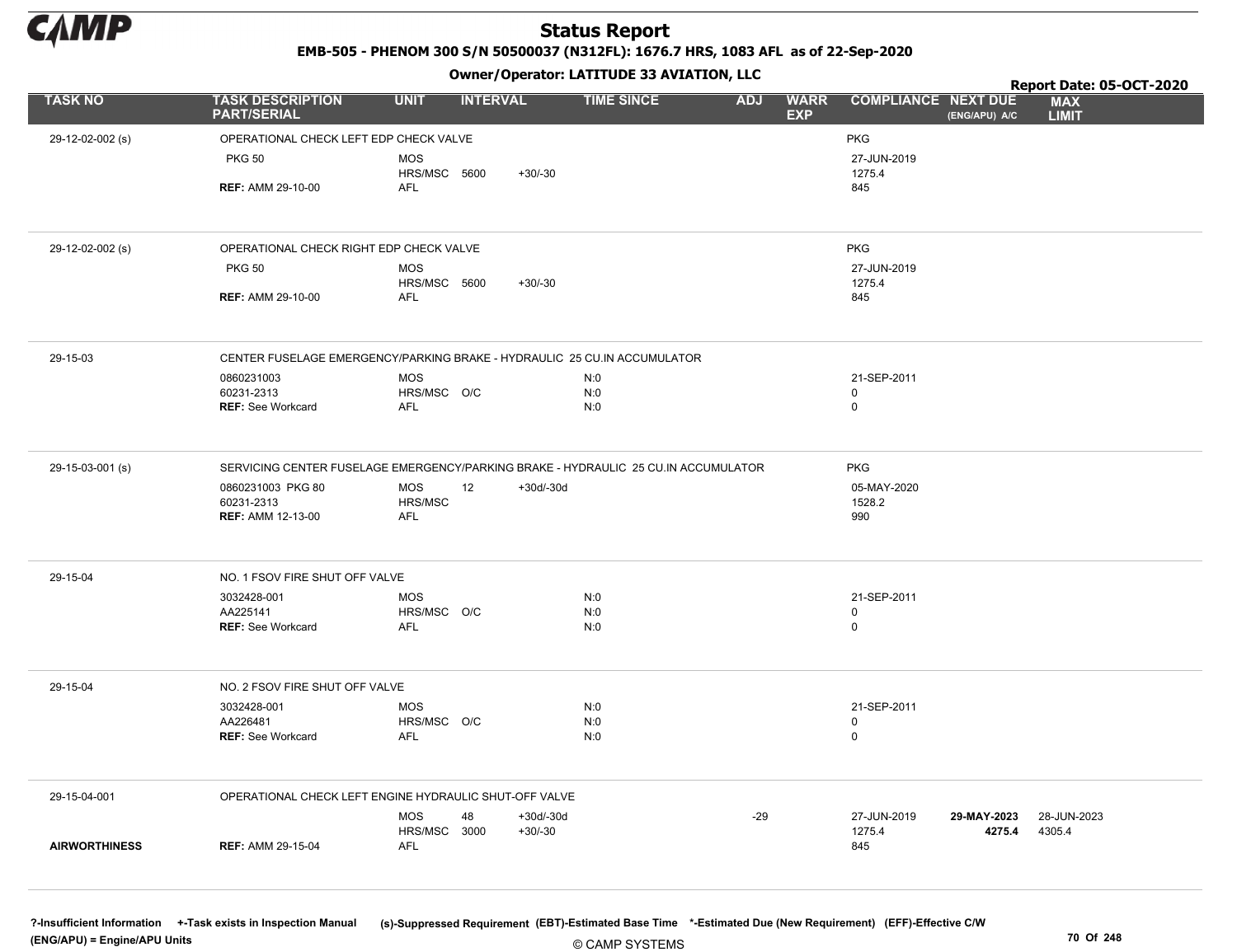# Status Report

**EMB-505 - PHENOM 300 S/N 50500037 (N312FL): 1676.7 HRS, 1083 AFL as of 22-Sep-2020**

**Owner/Operator: LATITUDE 33 AVIATION, LLC**

**Report Date: 05-OCT-2020**

| TASK NO | TASK DESCRIPTION PART/SERIAL | UNIT | INTERVAL | | TIME SINCE | ADJ | WARR EXP | COMPLIANCE | NEXT DUE (ENG/APU) A/C | MAX LIMIT |
|---|---|---|---|---|---|---|---|---|---|---|
| 29-12-02-002 (s) | OPERATIONAL CHECK LEFT EDP CHECK VALVE | | | | | | | PKG | | |
| | PKG 50 | MOS | | | | | | 27-JUN-2019 | | |
| | | HRS/MSC | 5600 | +30/-30 | | | | 1275.4 | | |
| | **REF:** AMM 29-10-00 | AFL | | | | | | 845 | | |
| 29-12-02-002 (s) | OPERATIONAL CHECK RIGHT EDP CHECK VALVE | | | | | | | PKG | | |
| | PKG 50 | MOS | | | | | | 27-JUN-2019 | | |
| | | HRS/MSC | 5600 | +30/-30 | | | | 1275.4 | | |
| | **REF:** AMM 29-10-00 | AFL | | | | | | 845 | | |
| 29-15-03 | CENTER FUSELAGE EMERGENCY/PARKING BRAKE - HYDRAULIC 25 CU.IN ACCUMULATOR | | | | | | | | | |
| | 0860231003 | MOS | | | N:0 | | | 21-SEP-2011 | | |
| | 60231-2313 | HRS/MSC | O/C | | N:0 | | | 0 | | |
| | **REF:** See Workcard | AFL | | | N:0 | | | 0 | | |
| 29-15-03-001 (s) | SERVICING CENTER FUSELAGE EMERGENCY/PARKING BRAKE - HYDRAULIC 25 CU.IN ACCUMULATOR | | | | | | | PKG | | |
| | 0860231003 PKG 80 | MOS | 12 | +30d/-30d | | | | 05-MAY-2020 | | |
| | 60231-2313 | HRS/MSC | | | | | | 1528.2 | | |
| | **REF:** AMM 12-13-00 | AFL | | | | | | 990 | | |
| 29-15-04 | NO. 1 FSOV FIRE SHUT OFF VALVE | | | | | | | | | |
| | 3032428-001 | MOS | | | N:0 | | | 21-SEP-2011 | | |
| | AA225141 | HRS/MSC | O/C | | N:0 | | | 0 | | |
| | **REF:** See Workcard | AFL | | | N:0 | | | 0 | | |
| 29-15-04 | NO. 2 FSOV FIRE SHUT OFF VALVE | | | | | | | | | |
| | 3032428-001 | MOS | | | N:0 | | | 21-SEP-2011 | | |
| | AA226481 | HRS/MSC | O/C | | N:0 | | | 0 | | |
| | **REF:** See Workcard | AFL | | | N:0 | | | 0 | | |
| 29-15-04-001 | OPERATIONAL CHECK LEFT ENGINE HYDRAULIC SHUT-OFF VALVE | | | | | | | | | |
| | | MOS | 48 | +30d/-30d | | -29 | | 27-JUN-2019 | **29-MAY-2023** | 28-JUN-2023 |
| | | HRS/MSC | 3000 | +30/-30 | | | | 1275.4 | **4275.4** | 4305.4 |
| **AIRWORTHINESS** | **REF:** AMM 29-15-04 | AFL | | | | | | 845 | | |

**?-Insufficient Information** **+-Task exists in Inspection Manual** **(s)-Suppressed Requirement** **(EBT)-Estimated Base Time** **\*-Estimated Due (New Requirement)** **(EFF)-Effective C/W**
**(ENG/APU) = Engine/APU Units**

© CAMP SYSTEMS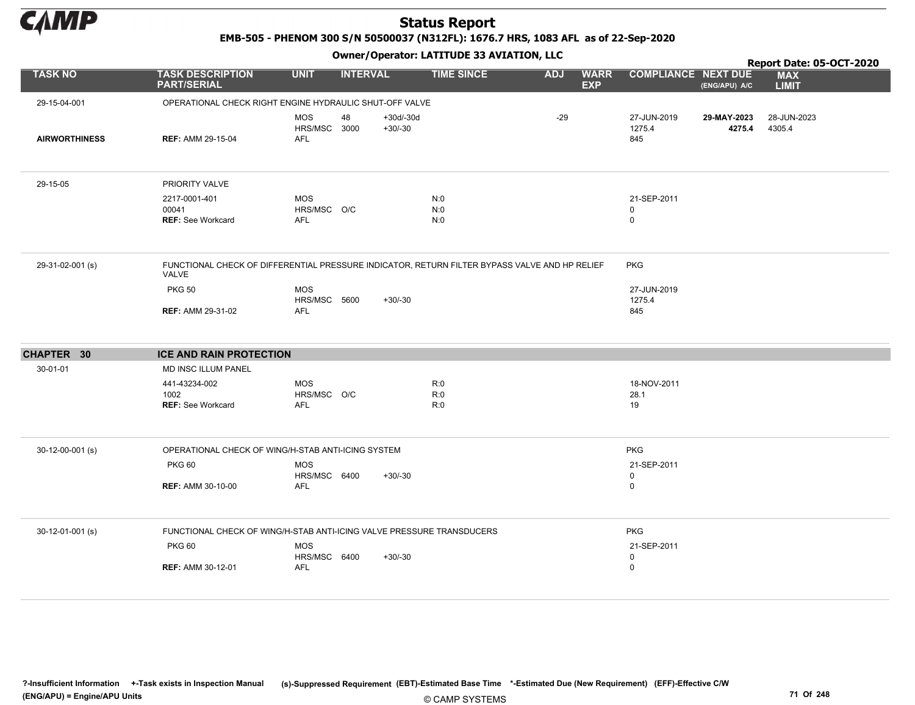# Status Report

**EMB-505 - PHENOM 300 S/N 50500037 (N312FL): 1676.7 HRS, 1083 AFL as of 22-Sep-2020**

**Owner/Operator: LATITUDE 33 AVIATION, LLC**

**Report Date: 05-OCT-2020**

| TASK NO | TASK DESCRIPTION PART/SERIAL | UNIT | INTERVAL | | TIME SINCE | ADJ | WARR EXP | COMPLIANCE | NEXT DUE (ENG/APU) A/C | MAX LIMIT |
|---|---|---|---|---|---|---|---|---|---|---|
| 29-15-04-001 | OPERATIONAL CHECK RIGHT ENGINE HYDRAULIC SHUT-OFF VALVE | | | | | | | | | |
| | | MOS | 48 | +30d/-30d | | -29 | | 27-JUN-2019 | **29-MAY-2023** | 28-JUN-2023 |
| | | HRS/MSC | 3000 | +30/-30 | | | | 1275.4 | **4275.4** | 4305.4 |
| **AIRWORTHINESS** | **REF:** AMM 29-15-04 | AFL | | | | | | 845 | | |
| 29-15-05 | PRIORITY VALVE | | | | | | | | | |
| | 2217-0001-401 | MOS | | | N:0 | | | 21-SEP-2011 | | |
| | 00041 | HRS/MSC | O/C | | N:0 | | | 0 | | |
| | **REF:** See Workcard | AFL | | | N:0 | | | 0 | | |
| 29-31-02-001 (s) | FUNCTIONAL CHECK OF DIFFERENTIAL PRESSURE INDICATOR, RETURN FILTER BYPASS VALVE AND HP RELIEF VALVE | | | | | | | PKG | | |
| | PKG 50 | MOS | | | | | | 27-JUN-2019 | | |
| | | HRS/MSC | 5600 | +30/-30 | | | | 1275.4 | | |
| | **REF:** AMM 29-31-02 | AFL | | | | | | 845 | | |
| **CHAPTER 30** | **ICE AND RAIN PROTECTION** | | | | | | | | | |
| 30-01-01 | MD INSC ILLUM PANEL | | | | | | | | | |
| | 441-43234-002 | MOS | | | R:0 | | | 18-NOV-2011 | | |
| | 1002 | HRS/MSC | O/C | | R:0 | | | 28.1 | | |
| | **REF:** See Workcard | AFL | | | R:0 | | | 19 | | |
| 30-12-00-001 (s) | OPERATIONAL CHECK OF WING/H-STAB ANTI-ICING SYSTEM | | | | | | | PKG | | |
| | PKG 60 | MOS | | | | | | 21-SEP-2011 | | |
| | | HRS/MSC | 6400 | +30/-30 | | | | 0 | | |
| | **REF:** AMM 30-10-00 | AFL | | | | | | 0 | | |
| 30-12-01-001 (s) | FUNCTIONAL CHECK OF WING/H-STAB ANTI-ICING VALVE PRESSURE TRANSDUCERS | | | | | | | PKG | | |
| | PKG 60 | MOS | | | | | | 21-SEP-2011 | | |
| | | HRS/MSC | 6400 | +30/-30 | | | | 0 | | |
| | **REF:** AMM 30-12-01 | AFL | | | | | | 0 | | |

?-Insufficient Information +-Task exists in Inspection Manual (s)-Suppressed Requirement (EBT)-Estimated Base Time *-Estimated Due (New Requirement) (EFF)-Effective C/W
(ENG/APU) = Engine/APU Units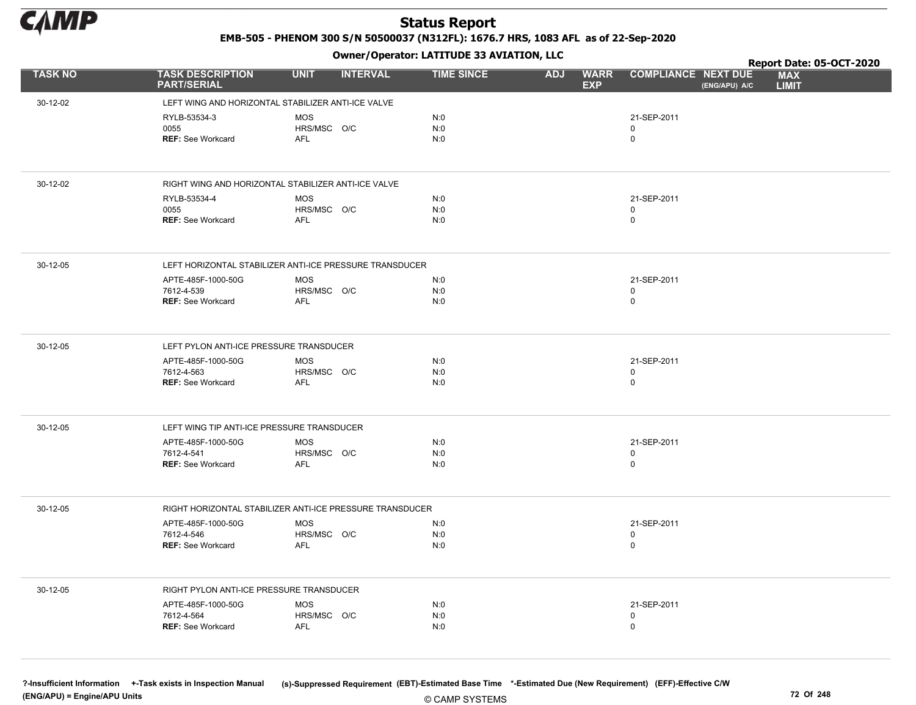# Status Report

**EMB-505 - PHENOM 300 S/N 50500037 (N312FL): 1676.7 HRS, 1083 AFL as of 22-Sep-2020**

**Owner/Operator: LATITUDE 33 AVIATION, LLC**

**Report Date: 05-OCT-2020**

| TASK NO | TASK DESCRIPTION PART/SERIAL | UNIT | INTERVAL | TIME SINCE | ADJ | WARR EXP | COMPLIANCE | NEXT DUE (ENG/APU) A/C | MAX LIMIT |
|---|---|---|---|---|---|---|---|---|---|
| 30-12-02 | LEFT WING AND HORIZONTAL STABILIZER ANTI-ICE VALVE | | | | | | | | |
| | RYLB-53534-3 | MOS | | N:0 | | | 21-SEP-2011 | | |
| | 0055 | HRS/MSC | O/C | N:0 | | | 0 | | |
| | **REF:** See Workcard | AFL | | N:0 | | | 0 | | |
| 30-12-02 | RIGHT WING AND HORIZONTAL STABILIZER ANTI-ICE VALVE | | | | | | | | |
| | RYLB-53534-4 | MOS | | N:0 | | | 21-SEP-2011 | | |
| | 0055 | HRS/MSC | O/C | N:0 | | | 0 | | |
| | **REF:** See Workcard | AFL | | N:0 | | | 0 | | |
| 30-12-05 | LEFT HORIZONTAL STABILIZER ANTI-ICE PRESSURE TRANSDUCER | | | | | | | | |
| | APTE-485F-1000-50G | MOS | | N:0 | | | 21-SEP-2011 | | |
| | 7612-4-539 | HRS/MSC | O/C | N:0 | | | 0 | | |
| | **REF:** See Workcard | AFL | | N:0 | | | 0 | | |
| 30-12-05 | LEFT PYLON ANTI-ICE PRESSURE TRANSDUCER | | | | | | | | |
| | APTE-485F-1000-50G | MOS | | N:0 | | | 21-SEP-2011 | | |
| | 7612-4-563 | HRS/MSC | O/C | N:0 | | | 0 | | |
| | **REF:** See Workcard | AFL | | N:0 | | | 0 | | |
| 30-12-05 | LEFT WING TIP ANTI-ICE PRESSURE TRANSDUCER | | | | | | | | |
| | APTE-485F-1000-50G | MOS | | N:0 | | | 21-SEP-2011 | | |
| | 7612-4-541 | HRS/MSC | O/C | N:0 | | | 0 | | |
| | **REF:** See Workcard | AFL | | N:0 | | | 0 | | |
| 30-12-05 | RIGHT HORIZONTAL STABILIZER ANTI-ICE PRESSURE TRANSDUCER | | | | | | | | |
| | APTE-485F-1000-50G | MOS | | N:0 | | | 21-SEP-2011 | | |
| | 7612-4-546 | HRS/MSC | O/C | N:0 | | | 0 | | |
| | **REF:** See Workcard | AFL | | N:0 | | | 0 | | |
| 30-12-05 | RIGHT PYLON ANTI-ICE PRESSURE TRANSDUCER | | | | | | | | |
| | APTE-485F-1000-50G | MOS | | N:0 | | | 21-SEP-2011 | | |
| | 7612-4-564 | HRS/MSC | O/C | N:0 | | | 0 | | |
| | **REF:** See Workcard | AFL | | N:0 | | | 0 | | |

**?-Insufficient Information** **+-Task exists in Inspection Manual** **(s)-Suppressed Requirement** **(EBT)-Estimated Base Time** **\*-Estimated Due (New Requirement)** **(EFF)-Effective C/W**
**(ENG/APU) = Engine/APU Units**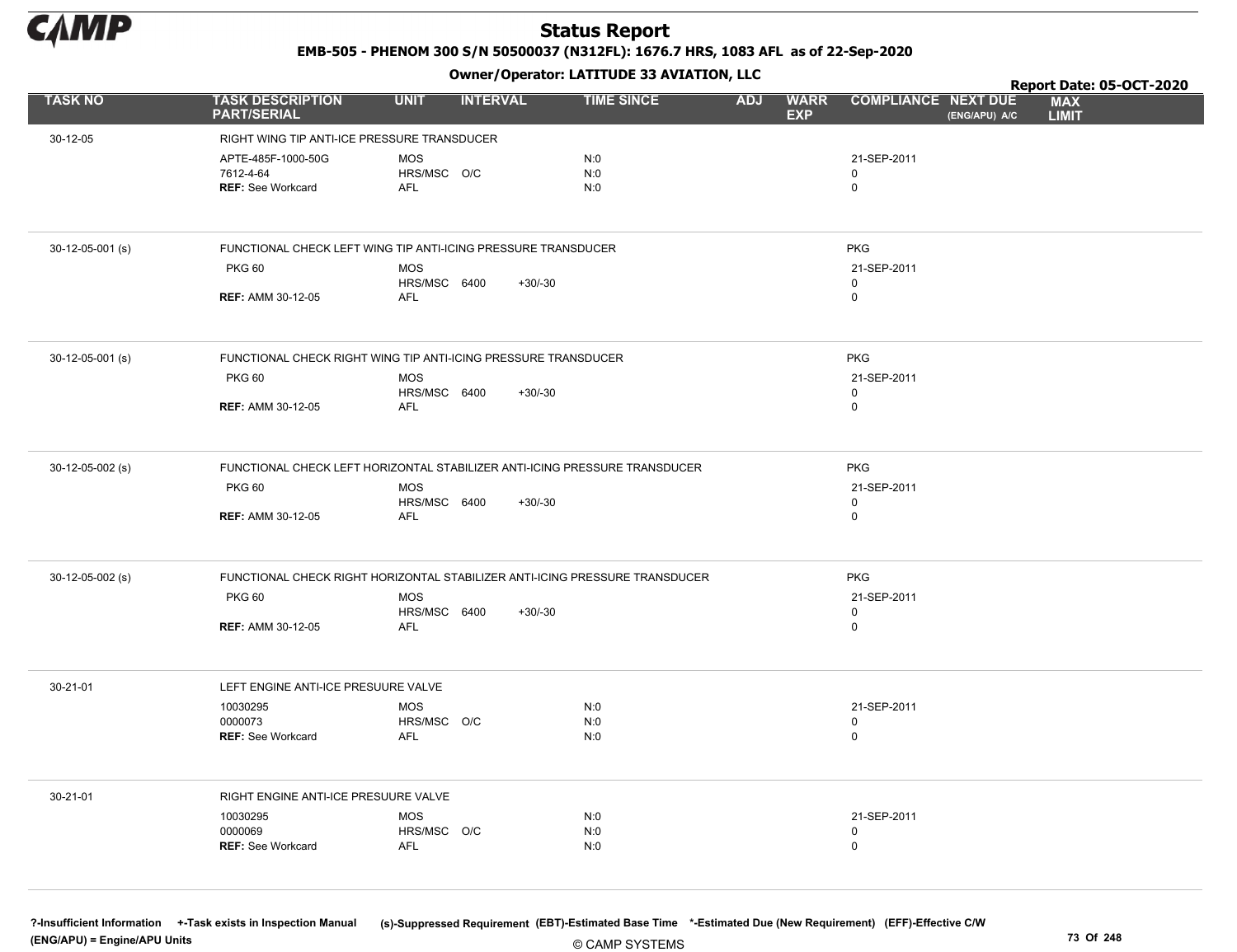# Status Report

**EMB-505 - PHENOM 300 S/N 50500037 (N312FL): 1676.7 HRS, 1083 AFL as of 22-Sep-2020**

**Owner/Operator: LATITUDE 33 AVIATION, LLC**

**Report Date: 05-OCT-2020**

| TASK NO | TASK DESCRIPTION PART/SERIAL | UNIT | INTERVAL | | TIME SINCE | ADJ | WARR EXP | COMPLIANCE | NEXT DUE (ENG/APU) A/C | MAX LIMIT |
|---|---|---|---|---|---|---|---|---|---|---|
| 30-12-05 | RIGHT WING TIP ANTI-ICE PRESSURE TRANSDUCER | | | | | | | | | |
| | APTE-485F-1000-50G | MOS | | | N:0 | | | 21-SEP-2011 | | |
| | 7612-4-64 | HRS/MSC | O/C | | N:0 | | | 0 | | |
| | **REF:** See Workcard | AFL | | | N:0 | | | 0 | | |
| 30-12-05-001 (s) | FUNCTIONAL CHECK LEFT WING TIP ANTI-ICING PRESSURE TRANSDUCER | | | | | | | PKG | | |
| | PKG 60 | MOS | | | | | | 21-SEP-2011 | | |
| | | HRS/MSC | 6400 | +30/-30 | | | | 0 | | |
| | **REF:** AMM 30-12-05 | AFL | | | | | | 0 | | |
| 30-12-05-001 (s) | FUNCTIONAL CHECK RIGHT WING TIP ANTI-ICING PRESSURE TRANSDUCER | | | | | | | PKG | | |
| | PKG 60 | MOS | | | | | | 21-SEP-2011 | | |
| | | HRS/MSC | 6400 | +30/-30 | | | | 0 | | |
| | **REF:** AMM 30-12-05 | AFL | | | | | | 0 | | |
| 30-12-05-002 (s) | FUNCTIONAL CHECK LEFT HORIZONTAL STABILIZER ANTI-ICING PRESSURE TRANSDUCER | | | | | | | PKG | | |
| | PKG 60 | MOS | | | | | | 21-SEP-2011 | | |
| | | HRS/MSC | 6400 | +30/-30 | | | | 0 | | |
| | **REF:** AMM 30-12-05 | AFL | | | | | | 0 | | |
| 30-12-05-002 (s) | FUNCTIONAL CHECK RIGHT HORIZONTAL STABILIZER ANTI-ICING PRESSURE TRANSDUCER | | | | | | | PKG | | |
| | PKG 60 | MOS | | | | | | 21-SEP-2011 | | |
| | | HRS/MSC | 6400 | +30/-30 | | | | 0 | | |
| | **REF:** AMM 30-12-05 | AFL | | | | | | 0 | | |
| 30-21-01 | LEFT ENGINE ANTI-ICE PRESUURE VALVE | | | | | | | | | |
| | 10030295 | MOS | | | N:0 | | | 21-SEP-2011 | | |
| | 0000073 | HRS/MSC | O/C | | N:0 | | | 0 | | |
| | **REF:** See Workcard | AFL | | | N:0 | | | 0 | | |
| 30-21-01 | RIGHT ENGINE ANTI-ICE PRESUURE VALVE | | | | | | | | | |
| | 10030295 | MOS | | | N:0 | | | 21-SEP-2011 | | |
| | 0000069 | HRS/MSC | O/C | | N:0 | | | 0 | | |
| | **REF:** See Workcard | AFL | | | N:0 | | | 0 | | |

?-Insufficient Information +-Task exists in Inspection Manual (s)-Suppressed Requirement (EBT)-Estimated Base Time *-Estimated Due (New Requirement) (EFF)-Effective C/W
(ENG/APU) = Engine/APU Units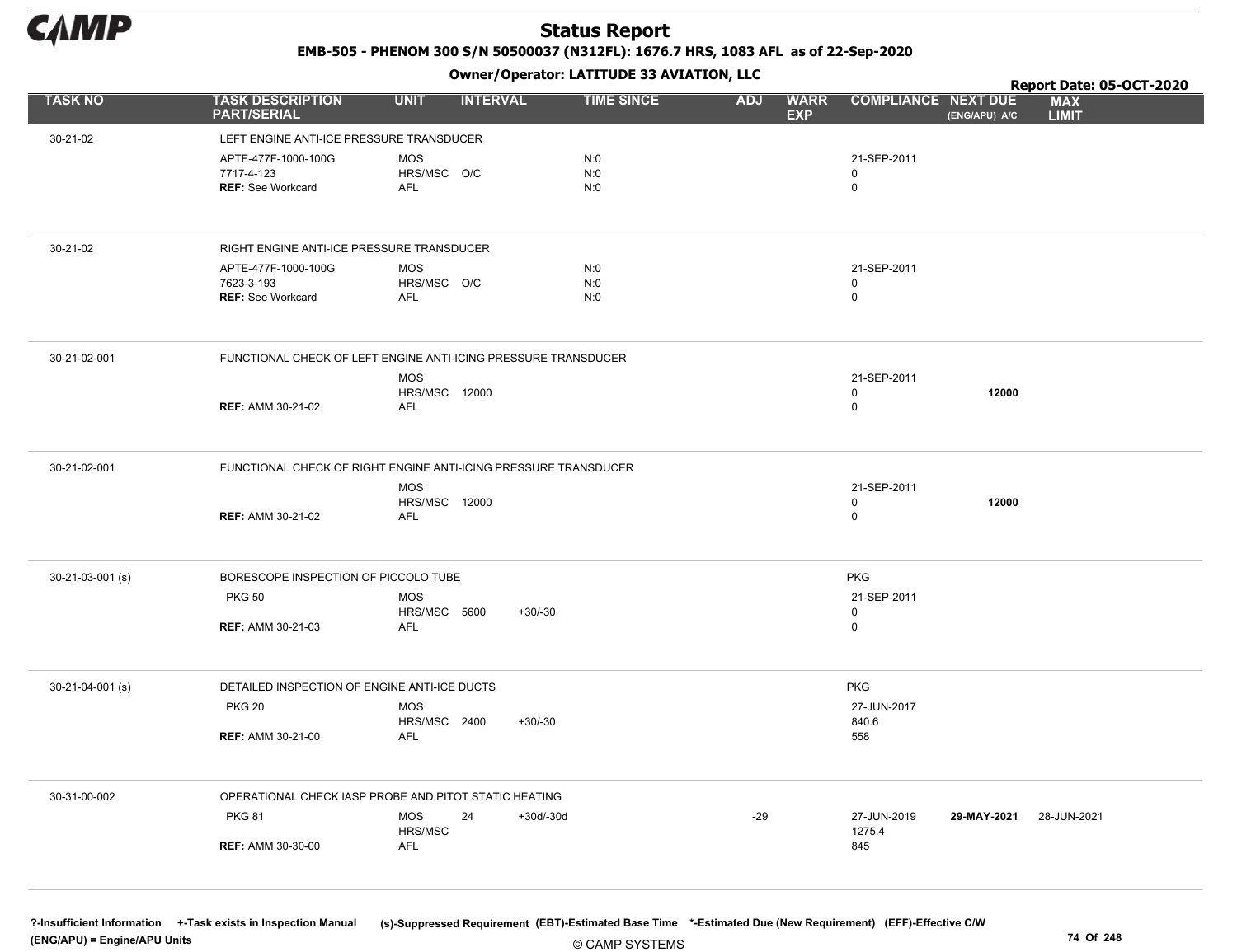# Status Report

**EMB-505 - PHENOM 300 S/N 50500037 (N312FL): 1676.7 HRS, 1083 AFL as of 22-Sep-2020**

**Owner/Operator: LATITUDE 33 AVIATION, LLC**

**Report Date: 05-OCT-2020**

| TASK NO | TASK DESCRIPTION PART/SERIAL | UNIT | INTERVAL | | TIME SINCE | ADJ | WARR EXP | COMPLIANCE | NEXT DUE (ENG/APU) A/C | MAX LIMIT |
|---|---|---|---|---|---|---|---|---|---|---|
| 30-21-02 | LEFT ENGINE ANTI-ICE PRESSURE TRANSDUCER | | | | | | | | | |
| | APTE-477F-1000-100G | MOS | | | N:0 | | | 21-SEP-2011 | | |
| | 7717-4-123 | HRS/MSC | O/C | | N:0 | | | 0 | | |
| | **REF:** See Workcard | AFL | | | N:0 | | | 0 | | |
| 30-21-02 | RIGHT ENGINE ANTI-ICE PRESSURE TRANSDUCER | | | | | | | | | |
| | APTE-477F-1000-100G | MOS | | | N:0 | | | 21-SEP-2011 | | |
| | 7623-3-193 | HRS/MSC | O/C | | N:0 | | | 0 | | |
| | **REF:** See Workcard | AFL | | | N:0 | | | 0 | | |
| 30-21-02-001 | FUNCTIONAL CHECK OF LEFT ENGINE ANTI-ICING PRESSURE TRANSDUCER | | | | | | | | | |
| | | MOS | | | | | | 21-SEP-2011 | | |
| | | HRS/MSC | 12000 | | | | | 0 | **12000** | |
| | **REF:** AMM 30-21-02 | AFL | | | | | | 0 | | |
| 30-21-02-001 | FUNCTIONAL CHECK OF RIGHT ENGINE ANTI-ICING PRESSURE TRANSDUCER | | | | | | | | | |
| | | MOS | | | | | | 21-SEP-2011 | | |
| | | HRS/MSC | 12000 | | | | | 0 | **12000** | |
| | **REF:** AMM 30-21-02 | AFL | | | | | | 0 | | |
| 30-21-03-001 (s) | BORESCOPE INSPECTION OF PICCOLO TUBE | | | | | | | PKG | | |
| | PKG 50 | MOS | | | | | | 21-SEP-2011 | | |
| | | HRS/MSC | 5600 | +30/-30 | | | | 0 | | |
| | **REF:** AMM 30-21-03 | AFL | | | | | | 0 | | |
| 30-21-04-001 (s) | DETAILED INSPECTION OF ENGINE ANTI-ICE DUCTS | | | | | | | PKG | | |
| | PKG 20 | MOS | | | | | | 27-JUN-2017 | | |
| | | HRS/MSC | 2400 | +30/-30 | | | | 840.6 | | |
| | **REF:** AMM 30-21-00 | AFL | | | | | | 558 | | |
| 30-31-00-002 | OPERATIONAL CHECK IASP PROBE AND PITOT STATIC HEATING | | | | | | | | | |
| | PKG 81 | MOS | 24 | +30d/-30d | | -29 | | 27-JUN-2019 | **29-MAY-2021** | 28-JUN-2021 |
| | | HRS/MSC | | | | | | 1275.4 | | |
| | **REF:** AMM 30-30-00 | AFL | | | | | | 845 | | |

?-Insufficient Information +-Task exists in Inspection Manual (s)-Suppressed Requirement (EBT)-Estimated Base Time *-Estimated Due (New Requirement) (EFF)-Effective C/W
(ENG/APU) = Engine/APU Units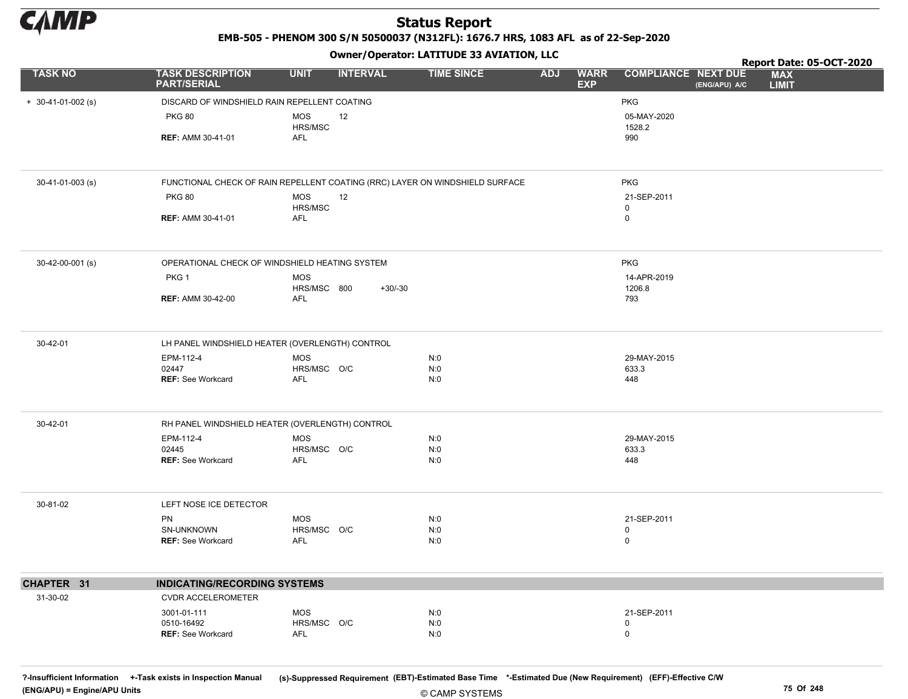# Status Report

EMB-505 - PHENOM 300 S/N 50500037 (N312FL): 1676.7 HRS, 1083 AFL as of 22-Sep-2020

Owner/Operator: LATITUDE 33 AVIATION, LLC

Report Date: 05-OCT-2020

| TASK NO | TASK DESCRIPTION PART/SERIAL | UNIT | INTERVAL | TIME SINCE | ADJ | WARR EXP | COMPLIANCE | NEXT DUE (ENG/APU) A/C | MAX LIMIT |
|---|---|---|---|---|---|---|---|---|---|
| + 30-41-01-002 (s) | DISCARD OF WINDSHIELD RAIN REPELLENT COATING | | | | | | PKG | | |
| | PKG 80 | MOS | 12 | | | | 05-MAY-2020 | | |
| | | HRS/MSC | | | | | 1528.2 | | |
| | REF: AMM 30-41-01 | AFL | | | | | 990 | | |
| 30-41-01-003 (s) | FUNCTIONAL CHECK OF RAIN REPELLENT COATING (RRC) LAYER ON WINDSHIELD SURFACE | | | | | | PKG | | |
| | PKG 80 | MOS | 12 | | | | 21-SEP-2011 | | |
| | | HRS/MSC | | | | | 0 | | |
| | REF: AMM 30-41-01 | AFL | | | | | 0 | | |
| 30-42-00-001 (s) | OPERATIONAL CHECK OF WINDSHIELD HEATING SYSTEM | | | | | | PKG | | |
| | PKG 1 | MOS | | | | | 14-APR-2019 | | |
| | | HRS/MSC | 800 +30/-30 | | | | 1206.8 | | |
| | REF: AMM 30-42-00 | AFL | | | | | 793 | | |
| 30-42-01 | LH PANEL WINDSHIELD HEATER (OVERLENGTH) CONTROL | | | | | | | | |
| | EPM-112-4 | MOS | | N:0 | | | 29-MAY-2015 | | |
| | 02447 | HRS/MSC | O/C | N:0 | | | 633.3 | | |
| | REF: See Workcard | AFL | | N:0 | | | 448 | | |
| 30-42-01 | RH PANEL WINDSHIELD HEATER (OVERLENGTH) CONTROL | | | | | | | | |
| | EPM-112-4 | MOS | | N:0 | | | 29-MAY-2015 | | |
| | 02445 | HRS/MSC | O/C | N:0 | | | 633.3 | | |
| | REF: See Workcard | AFL | | N:0 | | | 448 | | |
| 30-81-02 | LEFT NOSE ICE DETECTOR | | | | | | | | |
| | PN | MOS | | N:0 | | | 21-SEP-2011 | | |
| | SN-UNKNOWN | HRS/MSC | O/C | N:0 | | | 0 | | |
| | REF: See Workcard | AFL | | N:0 | | | 0 | | |
| **CHAPTER 31** | **INDICATING/RECORDING SYSTEMS** | | | | | | | | |
| 31-30-02 | CVDR ACCELEROMETER | | | | | | | | |
| | 3001-01-111 | MOS | | N:0 | | | 21-SEP-2011 | | |
| | 0510-16492 | HRS/MSC | O/C | N:0 | | | 0 | | |
| | REF: See Workcard | AFL | | N:0 | | | 0 | | |

?-Insufficient Information +-Task exists in Inspection Manual (s)-Suppressed Requirement (EBT)-Estimated Base Time *-Estimated Due (New Requirement) (EFF)-Effective C/W
(ENG/APU) = Engine/APU Units

© CAMP SYSTEMS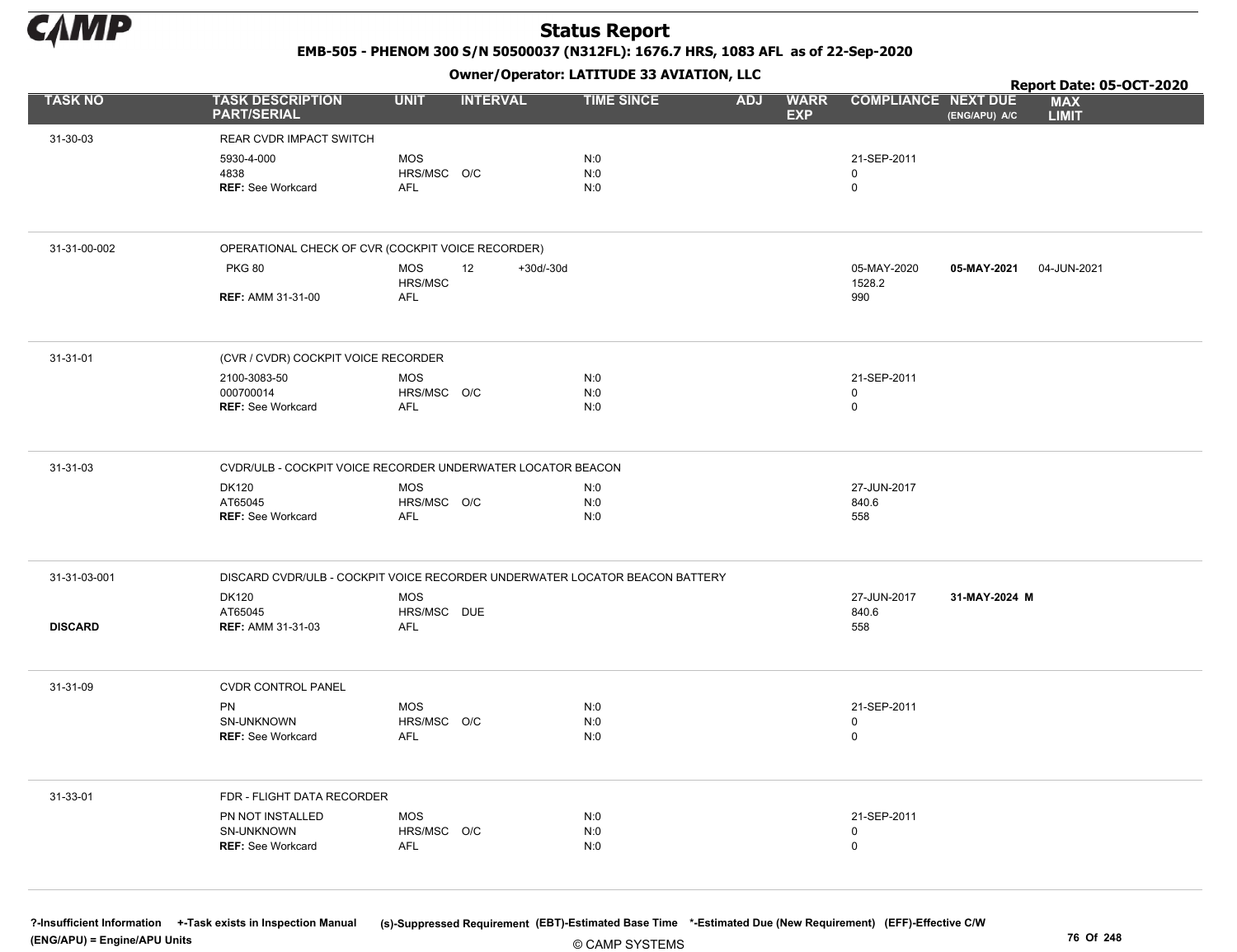# Status Report

**EMB-505 - PHENOM 300 S/N 50500037 (N312FL): 1676.7 HRS, 1083 AFL as of 22-Sep-2020**

**Owner/Operator: LATITUDE 33 AVIATION, LLC**

**Report Date: 05-OCT-2020**

| TASK NO | TASK DESCRIPTION PART/SERIAL | UNIT | INTERVAL | | TIME SINCE | ADJ | WARR EXP | COMPLIANCE | NEXT DUE (ENG/APU) A/C | MAX LIMIT |
|---|---|---|---|---|---|---|---|---|---|---|
| 31-30-03 | REAR CVDR IMPACT SWITCH | | | | | | | | | |
| | 5930-4-000 | MOS | | | N:0 | | | 21-SEP-2011 | | |
| | 4838 | HRS/MSC | O/C | | N:0 | | | 0 | | |
| | **REF:** See Workcard | AFL | | | N:0 | | | 0 | | |
| 31-31-00-002 | OPERATIONAL CHECK OF CVR (COCKPIT VOICE RECORDER) | | | | | | | | | |
| | PKG 80 | MOS | 12 | +30d/-30d | | | | 05-MAY-2020 | **05-MAY-2021** | 04-JUN-2021 |
| | | HRS/MSC | | | | | | 1528.2 | | |
| | **REF:** AMM 31-31-00 | AFL | | | | | | 990 | | |
| 31-31-01 | (CVR / CVDR) COCKPIT VOICE RECORDER | | | | | | | | | |
| | 2100-3083-50 | MOS | | | N:0 | | | 21-SEP-2011 | | |
| | 000700014 | HRS/MSC | O/C | | N:0 | | | 0 | | |
| | **REF:** See Workcard | AFL | | | N:0 | | | 0 | | |
| 31-31-03 | CVDR/ULB - COCKPIT VOICE RECORDER UNDERWATER LOCATOR BEACON | | | | | | | | | |
| | DK120 | MOS | | | N:0 | | | 27-JUN-2017 | | |
| | AT65045 | HRS/MSC | O/C | | N:0 | | | 840.6 | | |
| | **REF:** See Workcard | AFL | | | N:0 | | | 558 | | |
| 31-31-03-001 | DISCARD CVDR/ULB - COCKPIT VOICE RECORDER UNDERWATER LOCATOR BEACON BATTERY | | | | | | | | | |
| | DK120 | MOS | | | | | | 27-JUN-2017 | **31-MAY-2024 M** | |
| | AT65045 | HRS/MSC | DUE | | | | | 840.6 | | |
| **DISCARD** | **REF:** AMM 31-31-03 | AFL | | | | | | 558 | | |
| 31-31-09 | CVDR CONTROL PANEL | | | | | | | | | |
| | PN | MOS | | | N:0 | | | 21-SEP-2011 | | |
| | SN-UNKNOWN | HRS/MSC | O/C | | N:0 | | | 0 | | |
| | **REF:** See Workcard | AFL | | | N:0 | | | 0 | | |
| 31-33-01 | FDR - FLIGHT DATA RECORDER | | | | | | | | | |
| | PN NOT INSTALLED | MOS | | | N:0 | | | 21-SEP-2011 | | |
| | SN-UNKNOWN | HRS/MSC | O/C | | N:0 | | | 0 | | |
| | **REF:** See Workcard | AFL | | | N:0 | | | 0 | | |

?-Insufficient Information +-Task exists in Inspection Manual (s)-Suppressed Requirement (EBT)-Estimated Base Time *-Estimated Due (New Requirement) (EFF)-Effective C/W
(ENG/APU) = Engine/APU Units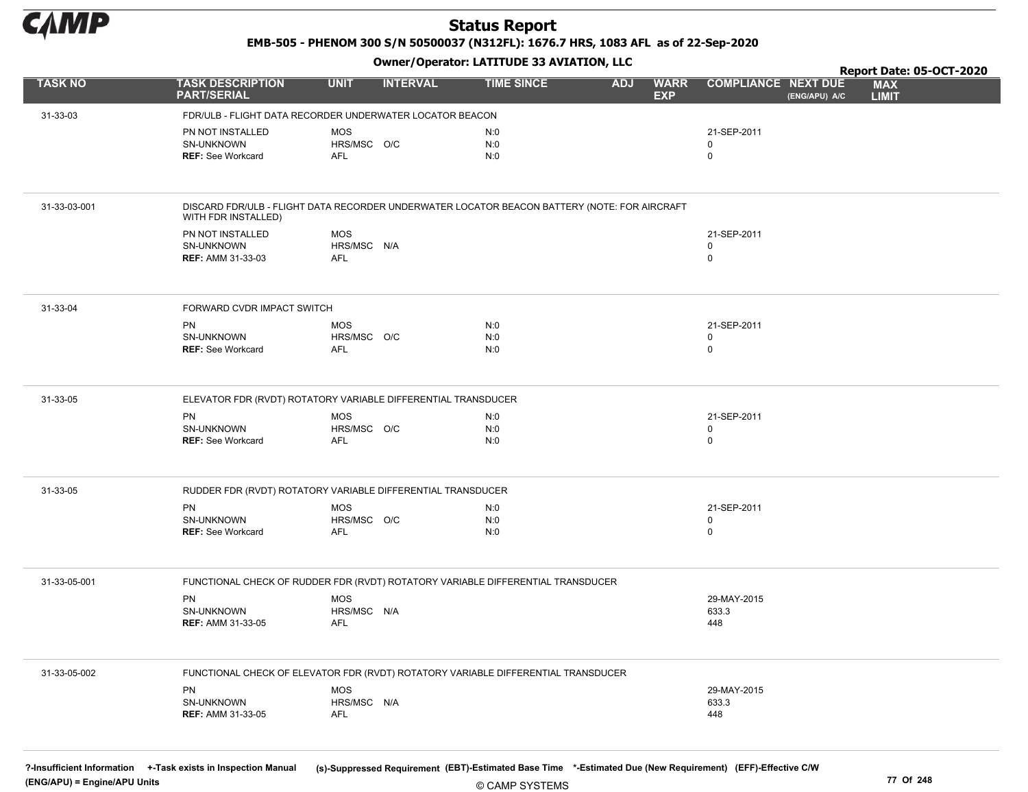# Status Report

**EMB-505 - PHENOM 300 S/N 50500037 (N312FL): 1676.7 HRS, 1083 AFL as of 22-Sep-2020**

**Owner/Operator: LATITUDE 33 AVIATION, LLC**

**Report Date: 05-OCT-2020**

| TASK NO | TASK DESCRIPTION PART/SERIAL | UNIT | INTERVAL | TIME SINCE | ADJ | WARR EXP | COMPLIANCE | NEXT DUE (ENG/APU) A/C | MAX LIMIT |
|---|---|---|---|---|---|---|---|---|---|
| 31-33-03 | FDR/ULB - FLIGHT DATA RECORDER UNDERWATER LOCATOR BEACON | | | | | | | | |
| | PN NOT INSTALLED | MOS | | N:0 | | | 21-SEP-2011 | | |
| | SN-UNKNOWN | HRS/MSC | O/C | N:0 | | | 0 | | |
| | **REF:** See Workcard | AFL | | N:0 | | | 0 | | |
| 31-33-03-001 | DISCARD FDR/ULB - FLIGHT DATA RECORDER UNDERWATER LOCATOR BEACON BATTERY (NOTE: FOR AIRCRAFT WITH FDR INSTALLED) | | | | | | | | |
| | PN NOT INSTALLED | MOS | | | | | 21-SEP-2011 | | |
| | SN-UNKNOWN | HRS/MSC | N/A | | | | 0 | | |
| | **REF:** AMM 31-33-03 | AFL | | | | | 0 | | |
| 31-33-04 | FORWARD CVDR IMPACT SWITCH | | | | | | | | |
| | PN | MOS | | N:0 | | | 21-SEP-2011 | | |
| | SN-UNKNOWN | HRS/MSC | O/C | N:0 | | | 0 | | |
| | **REF:** See Workcard | AFL | | N:0 | | | 0 | | |
| 31-33-05 | ELEVATOR FDR (RVDT) ROTATORY VARIABLE DIFFERENTIAL TRANSDUCER | | | | | | | | |
| | PN | MOS | | N:0 | | | 21-SEP-2011 | | |
| | SN-UNKNOWN | HRS/MSC | O/C | N:0 | | | 0 | | |
| | **REF:** See Workcard | AFL | | N:0 | | | 0 | | |
| 31-33-05 | RUDDER FDR (RVDT) ROTATORY VARIABLE DIFFERENTIAL TRANSDUCER | | | | | | | | |
| | PN | MOS | | N:0 | | | 21-SEP-2011 | | |
| | SN-UNKNOWN | HRS/MSC | O/C | N:0 | | | 0 | | |
| | **REF:** See Workcard | AFL | | N:0 | | | 0 | | |
| 31-33-05-001 | FUNCTIONAL CHECK OF RUDDER FDR (RVDT) ROTATORY VARIABLE DIFFERENTIAL TRANSDUCER | | | | | | | | |
| | PN | MOS | | | | | 29-MAY-2015 | | |
| | SN-UNKNOWN | HRS/MSC | N/A | | | | 633.3 | | |
| | **REF:** AMM 31-33-05 | AFL | | | | | 448 | | |
| 31-33-05-002 | FUNCTIONAL CHECK OF ELEVATOR FDR (RVDT) ROTATORY VARIABLE DIFFERENTIAL TRANSDUCER | | | | | | | | |
| | PN | MOS | | | | | 29-MAY-2015 | | |
| | SN-UNKNOWN | HRS/MSC | N/A | | | | 633.3 | | |
| | **REF:** AMM 31-33-05 | AFL | | | | | 448 | | |

?-Insufficient Information +-Task exists in Inspection Manual (s)-Suppressed Requirement (EBT)-Estimated Base Time *-Estimated Due (New Requirement) (EFF)-Effective C/W
(ENG/APU) = Engine/APU Units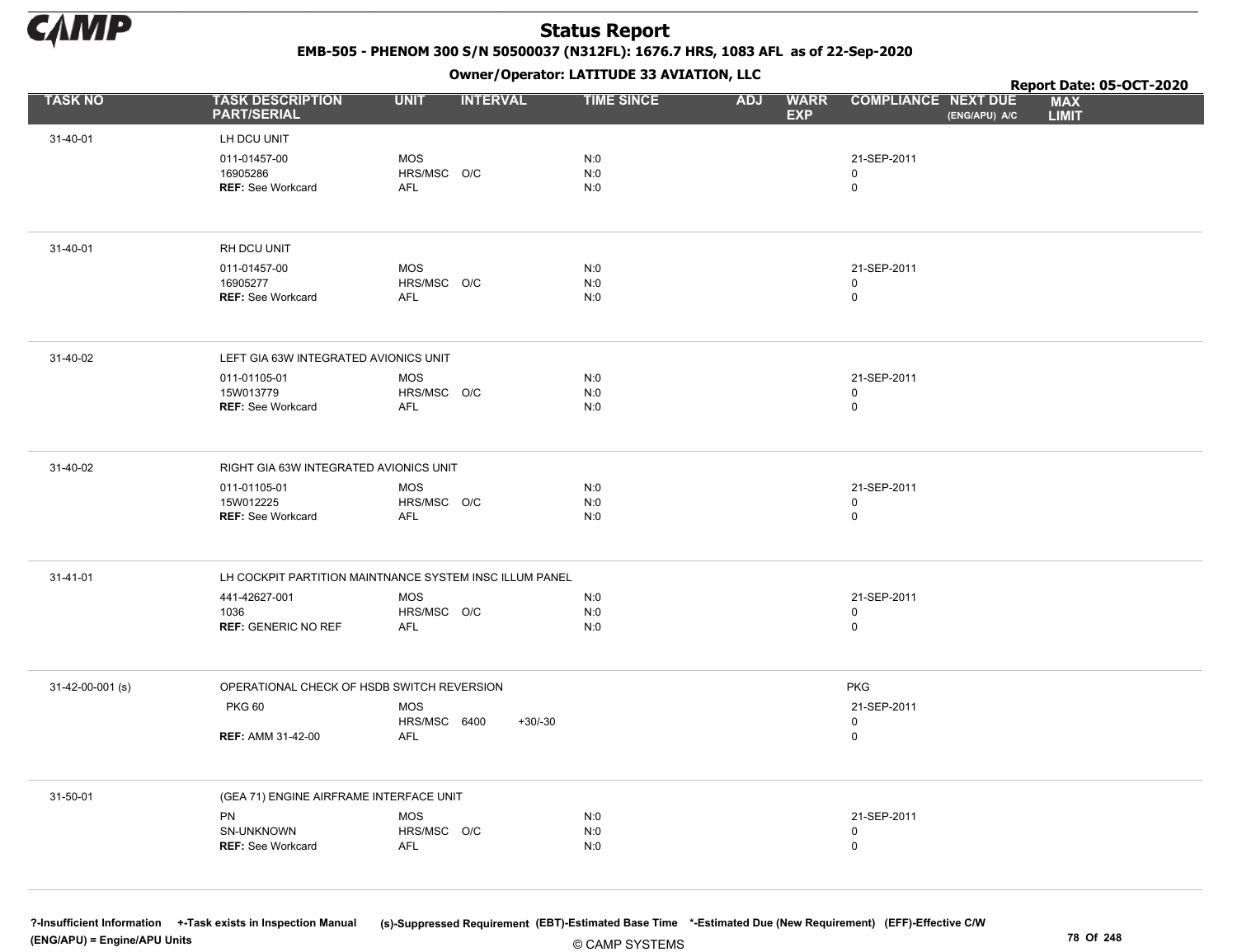# Status Report

**EMB-505 - PHENOM 300 S/N 50500037 (N312FL): 1676.7 HRS, 1083 AFL as of 22-Sep-2020**

**Owner/Operator: LATITUDE 33 AVIATION, LLC**

**Report Date: 05-OCT-2020**

| TASK NO | TASK DESCRIPTION PART/SERIAL | UNIT | INTERVAL | | TIME SINCE | ADJ | WARR EXP | COMPLIANCE | NEXT DUE (ENG/APU) A/C | MAX LIMIT |
|---|---|---|---|---|---|---|---|---|---|---|
| 31-40-01 | LH DCU UNIT | | | | | | | | | |
| | 011-01457-00 | MOS | | | N:0 | | | 21-SEP-2011 | | |
| | 16905286 | HRS/MSC | O/C | | N:0 | | | 0 | | |
| | **REF:** See Workcard | AFL | | | N:0 | | | 0 | | |
| 31-40-01 | RH DCU UNIT | | | | | | | | | |
| | 011-01457-00 | MOS | | | N:0 | | | 21-SEP-2011 | | |
| | 16905277 | HRS/MSC | O/C | | N:0 | | | 0 | | |
| | **REF:** See Workcard | AFL | | | N:0 | | | 0 | | |
| 31-40-02 | LEFT GIA 63W INTEGRATED AVIONICS UNIT | | | | | | | | | |
| | 011-01105-01 | MOS | | | N:0 | | | 21-SEP-2011 | | |
| | 15W013779 | HRS/MSC | O/C | | N:0 | | | 0 | | |
| | **REF:** See Workcard | AFL | | | N:0 | | | 0 | | |
| 31-40-02 | RIGHT GIA 63W INTEGRATED AVIONICS UNIT | | | | | | | | | |
| | 011-01105-01 | MOS | | | N:0 | | | 21-SEP-2011 | | |
| | 15W012225 | HRS/MSC | O/C | | N:0 | | | 0 | | |
| | **REF:** See Workcard | AFL | | | N:0 | | | 0 | | |
| 31-41-01 | LH COCKPIT PARTITION MAINTNANCE SYSTEM INSC ILLUM PANEL | | | | | | | | | |
| | 441-42627-001 | MOS | | | N:0 | | | 21-SEP-2011 | | |
| | 1036 | HRS/MSC | O/C | | N:0 | | | 0 | | |
| | **REF:** GENERIC NO REF | AFL | | | N:0 | | | 0 | | |
| 31-42-00-001 (s) | OPERATIONAL CHECK OF HSDB SWITCH REVERSION | | | | | | | PKG | | |
| | PKG 60 | MOS | | | | | | 21-SEP-2011 | | |
| | | HRS/MSC | 6400 | +30/-30 | | | | 0 | | |
| | **REF:** AMM 31-42-00 | AFL | | | | | | 0 | | |
| 31-50-01 | (GEA 71) ENGINE AIRFRAME INTERFACE UNIT | | | | | | | | | |
| | PN | MOS | | | N:0 | | | 21-SEP-2011 | | |
| | SN-UNKNOWN | HRS/MSC | O/C | | N:0 | | | 0 | | |
| | **REF:** See Workcard | AFL | | | N:0 | | | 0 | | |

**?-Insufficient Information** **+-Task exists in Inspection Manual** **(s)-Suppressed Requirement** **(EBT)-Estimated Base Time** **\*-Estimated Due (New Requirement)** **(EFF)-Effective C/W**
**(ENG/APU) = Engine/APU Units**

© CAMP SYSTEMS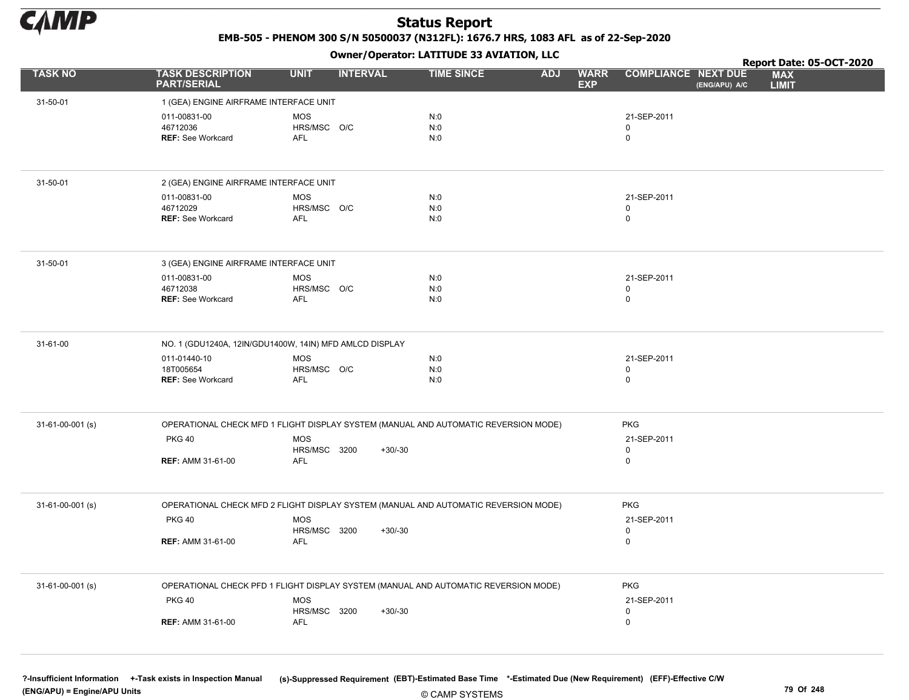# Status Report

**EMB-505 - PHENOM 300 S/N 50500037 (N312FL): 1676.7 HRS, 1083 AFL as of 22-Sep-2020**

**Owner/Operator: LATITUDE 33 AVIATION, LLC**

**Report Date: 05-OCT-2020**

| TASK NO | TASK DESCRIPTION PART/SERIAL | UNIT | INTERVAL | | TIME SINCE | ADJ | WARR EXP | COMPLIANCE | NEXT DUE (ENG/APU) A/C | MAX LIMIT |
|---|---|---|---|---|---|---|---|---|---|---|
| 31-50-01 | 1 (GEA) ENGINE AIRFRAME INTERFACE UNIT | | | | | | | | | |
| | 011-00831-00 | MOS | | | N:0 | | | 21-SEP-2011 | | |
| | 46712036 | HRS/MSC | O/C | | N:0 | | | 0 | | |
| | **REF:** See Workcard | AFL | | | N:0 | | | 0 | | |
| 31-50-01 | 2 (GEA) ENGINE AIRFRAME INTERFACE UNIT | | | | | | | | | |
| | 011-00831-00 | MOS | | | N:0 | | | 21-SEP-2011 | | |
| | 46712029 | HRS/MSC | O/C | | N:0 | | | 0 | | |
| | **REF:** See Workcard | AFL | | | N:0 | | | 0 | | |
| 31-50-01 | 3 (GEA) ENGINE AIRFRAME INTERFACE UNIT | | | | | | | | | |
| | 011-00831-00 | MOS | | | N:0 | | | 21-SEP-2011 | | |
| | 46712038 | HRS/MSC | O/C | | N:0 | | | 0 | | |
| | **REF:** See Workcard | AFL | | | N:0 | | | 0 | | |
| 31-61-00 | NO. 1 (GDU1240A, 12IN/GDU1400W, 14IN) MFD AMLCD DISPLAY | | | | | | | | | |
| | 011-01440-10 | MOS | | | N:0 | | | 21-SEP-2011 | | |
| | 18T005654 | HRS/MSC | O/C | | N:0 | | | 0 | | |
| | **REF:** See Workcard | AFL | | | N:0 | | | 0 | | |
| 31-61-00-001 (s) | OPERATIONAL CHECK MFD 1 FLIGHT DISPLAY SYSTEM (MANUAL AND AUTOMATIC REVERSION MODE) | | | | | | | PKG | | |
| | PKG 40 | MOS | | | | | | 21-SEP-2011 | | |
| | | HRS/MSC | 3200 | +30/-30 | | | | 0 | | |
| | **REF:** AMM 31-61-00 | AFL | | | | | | 0 | | |
| 31-61-00-001 (s) | OPERATIONAL CHECK MFD 2 FLIGHT DISPLAY SYSTEM (MANUAL AND AUTOMATIC REVERSION MODE) | | | | | | | PKG | | |
| | PKG 40 | MOS | | | | | | 21-SEP-2011 | | |
| | | HRS/MSC | 3200 | +30/-30 | | | | 0 | | |
| | **REF:** AMM 31-61-00 | AFL | | | | | | 0 | | |
| 31-61-00-001 (s) | OPERATIONAL CHECK PFD 1 FLIGHT DISPLAY SYSTEM (MANUAL AND AUTOMATIC REVERSION MODE) | | | | | | | PKG | | |
| | PKG 40 | MOS | | | | | | 21-SEP-2011 | | |
| | | HRS/MSC | 3200 | +30/-30 | | | | 0 | | |
| | **REF:** AMM 31-61-00 | AFL | | | | | | 0 | | |

?-Insufficient Information +-Task exists in Inspection Manual (s)-Suppressed Requirement (EBT)-Estimated Base Time *-Estimated Due (New Requirement) (EFF)-Effective C/W (ENG/APU) = Engine/APU Units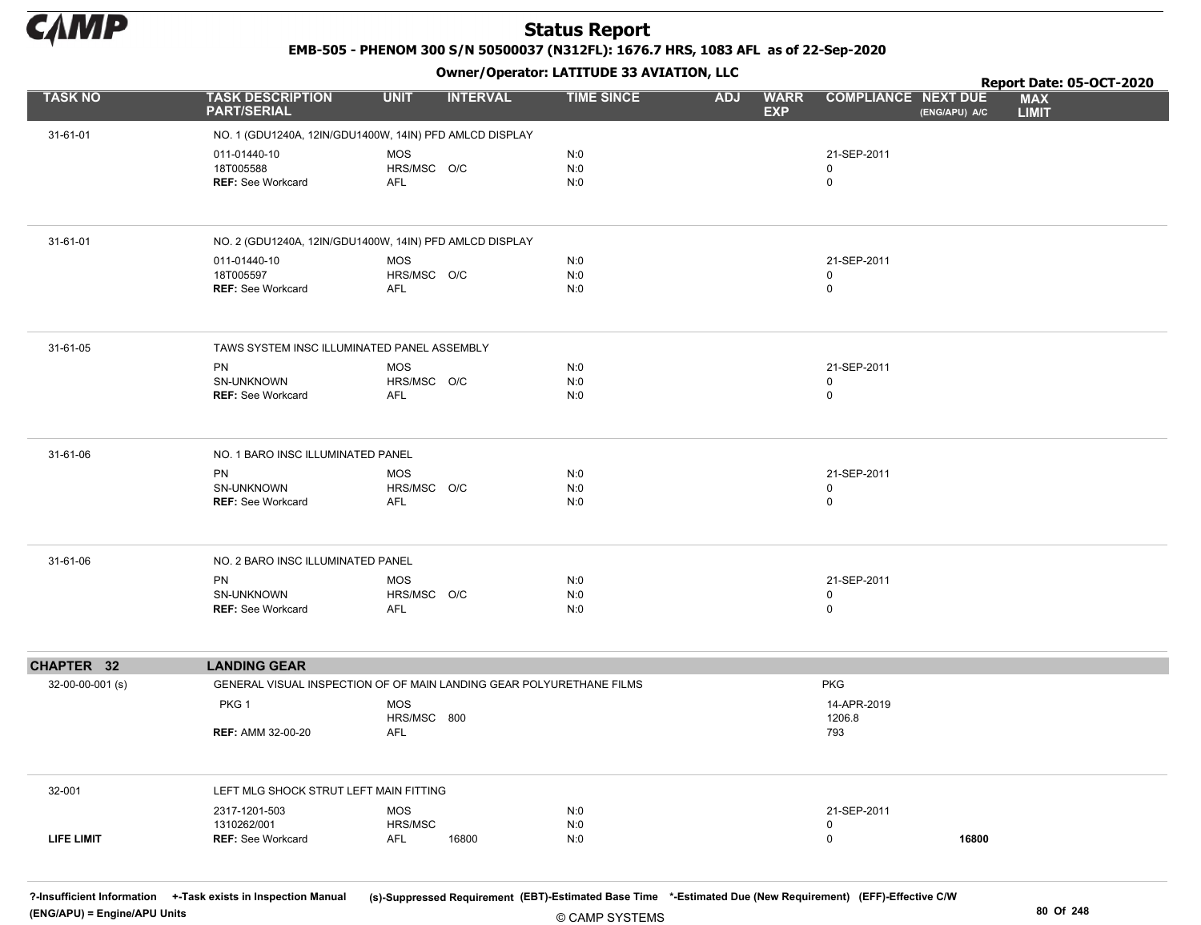# Status Report

**EMB-505 - PHENOM 300 S/N 50500037 (N312FL): 1676.7 HRS, 1083 AFL as of 22-Sep-2020**

**Owner/Operator: LATITUDE 33 AVIATION, LLC**

**Report Date: 05-OCT-2020**

| TASK NO | TASK DESCRIPTION PART/SERIAL | UNIT | INTERVAL | TIME SINCE | ADJ | WARR EXP | COMPLIANCE | NEXT DUE (ENG/APU) A/C | MAX LIMIT |
|---|---|---|---|---|---|---|---|---|---|
| 31-61-01 | NO. 1 (GDU1240A, 12IN/GDU1400W, 14IN) PFD AMLCD DISPLAY | | | | | | | | |
| | 011-01440-10 | MOS | | N:0 | | | 21-SEP-2011 | | |
| | 18T005588 | HRS/MSC | O/C | N:0 | | | 0 | | |
| | **REF:** See Workcard | AFL | | N:0 | | | 0 | | |
| 31-61-01 | NO. 2 (GDU1240A, 12IN/GDU1400W, 14IN) PFD AMLCD DISPLAY | | | | | | | | |
| | 011-01440-10 | MOS | | N:0 | | | 21-SEP-2011 | | |
| | 18T005597 | HRS/MSC | O/C | N:0 | | | 0 | | |
| | **REF:** See Workcard | AFL | | N:0 | | | 0 | | |
| 31-61-05 | TAWS SYSTEM INSC ILLUMINATED PANEL ASSEMBLY | | | | | | | | |
| | PN | MOS | | N:0 | | | 21-SEP-2011 | | |
| | SN-UNKNOWN | HRS/MSC | O/C | N:0 | | | 0 | | |
| | **REF:** See Workcard | AFL | | N:0 | | | 0 | | |
| 31-61-06 | NO. 1 BARO INSC ILLUMINATED PANEL | | | | | | | | |
| | PN | MOS | | N:0 | | | 21-SEP-2011 | | |
| | SN-UNKNOWN | HRS/MSC | O/C | N:0 | | | 0 | | |
| | **REF:** See Workcard | AFL | | N:0 | | | 0 | | |
| 31-61-06 | NO. 2 BARO INSC ILLUMINATED PANEL | | | | | | | | |
| | PN | MOS | | N:0 | | | 21-SEP-2011 | | |
| | SN-UNKNOWN | HRS/MSC | O/C | N:0 | | | 0 | | |
| | **REF:** See Workcard | AFL | | N:0 | | | 0 | | |
| **CHAPTER 32** | **LANDING GEAR** | | | | | | | | |
| 32-00-00-001 (s) | GENERAL VISUAL INSPECTION OF OF MAIN LANDING GEAR POLYURETHANE FILMS | | | | | | PKG | | |
| | PKG 1 | MOS | | | | | 14-APR-2019 | | |
| | | HRS/MSC | 800 | | | | 1206.8 | | |
| | **REF:** AMM 32-00-20 | AFL | | | | | 793 | | |
| 32-001 | LEFT MLG SHOCK STRUT LEFT MAIN FITTING | | | | | | | | |
| | 2317-1201-503 | MOS | | N:0 | | | 21-SEP-2011 | | |
| | 1310262/001 | HRS/MSC | | N:0 | | | 0 | | |
| LIFE LIMIT | **REF:** See Workcard | AFL | 16800 | N:0 | | | 0 | **16800** | |

?-Insufficient Information +-Task exists in Inspection Manual (s)-Suppressed Requirement (EBT)-Estimated Base Time *-Estimated Due (New Requirement) (EFF)-Effective C/W (ENG/APU) = Engine/APU Units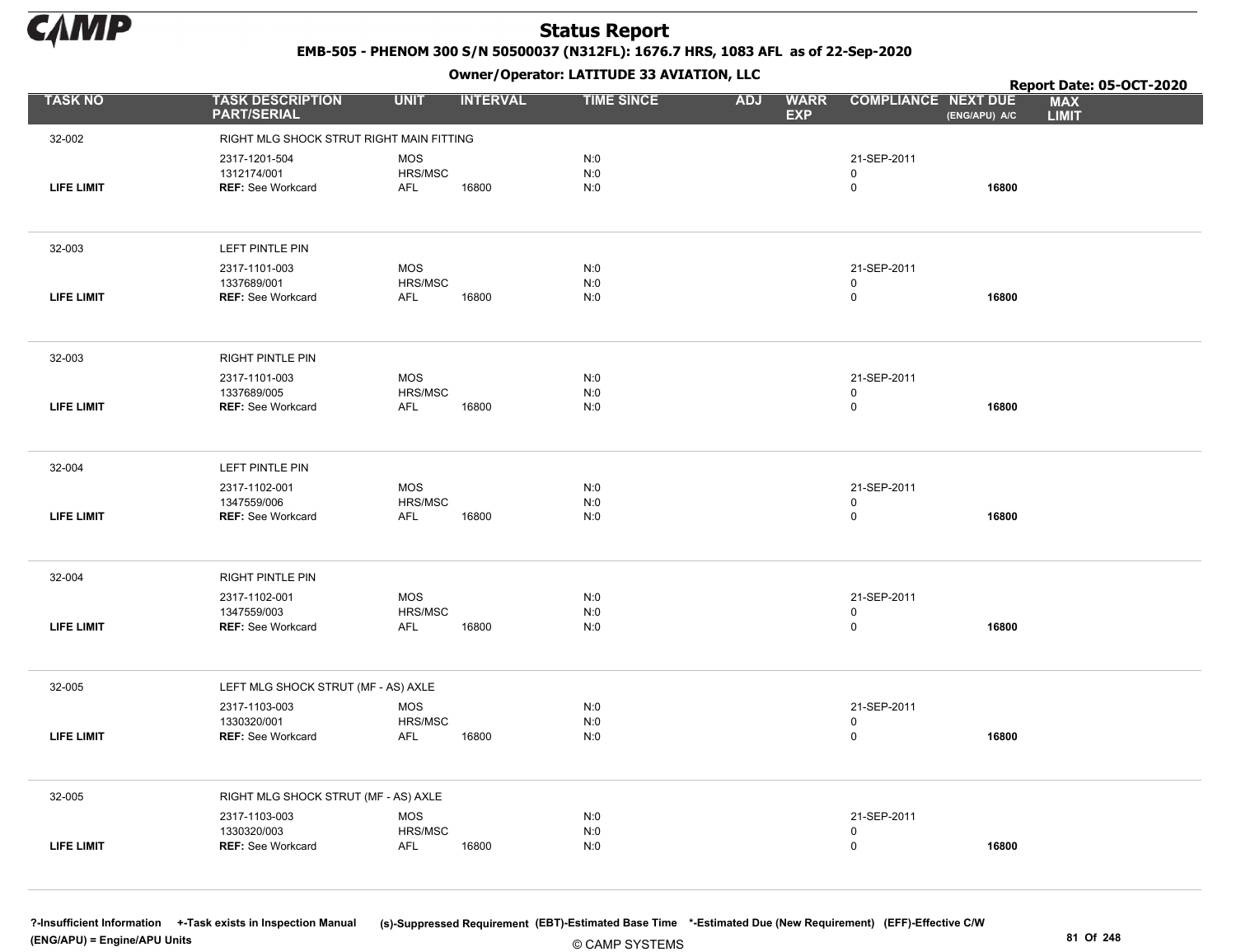# Status Report

**EMB-505 - PHENOM 300 S/N 50500037 (N312FL): 1676.7 HRS, 1083 AFL as of 22-Sep-2020**

**Owner/Operator: LATITUDE 33 AVIATION, LLC**

**Report Date: 05-OCT-2020**

| TASK NO | TASK DESCRIPTION PART/SERIAL | UNIT | INTERVAL | TIME SINCE | ADJ | WARR EXP | COMPLIANCE | NEXT DUE (ENG/APU) A/C | MAX LIMIT |
|---|---|---|---|---|---|---|---|---|---|
| 32-002 | RIGHT MLG SHOCK STRUT RIGHT MAIN FITTING | | | | | | | | |
| | 2317-1201-504 | MOS | | N:0 | | | 21-SEP-2011 | | |
| | 1312174/001 | HRS/MSC | | N:0 | | | 0 | | |
| LIFE LIMIT | REF: See Workcard | AFL | 16800 | N:0 | | | 0 | 16800 | |
| 32-003 | LEFT PINTLE PIN | | | | | | | | |
| | 2317-1101-003 | MOS | | N:0 | | | 21-SEP-2011 | | |
| | 1337689/001 | HRS/MSC | | N:0 | | | 0 | | |
| LIFE LIMIT | REF: See Workcard | AFL | 16800 | N:0 | | | 0 | 16800 | |
| 32-003 | RIGHT PINTLE PIN | | | | | | | | |
| | 2317-1101-003 | MOS | | N:0 | | | 21-SEP-2011 | | |
| | 1337689/005 | HRS/MSC | | N:0 | | | 0 | | |
| LIFE LIMIT | REF: See Workcard | AFL | 16800 | N:0 | | | 0 | 16800 | |
| 32-004 | LEFT PINTLE PIN | | | | | | | | |
| | 2317-1102-001 | MOS | | N:0 | | | 21-SEP-2011 | | |
| | 1347559/006 | HRS/MSC | | N:0 | | | 0 | | |
| LIFE LIMIT | REF: See Workcard | AFL | 16800 | N:0 | | | 0 | 16800 | |
| 32-004 | RIGHT PINTLE PIN | | | | | | | | |
| | 2317-1102-001 | MOS | | N:0 | | | 21-SEP-2011 | | |
| | 1347559/003 | HRS/MSC | | N:0 | | | 0 | | |
| LIFE LIMIT | REF: See Workcard | AFL | 16800 | N:0 | | | 0 | 16800 | |
| 32-005 | LEFT MLG SHOCK STRUT (MF - AS) AXLE | | | | | | | | |
| | 2317-1103-003 | MOS | | N:0 | | | 21-SEP-2011 | | |
| | 1330320/001 | HRS/MSC | | N:0 | | | 0 | | |
| LIFE LIMIT | REF: See Workcard | AFL | 16800 | N:0 | | | 0 | 16800 | |
| 32-005 | RIGHT MLG SHOCK STRUT (MF - AS) AXLE | | | | | | | | |
| | 2317-1103-003 | MOS | | N:0 | | | 21-SEP-2011 | | |
| | 1330320/003 | HRS/MSC | | N:0 | | | 0 | | |
| LIFE LIMIT | REF: See Workcard | AFL | 16800 | N:0 | | | 0 | 16800 | |

?-Insufficient Information +-Task exists in Inspection Manual (s)-Suppressed Requirement (EBT)-Estimated Base Time *-Estimated Due (New Requirement) (EFF)-Effective C/W (ENG/APU) = Engine/APU Units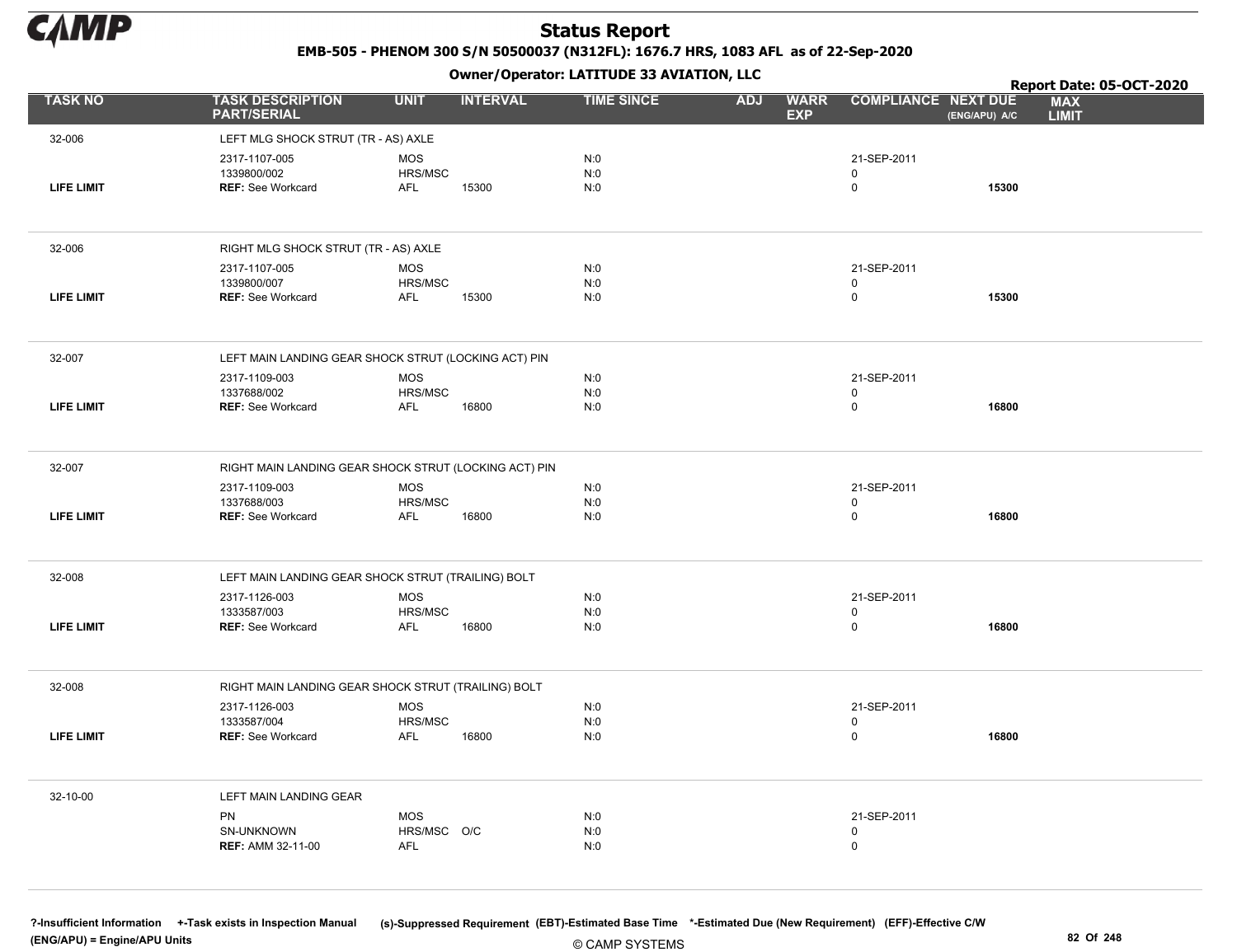# Status Report

**EMB-505 - PHENOM 300 S/N 50500037 (N312FL): 1676.7 HRS, 1083 AFL as of 22-Sep-2020**

**Owner/Operator: LATITUDE 33 AVIATION, LLC**

**Report Date: 05-OCT-2020**

| TASK NO | TASK DESCRIPTION PART/SERIAL | UNIT | INTERVAL | TIME SINCE | ADJ | WARR EXP | COMPLIANCE | NEXT DUE (ENG/APU) A/C | MAX LIMIT |
|---|---|---|---|---|---|---|---|---|---|
| 32-006 | LEFT MLG SHOCK STRUT (TR - AS) AXLE | | | | | | | | |
| | 2317-1107-005 | MOS | | N:0 | | | 21-SEP-2011 | | |
| | 1339800/002 | HRS/MSC | | N:0 | | | 0 | | |
| LIFE LIMIT | REF: See Workcard | AFL | 15300 | N:0 | | | 0 | 15300 | |
| 32-006 | RIGHT MLG SHOCK STRUT (TR - AS) AXLE | | | | | | | | |
| | 2317-1107-005 | MOS | | N:0 | | | 21-SEP-2011 | | |
| | 1339800/007 | HRS/MSC | | N:0 | | | 0 | | |
| LIFE LIMIT | REF: See Workcard | AFL | 15300 | N:0 | | | 0 | 15300 | |
| 32-007 | LEFT MAIN LANDING GEAR SHOCK STRUT (LOCKING ACT) PIN | | | | | | | | |
| | 2317-1109-003 | MOS | | N:0 | | | 21-SEP-2011 | | |
| | 1337688/002 | HRS/MSC | | N:0 | | | 0 | | |
| LIFE LIMIT | REF: See Workcard | AFL | 16800 | N:0 | | | 0 | 16800 | |
| 32-007 | RIGHT MAIN LANDING GEAR SHOCK STRUT (LOCKING ACT) PIN | | | | | | | | |
| | 2317-1109-003 | MOS | | N:0 | | | 21-SEP-2011 | | |
| | 1337688/003 | HRS/MSC | | N:0 | | | 0 | | |
| LIFE LIMIT | REF: See Workcard | AFL | 16800 | N:0 | | | 0 | 16800 | |
| 32-008 | LEFT MAIN LANDING GEAR SHOCK STRUT (TRAILING) BOLT | | | | | | | | |
| | 2317-1126-003 | MOS | | N:0 | | | 21-SEP-2011 | | |
| | 1333587/003 | HRS/MSC | | N:0 | | | 0 | | |
| LIFE LIMIT | REF: See Workcard | AFL | 16800 | N:0 | | | 0 | 16800 | |
| 32-008 | RIGHT MAIN LANDING GEAR SHOCK STRUT (TRAILING) BOLT | | | | | | | | |
| | 2317-1126-003 | MOS | | N:0 | | | 21-SEP-2011 | | |
| | 1333587/004 | HRS/MSC | | N:0 | | | 0 | | |
| LIFE LIMIT | REF: See Workcard | AFL | 16800 | N:0 | | | 0 | 16800 | |
| 32-10-00 | LEFT MAIN LANDING GEAR | | | | | | | | |
| | PN | MOS | | N:0 | | | 21-SEP-2011 | | |
| | SN-UNKNOWN | HRS/MSC | O/C | N:0 | | | 0 | | |
| | REF: AMM 32-11-00 | AFL | | N:0 | | | 0 | | |

?-Insufficient Information +-Task exists in Inspection Manual (s)-Suppressed Requirement (EBT)-Estimated Base Time *-Estimated Due (New Requirement) (EFF)-Effective C/W (ENG/APU) = Engine/APU Units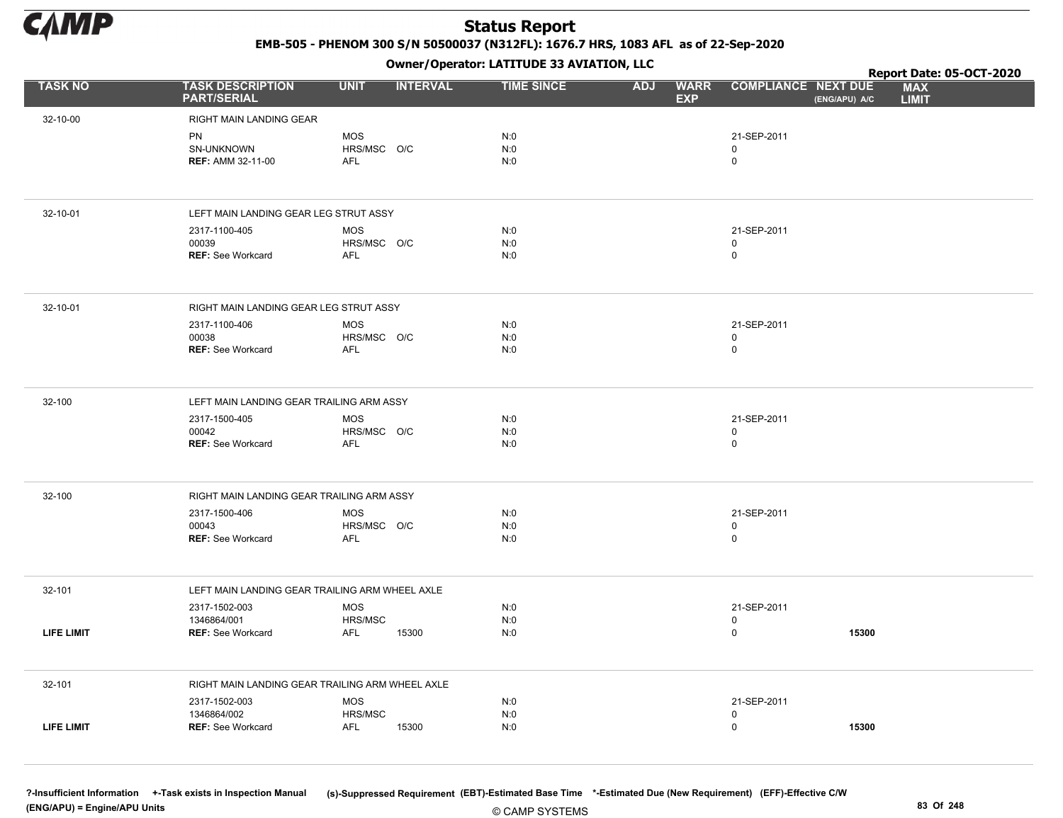# Status Report

**EMB-505 - PHENOM 300 S/N 50500037 (N312FL): 1676.7 HRS, 1083 AFL as of 22-Sep-2020**

**Owner/Operator: LATITUDE 33 AVIATION, LLC**

**Report Date: 05-OCT-2020**

| TASK NO | TASK DESCRIPTION PART/SERIAL | UNIT | INTERVAL | TIME SINCE | ADJ | WARR EXP | COMPLIANCE | NEXT DUE (ENG/APU) A/C | MAX LIMIT |
|---|---|---|---|---|---|---|---|---|---|
| 32-10-00 | RIGHT MAIN LANDING GEAR | | | | | | | | |
| | PN | MOS | | N:0 | | | 21-SEP-2011 | | |
| | SN-UNKNOWN | HRS/MSC | O/C | N:0 | | | 0 | | |
| | **REF:** AMM 32-11-00 | AFL | | N:0 | | | 0 | | |
| 32-10-01 | LEFT MAIN LANDING GEAR LEG STRUT ASSY | | | | | | | | |
| | 2317-1100-405 | MOS | | N:0 | | | 21-SEP-2011 | | |
| | 00039 | HRS/MSC | O/C | N:0 | | | 0 | | |
| | **REF:** See Workcard | AFL | | N:0 | | | 0 | | |
| 32-10-01 | RIGHT MAIN LANDING GEAR LEG STRUT ASSY | | | | | | | | |
| | 2317-1100-406 | MOS | | N:0 | | | 21-SEP-2011 | | |
| | 00038 | HRS/MSC | O/C | N:0 | | | 0 | | |
| | **REF:** See Workcard | AFL | | N:0 | | | 0 | | |
| 32-100 | LEFT MAIN LANDING GEAR TRAILING ARM ASSY | | | | | | | | |
| | 2317-1500-405 | MOS | | N:0 | | | 21-SEP-2011 | | |
| | 00042 | HRS/MSC | O/C | N:0 | | | 0 | | |
| | **REF:** See Workcard | AFL | | N:0 | | | 0 | | |
| 32-100 | RIGHT MAIN LANDING GEAR TRAILING ARM ASSY | | | | | | | | |
| | 2317-1500-406 | MOS | | N:0 | | | 21-SEP-2011 | | |
| | 00043 | HRS/MSC | O/C | N:0 | | | 0 | | |
| | **REF:** See Workcard | AFL | | N:0 | | | 0 | | |
| 32-101 | LEFT MAIN LANDING GEAR TRAILING ARM WHEEL AXLE | | | | | | | | |
| | 2317-1502-003 | MOS | | N:0 | | | 21-SEP-2011 | | |
| | 1346864/001 | HRS/MSC | | N:0 | | | 0 | | |
| **LIFE LIMIT** | **REF:** See Workcard | AFL | 15300 | N:0 | | | 0 | **15300** | |
| 32-101 | RIGHT MAIN LANDING GEAR TRAILING ARM WHEEL AXLE | | | | | | | | |
| | 2317-1502-003 | MOS | | N:0 | | | 21-SEP-2011 | | |
| | 1346864/002 | HRS/MSC | | N:0 | | | 0 | | |
| **LIFE LIMIT** | **REF:** See Workcard | AFL | 15300 | N:0 | | | 0 | **15300** | |

?-Insufficient Information +-Task exists in Inspection Manual (s)-Suppressed Requirement (EBT)-Estimated Base Time *-Estimated Due (New Requirement) (EFF)-Effective C/W
(ENG/APU) = Engine/APU Units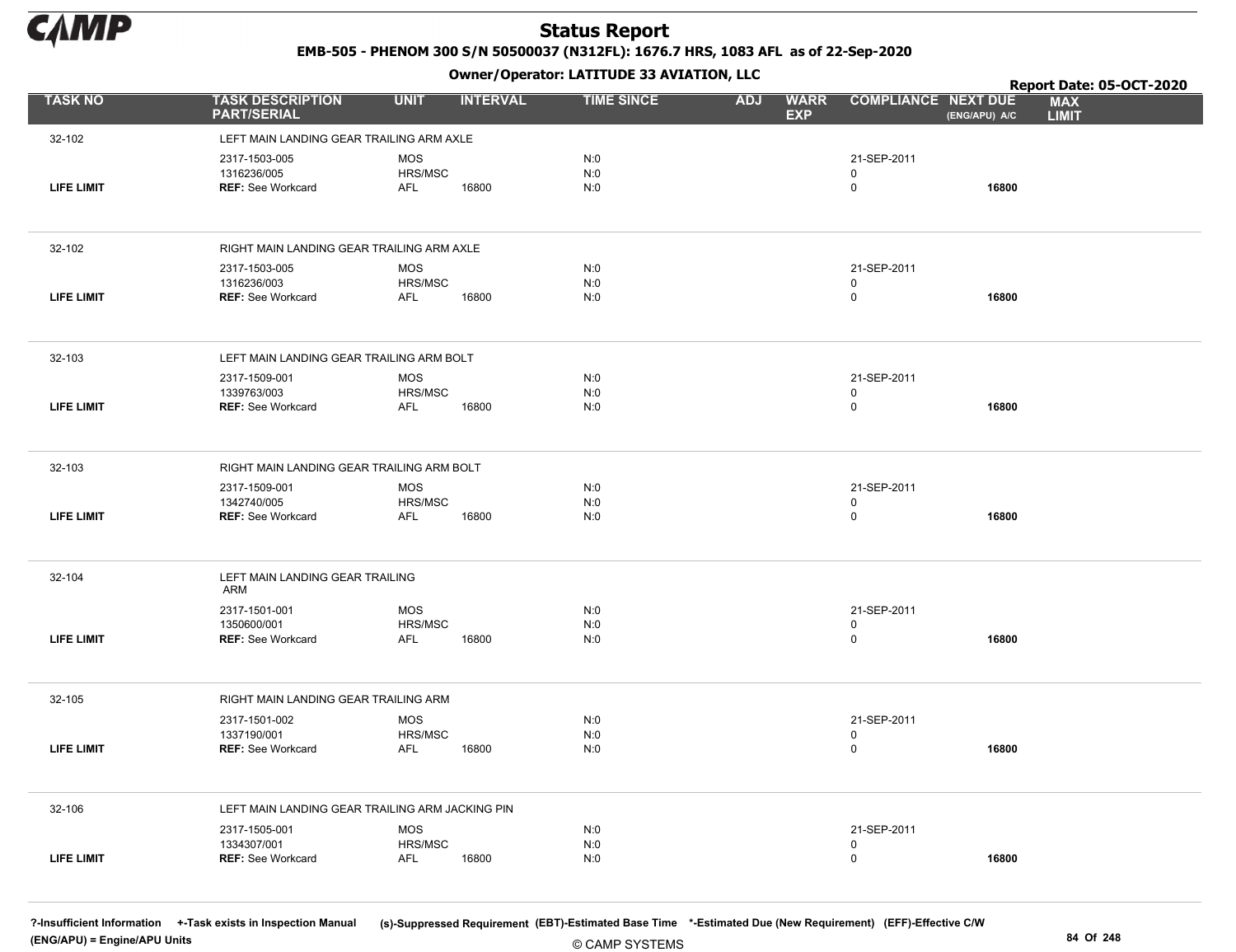# Status Report

EMB-505 - PHENOM 300 S/N 50500037 (N312FL): 1676.7 HRS, 1083 AFL as of 22-Sep-2020

Owner/Operator: LATITUDE 33 AVIATION, LLC

Report Date: 05-OCT-2020

| TASK NO | TASK DESCRIPTION PART/SERIAL | UNIT | INTERVAL | TIME SINCE | ADJ | WARR EXP | COMPLIANCE | NEXT DUE (ENG/APU) A/C | MAX LIMIT |
|---|---|---|---|---|---|---|---|---|---|
| 32-102 | LEFT MAIN LANDING GEAR TRAILING ARM AXLE | | | | | | | | |
| | 2317-1503-005 | MOS | | N:0 | | | 21-SEP-2011 | | |
| | 1316236/005 | HRS/MSC | | N:0 | | | 0 | | |
| LIFE LIMIT | REF: See Workcard | AFL | 16800 | N:0 | | | 0 | 16800 | |
| 32-102 | RIGHT MAIN LANDING GEAR TRAILING ARM AXLE | | | | | | | | |
| | 2317-1503-005 | MOS | | N:0 | | | 21-SEP-2011 | | |
| | 1316236/003 | HRS/MSC | | N:0 | | | 0 | | |
| LIFE LIMIT | REF: See Workcard | AFL | 16800 | N:0 | | | 0 | 16800 | |
| 32-103 | LEFT MAIN LANDING GEAR TRAILING ARM BOLT | | | | | | | | |
| | 2317-1509-001 | MOS | | N:0 | | | 21-SEP-2011 | | |
| | 1339763/003 | HRS/MSC | | N:0 | | | 0 | | |
| LIFE LIMIT | REF: See Workcard | AFL | 16800 | N:0 | | | 0 | 16800 | |
| 32-103 | RIGHT MAIN LANDING GEAR TRAILING ARM BOLT | | | | | | | | |
| | 2317-1509-001 | MOS | | N:0 | | | 21-SEP-2011 | | |
| | 1342740/005 | HRS/MSC | | N:0 | | | 0 | | |
| LIFE LIMIT | REF: See Workcard | AFL | 16800 | N:0 | | | 0 | 16800 | |
| 32-104 | LEFT MAIN LANDING GEAR TRAILING ARM | | | | | | | | |
| | 2317-1501-001 | MOS | | N:0 | | | 21-SEP-2011 | | |
| | 1350600/001 | HRS/MSC | | N:0 | | | 0 | | |
| LIFE LIMIT | REF: See Workcard | AFL | 16800 | N:0 | | | 0 | 16800 | |
| 32-105 | RIGHT MAIN LANDING GEAR TRAILING ARM | | | | | | | | |
| | 2317-1501-002 | MOS | | N:0 | | | 21-SEP-2011 | | |
| | 1337190/001 | HRS/MSC | | N:0 | | | 0 | | |
| LIFE LIMIT | REF: See Workcard | AFL | 16800 | N:0 | | | 0 | 16800 | |
| 32-106 | LEFT MAIN LANDING GEAR TRAILING ARM JACKING PIN | | | | | | | | |
| | 2317-1505-001 | MOS | | N:0 | | | 21-SEP-2011 | | |
| | 1334307/001 | HRS/MSC | | N:0 | | | 0 | | |
| LIFE LIMIT | REF: See Workcard | AFL | 16800 | N:0 | | | 0 | 16800 | |

?-Insufficient Information +-Task exists in Inspection Manual (s)-Suppressed Requirement (EBT)-Estimated Base Time *-Estimated Due (New Requirement) (EFF)-Effective C/W
(ENG/APU) = Engine/APU Units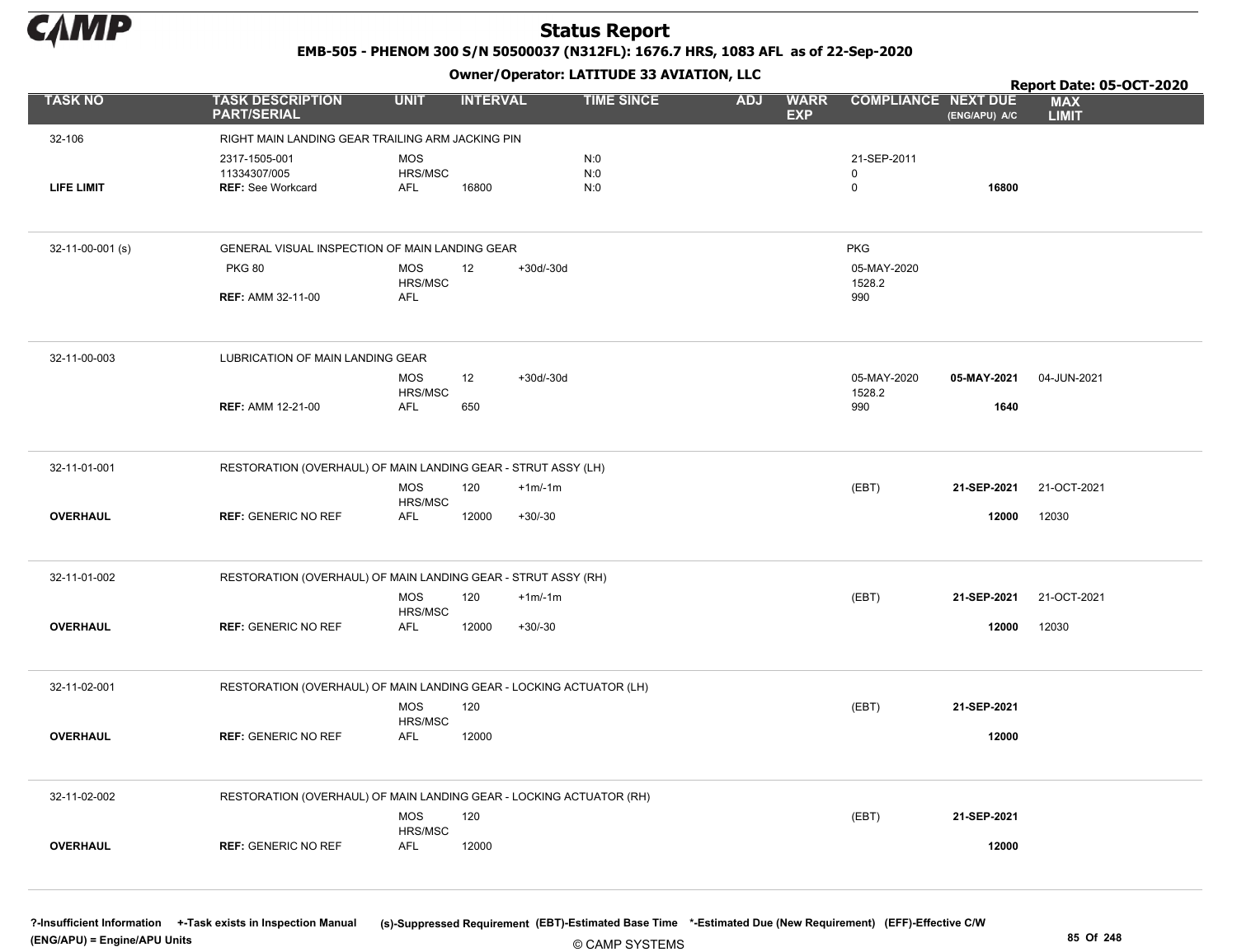# Status Report

**EMB-505 - PHENOM 300 S/N 50500037 (N312FL): 1676.7 HRS, 1083 AFL as of 22-Sep-2020**

**Owner/Operator: LATITUDE 33 AVIATION, LLC**

**Report Date: 05-OCT-2020**

| TASK NO | TASK DESCRIPTION PART/SERIAL | UNIT | INTERVAL | | TIME SINCE | ADJ | WARR EXP | COMPLIANCE | NEXT DUE (ENG/APU) A/C | MAX LIMIT |
|---|---|---|---|---|---|---|---|---|---|---|
| 32-106 | RIGHT MAIN LANDING GEAR TRAILING ARM JACKING PIN | | | | | | | | | |
| | 2317-1505-001 | MOS | | | N:0 | | | 21-SEP-2011 | | |
| | 11334307/005 | HRS/MSC | | | N:0 | | | 0 | | |
| LIFE LIMIT | REF: See Workcard | AFL | 16800 | | N:0 | | | 0 | 16800 | |
| 32-11-00-001 (s) | GENERAL VISUAL INSPECTION OF MAIN LANDING GEAR | | | | | | | PKG | | |
| | PKG 80 | MOS | 12 | +30d/-30d | | | | 05-MAY-2020 | | |
| | | HRS/MSC | | | | | | 1528.2 | | |
| | REF: AMM 32-11-00 | AFL | | | | | | 990 | | |
| 32-11-00-003 | LUBRICATION OF MAIN LANDING GEAR | | | | | | | | | |
| | | MOS | 12 | +30d/-30d | | | | 05-MAY-2020 | 05-MAY-2021 | 04-JUN-2021 |
| | | HRS/MSC | | | | | | 1528.2 | | |
| | REF: AMM 12-21-00 | AFL | 650 | | | | | 990 | 1640 | |
| 32-11-01-001 | RESTORATION (OVERHAUL) OF MAIN LANDING GEAR - STRUT ASSY (LH) | | | | | | | | | |
| | | MOS | 120 | +1m/-1m | | | | (EBT) | 21-SEP-2021 | 21-OCT-2021 |
| | | HRS/MSC | | | | | | | | |
| OVERHAUL | REF: GENERIC NO REF | AFL | 12000 | +30/-30 | | | | | 12000 | 12030 |
| 32-11-01-002 | RESTORATION (OVERHAUL) OF MAIN LANDING GEAR - STRUT ASSY (RH) | | | | | | | | | |
| | | MOS | 120 | +1m/-1m | | | | (EBT) | 21-SEP-2021 | 21-OCT-2021 |
| | | HRS/MSC | | | | | | | | |
| OVERHAUL | REF: GENERIC NO REF | AFL | 12000 | +30/-30 | | | | | 12000 | 12030 |
| 32-11-02-001 | RESTORATION (OVERHAUL) OF MAIN LANDING GEAR - LOCKING ACTUATOR (LH) | | | | | | | | | |
| | | MOS | 120 | | | | | (EBT) | 21-SEP-2021 | |
| | | HRS/MSC | | | | | | | | |
| OVERHAUL | REF: GENERIC NO REF | AFL | 12000 | | | | | | 12000 | |
| 32-11-02-002 | RESTORATION (OVERHAUL) OF MAIN LANDING GEAR - LOCKING ACTUATOR (RH) | | | | | | | | | |
| | | MOS | 120 | | | | | (EBT) | 21-SEP-2021 | |
| | | HRS/MSC | | | | | | | | |
| OVERHAUL | REF: GENERIC NO REF | AFL | 12000 | | | | | | 12000 | |

?-Insufficient Information +-Task exists in Inspection Manual (s)-Suppressed Requirement (EBT)-Estimated Base Time *-Estimated Due (New Requirement) (EFF)-Effective C/W
(ENG/APU) = Engine/APU Units

© CAMP SYSTEMS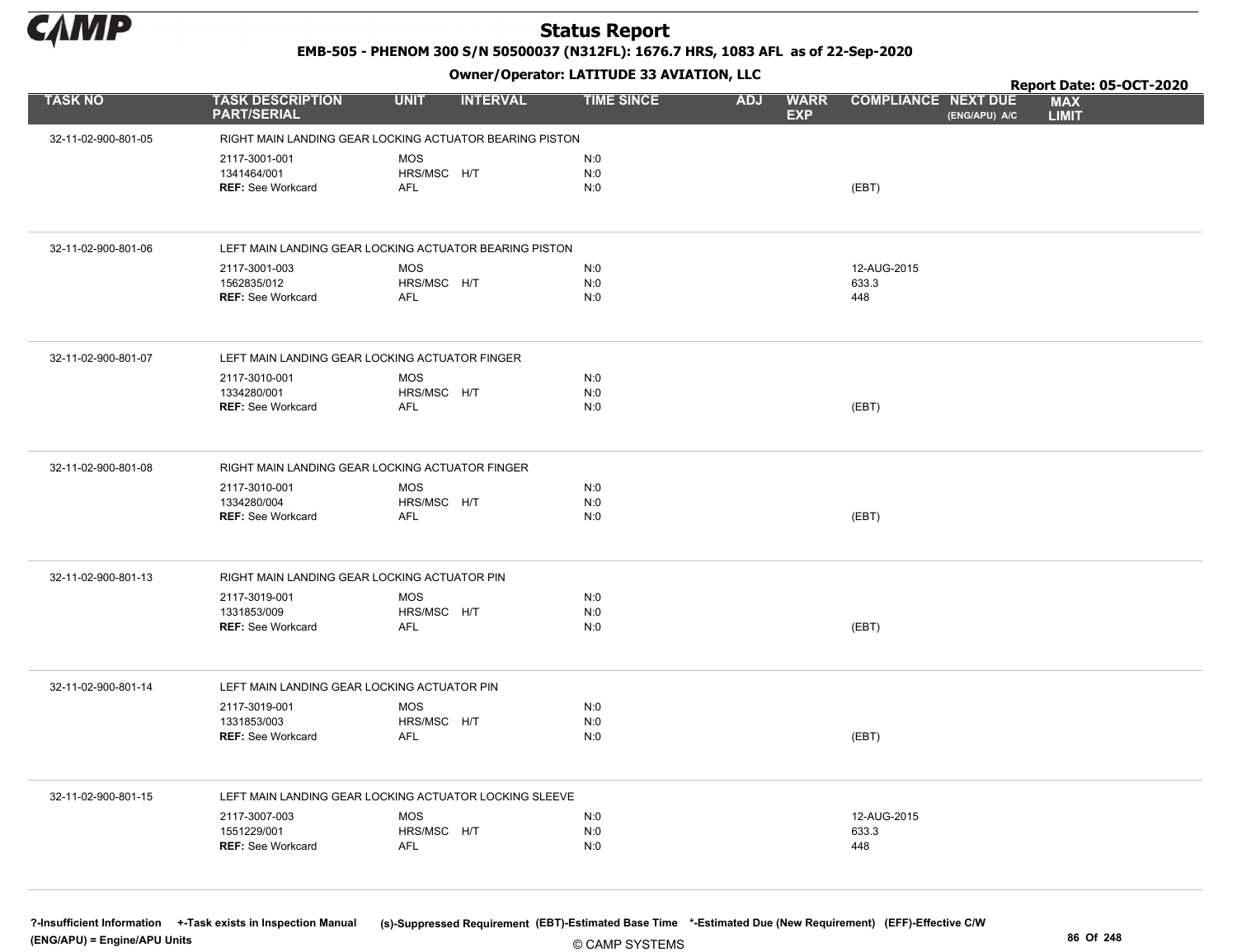# Status Report

**EMB-505 - PHENOM 300 S/N 50500037 (N312FL): 1676.7 HRS, 1083 AFL as of 22-Sep-2020**

**Owner/Operator: LATITUDE 33 AVIATION, LLC**

**Report Date: 05-OCT-2020**

| TASK NO | TASK DESCRIPTION PART/SERIAL | UNIT | INTERVAL | TIME SINCE | ADJ | WARR EXP | COMPLIANCE | NEXT DUE (ENG/APU) A/C | MAX LIMIT |
|---|---|---|---|---|---|---|---|---|---|
| 32-11-02-900-801-05 | RIGHT MAIN LANDING GEAR LOCKING ACTUATOR BEARING PISTON | | | | | | | | |
| | 2117-3001-001 | MOS | | N:0 | | | | | |
| | 1341464/001 | HRS/MSC | H/T | N:0 | | | | | |
| | **REF:** See Workcard | AFL | | N:0 | | | (EBT) | | |
| 32-11-02-900-801-06 | LEFT MAIN LANDING GEAR LOCKING ACTUATOR BEARING PISTON | | | | | | | | |
| | 2117-3001-003 | MOS | | N:0 | | | 12-AUG-2015 | | |
| | 1562835/012 | HRS/MSC | H/T | N:0 | | | 633.3 | | |
| | **REF:** See Workcard | AFL | | N:0 | | | 448 | | |
| 32-11-02-900-801-07 | LEFT MAIN LANDING GEAR LOCKING ACTUATOR FINGER | | | | | | | | |
| | 2117-3010-001 | MOS | | N:0 | | | | | |
| | 1334280/001 | HRS/MSC | H/T | N:0 | | | | | |
| | **REF:** See Workcard | AFL | | N:0 | | | (EBT) | | |
| 32-11-02-900-801-08 | RIGHT MAIN LANDING GEAR LOCKING ACTUATOR FINGER | | | | | | | | |
| | 2117-3010-001 | MOS | | N:0 | | | | | |
| | 1334280/004 | HRS/MSC | H/T | N:0 | | | | | |
| | **REF:** See Workcard | AFL | | N:0 | | | (EBT) | | |
| 32-11-02-900-801-13 | RIGHT MAIN LANDING GEAR LOCKING ACTUATOR PIN | | | | | | | | |
| | 2117-3019-001 | MOS | | N:0 | | | | | |
| | 1331853/009 | HRS/MSC | H/T | N:0 | | | | | |
| | **REF:** See Workcard | AFL | | N:0 | | | (EBT) | | |
| 32-11-02-900-801-14 | LEFT MAIN LANDING GEAR LOCKING ACTUATOR PIN | | | | | | | | |
| | 2117-3019-001 | MOS | | N:0 | | | | | |
| | 1331853/003 | HRS/MSC | H/T | N:0 | | | | | |
| | **REF:** See Workcard | AFL | | N:0 | | | (EBT) | | |
| 32-11-02-900-801-15 | LEFT MAIN LANDING GEAR LOCKING ACTUATOR LOCKING SLEEVE | | | | | | | | |
| | 2117-3007-003 | MOS | | N:0 | | | 12-AUG-2015 | | |
| | 1551229/001 | HRS/MSC | H/T | N:0 | | | 633.3 | | |
| | **REF:** See Workcard | AFL | | N:0 | | | 448 | | |

?-Insufficient Information +-Task exists in Inspection Manual (s)-Suppressed Requirement (EBT)-Estimated Base Time *-Estimated Due (New Requirement) (EFF)-Effective C/W
(ENG/APU) = Engine/APU Units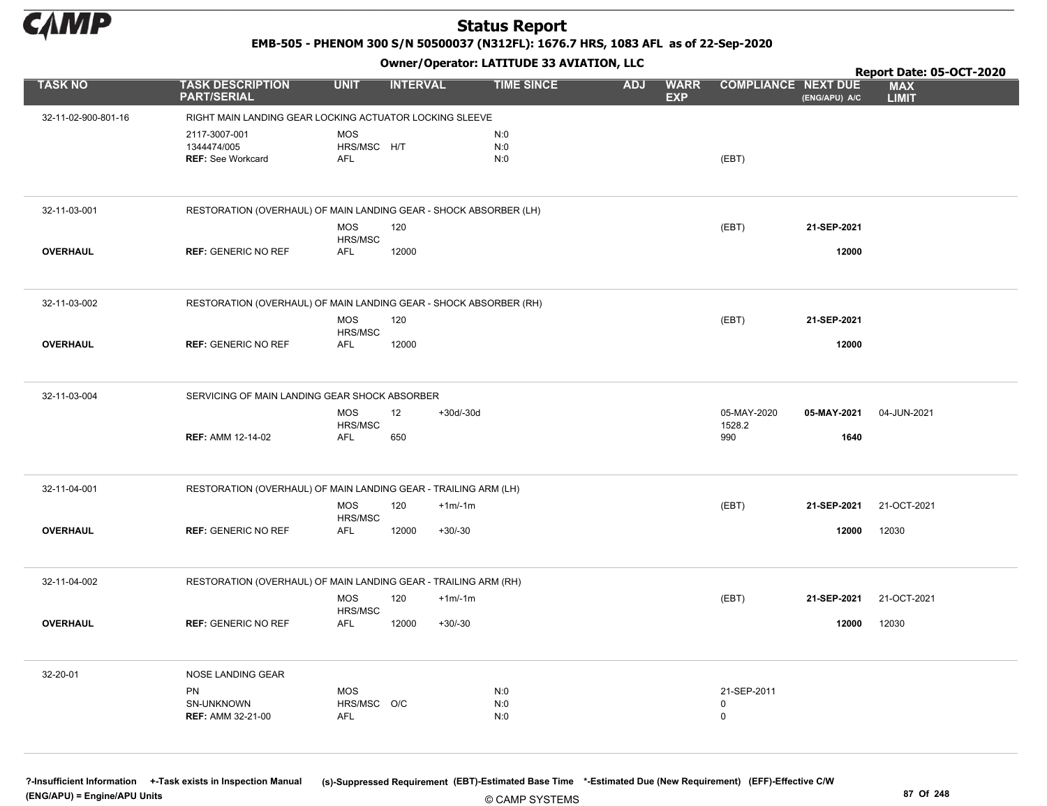# Status Report

**EMB-505 - PHENOM 300 S/N 50500037 (N312FL): 1676.7 HRS, 1083 AFL as of 22-Sep-2020**

**Owner/Operator: LATITUDE 33 AVIATION, LLC**

**Report Date: 05-OCT-2020**

| TASK NO | TASK DESCRIPTION PART/SERIAL | UNIT | INTERVAL | | TIME SINCE | ADJ | WARR EXP | COMPLIANCE | NEXT DUE (ENG/APU) A/C | MAX LIMIT |
|---|---|---|---|---|---|---|---|---|---|---|
| 32-11-02-900-801-16 | RIGHT MAIN LANDING GEAR LOCKING ACTUATOR LOCKING SLEEVE | | | | | | | | | |
| | 2117-3007-001 | MOS | | | N:0 | | | | | |
| | 1344474/005 | HRS/MSC | H/T | | N:0 | | | | | |
| | REF: See Workcard | AFL | | | N:0 | | | (EBT) | | |
| 32-11-03-001 | RESTORATION (OVERHAUL) OF MAIN LANDING GEAR - SHOCK ABSORBER (LH) | | | | | | | | | |
| | | MOS | 120 | | | | | (EBT) | **21-SEP-2021** | |
| | | HRS/MSC | | | | | | | | |
| **OVERHAUL** | REF: GENERIC NO REF | AFL | 12000 | | | | | | **12000** | |
| 32-11-03-002 | RESTORATION (OVERHAUL) OF MAIN LANDING GEAR - SHOCK ABSORBER (RH) | | | | | | | | | |
| | | MOS | 120 | | | | | (EBT) | **21-SEP-2021** | |
| | | HRS/MSC | | | | | | | | |
| **OVERHAUL** | REF: GENERIC NO REF | AFL | 12000 | | | | | | **12000** | |
| 32-11-03-004 | SERVICING OF MAIN LANDING GEAR SHOCK ABSORBER | | | | | | | | | |
| | | MOS | 12 | +30d/-30d | | | | 05-MAY-2020 | **05-MAY-2021** | 04-JUN-2021 |
| | | HRS/MSC | | | | | | 1528.2 | | |
| | REF: AMM 12-14-02 | AFL | 650 | | | | | 990 | **1640** | |
| 32-11-04-001 | RESTORATION (OVERHAUL) OF MAIN LANDING GEAR - TRAILING ARM (LH) | | | | | | | | | |
| | | MOS | 120 | +1m/-1m | | | | (EBT) | **21-SEP-2021** | 21-OCT-2021 |
| | | HRS/MSC | | | | | | | | |
| **OVERHAUL** | REF: GENERIC NO REF | AFL | 12000 | +30/-30 | | | | | **12000** | 12030 |
| 32-11-04-002 | RESTORATION (OVERHAUL) OF MAIN LANDING GEAR - TRAILING ARM (RH) | | | | | | | | | |
| | | MOS | 120 | +1m/-1m | | | | (EBT) | **21-SEP-2021** | 21-OCT-2021 |
| | | HRS/MSC | | | | | | | | |
| **OVERHAUL** | REF: GENERIC NO REF | AFL | 12000 | +30/-30 | | | | | **12000** | 12030 |
| 32-20-01 | NOSE LANDING GEAR | | | | | | | | | |
| | PN | MOS | | | N:0 | | | 21-SEP-2011 | | |
| | SN-UNKNOWN | HRS/MSC | O/C | | N:0 | | | 0 | | |
| | REF: AMM 32-21-00 | AFL | | | N:0 | | | 0 | | |

?-Insufficient Information +-Task exists in Inspection Manual (s)-Suppressed Requirement (EBT)-Estimated Base Time *-Estimated Due (New Requirement) (EFF)-Effective C/W
(ENG/APU) = Engine/APU Units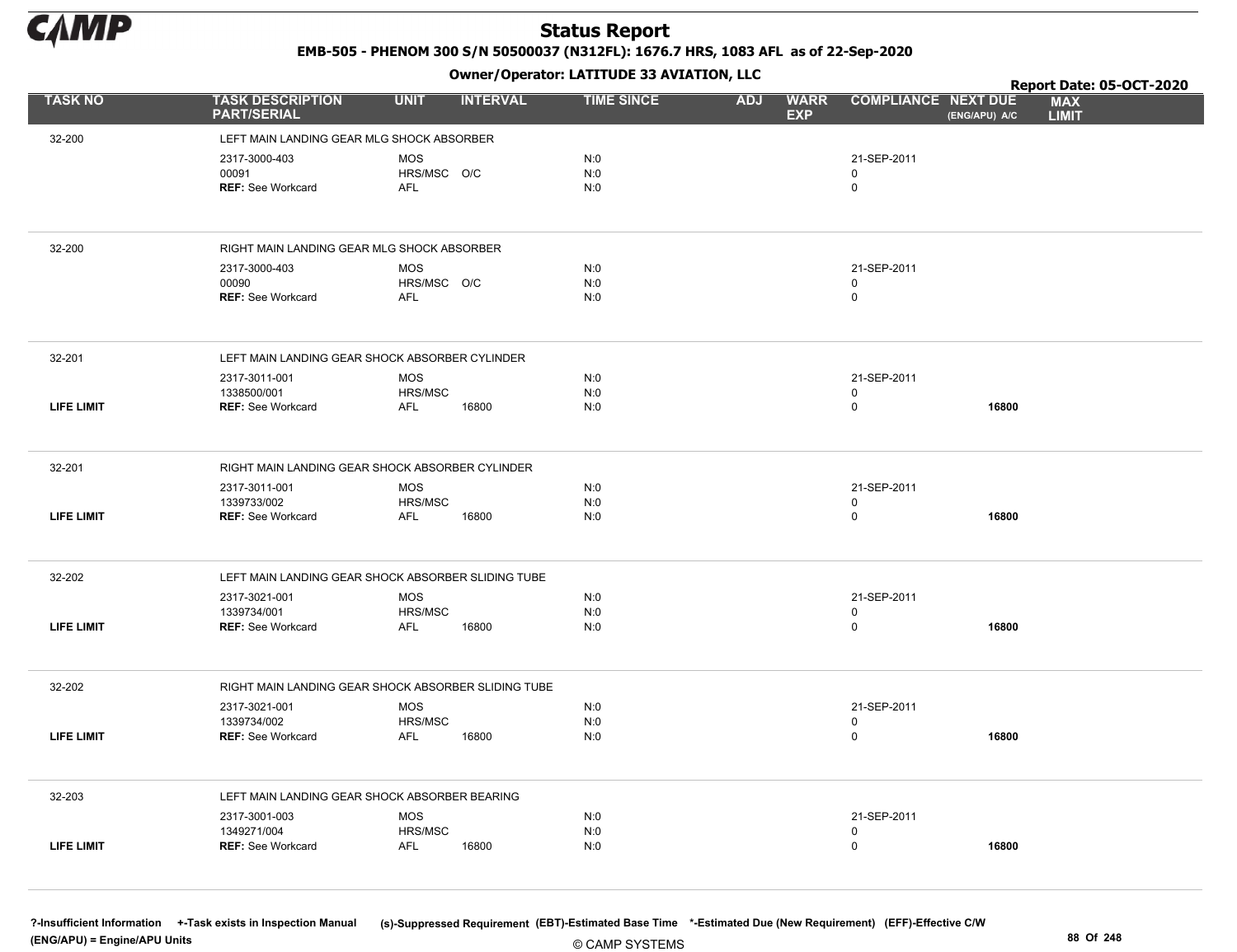# Status Report

**EMB-505 - PHENOM 300 S/N 50500037 (N312FL): 1676.7 HRS, 1083 AFL as of 22-Sep-2020**

**Owner/Operator: LATITUDE 33 AVIATION, LLC**

**Report Date: 05-OCT-2020**

| TASK NO | TASK DESCRIPTION PART/SERIAL | UNIT | INTERVAL | TIME SINCE | ADJ | WARR EXP | COMPLIANCE | NEXT DUE (ENG/APU) A/C | MAX LIMIT |
|---|---|---|---|---|---|---|---|---|---|
| 32-200 | LEFT MAIN LANDING GEAR MLG SHOCK ABSORBER | | | | | | | | |
| | 2317-3000-403 | MOS | | N:0 | | | 21-SEP-2011 | | |
| | 00091 | HRS/MSC | O/C | N:0 | | | 0 | | |
| | REF: See Workcard | AFL | | N:0 | | | 0 | | |
| 32-200 | RIGHT MAIN LANDING GEAR MLG SHOCK ABSORBER | | | | | | | | |
| | 2317-3000-403 | MOS | | N:0 | | | 21-SEP-2011 | | |
| | 00090 | HRS/MSC | O/C | N:0 | | | 0 | | |
| | REF: See Workcard | AFL | | N:0 | | | 0 | | |
| 32-201 | LEFT MAIN LANDING GEAR SHOCK ABSORBER CYLINDER | | | | | | | | |
| | 2317-3011-001 | MOS | | N:0 | | | 21-SEP-2011 | | |
| | 1338500/001 | HRS/MSC | | N:0 | | | 0 | | |
| LIFE LIMIT | REF: See Workcard | AFL | 16800 | N:0 | | | 0 | 16800 | |
| 32-201 | RIGHT MAIN LANDING GEAR SHOCK ABSORBER CYLINDER | | | | | | | | |
| | 2317-3011-001 | MOS | | N:0 | | | 21-SEP-2011 | | |
| | 1339733/002 | HRS/MSC | | N:0 | | | 0 | | |
| LIFE LIMIT | REF: See Workcard | AFL | 16800 | N:0 | | | 0 | 16800 | |
| 32-202 | LEFT MAIN LANDING GEAR SHOCK ABSORBER SLIDING TUBE | | | | | | | | |
| | 2317-3021-001 | MOS | | N:0 | | | 21-SEP-2011 | | |
| | 1339734/001 | HRS/MSC | | N:0 | | | 0 | | |
| LIFE LIMIT | REF: See Workcard | AFL | 16800 | N:0 | | | 0 | 16800 | |
| 32-202 | RIGHT MAIN LANDING GEAR SHOCK ABSORBER SLIDING TUBE | | | | | | | | |
| | 2317-3021-001 | MOS | | N:0 | | | 21-SEP-2011 | | |
| | 1339734/002 | HRS/MSC | | N:0 | | | 0 | | |
| LIFE LIMIT | REF: See Workcard | AFL | 16800 | N:0 | | | 0 | 16800 | |
| 32-203 | LEFT MAIN LANDING GEAR SHOCK ABSORBER BEARING | | | | | | | | |
| | 2317-3001-003 | MOS | | N:0 | | | 21-SEP-2011 | | |
| | 1349271/004 | HRS/MSC | | N:0 | | | 0 | | |
| LIFE LIMIT | REF: See Workcard | AFL | 16800 | N:0 | | | 0 | 16800 | |

?-Insufficient Information +-Task exists in Inspection Manual (s)-Suppressed Requirement (EBT)-Estimated Base Time *-Estimated Due (New Requirement) (EFF)-Effective C/W
(ENG/APU) = Engine/APU Units

© CAMP SYSTEMS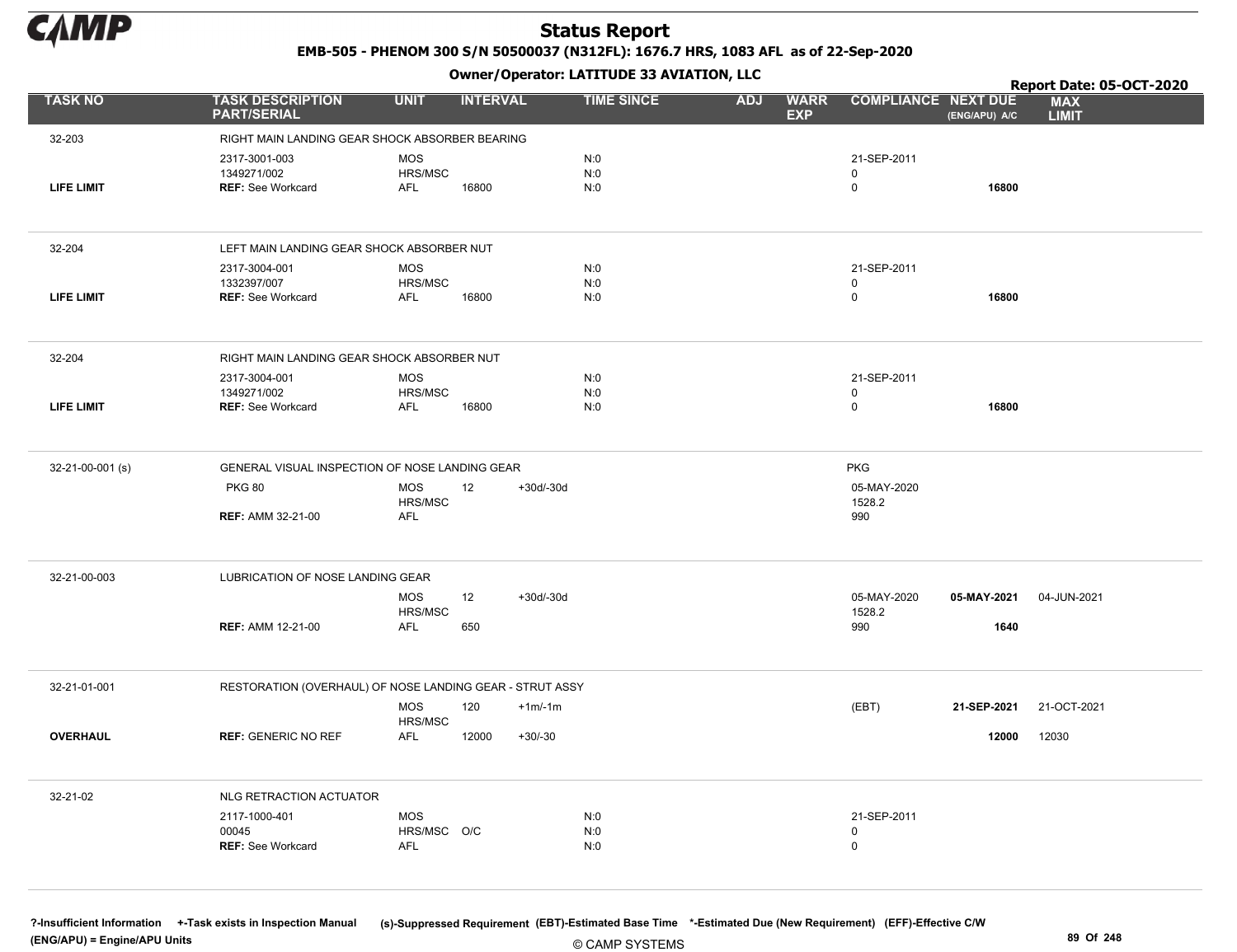# Status Report

**EMB-505 - PHENOM 300 S/N 50500037 (N312FL): 1676.7 HRS, 1083 AFL as of 22-Sep-2020**

**Owner/Operator: LATITUDE 33 AVIATION, LLC**

**Report Date: 05-OCT-2020**

| TASK NO | TASK DESCRIPTION PART/SERIAL | UNIT | INTERVAL | | TIME SINCE | ADJ | WARR EXP | COMPLIANCE | NEXT DUE (ENG/APU) A/C | MAX LIMIT |
|---|---|---|---|---|---|---|---|---|---|---|
| 32-203 | RIGHT MAIN LANDING GEAR SHOCK ABSORBER BEARING | | | | | | | | | |
| | 2317-3001-003 | MOS | | | N:0 | | | 21-SEP-2011 | | |
| | 1349271/002 | HRS/MSC | | | N:0 | | | 0 | | |
| **LIFE LIMIT** | **REF:** See Workcard | AFL | 16800 | | N:0 | | | 0 | **16800** | |
| 32-204 | LEFT MAIN LANDING GEAR SHOCK ABSORBER NUT | | | | | | | | | |
| | 2317-3004-001 | MOS | | | N:0 | | | 21-SEP-2011 | | |
| | 1332397/007 | HRS/MSC | | | N:0 | | | 0 | | |
| **LIFE LIMIT** | **REF:** See Workcard | AFL | 16800 | | N:0 | | | 0 | **16800** | |
| 32-204 | RIGHT MAIN LANDING GEAR SHOCK ABSORBER NUT | | | | | | | | | |
| | 2317-3004-001 | MOS | | | N:0 | | | 21-SEP-2011 | | |
| | 1349271/002 | HRS/MSC | | | N:0 | | | 0 | | |
| **LIFE LIMIT** | **REF:** See Workcard | AFL | 16800 | | N:0 | | | 0 | **16800** | |
| 32-21-00-001 (s) | GENERAL VISUAL INSPECTION OF NOSE LANDING GEAR | | | | | | | PKG | | |
| | PKG 80 | MOS | 12 | +30d/-30d | | | | 05-MAY-2020 | | |
| | | HRS/MSC | | | | | | 1528.2 | | |
| | **REF:** AMM 32-21-00 | AFL | | | | | | 990 | | |
| 32-21-00-003 | LUBRICATION OF NOSE LANDING GEAR | | | | | | | | | |
| | | MOS | 12 | +30d/-30d | | | | 05-MAY-2020 | **05-MAY-2021** | 04-JUN-2021 |
| | | HRS/MSC | | | | | | 1528.2 | | |
| | **REF:** AMM 12-21-00 | AFL | 650 | | | | | 990 | **1640** | |
| 32-21-01-001 | RESTORATION (OVERHAUL) OF NOSE LANDING GEAR - STRUT ASSY | | | | | | | | | |
| | | MOS | 120 | +1m/-1m | | | | (EBT) | **21-SEP-2021** | 21-OCT-2021 |
| | | HRS/MSC | | | | | | | | |
| **OVERHAUL** | **REF:** GENERIC NO REF | AFL | 12000 | +30/-30 | | | | | **12000** | 12030 |
| 32-21-02 | NLG RETRACTION ACTUATOR | | | | | | | | | |
| | 2117-1000-401 | MOS | | | N:0 | | | 21-SEP-2011 | | |
| | 00045 | HRS/MSC | O/C | | N:0 | | | 0 | | |
| | **REF:** See Workcard | AFL | | | N:0 | | | 0 | | |

**?-Insufficient Information +-Task exists in Inspection Manual (s)-Suppressed Requirement (EBT)-Estimated Base Time \*-Estimated Due (New Requirement) (EFF)-Effective C/W (ENG/APU) = Engine/APU Units**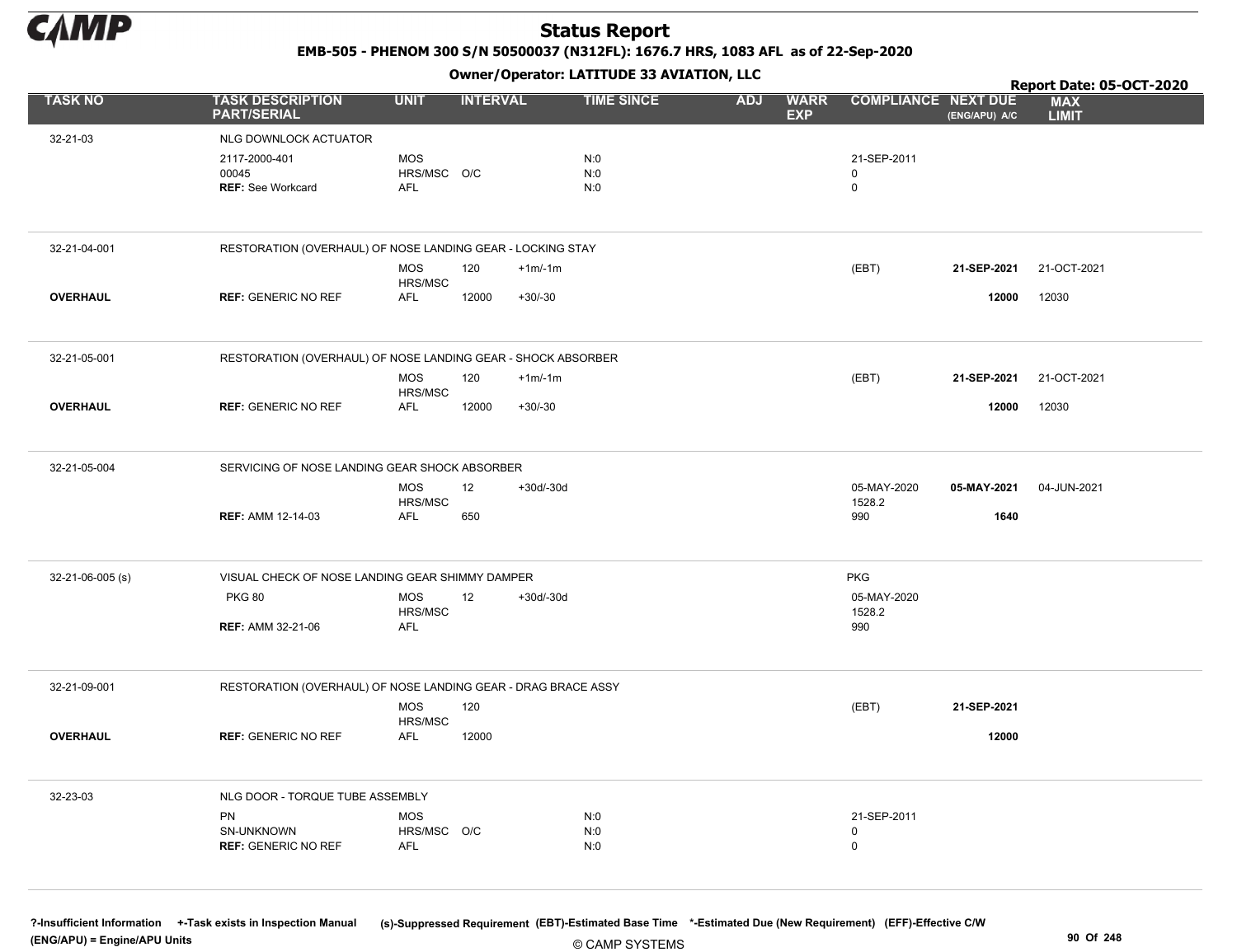# Status Report

**EMB-505 - PHENOM 300 S/N 50500037 (N312FL): 1676.7 HRS, 1083 AFL as of 22-Sep-2020**

**Owner/Operator: LATITUDE 33 AVIATION, LLC**

**Report Date: 05-OCT-2020**

| TASK NO | TASK DESCRIPTION PART/SERIAL | UNIT | INTERVAL | | TIME SINCE | ADJ | WARR EXP | COMPLIANCE | NEXT DUE (ENG/APU) A/C | MAX LIMIT |
|---|---|---|---|---|---|---|---|---|---|---|
| 32-21-03 | NLG DOWNLOCK ACTUATOR | | | | | | | | | |
| | 2117-2000-401 | MOS | | | N:0 | | | 21-SEP-2011 | | |
| | 00045 | HRS/MSC | O/C | | N:0 | | | 0 | | |
| | **REF:** See Workcard | AFL | | | N:0 | | | 0 | | |
| 32-21-04-001 | RESTORATION (OVERHAUL) OF NOSE LANDING GEAR - LOCKING STAY | | | | | | | | | |
| | | MOS | 120 | +1m/-1m | | | | (EBT) | **21-SEP-2021** | 21-OCT-2021 |
| | | HRS/MSC | | | | | | | | |
| **OVERHAUL** | **REF:** GENERIC NO REF | AFL | 12000 | +30/-30 | | | | | **12000** | 12030 |
| 32-21-05-001 | RESTORATION (OVERHAUL) OF NOSE LANDING GEAR - SHOCK ABSORBER | | | | | | | | | |
| | | MOS | 120 | +1m/-1m | | | | (EBT) | **21-SEP-2021** | 21-OCT-2021 |
| | | HRS/MSC | | | | | | | | |
| **OVERHAUL** | **REF:** GENERIC NO REF | AFL | 12000 | +30/-30 | | | | | **12000** | 12030 |
| 32-21-05-004 | SERVICING OF NOSE LANDING GEAR SHOCK ABSORBER | | | | | | | | | |
| | | MOS | 12 | +30d/-30d | | | | 05-MAY-2020 | **05-MAY-2021** | 04-JUN-2021 |
| | | HRS/MSC | | | | | | 1528.2 | | |
| | **REF:** AMM 12-14-03 | AFL | 650 | | | | | 990 | **1640** | |
| 32-21-06-005 (s) | VISUAL CHECK OF NOSE LANDING GEAR SHIMMY DAMPER | | | | | | | PKG | | |
| | PKG 80 | MOS | 12 | +30d/-30d | | | | 05-MAY-2020 | | |
| | | HRS/MSC | | | | | | 1528.2 | | |
| | **REF:** AMM 32-21-06 | AFL | | | | | | 990 | | |
| 32-21-09-001 | RESTORATION (OVERHAUL) OF NOSE LANDING GEAR - DRAG BRACE ASSY | | | | | | | | | |
| | | MOS | 120 | | | | | (EBT) | **21-SEP-2021** | |
| | | HRS/MSC | | | | | | | | |
| **OVERHAUL** | **REF:** GENERIC NO REF | AFL | 12000 | | | | | | **12000** | |
| 32-23-03 | NLG DOOR - TORQUE TUBE ASSEMBLY | | | | | | | | | |
| | PN | MOS | | | N:0 | | | 21-SEP-2011 | | |
| | SN-UNKNOWN | HRS/MSC | O/C | | N:0 | | | 0 | | |
| | **REF:** GENERIC NO REF | AFL | | | N:0 | | | 0 | | |

**?-Insufficient Information +-Task exists in Inspection Manual (s)-Suppressed Requirement (EBT)-Estimated Base Time \*-Estimated Due (New Requirement) (EFF)-Effective C/W**
**(ENG/APU) = Engine/APU Units**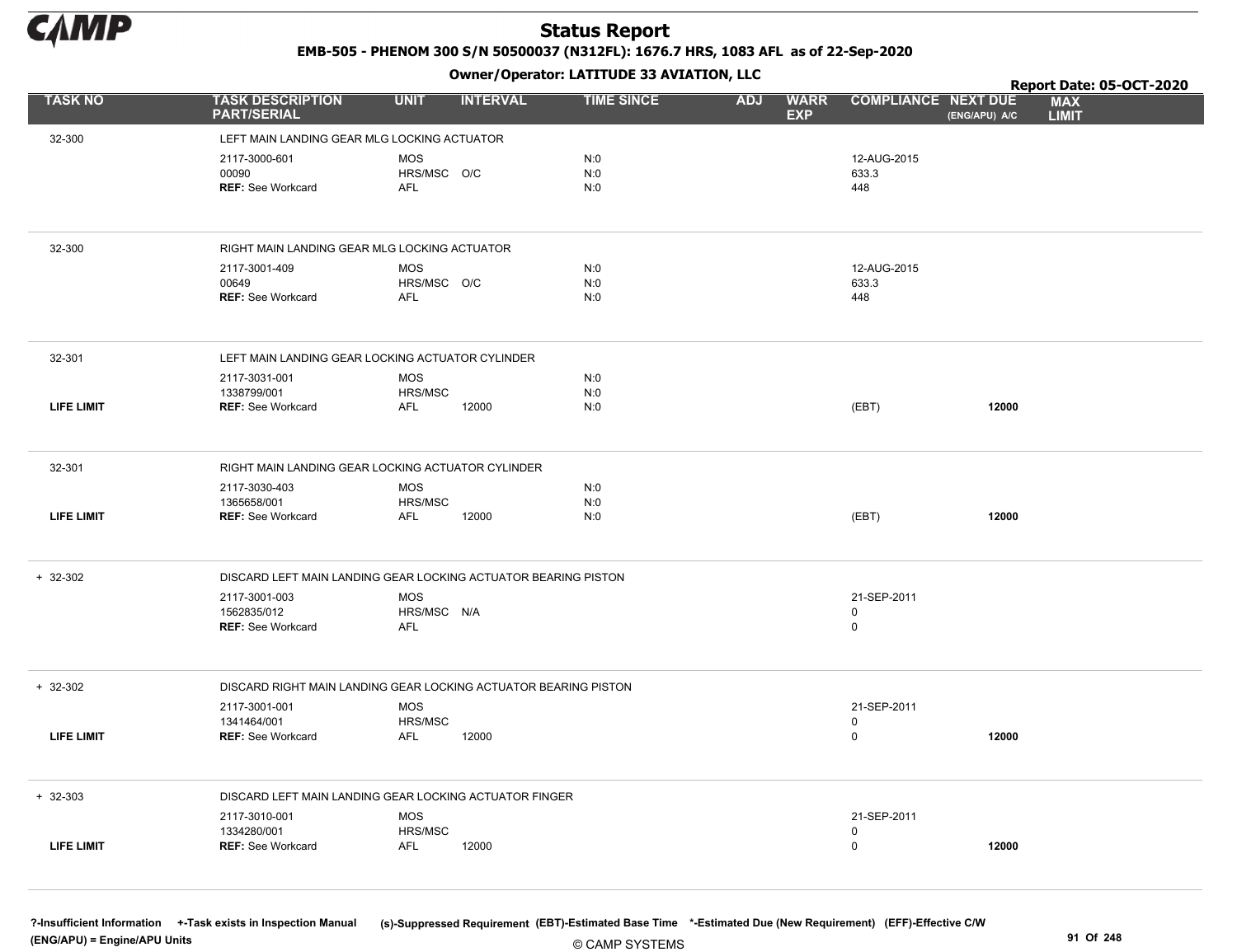# Status Report

**EMB-505 - PHENOM 300 S/N 50500037 (N312FL): 1676.7 HRS, 1083 AFL as of 22-Sep-2020**

**Owner/Operator: LATITUDE 33 AVIATION, LLC**

**Report Date: 05-OCT-2020**

| TASK NO | TASK DESCRIPTION PART/SERIAL | UNIT | INTERVAL | TIME SINCE | ADJ | WARR EXP | COMPLIANCE | NEXT DUE (ENG/APU) A/C | MAX LIMIT |
|---|---|---|---|---|---|---|---|---|---|
| 32-300 | LEFT MAIN LANDING GEAR MLG LOCKING ACTUATOR | | | | | | | | |
| | 2117-3000-601 | MOS | | N:0 | | | 12-AUG-2015 | | |
| | 00090 | HRS/MSC | O/C | N:0 | | | 633.3 | | |
| | **REF:** See Workcard | AFL | | N:0 | | | 448 | | |
| 32-300 | RIGHT MAIN LANDING GEAR MLG LOCKING ACTUATOR | | | | | | | | |
| | 2117-3001-409 | MOS | | N:0 | | | 12-AUG-2015 | | |
| | 00649 | HRS/MSC | O/C | N:0 | | | 633.3 | | |
| | **REF:** See Workcard | AFL | | N:0 | | | 448 | | |
| 32-301 | LEFT MAIN LANDING GEAR LOCKING ACTUATOR CYLINDER | | | | | | | | |
| | 2117-3031-001 | MOS | | N:0 | | | | | |
| | 1338799/001 | HRS/MSC | | N:0 | | | | | |
| **LIFE LIMIT** | **REF:** See Workcard | AFL | 12000 | N:0 | | | (EBT) | **12000** | |
| 32-301 | RIGHT MAIN LANDING GEAR LOCKING ACTUATOR CYLINDER | | | | | | | | |
| | 2117-3030-403 | MOS | | N:0 | | | | | |
| | 1365658/001 | HRS/MSC | | N:0 | | | | | |
| **LIFE LIMIT** | **REF:** See Workcard | AFL | 12000 | N:0 | | | (EBT) | **12000** | |
| + 32-302 | DISCARD LEFT MAIN LANDING GEAR LOCKING ACTUATOR BEARING PISTON | | | | | | | | |
| | 2117-3001-003 | MOS | | | | | 21-SEP-2011 | | |
| | 1562835/012 | HRS/MSC | N/A | | | | 0 | | |
| | **REF:** See Workcard | AFL | | | | | 0 | | |
| + 32-302 | DISCARD RIGHT MAIN LANDING GEAR LOCKING ACTUATOR BEARING PISTON | | | | | | | | |
| | 2117-3001-001 | MOS | | | | | 21-SEP-2011 | | |
| | 1341464/001 | HRS/MSC | | | | | 0 | | |
| **LIFE LIMIT** | **REF:** See Workcard | AFL | 12000 | | | | 0 | **12000** | |
| + 32-303 | DISCARD LEFT MAIN LANDING GEAR LOCKING ACTUATOR FINGER | | | | | | | | |
| | 2117-3010-001 | MOS | | | | | 21-SEP-2011 | | |
| | 1334280/001 | HRS/MSC | | | | | 0 | | |
| **LIFE LIMIT** | **REF:** See Workcard | AFL | 12000 | | | | 0 | **12000** | |

**?-Insufficient Information** **+-Task exists in Inspection Manual** **(s)-Suppressed Requirement** **(EBT)-Estimated Base Time** **\*-Estimated Due (New Requirement)** **(EFF)-Effective C/W**
**(ENG/APU) = Engine/APU Units**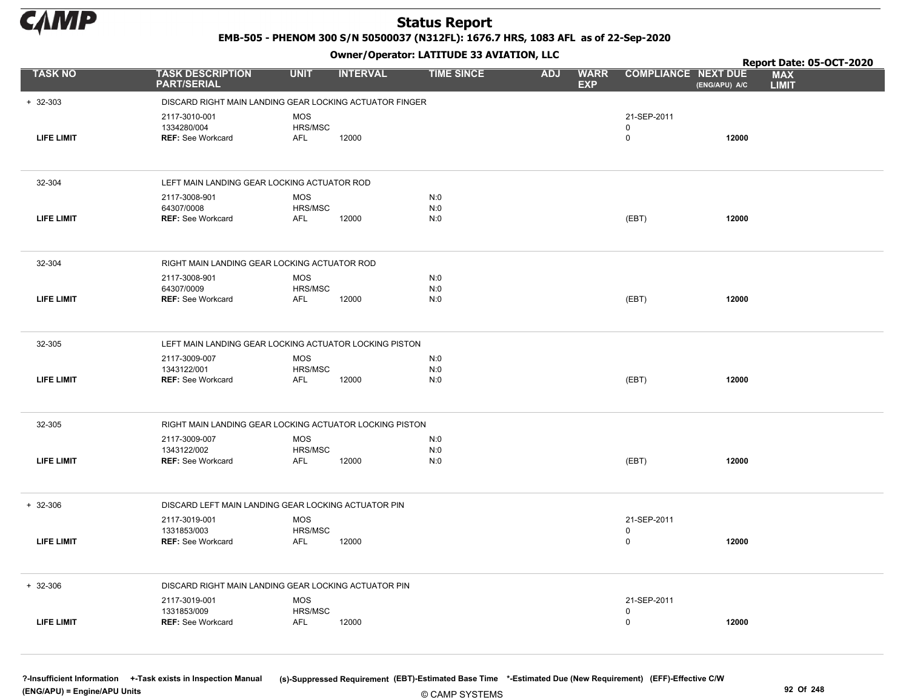# Status Report

**EMB-505 - PHENOM 300 S/N 50500037 (N312FL): 1676.7 HRS, 1083 AFL as of 22-Sep-2020**

**Owner/Operator: LATITUDE 33 AVIATION, LLC**

**Report Date: 05-OCT-2020**

| TASK NO | TASK DESCRIPTION PART/SERIAL | UNIT | INTERVAL | TIME SINCE | ADJ | WARR EXP | COMPLIANCE | NEXT DUE (ENG/APU) A/C | MAX LIMIT |
|---|---|---|---|---|---|---|---|---|---|
| + 32-303 | DISCARD RIGHT MAIN LANDING GEAR LOCKING ACTUATOR FINGER | | | | | | | | |
| | 2117-3010-001 | MOS | | | | | 21-SEP-2011 | | |
| | 1334280/004 | HRS/MSC | | | | | 0 | | |
| LIFE LIMIT | **REF:** See Workcard | AFL | 12000 | | | | 0 | **12000** | |
| 32-304 | LEFT MAIN LANDING GEAR LOCKING ACTUATOR ROD | | | | | | | | |
| | 2117-3008-901 | MOS | | N:0 | | | | | |
| | 64307/0008 | HRS/MSC | | N:0 | | | | | |
| LIFE LIMIT | **REF:** See Workcard | AFL | 12000 | N:0 | | | (EBT) | **12000** | |
| 32-304 | RIGHT MAIN LANDING GEAR LOCKING ACTUATOR ROD | | | | | | | | |
| | 2117-3008-901 | MOS | | N:0 | | | | | |
| | 64307/0009 | HRS/MSC | | N:0 | | | | | |
| LIFE LIMIT | **REF:** See Workcard | AFL | 12000 | N:0 | | | (EBT) | **12000** | |
| 32-305 | LEFT MAIN LANDING GEAR LOCKING ACTUATOR LOCKING PISTON | | | | | | | | |
| | 2117-3009-007 | MOS | | N:0 | | | | | |
| | 1343122/001 | HRS/MSC | | N:0 | | | | | |
| LIFE LIMIT | **REF:** See Workcard | AFL | 12000 | N:0 | | | (EBT) | **12000** | |
| 32-305 | RIGHT MAIN LANDING GEAR LOCKING ACTUATOR LOCKING PISTON | | | | | | | | |
| | 2117-3009-007 | MOS | | N:0 | | | | | |
| | 1343122/002 | HRS/MSC | | N:0 | | | | | |
| LIFE LIMIT | **REF:** See Workcard | AFL | 12000 | N:0 | | | (EBT) | **12000** | |
| + 32-306 | DISCARD LEFT MAIN LANDING GEAR LOCKING ACTUATOR PIN | | | | | | | | |
| | 2117-3019-001 | MOS | | | | | 21-SEP-2011 | | |
| | 1331853/003 | HRS/MSC | | | | | 0 | | |
| LIFE LIMIT | **REF:** See Workcard | AFL | 12000 | | | | 0 | **12000** | |
| + 32-306 | DISCARD RIGHT MAIN LANDING GEAR LOCKING ACTUATOR PIN | | | | | | | | |
| | 2117-3019-001 | MOS | | | | | 21-SEP-2011 | | |
| | 1331853/009 | HRS/MSC | | | | | 0 | | |
| LIFE LIMIT | **REF:** See Workcard | AFL | 12000 | | | | 0 | **12000** | |

**?-Insufficient Information** **+-Task exists in Inspection Manual** **(s)-Suppressed Requirement** **(EBT)-Estimated Base Time** **\*-Estimated Due (New Requirement)** **(EFF)-Effective C/W**
**(ENG/APU) = Engine/APU Units**

© CAMP SYSTEMS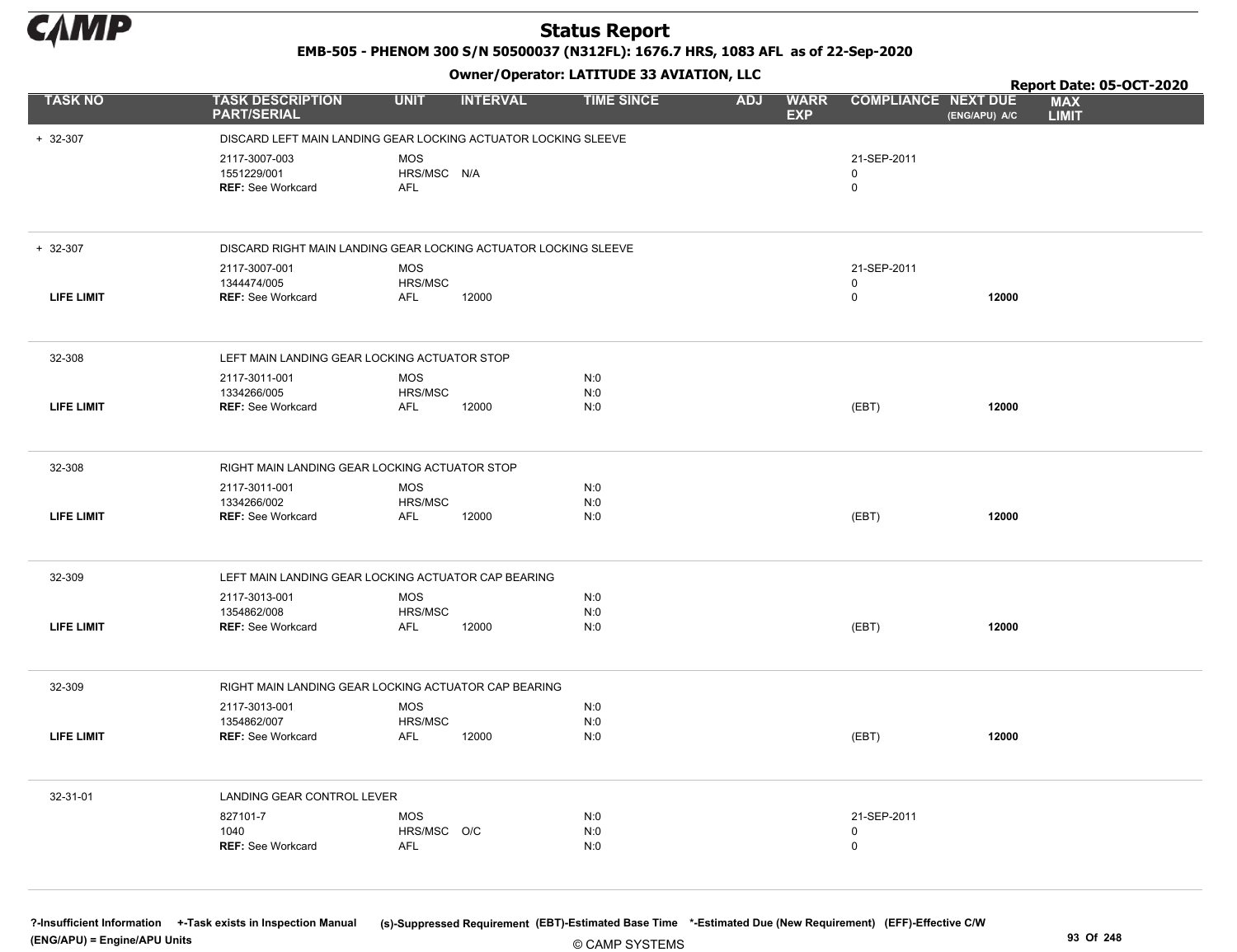# Status Report

**EMB-505 - PHENOM 300 S/N 50500037 (N312FL): 1676.7 HRS, 1083 AFL as of 22-Sep-2020**

**Owner/Operator: LATITUDE 33 AVIATION, LLC**

**Report Date: 05-OCT-2020**

| TASK NO | TASK DESCRIPTION PART/SERIAL | UNIT | INTERVAL | TIME SINCE | ADJ | WARR EXP | COMPLIANCE | NEXT DUE (ENG/APU) A/C | MAX LIMIT |
|---|---|---|---|---|---|---|---|---|---|
| + 32-307 | DISCARD LEFT MAIN LANDING GEAR LOCKING ACTUATOR LOCKING SLEEVE | | | | | | | | |
| | 2117-3007-003 | MOS | | | | | 21-SEP-2011 | | |
| | 1551229/001 | HRS/MSC | N/A | | | | 0 | | |
| | REF: See Workcard | AFL | | | | | 0 | | |
| + 32-307 | DISCARD RIGHT MAIN LANDING GEAR LOCKING ACTUATOR LOCKING SLEEVE | | | | | | | | |
| | 2117-3007-001 | MOS | | | | | 21-SEP-2011 | | |
| | 1344474/005 | HRS/MSC | | | | | 0 | | |
| LIFE LIMIT | REF: See Workcard | AFL | 12000 | | | | 0 | 12000 | |
| 32-308 | LEFT MAIN LANDING GEAR LOCKING ACTUATOR STOP | | | | | | | | |
| | 2117-3011-001 | MOS | | N:0 | | | | | |
| | 1334266/005 | HRS/MSC | | N:0 | | | | | |
| LIFE LIMIT | REF: See Workcard | AFL | 12000 | N:0 | | | (EBT) | 12000 | |
| 32-308 | RIGHT MAIN LANDING GEAR LOCKING ACTUATOR STOP | | | | | | | | |
| | 2117-3011-001 | MOS | | N:0 | | | | | |
| | 1334266/002 | HRS/MSC | | N:0 | | | | | |
| LIFE LIMIT | REF: See Workcard | AFL | 12000 | N:0 | | | (EBT) | 12000 | |
| 32-309 | LEFT MAIN LANDING GEAR LOCKING ACTUATOR CAP BEARING | | | | | | | | |
| | 2117-3013-001 | MOS | | N:0 | | | | | |
| | 1354862/008 | HRS/MSC | | N:0 | | | | | |
| LIFE LIMIT | REF: See Workcard | AFL | 12000 | N:0 | | | (EBT) | 12000 | |
| 32-309 | RIGHT MAIN LANDING GEAR LOCKING ACTUATOR CAP BEARING | | | | | | | | |
| | 2117-3013-001 | MOS | | N:0 | | | | | |
| | 1354862/007 | HRS/MSC | | N:0 | | | | | |
| LIFE LIMIT | REF: See Workcard | AFL | 12000 | N:0 | | | (EBT) | 12000 | |
| 32-31-01 | LANDING GEAR CONTROL LEVER | | | | | | | | |
| | 827101-7 | MOS | | N:0 | | | 21-SEP-2011 | | |
| | 1040 | HRS/MSC | O/C | N:0 | | | 0 | | |
| | REF: See Workcard | AFL | | N:0 | | | 0 | | |

?-Insufficient Information +-Task exists in Inspection Manual (s)-Suppressed Requirement (EBT)-Estimated Base Time *-Estimated Due (New Requirement) (EFF)-Effective C/W (ENG/APU) = Engine/APU Units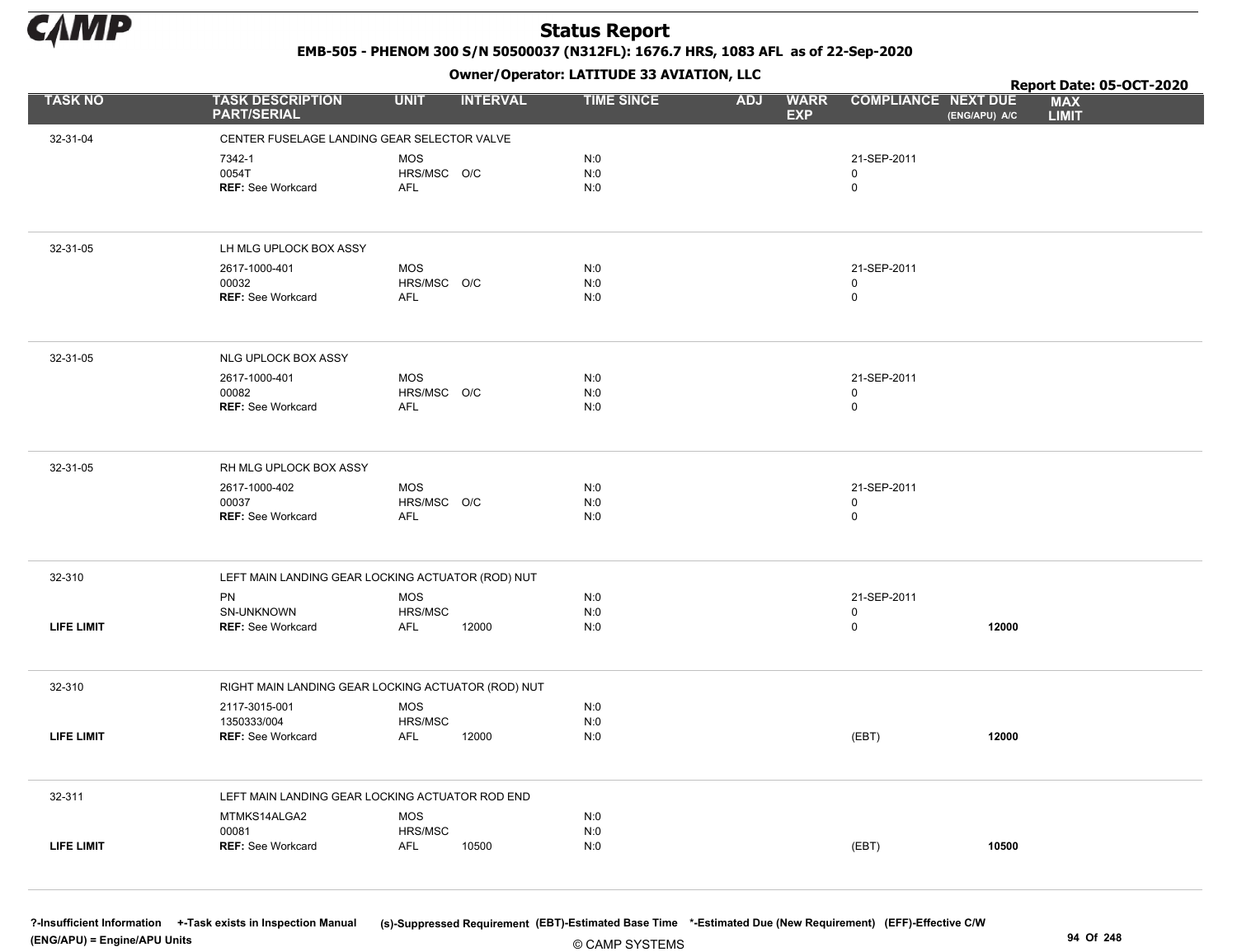# Status Report

**EMB-505 - PHENOM 300 S/N 50500037 (N312FL): 1676.7 HRS, 1083 AFL as of 22-Sep-2020**

**Owner/Operator: LATITUDE 33 AVIATION, LLC**

**Report Date: 05-OCT-2020**

| TASK NO | TASK DESCRIPTION PART/SERIAL | UNIT | INTERVAL | TIME SINCE | ADJ | WARR EXP | COMPLIANCE | NEXT DUE (ENG/APU) A/C | MAX LIMIT |
|---|---|---|---|---|---|---|---|---|---|
| 32-31-04 | CENTER FUSELAGE LANDING GEAR SELECTOR VALVE | | | | | | | | |
| | 7342-1 | MOS | | N:0 | | | 21-SEP-2011 | | |
| | 0054T | HRS/MSC | O/C | N:0 | | | 0 | | |
| | **REF:** See Workcard | AFL | | N:0 | | | 0 | | |
| 32-31-05 | LH MLG UPLOCK BOX ASSY | | | | | | | | |
| | 2617-1000-401 | MOS | | N:0 | | | 21-SEP-2011 | | |
| | 00032 | HRS/MSC | O/C | N:0 | | | 0 | | |
| | **REF:** See Workcard | AFL | | N:0 | | | 0 | | |
| 32-31-05 | NLG UPLOCK BOX ASSY | | | | | | | | |
| | 2617-1000-401 | MOS | | N:0 | | | 21-SEP-2011 | | |
| | 00082 | HRS/MSC | O/C | N:0 | | | 0 | | |
| | **REF:** See Workcard | AFL | | N:0 | | | 0 | | |
| 32-31-05 | RH MLG UPLOCK BOX ASSY | | | | | | | | |
| | 2617-1000-402 | MOS | | N:0 | | | 21-SEP-2011 | | |
| | 00037 | HRS/MSC | O/C | N:0 | | | 0 | | |
| | **REF:** See Workcard | AFL | | N:0 | | | 0 | | |
| 32-310 | LEFT MAIN LANDING GEAR LOCKING ACTUATOR (ROD) NUT | | | | | | | | |
| | PN | MOS | | N:0 | | | 21-SEP-2011 | | |
| | SN-UNKNOWN | HRS/MSC | | N:0 | | | 0 | | |
| **LIFE LIMIT** | **REF:** See Workcard | AFL | 12000 | N:0 | | | 0 | **12000** | |
| 32-310 | RIGHT MAIN LANDING GEAR LOCKING ACTUATOR (ROD) NUT | | | | | | | | |
| | 2117-3015-001 | MOS | | N:0 | | | | | |
| | 1350333/004 | HRS/MSC | | N:0 | | | | | |
| **LIFE LIMIT** | **REF:** See Workcard | AFL | 12000 | N:0 | | | (EBT) | **12000** | |
| 32-311 | LEFT MAIN LANDING GEAR LOCKING ACTUATOR ROD END | | | | | | | | |
| | MTMKS14ALGA2 | MOS | | N:0 | | | | | |
| | 00081 | HRS/MSC | | N:0 | | | | | |
| **LIFE LIMIT** | **REF:** See Workcard | AFL | 10500 | N:0 | | | (EBT) | **10500** | |

?-Insufficient Information +-Task exists in Inspection Manual (s)-Suppressed Requirement (EBT)-Estimated Base Time *-Estimated Due (New Requirement) (EFF)-Effective C/W (ENG/APU) = Engine/APU Units

© CAMP SYSTEMS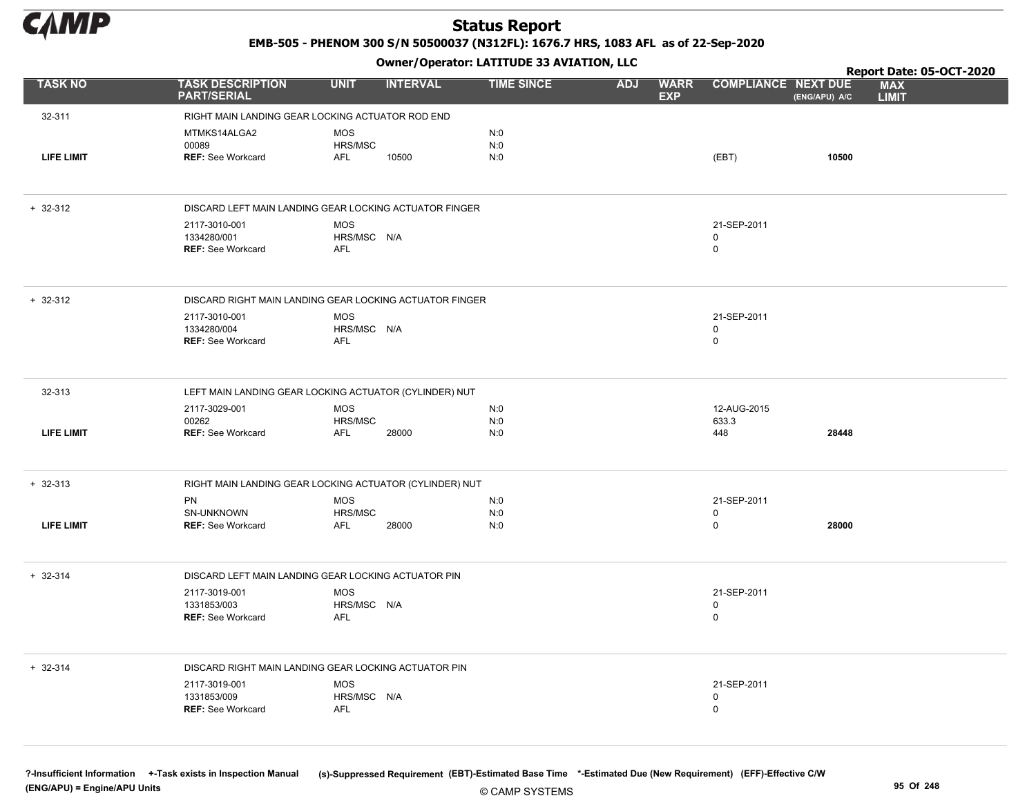# Status Report

**EMB-505 - PHENOM 300 S/N 50500037 (N312FL): 1676.7 HRS, 1083 AFL as of 22-Sep-2020**

**Owner/Operator: LATITUDE 33 AVIATION, LLC**

**Report Date: 05-OCT-2020**

| TASK NO | TASK DESCRIPTION PART/SERIAL | UNIT | INTERVAL | TIME SINCE | ADJ | WARR EXP | COMPLIANCE | NEXT DUE (ENG/APU) A/C | MAX LIMIT |
|---|---|---|---|---|---|---|---|---|---|
| 32-311 | RIGHT MAIN LANDING GEAR LOCKING ACTUATOR ROD END | | | | | | | | |
| | MTMKS14ALGA2 | MOS | | N:0 | | | | | |
| | 00089 | HRS/MSC | | N:0 | | | | | |
| LIFE LIMIT | REF: See Workcard | AFL | 10500 | N:0 | | | (EBT) | 10500 | |
| + 32-312 | DISCARD LEFT MAIN LANDING GEAR LOCKING ACTUATOR FINGER | | | | | | | | |
| | 2117-3010-001 | MOS | | | | | 21-SEP-2011 | | |
| | 1334280/001 | HRS/MSC | N/A | | | | 0 | | |
| | REF: See Workcard | AFL | | | | | 0 | | |
| + 32-312 | DISCARD RIGHT MAIN LANDING GEAR LOCKING ACTUATOR FINGER | | | | | | | | |
| | 2117-3010-001 | MOS | | | | | 21-SEP-2011 | | |
| | 1334280/004 | HRS/MSC | N/A | | | | 0 | | |
| | REF: See Workcard | AFL | | | | | 0 | | |
| 32-313 | LEFT MAIN LANDING GEAR LOCKING ACTUATOR (CYLINDER) NUT | | | | | | | | |
| | 2117-3029-001 | MOS | | N:0 | | | 12-AUG-2015 | | |
| | 00262 | HRS/MSC | | N:0 | | | 633.3 | | |
| LIFE LIMIT | REF: See Workcard | AFL | 28000 | N:0 | | | 448 | 28448 | |
| + 32-313 | RIGHT MAIN LANDING GEAR LOCKING ACTUATOR (CYLINDER) NUT | | | | | | | | |
| | PN | MOS | | N:0 | | | 21-SEP-2011 | | |
| | SN-UNKNOWN | HRS/MSC | | N:0 | | | 0 | | |
| LIFE LIMIT | REF: See Workcard | AFL | 28000 | N:0 | | | 0 | 28000 | |
| + 32-314 | DISCARD LEFT MAIN LANDING GEAR LOCKING ACTUATOR PIN | | | | | | | | |
| | 2117-3019-001 | MOS | | | | | 21-SEP-2011 | | |
| | 1331853/003 | HRS/MSC | N/A | | | | 0 | | |
| | REF: See Workcard | AFL | | | | | 0 | | |
| + 32-314 | DISCARD RIGHT MAIN LANDING GEAR LOCKING ACTUATOR PIN | | | | | | | | |
| | 2117-3019-001 | MOS | | | | | 21-SEP-2011 | | |
| | 1331853/009 | HRS/MSC | N/A | | | | 0 | | |
| | REF: See Workcard | AFL | | | | | 0 | | |

?-Insufficient Information +-Task exists in Inspection Manual (s)-Suppressed Requirement (EBT)-Estimated Base Time *-Estimated Due (New Requirement) (EFF)-Effective C/W (ENG/APU) = Engine/APU Units

© CAMP SYSTEMS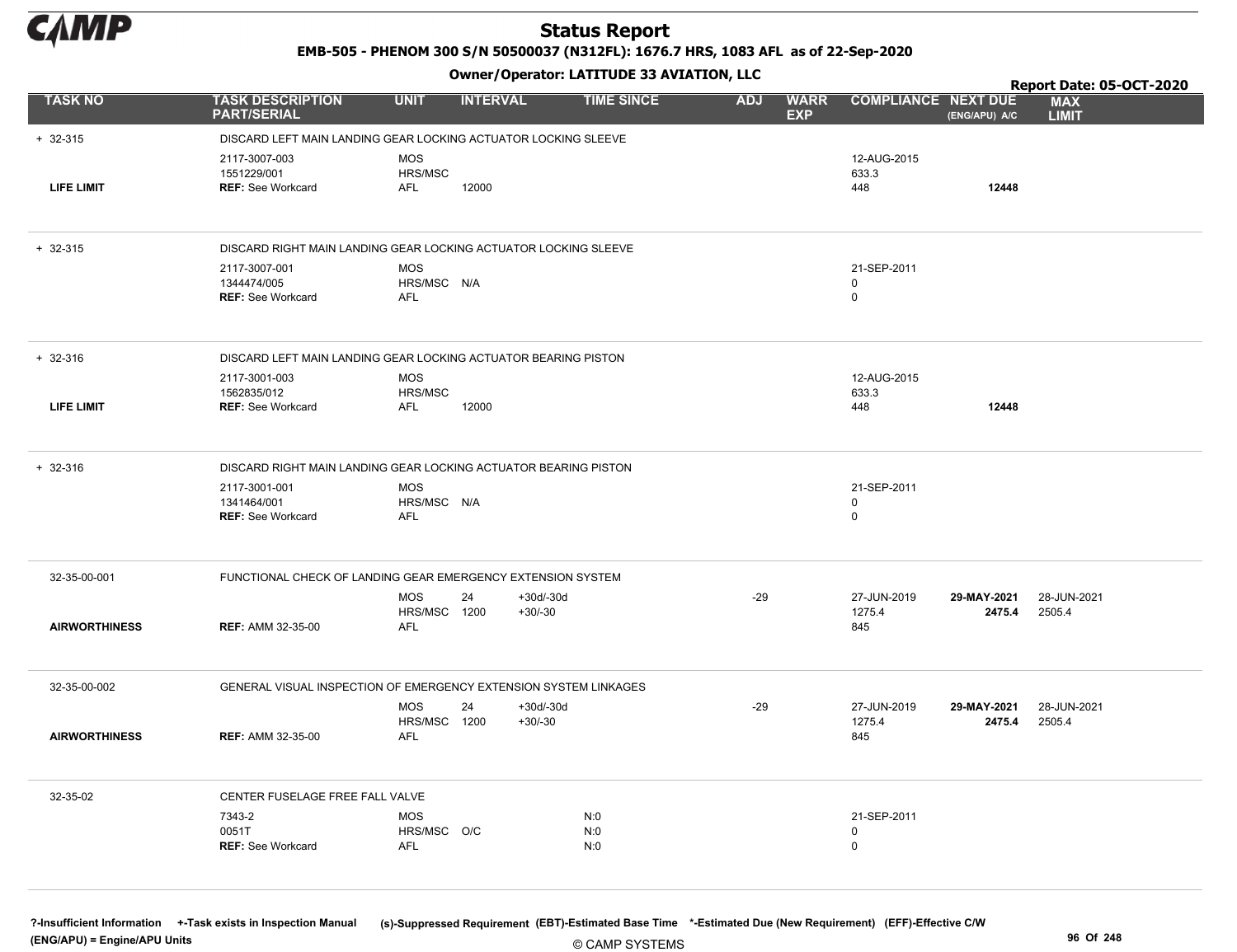# Status Report

**EMB-505 - PHENOM 300 S/N 50500037 (N312FL): 1676.7 HRS, 1083 AFL as of 22-Sep-2020**

**Owner/Operator: LATITUDE 33 AVIATION, LLC**

**Report Date: 05-OCT-2020**

| TASK NO | TASK DESCRIPTION PART/SERIAL | UNIT | INTERVAL | | TIME SINCE | ADJ | WARR EXP | COMPLIANCE | NEXT DUE (ENG/APU) A/C | MAX LIMIT |
|---|---|---|---|---|---|---|---|---|---|---|
| + 32-315 | DISCARD LEFT MAIN LANDING GEAR LOCKING ACTUATOR LOCKING SLEEVE | | | | | | | | | |
| | 2117-3007-003 | MOS | | | | | | 12-AUG-2015 | | |
| | 1551229/001 | HRS/MSC | | | | | | 633.3 | | |
| LIFE LIMIT | REF: See Workcard | AFL | 12000 | | | | | 448 | **12448** | |
| + 32-315 | DISCARD RIGHT MAIN LANDING GEAR LOCKING ACTUATOR LOCKING SLEEVE | | | | | | | | | |
| | 2117-3007-001 | MOS | | | | | | 21-SEP-2011 | | |
| | 1344474/005 | HRS/MSC | N/A | | | | | 0 | | |
| | REF: See Workcard | AFL | | | | | | 0 | | |
| + 32-316 | DISCARD LEFT MAIN LANDING GEAR LOCKING ACTUATOR BEARING PISTON | | | | | | | | | |
| | 2117-3001-003 | MOS | | | | | | 12-AUG-2015 | | |
| | 1562835/012 | HRS/MSC | | | | | | 633.3 | | |
| LIFE LIMIT | REF: See Workcard | AFL | 12000 | | | | | 448 | **12448** | |
| + 32-316 | DISCARD RIGHT MAIN LANDING GEAR LOCKING ACTUATOR BEARING PISTON | | | | | | | | | |
| | 2117-3001-001 | MOS | | | | | | 21-SEP-2011 | | |
| | 1341464/001 | HRS/MSC | N/A | | | | | 0 | | |
| | REF: See Workcard | AFL | | | | | | 0 | | |
| 32-35-00-001 | FUNCTIONAL CHECK OF LANDING GEAR EMERGENCY EXTENSION SYSTEM | | | | | | | | | |
| | | MOS | 24 | +30d/-30d | | -29 | | 27-JUN-2019 | **29-MAY-2021** | 28-JUN-2021 |
| | | HRS/MSC | 1200 | +30/-30 | | | | 1275.4 | **2475.4** | 2505.4 |
| AIRWORTHINESS | REF: AMM 32-35-00 | AFL | | | | | | 845 | | |
| 32-35-00-002 | GENERAL VISUAL INSPECTION OF EMERGENCY EXTENSION SYSTEM LINKAGES | | | | | | | | | |
| | | MOS | 24 | +30d/-30d | | -29 | | 27-JUN-2019 | **29-MAY-2021** | 28-JUN-2021 |
| | | HRS/MSC | 1200 | +30/-30 | | | | 1275.4 | **2475.4** | 2505.4 |
| AIRWORTHINESS | REF: AMM 32-35-00 | AFL | | | | | | 845 | | |
| 32-35-02 | CENTER FUSELAGE FREE FALL VALVE | | | | | | | | | |
| | 7343-2 | MOS | | | N:0 | | | 21-SEP-2011 | | |
| | 0051T | HRS/MSC | O/C | | N:0 | | | 0 | | |
| | REF: See Workcard | AFL | | | N:0 | | | 0 | | |

?-Insufficient Information +-Task exists in Inspection Manual (s)-Suppressed Requirement (EBT)-Estimated Base Time *-Estimated Due (New Requirement) (EFF)-Effective C/W (ENG/APU) = Engine/APU Units

© CAMP SYSTEMS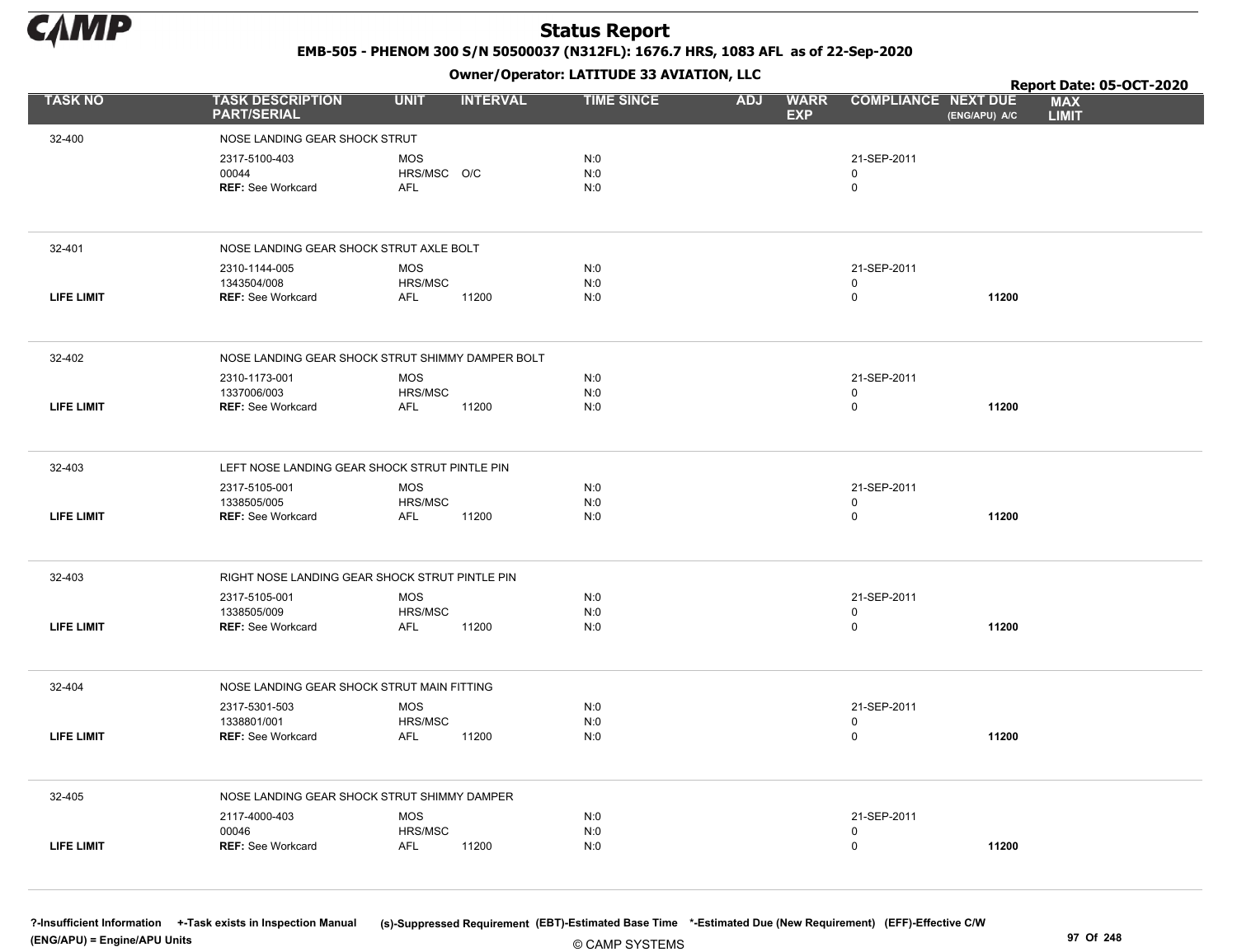# Status Report

**EMB-505 - PHENOM 300 S/N 50500037 (N312FL): 1676.7 HRS, 1083 AFL as of 22-Sep-2020**

**Owner/Operator: LATITUDE 33 AVIATION, LLC**

**Report Date: 05-OCT-2020**

| TASK NO | TASK DESCRIPTION PART/SERIAL | UNIT | INTERVAL | TIME SINCE | ADJ | WARR EXP | COMPLIANCE | NEXT DUE (ENG/APU) A/C | MAX LIMIT |
|---|---|---|---|---|---|---|---|---|---|
| 32-400 | NOSE LANDING GEAR SHOCK STRUT | | | | | | | | |
| | 2317-5100-403 | MOS | | N:0 | | | 21-SEP-2011 | | |
| | 00044 | HRS/MSC | O/C | N:0 | | | 0 | | |
| | REF: See Workcard | AFL | | N:0 | | | 0 | | |
| 32-401 | NOSE LANDING GEAR SHOCK STRUT AXLE BOLT | | | | | | | | |
| | 2310-1144-005 | MOS | | N:0 | | | 21-SEP-2011 | | |
| | 1343504/008 | HRS/MSC | | N:0 | | | 0 | | |
| LIFE LIMIT | REF: See Workcard | AFL | 11200 | N:0 | | | 0 | 11200 | |
| 32-402 | NOSE LANDING GEAR SHOCK STRUT SHIMMY DAMPER BOLT | | | | | | | | |
| | 2310-1173-001 | MOS | | N:0 | | | 21-SEP-2011 | | |
| | 1337006/003 | HRS/MSC | | N:0 | | | 0 | | |
| LIFE LIMIT | REF: See Workcard | AFL | 11200 | N:0 | | | 0 | 11200 | |
| 32-403 | LEFT NOSE LANDING GEAR SHOCK STRUT PINTLE PIN | | | | | | | | |
| | 2317-5105-001 | MOS | | N:0 | | | 21-SEP-2011 | | |
| | 1338505/005 | HRS/MSC | | N:0 | | | 0 | | |
| LIFE LIMIT | REF: See Workcard | AFL | 11200 | N:0 | | | 0 | 11200 | |
| 32-403 | RIGHT NOSE LANDING GEAR SHOCK STRUT PINTLE PIN | | | | | | | | |
| | 2317-5105-001 | MOS | | N:0 | | | 21-SEP-2011 | | |
| | 1338505/009 | HRS/MSC | | N:0 | | | 0 | | |
| LIFE LIMIT | REF: See Workcard | AFL | 11200 | N:0 | | | 0 | 11200 | |
| 32-404 | NOSE LANDING GEAR SHOCK STRUT MAIN FITTING | | | | | | | | |
| | 2317-5301-503 | MOS | | N:0 | | | 21-SEP-2011 | | |
| | 1338801/001 | HRS/MSC | | N:0 | | | 0 | | |
| LIFE LIMIT | REF: See Workcard | AFL | 11200 | N:0 | | | 0 | 11200 | |
| 32-405 | NOSE LANDING GEAR SHOCK STRUT SHIMMY DAMPER | | | | | | | | |
| | 2117-4000-403 | MOS | | N:0 | | | 21-SEP-2011 | | |
| | 00046 | HRS/MSC | | N:0 | | | 0 | | |
| LIFE LIMIT | REF: See Workcard | AFL | 11200 | N:0 | | | 0 | 11200 | |

?-Insufficient Information +-Task exists in Inspection Manual (s)-Suppressed Requirement (EBT)-Estimated Base Time *-Estimated Due (New Requirement) (EFF)-Effective C/W
(ENG/APU) = Engine/APU Units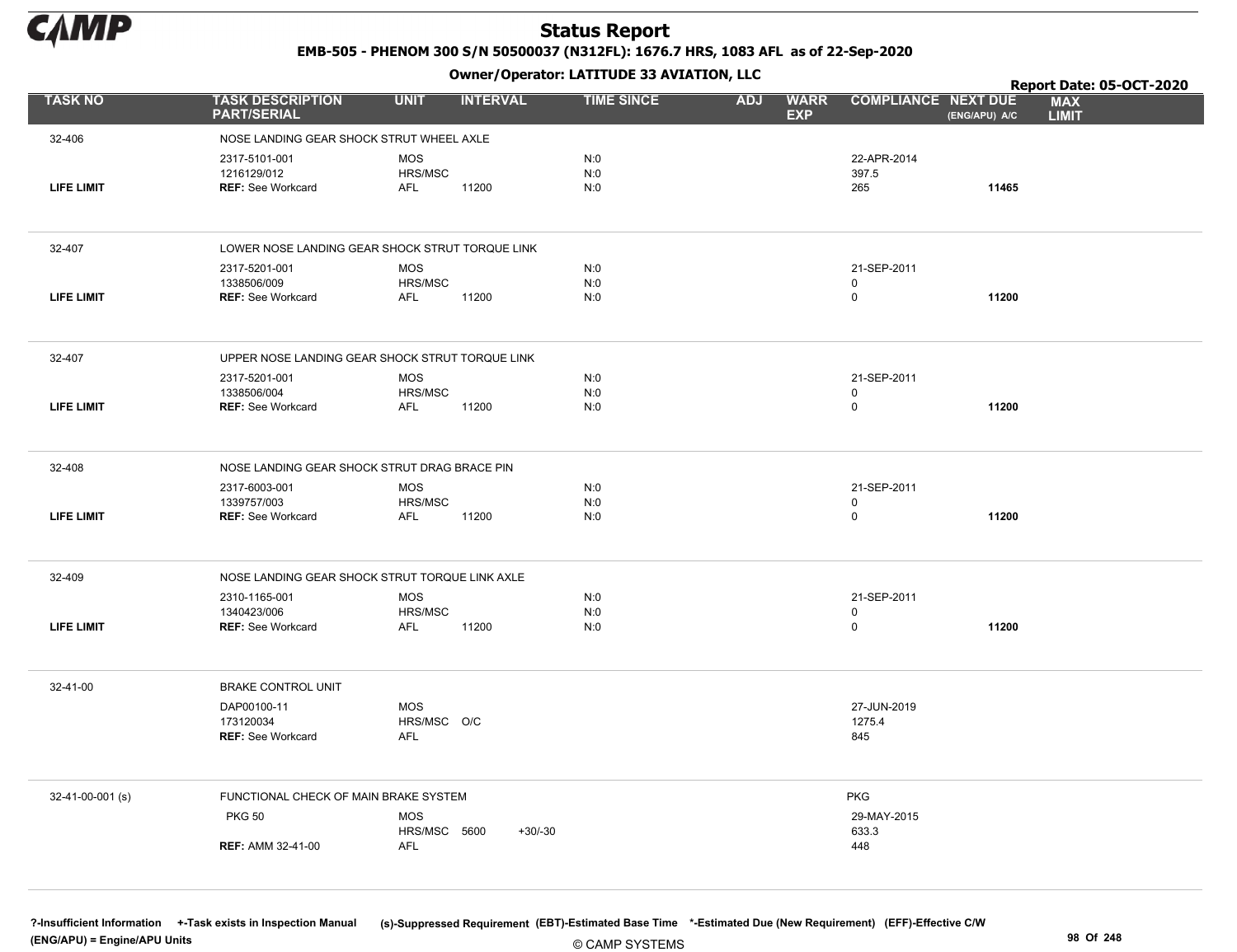# Status Report

EMB-505 - PHENOM 300 S/N 50500037 (N312FL): 1676.7 HRS, 1083 AFL as of 22-Sep-2020

Owner/Operator: LATITUDE 33 AVIATION, LLC

Report Date: 05-OCT-2020

| TASK NO | TASK DESCRIPTION PART/SERIAL | UNIT | INTERVAL | | TIME SINCE | ADJ | WARR EXP | COMPLIANCE | NEXT DUE (ENG/APU) A/C | MAX LIMIT |
|---|---|---|---|---|---|---|---|---|---|---|
| 32-406 | NOSE LANDING GEAR SHOCK STRUT WHEEL AXLE | | | | | | | | | |
| | 2317-5101-001 | MOS | | | N:0 | | | 22-APR-2014 | | |
| | 1216129/012 | HRS/MSC | | | N:0 | | | 397.5 | | |
| LIFE LIMIT | REF: See Workcard | AFL | 11200 | | N:0 | | | 265 | 11465 | |
| 32-407 | LOWER NOSE LANDING GEAR SHOCK STRUT TORQUE LINK | | | | | | | | | |
| | 2317-5201-001 | MOS | | | N:0 | | | 21-SEP-2011 | | |
| | 1338506/009 | HRS/MSC | | | N:0 | | | 0 | | |
| LIFE LIMIT | REF: See Workcard | AFL | 11200 | | N:0 | | | 0 | 11200 | |
| 32-407 | UPPER NOSE LANDING GEAR SHOCK STRUT TORQUE LINK | | | | | | | | | |
| | 2317-5201-001 | MOS | | | N:0 | | | 21-SEP-2011 | | |
| | 1338506/004 | HRS/MSC | | | N:0 | | | 0 | | |
| LIFE LIMIT | REF: See Workcard | AFL | 11200 | | N:0 | | | 0 | 11200 | |
| 32-408 | NOSE LANDING GEAR SHOCK STRUT DRAG BRACE PIN | | | | | | | | | |
| | 2317-6003-001 | MOS | | | N:0 | | | 21-SEP-2011 | | |
| | 1339757/003 | HRS/MSC | | | N:0 | | | 0 | | |
| LIFE LIMIT | REF: See Workcard | AFL | 11200 | | N:0 | | | 0 | 11200 | |
| 32-409 | NOSE LANDING GEAR SHOCK STRUT TORQUE LINK AXLE | | | | | | | | | |
| | 2310-1165-001 | MOS | | | N:0 | | | 21-SEP-2011 | | |
| | 1340423/006 | HRS/MSC | | | N:0 | | | 0 | | |
| LIFE LIMIT | REF: See Workcard | AFL | 11200 | | N:0 | | | 0 | 11200 | |
| 32-41-00 | BRAKE CONTROL UNIT | | | | | | | | | |
| | DAP00100-11 | MOS | | | | | | 27-JUN-2019 | | |
| | 173120034 | HRS/MSC | O/C | | | | | 1275.4 | | |
| | REF: See Workcard | AFL | | | | | | 845 | | |
| 32-41-00-001 (s) | FUNCTIONAL CHECK OF MAIN BRAKE SYSTEM | | | | | | | PKG | | |
| | PKG 50 | MOS | | | | | | 29-MAY-2015 | | |
| | | HRS/MSC | 5600 | +30/-30 | | | | 633.3 | | |
| | REF: AMM 32-41-00 | AFL | | | | | | 448 | | |

?-Insufficient Information +-Task exists in Inspection Manual (s)-Suppressed Requirement (EBT)-Estimated Base Time *-Estimated Due (New Requirement) (EFF)-Effective C/W
(ENG/APU) = Engine/APU Units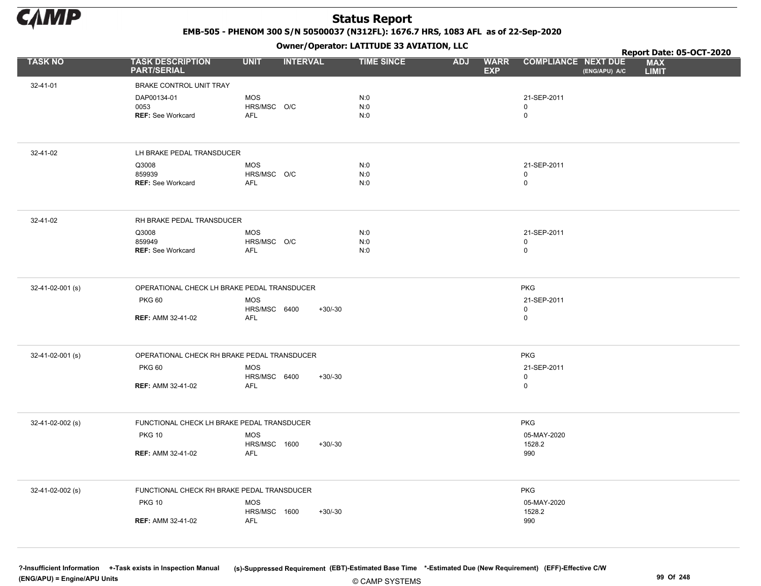# Status Report

**EMB-505 - PHENOM 300 S/N 50500037 (N312FL): 1676.7 HRS, 1083 AFL as of 22-Sep-2020**

**Owner/Operator: LATITUDE 33 AVIATION, LLC**

**Report Date: 05-OCT-2020**

| TASK NO | TASK DESCRIPTION PART/SERIAL | UNIT | INTERVAL | | TIME SINCE | ADJ | WARR EXP | COMPLIANCE | NEXT DUE (ENG/APU) A/C | MAX LIMIT |
|---|---|---|---|---|---|---|---|---|---|---|
| 32-41-01 | BRAKE CONTROL UNIT TRAY | | | | | | | | | |
| | DAP00134-01 | MOS | | | N:0 | | | 21-SEP-2011 | | |
| | 0053 | HRS/MSC | O/C | | N:0 | | | 0 | | |
| | **REF:** See Workcard | AFL | | | N:0 | | | 0 | | |
| 32-41-02 | LH BRAKE PEDAL TRANSDUCER | | | | | | | | | |
| | Q3008 | MOS | | | N:0 | | | 21-SEP-2011 | | |
| | 859939 | HRS/MSC | O/C | | N:0 | | | 0 | | |
| | **REF:** See Workcard | AFL | | | N:0 | | | 0 | | |
| 32-41-02 | RH BRAKE PEDAL TRANSDUCER | | | | | | | | | |
| | Q3008 | MOS | | | N:0 | | | 21-SEP-2011 | | |
| | 859949 | HRS/MSC | O/C | | N:0 | | | 0 | | |
| | **REF:** See Workcard | AFL | | | N:0 | | | 0 | | |
| 32-41-02-001 (s) | OPERATIONAL CHECK LH BRAKE PEDAL TRANSDUCER | | | | | | | PKG | | |
| | PKG 60 | MOS | | | | | | 21-SEP-2011 | | |
| | | HRS/MSC | 6400 | +30/-30 | | | | 0 | | |
| | **REF:** AMM 32-41-02 | AFL | | | | | | 0 | | |
| 32-41-02-001 (s) | OPERATIONAL CHECK RH BRAKE PEDAL TRANSDUCER | | | | | | | PKG | | |
| | PKG 60 | MOS | | | | | | 21-SEP-2011 | | |
| | | HRS/MSC | 6400 | +30/-30 | | | | 0 | | |
| | **REF:** AMM 32-41-02 | AFL | | | | | | 0 | | |
| 32-41-02-002 (s) | FUNCTIONAL CHECK LH BRAKE PEDAL TRANSDUCER | | | | | | | PKG | | |
| | PKG 10 | MOS | | | | | | 05-MAY-2020 | | |
| | | HRS/MSC | 1600 | +30/-30 | | | | 1528.2 | | |
| | **REF:** AMM 32-41-02 | AFL | | | | | | 990 | | |
| 32-41-02-002 (s) | FUNCTIONAL CHECK RH BRAKE PEDAL TRANSDUCER | | | | | | | PKG | | |
| | PKG 10 | MOS | | | | | | 05-MAY-2020 | | |
| | | HRS/MSC | 1600 | +30/-30 | | | | 1528.2 | | |
| | **REF:** AMM 32-41-02 | AFL | | | | | | 990 | | |

**?-Insufficient Information** **+-Task exists in Inspection Manual** **(s)-Suppressed Requirement** **(EBT)-Estimated Base Time** **\*-Estimated Due (New Requirement)** **(EFF)-Effective C/W**
**(ENG/APU) = Engine/APU Units**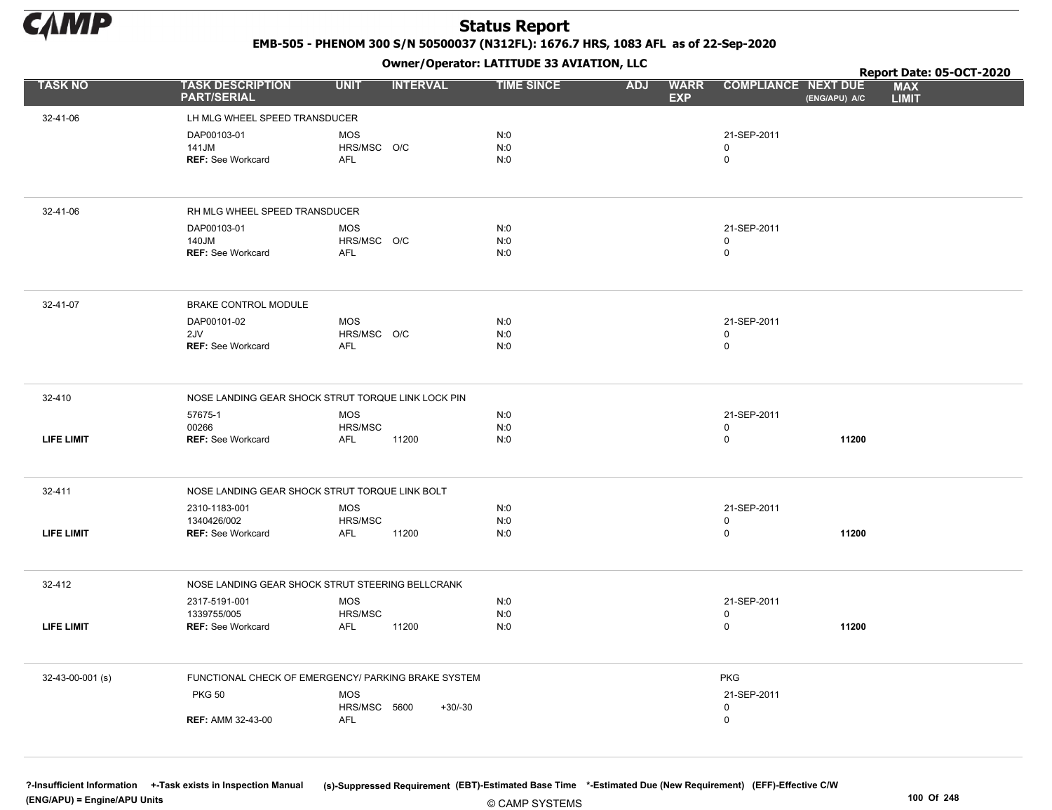# Status Report

**EMB-505 - PHENOM 300 S/N 50500037 (N312FL): 1676.7 HRS, 1083 AFL as of 22-Sep-2020**

**Owner/Operator: LATITUDE 33 AVIATION, LLC**

**Report Date: 05-OCT-2020**

| TASK NO | TASK DESCRIPTION PART/SERIAL | UNIT | INTERVAL | | TIME SINCE | ADJ | WARR EXP | COMPLIANCE | NEXT DUE (ENG/APU) A/C | MAX LIMIT |
|---|---|---|---|---|---|---|---|---|---|---|
| 32-41-06 | LH MLG WHEEL SPEED TRANSDUCER | | | | | | | | | |
| | DAP00103-01 | MOS | | | N:0 | | | 21-SEP-2011 | | |
| | 141JM | HRS/MSC | O/C | | N:0 | | | 0 | | |
| | **REF:** See Workcard | AFL | | | N:0 | | | 0 | | |
| 32-41-06 | RH MLG WHEEL SPEED TRANSDUCER | | | | | | | | | |
| | DAP00103-01 | MOS | | | N:0 | | | 21-SEP-2011 | | |
| | 140JM | HRS/MSC | O/C | | N:0 | | | 0 | | |
| | **REF:** See Workcard | AFL | | | N:0 | | | 0 | | |
| 32-41-07 | BRAKE CONTROL MODULE | | | | | | | | | |
| | DAP00101-02 | MOS | | | N:0 | | | 21-SEP-2011 | | |
| | 2JV | HRS/MSC | O/C | | N:0 | | | 0 | | |
| | **REF:** See Workcard | AFL | | | N:0 | | | 0 | | |
| 32-410 | NOSE LANDING GEAR SHOCK STRUT TORQUE LINK LOCK PIN | | | | | | | | | |
| | 57675-1 | MOS | | | N:0 | | | 21-SEP-2011 | | |
| | 00266 | HRS/MSC | | | N:0 | | | 0 | | |
| **LIFE LIMIT** | **REF:** See Workcard | AFL | 11200 | | N:0 | | | 0 | **11200** | |
| 32-411 | NOSE LANDING GEAR SHOCK STRUT TORQUE LINK BOLT | | | | | | | | | |
| | 2310-1183-001 | MOS | | | N:0 | | | 21-SEP-2011 | | |
| | 1340426/002 | HRS/MSC | | | N:0 | | | 0 | | |
| **LIFE LIMIT** | **REF:** See Workcard | AFL | 11200 | | N:0 | | | 0 | **11200** | |
| 32-412 | NOSE LANDING GEAR SHOCK STRUT STEERING BELLCRANK | | | | | | | | | |
| | 2317-5191-001 | MOS | | | N:0 | | | 21-SEP-2011 | | |
| | 1339755/005 | HRS/MSC | | | N:0 | | | 0 | | |
| **LIFE LIMIT** | **REF:** See Workcard | AFL | 11200 | | N:0 | | | 0 | **11200** | |
| 32-43-00-001 (s) | FUNCTIONAL CHECK OF EMERGENCY/ PARKING BRAKE SYSTEM | | | | | | | PKG | | |
| | PKG 50 | MOS | | | | | | 21-SEP-2011 | | |
| | | HRS/MSC | 5600 | +30/-30 | | | | 0 | | |
| | **REF:** AMM 32-43-00 | AFL | | | | | | 0 | | |

?-Insufficient Information +-Task exists in Inspection Manual (s)-Suppressed Requirement (EBT)-Estimated Base Time *-Estimated Due (New Requirement) (EFF)-Effective C/W
(ENG/APU) = Engine/APU Units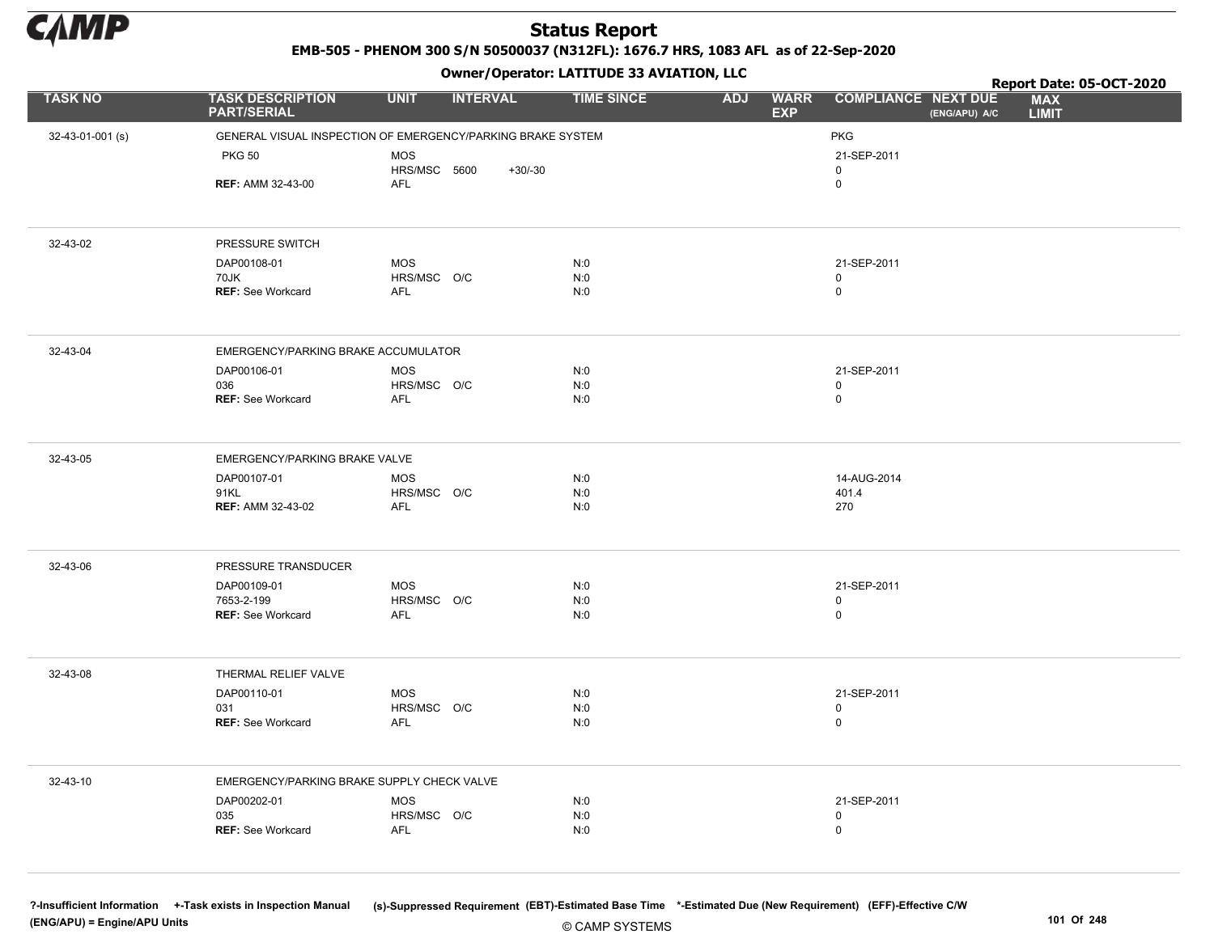# Status Report

**EMB-505 - PHENOM 300 S/N 50500037 (N312FL): 1676.7 HRS, 1083 AFL as of 22-Sep-2020**

**Owner/Operator: LATITUDE 33 AVIATION, LLC**

**Report Date: 05-OCT-2020**

| TASK NO | TASK DESCRIPTION PART/SERIAL | UNIT | INTERVAL | | TIME SINCE | ADJ | WARR EXP | COMPLIANCE | NEXT DUE (ENG/APU) A/C | MAX LIMIT |
|---|---|---|---|---|---|---|---|---|---|---|
| 32-43-01-001 (s) | GENERAL VISUAL INSPECTION OF EMERGENCY/PARKING BRAKE SYSTEM | | | | | | | PKG | | |
| | PKG 50 | MOS | | | | | | 21-SEP-2011 | | |
| | | HRS/MSC | 5600 | +30/-30 | | | | 0 | | |
| | **REF:** AMM 32-43-00 | AFL | | | | | | 0 | | |
| 32-43-02 | PRESSURE SWITCH | | | | | | | | | |
| | DAP00108-01 | MOS | | | N:0 | | | 21-SEP-2011 | | |
| | 70JK | HRS/MSC | O/C | | N:0 | | | 0 | | |
| | **REF:** See Workcard | AFL | | | N:0 | | | 0 | | |
| 32-43-04 | EMERGENCY/PARKING BRAKE ACCUMULATOR | | | | | | | | | |
| | DAP00106-01 | MOS | | | N:0 | | | 21-SEP-2011 | | |
| | 036 | HRS/MSC | O/C | | N:0 | | | 0 | | |
| | **REF:** See Workcard | AFL | | | N:0 | | | 0 | | |
| 32-43-05 | EMERGENCY/PARKING BRAKE VALVE | | | | | | | | | |
| | DAP00107-01 | MOS | | | N:0 | | | 14-AUG-2014 | | |
| | 91KL | HRS/MSC | O/C | | N:0 | | | 401.4 | | |
| | **REF:** AMM 32-43-02 | AFL | | | N:0 | | | 270 | | |
| 32-43-06 | PRESSURE TRANSDUCER | | | | | | | | | |
| | DAP00109-01 | MOS | | | N:0 | | | 21-SEP-2011 | | |
| | 7653-2-199 | HRS/MSC | O/C | | N:0 | | | 0 | | |
| | **REF:** See Workcard | AFL | | | N:0 | | | 0 | | |
| 32-43-08 | THERMAL RELIEF VALVE | | | | | | | | | |
| | DAP00110-01 | MOS | | | N:0 | | | 21-SEP-2011 | | |
| | 031 | HRS/MSC | O/C | | N:0 | | | 0 | | |
| | **REF:** See Workcard | AFL | | | N:0 | | | 0 | | |
| 32-43-10 | EMERGENCY/PARKING BRAKE SUPPLY CHECK VALVE | | | | | | | | | |
| | DAP00202-01 | MOS | | | N:0 | | | 21-SEP-2011 | | |
| | 035 | HRS/MSC | O/C | | N:0 | | | 0 | | |
| | **REF:** See Workcard | AFL | | | N:0 | | | 0 | | |

?-Insufficient Information +-Task exists in Inspection Manual (s)-Suppressed Requirement (EBT)-Estimated Base Time *-Estimated Due (New Requirement) (EFF)-Effective C/W (ENG/APU) = Engine/APU Units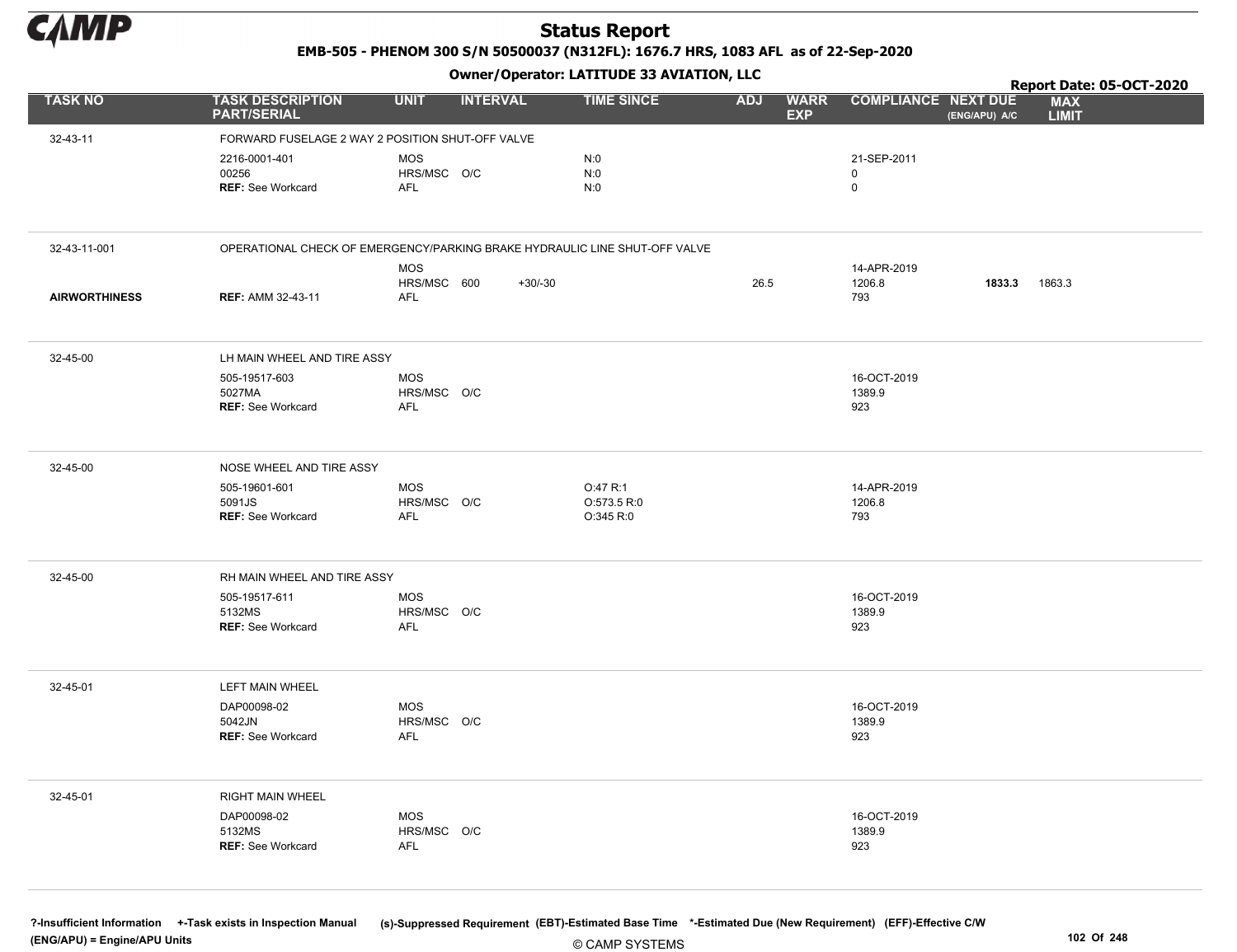# Status Report

**EMB-505 - PHENOM 300 S/N 50500037 (N312FL): 1676.7 HRS, 1083 AFL as of 22-Sep-2020**

**Owner/Operator: LATITUDE 33 AVIATION, LLC**

**Report Date: 05-OCT-2020**

| TASK NO | TASK DESCRIPTION PART/SERIAL | UNIT | INTERVAL | | TIME SINCE | ADJ | WARR EXP | COMPLIANCE | NEXT DUE (ENG/APU) A/C | MAX LIMIT |
|---|---|---|---|---|---|---|---|---|---|---|
| 32-43-11 | FORWARD FUSELAGE 2 WAY 2 POSITION SHUT-OFF VALVE | | | | | | | | | |
| | 2216-0001-401 | MOS | | | N:0 | | | 21-SEP-2011 | | |
| | 00256 | HRS/MSC | O/C | | N:0 | | | 0 | | |
| | **REF:** See Workcard | AFL | | | N:0 | | | 0 | | |
| 32-43-11-001 | OPERATIONAL CHECK OF EMERGENCY/PARKING BRAKE HYDRAULIC LINE SHUT-OFF VALVE | | | | | | | | | |
| | | MOS | | | | | | 14-APR-2019 | | |
| **AIRWORTHINESS** | | HRS/MSC | 600 | +30/-30 | | 26.5 | | 1206.8 | **1833.3** | 1863.3 |
| | **REF:** AMM 32-43-11 | AFL | | | | | | 793 | | |
| 32-45-00 | LH MAIN WHEEL AND TIRE ASSY | | | | | | | | | |
| | 505-19517-603 | MOS | | | | | | 16-OCT-2019 | | |
| | 5027MA | HRS/MSC | O/C | | | | | 1389.9 | | |
| | **REF:** See Workcard | AFL | | | | | | 923 | | |
| 32-45-00 | NOSE WHEEL AND TIRE ASSY | | | | | | | | | |
| | 505-19601-601 | MOS | | | O:47 R:1 | | | 14-APR-2019 | | |
| | 5091JS | HRS/MSC | O/C | | O:573.5 R:0 | | | 1206.8 | | |
| | **REF:** See Workcard | AFL | | | O:345 R:0 | | | 793 | | |
| 32-45-00 | RH MAIN WHEEL AND TIRE ASSY | | | | | | | | | |
| | 505-19517-611 | MOS | | | | | | 16-OCT-2019 | | |
| | 5132MS | HRS/MSC | O/C | | | | | 1389.9 | | |
| | **REF:** See Workcard | AFL | | | | | | 923 | | |
| 32-45-01 | LEFT MAIN WHEEL | | | | | | | | | |
| | DAP00098-02 | MOS | | | | | | 16-OCT-2019 | | |
| | 5042JN | HRS/MSC | O/C | | | | | 1389.9 | | |
| | **REF:** See Workcard | AFL | | | | | | 923 | | |
| 32-45-01 | RIGHT MAIN WHEEL | | | | | | | | | |
| | DAP00098-02 | MOS | | | | | | 16-OCT-2019 | | |
| | 5132MS | HRS/MSC | O/C | | | | | 1389.9 | | |
| | **REF:** See Workcard | AFL | | | | | | 923 | | |

**?-Insufficient Information** **+-Task exists in Inspection Manual** **(s)-Suppressed Requirement** **(EBT)-Estimated Base Time** **\*-Estimated Due (New Requirement)** **(EFF)-Effective C/W**
**(ENG/APU) = Engine/APU Units**

© CAMP SYSTEMS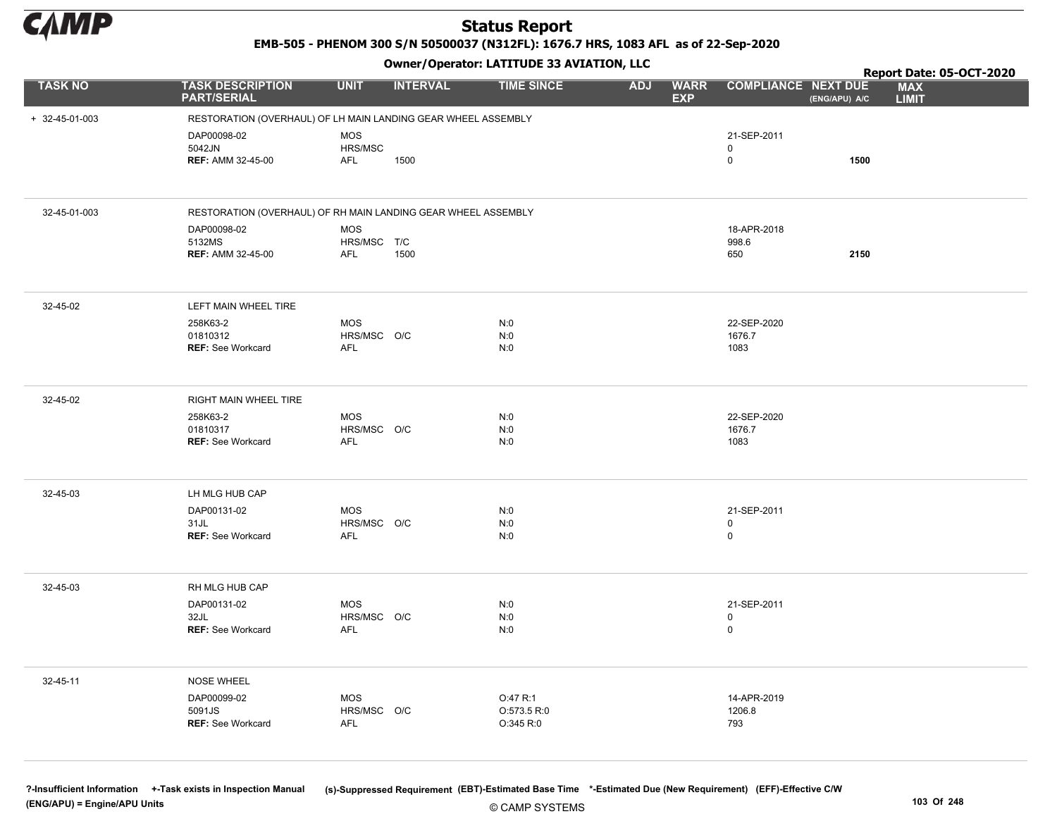# Status Report

**EMB-505 - PHENOM 300 S/N 50500037 (N312FL): 1676.7 HRS, 1083 AFL as of 22-Sep-2020**

**Owner/Operator: LATITUDE 33 AVIATION, LLC**

**Report Date: 05-OCT-2020**

| TASK NO | TASK DESCRIPTION PART/SERIAL | UNIT | INTERVAL | TIME SINCE | ADJ | WARR EXP | COMPLIANCE | NEXT DUE (ENG/APU) A/C | MAX LIMIT |
|---|---|---|---|---|---|---|---|---|---|
| + 32-45-01-003 | RESTORATION (OVERHAUL) OF LH MAIN LANDING GEAR WHEEL ASSEMBLY | | | | | | | | |
| | DAP00098-02 | MOS | | | | | 21-SEP-2011 | | |
| | 5042JN | HRS/MSC | | | | | 0 | | |
| | **REF:** AMM 32-45-00 | AFL | 1500 | | | | 0 | **1500** | |
| 32-45-01-003 | RESTORATION (OVERHAUL) OF RH MAIN LANDING GEAR WHEEL ASSEMBLY | | | | | | | | |
| | DAP00098-02 | MOS | | | | | 18-APR-2018 | | |
| | 5132MS | HRS/MSC | T/C | | | | 998.6 | | |
| | **REF:** AMM 32-45-00 | AFL | 1500 | | | | 650 | **2150** | |
| 32-45-02 | LEFT MAIN WHEEL TIRE | | | | | | | | |
| | 258K63-2 | MOS | | N:0 | | | 22-SEP-2020 | | |
| | 01810312 | HRS/MSC | O/C | N:0 | | | 1676.7 | | |
| | **REF:** See Workcard | AFL | | N:0 | | | 1083 | | |
| 32-45-02 | RIGHT MAIN WHEEL TIRE | | | | | | | | |
| | 258K63-2 | MOS | | N:0 | | | 22-SEP-2020 | | |
| | 01810317 | HRS/MSC | O/C | N:0 | | | 1676.7 | | |
| | **REF:** See Workcard | AFL | | N:0 | | | 1083 | | |
| 32-45-03 | LH MLG HUB CAP | | | | | | | | |
| | DAP00131-02 | MOS | | N:0 | | | 21-SEP-2011 | | |
| | 31JL | HRS/MSC | O/C | N:0 | | | 0 | | |
| | **REF:** See Workcard | AFL | | N:0 | | | 0 | | |
| 32-45-03 | RH MLG HUB CAP | | | | | | | | |
| | DAP00131-02 | MOS | | N:0 | | | 21-SEP-2011 | | |
| | 32JL | HRS/MSC | O/C | N:0 | | | 0 | | |
| | **REF:** See Workcard | AFL | | N:0 | | | 0 | | |
| 32-45-11 | NOSE WHEEL | | | | | | | | |
| | DAP00099-02 | MOS | | O:47 R:1 | | | 14-APR-2019 | | |
| | 5091JS | HRS/MSC | O/C | O:573.5 R:0 | | | 1206.8 | | |
| | **REF:** See Workcard | AFL | | O:345 R:0 | | | 793 | | |

**?-Insufficient Information** **+-Task exists in Inspection Manual** **(s)-Suppressed Requirement** **(EBT)-Estimated Base Time** **\*-Estimated Due (New Requirement)** **(EFF)-Effective C/W**
**(ENG/APU) = Engine/APU Units**

© CAMP SYSTEMS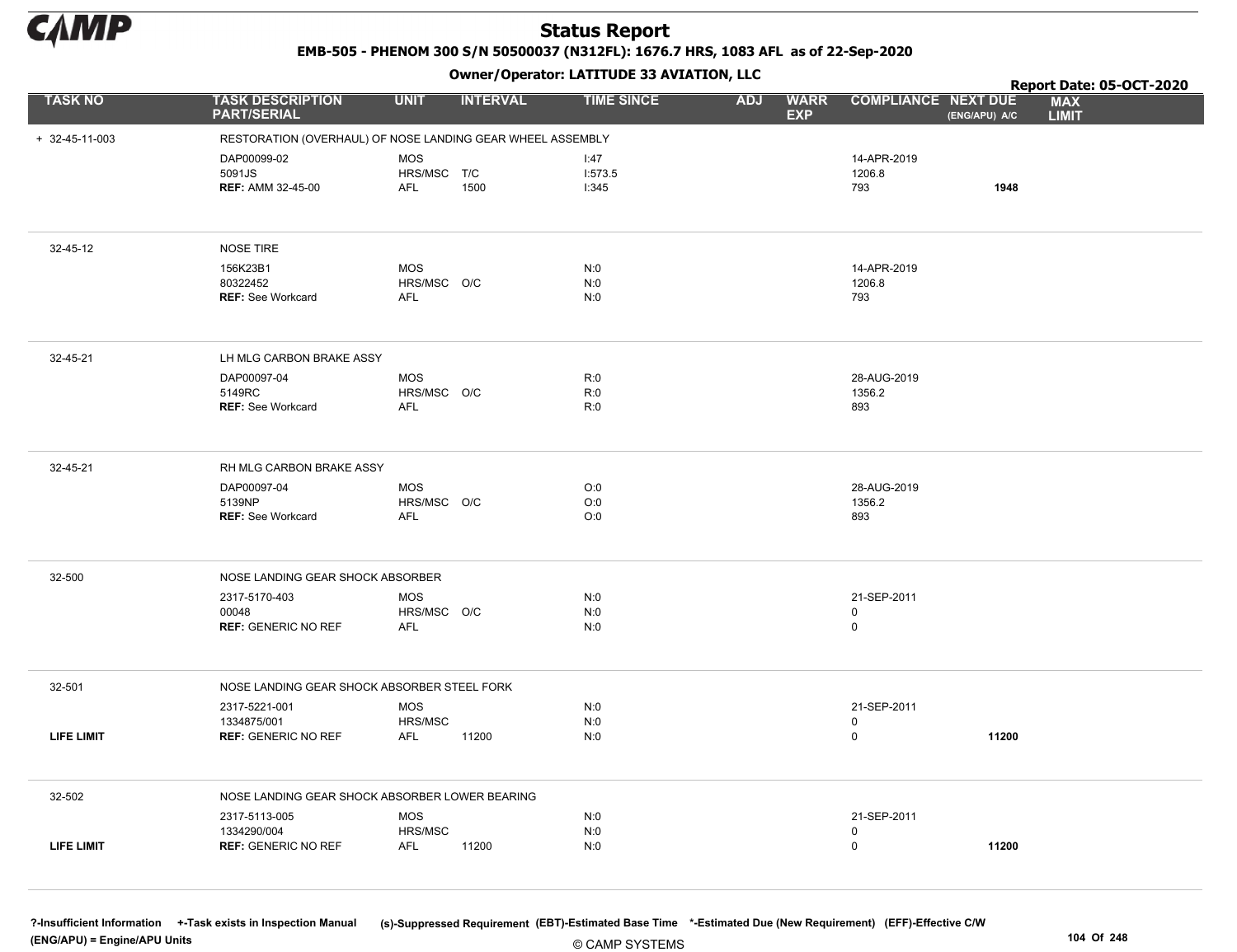# Status Report

**EMB-505 - PHENOM 300 S/N 50500037 (N312FL): 1676.7 HRS, 1083 AFL as of 22-Sep-2020**

**Owner/Operator: LATITUDE 33 AVIATION, LLC**

**Report Date: 05-OCT-2020**

| TASK NO | TASK DESCRIPTION PART/SERIAL | UNIT | INTERVAL | TIME SINCE | ADJ | WARR EXP | COMPLIANCE | NEXT DUE (ENG/APU) A/C | MAX LIMIT |
|---|---|---|---|---|---|---|---|---|---|
| + 32-45-11-003 | RESTORATION (OVERHAUL) OF NOSE LANDING GEAR WHEEL ASSEMBLY | | | | | | | | |
| | DAP00099-02 | MOS | | I:47 | | | 14-APR-2019 | | |
| | 5091JS | HRS/MSC | T/C | I:573.5 | | | 1206.8 | | |
| | **REF:** AMM 32-45-00 | AFL | 1500 | I:345 | | | 793 | **1948** | |
| 32-45-12 | NOSE TIRE | | | | | | | | |
| | 156K23B1 | MOS | | N:0 | | | 14-APR-2019 | | |
| | 80322452 | HRS/MSC | O/C | N:0 | | | 1206.8 | | |
| | **REF:** See Workcard | AFL | | N:0 | | | 793 | | |
| 32-45-21 | LH MLG CARBON BRAKE ASSY | | | | | | | | |
| | DAP00097-04 | MOS | | R:0 | | | 28-AUG-2019 | | |
| | 5149RC | HRS/MSC | O/C | R:0 | | | 1356.2 | | |
| | **REF:** See Workcard | AFL | | R:0 | | | 893 | | |
| 32-45-21 | RH MLG CARBON BRAKE ASSY | | | | | | | | |
| | DAP00097-04 | MOS | | O:0 | | | 28-AUG-2019 | | |
| | 5139NP | HRS/MSC | O/C | O:0 | | | 1356.2 | | |
| | **REF:** See Workcard | AFL | | O:0 | | | 893 | | |
| 32-500 | NOSE LANDING GEAR SHOCK ABSORBER | | | | | | | | |
| | 2317-5170-403 | MOS | | N:0 | | | 21-SEP-2011 | | |
| | 00048 | HRS/MSC | O/C | N:0 | | | 0 | | |
| | **REF:** GENERIC NO REF | AFL | | N:0 | | | 0 | | |
| 32-501 | NOSE LANDING GEAR SHOCK ABSORBER STEEL FORK | | | | | | | | |
| | 2317-5221-001 | MOS | | N:0 | | | 21-SEP-2011 | | |
| | 1334875/001 | HRS/MSC | | N:0 | | | 0 | | |
| **LIFE LIMIT** | **REF:** GENERIC NO REF | AFL | 11200 | N:0 | | | 0 | **11200** | |
| 32-502 | NOSE LANDING GEAR SHOCK ABSORBER LOWER BEARING | | | | | | | | |
| | 2317-5113-005 | MOS | | N:0 | | | 21-SEP-2011 | | |
| | 1334290/004 | HRS/MSC | | N:0 | | | 0 | | |
| **LIFE LIMIT** | **REF:** GENERIC NO REF | AFL | 11200 | N:0 | | | 0 | **11200** | |

?-Insufficient Information +-Task exists in Inspection Manual (s)-Suppressed Requirement (EBT)-Estimated Base Time *-Estimated Due (New Requirement) (EFF)-Effective C/W
(ENG/APU) = Engine/APU Units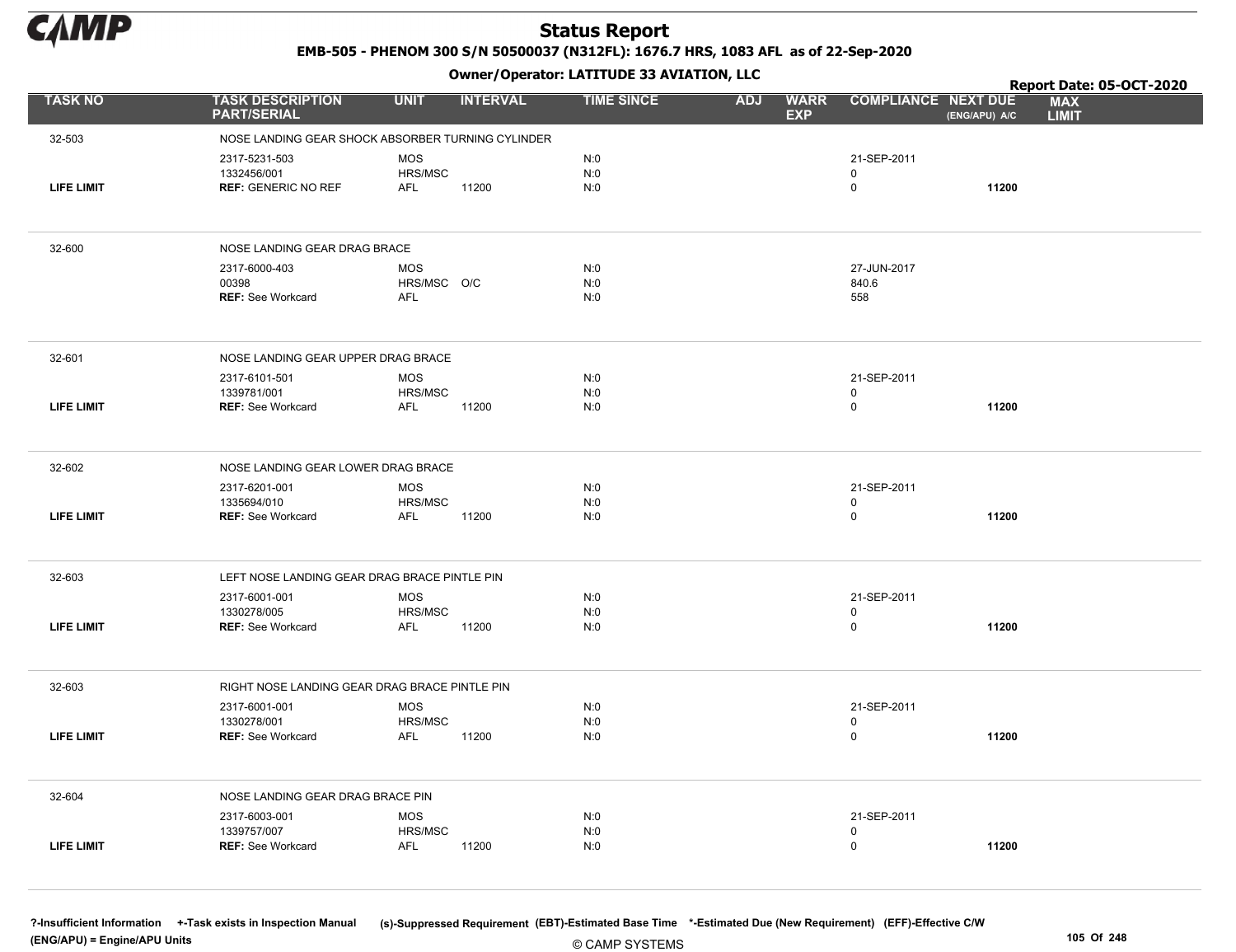# Status Report

**EMB-505 - PHENOM 300 S/N 50500037 (N312FL): 1676.7 HRS, 1083 AFL as of 22-Sep-2020**

**Owner/Operator: LATITUDE 33 AVIATION, LLC**

**Report Date: 05-OCT-2020**

| TASK NO | TASK DESCRIPTION PART/SERIAL | UNIT | INTERVAL | TIME SINCE | ADJ | WARR EXP | COMPLIANCE | NEXT DUE (ENG/APU) A/C | MAX LIMIT |
|---|---|---|---|---|---|---|---|---|---|
| 32-503 | NOSE LANDING GEAR SHOCK ABSORBER TURNING CYLINDER | | | | | | | | |
| | 2317-5231-503 | MOS | | N:0 | | | 21-SEP-2011 | | |
| | 1332456/001 | HRS/MSC | | N:0 | | | 0 | | |
| LIFE LIMIT | REF: GENERIC NO REF | AFL | 11200 | N:0 | | | 0 | 11200 | |
| 32-600 | NOSE LANDING GEAR DRAG BRACE | | | | | | | | |
| | 2317-6000-403 | MOS | | N:0 | | | 27-JUN-2017 | | |
| | 00398 | HRS/MSC | O/C | N:0 | | | 840.6 | | |
| | REF: See Workcard | AFL | | N:0 | | | 558 | | |
| 32-601 | NOSE LANDING GEAR UPPER DRAG BRACE | | | | | | | | |
| | 2317-6101-501 | MOS | | N:0 | | | 21-SEP-2011 | | |
| | 1339781/001 | HRS/MSC | | N:0 | | | 0 | | |
| LIFE LIMIT | REF: See Workcard | AFL | 11200 | N:0 | | | 0 | 11200 | |
| 32-602 | NOSE LANDING GEAR LOWER DRAG BRACE | | | | | | | | |
| | 2317-6201-001 | MOS | | N:0 | | | 21-SEP-2011 | | |
| | 1335694/010 | HRS/MSC | | N:0 | | | 0 | | |
| LIFE LIMIT | REF: See Workcard | AFL | 11200 | N:0 | | | 0 | 11200 | |
| 32-603 | LEFT NOSE LANDING GEAR DRAG BRACE PINTLE PIN | | | | | | | | |
| | 2317-6001-001 | MOS | | N:0 | | | 21-SEP-2011 | | |
| | 1330278/005 | HRS/MSC | | N:0 | | | 0 | | |
| LIFE LIMIT | REF: See Workcard | AFL | 11200 | N:0 | | | 0 | 11200 | |
| 32-603 | RIGHT NOSE LANDING GEAR DRAG BRACE PINTLE PIN | | | | | | | | |
| | 2317-6001-001 | MOS | | N:0 | | | 21-SEP-2011 | | |
| | 1330278/001 | HRS/MSC | | N:0 | | | 0 | | |
| LIFE LIMIT | REF: See Workcard | AFL | 11200 | N:0 | | | 0 | 11200 | |
| 32-604 | NOSE LANDING GEAR DRAG BRACE PIN | | | | | | | | |
| | 2317-6003-001 | MOS | | N:0 | | | 21-SEP-2011 | | |
| | 1339757/007 | HRS/MSC | | N:0 | | | 0 | | |
| LIFE LIMIT | REF: See Workcard | AFL | 11200 | N:0 | | | 0 | 11200 | |

?-Insufficient Information +-Task exists in Inspection Manual (s)-Suppressed Requirement (EBT)-Estimated Base Time *-Estimated Due (New Requirement) (EFF)-Effective C/W
(ENG/APU) = Engine/APU Units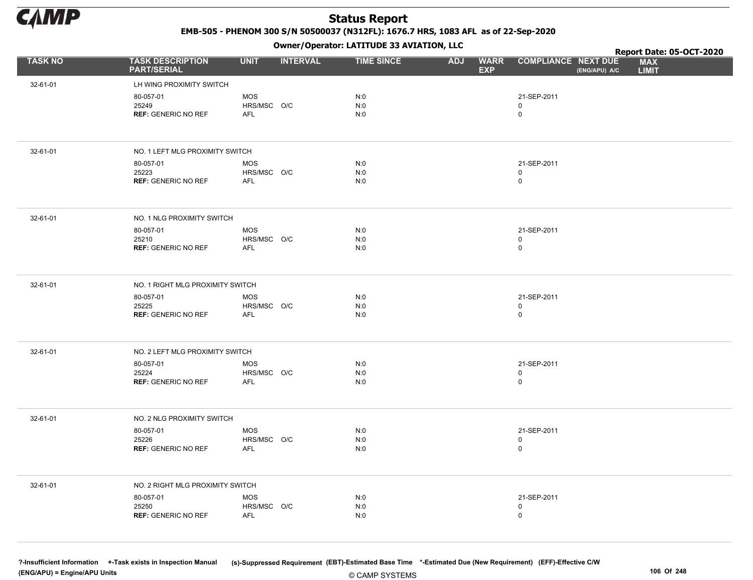# Status Report

**EMB-505 - PHENOM 300 S/N 50500037 (N312FL): 1676.7 HRS, 1083 AFL as of 22-Sep-2020**

**Owner/Operator: LATITUDE 33 AVIATION, LLC**

**Report Date: 05-OCT-2020**

| TASK NO | TASK DESCRIPTION PART/SERIAL | UNIT | INTERVAL | TIME SINCE | ADJ | WARR EXP | COMPLIANCE | NEXT DUE (ENG/APU) A/C | MAX LIMIT |
|---|---|---|---|---|---|---|---|---|---|
| 32-61-01 | LH WING PROXIMITY SWITCH | | | | | | | | |
| | 80-057-01 | MOS | | N:0 | | | 21-SEP-2011 | | |
| | 25249 | HRS/MSC | O/C | N:0 | | | 0 | | |
| | **REF:** GENERIC NO REF | AFL | | N:0 | | | 0 | | |
| 32-61-01 | NO. 1 LEFT MLG PROXIMITY SWITCH | | | | | | | | |
| | 80-057-01 | MOS | | N:0 | | | 21-SEP-2011 | | |
| | 25223 | HRS/MSC | O/C | N:0 | | | 0 | | |
| | **REF:** GENERIC NO REF | AFL | | N:0 | | | 0 | | |
| 32-61-01 | NO. 1 NLG PROXIMITY SWITCH | | | | | | | | |
| | 80-057-01 | MOS | | N:0 | | | 21-SEP-2011 | | |
| | 25210 | HRS/MSC | O/C | N:0 | | | 0 | | |
| | **REF:** GENERIC NO REF | AFL | | N:0 | | | 0 | | |
| 32-61-01 | NO. 1 RIGHT MLG PROXIMITY SWITCH | | | | | | | | |
| | 80-057-01 | MOS | | N:0 | | | 21-SEP-2011 | | |
| | 25225 | HRS/MSC | O/C | N:0 | | | 0 | | |
| | **REF:** GENERIC NO REF | AFL | | N:0 | | | 0 | | |
| 32-61-01 | NO. 2 LEFT MLG PROXIMITY SWITCH | | | | | | | | |
| | 80-057-01 | MOS | | N:0 | | | 21-SEP-2011 | | |
| | 25224 | HRS/MSC | O/C | N:0 | | | 0 | | |
| | **REF:** GENERIC NO REF | AFL | | N:0 | | | 0 | | |
| 32-61-01 | NO. 2 NLG PROXIMITY SWITCH | | | | | | | | |
| | 80-057-01 | MOS | | N:0 | | | 21-SEP-2011 | | |
| | 25226 | HRS/MSC | O/C | N:0 | | | 0 | | |
| | **REF:** GENERIC NO REF | AFL | | N:0 | | | 0 | | |
| 32-61-01 | NO. 2 RIGHT MLG PROXIMITY SWITCH | | | | | | | | |
| | 80-057-01 | MOS | | N:0 | | | 21-SEP-2011 | | |
| | 25250 | HRS/MSC | O/C | N:0 | | | 0 | | |
| | **REF:** GENERIC NO REF | AFL | | N:0 | | | 0 | | |

?-Insufficient Information +-Task exists in Inspection Manual (s)-Suppressed Requirement (EBT)-Estimated Base Time *-Estimated Due (New Requirement) (EFF)-Effective C/W
(ENG/APU) = Engine/APU Units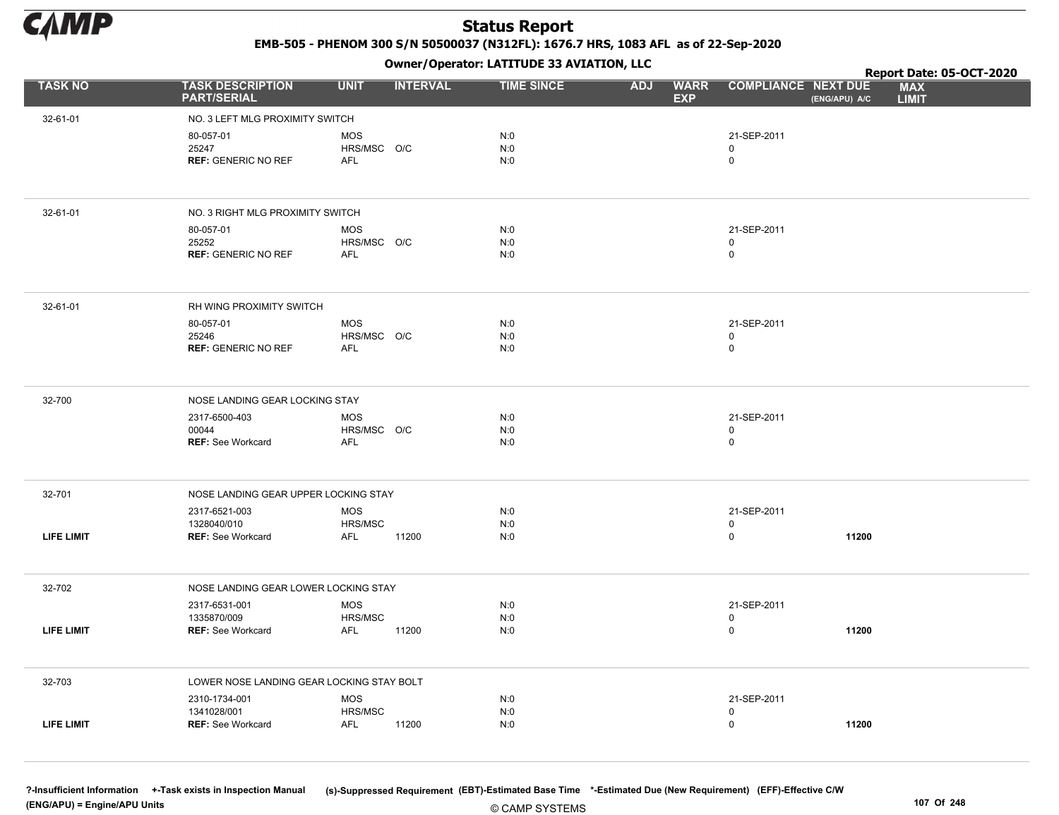# Status Report

**EMB-505 - PHENOM 300 S/N 50500037 (N312FL): 1676.7 HRS, 1083 AFL as of 22-Sep-2020**

**Owner/Operator: LATITUDE 33 AVIATION, LLC**

**Report Date: 05-OCT-2020**

| TASK NO | TASK DESCRIPTION PART/SERIAL | UNIT | INTERVAL | TIME SINCE | ADJ | WARR EXP | COMPLIANCE | NEXT DUE (ENG/APU) A/C | MAX LIMIT |
|---|---|---|---|---|---|---|---|---|---|
| 32-61-01 | NO. 3 LEFT MLG PROXIMITY SWITCH | | | | | | | | |
| | 80-057-01 | MOS | | N:0 | | | 21-SEP-2011 | | |
| | 25247 | HRS/MSC | O/C | N:0 | | | 0 | | |
| | **REF:** GENERIC NO REF | AFL | | N:0 | | | 0 | | |
| 32-61-01 | NO. 3 RIGHT MLG PROXIMITY SWITCH | | | | | | | | |
| | 80-057-01 | MOS | | N:0 | | | 21-SEP-2011 | | |
| | 25252 | HRS/MSC | O/C | N:0 | | | 0 | | |
| | **REF:** GENERIC NO REF | AFL | | N:0 | | | 0 | | |
| 32-61-01 | RH WING PROXIMITY SWITCH | | | | | | | | |
| | 80-057-01 | MOS | | N:0 | | | 21-SEP-2011 | | |
| | 25246 | HRS/MSC | O/C | N:0 | | | 0 | | |
| | **REF:** GENERIC NO REF | AFL | | N:0 | | | 0 | | |
| 32-700 | NOSE LANDING GEAR LOCKING STAY | | | | | | | | |
| | 2317-6500-403 | MOS | | N:0 | | | 21-SEP-2011 | | |
| | 00044 | HRS/MSC | O/C | N:0 | | | 0 | | |
| | **REF:** See Workcard | AFL | | N:0 | | | 0 | | |
| 32-701 | NOSE LANDING GEAR UPPER LOCKING STAY | | | | | | | | |
| | 2317-6521-003 | MOS | | N:0 | | | 21-SEP-2011 | | |
| | 1328040/010 | HRS/MSC | | N:0 | | | 0 | | |
| **LIFE LIMIT** | **REF:** See Workcard | AFL | 11200 | N:0 | | | 0 | **11200** | |
| 32-702 | NOSE LANDING GEAR LOWER LOCKING STAY | | | | | | | | |
| | 2317-6531-001 | MOS | | N:0 | | | 21-SEP-2011 | | |
| | 1335870/009 | HRS/MSC | | N:0 | | | 0 | | |
| **LIFE LIMIT** | **REF:** See Workcard | AFL | 11200 | N:0 | | | 0 | **11200** | |
| 32-703 | LOWER NOSE LANDING GEAR LOCKING STAY BOLT | | | | | | | | |
| | 2310-1734-001 | MOS | | N:0 | | | 21-SEP-2011 | | |
| | 1341028/001 | HRS/MSC | | N:0 | | | 0 | | |
| **LIFE LIMIT** | **REF:** See Workcard | AFL | 11200 | N:0 | | | 0 | **11200** | |

**?-Insufficient Information** **+-Task exists in Inspection Manual** **(s)-Suppressed Requirement** **(EBT)-Estimated Base Time** **\*-Estimated Due (New Requirement)** **(EFF)-Effective C/W**
**(ENG/APU) = Engine/APU Units**

© CAMP SYSTEMS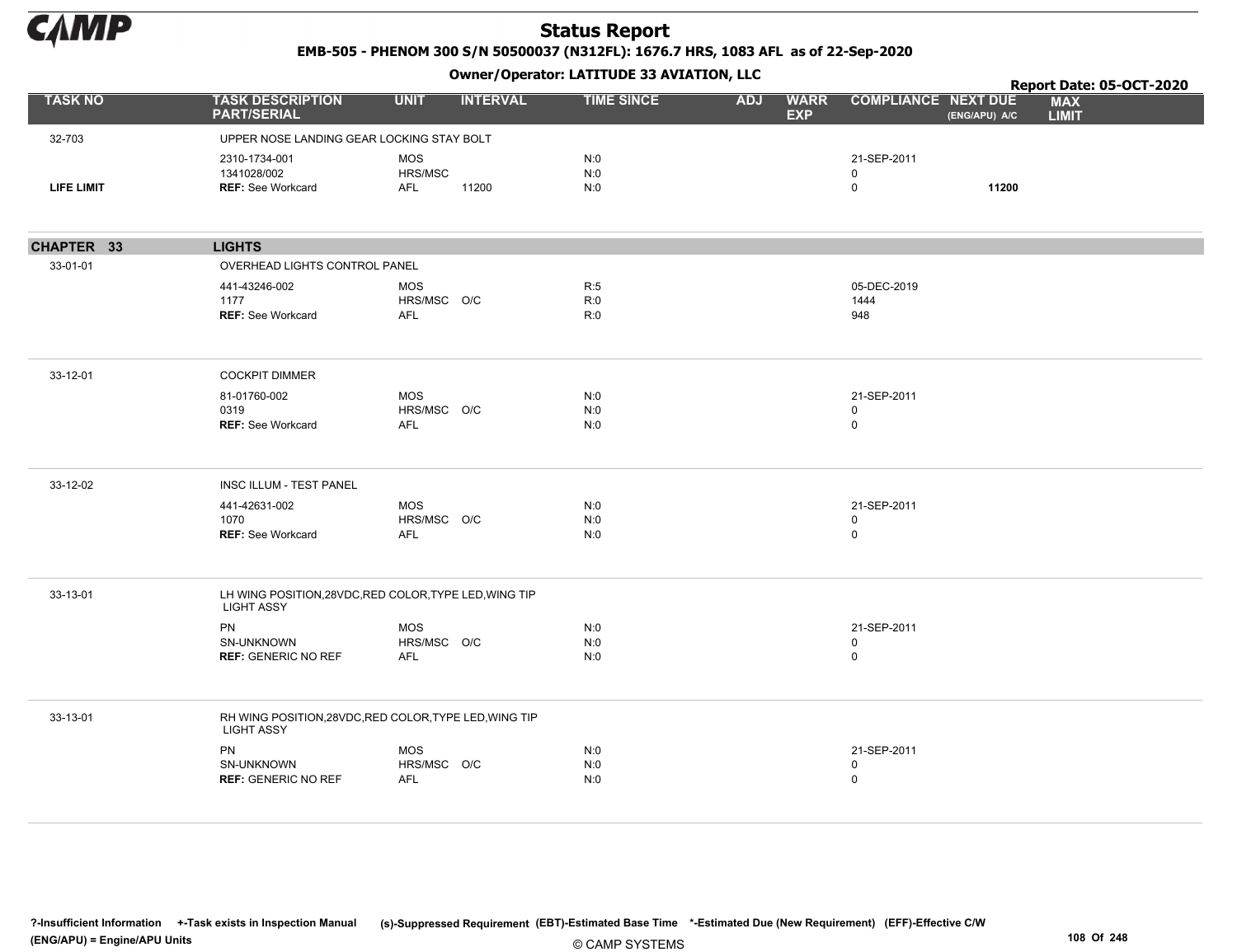# Status Report

**EMB-505 - PHENOM 300 S/N 50500037 (N312FL): 1676.7 HRS, 1083 AFL as of 22-Sep-2020**

**Owner/Operator: LATITUDE 33 AVIATION, LLC**

**Report Date: 05-OCT-2020**

| TASK NO | TASK DESCRIPTION PART/SERIAL | UNIT | INTERVAL | TIME SINCE | ADJ | WARR EXP | COMPLIANCE | NEXT DUE (ENG/APU) A/C | MAX LIMIT |
|---|---|---|---|---|---|---|---|---|---|
| 32-703 | UPPER NOSE LANDING GEAR LOCKING STAY BOLT | | | | | | | | |
| | 2310-1734-001 | MOS | | N:0 | | | 21-SEP-2011 | | |
| | 1341028/002 | HRS/MSC | | N:0 | | | 0 | | |
| **LIFE LIMIT** | **REF:** See Workcard | AFL | 11200 | N:0 | | | 0 | **11200** | |
| **CHAPTER 33** | **LIGHTS** | | | | | | | | |
| 33-01-01 | OVERHEAD LIGHTS CONTROL PANEL | | | | | | | | |
| | 441-43246-002 | MOS | | R:5 | | | 05-DEC-2019 | | |
| | 1177 | HRS/MSC | O/C | R:0 | | | 1444 | | |
| | **REF:** See Workcard | AFL | | R:0 | | | 948 | | |
| 33-12-01 | COCKPIT DIMMER | | | | | | | | |
| | 81-01760-002 | MOS | | N:0 | | | 21-SEP-2011 | | |
| | 0319 | HRS/MSC | O/C | N:0 | | | 0 | | |
| | **REF:** See Workcard | AFL | | N:0 | | | 0 | | |
| 33-12-02 | INSC ILLUM - TEST PANEL | | | | | | | | |
| | 441-42631-002 | MOS | | N:0 | | | 21-SEP-2011 | | |
| | 1070 | HRS/MSC | O/C | N:0 | | | 0 | | |
| | **REF:** See Workcard | AFL | | N:0 | | | 0 | | |
| 33-13-01 | LH WING POSITION,28VDC,RED COLOR,TYPE LED,WING TIP LIGHT ASSY | | | | | | | | |
| | PN | MOS | | N:0 | | | 21-SEP-2011 | | |
| | SN-UNKNOWN | HRS/MSC | O/C | N:0 | | | 0 | | |
| | **REF:** GENERIC NO REF | AFL | | N:0 | | | 0 | | |
| 33-13-01 | RH WING POSITION,28VDC,RED COLOR,TYPE LED,WING TIP LIGHT ASSY | | | | | | | | |
| | PN | MOS | | N:0 | | | 21-SEP-2011 | | |
| | SN-UNKNOWN | HRS/MSC | O/C | N:0 | | | 0 | | |
| | **REF:** GENERIC NO REF | AFL | | N:0 | | | 0 | | |

**?-Insufficient Information +-Task exists in Inspection Manual (s)-Suppressed Requirement (EBT)-Estimated Base Time \*-Estimated Due (New Requirement) (EFF)-Effective C/W**
**(ENG/APU) = Engine/APU Units**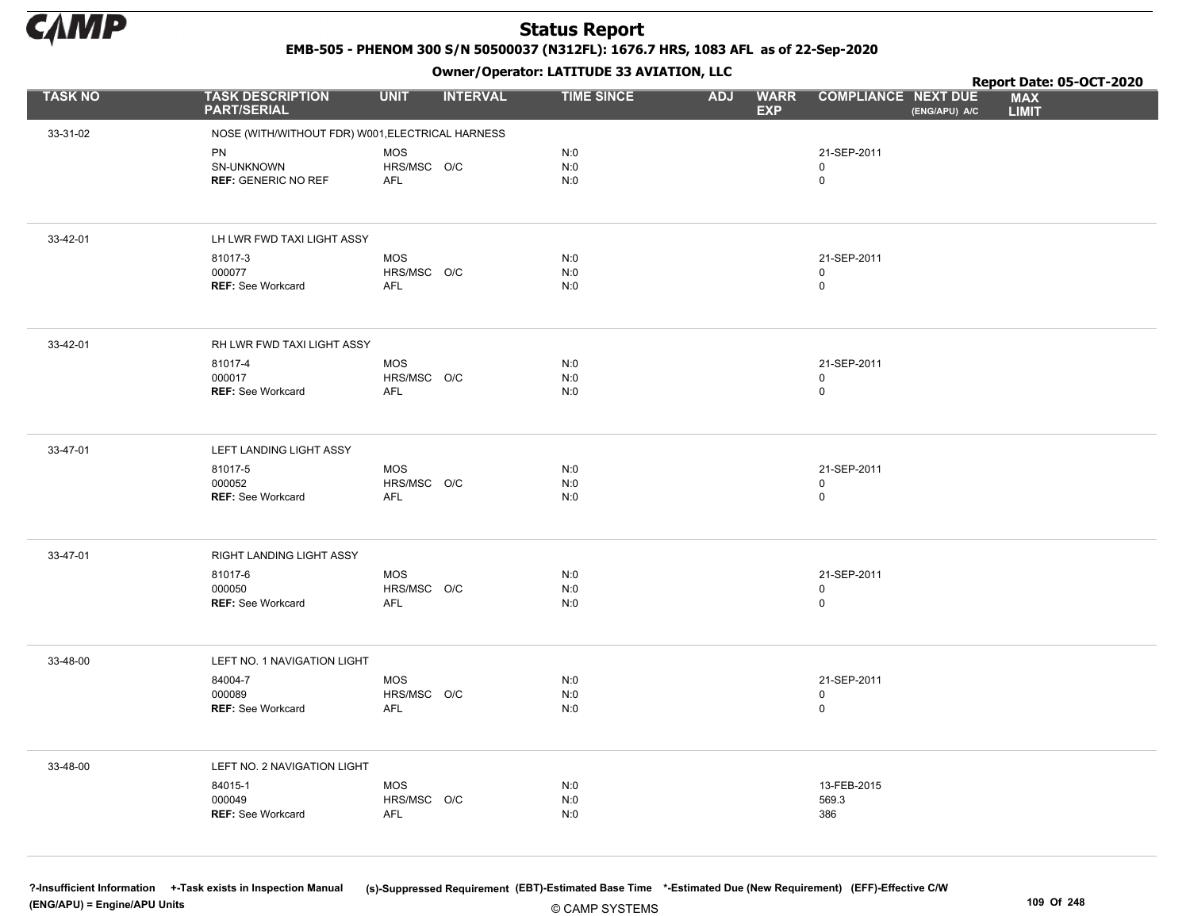# Status Report

**EMB-505 - PHENOM 300 S/N 50500037 (N312FL): 1676.7 HRS, 1083 AFL as of 22-Sep-2020**

**Owner/Operator: LATITUDE 33 AVIATION, LLC**

**Report Date: 05-OCT-2020**

| TASK NO | TASK DESCRIPTION PART/SERIAL | UNIT | INTERVAL | TIME SINCE | ADJ | WARR EXP | COMPLIANCE | NEXT DUE (ENG/APU) A/C | MAX LIMIT |
|---|---|---|---|---|---|---|---|---|---|
| 33-31-02 | NOSE (WITH/WITHOUT FDR) W001,ELECTRICAL HARNESS | | | | | | | | |
| | PN | MOS | | N:0 | | | 21-SEP-2011 | | |
| | SN-UNKNOWN | HRS/MSC | O/C | N:0 | | | 0 | | |
| | **REF:** GENERIC NO REF | AFL | | N:0 | | | 0 | | |
| 33-42-01 | LH LWR FWD TAXI LIGHT ASSY | | | | | | | | |
| | 81017-3 | MOS | | N:0 | | | 21-SEP-2011 | | |
| | 000077 | HRS/MSC | O/C | N:0 | | | 0 | | |
| | **REF:** See Workcard | AFL | | N:0 | | | 0 | | |
| 33-42-01 | RH LWR FWD TAXI LIGHT ASSY | | | | | | | | |
| | 81017-4 | MOS | | N:0 | | | 21-SEP-2011 | | |
| | 000017 | HRS/MSC | O/C | N:0 | | | 0 | | |
| | **REF:** See Workcard | AFL | | N:0 | | | 0 | | |
| 33-47-01 | LEFT LANDING LIGHT ASSY | | | | | | | | |
| | 81017-5 | MOS | | N:0 | | | 21-SEP-2011 | | |
| | 000052 | HRS/MSC | O/C | N:0 | | | 0 | | |
| | **REF:** See Workcard | AFL | | N:0 | | | 0 | | |
| 33-47-01 | RIGHT LANDING LIGHT ASSY | | | | | | | | |
| | 81017-6 | MOS | | N:0 | | | 21-SEP-2011 | | |
| | 000050 | HRS/MSC | O/C | N:0 | | | 0 | | |
| | **REF:** See Workcard | AFL | | N:0 | | | 0 | | |
| 33-48-00 | LEFT NO. 1 NAVIGATION LIGHT | | | | | | | | |
| | 84004-7 | MOS | | N:0 | | | 21-SEP-2011 | | |
| | 000089 | HRS/MSC | O/C | N:0 | | | 0 | | |
| | **REF:** See Workcard | AFL | | N:0 | | | 0 | | |
| 33-48-00 | LEFT NO. 2 NAVIGATION LIGHT | | | | | | | | |
| | 84015-1 | MOS | | N:0 | | | 13-FEB-2015 | | |
| | 000049 | HRS/MSC | O/C | N:0 | | | 569.3 | | |
| | **REF:** See Workcard | AFL | | N:0 | | | 386 | | |

?-Insufficient Information +-Task exists in Inspection Manual (s)-Suppressed Requirement (EBT)-Estimated Base Time *-Estimated Due (New Requirement) (EFF)-Effective C/W
(ENG/APU) = Engine/APU Units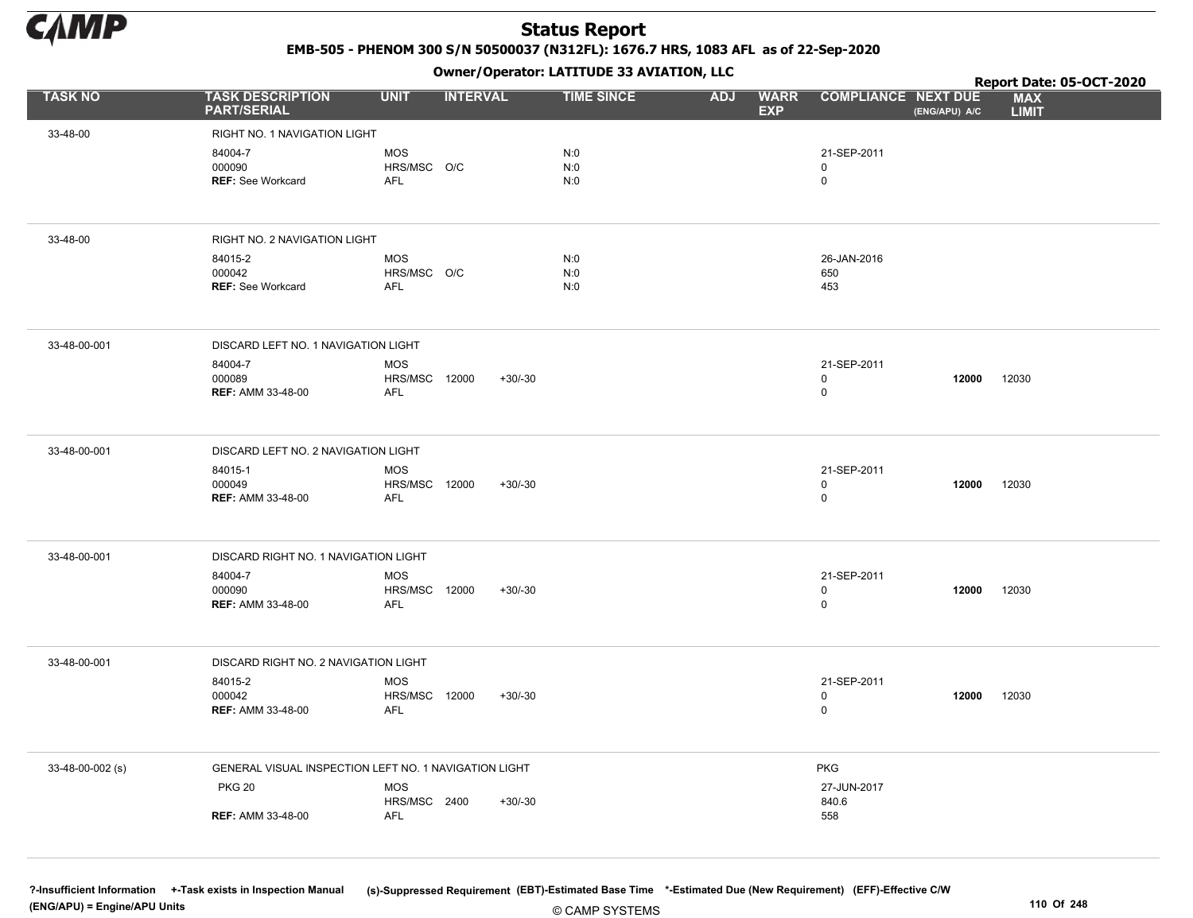# Status Report

**EMB-505 - PHENOM 300 S/N 50500037 (N312FL): 1676.7 HRS, 1083 AFL as of 22-Sep-2020**

**Owner/Operator: LATITUDE 33 AVIATION, LLC**

**Report Date: 05-OCT-2020**

| TASK NO | TASK DESCRIPTION PART/SERIAL | UNIT | INTERVAL | | TIME SINCE | ADJ | WARR EXP | COMPLIANCE | NEXT DUE (ENG/APU) A/C | MAX LIMIT |
|---|---|---|---|---|---|---|---|---|---|---|
| 33-48-00 | RIGHT NO. 1 NAVIGATION LIGHT | | | | | | | | | |
| | 84004-7 | MOS | | | N:0 | | | 21-SEP-2011 | | |
| | 000090 | HRS/MSC | O/C | | N:0 | | | 0 | | |
| | **REF:** See Workcard | AFL | | | N:0 | | | 0 | | |
| 33-48-00 | RIGHT NO. 2 NAVIGATION LIGHT | | | | | | | | | |
| | 84015-2 | MOS | | | N:0 | | | 26-JAN-2016 | | |
| | 000042 | HRS/MSC | O/C | | N:0 | | | 650 | | |
| | **REF:** See Workcard | AFL | | | N:0 | | | 453 | | |
| 33-48-00-001 | DISCARD LEFT NO. 1 NAVIGATION LIGHT | | | | | | | | | |
| | 84004-7 | MOS | | | | | | 21-SEP-2011 | | |
| | 000089 | HRS/MSC | 12000 | +30/-30 | | | | 0 | **12000** | 12030 |
| | **REF:** AMM 33-48-00 | AFL | | | | | | 0 | | |
| 33-48-00-001 | DISCARD LEFT NO. 2 NAVIGATION LIGHT | | | | | | | | | |
| | 84015-1 | MOS | | | | | | 21-SEP-2011 | | |
| | 000049 | HRS/MSC | 12000 | +30/-30 | | | | 0 | **12000** | 12030 |
| | **REF:** AMM 33-48-00 | AFL | | | | | | 0 | | |
| 33-48-00-001 | DISCARD RIGHT NO. 1 NAVIGATION LIGHT | | | | | | | | | |
| | 84004-7 | MOS | | | | | | 21-SEP-2011 | | |
| | 000090 | HRS/MSC | 12000 | +30/-30 | | | | 0 | **12000** | 12030 |
| | **REF:** AMM 33-48-00 | AFL | | | | | | 0 | | |
| 33-48-00-001 | DISCARD RIGHT NO. 2 NAVIGATION LIGHT | | | | | | | | | |
| | 84015-2 | MOS | | | | | | 21-SEP-2011 | | |
| | 000042 | HRS/MSC | 12000 | +30/-30 | | | | 0 | **12000** | 12030 |
| | **REF:** AMM 33-48-00 | AFL | | | | | | 0 | | |
| 33-48-00-002 (s) | GENERAL VISUAL INSPECTION LEFT NO. 1 NAVIGATION LIGHT | | | | | | | PKG | | |
| | PKG 20 | MOS | | | | | | 27-JUN-2017 | | |
| | | HRS/MSC | 2400 | +30/-30 | | | | 840.6 | | |
| | **REF:** AMM 33-48-00 | AFL | | | | | | 558 | | |

?-Insufficient Information +-Task exists in Inspection Manual (s)-Suppressed Requirement (EBT)-Estimated Base Time *-Estimated Due (New Requirement) (EFF)-Effective C/W (ENG/APU) = Engine/APU Units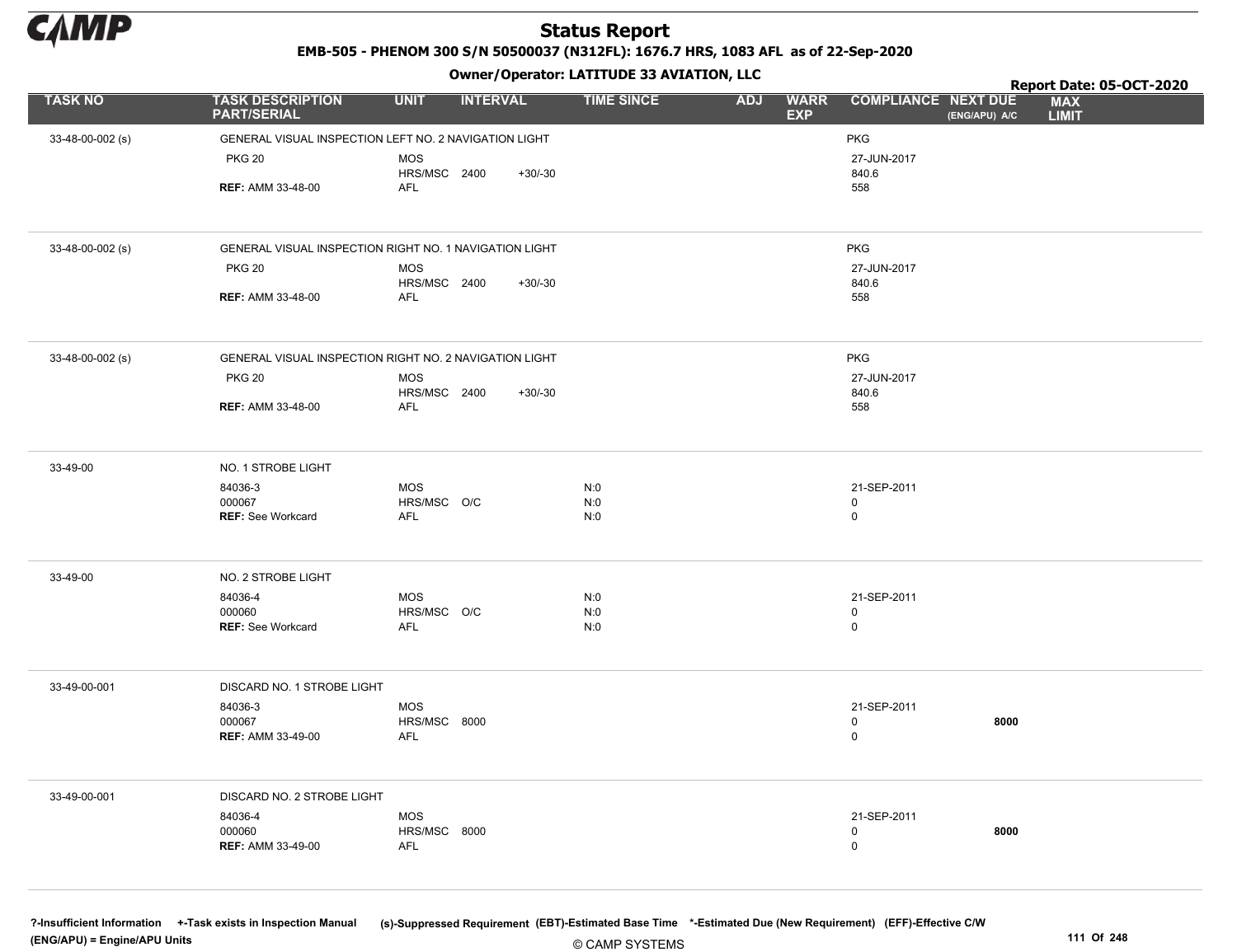# Status Report

**EMB-505 - PHENOM 300 S/N 50500037 (N312FL): 1676.7 HRS, 1083 AFL as of 22-Sep-2020**

**Owner/Operator: LATITUDE 33 AVIATION, LLC**

**Report Date: 05-OCT-2020**

| TASK NO | TASK DESCRIPTION PART/SERIAL | UNIT | INTERVAL | | TIME SINCE | ADJ | WARR EXP | COMPLIANCE | NEXT DUE (ENG/APU) A/C | MAX LIMIT |
|---|---|---|---|---|---|---|---|---|---|---|
| 33-48-00-002 (s) | GENERAL VISUAL INSPECTION LEFT NO. 2 NAVIGATION LIGHT | | | | | | | PKG | | |
| | PKG 20 | MOS | | | | | | 27-JUN-2017 | | |
| | | HRS/MSC | 2400 | +30/-30 | | | | 840.6 | | |
| | **REF:** AMM 33-48-00 | AFL | | | | | | 558 | | |
| 33-48-00-002 (s) | GENERAL VISUAL INSPECTION RIGHT NO. 1 NAVIGATION LIGHT | | | | | | | PKG | | |
| | PKG 20 | MOS | | | | | | 27-JUN-2017 | | |
| | | HRS/MSC | 2400 | +30/-30 | | | | 840.6 | | |
| | **REF:** AMM 33-48-00 | AFL | | | | | | 558 | | |
| 33-48-00-002 (s) | GENERAL VISUAL INSPECTION RIGHT NO. 2 NAVIGATION LIGHT | | | | | | | PKG | | |
| | PKG 20 | MOS | | | | | | 27-JUN-2017 | | |
| | | HRS/MSC | 2400 | +30/-30 | | | | 840.6 | | |
| | **REF:** AMM 33-48-00 | AFL | | | | | | 558 | | |
| 33-49-00 | NO. 1 STROBE LIGHT | | | | | | | | | |
| | 84036-3 | MOS | | | N:0 | | | 21-SEP-2011 | | |
| | 000067 | HRS/MSC | O/C | | N:0 | | | 0 | | |
| | **REF:** See Workcard | AFL | | | N:0 | | | 0 | | |
| 33-49-00 | NO. 2 STROBE LIGHT | | | | | | | | | |
| | 84036-4 | MOS | | | N:0 | | | 21-SEP-2011 | | |
| | 000060 | HRS/MSC | O/C | | N:0 | | | 0 | | |
| | **REF:** See Workcard | AFL | | | N:0 | | | 0 | | |
| 33-49-00-001 | DISCARD NO. 1 STROBE LIGHT | | | | | | | | | |
| | 84036-3 | MOS | | | | | | 21-SEP-2011 | | |
| | 000067 | HRS/MSC | 8000 | | | | | 0 | **8000** | |
| | **REF:** AMM 33-49-00 | AFL | | | | | | 0 | | |
| 33-49-00-001 | DISCARD NO. 2 STROBE LIGHT | | | | | | | | | |
| | 84036-4 | MOS | | | | | | 21-SEP-2011 | | |
| | 000060 | HRS/MSC | 8000 | | | | | 0 | **8000** | |
| | **REF:** AMM 33-49-00 | AFL | | | | | | 0 | | |

**?-Insufficient Information** **+-Task exists in Inspection Manual** **(s)-Suppressed Requirement** **(EBT)-Estimated Base Time** **\*-Estimated Due (New Requirement)** **(EFF)-Effective C/W**
**(ENG/APU) = Engine/APU Units**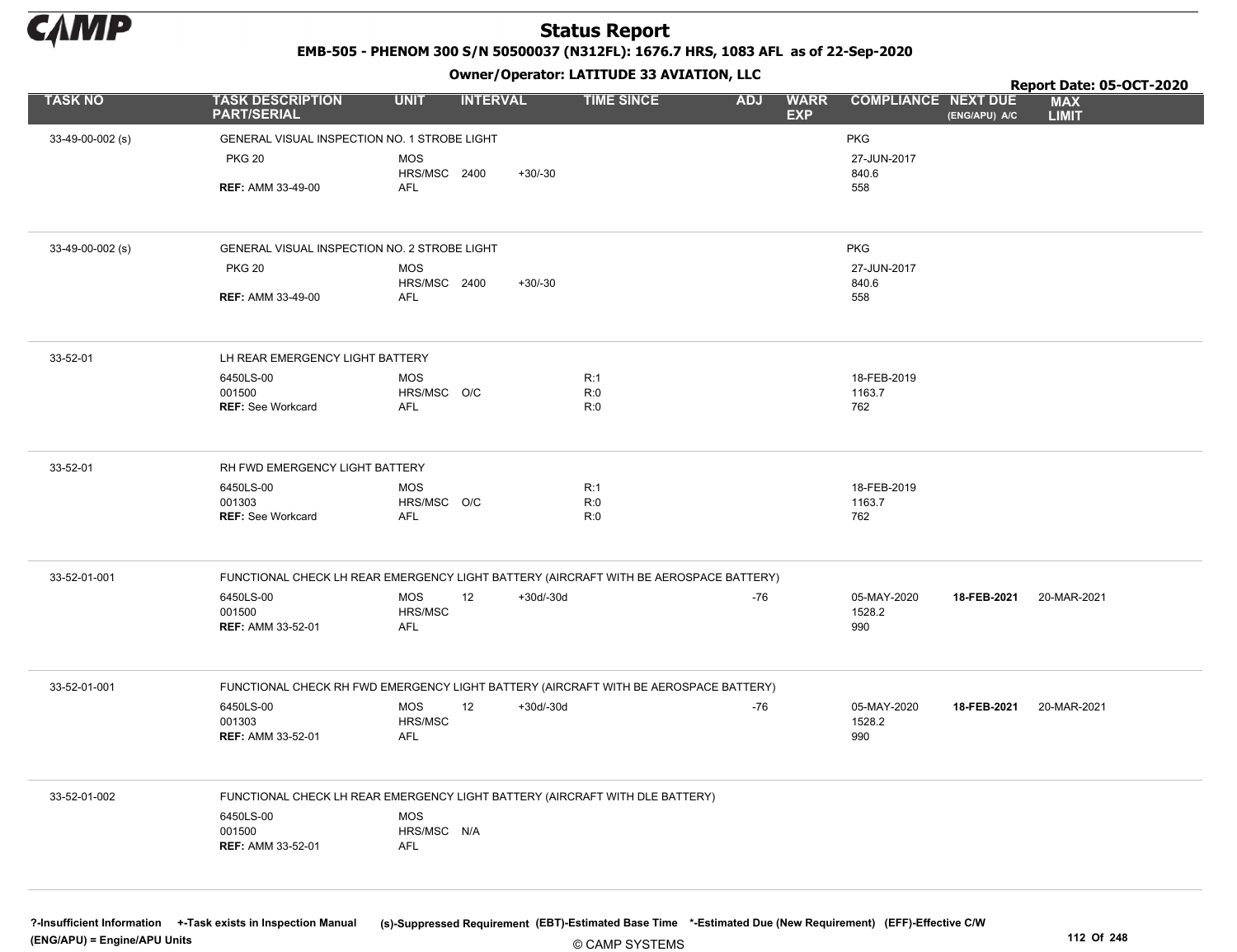# Status Report

**EMB-505 - PHENOM 300 S/N 50500037 (N312FL): 1676.7 HRS, 1083 AFL as of 22-Sep-2020**

**Owner/Operator: LATITUDE 33 AVIATION, LLC**

**Report Date: 05-OCT-2020**

| TASK NO | TASK DESCRIPTION PART/SERIAL | UNIT | INTERVAL | | TIME SINCE | ADJ | WARR EXP | COMPLIANCE | NEXT DUE (ENG/APU) A/C | MAX LIMIT |
|---|---|---|---|---|---|---|---|---|---|---|
| 33-49-00-002 (s) | GENERAL VISUAL INSPECTION NO. 1 STROBE LIGHT | | | | | | | PKG | | |
| | PKG 20 | MOS | | | | | | 27-JUN-2017 | | |
| | | HRS/MSC | 2400 | +30/-30 | | | | 840.6 | | |
| | **REF:** AMM 33-49-00 | AFL | | | | | | 558 | | |
| 33-49-00-002 (s) | GENERAL VISUAL INSPECTION NO. 2 STROBE LIGHT | | | | | | | PKG | | |
| | PKG 20 | MOS | | | | | | 27-JUN-2017 | | |
| | | HRS/MSC | 2400 | +30/-30 | | | | 840.6 | | |
| | **REF:** AMM 33-49-00 | AFL | | | | | | 558 | | |
| 33-52-01 | LH REAR EMERGENCY LIGHT BATTERY | | | | | | | | | |
| | 6450LS-00 | MOS | | | R:1 | | | 18-FEB-2019 | | |
| | 001500 | HRS/MSC | O/C | | R:0 | | | 1163.7 | | |
| | **REF:** See Workcard | AFL | | | R:0 | | | 762 | | |
| 33-52-01 | RH FWD EMERGENCY LIGHT BATTERY | | | | | | | | | |
| | 6450LS-00 | MOS | | | R:1 | | | 18-FEB-2019 | | |
| | 001303 | HRS/MSC | O/C | | R:0 | | | 1163.7 | | |
| | **REF:** See Workcard | AFL | | | R:0 | | | 762 | | |
| 33-52-01-001 | FUNCTIONAL CHECK LH REAR EMERGENCY LIGHT BATTERY (AIRCRAFT WITH BE AEROSPACE BATTERY) | | | | | | | | | |
| | 6450LS-00 | MOS | 12 | +30d/-30d | | -76 | | 05-MAY-2020 | **18-FEB-2021** | 20-MAR-2021 |
| | 001500 | HRS/MSC | | | | | | 1528.2 | | |
| | **REF:** AMM 33-52-01 | AFL | | | | | | 990 | | |
| 33-52-01-001 | FUNCTIONAL CHECK RH FWD EMERGENCY LIGHT BATTERY (AIRCRAFT WITH BE AEROSPACE BATTERY) | | | | | | | | | |
| | 6450LS-00 | MOS | 12 | +30d/-30d | | -76 | | 05-MAY-2020 | **18-FEB-2021** | 20-MAR-2021 |
| | 001303 | HRS/MSC | | | | | | 1528.2 | | |
| | **REF:** AMM 33-52-01 | AFL | | | | | | 990 | | |
| 33-52-01-002 | FUNCTIONAL CHECK LH REAR EMERGENCY LIGHT BATTERY (AIRCRAFT WITH DLE BATTERY) | | | | | | | | | |
| | 6450LS-00 | MOS | | | | | | | | |
| | 001500 | HRS/MSC | N/A | | | | | | | |
| | **REF:** AMM 33-52-01 | AFL | | | | | | | | |

?-Insufficient Information +-Task exists in Inspection Manual (s)-Suppressed Requirement (EBT)-Estimated Base Time *-Estimated Due (New Requirement) (EFF)-Effective C/W
(ENG/APU) = Engine/APU Units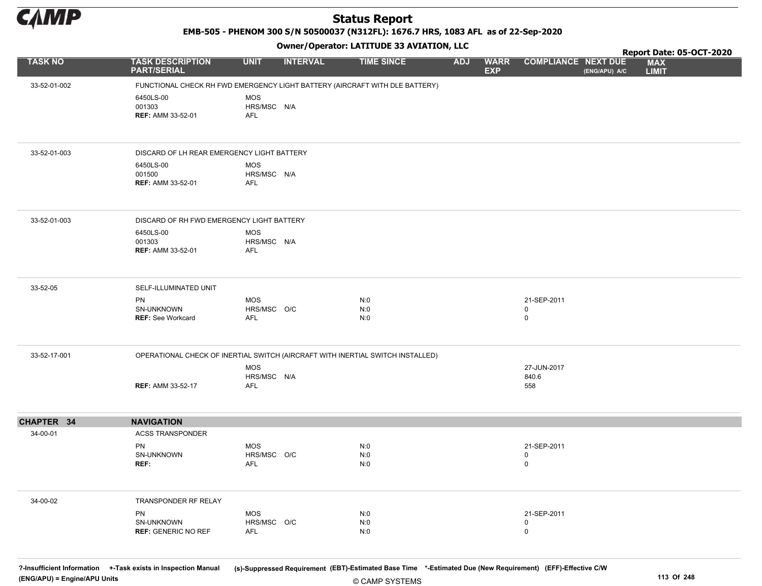# Status Report

**EMB-505 - PHENOM 300 S/N 50500037 (N312FL): 1676.7 HRS, 1083 AFL as of 22-Sep-2020**

**Owner/Operator: LATITUDE 33 AVIATION, LLC**

**Report Date: 05-OCT-2020**

| TASK NO | TASK DESCRIPTION PART/SERIAL | UNIT | INTERVAL | TIME SINCE | ADJ | WARR EXP | COMPLIANCE | NEXT DUE (ENG/APU) A/C | MAX LIMIT |
|---|---|---|---|---|---|---|---|---|---|
| 33-52-01-002 | FUNCTIONAL CHECK RH FWD EMERGENCY LIGHT BATTERY (AIRCRAFT WITH DLE BATTERY) | | | | | | | | |
| | 6450LS-00<br>001303<br>**REF:** AMM 33-52-01 | MOS<br>HRS/MSC<br>AFL | N/A | | | | | | |
| 33-52-01-003 | DISCARD OF LH REAR EMERGENCY LIGHT BATTERY | | | | | | | | |
| | 6450LS-00<br>001500<br>**REF:** AMM 33-52-01 | MOS<br>HRS/MSC<br>AFL | N/A | | | | | | |
| 33-52-01-003 | DISCARD OF RH FWD EMERGENCY LIGHT BATTERY | | | | | | | | |
| | 6450LS-00<br>001303<br>**REF:** AMM 33-52-01 | MOS<br>HRS/MSC<br>AFL | N/A | | | | | | |
| 33-52-05 | SELF-ILLUMINATED UNIT | | | | | | | | |
| | PN<br>SN-UNKNOWN<br>**REF:** See Workcard | MOS<br>HRS/MSC<br>AFL | O/C | N:0<br>N:0<br>N:0 | | | 21-SEP-2011<br>0<br>0 | | |
| 33-52-17-001 | OPERATIONAL CHECK OF INERTIAL SWITCH (AIRCRAFT WITH INERTIAL SWITCH INSTALLED) | | | | | | | | |
| | **REF:** AMM 33-52-17 | MOS<br>HRS/MSC<br>AFL | N/A | | | | 27-JUN-2017<br>840.6<br>558 | | |
| **CHAPTER 34** | **NAVIGATION** | | | | | | | | |
| 34-00-01 | ACSS TRANSPONDER | | | | | | | | |
| | PN<br>SN-UNKNOWN<br>**REF:** | MOS<br>HRS/MSC<br>AFL | O/C | N:0<br>N:0<br>N:0 | | | 21-SEP-2011<br>0<br>0 | | |
| 34-00-02 | TRANSPONDER RF RELAY | | | | | | | | |
| | PN<br>SN-UNKNOWN<br>**REF:** GENERIC NO REF | MOS<br>HRS/MSC<br>AFL | O/C | N:0<br>N:0<br>N:0 | | | 21-SEP-2011<br>0<br>0 | | |

?-Insufficient Information +-Task exists in Inspection Manual (s)-Suppressed Requirement (EBT)-Estimated Base Time *-Estimated Due (New Requirement) (EFF)-Effective C/W
(ENG/APU) = Engine/APU Units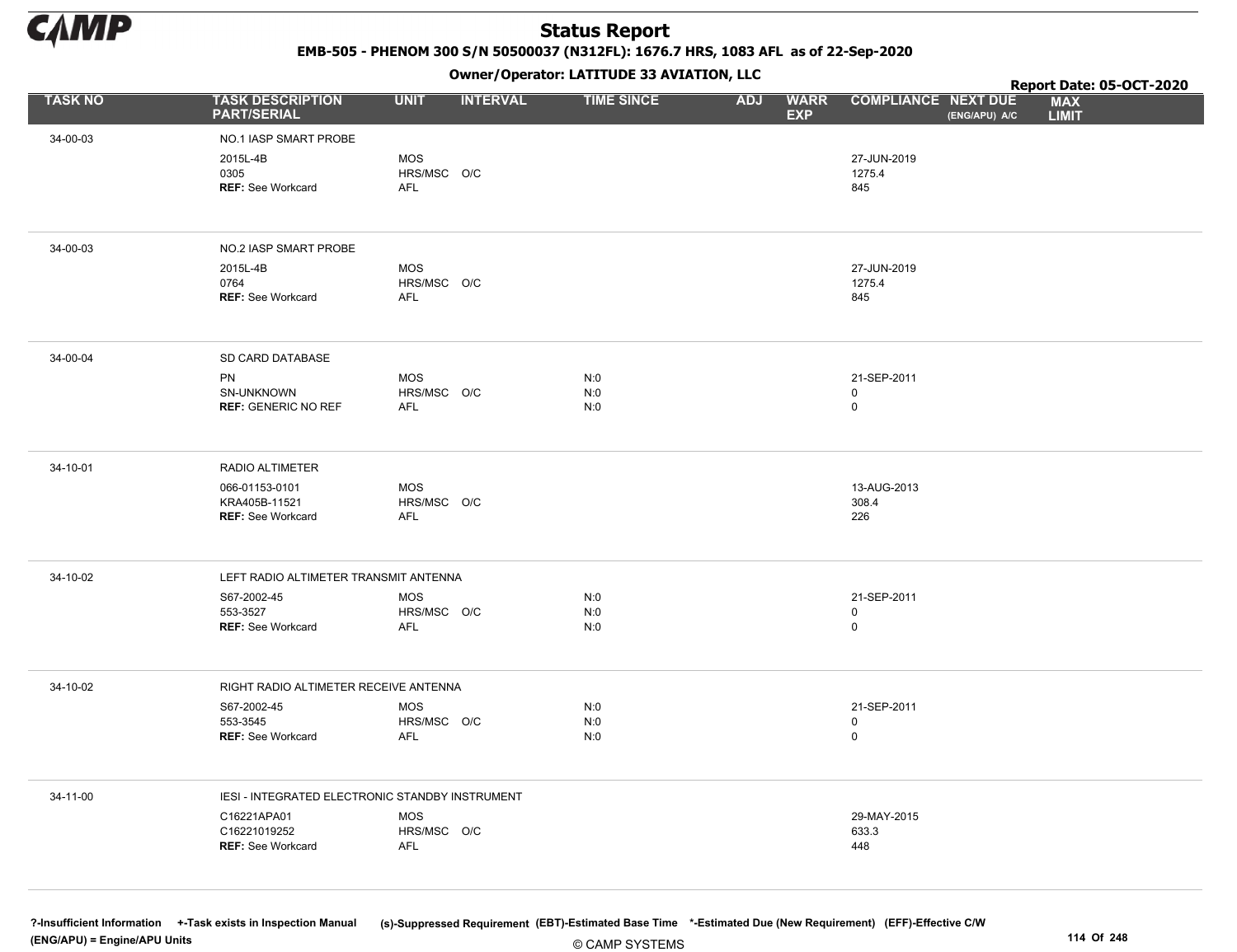# Status Report

**EMB-505 - PHENOM 300 S/N 50500037 (N312FL): 1676.7 HRS, 1083 AFL as of 22-Sep-2020**

**Owner/Operator: LATITUDE 33 AVIATION, LLC**

**Report Date: 05-OCT-2020**

| TASK NO | TASK DESCRIPTION PART/SERIAL | UNIT | INTERVAL | TIME SINCE | ADJ | WARR EXP | COMPLIANCE | NEXT DUE (ENG/APU) A/C | MAX LIMIT |
|---|---|---|---|---|---|---|---|---|---|
| 34-00-03 | NO.1 IASP SMART PROBE | | | | | | | | |
| | 2015L-4B | MOS | | | | | 27-JUN-2019 | | |
| | 0305 | HRS/MSC | O/C | | | | 1275.4 | | |
| | REF: See Workcard | AFL | | | | | 845 | | |
| 34-00-03 | NO.2 IASP SMART PROBE | | | | | | | | |
| | 2015L-4B | MOS | | | | | 27-JUN-2019 | | |
| | 0764 | HRS/MSC | O/C | | | | 1275.4 | | |
| | REF: See Workcard | AFL | | | | | 845 | | |
| 34-00-04 | SD CARD DATABASE | | | | | | | | |
| | PN | MOS | | N:0 | | | 21-SEP-2011 | | |
| | SN-UNKNOWN | HRS/MSC | O/C | N:0 | | | 0 | | |
| | REF: GENERIC NO REF | AFL | | N:0 | | | 0 | | |
| 34-10-01 | RADIO ALTIMETER | | | | | | | | |
| | 066-01153-0101 | MOS | | | | | 13-AUG-2013 | | |
| | KRA405B-11521 | HRS/MSC | O/C | | | | 308.4 | | |
| | REF: See Workcard | AFL | | | | | 226 | | |
| 34-10-02 | LEFT RADIO ALTIMETER TRANSMIT ANTENNA | | | | | | | | |
| | S67-2002-45 | MOS | | N:0 | | | 21-SEP-2011 | | |
| | 553-3527 | HRS/MSC | O/C | N:0 | | | 0 | | |
| | REF: See Workcard | AFL | | N:0 | | | 0 | | |
| 34-10-02 | RIGHT RADIO ALTIMETER RECEIVE ANTENNA | | | | | | | | |
| | S67-2002-45 | MOS | | N:0 | | | 21-SEP-2011 | | |
| | 553-3545 | HRS/MSC | O/C | N:0 | | | 0 | | |
| | REF: See Workcard | AFL | | N:0 | | | 0 | | |
| 34-11-00 | IESI - INTEGRATED ELECTRONIC STANDBY INSTRUMENT | | | | | | | | |
| | C16221APA01 | MOS | | | | | 29-MAY-2015 | | |
| | C16221019252 | HRS/MSC | O/C | | | | 633.3 | | |
| | REF: See Workcard | AFL | | | | | 448 | | |

?-Insufficient Information +-Task exists in Inspection Manual (s)-Suppressed Requirement (EBT)-Estimated Base Time *-Estimated Due (New Requirement) (EFF)-Effective C/W
(ENG/APU) = Engine/APU Units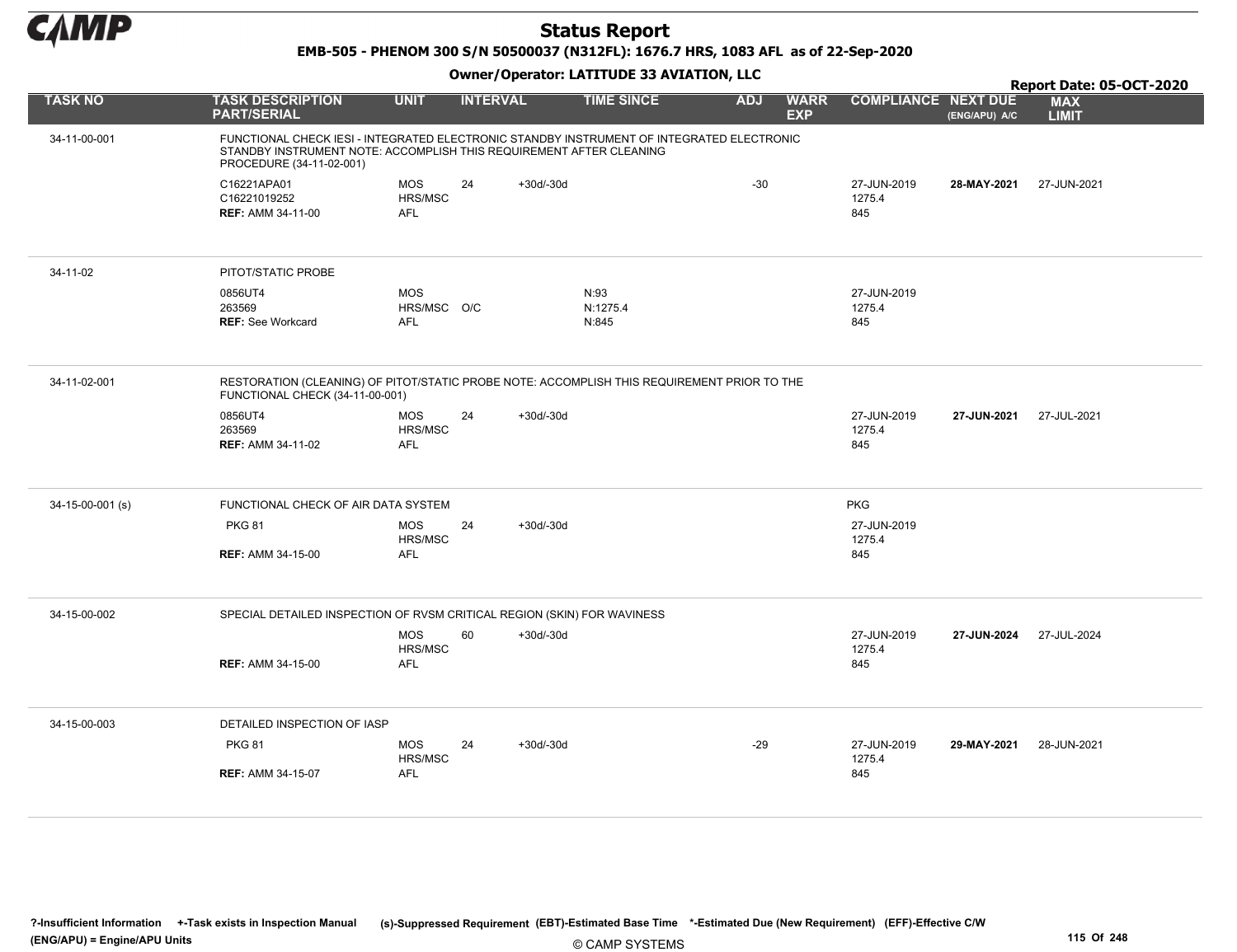# Status Report

**EMB-505 - PHENOM 300 S/N 50500037 (N312FL): 1676.7 HRS, 1083 AFL as of 22-Sep-2020**

**Owner/Operator: LATITUDE 33 AVIATION, LLC**

**Report Date: 05-OCT-2020**

| TASK NO | TASK DESCRIPTION PART/SERIAL | UNIT | INTERVAL | | TIME SINCE | ADJ | WARR EXP | COMPLIANCE | NEXT DUE (ENG/APU) A/C | MAX LIMIT |
|---|---|---|---|---|---|---|---|---|---|---|
| 34-11-00-001 | FUNCTIONAL CHECK IESI - INTEGRATED ELECTRONIC STANDBY INSTRUMENT OF INTEGRATED ELECTRONIC STANDBY INSTRUMENT NOTE: ACCOMPLISH THIS REQUIREMENT AFTER CLEANING PROCEDURE (34-11-02-001) | | | | | | | | | |
| | C16221APA01<br>C16221019252<br>**REF:** AMM 34-11-00 | MOS<br>HRS/MSC<br>AFL | 24 | +30d/-30d | | -30 | | 27-JUN-2019<br>1275.4<br>845 | **28-MAY-2021** | 27-JUN-2021 |
| 34-11-02 | PITOT/STATIC PROBE | | | | | | | | | |
| | 0856UT4<br>263569<br>**REF:** See Workcard | MOS<br>HRS/MSC<br>AFL | O/C | | N:93<br>N:1275.4<br>N:845 | | | 27-JUN-2019<br>1275.4<br>845 | | |
| 34-11-02-001 | RESTORATION (CLEANING) OF PITOT/STATIC PROBE NOTE: ACCOMPLISH THIS REQUIREMENT PRIOR TO THE FUNCTIONAL CHECK (34-11-00-001) | | | | | | | | | |
| | 0856UT4<br>263569<br>**REF:** AMM 34-11-02 | MOS<br>HRS/MSC<br>AFL | 24 | +30d/-30d | | | | 27-JUN-2019<br>1275.4<br>845 | **27-JUN-2021** | 27-JUL-2021 |
| 34-15-00-001 (s) | FUNCTIONAL CHECK OF AIR DATA SYSTEM | | | | | | | PKG | | |
| | PKG 81<br>**REF:** AMM 34-15-00 | MOS<br>HRS/MSC<br>AFL | 24 | +30d/-30d | | | | 27-JUN-2019<br>1275.4<br>845 | | |
| 34-15-00-002 | SPECIAL DETAILED INSPECTION OF RVSM CRITICAL REGION (SKIN) FOR WAVINESS | | | | | | | | | |
| | **REF:** AMM 34-15-00 | MOS<br>HRS/MSC<br>AFL | 60 | +30d/-30d | | | | 27-JUN-2019<br>1275.4<br>845 | **27-JUN-2024** | 27-JUL-2024 |
| 34-15-00-003 | DETAILED INSPECTION OF IASP | | | | | | | | | |
| | PKG 81<br>**REF:** AMM 34-15-07 | MOS<br>HRS/MSC<br>AFL | 24 | +30d/-30d | | -29 | | 27-JUN-2019<br>1275.4<br>845 | **29-MAY-2021** | 28-JUN-2021 |

?-Insufficient Information +-Task exists in Inspection Manual (s)-Suppressed Requirement (EBT)-Estimated Base Time *-Estimated Due (New Requirement) (EFF)-Effective C/W
(ENG/APU) = Engine/APU Units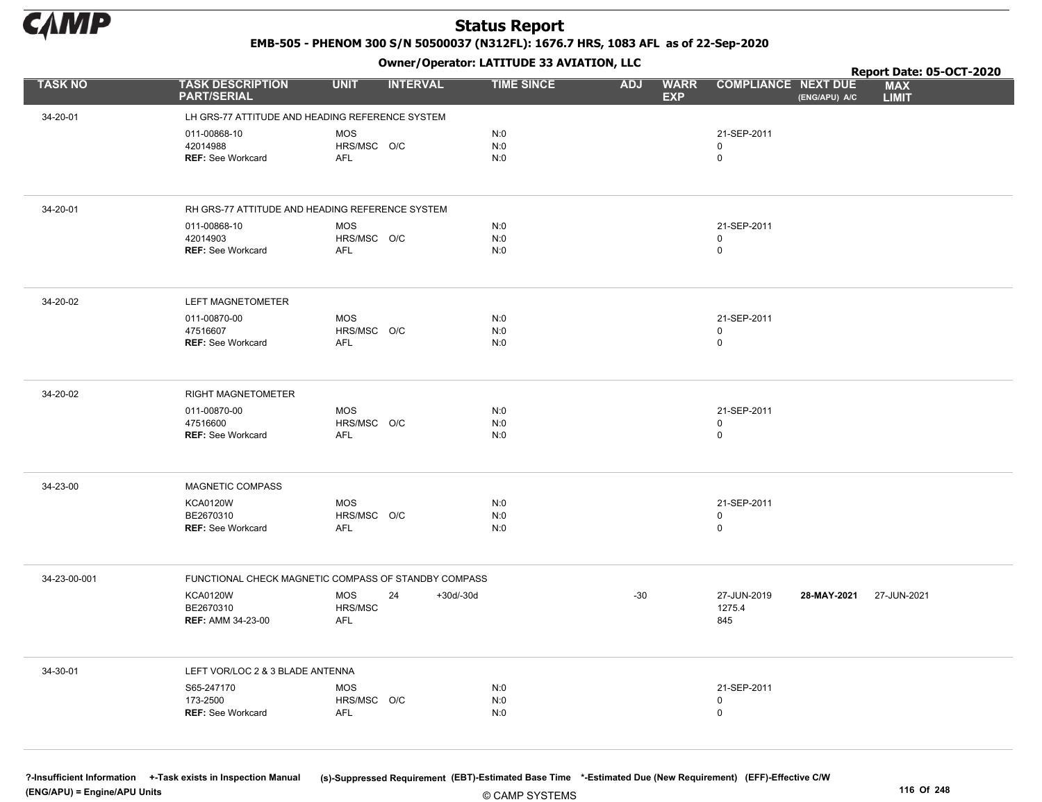# Status Report

**EMB-505 - PHENOM 300 S/N 50500037 (N312FL): 1676.7 HRS, 1083 AFL as of 22-Sep-2020**

**Owner/Operator: LATITUDE 33 AVIATION, LLC**

**Report Date: 05-OCT-2020**

| TASK NO | TASK DESCRIPTION PART/SERIAL | UNIT | INTERVAL | | TIME SINCE | ADJ | WARR EXP | COMPLIANCE | NEXT DUE (ENG/APU) A/C | MAX LIMIT |
|---|---|---|---|---|---|---|---|---|---|---|
| 34-20-01 | LH GRS-77 ATTITUDE AND HEADING REFERENCE SYSTEM | | | | | | | | | |
| | 011-00868-10 | MOS | | | N:0 | | | 21-SEP-2011 | | |
| | 42014988 | HRS/MSC | O/C | | N:0 | | | 0 | | |
| | **REF:** See Workcard | AFL | | | N:0 | | | 0 | | |
| 34-20-01 | RH GRS-77 ATTITUDE AND HEADING REFERENCE SYSTEM | | | | | | | | | |
| | 011-00868-10 | MOS | | | N:0 | | | 21-SEP-2011 | | |
| | 42014903 | HRS/MSC | O/C | | N:0 | | | 0 | | |
| | **REF:** See Workcard | AFL | | | N:0 | | | 0 | | |
| 34-20-02 | LEFT MAGNETOMETER | | | | | | | | | |
| | 011-00870-00 | MOS | | | N:0 | | | 21-SEP-2011 | | |
| | 47516607 | HRS/MSC | O/C | | N:0 | | | 0 | | |
| | **REF:** See Workcard | AFL | | | N:0 | | | 0 | | |
| 34-20-02 | RIGHT MAGNETOMETER | | | | | | | | | |
| | 011-00870-00 | MOS | | | N:0 | | | 21-SEP-2011 | | |
| | 47516600 | HRS/MSC | O/C | | N:0 | | | 0 | | |
| | **REF:** See Workcard | AFL | | | N:0 | | | 0 | | |
| 34-23-00 | MAGNETIC COMPASS | | | | | | | | | |
| | KCA0120W | MOS | | | N:0 | | | 21-SEP-2011 | | |
| | BE2670310 | HRS/MSC | O/C | | N:0 | | | 0 | | |
| | **REF:** See Workcard | AFL | | | N:0 | | | 0 | | |
| 34-23-00-001 | FUNCTIONAL CHECK MAGNETIC COMPASS OF STANDBY COMPASS | | | | | | | | | |
| | KCA0120W | MOS | 24 | +30d/-30d | | -30 | | 27-JUN-2019 | **28-MAY-2021** | 27-JUN-2021 |
| | BE2670310 | HRS/MSC | | | | | | 1275.4 | | |
| | **REF:** AMM 34-23-00 | AFL | | | | | | 845 | | |
| 34-30-01 | LEFT VOR/LOC 2 & 3 BLADE ANTENNA | | | | | | | | | |
| | S65-247170 | MOS | | | N:0 | | | 21-SEP-2011 | | |
| | 173-2500 | HRS/MSC | O/C | | N:0 | | | 0 | | |
| | **REF:** See Workcard | AFL | | | N:0 | | | 0 | | |

?-Insufficient Information +-Task exists in Inspection Manual (s)-Suppressed Requirement (EBT)-Estimated Base Time *-Estimated Due (New Requirement) (EFF)-Effective C/W
(ENG/APU) = Engine/APU Units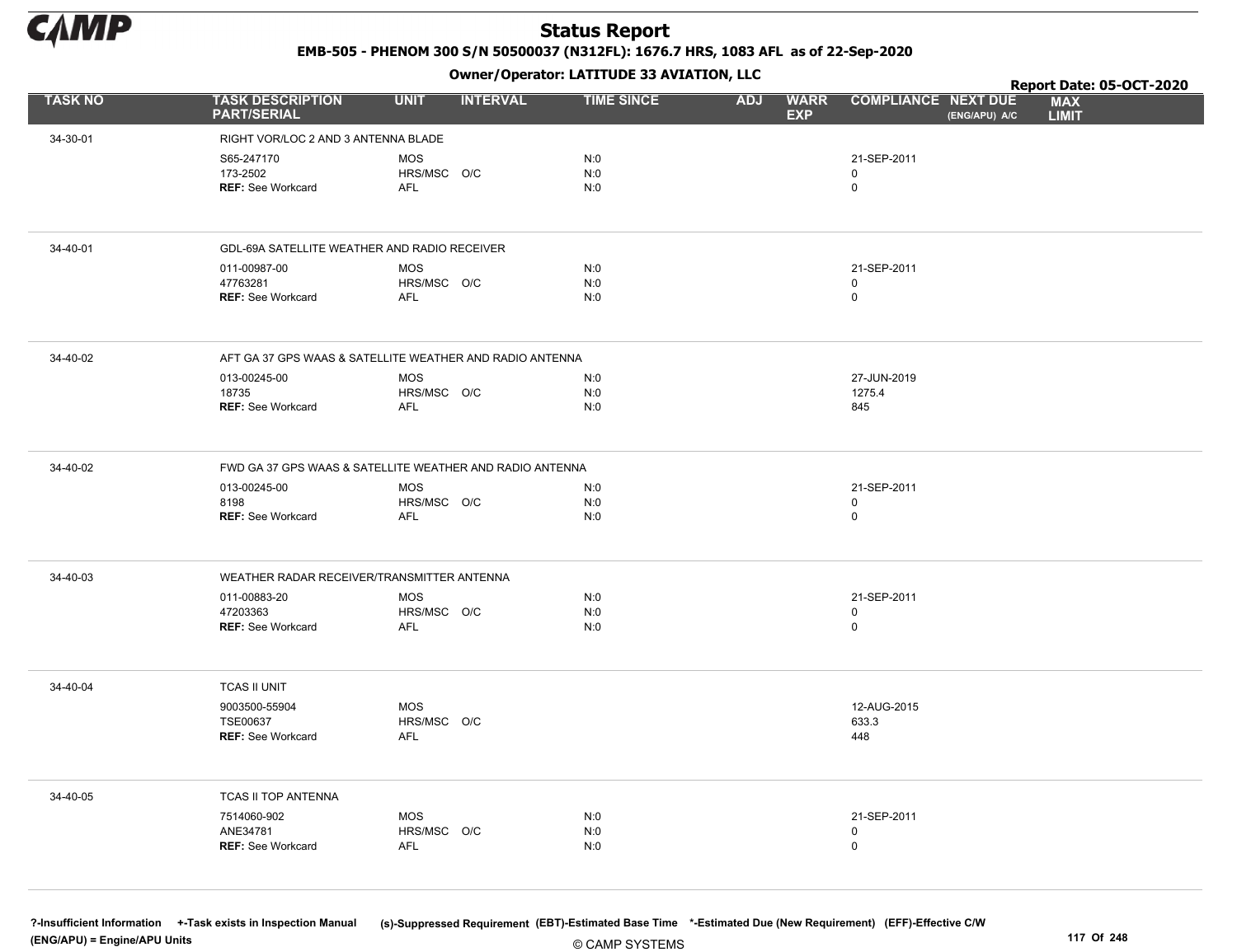# Status Report

**EMB-505 - PHENOM 300 S/N 50500037 (N312FL): 1676.7 HRS, 1083 AFL as of 22-Sep-2020**

**Owner/Operator: LATITUDE 33 AVIATION, LLC**

**Report Date: 05-OCT-2020**

| TASK NO | TASK DESCRIPTION PART/SERIAL | UNIT | INTERVAL | TIME SINCE | ADJ | WARR EXP | COMPLIANCE | NEXT DUE (ENG/APU) A/C | MAX LIMIT |
|---|---|---|---|---|---|---|---|---|---|
| 34-30-01 | RIGHT VOR/LOC 2 AND 3 ANTENNA BLADE | | | | | | | | |
| | S65-247170 | MOS | | N:0 | | | 21-SEP-2011 | | |
| | 173-2502 | HRS/MSC | O/C | N:0 | | | 0 | | |
| | REF: See Workcard | AFL | | N:0 | | | 0 | | |
| 34-40-01 | GDL-69A SATELLITE WEATHER AND RADIO RECEIVER | | | | | | | | |
| | 011-00987-00 | MOS | | N:0 | | | 21-SEP-2011 | | |
| | 47763281 | HRS/MSC | O/C | N:0 | | | 0 | | |
| | REF: See Workcard | AFL | | N:0 | | | 0 | | |
| 34-40-02 | AFT GA 37 GPS WAAS & SATELLITE WEATHER AND RADIO ANTENNA | | | | | | | | |
| | 013-00245-00 | MOS | | N:0 | | | 27-JUN-2019 | | |
| | 18735 | HRS/MSC | O/C | N:0 | | | 1275.4 | | |
| | REF: See Workcard | AFL | | N:0 | | | 845 | | |
| 34-40-02 | FWD GA 37 GPS WAAS & SATELLITE WEATHER AND RADIO ANTENNA | | | | | | | | |
| | 013-00245-00 | MOS | | N:0 | | | 21-SEP-2011 | | |
| | 8198 | HRS/MSC | O/C | N:0 | | | 0 | | |
| | REF: See Workcard | AFL | | N:0 | | | 0 | | |
| 34-40-03 | WEATHER RADAR RECEIVER/TRANSMITTER ANTENNA | | | | | | | | |
| | 011-00883-20 | MOS | | N:0 | | | 21-SEP-2011 | | |
| | 47203363 | HRS/MSC | O/C | N:0 | | | 0 | | |
| | REF: See Workcard | AFL | | N:0 | | | 0 | | |
| 34-40-04 | TCAS II UNIT | | | | | | | | |
| | 9003500-55904 | MOS | | | | | 12-AUG-2015 | | |
| | TSE00637 | HRS/MSC | O/C | | | | 633.3 | | |
| | REF: See Workcard | AFL | | | | | 448 | | |
| 34-40-05 | TCAS II TOP ANTENNA | | | | | | | | |
| | 7514060-902 | MOS | | N:0 | | | 21-SEP-2011 | | |
| | ANE34781 | HRS/MSC | O/C | N:0 | | | 0 | | |
| | REF: See Workcard | AFL | | N:0 | | | 0 | | |

?-Insufficient Information +-Task exists in Inspection Manual (s)-Suppressed Requirement (EBT)-Estimated Base Time *-Estimated Due (New Requirement) (EFF)-Effective C/W
(ENG/APU) = Engine/APU Units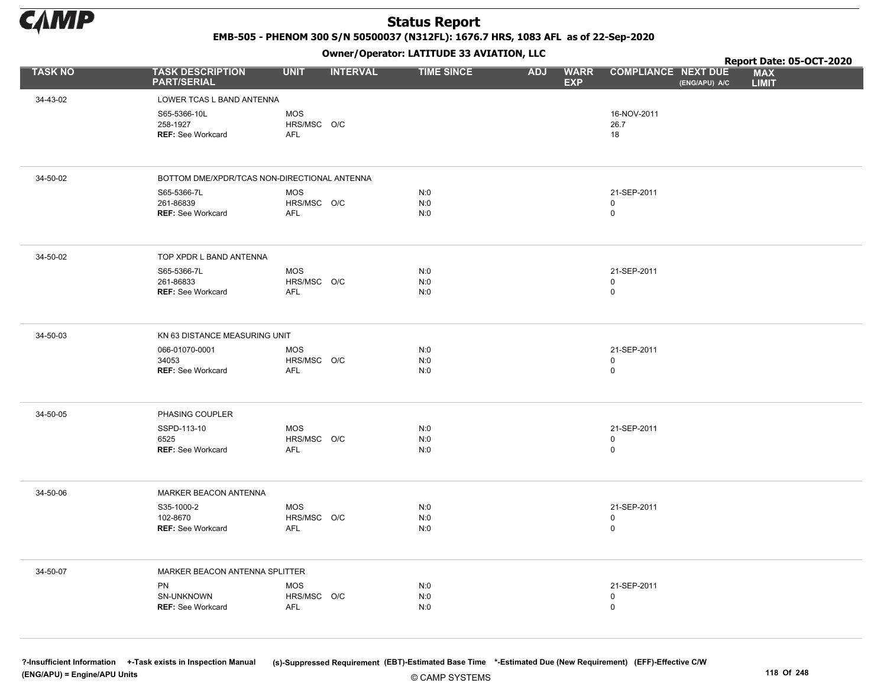# Status Report

**EMB-505 - PHENOM 300 S/N 50500037 (N312FL): 1676.7 HRS, 1083 AFL as of 22-Sep-2020**

**Owner/Operator: LATITUDE 33 AVIATION, LLC**

**Report Date: 05-OCT-2020**

| TASK NO | TASK DESCRIPTION PART/SERIAL | UNIT | INTERVAL | TIME SINCE | ADJ | WARR EXP | COMPLIANCE | NEXT DUE (ENG/APU) A/C | MAX LIMIT |
|---|---|---|---|---|---|---|---|---|---|
| 34-43-02 | LOWER TCAS L BAND ANTENNA | | | | | | | | |
| | S65-5366-10L | MOS | | | | | 16-NOV-2011 | | |
| | 258-1927 | HRS/MSC | O/C | | | | 26.7 | | |
| | **REF:** See Workcard | AFL | | | | | 18 | | |
| 34-50-02 | BOTTOM DME/XPDR/TCAS NON-DIRECTIONAL ANTENNA | | | | | | | | |
| | S65-5366-7L | MOS | | N:0 | | | 21-SEP-2011 | | |
| | 261-86839 | HRS/MSC | O/C | N:0 | | | 0 | | |
| | **REF:** See Workcard | AFL | | N:0 | | | 0 | | |
| 34-50-02 | TOP XPDR L BAND ANTENNA | | | | | | | | |
| | S65-5366-7L | MOS | | N:0 | | | 21-SEP-2011 | | |
| | 261-86833 | HRS/MSC | O/C | N:0 | | | 0 | | |
| | **REF:** See Workcard | AFL | | N:0 | | | 0 | | |
| 34-50-03 | KN 63 DISTANCE MEASURING UNIT | | | | | | | | |
| | 066-01070-0001 | MOS | | N:0 | | | 21-SEP-2011 | | |
| | 34053 | HRS/MSC | O/C | N:0 | | | 0 | | |
| | **REF:** See Workcard | AFL | | N:0 | | | 0 | | |
| 34-50-05 | PHASING COUPLER | | | | | | | | |
| | SSPD-113-10 | MOS | | N:0 | | | 21-SEP-2011 | | |
| | 6525 | HRS/MSC | O/C | N:0 | | | 0 | | |
| | **REF:** See Workcard | AFL | | N:0 | | | 0 | | |
| 34-50-06 | MARKER BEACON ANTENNA | | | | | | | | |
| | S35-1000-2 | MOS | | N:0 | | | 21-SEP-2011 | | |
| | 102-8670 | HRS/MSC | O/C | N:0 | | | 0 | | |
| | **REF:** See Workcard | AFL | | N:0 | | | 0 | | |
| 34-50-07 | MARKER BEACON ANTENNA SPLITTER | | | | | | | | |
| | PN | MOS | | N:0 | | | 21-SEP-2011 | | |
| | SN-UNKNOWN | HRS/MSC | O/C | N:0 | | | 0 | | |
| | **REF:** See Workcard | AFL | | N:0 | | | 0 | | |

**?-Insufficient Information** **+-Task exists in Inspection Manual** **(s)-Suppressed Requirement** **(EBT)-Estimated Base Time** **\*-Estimated Due (New Requirement)** **(EFF)-Effective C/W**
**(ENG/APU) = Engine/APU Units**

© CAMP SYSTEMS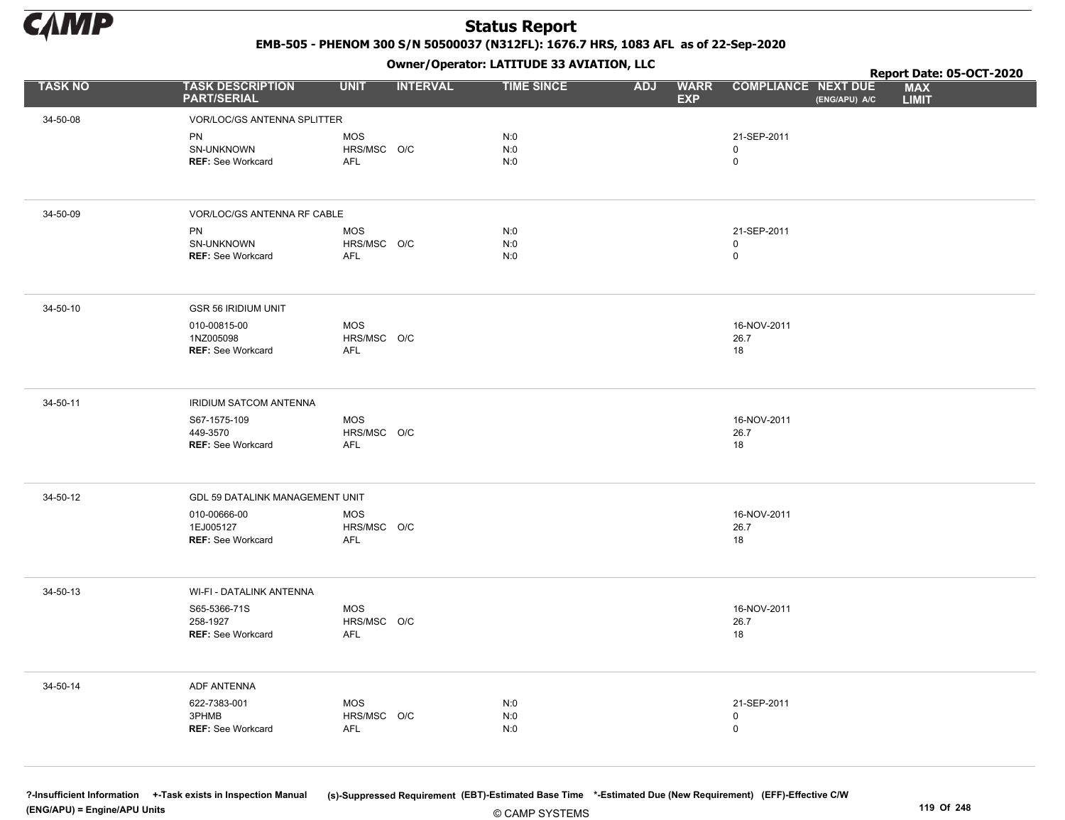# Status Report

**EMB-505 - PHENOM 300 S/N 50500037 (N312FL): 1676.7 HRS, 1083 AFL as of 22-Sep-2020**

**Owner/Operator: LATITUDE 33 AVIATION, LLC**

**Report Date: 05-OCT-2020**

| TASK NO | TASK DESCRIPTION PART/SERIAL | UNIT | INTERVAL | TIME SINCE | ADJ | WARR EXP | COMPLIANCE | NEXT DUE (ENG/APU) A/C | MAX LIMIT |
|---|---|---|---|---|---|---|---|---|---|
| 34-50-08 | VOR/LOC/GS ANTENNA SPLITTER | | | | | | | | |
| | PN | MOS | | N:0 | | | 21-SEP-2011 | | |
| | SN-UNKNOWN | HRS/MSC | O/C | N:0 | | | 0 | | |
| | **REF:** See Workcard | AFL | | N:0 | | | 0 | | |
| 34-50-09 | VOR/LOC/GS ANTENNA RF CABLE | | | | | | | | |
| | PN | MOS | | N:0 | | | 21-SEP-2011 | | |
| | SN-UNKNOWN | HRS/MSC | O/C | N:0 | | | 0 | | |
| | **REF:** See Workcard | AFL | | N:0 | | | 0 | | |
| 34-50-10 | GSR 56 IRIDIUM UNIT | | | | | | | | |
| | 010-00815-00 | MOS | | | | | 16-NOV-2011 | | |
| | 1NZ005098 | HRS/MSC | O/C | | | | 26.7 | | |
| | **REF:** See Workcard | AFL | | | | | 18 | | |
| 34-50-11 | IRIDIUM SATCOM ANTENNA | | | | | | | | |
| | S67-1575-109 | MOS | | | | | 16-NOV-2011 | | |
| | 449-3570 | HRS/MSC | O/C | | | | 26.7 | | |
| | **REF:** See Workcard | AFL | | | | | 18 | | |
| 34-50-12 | GDL 59 DATALINK MANAGEMENT UNIT | | | | | | | | |
| | 010-00666-00 | MOS | | | | | 16-NOV-2011 | | |
| | 1EJ005127 | HRS/MSC | O/C | | | | 26.7 | | |
| | **REF:** See Workcard | AFL | | | | | 18 | | |
| 34-50-13 | WI-FI - DATALINK ANTENNA | | | | | | | | |
| | S65-5366-71S | MOS | | | | | 16-NOV-2011 | | |
| | 258-1927 | HRS/MSC | O/C | | | | 26.7 | | |
| | **REF:** See Workcard | AFL | | | | | 18 | | |
| 34-50-14 | ADF ANTENNA | | | | | | | | |
| | 622-7383-001 | MOS | | N:0 | | | 21-SEP-2011 | | |
| | 3PHMB | HRS/MSC | O/C | N:0 | | | 0 | | |
| | **REF:** See Workcard | AFL | | N:0 | | | 0 | | |

?-Insufficient Information +-Task exists in Inspection Manual (s)-Suppressed Requirement (EBT)-Estimated Base Time *-Estimated Due (New Requirement) (EFF)-Effective C/W
(ENG/APU) = Engine/APU Units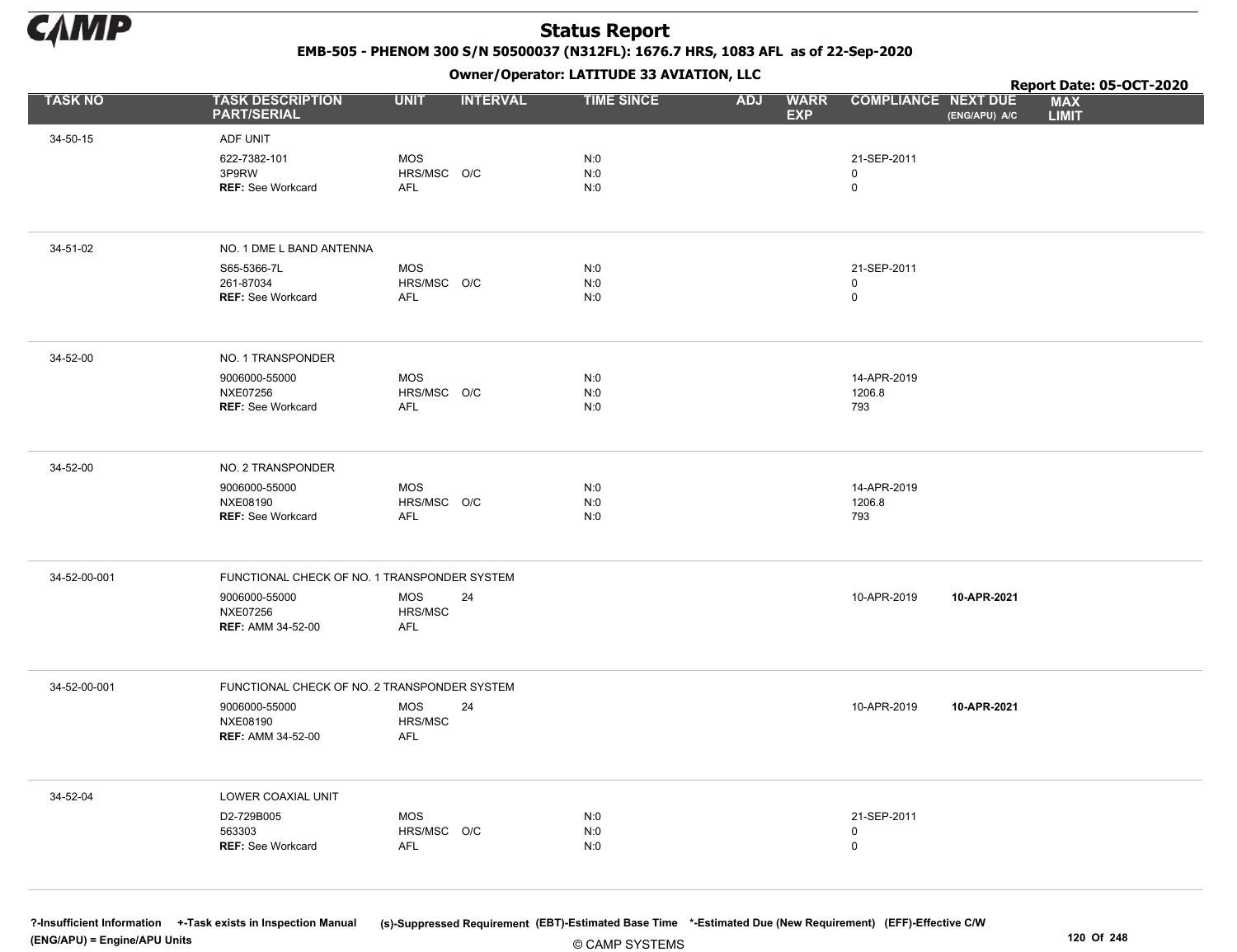# Status Report

**EMB-505 - PHENOM 300 S/N 50500037 (N312FL): 1676.7 HRS, 1083 AFL as of 22-Sep-2020**

**Owner/Operator: LATITUDE 33 AVIATION, LLC**

**Report Date: 05-OCT-2020**

| TASK NO | TASK DESCRIPTION PART/SERIAL | UNIT | INTERVAL | TIME SINCE | ADJ | WARR EXP | COMPLIANCE | NEXT DUE (ENG/APU) A/C | MAX LIMIT |
|---|---|---|---|---|---|---|---|---|---|
| 34-50-15 | ADF UNIT | | | | | | | | |
| | 622-7382-101 | MOS | | N:0 | | | 21-SEP-2011 | | |
| | 3P9RW | HRS/MSC | O/C | N:0 | | | 0 | | |
| | **REF:** See Workcard | AFL | | N:0 | | | 0 | | |
| 34-51-02 | NO. 1 DME L BAND ANTENNA | | | | | | | | |
| | S65-5366-7L | MOS | | N:0 | | | 21-SEP-2011 | | |
| | 261-87034 | HRS/MSC | O/C | N:0 | | | 0 | | |
| | **REF:** See Workcard | AFL | | N:0 | | | 0 | | |
| 34-52-00 | NO. 1 TRANSPONDER | | | | | | | | |
| | 9006000-55000 | MOS | | N:0 | | | 14-APR-2019 | | |
| | NXE07256 | HRS/MSC | O/C | N:0 | | | 1206.8 | | |
| | **REF:** See Workcard | AFL | | N:0 | | | 793 | | |
| 34-52-00 | NO. 2 TRANSPONDER | | | | | | | | |
| | 9006000-55000 | MOS | | N:0 | | | 14-APR-2019 | | |
| | NXE08190 | HRS/MSC | O/C | N:0 | | | 1206.8 | | |
| | **REF:** See Workcard | AFL | | N:0 | | | 793 | | |
| 34-52-00-001 | FUNCTIONAL CHECK OF NO. 1 TRANSPONDER SYSTEM | | | | | | | | |
| | 9006000-55000 | MOS | 24 | | | | 10-APR-2019 | **10-APR-2021** | |
| | NXE07256 | HRS/MSC | | | | | | | |
| | **REF:** AMM 34-52-00 | AFL | | | | | | | |
| 34-52-00-001 | FUNCTIONAL CHECK OF NO. 2 TRANSPONDER SYSTEM | | | | | | | | |
| | 9006000-55000 | MOS | 24 | | | | 10-APR-2019 | **10-APR-2021** | |
| | NXE08190 | HRS/MSC | | | | | | | |
| | **REF:** AMM 34-52-00 | AFL | | | | | | | |
| 34-52-04 | LOWER COAXIAL UNIT | | | | | | | | |
| | D2-729B005 | MOS | | N:0 | | | 21-SEP-2011 | | |
| | 563303 | HRS/MSC | O/C | N:0 | | | 0 | | |
| | **REF:** See Workcard | AFL | | N:0 | | | 0 | | |

?-Insufficient Information +-Task exists in Inspection Manual (s)-Suppressed Requirement (EBT)-Estimated Base Time *-Estimated Due (New Requirement) (EFF)-Effective C/W
(ENG/APU) = Engine/APU Units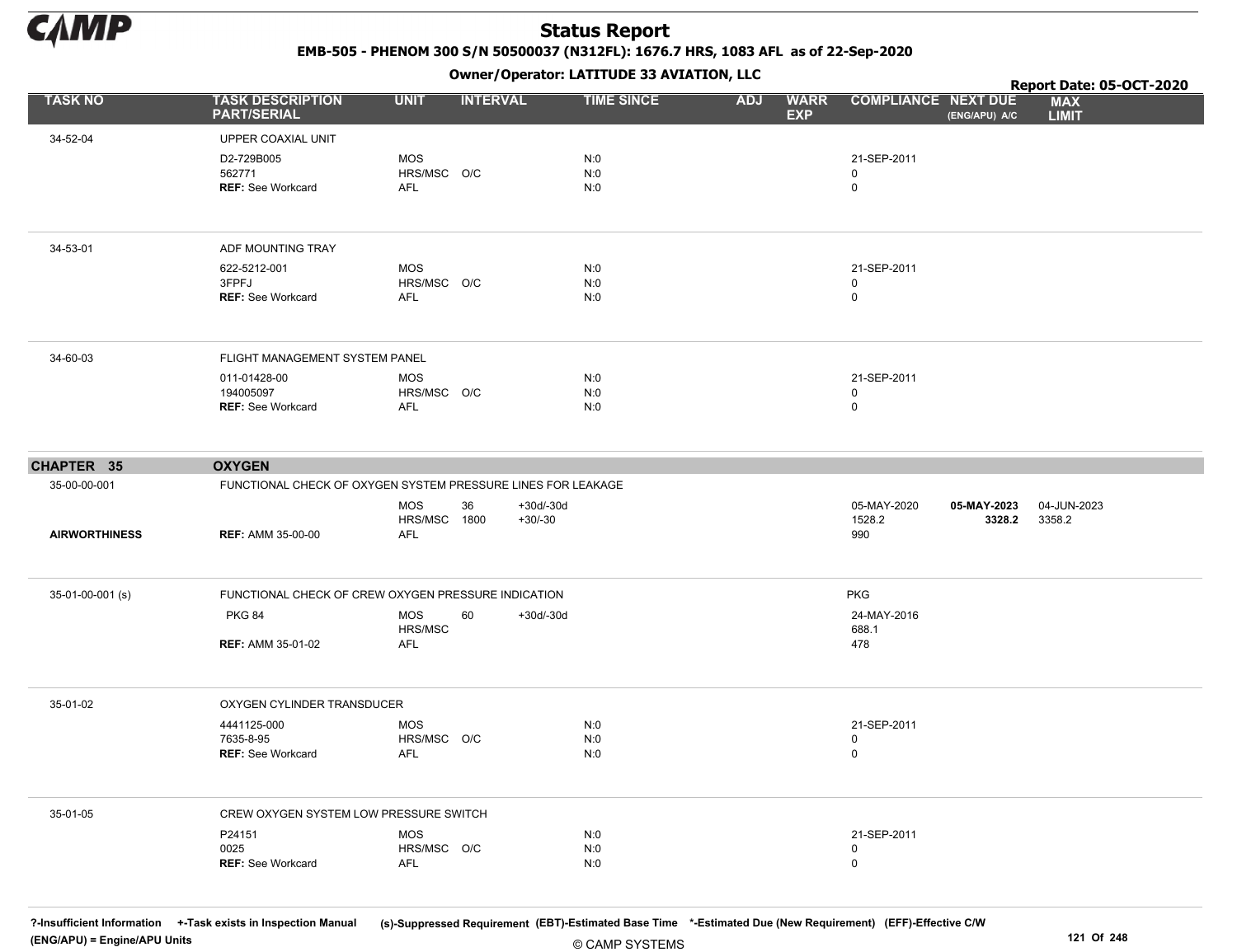# Status Report

**EMB-505 - PHENOM 300 S/N 50500037 (N312FL): 1676.7 HRS, 1083 AFL as of 22-Sep-2020**

**Owner/Operator: LATITUDE 33 AVIATION, LLC**

**Report Date: 05-OCT-2020**

| TASK NO | TASK DESCRIPTION PART/SERIAL | UNIT | INTERVAL | | TIME SINCE | ADJ | WARR EXP | COMPLIANCE | NEXT DUE (ENG/APU) A/C | MAX LIMIT |
|---|---|---|---|---|---|---|---|---|---|---|
| 34-52-04 | UPPER COAXIAL UNIT | | | | | | | | | |
| | D2-729B005 | MOS | | | N:0 | | | 21-SEP-2011 | | |
| | 562771 | HRS/MSC | O/C | | N:0 | | | 0 | | |
| | **REF:** See Workcard | AFL | | | N:0 | | | 0 | | |
| 34-53-01 | ADF MOUNTING TRAY | | | | | | | | | |
| | 622-5212-001 | MOS | | | N:0 | | | 21-SEP-2011 | | |
| | 3FPFJ | HRS/MSC | O/C | | N:0 | | | 0 | | |
| | **REF:** See Workcard | AFL | | | N:0 | | | 0 | | |
| 34-60-03 | FLIGHT MANAGEMENT SYSTEM PANEL | | | | | | | | | |
| | 011-01428-00 | MOS | | | N:0 | | | 21-SEP-2011 | | |
| | 194005097 | HRS/MSC | O/C | | N:0 | | | 0 | | |
| | **REF:** See Workcard | AFL | | | N:0 | | | 0 | | |
| **CHAPTER 35** | **OXYGEN** | | | | | | | | | |
| 35-00-00-001 | FUNCTIONAL CHECK OF OXYGEN SYSTEM PRESSURE LINES FOR LEAKAGE | | | | | | | | | |
| | | MOS | 36 | +30d/-30d | | | | 05-MAY-2020 | **05-MAY-2023** | 04-JUN-2023 |
| | | HRS/MSC | 1800 | +30/-30 | | | | 1528.2 | **3328.2** | 3358.2 |
| **AIRWORTHINESS** | **REF:** AMM 35-00-00 | AFL | | | | | | 990 | | |
| 35-01-00-001 (s) | FUNCTIONAL CHECK OF CREW OXYGEN PRESSURE INDICATION | | | | | | | PKG | | |
| | PKG 84 | MOS | 60 | +30d/-30d | | | | 24-MAY-2016 | | |
| | | HRS/MSC | | | | | | 688.1 | | |
| | **REF:** AMM 35-01-02 | AFL | | | | | | 478 | | |
| 35-01-02 | OXYGEN CYLINDER TRANSDUCER | | | | | | | | | |
| | 4441125-000 | MOS | | | N:0 | | | 21-SEP-2011 | | |
| | 7635-8-95 | HRS/MSC | O/C | | N:0 | | | 0 | | |
| | **REF:** See Workcard | AFL | | | N:0 | | | 0 | | |
| 35-01-05 | CREW OXYGEN SYSTEM LOW PRESSURE SWITCH | | | | | | | | | |
| | P24151 | MOS | | | N:0 | | | 21-SEP-2011 | | |
| | 0025 | HRS/MSC | O/C | | N:0 | | | 0 | | |
| | **REF:** See Workcard | AFL | | | N:0 | | | 0 | | |

?-Insufficient Information +-Task exists in Inspection Manual (s)-Suppressed Requirement (EBT)-Estimated Base Time *-Estimated Due (New Requirement) (EFF)-Effective C/W
(ENG/APU) = Engine/APU Units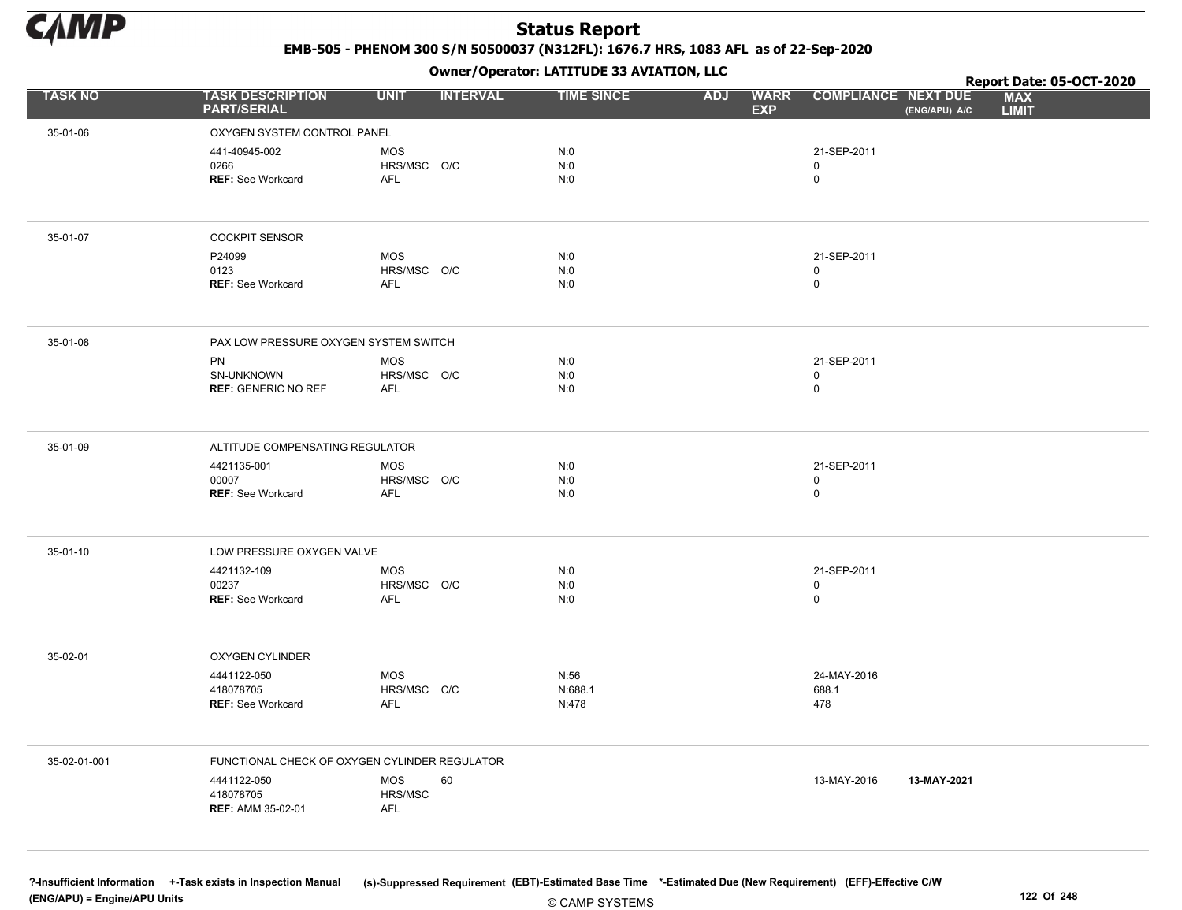# Status Report

**EMB-505 - PHENOM 300 S/N 50500037 (N312FL): 1676.7 HRS, 1083 AFL as of 22-Sep-2020**

**Owner/Operator: LATITUDE 33 AVIATION, LLC**

**Report Date: 05-OCT-2020**

| TASK NO | TASK DESCRIPTION PART/SERIAL | UNIT | INTERVAL | TIME SINCE | ADJ | WARR EXP | COMPLIANCE | NEXT DUE (ENG/APU) A/C | MAX LIMIT |
|---|---|---|---|---|---|---|---|---|---|
| 35-01-06 | OXYGEN SYSTEM CONTROL PANEL | | | | | | | | |
| | 441-40945-002 | MOS | | N:0 | | | 21-SEP-2011 | | |
| | 0266 | HRS/MSC | O/C | N:0 | | | 0 | | |
| | REF: See Workcard | AFL | | N:0 | | | 0 | | |
| 35-01-07 | COCKPIT SENSOR | | | | | | | | |
| | P24099 | MOS | | N:0 | | | 21-SEP-2011 | | |
| | 0123 | HRS/MSC | O/C | N:0 | | | 0 | | |
| | REF: See Workcard | AFL | | N:0 | | | 0 | | |
| 35-01-08 | PAX LOW PRESSURE OXYGEN SYSTEM SWITCH | | | | | | | | |
| | PN | MOS | | N:0 | | | 21-SEP-2011 | | |
| | SN-UNKNOWN | HRS/MSC | O/C | N:0 | | | 0 | | |
| | REF: GENERIC NO REF | AFL | | N:0 | | | 0 | | |
| 35-01-09 | ALTITUDE COMPENSATING REGULATOR | | | | | | | | |
| | 4421135-001 | MOS | | N:0 | | | 21-SEP-2011 | | |
| | 00007 | HRS/MSC | O/C | N:0 | | | 0 | | |
| | REF: See Workcard | AFL | | N:0 | | | 0 | | |
| 35-01-10 | LOW PRESSURE OXYGEN VALVE | | | | | | | | |
| | 4421132-109 | MOS | | N:0 | | | 21-SEP-2011 | | |
| | 00237 | HRS/MSC | O/C | N:0 | | | 0 | | |
| | REF: See Workcard | AFL | | N:0 | | | 0 | | |
| 35-02-01 | OXYGEN CYLINDER | | | | | | | | |
| | 4441122-050 | MOS | | N:56 | | | 24-MAY-2016 | | |
| | 418078705 | HRS/MSC | C/C | N:688.1 | | | 688.1 | | |
| | REF: See Workcard | AFL | | N:478 | | | 478 | | |
| 35-02-01-001 | FUNCTIONAL CHECK OF OXYGEN CYLINDER REGULATOR | | | | | | | | |
| | 4441122-050 | MOS | 60 | | | | 13-MAY-2016 | **13-MAY-2021** | |
| | 418078705 | HRS/MSC | | | | | | | |
| | REF: AMM 35-02-01 | AFL | | | | | | | |

?-Insufficient Information +-Task exists in Inspection Manual (s)-Suppressed Requirement (EBT)-Estimated Base Time *-Estimated Due (New Requirement) (EFF)-Effective C/W
(ENG/APU) = Engine/APU Units

© CAMP SYSTEMS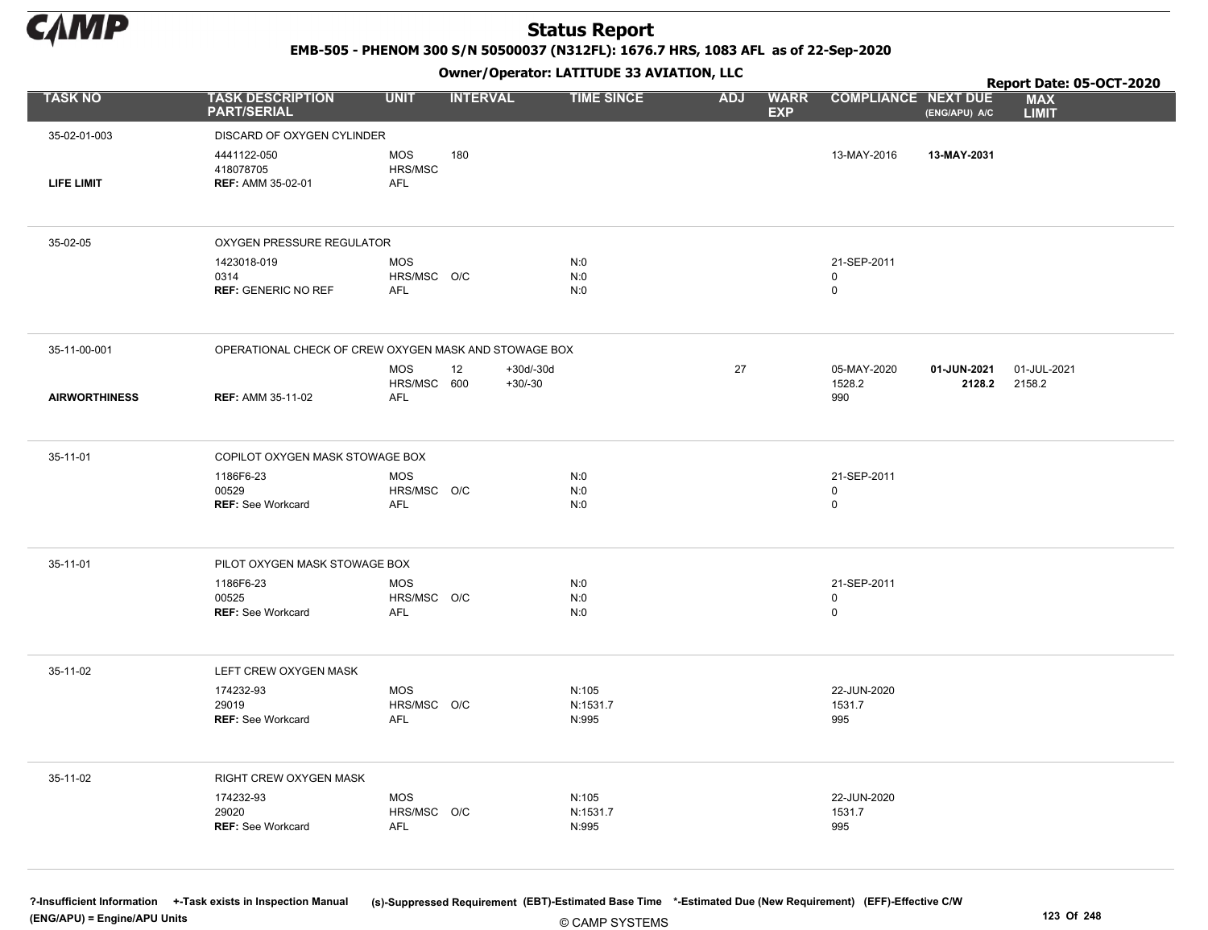# Status Report

**EMB-505 - PHENOM 300 S/N 50500037 (N312FL): 1676.7 HRS, 1083 AFL as of 22-Sep-2020**

**Owner/Operator: LATITUDE 33 AVIATION, LLC**

**Report Date: 05-OCT-2020**

| TASK NO | TASK DESCRIPTION PART/SERIAL | UNIT | INTERVAL | | TIME SINCE | ADJ | WARR EXP | COMPLIANCE | NEXT DUE (ENG/APU) A/C | MAX LIMIT |
|---|---|---|---|---|---|---|---|---|---|---|
| 35-02-01-003 | DISCARD OF OXYGEN CYLINDER | | | | | | | | | |
| | 4441122-050 | MOS | 180 | | | | | 13-MAY-2016 | **13-MAY-2031** | |
| | 418078705 | HRS/MSC | | | | | | | | |
| **LIFE LIMIT** | **REF:** AMM 35-02-01 | AFL | | | | | | | | |
| 35-02-05 | OXYGEN PRESSURE REGULATOR | | | | | | | | | |
| | 1423018-019 | MOS | | | N:0 | | | 21-SEP-2011 | | |
| | 0314 | HRS/MSC | O/C | | N:0 | | | 0 | | |
| | **REF:** GENERIC NO REF | AFL | | | N:0 | | | 0 | | |
| 35-11-00-001 | OPERATIONAL CHECK OF CREW OXYGEN MASK AND STOWAGE BOX | | | | | | | | | |
| | | MOS | 12 | +30d/-30d | | 27 | | 05-MAY-2020 | **01-JUN-2021** | 01-JUL-2021 |
| | | HRS/MSC | 600 | +30/-30 | | | | 1528.2 | **2128.2** | 2158.2 |
| **AIRWORTHINESS** | **REF:** AMM 35-11-02 | AFL | | | | | | 990 | | |
| 35-11-01 | COPILOT OXYGEN MASK STOWAGE BOX | | | | | | | | | |
| | 1186F6-23 | MOS | | | N:0 | | | 21-SEP-2011 | | |
| | 00529 | HRS/MSC | O/C | | N:0 | | | 0 | | |
| | **REF:** See Workcard | AFL | | | N:0 | | | 0 | | |
| 35-11-01 | PILOT OXYGEN MASK STOWAGE BOX | | | | | | | | | |
| | 1186F6-23 | MOS | | | N:0 | | | 21-SEP-2011 | | |
| | 00525 | HRS/MSC | O/C | | N:0 | | | 0 | | |
| | **REF:** See Workcard | AFL | | | N:0 | | | 0 | | |
| 35-11-02 | LEFT CREW OXYGEN MASK | | | | | | | | | |
| | 174232-93 | MOS | | | N:105 | | | 22-JUN-2020 | | |
| | 29019 | HRS/MSC | O/C | | N:1531.7 | | | 1531.7 | | |
| | **REF:** See Workcard | AFL | | | N:995 | | | 995 | | |
| 35-11-02 | RIGHT CREW OXYGEN MASK | | | | | | | | | |
| | 174232-93 | MOS | | | N:105 | | | 22-JUN-2020 | | |
| | 29020 | HRS/MSC | O/C | | N:1531.7 | | | 1531.7 | | |
| | **REF:** See Workcard | AFL | | | N:995 | | | 995 | | |

?-Insufficient Information +-Task exists in Inspection Manual (s)-Suppressed Requirement (EBT)-Estimated Base Time *-Estimated Due (New Requirement) (EFF)-Effective C/W
(ENG/APU) = Engine/APU Units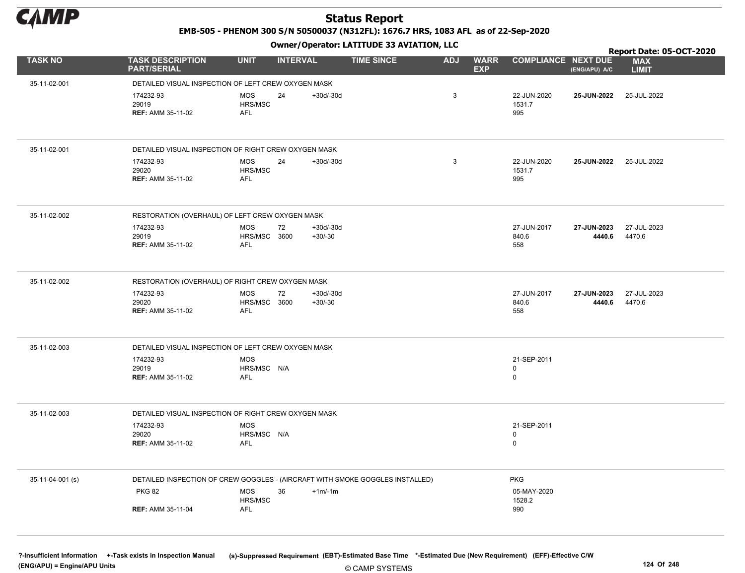# Status Report

**EMB-505 - PHENOM 300 S/N 50500037 (N312FL): 1676.7 HRS, 1083 AFL as of 22-Sep-2020**

**Owner/Operator: LATITUDE 33 AVIATION, LLC**

**Report Date: 05-OCT-2020**

| TASK NO | TASK DESCRIPTION PART/SERIAL | UNIT | INTERVAL | | TIME SINCE | ADJ | WARR EXP | COMPLIANCE | NEXT DUE (ENG/APU) A/C | MAX LIMIT |
|---|---|---|---|---|---|---|---|---|---|---|
| 35-11-02-001 | DETAILED VISUAL INSPECTION OF LEFT CREW OXYGEN MASK | | | | | | | | | |
| | 174232-93<br>29019<br>**REF:** AMM 35-11-02 | MOS<br>HRS/MSC<br>AFL | 24 | +30d/-30d | | 3 | | 22-JUN-2020<br>1531.7<br>995 | **25-JUN-2022** | 25-JUL-2022 |
| 35-11-02-001 | DETAILED VISUAL INSPECTION OF RIGHT CREW OXYGEN MASK | | | | | | | | | |
| | 174232-93<br>29020<br>**REF:** AMM 35-11-02 | MOS<br>HRS/MSC<br>AFL | 24 | +30d/-30d | | 3 | | 22-JUN-2020<br>1531.7<br>995 | **25-JUN-2022** | 25-JUL-2022 |
| 35-11-02-002 | RESTORATION (OVERHAUL) OF LEFT CREW OXYGEN MASK | | | | | | | | | |
| | 174232-93<br>29019<br>**REF:** AMM 35-11-02 | MOS<br>HRS/MSC<br>AFL | 72<br>3600 | +30d/-30d<br>+30/-30 | | | | 27-JUN-2017<br>840.6<br>558 | **27-JUN-2023**<br>**4440.6** | 27-JUL-2023<br>4470.6 |
| 35-11-02-002 | RESTORATION (OVERHAUL) OF RIGHT CREW OXYGEN MASK | | | | | | | | | |
| | 174232-93<br>29020<br>**REF:** AMM 35-11-02 | MOS<br>HRS/MSC<br>AFL | 72<br>3600 | +30d/-30d<br>+30/-30 | | | | 27-JUN-2017<br>840.6<br>558 | **27-JUN-2023**<br>**4440.6** | 27-JUL-2023<br>4470.6 |
| 35-11-02-003 | DETAILED VISUAL INSPECTION OF LEFT CREW OXYGEN MASK | | | | | | | | | |
| | 174232-93<br>29019<br>**REF:** AMM 35-11-02 | MOS<br>HRS/MSC<br>AFL | N/A | | | | | 21-SEP-2011<br>0<br>0 | | |
| 35-11-02-003 | DETAILED VISUAL INSPECTION OF RIGHT CREW OXYGEN MASK | | | | | | | | | |
| | 174232-93<br>29020<br>**REF:** AMM 35-11-02 | MOS<br>HRS/MSC<br>AFL | N/A | | | | | 21-SEP-2011<br>0<br>0 | | |
| 35-11-04-001 (s) | DETAILED INSPECTION OF CREW GOGGLES - (AIRCRAFT WITH SMOKE GOGGLES INSTALLED) | | | | | | | PKG | | |
| | PKG 82<br><br>**REF:** AMM 35-11-04 | MOS<br>HRS/MSC<br>AFL | 36 | +1m/-1m | | | | 05-MAY-2020<br>1528.2<br>990 | | |

?-Insufficient Information +-Task exists in Inspection Manual (s)-Suppressed Requirement (EBT)-Estimated Base Time *-Estimated Due (New Requirement) (EFF)-Effective C/W
(ENG/APU) = Engine/APU Units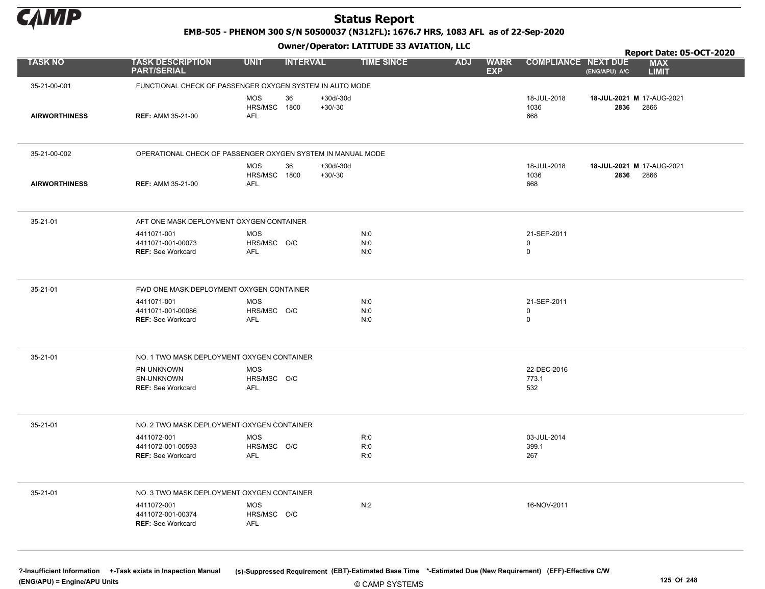# Status Report

**EMB-505 - PHENOM 300 S/N 50500037 (N312FL): 1676.7 HRS, 1083 AFL as of 22-Sep-2020**

**Owner/Operator: LATITUDE 33 AVIATION, LLC**

**Report Date: 05-OCT-2020**

| TASK NO | TASK DESCRIPTION PART/SERIAL | UNIT | INTERVAL | | TIME SINCE | ADJ | WARR EXP | COMPLIANCE | NEXT DUE (ENG/APU) A/C | MAX LIMIT |
|---|---|---|---|---|---|---|---|---|---|---|
| 35-21-00-001 | FUNCTIONAL CHECK OF PASSENGER OXYGEN SYSTEM IN AUTO MODE | | | | | | | | | |
| | | MOS | 36 | +30d/-30d | | | | 18-JUL-2018 | **18-JUL-2021 M** | 17-AUG-2021 |
| | | HRS/MSC | 1800 | +30/-30 | | | | 1036 | **2836** | 2866 |
| **AIRWORTHINESS** | **REF:** AMM 35-21-00 | AFL | | | | | | 668 | | |
| 35-21-00-002 | OPERATIONAL CHECK OF PASSENGER OXYGEN SYSTEM IN MANUAL MODE | | | | | | | | | |
| | | MOS | 36 | +30d/-30d | | | | 18-JUL-2018 | **18-JUL-2021 M** | 17-AUG-2021 |
| | | HRS/MSC | 1800 | +30/-30 | | | | 1036 | **2836** | 2866 |
| **AIRWORTHINESS** | **REF:** AMM 35-21-00 | AFL | | | | | | 668 | | |
| 35-21-01 | AFT ONE MASK DEPLOYMENT OXYGEN CONTAINER | | | | | | | | | |
| | 4411071-001 | MOS | | | N:0 | | | 21-SEP-2011 | | |
| | 4411071-001-00073 | HRS/MSC | O/C | | N:0 | | | 0 | | |
| | **REF:** See Workcard | AFL | | | N:0 | | | 0 | | |
| 35-21-01 | FWD ONE MASK DEPLOYMENT OXYGEN CONTAINER | | | | | | | | | |
| | 4411071-001 | MOS | | | N:0 | | | 21-SEP-2011 | | |
| | 4411071-001-00086 | HRS/MSC | O/C | | N:0 | | | 0 | | |
| | **REF:** See Workcard | AFL | | | N:0 | | | 0 | | |
| 35-21-01 | NO. 1 TWO MASK DEPLOYMENT OXYGEN CONTAINER | | | | | | | | | |
| | PN-UNKNOWN | MOS | | | | | | 22-DEC-2016 | | |
| | SN-UNKNOWN | HRS/MSC | O/C | | | | | 773.1 | | |
| | **REF:** See Workcard | AFL | | | | | | 532 | | |
| 35-21-01 | NO. 2 TWO MASK DEPLOYMENT OXYGEN CONTAINER | | | | | | | | | |
| | 4411072-001 | MOS | | | R:0 | | | 03-JUL-2014 | | |
| | 4411072-001-00593 | HRS/MSC | O/C | | R:0 | | | 399.1 | | |
| | **REF:** See Workcard | AFL | | | R:0 | | | 267 | | |
| 35-21-01 | NO. 3 TWO MASK DEPLOYMENT OXYGEN CONTAINER | | | | | | | | | |
| | 4411072-001 | MOS | | | N:2 | | | 16-NOV-2011 | | |
| | 4411072-001-00374 | HRS/MSC | O/C | | | | | | | |
| | **REF:** See Workcard | AFL | | | | | | | | |

**?-Insufficient Information** **+-Task exists in Inspection Manual** **(s)-Suppressed Requirement** **(EBT)-Estimated Base Time** **\*-Estimated Due (New Requirement)** **(EFF)-Effective C/W**
**(ENG/APU) = Engine/APU Units**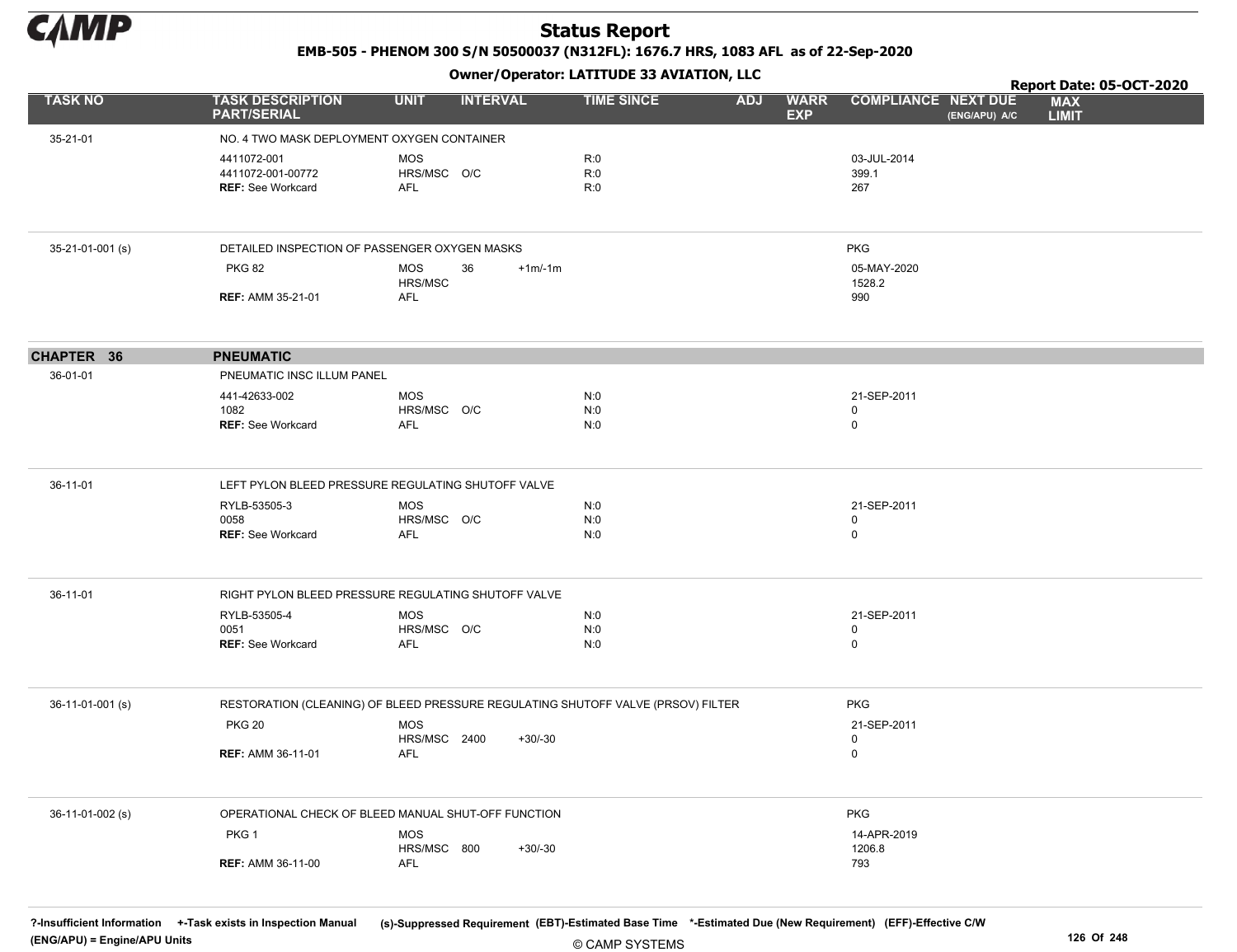# Status Report

**EMB-505 - PHENOM 300 S/N 50500037 (N312FL): 1676.7 HRS, 1083 AFL as of 22-Sep-2020**

**Owner/Operator: LATITUDE 33 AVIATION, LLC**

**Report Date: 05-OCT-2020**

| TASK NO | TASK DESCRIPTION PART/SERIAL | UNIT | INTERVAL | | TIME SINCE | ADJ | WARR EXP | COMPLIANCE | NEXT DUE (ENG/APU) A/C | MAX LIMIT |
|---|---|---|---|---|---|---|---|---|---|---|
| 35-21-01 | NO. 4 TWO MASK DEPLOYMENT OXYGEN CONTAINER | | | | | | | | | |
| | 4411072-001 | MOS | | | R:0 | | | 03-JUL-2014 | | |
| | 4411072-001-00772 | HRS/MSC | O/C | | R:0 | | | 399.1 | | |
| | **REF:** See Workcard | AFL | | | R:0 | | | 267 | | |
| 35-21-01-001 (s) | DETAILED INSPECTION OF PASSENGER OXYGEN MASKS | | | | | | | PKG | | |
| | PKG 82 | MOS | 36 | +1m/-1m | | | | 05-MAY-2020 | | |
| | | HRS/MSC | | | | | | 1528.2 | | |
| | **REF:** AMM 35-21-01 | AFL | | | | | | 990 | | |
| **CHAPTER 36** | **PNEUMATIC** | | | | | | | | | |
| 36-01-01 | PNEUMATIC INSC ILLUM PANEL | | | | | | | | | |
| | 441-42633-002 | MOS | | | N:0 | | | 21-SEP-2011 | | |
| | 1082 | HRS/MSC | O/C | | N:0 | | | 0 | | |
| | **REF:** See Workcard | AFL | | | N:0 | | | 0 | | |
| 36-11-01 | LEFT PYLON BLEED PRESSURE REGULATING SHUTOFF VALVE | | | | | | | | | |
| | RYLB-53505-3 | MOS | | | N:0 | | | 21-SEP-2011 | | |
| | 0058 | HRS/MSC | O/C | | N:0 | | | 0 | | |
| | **REF:** See Workcard | AFL | | | N:0 | | | 0 | | |
| 36-11-01 | RIGHT PYLON BLEED PRESSURE REGULATING SHUTOFF VALVE | | | | | | | | | |
| | RYLB-53505-4 | MOS | | | N:0 | | | 21-SEP-2011 | | |
| | 0051 | HRS/MSC | O/C | | N:0 | | | 0 | | |
| | **REF:** See Workcard | AFL | | | N:0 | | | 0 | | |
| 36-11-01-001 (s) | RESTORATION (CLEANING) OF BLEED PRESSURE REGULATING SHUTOFF VALVE (PRSOV) FILTER | | | | | | | PKG | | |
| | PKG 20 | MOS | | | | | | 21-SEP-2011 | | |
| | | HRS/MSC | 2400 | +30/-30 | | | | 0 | | |
| | **REF:** AMM 36-11-01 | AFL | | | | | | 0 | | |
| 36-11-01-002 (s) | OPERATIONAL CHECK OF BLEED MANUAL SHUT-OFF FUNCTION | | | | | | | PKG | | |
| | PKG 1 | MOS | | | | | | 14-APR-2019 | | |
| | | HRS/MSC | 800 | +30/-30 | | | | 1206.8 | | |
| | **REF:** AMM 36-11-00 | AFL | | | | | | 793 | | |

?-Insufficient Information +-Task exists in Inspection Manual (s)-Suppressed Requirement (EBT)-Estimated Base Time *-Estimated Due (New Requirement) (EFF)-Effective C/W (ENG/APU) = Engine/APU Units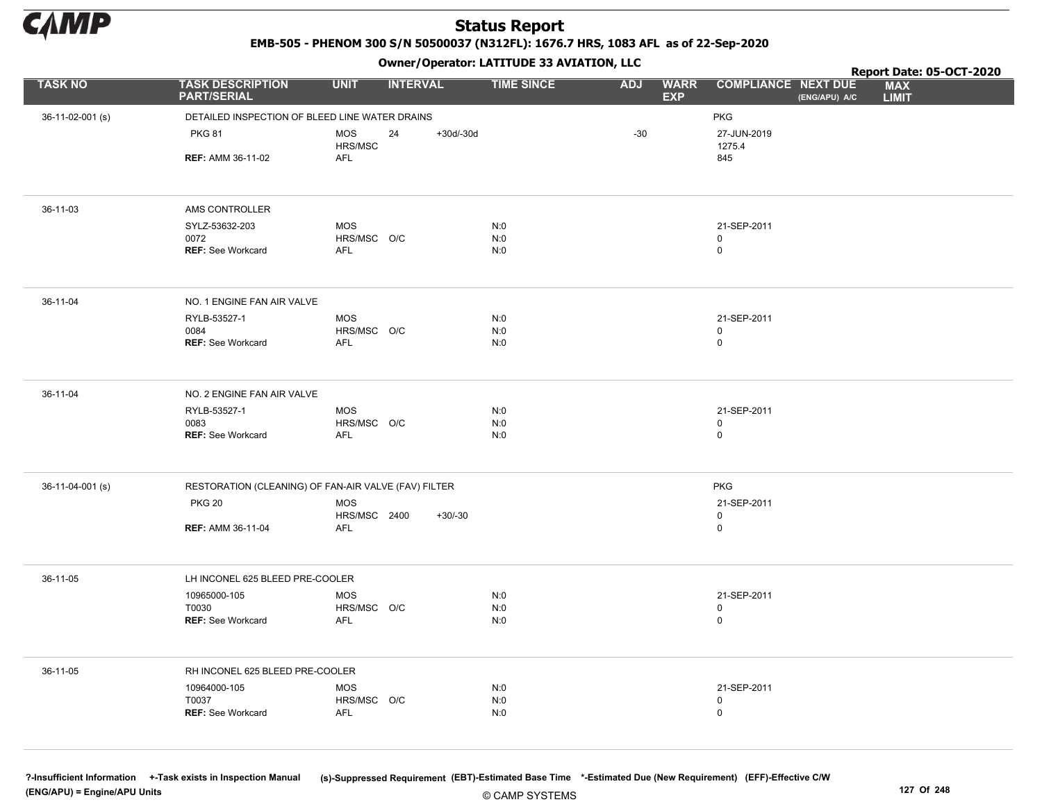# Status Report

**EMB-505 - PHENOM 300 S/N 50500037 (N312FL): 1676.7 HRS, 1083 AFL as of 22-Sep-2020**

**Owner/Operator: LATITUDE 33 AVIATION, LLC**

**Report Date: 05-OCT-2020**

| TASK NO | TASK DESCRIPTION PART/SERIAL | UNIT | INTERVAL | | TIME SINCE | ADJ | WARR EXP | COMPLIANCE | NEXT DUE (ENG/APU) A/C | MAX LIMIT |
|---|---|---|---|---|---|---|---|---|---|---|
| 36-11-02-001 (s) | DETAILED INSPECTION OF BLEED LINE WATER DRAINS | | | | | | | PKG | | |
| | PKG 81 | MOS | 24 | +30d/-30d | | -30 | | 27-JUN-2019 | | |
| | | HRS/MSC | | | | | | 1275.4 | | |
| | **REF:** AMM 36-11-02 | AFL | | | | | | 845 | | |
| 36-11-03 | AMS CONTROLLER | | | | | | | | | |
| | SYLZ-53632-203 | MOS | | | N:0 | | | 21-SEP-2011 | | |
| | 0072 | HRS/MSC | O/C | | N:0 | | | 0 | | |
| | **REF:** See Workcard | AFL | | | N:0 | | | 0 | | |
| 36-11-04 | NO. 1 ENGINE FAN AIR VALVE | | | | | | | | | |
| | RYLB-53527-1 | MOS | | | N:0 | | | 21-SEP-2011 | | |
| | 0084 | HRS/MSC | O/C | | N:0 | | | 0 | | |
| | **REF:** See Workcard | AFL | | | N:0 | | | 0 | | |
| 36-11-04 | NO. 2 ENGINE FAN AIR VALVE | | | | | | | | | |
| | RYLB-53527-1 | MOS | | | N:0 | | | 21-SEP-2011 | | |
| | 0083 | HRS/MSC | O/C | | N:0 | | | 0 | | |
| | **REF:** See Workcard | AFL | | | N:0 | | | 0 | | |
| 36-11-04-001 (s) | RESTORATION (CLEANING) OF FAN-AIR VALVE (FAV) FILTER | | | | | | | PKG | | |
| | PKG 20 | MOS | | | | | | 21-SEP-2011 | | |
| | | HRS/MSC | 2400 | +30/-30 | | | | 0 | | |
| | **REF:** AMM 36-11-04 | AFL | | | | | | 0 | | |
| 36-11-05 | LH INCONEL 625 BLEED PRE-COOLER | | | | | | | | | |
| | 10965000-105 | MOS | | | N:0 | | | 21-SEP-2011 | | |
| | T0030 | HRS/MSC | O/C | | N:0 | | | 0 | | |
| | **REF:** See Workcard | AFL | | | N:0 | | | 0 | | |
| 36-11-05 | RH INCONEL 625 BLEED PRE-COOLER | | | | | | | | | |
| | 10964000-105 | MOS | | | N:0 | | | 21-SEP-2011 | | |
| | T0037 | HRS/MSC | O/C | | N:0 | | | 0 | | |
| | **REF:** See Workcard | AFL | | | N:0 | | | 0 | | |

?-Insufficient Information +-Task exists in Inspection Manual (s)-Suppressed Requirement (EBT)-Estimated Base Time *-Estimated Due (New Requirement) (EFF)-Effective C/W
(ENG/APU) = Engine/APU Units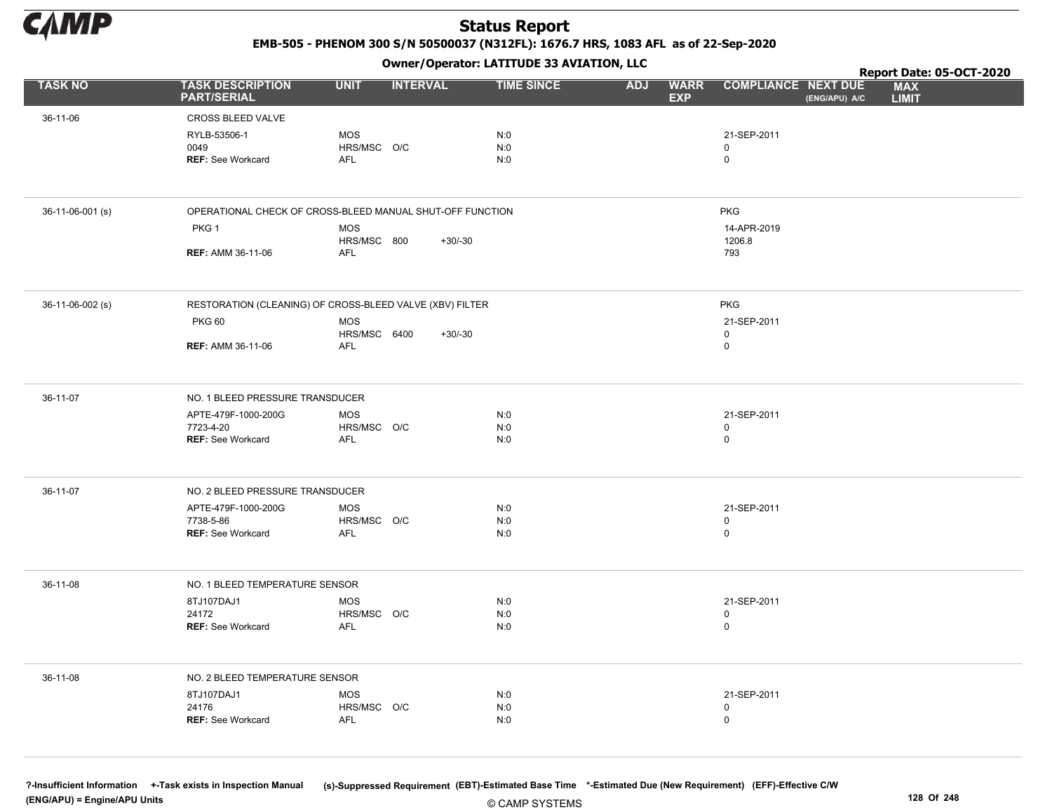# Status Report

**EMB-505 - PHENOM 300 S/N 50500037 (N312FL): 1676.7 HRS, 1083 AFL as of 22-Sep-2020**

**Owner/Operator: LATITUDE 33 AVIATION, LLC**

**Report Date: 05-OCT-2020**

| TASK NO | TASK DESCRIPTION PART/SERIAL | UNIT | INTERVAL | | TIME SINCE | ADJ | WARR EXP | COMPLIANCE | NEXT DUE (ENG/APU) A/C | MAX LIMIT |
|---|---|---|---|---|---|---|---|---|---|---|
| 36-11-06 | CROSS BLEED VALVE | | | | | | | | | |
| | RYLB-53506-1 | MOS | | | N:0 | | | 21-SEP-2011 | | |
| | 0049 | HRS/MSC | O/C | | N:0 | | | 0 | | |
| | **REF:** See Workcard | AFL | | | N:0 | | | 0 | | |
| 36-11-06-001 (s) | OPERATIONAL CHECK OF CROSS-BLEED MANUAL SHUT-OFF FUNCTION | | | | | | | PKG | | |
| | PKG 1 | MOS | | | | | | 14-APR-2019 | | |
| | | HRS/MSC | 800 | +30/-30 | | | | 1206.8 | | |
| | **REF:** AMM 36-11-06 | AFL | | | | | | 793 | | |
| 36-11-06-002 (s) | RESTORATION (CLEANING) OF CROSS-BLEED VALVE (XBV) FILTER | | | | | | | PKG | | |
| | PKG 60 | MOS | | | | | | 21-SEP-2011 | | |
| | | HRS/MSC | 6400 | +30/-30 | | | | 0 | | |
| | **REF:** AMM 36-11-06 | AFL | | | | | | 0 | | |
| 36-11-07 | NO. 1 BLEED PRESSURE TRANSDUCER | | | | | | | | | |
| | APTE-479F-1000-200G | MOS | | | N:0 | | | 21-SEP-2011 | | |
| | 7723-4-20 | HRS/MSC | O/C | | N:0 | | | 0 | | |
| | **REF:** See Workcard | AFL | | | N:0 | | | 0 | | |
| 36-11-07 | NO. 2 BLEED PRESSURE TRANSDUCER | | | | | | | | | |
| | APTE-479F-1000-200G | MOS | | | N:0 | | | 21-SEP-2011 | | |
| | 7738-5-86 | HRS/MSC | O/C | | N:0 | | | 0 | | |
| | **REF:** See Workcard | AFL | | | N:0 | | | 0 | | |
| 36-11-08 | NO. 1 BLEED TEMPERATURE SENSOR | | | | | | | | | |
| | 8TJ107DAJ1 | MOS | | | N:0 | | | 21-SEP-2011 | | |
| | 24172 | HRS/MSC | O/C | | N:0 | | | 0 | | |
| | **REF:** See Workcard | AFL | | | N:0 | | | 0 | | |
| 36-11-08 | NO. 2 BLEED TEMPERATURE SENSOR | | | | | | | | | |
| | 8TJ107DAJ1 | MOS | | | N:0 | | | 21-SEP-2011 | | |
| | 24176 | HRS/MSC | O/C | | N:0 | | | 0 | | |
| | **REF:** See Workcard | AFL | | | N:0 | | | 0 | | |

?-Insufficient Information +-Task exists in Inspection Manual (s)-Suppressed Requirement (EBT)-Estimated Base Time *-Estimated Due (New Requirement) (EFF)-Effective C/W (ENG/APU) = Engine/APU Units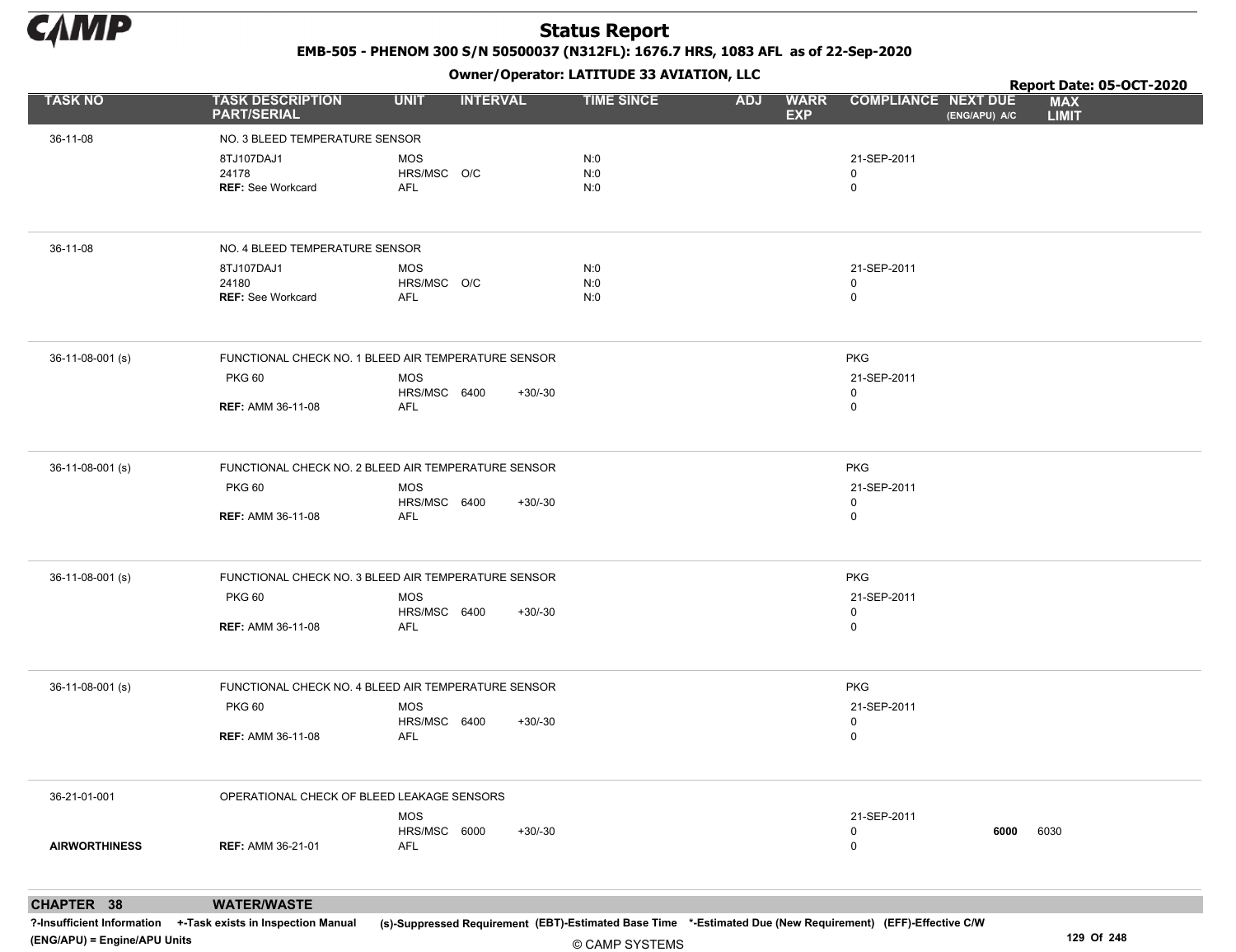# Status Report

**EMB-505 - PHENOM 300 S/N 50500037 (N312FL): 1676.7 HRS, 1083 AFL as of 22-Sep-2020**

**Owner/Operator: LATITUDE 33 AVIATION, LLC**

**Report Date: 05-OCT-2020**

| TASK NO | TASK DESCRIPTION PART/SERIAL | UNIT | INTERVAL | | TIME SINCE | ADJ | WARR EXP | COMPLIANCE | NEXT DUE (ENG/APU) A/C | MAX LIMIT |
|---|---|---|---|---|---|---|---|---|---|---|
| 36-11-08 | NO. 3 BLEED TEMPERATURE SENSOR | | | | | | | | | |
| | 8TJ107DAJ1 | MOS | | | N:0 | | | 21-SEP-2011 | | |
| | 24178 | HRS/MSC | O/C | | N:0 | | | 0 | | |
| | **REF:** See Workcard | AFL | | | N:0 | | | 0 | | |
| 36-11-08 | NO. 4 BLEED TEMPERATURE SENSOR | | | | | | | | | |
| | 8TJ107DAJ1 | MOS | | | N:0 | | | 21-SEP-2011 | | |
| | 24180 | HRS/MSC | O/C | | N:0 | | | 0 | | |
| | **REF:** See Workcard | AFL | | | N:0 | | | 0 | | |
| 36-11-08-001 (s) | FUNCTIONAL CHECK NO. 1 BLEED AIR TEMPERATURE SENSOR | | | | | | | PKG | | |
| | PKG 60 | MOS | | | | | | 21-SEP-2011 | | |
| | | HRS/MSC | 6400 | +30/-30 | | | | 0 | | |
| | **REF:** AMM 36-11-08 | AFL | | | | | | 0 | | |
| 36-11-08-001 (s) | FUNCTIONAL CHECK NO. 2 BLEED AIR TEMPERATURE SENSOR | | | | | | | PKG | | |
| | PKG 60 | MOS | | | | | | 21-SEP-2011 | | |
| | | HRS/MSC | 6400 | +30/-30 | | | | 0 | | |
| | **REF:** AMM 36-11-08 | AFL | | | | | | 0 | | |
| 36-11-08-001 (s) | FUNCTIONAL CHECK NO. 3 BLEED AIR TEMPERATURE SENSOR | | | | | | | PKG | | |
| | PKG 60 | MOS | | | | | | 21-SEP-2011 | | |
| | | HRS/MSC | 6400 | +30/-30 | | | | 0 | | |
| | **REF:** AMM 36-11-08 | AFL | | | | | | 0 | | |
| 36-11-08-001 (s) | FUNCTIONAL CHECK NO. 4 BLEED AIR TEMPERATURE SENSOR | | | | | | | PKG | | |
| | PKG 60 | MOS | | | | | | 21-SEP-2011 | | |
| | | HRS/MSC | 6400 | +30/-30 | | | | 0 | | |
| | **REF:** AMM 36-11-08 | AFL | | | | | | 0 | | |
| 36-21-01-001 | OPERATIONAL CHECK OF BLEED LEAKAGE SENSORS | | | | | | | | | |
| | | MOS | | | | | | 21-SEP-2011 | | |
| | | HRS/MSC | 6000 | +30/-30 | | | | 0 | **6000** | 6030 |
| **AIRWORTHINESS** | **REF:** AMM 36-21-01 | AFL | | | | | | 0 | | |

**CHAPTER 38 WATER/WASTE**

?-Insufficient Information +-Task exists in Inspection Manual (s)-Suppressed Requirement (EBT)-Estimated Base Time *-Estimated Due (New Requirement) (EFF)-Effective C/W (ENG/APU) = Engine/APU Units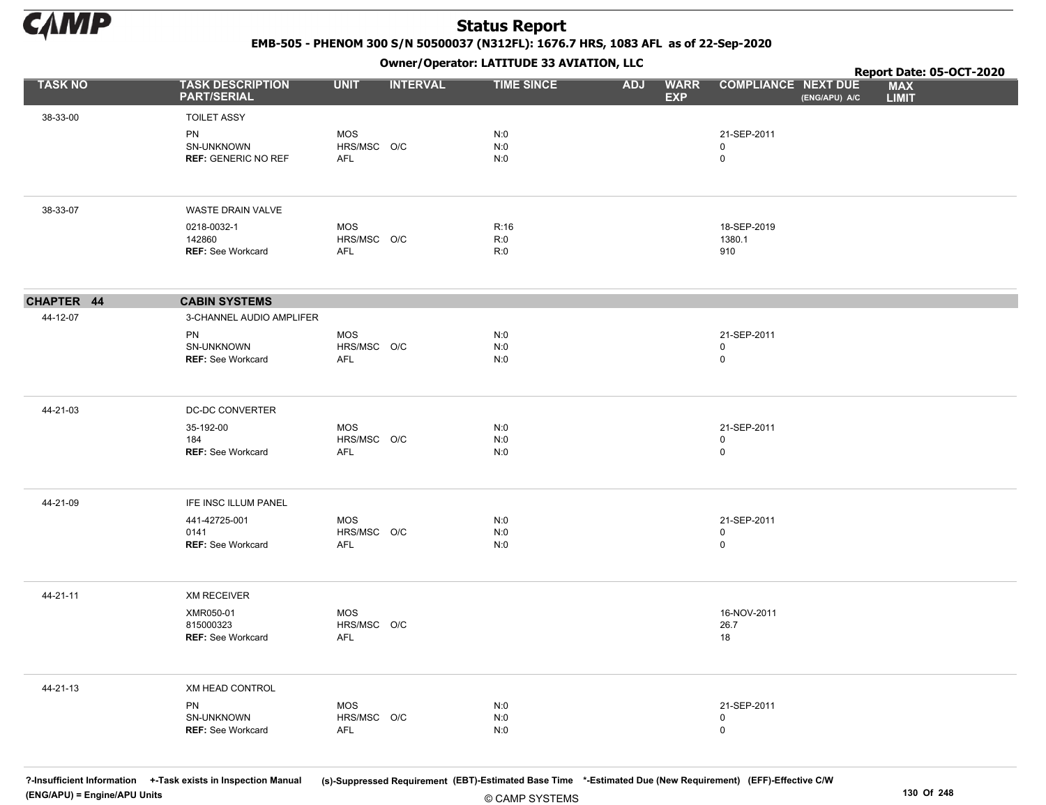# Status Report

**EMB-505 - PHENOM 300 S/N 50500037 (N312FL): 1676.7 HRS, 1083 AFL as of 22-Sep-2020**

**Owner/Operator: LATITUDE 33 AVIATION, LLC**

**Report Date: 05-OCT-2020**

| TASK NO | TASK DESCRIPTION PART/SERIAL | UNIT | INTERVAL | TIME SINCE | ADJ | WARR EXP | COMPLIANCE | NEXT DUE (ENG/APU) A/C | MAX LIMIT |
|---|---|---|---|---|---|---|---|---|---|
| 38-33-00 | TOILET ASSY | | | | | | | | |
| | PN | MOS | | N:0 | | | 21-SEP-2011 | | |
| | SN-UNKNOWN | HRS/MSC | O/C | N:0 | | | 0 | | |
| | **REF:** GENERIC NO REF | AFL | | N:0 | | | 0 | | |
| 38-33-07 | WASTE DRAIN VALVE | | | | | | | | |
| | 0218-0032-1 | MOS | | R:16 | | | 18-SEP-2019 | | |
| | 142860 | HRS/MSC | O/C | R:0 | | | 1380.1 | | |
| | **REF:** See Workcard | AFL | | R:0 | | | 910 | | |
| **CHAPTER 44** | **CABIN SYSTEMS** | | | | | | | | |
| 44-12-07 | 3-CHANNEL AUDIO AMPLIFER | | | | | | | | |
| | PN | MOS | | N:0 | | | 21-SEP-2011 | | |
| | SN-UNKNOWN | HRS/MSC | O/C | N:0 | | | 0 | | |
| | **REF:** See Workcard | AFL | | N:0 | | | 0 | | |
| 44-21-03 | DC-DC CONVERTER | | | | | | | | |
| | 35-192-00 | MOS | | N:0 | | | 21-SEP-2011 | | |
| | 184 | HRS/MSC | O/C | N:0 | | | 0 | | |
| | **REF:** See Workcard | AFL | | N:0 | | | 0 | | |
| 44-21-09 | IFE INSC ILLUM PANEL | | | | | | | | |
| | 441-42725-001 | MOS | | N:0 | | | 21-SEP-2011 | | |
| | 0141 | HRS/MSC | O/C | N:0 | | | 0 | | |
| | **REF:** See Workcard | AFL | | N:0 | | | 0 | | |
| 44-21-11 | XM RECEIVER | | | | | | | | |
| | XMR050-01 | MOS | | | | | 16-NOV-2011 | | |
| | 815000323 | HRS/MSC | O/C | | | | 26.7 | | |
| | **REF:** See Workcard | AFL | | | | | 18 | | |
| 44-21-13 | XM HEAD CONTROL | | | | | | | | |
| | PN | MOS | | N:0 | | | 21-SEP-2011 | | |
| | SN-UNKNOWN | HRS/MSC | O/C | N:0 | | | 0 | | |
| | **REF:** See Workcard | AFL | | N:0 | | | 0 | | |

**?-Insufficient Information** **+-Task exists in Inspection Manual** **(s)-Suppressed Requirement** **(EBT)-Estimated Base Time** **\*-Estimated Due (New Requirement)** **(EFF)-Effective C/W**
**(ENG/APU) = Engine/APU Units**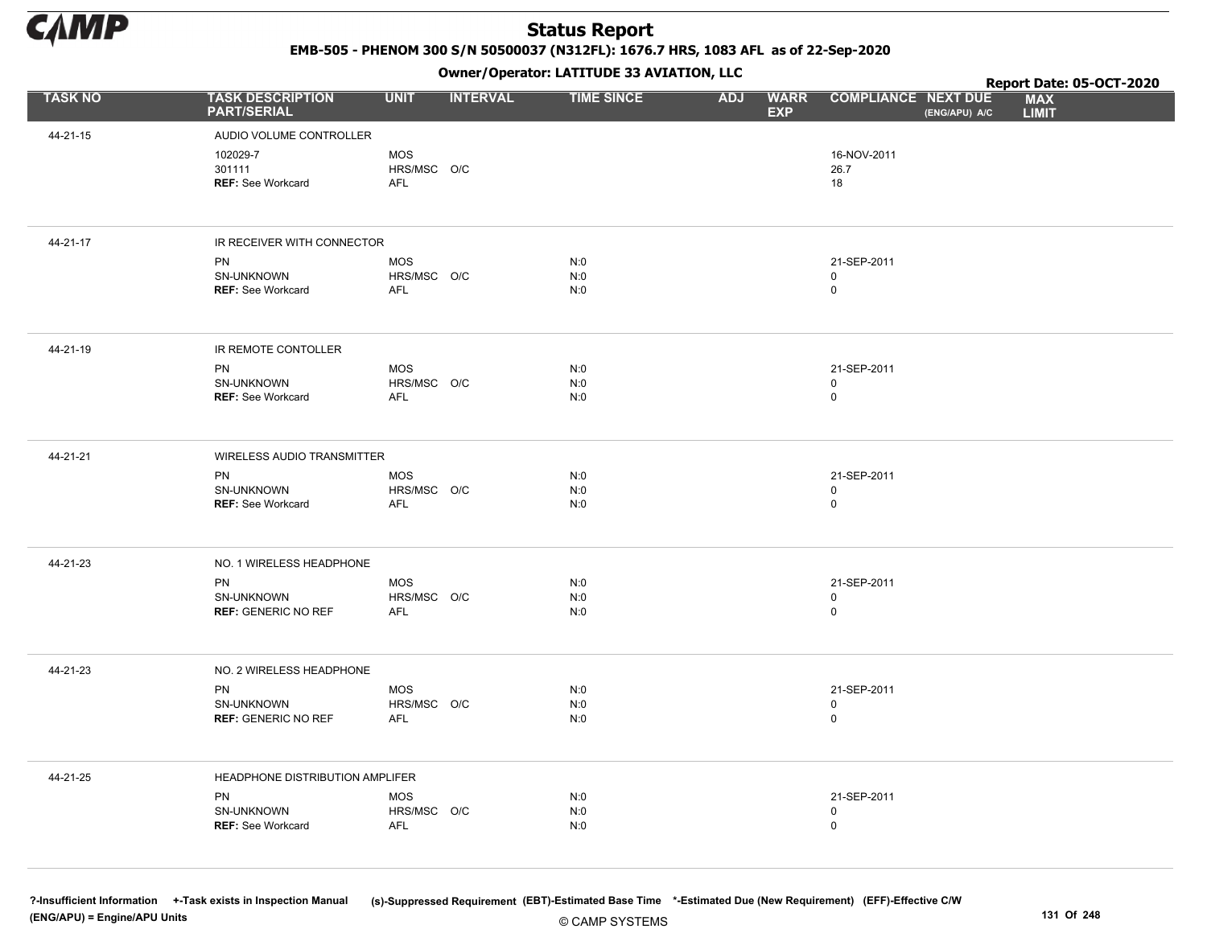# Status Report

**EMB-505 - PHENOM 300 S/N 50500037 (N312FL): 1676.7 HRS, 1083 AFL as of 22-Sep-2020**

**Owner/Operator: LATITUDE 33 AVIATION, LLC**

**Report Date: 05-OCT-2020**

| TASK NO | TASK DESCRIPTION PART/SERIAL | UNIT | INTERVAL | TIME SINCE | ADJ | WARR EXP | COMPLIANCE | NEXT DUE (ENG/APU) A/C | MAX LIMIT |
|---|---|---|---|---|---|---|---|---|---|
| 44-21-15 | AUDIO VOLUME CONTROLLER | | | | | | | | |
| | 102029-7 | MOS | | | | | 16-NOV-2011 | | |
| | 301111 | HRS/MSC | O/C | | | | 26.7 | | |
| | **REF:** See Workcard | AFL | | | | | 18 | | |
| 44-21-17 | IR RECEIVER WITH CONNECTOR | | | | | | | | |
| | PN | MOS | | N:0 | | | 21-SEP-2011 | | |
| | SN-UNKNOWN | HRS/MSC | O/C | N:0 | | | 0 | | |
| | **REF:** See Workcard | AFL | | N:0 | | | 0 | | |
| 44-21-19 | IR REMOTE CONTOLLER | | | | | | | | |
| | PN | MOS | | N:0 | | | 21-SEP-2011 | | |
| | SN-UNKNOWN | HRS/MSC | O/C | N:0 | | | 0 | | |
| | **REF:** See Workcard | AFL | | N:0 | | | 0 | | |
| 44-21-21 | WIRELESS AUDIO TRANSMITTER | | | | | | | | |
| | PN | MOS | | N:0 | | | 21-SEP-2011 | | |
| | SN-UNKNOWN | HRS/MSC | O/C | N:0 | | | 0 | | |
| | **REF:** See Workcard | AFL | | N:0 | | | 0 | | |
| 44-21-23 | NO. 1 WIRELESS HEADPHONE | | | | | | | | |
| | PN | MOS | | N:0 | | | 21-SEP-2011 | | |
| | SN-UNKNOWN | HRS/MSC | O/C | N:0 | | | 0 | | |
| | **REF:** GENERIC NO REF | AFL | | N:0 | | | 0 | | |
| 44-21-23 | NO. 2 WIRELESS HEADPHONE | | | | | | | | |
| | PN | MOS | | N:0 | | | 21-SEP-2011 | | |
| | SN-UNKNOWN | HRS/MSC | O/C | N:0 | | | 0 | | |
| | **REF:** GENERIC NO REF | AFL | | N:0 | | | 0 | | |
| 44-21-25 | HEADPHONE DISTRIBUTION AMPLIFER | | | | | | | | |
| | PN | MOS | | N:0 | | | 21-SEP-2011 | | |
| | SN-UNKNOWN | HRS/MSC | O/C | N:0 | | | 0 | | |
| | **REF:** See Workcard | AFL | | N:0 | | | 0 | | |

?-Insufficient Information +-Task exists in Inspection Manual (s)-Suppressed Requirement (EBT)-Estimated Base Time *-Estimated Due (New Requirement) (EFF)-Effective C/W (ENG/APU) = Engine/APU Units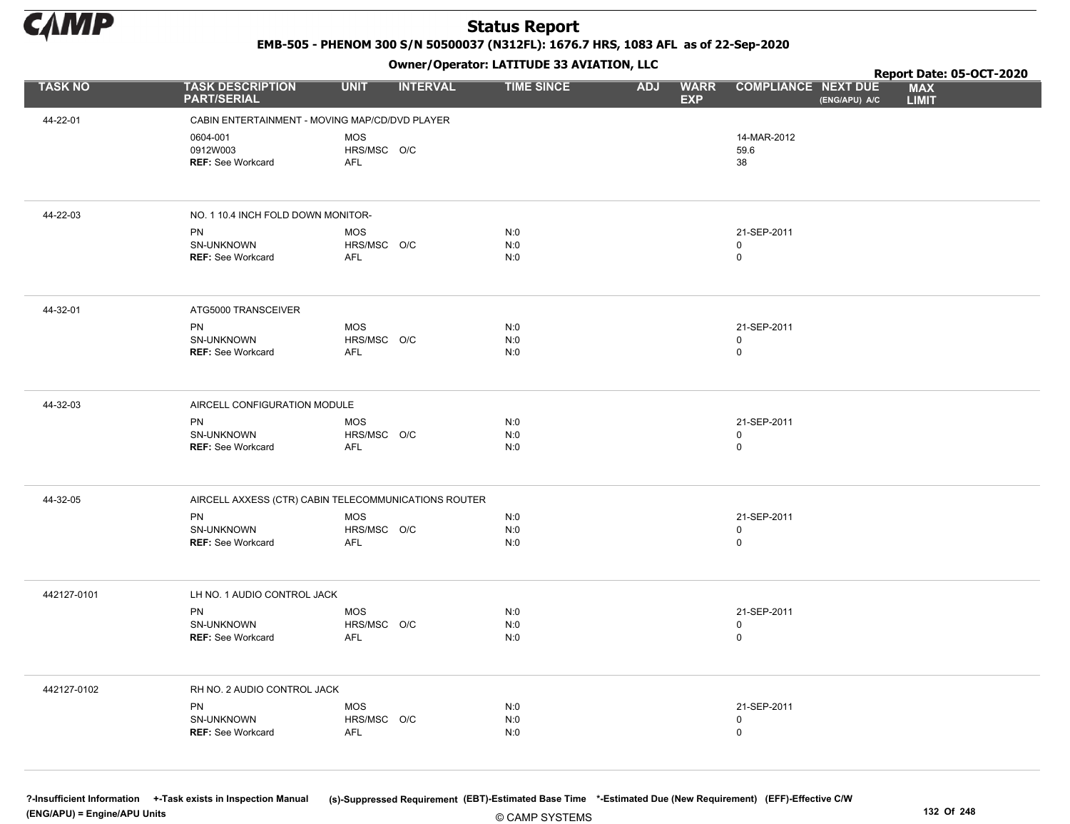# Status Report

**EMB-505 - PHENOM 300 S/N 50500037 (N312FL): 1676.7 HRS, 1083 AFL as of 22-Sep-2020**

**Owner/Operator: LATITUDE 33 AVIATION, LLC**

**Report Date: 05-OCT-2020**

| TASK NO | TASK DESCRIPTION PART/SERIAL | UNIT | INTERVAL | TIME SINCE | ADJ | WARR EXP | COMPLIANCE | NEXT DUE (ENG/APU) A/C | MAX LIMIT |
|---|---|---|---|---|---|---|---|---|---|
| 44-22-01 | CABIN ENTERTAINMENT - MOVING MAP/CD/DVD PLAYER | | | | | | | | |
| | 0604-001 | MOS | | | | | 14-MAR-2012 | | |
| | 0912W003 | HRS/MSC | O/C | | | | 59.6 | | |
| | **REF:** See Workcard | AFL | | | | | 38 | | |
| 44-22-03 | NO. 1 10.4 INCH FOLD DOWN MONITOR- | | | | | | | | |
| | PN | MOS | | N:0 | | | 21-SEP-2011 | | |
| | SN-UNKNOWN | HRS/MSC | O/C | N:0 | | | 0 | | |
| | **REF:** See Workcard | AFL | | N:0 | | | 0 | | |
| 44-32-01 | ATG5000 TRANSCEIVER | | | | | | | | |
| | PN | MOS | | N:0 | | | 21-SEP-2011 | | |
| | SN-UNKNOWN | HRS/MSC | O/C | N:0 | | | 0 | | |
| | **REF:** See Workcard | AFL | | N:0 | | | 0 | | |
| 44-32-03 | AIRCELL CONFIGURATION MODULE | | | | | | | | |
| | PN | MOS | | N:0 | | | 21-SEP-2011 | | |
| | SN-UNKNOWN | HRS/MSC | O/C | N:0 | | | 0 | | |
| | **REF:** See Workcard | AFL | | N:0 | | | 0 | | |
| 44-32-05 | AIRCELL AXXESS (CTR) CABIN TELECOMMUNICATIONS ROUTER | | | | | | | | |
| | PN | MOS | | N:0 | | | 21-SEP-2011 | | |
| | SN-UNKNOWN | HRS/MSC | O/C | N:0 | | | 0 | | |
| | **REF:** See Workcard | AFL | | N:0 | | | 0 | | |
| 442127-0101 | LH NO. 1 AUDIO CONTROL JACK | | | | | | | | |
| | PN | MOS | | N:0 | | | 21-SEP-2011 | | |
| | SN-UNKNOWN | HRS/MSC | O/C | N:0 | | | 0 | | |
| | **REF:** See Workcard | AFL | | N:0 | | | 0 | | |
| 442127-0102 | RH NO. 2 AUDIO CONTROL JACK | | | | | | | | |
| | PN | MOS | | N:0 | | | 21-SEP-2011 | | |
| | SN-UNKNOWN | HRS/MSC | O/C | N:0 | | | 0 | | |
| | **REF:** See Workcard | AFL | | N:0 | | | 0 | | |

?-Insufficient Information +-Task exists in Inspection Manual (s)-Suppressed Requirement (EBT)-Estimated Base Time *-Estimated Due (New Requirement) (EFF)-Effective C/W
(ENG/APU) = Engine/APU Units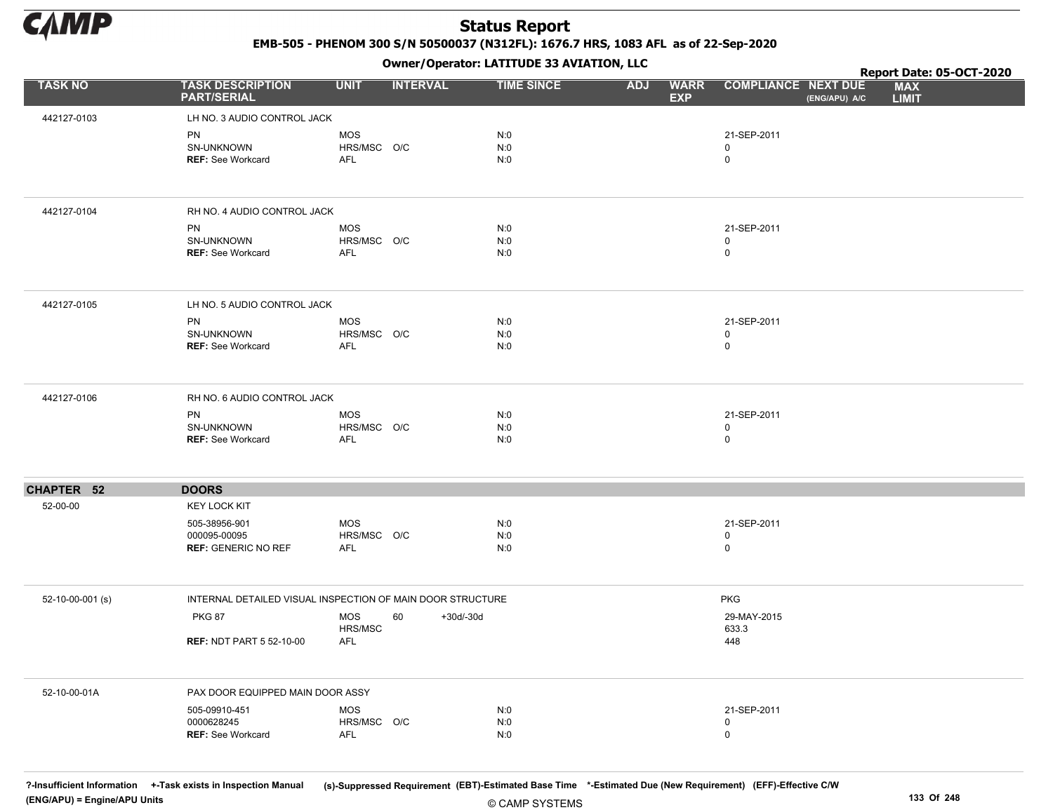# Status Report

**EMB-505 - PHENOM 300 S/N 50500037 (N312FL): 1676.7 HRS, 1083 AFL as of 22-Sep-2020**

**Owner/Operator: LATITUDE 33 AVIATION, LLC**

**Report Date: 05-OCT-2020**

| TASK NO | TASK DESCRIPTION PART/SERIAL | UNIT | INTERVAL | | TIME SINCE | ADJ | WARR EXP | COMPLIANCE | NEXT DUE (ENG/APU) A/C | MAX LIMIT |
|---|---|---|---|---|---|---|---|---|---|---|
| 442127-0103 | LH NO. 3 AUDIO CONTROL JACK | | | | | | | | | |
| | PN | MOS | | | N:0 | | | 21-SEP-2011 | | |
| | SN-UNKNOWN | HRS/MSC | O/C | | N:0 | | | 0 | | |
| | **REF:** See Workcard | AFL | | | N:0 | | | 0 | | |
| 442127-0104 | RH NO. 4 AUDIO CONTROL JACK | | | | | | | | | |
| | PN | MOS | | | N:0 | | | 21-SEP-2011 | | |
| | SN-UNKNOWN | HRS/MSC | O/C | | N:0 | | | 0 | | |
| | **REF:** See Workcard | AFL | | | N:0 | | | 0 | | |
| 442127-0105 | LH NO. 5 AUDIO CONTROL JACK | | | | | | | | | |
| | PN | MOS | | | N:0 | | | 21-SEP-2011 | | |
| | SN-UNKNOWN | HRS/MSC | O/C | | N:0 | | | 0 | | |
| | **REF:** See Workcard | AFL | | | N:0 | | | 0 | | |
| 442127-0106 | RH NO. 6 AUDIO CONTROL JACK | | | | | | | | | |
| | PN | MOS | | | N:0 | | | 21-SEP-2011 | | |
| | SN-UNKNOWN | HRS/MSC | O/C | | N:0 | | | 0 | | |
| | **REF:** See Workcard | AFL | | | N:0 | | | 0 | | |
| **CHAPTER 52** | **DOORS** | | | | | | | | | |
| 52-00-00 | KEY LOCK KIT | | | | | | | | | |
| | 505-38956-901 | MOS | | | N:0 | | | 21-SEP-2011 | | |
| | 000095-00095 | HRS/MSC | O/C | | N:0 | | | 0 | | |
| | **REF:** GENERIC NO REF | AFL | | | N:0 | | | 0 | | |
| 52-10-00-001 (s) | INTERNAL DETAILED VISUAL INSPECTION OF MAIN DOOR STRUCTURE | | | | | | | PKG | | |
| | PKG 87 | MOS | 60 | +30d/-30d | | | | 29-MAY-2015 | | |
| | | HRS/MSC | | | | | | 633.3 | | |
| | **REF:** NDT PART 5 52-10-00 | AFL | | | | | | 448 | | |
| 52-10-00-01A | PAX DOOR EQUIPPED MAIN DOOR ASSY | | | | | | | | | |
| | 505-09910-451 | MOS | | | N:0 | | | 21-SEP-2011 | | |
| | 0000628245 | HRS/MSC | O/C | | N:0 | | | 0 | | |
| | **REF:** See Workcard | AFL | | | N:0 | | | 0 | | |

?-Insufficient Information +-Task exists in Inspection Manual (s)-Suppressed Requirement (EBT)-Estimated Base Time \*-Estimated Due (New Requirement) (EFF)-Effective C/W
(ENG/APU) = Engine/APU Units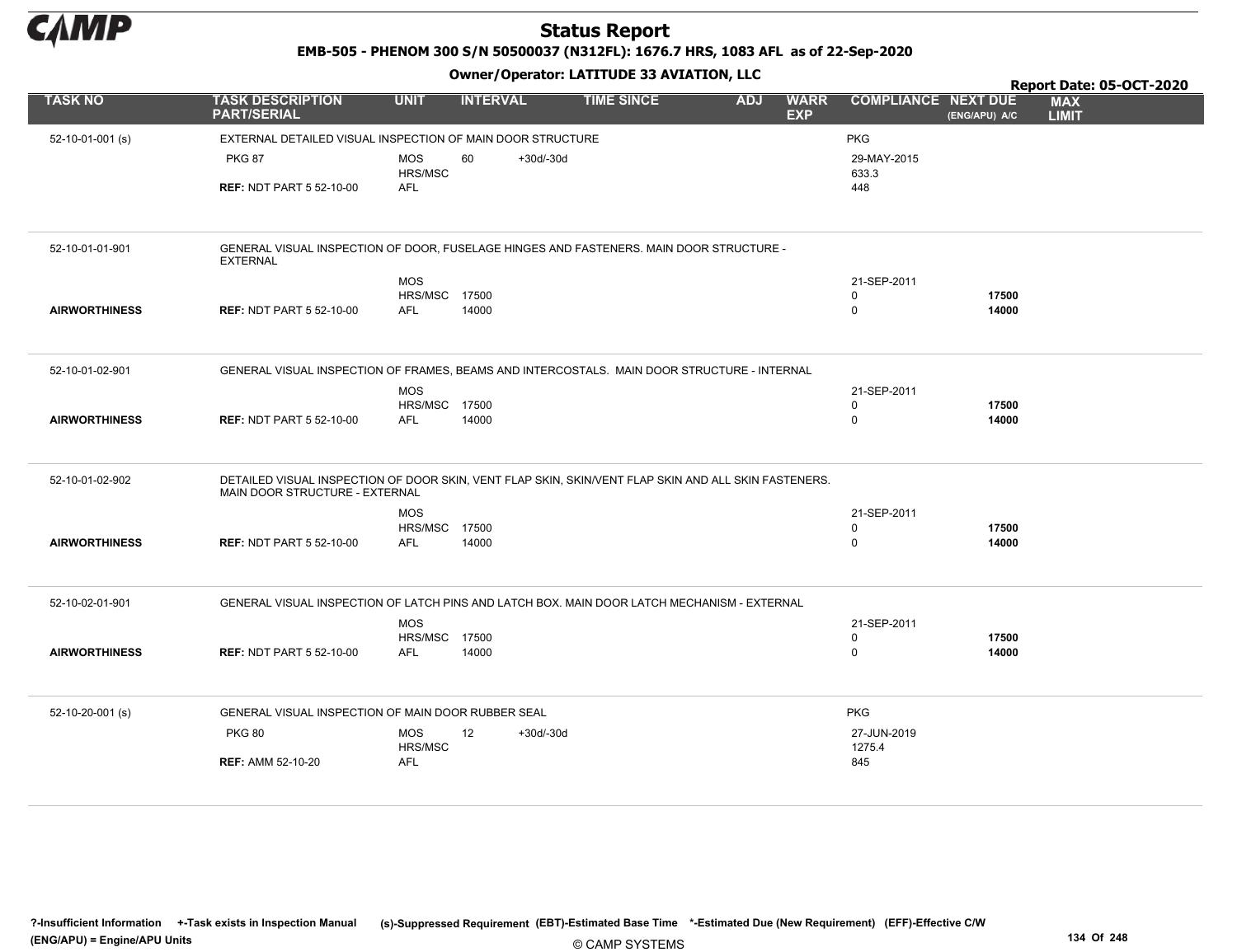# Status Report

**EMB-505 - PHENOM 300 S/N 50500037 (N312FL): 1676.7 HRS, 1083 AFL as of 22-Sep-2020**

**Owner/Operator: LATITUDE 33 AVIATION, LLC**

**Report Date: 05-OCT-2020**

| TASK NO | TASK DESCRIPTION PART/SERIAL | UNIT | INTERVAL | | TIME SINCE | ADJ | WARR EXP | COMPLIANCE | NEXT DUE (ENG/APU) A/C | MAX LIMIT |
|---|---|---|---|---|---|---|---|---|---|---|
| 52-10-01-001 (s) | EXTERNAL DETAILED VISUAL INSPECTION OF MAIN DOOR STRUCTURE | | | | | | | PKG | | |
| | PKG 87 | MOS | 60 | +30d/-30d | | | | 29-MAY-2015 | | |
| | | HRS/MSC | | | | | | 633.3 | | |
| | **REF:** NDT PART 5 52-10-00 | AFL | | | | | | 448 | | |
| 52-10-01-01-901 | GENERAL VISUAL INSPECTION OF DOOR, FUSELAGE HINGES AND FASTENERS. MAIN DOOR STRUCTURE - EXTERNAL | | | | | | | | | |
| | | MOS | | | | | | 21-SEP-2011 | | |
| | | HRS/MSC | 17500 | | | | | 0 | **17500** | |
| **AIRWORTHINESS** | **REF:** NDT PART 5 52-10-00 | AFL | 14000 | | | | | 0 | **14000** | |
| 52-10-01-02-901 | GENERAL VISUAL INSPECTION OF FRAMES, BEAMS AND INTERCOSTALS. MAIN DOOR STRUCTURE - INTERNAL | | | | | | | | | |
| | | MOS | | | | | | 21-SEP-2011 | | |
| | | HRS/MSC | 17500 | | | | | 0 | **17500** | |
| **AIRWORTHINESS** | **REF:** NDT PART 5 52-10-00 | AFL | 14000 | | | | | 0 | **14000** | |
| 52-10-01-02-902 | DETAILED VISUAL INSPECTION OF DOOR SKIN, VENT FLAP SKIN, SKIN/VENT FLAP SKIN AND ALL SKIN FASTENERS. MAIN DOOR STRUCTURE - EXTERNAL | | | | | | | | | |
| | | MOS | | | | | | 21-SEP-2011 | | |
| | | HRS/MSC | 17500 | | | | | 0 | **17500** | |
| **AIRWORTHINESS** | **REF:** NDT PART 5 52-10-00 | AFL | 14000 | | | | | 0 | **14000** | |
| 52-10-02-01-901 | GENERAL VISUAL INSPECTION OF LATCH PINS AND LATCH BOX. MAIN DOOR LATCH MECHANISM - EXTERNAL | | | | | | | | | |
| | | MOS | | | | | | 21-SEP-2011 | | |
| | | HRS/MSC | 17500 | | | | | 0 | **17500** | |
| **AIRWORTHINESS** | **REF:** NDT PART 5 52-10-00 | AFL | 14000 | | | | | 0 | **14000** | |
| 52-10-20-001 (s) | GENERAL VISUAL INSPECTION OF MAIN DOOR RUBBER SEAL | | | | | | | PKG | | |
| | PKG 80 | MOS | 12 | +30d/-30d | | | | 27-JUN-2019 | | |
| | | HRS/MSC | | | | | | 1275.4 | | |
| | **REF:** AMM 52-10-20 | AFL | | | | | | 845 | | |

?-Insufficient Information +-Task exists in Inspection Manual (s)-Suppressed Requirement (EBT)-Estimated Base Time *-Estimated Due (New Requirement) (EFF)-Effective C/W (ENG/APU) = Engine/APU Units

© CAMP SYSTEMS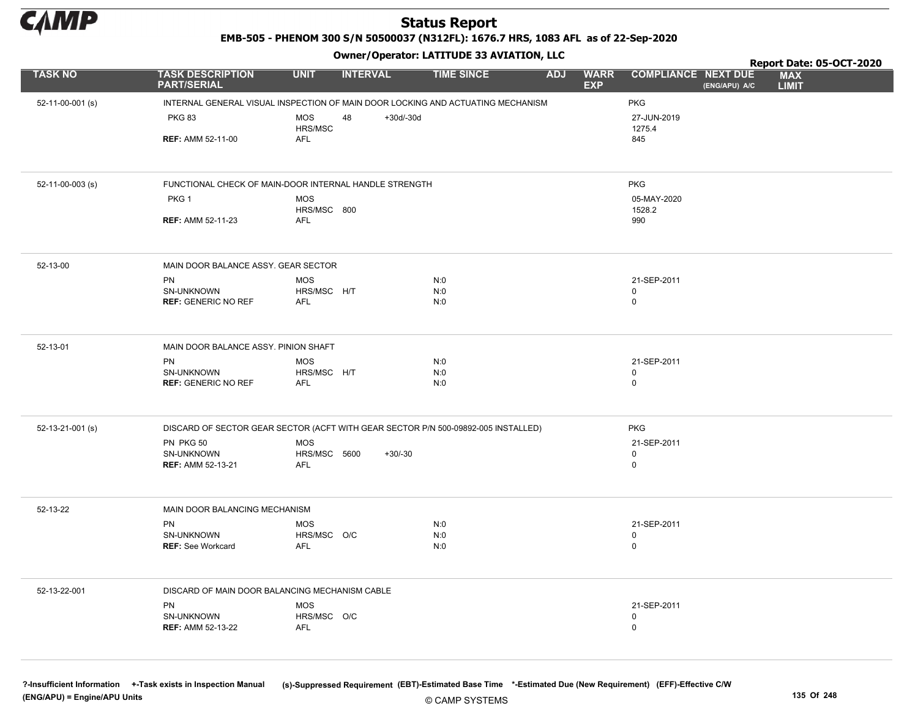# Status Report

**EMB-505 - PHENOM 300 S/N 50500037 (N312FL): 1676.7 HRS, 1083 AFL as of 22-Sep-2020**

**Owner/Operator: LATITUDE 33 AVIATION, LLC**

**Report Date: 05-OCT-2020**

| TASK NO | TASK DESCRIPTION PART/SERIAL | UNIT | INTERVAL | | TIME SINCE | ADJ | WARR EXP | COMPLIANCE | NEXT DUE (ENG/APU) A/C | MAX LIMIT |
|---|---|---|---|---|---|---|---|---|---|---|
| 52-11-00-001 (s) | INTERNAL GENERAL VISUAL INSPECTION OF MAIN DOOR LOCKING AND ACTUATING MECHANISM | | | | | | | PKG | | |
| | PKG 83 | MOS | 48 | +30d/-30d | | | | 27-JUN-2019 | | |
| | | HRS/MSC | | | | | | 1275.4 | | |
| | **REF:** AMM 52-11-00 | AFL | | | | | | 845 | | |
| 52-11-00-003 (s) | FUNCTIONAL CHECK OF MAIN-DOOR INTERNAL HANDLE STRENGTH | | | | | | | PKG | | |
| | PKG 1 | MOS | | | | | | 05-MAY-2020 | | |
| | | HRS/MSC | 800 | | | | | 1528.2 | | |
| | **REF:** AMM 52-11-23 | AFL | | | | | | 990 | | |
| 52-13-00 | MAIN DOOR BALANCE ASSY. GEAR SECTOR | | | | | | | | | |
| | PN | MOS | | | N:0 | | | 21-SEP-2011 | | |
| | SN-UNKNOWN | HRS/MSC | H/T | | N:0 | | | 0 | | |
| | **REF:** GENERIC NO REF | AFL | | | N:0 | | | 0 | | |
| 52-13-01 | MAIN DOOR BALANCE ASSY. PINION SHAFT | | | | | | | | | |
| | PN | MOS | | | N:0 | | | 21-SEP-2011 | | |
| | SN-UNKNOWN | HRS/MSC | H/T | | N:0 | | | 0 | | |
| | **REF:** GENERIC NO REF | AFL | | | N:0 | | | 0 | | |
| 52-13-21-001 (s) | DISCARD OF SECTOR GEAR SECTOR (ACFT WITH GEAR SECTOR P/N 500-09892-005 INSTALLED) | | | | | | | PKG | | |
| | PN PKG 50 | MOS | | | | | | 21-SEP-2011 | | |
| | SN-UNKNOWN | HRS/MSC | 5600 | +30/-30 | | | | 0 | | |
| | **REF:** AMM 52-13-21 | AFL | | | | | | 0 | | |
| 52-13-22 | MAIN DOOR BALANCING MECHANISM | | | | | | | | | |
| | PN | MOS | | | N:0 | | | 21-SEP-2011 | | |
| | SN-UNKNOWN | HRS/MSC | O/C | | N:0 | | | 0 | | |
| | **REF:** See Workcard | AFL | | | N:0 | | | 0 | | |
| 52-13-22-001 | DISCARD OF MAIN DOOR BALANCING MECHANISM CABLE | | | | | | | | | |
| | PN | MOS | | | | | | 21-SEP-2011 | | |
| | SN-UNKNOWN | HRS/MSC | O/C | | | | | 0 | | |
| | **REF:** AMM 52-13-22 | AFL | | | | | | 0 | | |

?-Insufficient Information +-Task exists in Inspection Manual (s)-Suppressed Requirement (EBT)-Estimated Base Time *-Estimated Due (New Requirement) (EFF)-Effective C/W
(ENG/APU) = Engine/APU Units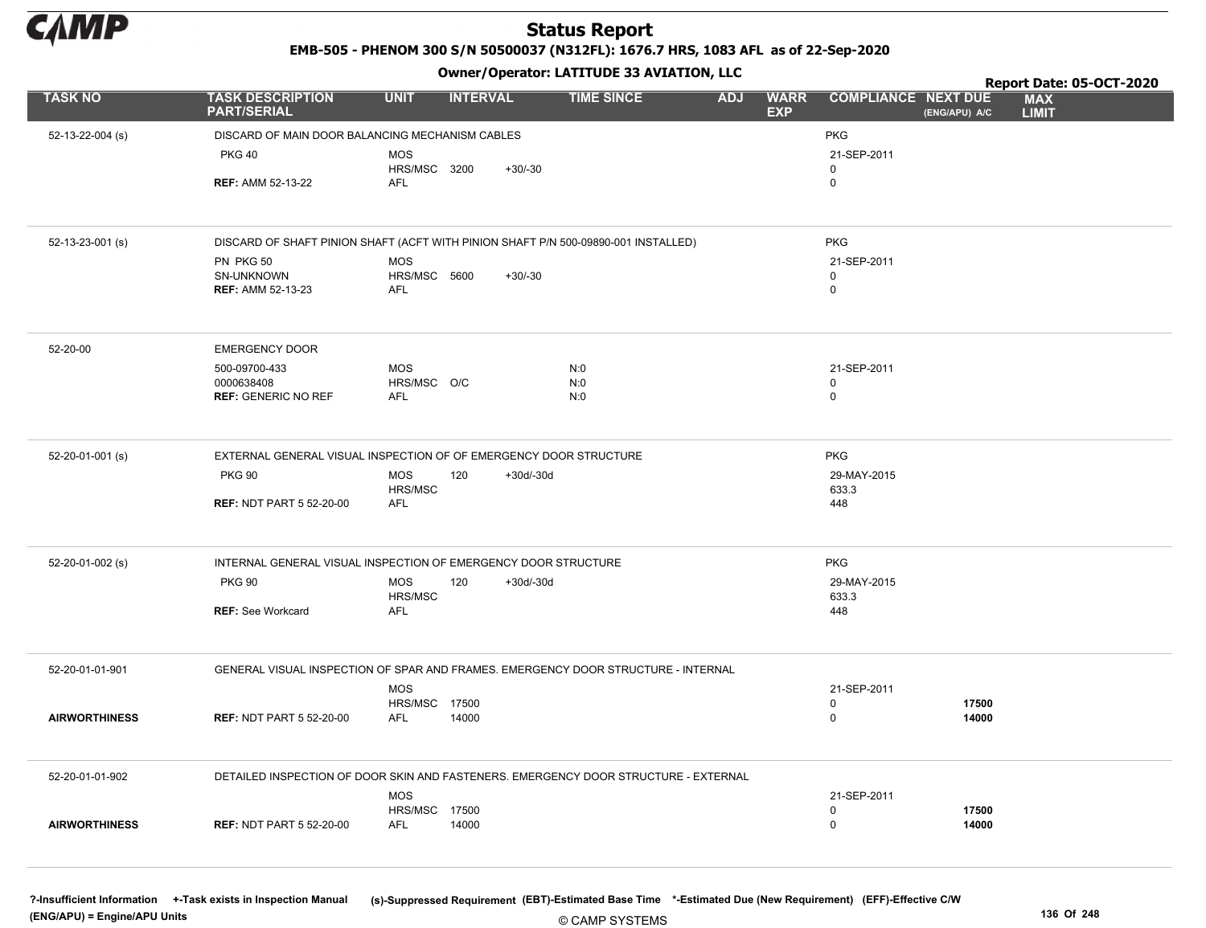# Status Report

**EMB-505 - PHENOM 300 S/N 50500037 (N312FL): 1676.7 HRS, 1083 AFL as of 22-Sep-2020**

**Owner/Operator: LATITUDE 33 AVIATION, LLC**

**Report Date: 05-OCT-2020**

| TASK NO | TASK DESCRIPTION PART/SERIAL | UNIT | INTERVAL | | TIME SINCE | ADJ | WARR EXP | COMPLIANCE | NEXT DUE (ENG/APU) A/C | MAX LIMIT |
|---|---|---|---|---|---|---|---|---|---|---|
| 52-13-22-004 (s) | DISCARD OF MAIN DOOR BALANCING MECHANISM CABLES | | | | | | | PKG | | |
| | PKG 40 | MOS | | | | | | 21-SEP-2011 | | |
| | | HRS/MSC | 3200 | +30/-30 | | | | 0 | | |
| | **REF:** AMM 52-13-22 | AFL | | | | | | 0 | | |
| 52-13-23-001 (s) | DISCARD OF SHAFT PINION SHAFT (ACFT WITH PINION SHAFT P/N 500-09890-001 INSTALLED) | | | | | | | PKG | | |
| | PN PKG 50 | MOS | | | | | | 21-SEP-2011 | | |
| | SN-UNKNOWN | HRS/MSC | 5600 | +30/-30 | | | | 0 | | |
| | **REF:** AMM 52-13-23 | AFL | | | | | | 0 | | |
| 52-20-00 | EMERGENCY DOOR | | | | | | | | | |
| | 500-09700-433 | MOS | | | N:0 | | | 21-SEP-2011 | | |
| | 0000638408 | HRS/MSC | O/C | | N:0 | | | 0 | | |
| | **REF:** GENERIC NO REF | AFL | | | N:0 | | | 0 | | |
| 52-20-01-001 (s) | EXTERNAL GENERAL VISUAL INSPECTION OF OF EMERGENCY DOOR STRUCTURE | | | | | | | PKG | | |
| | PKG 90 | MOS | 120 | +30d/-30d | | | | 29-MAY-2015 | | |
| | | HRS/MSC | | | | | | 633.3 | | |
| | **REF:** NDT PART 5 52-20-00 | AFL | | | | | | 448 | | |
| 52-20-01-002 (s) | INTERNAL GENERAL VISUAL INSPECTION OF EMERGENCY DOOR STRUCTURE | | | | | | | PKG | | |
| | PKG 90 | MOS | 120 | +30d/-30d | | | | 29-MAY-2015 | | |
| | | HRS/MSC | | | | | | 633.3 | | |
| | **REF:** See Workcard | AFL | | | | | | 448 | | |
| 52-20-01-01-901 | GENERAL VISUAL INSPECTION OF SPAR AND FRAMES. EMERGENCY DOOR STRUCTURE - INTERNAL | | | | | | | | | |
| | | MOS | | | | | | 21-SEP-2011 | | |
| | | HRS/MSC | 17500 | | | | | 0 | **17500** | |
| **AIRWORTHINESS** | **REF:** NDT PART 5 52-20-00 | AFL | 14000 | | | | | 0 | **14000** | |
| 52-20-01-01-902 | DETAILED INSPECTION OF DOOR SKIN AND FASTENERS. EMERGENCY DOOR STRUCTURE - EXTERNAL | | | | | | | | | |
| | | MOS | | | | | | 21-SEP-2011 | | |
| | | HRS/MSC | 17500 | | | | | 0 | **17500** | |
| **AIRWORTHINESS** | **REF:** NDT PART 5 52-20-00 | AFL | 14000 | | | | | 0 | **14000** | |

?-Insufficient Information +-Task exists in Inspection Manual (s)-Suppressed Requirement (EBT)-Estimated Base Time *-Estimated Due (New Requirement) (EFF)-Effective C/W (ENG/APU) = Engine/APU Units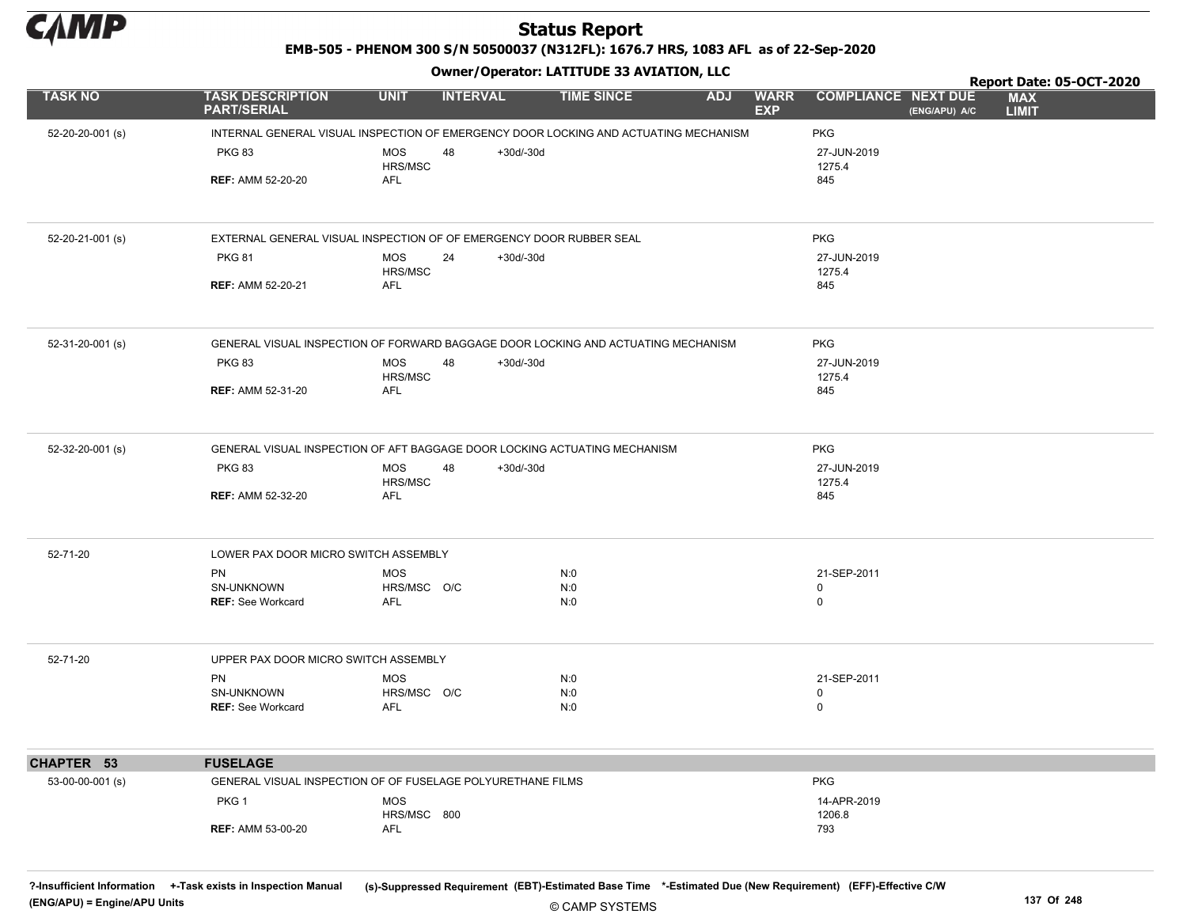# Status Report

**EMB-505 - PHENOM 300 S/N 50500037 (N312FL): 1676.7 HRS, 1083 AFL as of 22-Sep-2020**

**Owner/Operator: LATITUDE 33 AVIATION, LLC**

**Report Date: 05-OCT-2020**

| TASK NO | TASK DESCRIPTION PART/SERIAL | UNIT | INTERVAL | | TIME SINCE | ADJ | WARR EXP | COMPLIANCE | NEXT DUE (ENG/APU) A/C | MAX LIMIT |
|---|---|---|---|---|---|---|---|---|---|---|
| 52-20-20-001 (s) | INTERNAL GENERAL VISUAL INSPECTION OF EMERGENCY DOOR LOCKING AND ACTUATING MECHANISM | | | | | | | PKG | | |
| | PKG 83 | MOS | 48 | +30d/-30d | | | | 27-JUN-2019 | | |
| | | HRS/MSC | | | | | | 1275.4 | | |
| | **REF:** AMM 52-20-20 | AFL | | | | | | 845 | | |
| 52-20-21-001 (s) | EXTERNAL GENERAL VISUAL INSPECTION OF OF EMERGENCY DOOR RUBBER SEAL | | | | | | | PKG | | |
| | PKG 81 | MOS | 24 | +30d/-30d | | | | 27-JUN-2019 | | |
| | | HRS/MSC | | | | | | 1275.4 | | |
| | **REF:** AMM 52-20-21 | AFL | | | | | | 845 | | |
| 52-31-20-001 (s) | GENERAL VISUAL INSPECTION OF FORWARD BAGGAGE DOOR LOCKING AND ACTUATING MECHANISM | | | | | | | PKG | | |
| | PKG 83 | MOS | 48 | +30d/-30d | | | | 27-JUN-2019 | | |
| | | HRS/MSC | | | | | | 1275.4 | | |
| | **REF:** AMM 52-31-20 | AFL | | | | | | 845 | | |
| 52-32-20-001 (s) | GENERAL VISUAL INSPECTION OF AFT BAGGAGE DOOR LOCKING ACTUATING MECHANISM | | | | | | | PKG | | |
| | PKG 83 | MOS | 48 | +30d/-30d | | | | 27-JUN-2019 | | |
| | | HRS/MSC | | | | | | 1275.4 | | |
| | **REF:** AMM 52-32-20 | AFL | | | | | | 845 | | |
| 52-71-20 | LOWER PAX DOOR MICRO SWITCH ASSEMBLY | | | | | | | | | |
| | PN | MOS | | | N:0 | | | 21-SEP-2011 | | |
| | SN-UNKNOWN | HRS/MSC | O/C | | N:0 | | | 0 | | |
| | **REF:** See Workcard | AFL | | | N:0 | | | 0 | | |
| 52-71-20 | UPPER PAX DOOR MICRO SWITCH ASSEMBLY | | | | | | | | | |
| | PN | MOS | | | N:0 | | | 21-SEP-2011 | | |
| | SN-UNKNOWN | HRS/MSC | O/C | | N:0 | | | 0 | | |
| | **REF:** See Workcard | AFL | | | N:0 | | | 0 | | |
| **CHAPTER 53** | **FUSELAGE** | | | | | | | | | |
| 53-00-00-001 (s) | GENERAL VISUAL INSPECTION OF OF FUSELAGE POLYURETHANE FILMS | | | | | | | PKG | | |
| | PKG 1 | MOS | | | | | | 14-APR-2019 | | |
| | | HRS/MSC | 800 | | | | | 1206.8 | | |
| | **REF:** AMM 53-00-20 | AFL | | | | | | 793 | | |

?-Insufficient Information +-Task exists in Inspection Manual (s)-Suppressed Requirement (EBT)-Estimated Base Time *-Estimated Due (New Requirement) (EFF)-Effective C/W (ENG/APU) = Engine/APU Units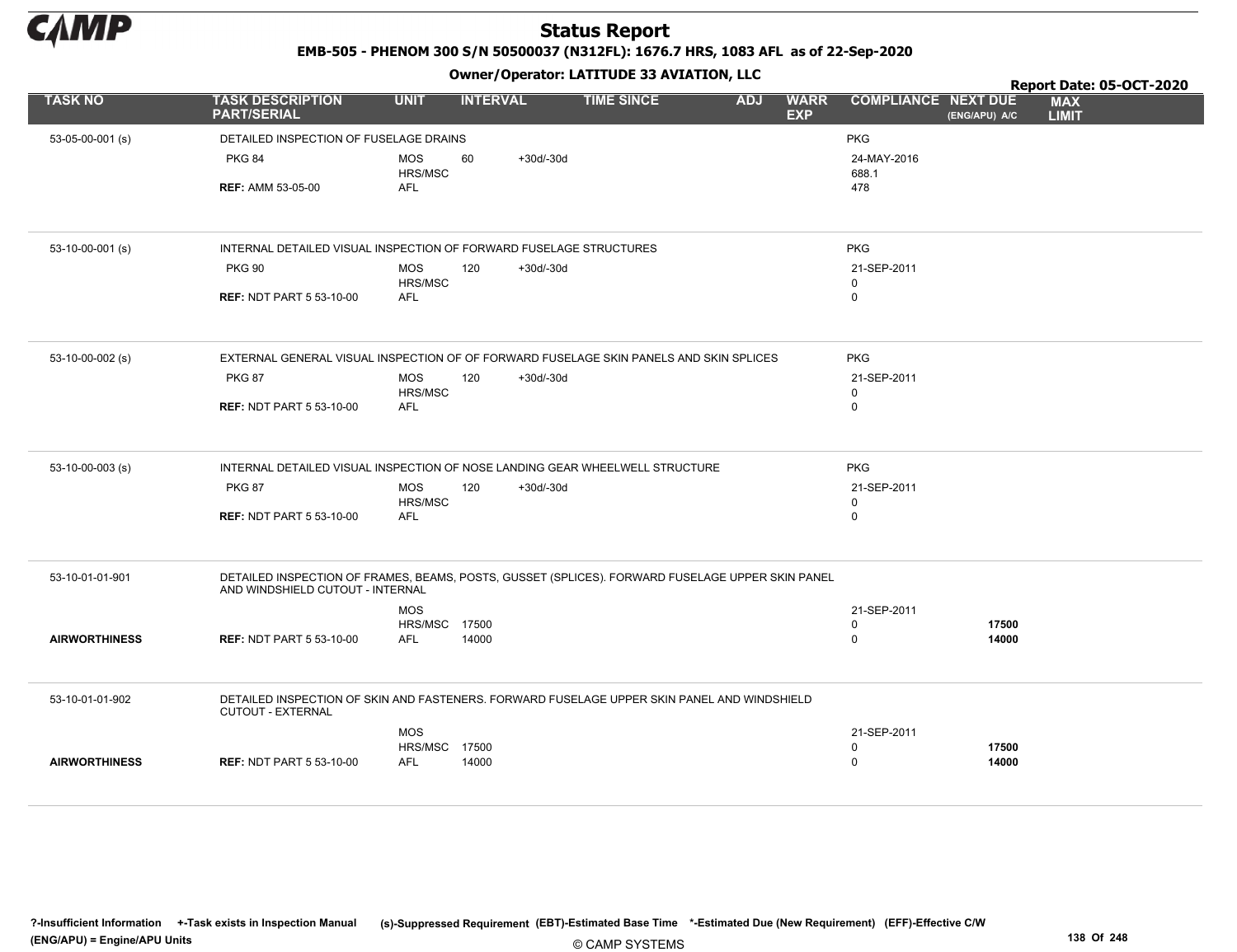# Status Report

**EMB-505 - PHENOM 300 S/N 50500037 (N312FL): 1676.7 HRS, 1083 AFL as of 22-Sep-2020**

**Owner/Operator: LATITUDE 33 AVIATION, LLC**

**Report Date: 05-OCT-2020**

| TASK NO | TASK DESCRIPTION PART/SERIAL | UNIT | INTERVAL | | TIME SINCE | ADJ | WARR EXP | COMPLIANCE | NEXT DUE (ENG/APU) A/C | MAX LIMIT |
|---|---|---|---|---|---|---|---|---|---|---|
| 53-05-00-001 (s) | DETAILED INSPECTION OF FUSELAGE DRAINS | | | | | | | PKG | | |
| | PKG 84 | MOS | 60 | +30d/-30d | | | | 24-MAY-2016 | | |
| | | HRS/MSC | | | | | | 688.1 | | |
| | **REF:** AMM 53-05-00 | AFL | | | | | | 478 | | |
| 53-10-00-001 (s) | INTERNAL DETAILED VISUAL INSPECTION OF FORWARD FUSELAGE STRUCTURES | | | | | | | PKG | | |
| | PKG 90 | MOS | 120 | +30d/-30d | | | | 21-SEP-2011 | | |
| | | HRS/MSC | | | | | | 0 | | |
| | **REF:** NDT PART 5 53-10-00 | AFL | | | | | | 0 | | |
| 53-10-00-002 (s) | EXTERNAL GENERAL VISUAL INSPECTION OF OF FORWARD FUSELAGE SKIN PANELS AND SKIN SPLICES | | | | | | | PKG | | |
| | PKG 87 | MOS | 120 | +30d/-30d | | | | 21-SEP-2011 | | |
| | | HRS/MSC | | | | | | 0 | | |
| | **REF:** NDT PART 5 53-10-00 | AFL | | | | | | 0 | | |
| 53-10-00-003 (s) | INTERNAL DETAILED VISUAL INSPECTION OF NOSE LANDING GEAR WHEELWELL STRUCTURE | | | | | | | PKG | | |
| | PKG 87 | MOS | 120 | +30d/-30d | | | | 21-SEP-2011 | | |
| | | HRS/MSC | | | | | | 0 | | |
| | **REF:** NDT PART 5 53-10-00 | AFL | | | | | | 0 | | |
| 53-10-01-01-901 | DETAILED INSPECTION OF FRAMES, BEAMS, POSTS, GUSSET (SPLICES). FORWARD FUSELAGE UPPER SKIN PANEL AND WINDSHIELD CUTOUT - INTERNAL | | | | | | | | | |
| | | MOS | | | | | | 21-SEP-2011 | | |
| | | HRS/MSC | 17500 | | | | | 0 | **17500** | |
| **AIRWORTHINESS** | **REF:** NDT PART 5 53-10-00 | AFL | 14000 | | | | | 0 | **14000** | |
| 53-10-01-01-902 | DETAILED INSPECTION OF SKIN AND FASTENERS. FORWARD FUSELAGE UPPER SKIN PANEL AND WINDSHIELD CUTOUT - EXTERNAL | | | | | | | | | |
| | | MOS | | | | | | 21-SEP-2011 | | |
| | | HRS/MSC | 17500 | | | | | 0 | **17500** | |
| **AIRWORTHINESS** | **REF:** NDT PART 5 53-10-00 | AFL | 14000 | | | | | 0 | **14000** | |

**?-Insufficient Information** **+-Task exists in Inspection Manual** **(s)-Suppressed Requirement** **(EBT)-Estimated Base Time** **\*-Estimated Due (New Requirement)** **(EFF)-Effective C/W**
**(ENG/APU) = Engine/APU Units**

© CAMP SYSTEMS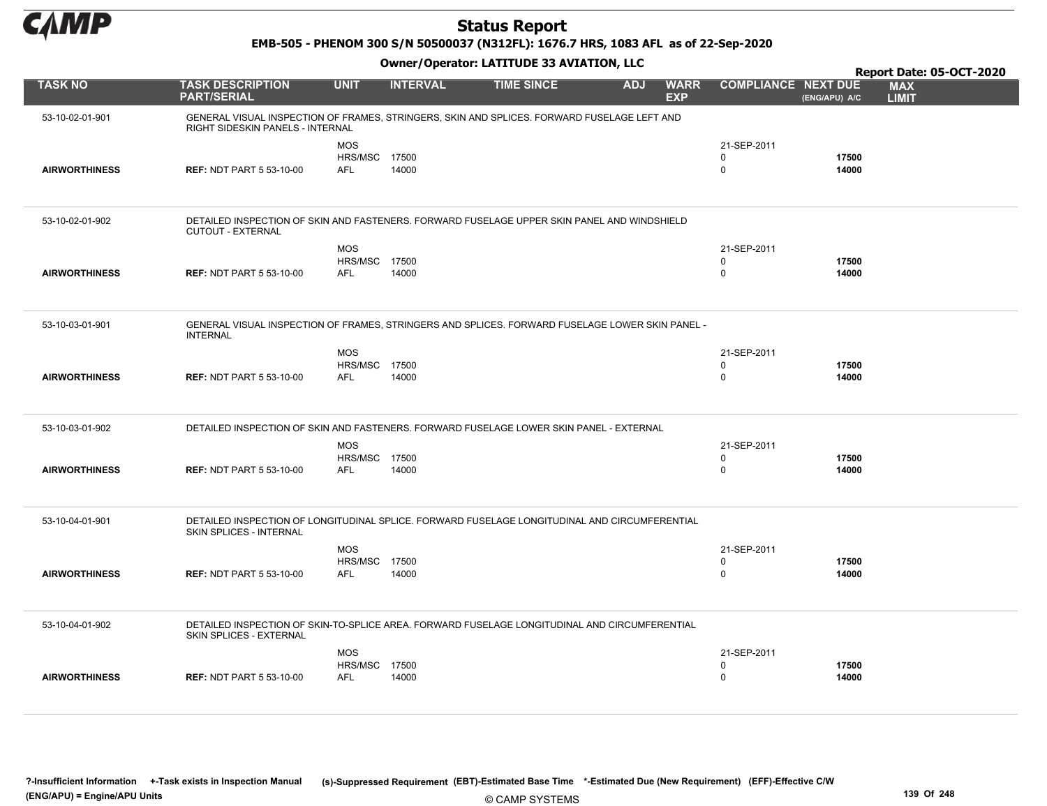# Status Report

**EMB-505 - PHENOM 300 S/N 50500037 (N312FL): 1676.7 HRS, 1083 AFL as of 22-Sep-2020**

**Owner/Operator: LATITUDE 33 AVIATION, LLC**

**Report Date: 05-OCT-2020**

| TASK NO | TASK DESCRIPTION PART/SERIAL | UNIT | INTERVAL | TIME SINCE | ADJ | WARR EXP | COMPLIANCE | NEXT DUE (ENG/APU) A/C | MAX LIMIT |
|---|---|---|---|---|---|---|---|---|---|
| 53-10-02-01-901 | GENERAL VISUAL INSPECTION OF FRAMES, STRINGERS, SKIN AND SPLICES. FORWARD FUSELAGE LEFT AND RIGHT SIDESKIN PANELS - INTERNAL | | | | | | | | |
| | | MOS | | | | | 21-SEP-2011 | | |
| | | HRS/MSC | 17500 | | | | 0 | **17500** | |
| **AIRWORTHINESS** | **REF:** NDT PART 5 53-10-00 | AFL | 14000 | | | | 0 | **14000** | |
| 53-10-02-01-902 | DETAILED INSPECTION OF SKIN AND FASTENERS. FORWARD FUSELAGE UPPER SKIN PANEL AND WINDSHIELD CUTOUT - EXTERNAL | | | | | | | | |
| | | MOS | | | | | 21-SEP-2011 | | |
| | | HRS/MSC | 17500 | | | | 0 | **17500** | |
| **AIRWORTHINESS** | **REF:** NDT PART 5 53-10-00 | AFL | 14000 | | | | 0 | **14000** | |
| 53-10-03-01-901 | GENERAL VISUAL INSPECTION OF FRAMES, STRINGERS AND SPLICES. FORWARD FUSELAGE LOWER SKIN PANEL - INTERNAL | | | | | | | | |
| | | MOS | | | | | 21-SEP-2011 | | |
| | | HRS/MSC | 17500 | | | | 0 | **17500** | |
| **AIRWORTHINESS** | **REF:** NDT PART 5 53-10-00 | AFL | 14000 | | | | 0 | **14000** | |
| 53-10-03-01-902 | DETAILED INSPECTION OF SKIN AND FASTENERS. FORWARD FUSELAGE LOWER SKIN PANEL - EXTERNAL | | | | | | | | |
| | | MOS | | | | | 21-SEP-2011 | | |
| | | HRS/MSC | 17500 | | | | 0 | **17500** | |
| **AIRWORTHINESS** | **REF:** NDT PART 5 53-10-00 | AFL | 14000 | | | | 0 | **14000** | |
| 53-10-04-01-901 | DETAILED INSPECTION OF LONGITUDINAL SPLICE. FORWARD FUSELAGE LONGITUDINAL AND CIRCUMFERENTIAL SKIN SPLICES - INTERNAL | | | | | | | | |
| | | MOS | | | | | 21-SEP-2011 | | |
| | | HRS/MSC | 17500 | | | | 0 | **17500** | |
| **AIRWORTHINESS** | **REF:** NDT PART 5 53-10-00 | AFL | 14000 | | | | 0 | **14000** | |
| 53-10-04-01-902 | DETAILED INSPECTION OF SKIN-TO-SPLICE AREA. FORWARD FUSELAGE LONGITUDINAL AND CIRCUMFERENTIAL SKIN SPLICES - EXTERNAL | | | | | | | | |
| | | MOS | | | | | 21-SEP-2011 | | |
| | | HRS/MSC | 17500 | | | | 0 | **17500** | |
| **AIRWORTHINESS** | **REF:** NDT PART 5 53-10-00 | AFL | 14000 | | | | 0 | **14000** | |

**?-Insufficient Information +-Task exists in Inspection Manual (s)-Suppressed Requirement (EBT)-Estimated Base Time \*-Estimated Due (New Requirement) (EFF)-Effective C/W (ENG/APU) = Engine/APU Units**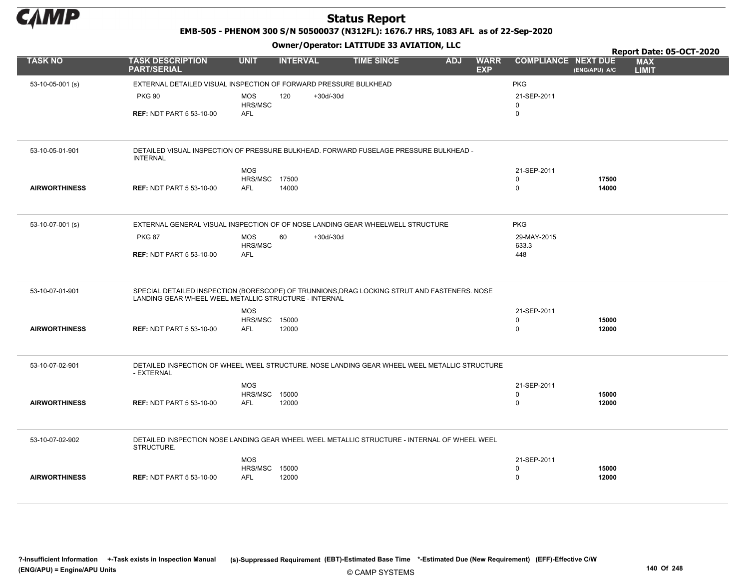# Status Report

**EMB-505 - PHENOM 300 S/N 50500037 (N312FL): 1676.7 HRS, 1083 AFL as of 22-Sep-2020**

**Owner/Operator: LATITUDE 33 AVIATION, LLC**

**Report Date: 05-OCT-2020**

| TASK NO | TASK DESCRIPTION PART/SERIAL | UNIT | INTERVAL | | TIME SINCE | ADJ | WARR EXP | COMPLIANCE | NEXT DUE (ENG/APU) A/C | MAX LIMIT |
|---|---|---|---|---|---|---|---|---|---|---|
| 53-10-05-001 (s) | EXTERNAL DETAILED VISUAL INSPECTION OF FORWARD PRESSURE BULKHEAD | | | | | | | PKG | | |
| | PKG 90 | MOS | 120 | +30d/-30d | | | | 21-SEP-2011 | | |
| | | HRS/MSC | | | | | | 0 | | |
| | **REF:** NDT PART 5 53-10-00 | AFL | | | | | | 0 | | |
| 53-10-05-01-901 | DETAILED VISUAL INSPECTION OF PRESSURE BULKHEAD. FORWARD FUSELAGE PRESSURE BULKHEAD - INTERNAL | | | | | | | | | |
| | | MOS | | | | | | 21-SEP-2011 | | |
| | | HRS/MSC | 17500 | | | | | 0 | **17500** | |
| **AIRWORTHINESS** | **REF:** NDT PART 5 53-10-00 | AFL | 14000 | | | | | 0 | **14000** | |
| 53-10-07-001 (s) | EXTERNAL GENERAL VISUAL INSPECTION OF OF NOSE LANDING GEAR WHEELWELL STRUCTURE | | | | | | | PKG | | |
| | PKG 87 | MOS | 60 | +30d/-30d | | | | 29-MAY-2015 | | |
| | | HRS/MSC | | | | | | 633.3 | | |
| | **REF:** NDT PART 5 53-10-00 | AFL | | | | | | 448 | | |
| 53-10-07-01-901 | SPECIAL DETAILED INSPECTION (BORESCOPE) OF TRUNNIONS,DRAG LOCKING STRUT AND FASTENERS. NOSE LANDING GEAR WHEEL WEEL METALLIC STRUCTURE - INTERNAL | | | | | | | | | |
| | | MOS | | | | | | 21-SEP-2011 | | |
| | | HRS/MSC | 15000 | | | | | 0 | **15000** | |
| **AIRWORTHINESS** | **REF:** NDT PART 5 53-10-00 | AFL | 12000 | | | | | 0 | **12000** | |
| 53-10-07-02-901 | DETAILED INSPECTION OF WHEEL WEEL STRUCTURE. NOSE LANDING GEAR WHEEL WEEL METALLIC STRUCTURE - EXTERNAL | | | | | | | | | |
| | | MOS | | | | | | 21-SEP-2011 | | |
| | | HRS/MSC | 15000 | | | | | 0 | **15000** | |
| **AIRWORTHINESS** | **REF:** NDT PART 5 53-10-00 | AFL | 12000 | | | | | 0 | **12000** | |
| 53-10-07-02-902 | DETAILED INSPECTION NOSE LANDING GEAR WHEEL WEEL METALLIC STRUCTURE - INTERNAL OF WHEEL WEEL STRUCTURE. | | | | | | | | | |
| | | MOS | | | | | | 21-SEP-2011 | | |
| | | HRS/MSC | 15000 | | | | | 0 | **15000** | |
| **AIRWORTHINESS** | **REF:** NDT PART 5 53-10-00 | AFL | 12000 | | | | | 0 | **12000** | |

?-Insufficient Information +-Task exists in Inspection Manual (s)-Suppressed Requirement (EBT)-Estimated Base Time *-Estimated Due (New Requirement) (EFF)-Effective C/W (ENG/APU) = Engine/APU Units

© CAMP SYSTEMS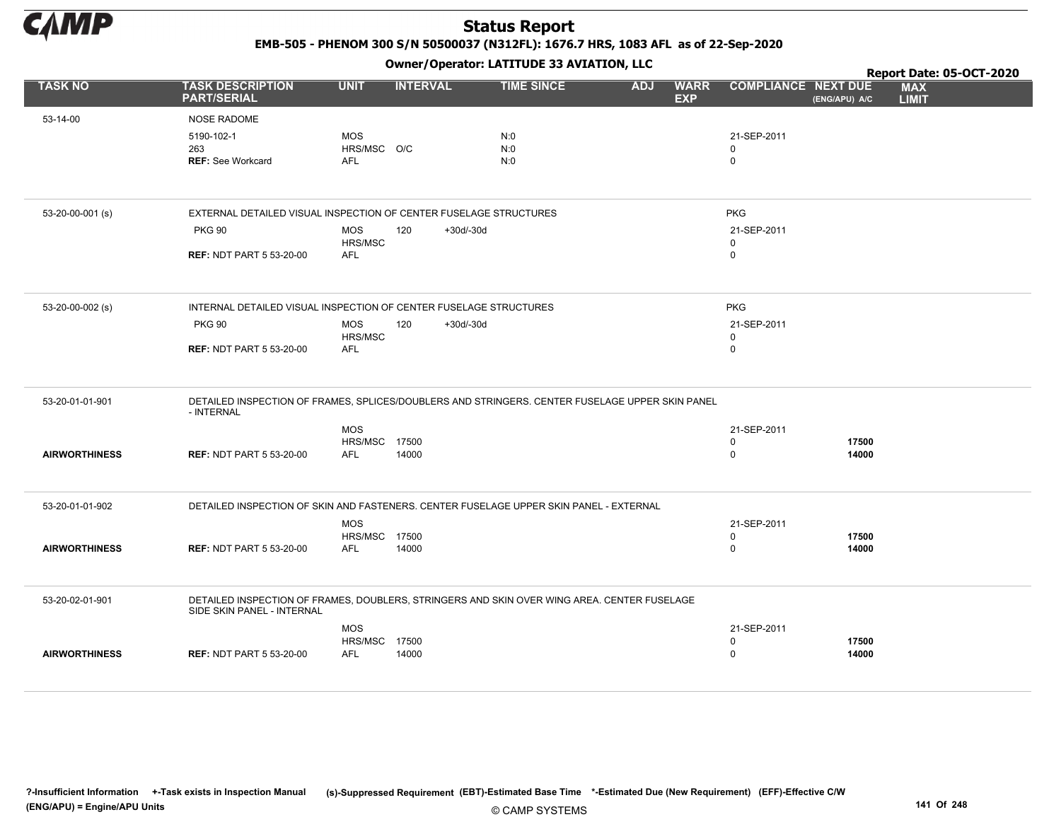# Status Report

**EMB-505 - PHENOM 300 S/N 50500037 (N312FL): 1676.7 HRS, 1083 AFL as of 22-Sep-2020**

**Owner/Operator: LATITUDE 33 AVIATION, LLC**

**Report Date: 05-OCT-2020**

| TASK NO | TASK DESCRIPTION PART/SERIAL | UNIT | INTERVAL | | TIME SINCE | ADJ | WARR EXP | COMPLIANCE | NEXT DUE (ENG/APU) A/C | MAX LIMIT |
|---|---|---|---|---|---|---|---|---|---|---|
| 53-14-00 | NOSE RADOME | | | | | | | | | |
| | 5190-102-1 | MOS | | | N:0 | | | 21-SEP-2011 | | |
| | 263 | HRS/MSC | O/C | | N:0 | | | 0 | | |
| | **REF:** See Workcard | AFL | | | N:0 | | | 0 | | |
| 53-20-00-001 (s) | EXTERNAL DETAILED VISUAL INSPECTION OF CENTER FUSELAGE STRUCTURES | | | | | | | PKG | | |
| | PKG 90 | MOS | 120 | +30d/-30d | | | | 21-SEP-2011 | | |
| | | HRS/MSC | | | | | | 0 | | |
| | **REF:** NDT PART 5 53-20-00 | AFL | | | | | | 0 | | |
| 53-20-00-002 (s) | INTERNAL DETAILED VISUAL INSPECTION OF CENTER FUSELAGE STRUCTURES | | | | | | | PKG | | |
| | PKG 90 | MOS | 120 | +30d/-30d | | | | 21-SEP-2011 | | |
| | | HRS/MSC | | | | | | 0 | | |
| | **REF:** NDT PART 5 53-20-00 | AFL | | | | | | 0 | | |
| 53-20-01-01-901 | DETAILED INSPECTION OF FRAMES, SPLICES/DOUBLERS AND STRINGERS. CENTER FUSELAGE UPPER SKIN PANEL - INTERNAL | | | | | | | | | |
| | | MOS | | | | | | 21-SEP-2011 | | |
| | | HRS/MSC | 17500 | | | | | 0 | **17500** | |
| **AIRWORTHINESS** | **REF:** NDT PART 5 53-20-00 | AFL | 14000 | | | | | 0 | **14000** | |
| 53-20-01-01-902 | DETAILED INSPECTION OF SKIN AND FASTENERS. CENTER FUSELAGE UPPER SKIN PANEL - EXTERNAL | | | | | | | | | |
| | | MOS | | | | | | 21-SEP-2011 | | |
| | | HRS/MSC | 17500 | | | | | 0 | **17500** | |
| **AIRWORTHINESS** | **REF:** NDT PART 5 53-20-00 | AFL | 14000 | | | | | 0 | **14000** | |
| 53-20-02-01-901 | DETAILED INSPECTION OF FRAMES, DOUBLERS, STRINGERS AND SKIN OVER WING AREA. CENTER FUSELAGE SIDE SKIN PANEL - INTERNAL | | | | | | | | | |
| | | MOS | | | | | | 21-SEP-2011 | | |
| | | HRS/MSC | 17500 | | | | | 0 | **17500** | |
| **AIRWORTHINESS** | **REF:** NDT PART 5 53-20-00 | AFL | 14000 | | | | | 0 | **14000** | |

**?-Insufficient Information** **+-Task exists in Inspection Manual** **(s)-Suppressed Requirement** **(EBT)-Estimated Base Time** **\*-Estimated Due (New Requirement)** **(EFF)-Effective C/W**
**(ENG/APU) = Engine/APU Units**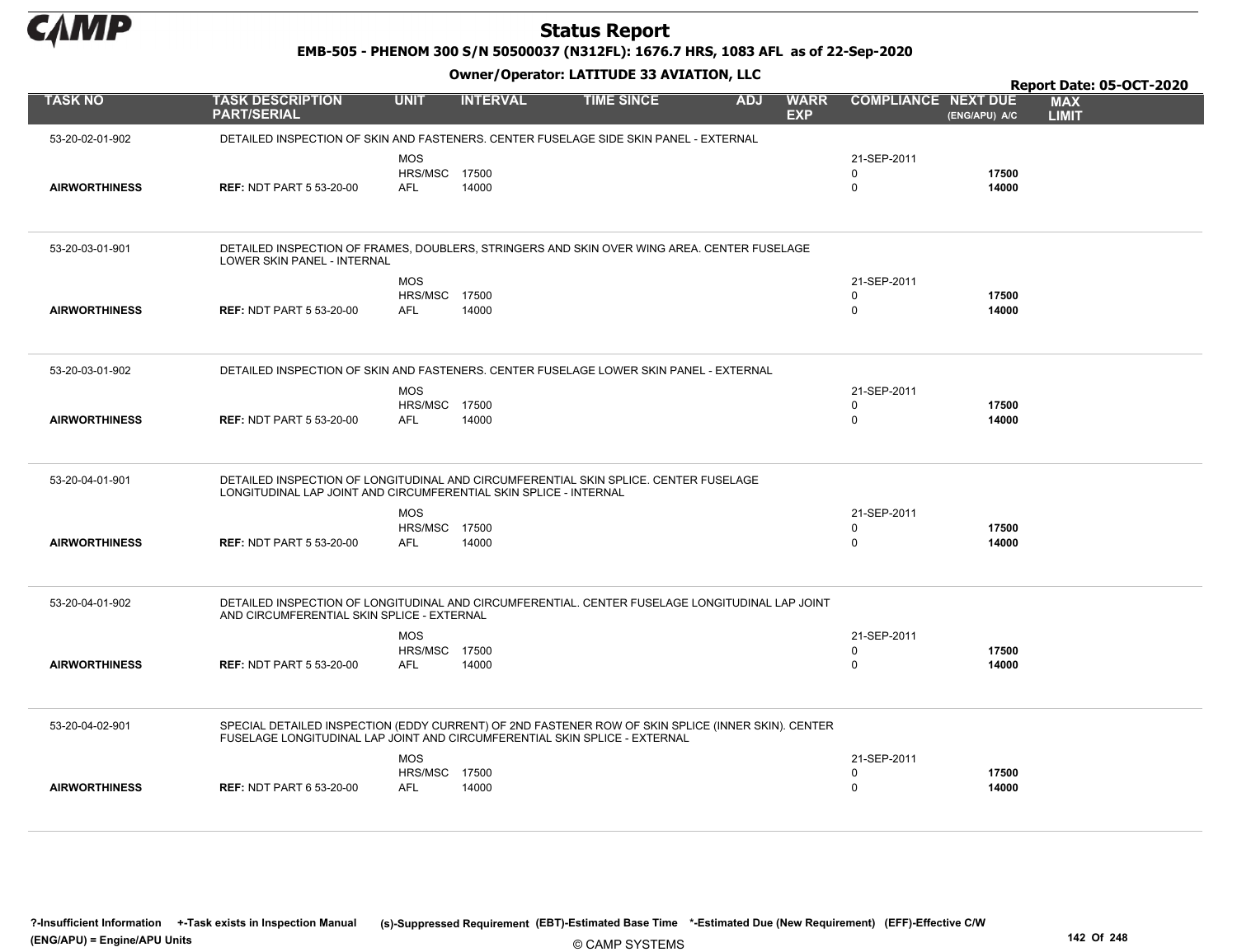# Status Report

**EMB-505 - PHENOM 300 S/N 50500037 (N312FL): 1676.7 HRS, 1083 AFL as of 22-Sep-2020**

**Owner/Operator: LATITUDE 33 AVIATION, LLC**

**Report Date: 05-OCT-2020**

| TASK NO | TASK DESCRIPTION PART/SERIAL | UNIT | INTERVAL | TIME SINCE | ADJ | WARR EXP | COMPLIANCE | NEXT DUE (ENG/APU) A/C | MAX LIMIT |
|---|---|---|---|---|---|---|---|---|---|
| 53-20-02-01-902 | DETAILED INSPECTION OF SKIN AND FASTENERS. CENTER FUSELAGE SIDE SKIN PANEL - EXTERNAL | | | | | | | | |
| | | MOS | | | | | 21-SEP-2011 | | |
| | | HRS/MSC | 17500 | | | | 0 | **17500** | |
| **AIRWORTHINESS** | **REF:** NDT PART 5 53-20-00 | AFL | 14000 | | | | 0 | **14000** | |
| 53-20-03-01-901 | DETAILED INSPECTION OF FRAMES, DOUBLERS, STRINGERS AND SKIN OVER WING AREA. CENTER FUSELAGE LOWER SKIN PANEL - INTERNAL | | | | | | | | |
| | | MOS | | | | | 21-SEP-2011 | | |
| | | HRS/MSC | 17500 | | | | 0 | **17500** | |
| **AIRWORTHINESS** | **REF:** NDT PART 5 53-20-00 | AFL | 14000 | | | | 0 | **14000** | |
| 53-20-03-01-902 | DETAILED INSPECTION OF SKIN AND FASTENERS. CENTER FUSELAGE LOWER SKIN PANEL - EXTERNAL | | | | | | | | |
| | | MOS | | | | | 21-SEP-2011 | | |
| | | HRS/MSC | 17500 | | | | 0 | **17500** | |
| **AIRWORTHINESS** | **REF:** NDT PART 5 53-20-00 | AFL | 14000 | | | | 0 | **14000** | |
| 53-20-04-01-901 | DETAILED INSPECTION OF LONGITUDINAL AND CIRCUMFERENTIAL SKIN SPLICE. CENTER FUSELAGE LONGITUDINAL LAP JOINT AND CIRCUMFERENTIAL SKIN SPLICE - INTERNAL | | | | | | | | |
| | | MOS | | | | | 21-SEP-2011 | | |
| | | HRS/MSC | 17500 | | | | 0 | **17500** | |
| **AIRWORTHINESS** | **REF:** NDT PART 5 53-20-00 | AFL | 14000 | | | | 0 | **14000** | |
| 53-20-04-01-902 | DETAILED INSPECTION OF LONGITUDINAL AND CIRCUMFERENTIAL. CENTER FUSELAGE LONGITUDINAL LAP JOINT AND CIRCUMFERENTIAL SKIN SPLICE - EXTERNAL | | | | | | | | |
| | | MOS | | | | | 21-SEP-2011 | | |
| | | HRS/MSC | 17500 | | | | 0 | **17500** | |
| **AIRWORTHINESS** | **REF:** NDT PART 5 53-20-00 | AFL | 14000 | | | | 0 | **14000** | |
| 53-20-04-02-901 | SPECIAL DETAILED INSPECTION (EDDY CURRENT) OF 2ND FASTENER ROW OF SKIN SPLICE (INNER SKIN). CENTER FUSELAGE LONGITUDINAL LAP JOINT AND CIRCUMFERENTIAL SKIN SPLICE - EXTERNAL | | | | | | | | |
| | | MOS | | | | | 21-SEP-2011 | | |
| | | HRS/MSC | 17500 | | | | 0 | **17500** | |
| **AIRWORTHINESS** | **REF:** NDT PART 6 53-20-00 | AFL | 14000 | | | | 0 | **14000** | |

**?-Insufficient Information** **+-Task exists in Inspection Manual** **(s)-Suppressed Requirement** **(EBT)-Estimated Base Time** **\*-Estimated Due (New Requirement)** **(EFF)-Effective C/W**
**(ENG/APU) = Engine/APU Units**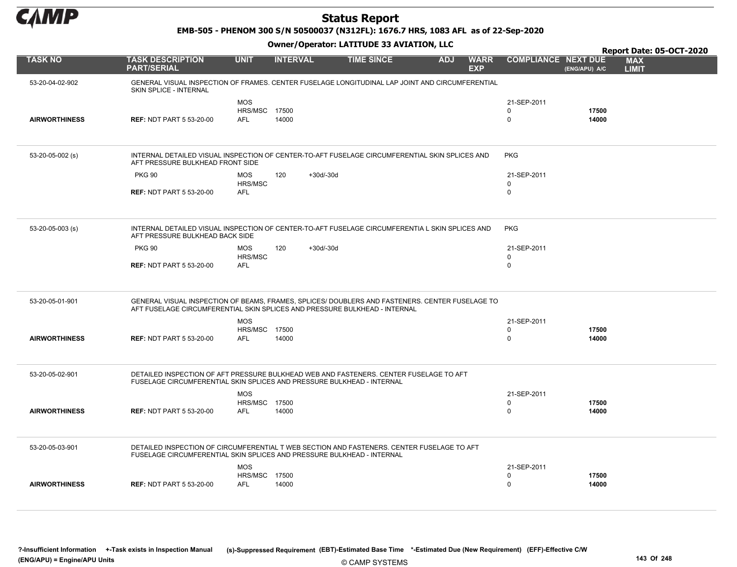# Status Report

**EMB-505 - PHENOM 300 S/N 50500037 (N312FL): 1676.7 HRS, 1083 AFL as of 22-Sep-2020**

**Owner/Operator: LATITUDE 33 AVIATION, LLC**

**Report Date: 05-OCT-2020**

| TASK NO | TASK DESCRIPTION PART/SERIAL | UNIT | INTERVAL | | TIME SINCE | ADJ | WARR EXP | COMPLIANCE | NEXT DUE (ENG/APU) A/C | MAX LIMIT |
|---|---|---|---|---|---|---|---|---|---|---|
| 53-20-04-02-902 | GENERAL VISUAL INSPECTION OF FRAMES. CENTER FUSELAGE LONGITUDINAL LAP JOINT AND CIRCUMFERENTIAL SKIN SPLICE - INTERNAL | | | | | | | | | |
| | | MOS | | | | | | 21-SEP-2011 | | |
| | | HRS/MSC | 17500 | | | | | 0 | 17500 | |
| **AIRWORTHINESS** | **REF:** NDT PART 5 53-20-00 | AFL | 14000 | | | | | 0 | 14000 | |
| 53-20-05-002 (s) | INTERNAL DETAILED VISUAL INSPECTION OF CENTER-TO-AFT FUSELAGE CIRCUMFERENTIAL SKIN SPLICES AND AFT PRESSURE BULKHEAD FRONT SIDE | | | | | | | PKG | | |
| | PKG 90 | MOS | 120 | +30d/-30d | | | | 21-SEP-2011 | | |
| | | HRS/MSC | | | | | | 0 | | |
| | **REF:** NDT PART 5 53-20-00 | AFL | | | | | | 0 | | |
| 53-20-05-003 (s) | INTERNAL DETAILED VISUAL INSPECTION OF CENTER-TO-AFT FUSELAGE CIRCUMFERENTIA L SKIN SPLICES AND AFT PRESSURE BULKHEAD BACK SIDE | | | | | | | PKG | | |
| | PKG 90 | MOS | 120 | +30d/-30d | | | | 21-SEP-2011 | | |
| | | HRS/MSC | | | | | | 0 | | |
| | **REF:** NDT PART 5 53-20-00 | AFL | | | | | | 0 | | |
| 53-20-05-01-901 | GENERAL VISUAL INSPECTION OF BEAMS, FRAMES, SPLICES/ DOUBLERS AND FASTENERS. CENTER FUSELAGE TO AFT FUSELAGE CIRCUMFERENTIAL SKIN SPLICES AND PRESSURE BULKHEAD - INTERNAL | | | | | | | | | |
| | | MOS | | | | | | 21-SEP-2011 | | |
| | | HRS/MSC | 17500 | | | | | 0 | 17500 | |
| **AIRWORTHINESS** | **REF:** NDT PART 5 53-20-00 | AFL | 14000 | | | | | 0 | 14000 | |
| 53-20-05-02-901 | DETAILED INSPECTION OF AFT PRESSURE BULKHEAD WEB AND FASTENERS. CENTER FUSELAGE TO AFT FUSELAGE CIRCUMFERENTIAL SKIN SPLICES AND PRESSURE BULKHEAD - INTERNAL | | | | | | | | | |
| | | MOS | | | | | | 21-SEP-2011 | | |
| | | HRS/MSC | 17500 | | | | | 0 | 17500 | |
| **AIRWORTHINESS** | **REF:** NDT PART 5 53-20-00 | AFL | 14000 | | | | | 0 | 14000 | |
| 53-20-05-03-901 | DETAILED INSPECTION OF CIRCUMFERENTIAL T WEB SECTION AND FASTENERS. CENTER FUSELAGE TO AFT FUSELAGE CIRCUMFERENTIAL SKIN SPLICES AND PRESSURE BULKHEAD - INTERNAL | | | | | | | | | |
| | | MOS | | | | | | 21-SEP-2011 | | |
| | | HRS/MSC | 17500 | | | | | 0 | 17500 | |
| **AIRWORTHINESS** | **REF:** NDT PART 5 53-20-00 | AFL | 14000 | | | | | 0 | 14000 | |

**?-Insufficient Information** **+-Task exists in Inspection Manual** **(s)-Suppressed Requirement** **(EBT)-Estimated Base Time** **\*-Estimated Due (New Requirement)** **(EFF)-Effective C/W**
**(ENG/APU) = Engine/APU Units**

© CAMP SYSTEMS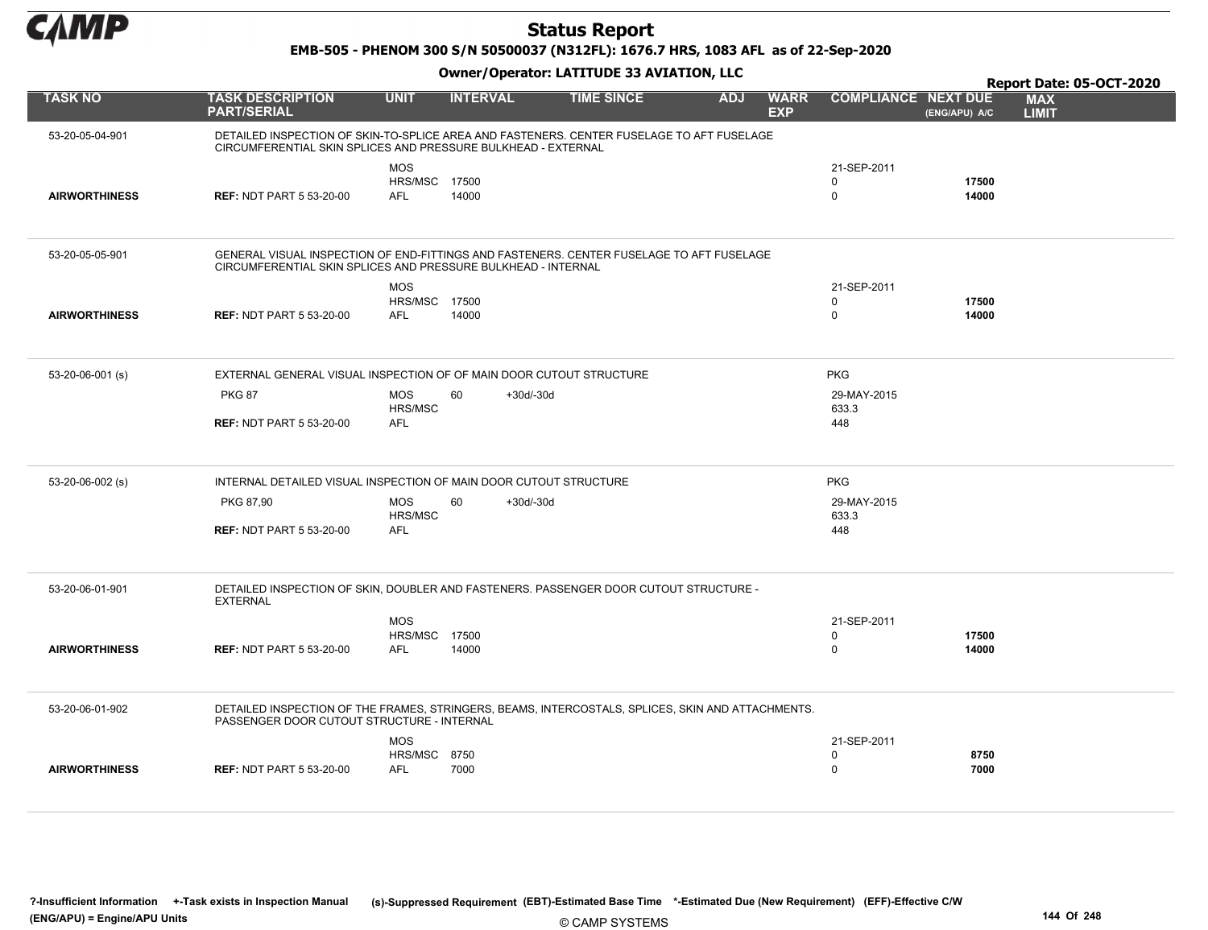# Status Report

**EMB-505 - PHENOM 300 S/N 50500037 (N312FL): 1676.7 HRS, 1083 AFL as of 22-Sep-2020**

**Owner/Operator: LATITUDE 33 AVIATION, LLC**

**Report Date: 05-OCT-2020**

| TASK NO | TASK DESCRIPTION PART/SERIAL | UNIT | INTERVAL | TIME SINCE | ADJ | WARR EXP | COMPLIANCE | NEXT DUE (ENG/APU) A/C | MAX LIMIT |
|---|---|---|---|---|---|---|---|---|---|
| 53-20-05-04-901 | DETAILED INSPECTION OF SKIN-TO-SPLICE AREA AND FASTENERS. CENTER FUSELAGE TO AFT FUSELAGE CIRCUMFERENTIAL SKIN SPLICES AND PRESSURE BULKHEAD - EXTERNAL | | | | | | | | |
| | | MOS | | | | | 21-SEP-2011 | | |
| | | HRS/MSC | 17500 | | | | 0 | **17500** | |
| **AIRWORTHINESS** | **REF:** NDT PART 5 53-20-00 | AFL | 14000 | | | | 0 | **14000** | |
| 53-20-05-05-901 | GENERAL VISUAL INSPECTION OF END-FITTINGS AND FASTENERS. CENTER FUSELAGE TO AFT FUSELAGE CIRCUMFERENTIAL SKIN SPLICES AND PRESSURE BULKHEAD - INTERNAL | | | | | | | | |
| | | MOS | | | | | 21-SEP-2011 | | |
| | | HRS/MSC | 17500 | | | | 0 | **17500** | |
| **AIRWORTHINESS** | **REF:** NDT PART 5 53-20-00 | AFL | 14000 | | | | 0 | **14000** | |
| 53-20-06-001 (s) | EXTERNAL GENERAL VISUAL INSPECTION OF OF MAIN DOOR CUTOUT STRUCTURE | | | | | | PKG | | |
| | PKG 87 | MOS | 60 | +30d/-30d | | | 29-MAY-2015 | | |
| | | HRS/MSC | | | | | 633.3 | | |
| | **REF:** NDT PART 5 53-20-00 | AFL | | | | | 448 | | |
| 53-20-06-002 (s) | INTERNAL DETAILED VISUAL INSPECTION OF MAIN DOOR CUTOUT STRUCTURE | | | | | | PKG | | |
| | PKG 87,90 | MOS | 60 | +30d/-30d | | | 29-MAY-2015 | | |
| | | HRS/MSC | | | | | 633.3 | | |
| | **REF:** NDT PART 5 53-20-00 | AFL | | | | | 448 | | |
| 53-20-06-01-901 | DETAILED INSPECTION OF SKIN, DOUBLER AND FASTENERS. PASSENGER DOOR CUTOUT STRUCTURE - EXTERNAL | | | | | | | | |
| | | MOS | | | | | 21-SEP-2011 | | |
| | | HRS/MSC | 17500 | | | | 0 | **17500** | |
| **AIRWORTHINESS** | **REF:** NDT PART 5 53-20-00 | AFL | 14000 | | | | 0 | **14000** | |
| 53-20-06-01-902 | DETAILED INSPECTION OF THE FRAMES, STRINGERS, BEAMS, INTERCOSTALS, SPLICES, SKIN AND ATTACHMENTS. PASSENGER DOOR CUTOUT STRUCTURE - INTERNAL | | | | | | | | |
| | | MOS | | | | | 21-SEP-2011 | | |
| | | HRS/MSC | 8750 | | | | 0 | **8750** | |
| **AIRWORTHINESS** | **REF:** NDT PART 5 53-20-00 | AFL | 7000 | | | | 0 | **7000** | |

**?-Insufficient Information** **+-Task exists in Inspection Manual** **(s)-Suppressed Requirement** **(EBT)-Estimated Base Time** **\*-Estimated Due (New Requirement)** **(EFF)-Effective C/W**
**(ENG/APU) = Engine/APU Units**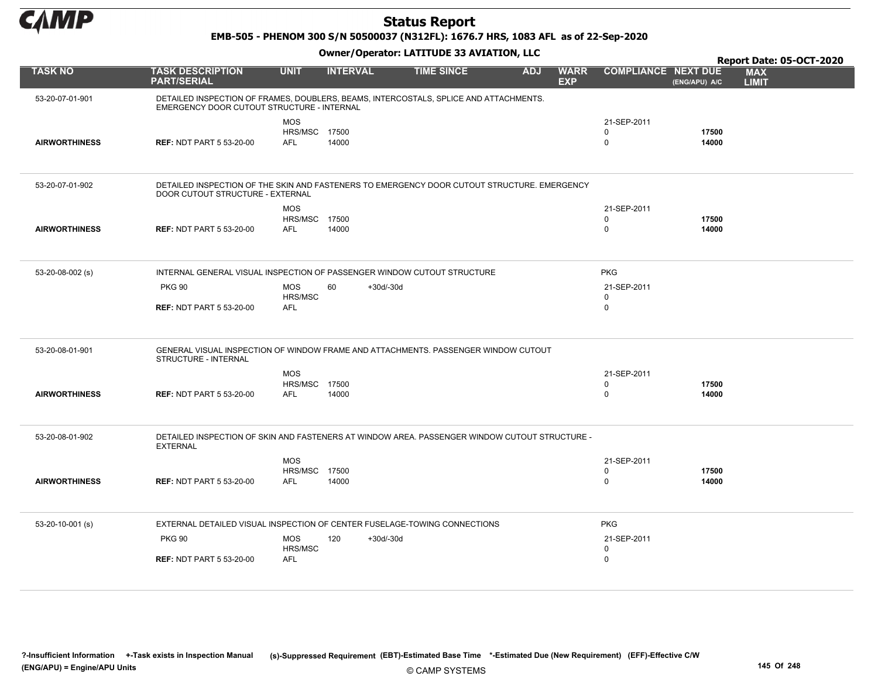# Status Report

**EMB-505 - PHENOM 300 S/N 50500037 (N312FL): 1676.7 HRS, 1083 AFL as of 22-Sep-2020**

**Owner/Operator: LATITUDE 33 AVIATION, LLC**

**Report Date: 05-OCT-2020**

| TASK NO | TASK DESCRIPTION PART/SERIAL | UNIT | INTERVAL | | TIME SINCE | ADJ | WARR EXP | COMPLIANCE | NEXT DUE (ENG/APU) A/C | MAX LIMIT |
|---|---|---|---|---|---|---|---|---|---|---|
| 53-20-07-01-901 | DETAILED INSPECTION OF FRAMES, DOUBLERS, BEAMS, INTERCOSTALS, SPLICE AND ATTACHMENTS. EMERGENCY DOOR CUTOUT STRUCTURE - INTERNAL | | | | | | | | | |
| | | MOS | | | | | | 21-SEP-2011 | | |
| | | HRS/MSC | 17500 | | | | | 0 | **17500** | |
| **AIRWORTHINESS** | **REF:** NDT PART 5 53-20-00 | AFL | 14000 | | | | | 0 | **14000** | |
| 53-20-07-01-902 | DETAILED INSPECTION OF THE SKIN AND FASTENERS TO EMERGENCY DOOR CUTOUT STRUCTURE. EMERGENCY DOOR CUTOUT STRUCTURE - EXTERNAL | | | | | | | | | |
| | | MOS | | | | | | 21-SEP-2011 | | |
| | | HRS/MSC | 17500 | | | | | 0 | **17500** | |
| **AIRWORTHINESS** | **REF:** NDT PART 5 53-20-00 | AFL | 14000 | | | | | 0 | **14000** | |
| 53-20-08-002 (s) | INTERNAL GENERAL VISUAL INSPECTION OF PASSENGER WINDOW CUTOUT STRUCTURE | | | | | | | PKG | | |
| | PKG 90 | MOS | 60 | +30d/-30d | | | | 21-SEP-2011 | | |
| | | HRS/MSC | | | | | | 0 | | |
| | **REF:** NDT PART 5 53-20-00 | AFL | | | | | | 0 | | |
| 53-20-08-01-901 | GENERAL VISUAL INSPECTION OF WINDOW FRAME AND ATTACHMENTS. PASSENGER WINDOW CUTOUT STRUCTURE - INTERNAL | | | | | | | | | |
| | | MOS | | | | | | 21-SEP-2011 | | |
| | | HRS/MSC | 17500 | | | | | 0 | **17500** | |
| **AIRWORTHINESS** | **REF:** NDT PART 5 53-20-00 | AFL | 14000 | | | | | 0 | **14000** | |
| 53-20-08-01-902 | DETAILED INSPECTION OF SKIN AND FASTENERS AT WINDOW AREA. PASSENGER WINDOW CUTOUT STRUCTURE - EXTERNAL | | | | | | | | | |
| | | MOS | | | | | | 21-SEP-2011 | | |
| | | HRS/MSC | 17500 | | | | | 0 | **17500** | |
| **AIRWORTHINESS** | **REF:** NDT PART 5 53-20-00 | AFL | 14000 | | | | | 0 | **14000** | |
| 53-20-10-001 (s) | EXTERNAL DETAILED VISUAL INSPECTION OF CENTER FUSELAGE-TOWING CONNECTIONS | | | | | | | PKG | | |
| | PKG 90 | MOS | 120 | +30d/-30d | | | | 21-SEP-2011 | | |
| | | HRS/MSC | | | | | | 0 | | |
| | **REF:** NDT PART 5 53-20-00 | AFL | | | | | | 0 | | |

**?-Insufficient Information** **+-Task exists in Inspection Manual** **(s)-Suppressed Requirement** **(EBT)-Estimated Base Time** **\*-Estimated Due (New Requirement)** **(EFF)-Effective C/W**
**(ENG/APU) = Engine/APU Units**

© CAMP SYSTEMS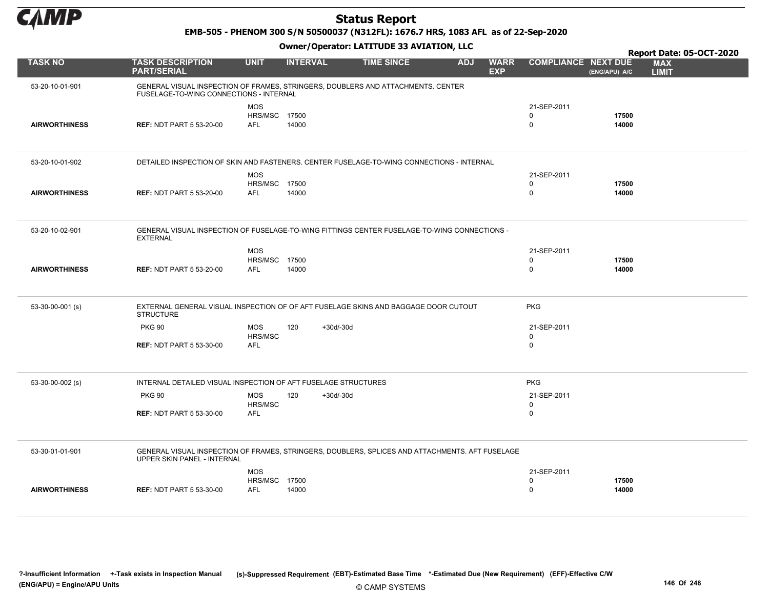# Status Report

**EMB-505 - PHENOM 300 S/N 50500037 (N312FL): 1676.7 HRS, 1083 AFL as of 22-Sep-2020**

**Owner/Operator: LATITUDE 33 AVIATION, LLC**

**Report Date: 05-OCT-2020**

| TASK NO | TASK DESCRIPTION PART/SERIAL | UNIT | INTERVAL | | TIME SINCE | ADJ | WARR EXP | COMPLIANCE | NEXT DUE (ENG/APU) A/C | MAX LIMIT |
|---|---|---|---|---|---|---|---|---|---|---|
| 53-20-10-01-901 | GENERAL VISUAL INSPECTION OF FRAMES, STRINGERS, DOUBLERS AND ATTACHMENTS. CENTER FUSELAGE-TO-WING CONNECTIONS - INTERNAL | | | | | | | | | |
| | | MOS | | | | | | 21-SEP-2011 | | |
| | | HRS/MSC | 17500 | | | | | 0 | 17500 | |
| AIRWORTHINESS | REF: NDT PART 5 53-20-00 | AFL | 14000 | | | | | 0 | 14000 | |
| 53-20-10-01-902 | DETAILED INSPECTION OF SKIN AND FASTENERS. CENTER FUSELAGE-TO-WING CONNECTIONS - INTERNAL | | | | | | | | | |
| | | MOS | | | | | | 21-SEP-2011 | | |
| | | HRS/MSC | 17500 | | | | | 0 | 17500 | |
| AIRWORTHINESS | REF: NDT PART 5 53-20-00 | AFL | 14000 | | | | | 0 | 14000 | |
| 53-20-10-02-901 | GENERAL VISUAL INSPECTION OF FUSELAGE-TO-WING FITTINGS CENTER FUSELAGE-TO-WING CONNECTIONS - EXTERNAL | | | | | | | | | |
| | | MOS | | | | | | 21-SEP-2011 | | |
| | | HRS/MSC | 17500 | | | | | 0 | 17500 | |
| AIRWORTHINESS | REF: NDT PART 5 53-20-00 | AFL | 14000 | | | | | 0 | 14000 | |
| 53-30-00-001 (s) | EXTERNAL GENERAL VISUAL INSPECTION OF OF AFT FUSELAGE SKINS AND BAGGAGE DOOR CUTOUT STRUCTURE | | | | | | | PKG | | |
| | PKG 90 | MOS | 120 | +30d/-30d | | | | 21-SEP-2011 | | |
| | | HRS/MSC | | | | | | 0 | | |
| | REF: NDT PART 5 53-30-00 | AFL | | | | | | 0 | | |
| 53-30-00-002 (s) | INTERNAL DETAILED VISUAL INSPECTION OF AFT FUSELAGE STRUCTURES | | | | | | | PKG | | |
| | PKG 90 | MOS | 120 | +30d/-30d | | | | 21-SEP-2011 | | |
| | | HRS/MSC | | | | | | 0 | | |
| | REF: NDT PART 5 53-30-00 | AFL | | | | | | 0 | | |
| 53-30-01-01-901 | GENERAL VISUAL INSPECTION OF FRAMES, STRINGERS, DOUBLERS, SPLICES AND ATTACHMENTS. AFT FUSELAGE UPPER SKIN PANEL - INTERNAL | | | | | | | | | |
| | | MOS | | | | | | 21-SEP-2011 | | |
| | | HRS/MSC | 17500 | | | | | 0 | 17500 | |
| AIRWORTHINESS | REF: NDT PART 5 53-30-00 | AFL | 14000 | | | | | 0 | 14000 | |

?-Insufficient Information +-Task exists in Inspection Manual (s)-Suppressed Requirement (EBT)-Estimated Base Time *-Estimated Due (New Requirement) (EFF)-Effective C/W (ENG/APU) = Engine/APU Units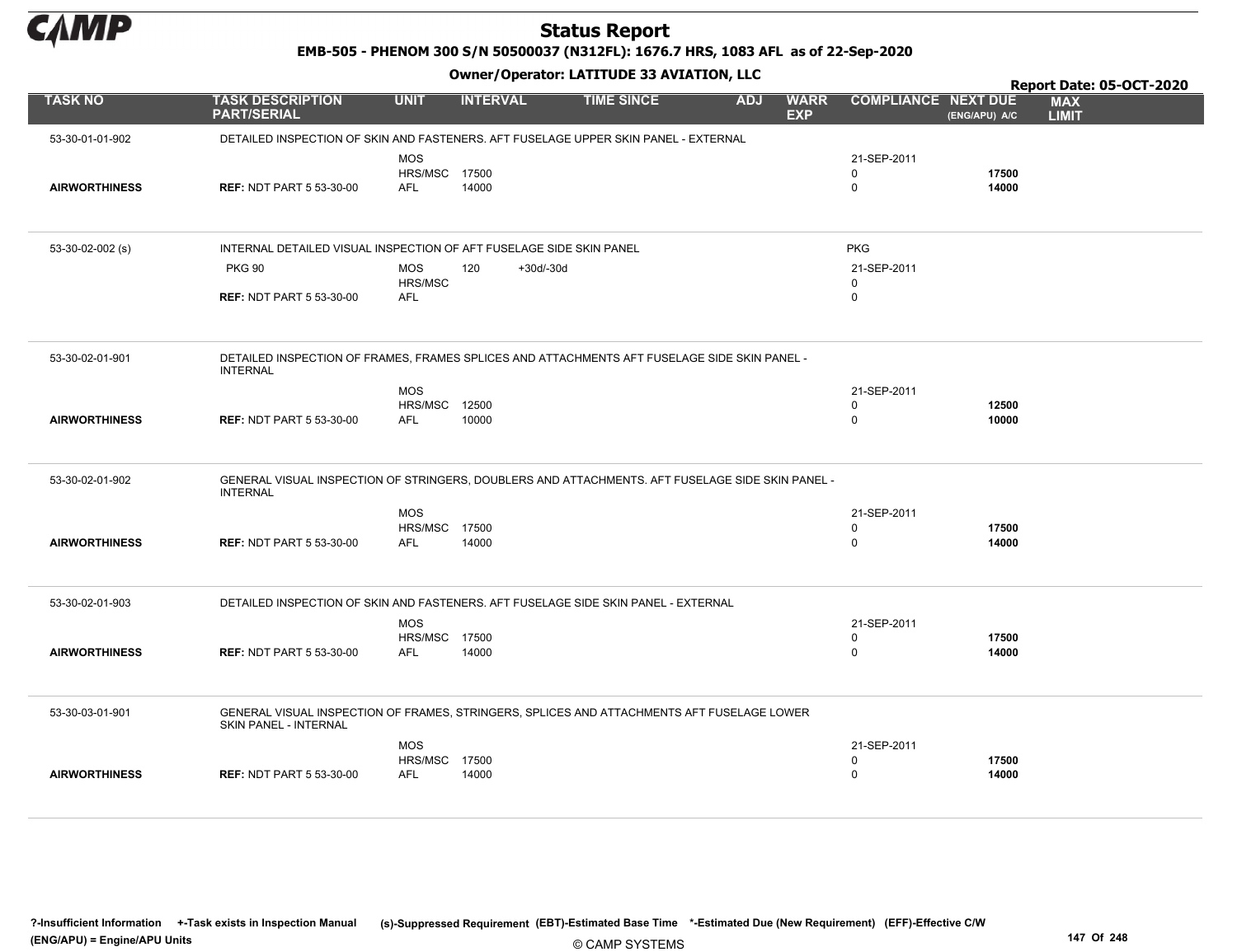# Status Report

**EMB-505 - PHENOM 300 S/N 50500037 (N312FL): 1676.7 HRS, 1083 AFL as of 22-Sep-2020**

**Owner/Operator: LATITUDE 33 AVIATION, LLC**

**Report Date: 05-OCT-2020**

| TASK NO | TASK DESCRIPTION PART/SERIAL | UNIT | INTERVAL | | TIME SINCE | ADJ | WARR EXP | COMPLIANCE | NEXT DUE (ENG/APU) A/C | MAX LIMIT |
|---|---|---|---|---|---|---|---|---|---|---|
| 53-30-01-01-902 | DETAILED INSPECTION OF SKIN AND FASTENERS. AFT FUSELAGE UPPER SKIN PANEL - EXTERNAL | | | | | | | | | |
| | | MOS | | | | | | 21-SEP-2011 | | |
| | | HRS/MSC | 17500 | | | | | 0 | **17500** | |
| **AIRWORTHINESS** | **REF:** NDT PART 5 53-30-00 | AFL | 14000 | | | | | 0 | **14000** | |
| 53-30-02-002 (s) | INTERNAL DETAILED VISUAL INSPECTION OF AFT FUSELAGE SIDE SKIN PANEL | | | | | | | PKG | | |
| | PKG 90 | MOS | 120 | +30d/-30d | | | | 21-SEP-2011 | | |
| | | HRS/MSC | | | | | | 0 | | |
| | **REF:** NDT PART 5 53-30-00 | AFL | | | | | | 0 | | |
| 53-30-02-01-901 | DETAILED INSPECTION OF FRAMES, FRAMES SPLICES AND ATTACHMENTS AFT FUSELAGE SIDE SKIN PANEL - INTERNAL | | | | | | | | | |
| | | MOS | | | | | | 21-SEP-2011 | | |
| | | HRS/MSC | 12500 | | | | | 0 | **12500** | |
| **AIRWORTHINESS** | **REF:** NDT PART 5 53-30-00 | AFL | 10000 | | | | | 0 | **10000** | |
| 53-30-02-01-902 | GENERAL VISUAL INSPECTION OF STRINGERS, DOUBLERS AND ATTACHMENTS. AFT FUSELAGE SIDE SKIN PANEL - INTERNAL | | | | | | | | | |
| | | MOS | | | | | | 21-SEP-2011 | | |
| | | HRS/MSC | 17500 | | | | | 0 | **17500** | |
| **AIRWORTHINESS** | **REF:** NDT PART 5 53-30-00 | AFL | 14000 | | | | | 0 | **14000** | |
| 53-30-02-01-903 | DETAILED INSPECTION OF SKIN AND FASTENERS. AFT FUSELAGE SIDE SKIN PANEL - EXTERNAL | | | | | | | | | |
| | | MOS | | | | | | 21-SEP-2011 | | |
| | | HRS/MSC | 17500 | | | | | 0 | **17500** | |
| **AIRWORTHINESS** | **REF:** NDT PART 5 53-30-00 | AFL | 14000 | | | | | 0 | **14000** | |
| 53-30-03-01-901 | GENERAL VISUAL INSPECTION OF FRAMES, STRINGERS, SPLICES AND ATTACHMENTS AFT FUSELAGE LOWER SKIN PANEL - INTERNAL | | | | | | | | | |
| | | MOS | | | | | | 21-SEP-2011 | | |
| | | HRS/MSC | 17500 | | | | | 0 | **17500** | |
| **AIRWORTHINESS** | **REF:** NDT PART 5 53-30-00 | AFL | 14000 | | | | | 0 | **14000** | |

?-Insufficient Information +-Task exists in Inspection Manual (s)-Suppressed Requirement (EBT)-Estimated Base Time *-Estimated Due (New Requirement) (EFF)-Effective C/W (ENG/APU) = Engine/APU Units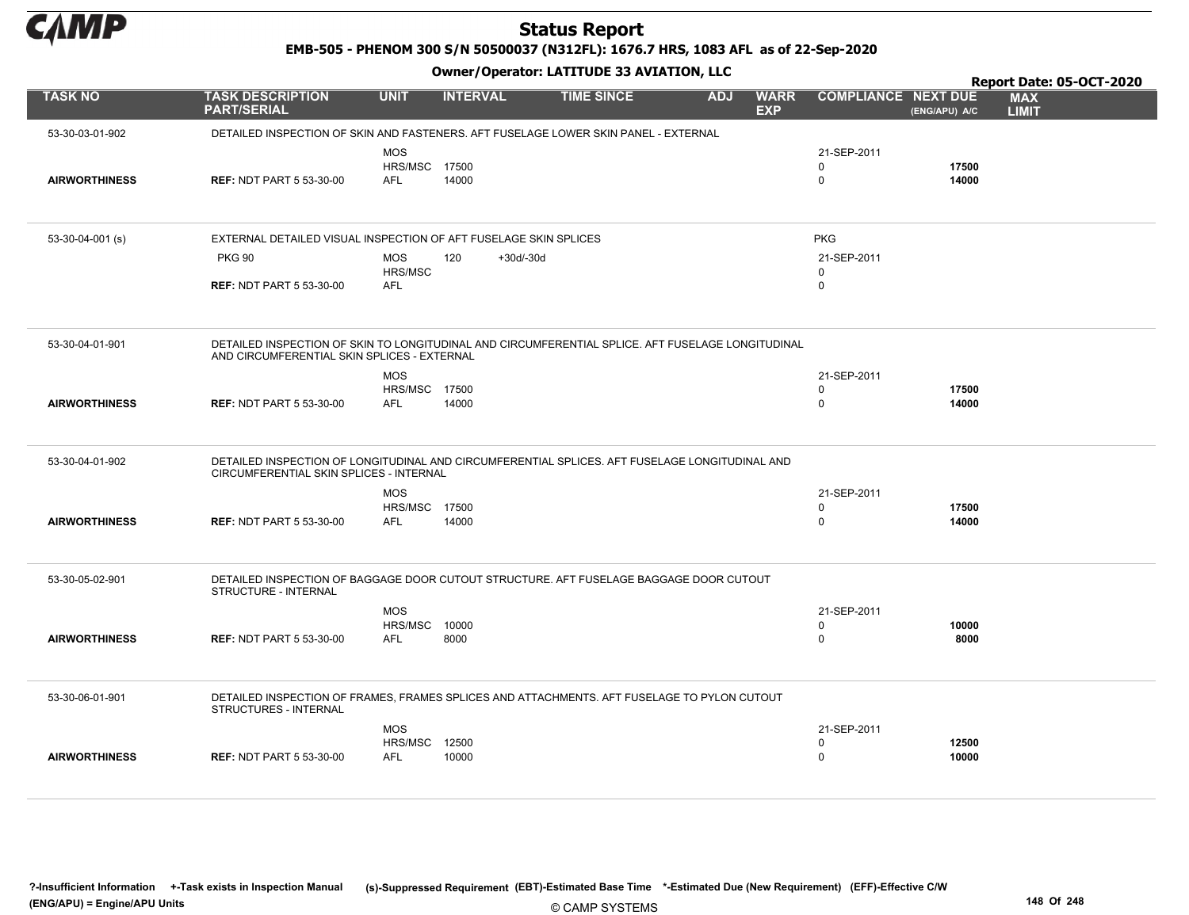# Status Report

**EMB-505 - PHENOM 300 S/N 50500037 (N312FL): 1676.7 HRS, 1083 AFL as of 22-Sep-2020**

**Owner/Operator: LATITUDE 33 AVIATION, LLC**

**Report Date: 05-OCT-2020**

| TASK NO | TASK DESCRIPTION PART/SERIAL | UNIT | INTERVAL | | TIME SINCE | ADJ | WARR EXP | COMPLIANCE | NEXT DUE (ENG/APU) A/C | MAX LIMIT |
|---|---|---|---|---|---|---|---|---|---|---|
| 53-30-03-01-902 | DETAILED INSPECTION OF SKIN AND FASTENERS. AFT FUSELAGE LOWER SKIN PANEL - EXTERNAL | | | | | | | | | |
| | | MOS | | | | | | 21-SEP-2011 | | |
| | | HRS/MSC | 17500 | | | | | 0 | 17500 | |
| AIRWORTHINESS | REF: NDT PART 5 53-30-00 | AFL | 14000 | | | | | 0 | 14000 | |
| 53-30-04-001 (s) | EXTERNAL DETAILED VISUAL INSPECTION OF AFT FUSELAGE SKIN SPLICES | | | | | | | PKG | | |
| | PKG 90 | MOS | 120 | +30d/-30d | | | | 21-SEP-2011 | | |
| | | HRS/MSC | | | | | | 0 | | |
| | REF: NDT PART 5 53-30-00 | AFL | | | | | | 0 | | |
| 53-30-04-01-901 | DETAILED INSPECTION OF SKIN TO LONGITUDINAL AND CIRCUMFERENTIAL SPLICE. AFT FUSELAGE LONGITUDINAL AND CIRCUMFERENTIAL SKIN SPLICES - EXTERNAL | | | | | | | | | |
| | | MOS | | | | | | 21-SEP-2011 | | |
| | | HRS/MSC | 17500 | | | | | 0 | 17500 | |
| AIRWORTHINESS | REF: NDT PART 5 53-30-00 | AFL | 14000 | | | | | 0 | 14000 | |
| 53-30-04-01-902 | DETAILED INSPECTION OF LONGITUDINAL AND CIRCUMFERENTIAL SPLICES. AFT FUSELAGE LONGITUDINAL AND CIRCUMFERENTIAL SKIN SPLICES - INTERNAL | | | | | | | | | |
| | | MOS | | | | | | 21-SEP-2011 | | |
| | | HRS/MSC | 17500 | | | | | 0 | 17500 | |
| AIRWORTHINESS | REF: NDT PART 5 53-30-00 | AFL | 14000 | | | | | 0 | 14000 | |
| 53-30-05-02-901 | DETAILED INSPECTION OF BAGGAGE DOOR CUTOUT STRUCTURE. AFT FUSELAGE BAGGAGE DOOR CUTOUT STRUCTURE - INTERNAL | | | | | | | | | |
| | | MOS | | | | | | 21-SEP-2011 | | |
| | | HRS/MSC | 10000 | | | | | 0 | 10000 | |
| AIRWORTHINESS | REF: NDT PART 5 53-30-00 | AFL | 8000 | | | | | 0 | 8000 | |
| 53-30-06-01-901 | DETAILED INSPECTION OF FRAMES, FRAMES SPLICES AND ATTACHMENTS. AFT FUSELAGE TO PYLON CUTOUT STRUCTURES - INTERNAL | | | | | | | | | |
| | | MOS | | | | | | 21-SEP-2011 | | |
| | | HRS/MSC | 12500 | | | | | 0 | 12500 | |
| AIRWORTHINESS | REF: NDT PART 5 53-30-00 | AFL | 10000 | | | | | 0 | 10000 | |

?-Insufficient Information +-Task exists in Inspection Manual (s)-Suppressed Requirement (EBT)-Estimated Base Time *-Estimated Due (New Requirement) (EFF)-Effective C/W
(ENG/APU) = Engine/APU Units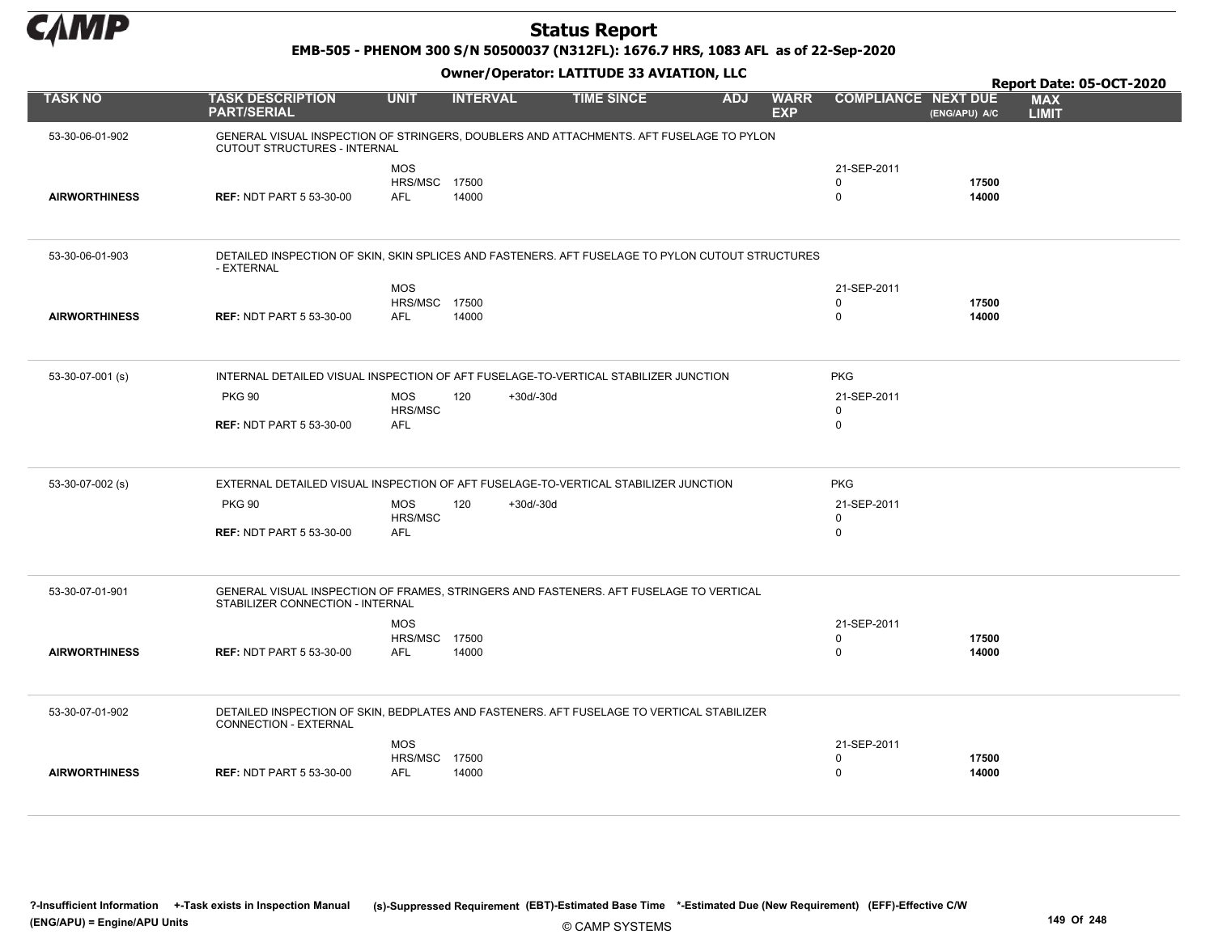# Status Report

**EMB-505 - PHENOM 300 S/N 50500037 (N312FL): 1676.7 HRS, 1083 AFL as of 22-Sep-2020**

**Owner/Operator: LATITUDE 33 AVIATION, LLC**

**Report Date: 05-OCT-2020**

| TASK NO | TASK DESCRIPTION PART/SERIAL | UNIT | INTERVAL | | TIME SINCE | ADJ | WARR EXP | COMPLIANCE | NEXT DUE (ENG/APU) A/C | MAX LIMIT |
|---|---|---|---|---|---|---|---|---|---|---|
| 53-30-06-01-902 | GENERAL VISUAL INSPECTION OF STRINGERS, DOUBLERS AND ATTACHMENTS. AFT FUSELAGE TO PYLON CUTOUT STRUCTURES - INTERNAL | | | | | | | | | |
| | | MOS | | | | | | 21-SEP-2011 | | |
| | | HRS/MSC | 17500 | | | | | 0 | 17500 | |
| AIRWORTHINESS | REF: NDT PART 5 53-30-00 | AFL | 14000 | | | | | 0 | 14000 | |
| 53-30-06-01-903 | DETAILED INSPECTION OF SKIN, SKIN SPLICES AND FASTENERS. AFT FUSELAGE TO PYLON CUTOUT STRUCTURES - EXTERNAL | | | | | | | | | |
| | | MOS | | | | | | 21-SEP-2011 | | |
| | | HRS/MSC | 17500 | | | | | 0 | 17500 | |
| AIRWORTHINESS | REF: NDT PART 5 53-30-00 | AFL | 14000 | | | | | 0 | 14000 | |
| 53-30-07-001 (s) | INTERNAL DETAILED VISUAL INSPECTION OF AFT FUSELAGE-TO-VERTICAL STABILIZER JUNCTION | | | | | | | PKG | | |
| | PKG 90 | MOS | 120 | +30d/-30d | | | | 21-SEP-2011 | | |
| | | HRS/MSC | | | | | | 0 | | |
| | REF: NDT PART 5 53-30-00 | AFL | | | | | | 0 | | |
| 53-30-07-002 (s) | EXTERNAL DETAILED VISUAL INSPECTION OF AFT FUSELAGE-TO-VERTICAL STABILIZER JUNCTION | | | | | | | PKG | | |
| | PKG 90 | MOS | 120 | +30d/-30d | | | | 21-SEP-2011 | | |
| | | HRS/MSC | | | | | | 0 | | |
| | REF: NDT PART 5 53-30-00 | AFL | | | | | | 0 | | |
| 53-30-07-01-901 | GENERAL VISUAL INSPECTION OF FRAMES, STRINGERS AND FASTENERS. AFT FUSELAGE TO VERTICAL STABILIZER CONNECTION - INTERNAL | | | | | | | | | |
| | | MOS | | | | | | 21-SEP-2011 | | |
| | | HRS/MSC | 17500 | | | | | 0 | 17500 | |
| AIRWORTHINESS | REF: NDT PART 5 53-30-00 | AFL | 14000 | | | | | 0 | 14000 | |
| 53-30-07-01-902 | DETAILED INSPECTION OF SKIN, BEDPLATES AND FASTENERS. AFT FUSELAGE TO VERTICAL STABILIZER CONNECTION - EXTERNAL | | | | | | | | | |
| | | MOS | | | | | | 21-SEP-2011 | | |
| | | HRS/MSC | 17500 | | | | | 0 | 17500 | |
| AIRWORTHINESS | REF: NDT PART 5 53-30-00 | AFL | 14000 | | | | | 0 | 14000 | |

?-Insufficient Information +-Task exists in Inspection Manual (s)-Suppressed Requirement (EBT)-Estimated Base Time *-Estimated Due (New Requirement) (EFF)-Effective C/W
(ENG/APU) = Engine/APU Units

© CAMP SYSTEMS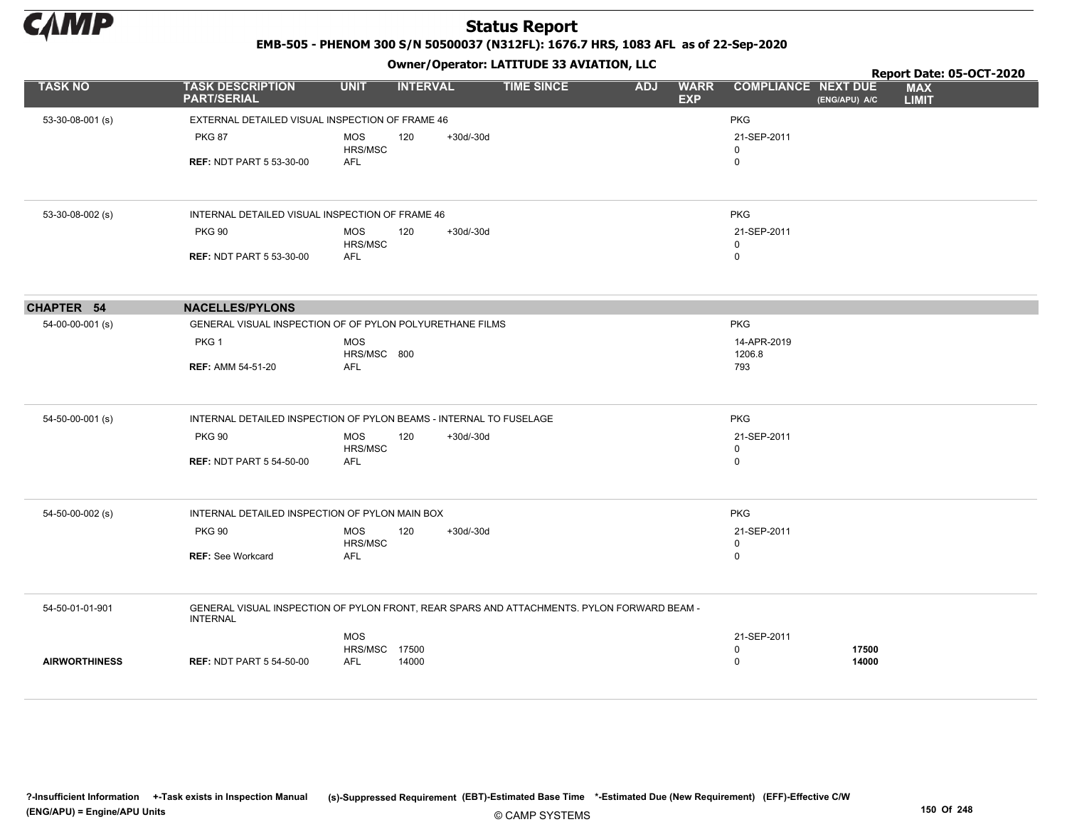# Status Report

**EMB-505 - PHENOM 300 S/N 50500037 (N312FL): 1676.7 HRS, 1083 AFL as of 22-Sep-2020**

**Owner/Operator: LATITUDE 33 AVIATION, LLC**

**Report Date: 05-OCT-2020**

| TASK NO | TASK DESCRIPTION PART/SERIAL | UNIT | INTERVAL | | TIME SINCE | ADJ | WARR EXP | COMPLIANCE | NEXT DUE (ENG/APU) A/C | MAX LIMIT |
|---|---|---|---|---|---|---|---|---|---|---|
| 53-30-08-001 (s) | EXTERNAL DETAILED VISUAL INSPECTION OF FRAME 46 | | | | | | | PKG | | |
| | PKG 87 | MOS | 120 | +30d/-30d | | | | 21-SEP-2011 | | |
| | | HRS/MSC | | | | | | 0 | | |
| | **REF:** NDT PART 5 53-30-00 | AFL | | | | | | 0 | | |
| 53-30-08-002 (s) | INTERNAL DETAILED VISUAL INSPECTION OF FRAME 46 | | | | | | | PKG | | |
| | PKG 90 | MOS | 120 | +30d/-30d | | | | 21-SEP-2011 | | |
| | | HRS/MSC | | | | | | 0 | | |
| | **REF:** NDT PART 5 53-30-00 | AFL | | | | | | 0 | | |
| **CHAPTER 54** | **NACELLES/PYLONS** | | | | | | | | | |
| 54-00-00-001 (s) | GENERAL VISUAL INSPECTION OF OF PYLON POLYURETHANE FILMS | | | | | | | PKG | | |
| | PKG 1 | MOS | | | | | | 14-APR-2019 | | |
| | | HRS/MSC | 800 | | | | | 1206.8 | | |
| | **REF:** AMM 54-51-20 | AFL | | | | | | 793 | | |
| 54-50-00-001 (s) | INTERNAL DETAILED INSPECTION OF PYLON BEAMS - INTERNAL TO FUSELAGE | | | | | | | PKG | | |
| | PKG 90 | MOS | 120 | +30d/-30d | | | | 21-SEP-2011 | | |
| | | HRS/MSC | | | | | | 0 | | |
| | **REF:** NDT PART 5 54-50-00 | AFL | | | | | | 0 | | |
| 54-50-00-002 (s) | INTERNAL DETAILED INSPECTION OF PYLON MAIN BOX | | | | | | | PKG | | |
| | PKG 90 | MOS | 120 | +30d/-30d | | | | 21-SEP-2011 | | |
| | | HRS/MSC | | | | | | 0 | | |
| | **REF:** See Workcard | AFL | | | | | | 0 | | |
| 54-50-01-01-901 | GENERAL VISUAL INSPECTION OF PYLON FRONT, REAR SPARS AND ATTACHMENTS. PYLON FORWARD BEAM - INTERNAL | | | | | | | | | |
| | | MOS | | | | | | 21-SEP-2011 | | |
| | | HRS/MSC | 17500 | | | | | 0 | **17500** | |
| **AIRWORTHINESS** | **REF:** NDT PART 5 54-50-00 | AFL | 14000 | | | | | 0 | **14000** | |

?-Insufficient Information +-Task exists in Inspection Manual (s)-Suppressed Requirement (EBT)-Estimated Base Time *-Estimated Due (New Requirement) (EFF)-Effective C/W (ENG/APU) = Engine/APU Units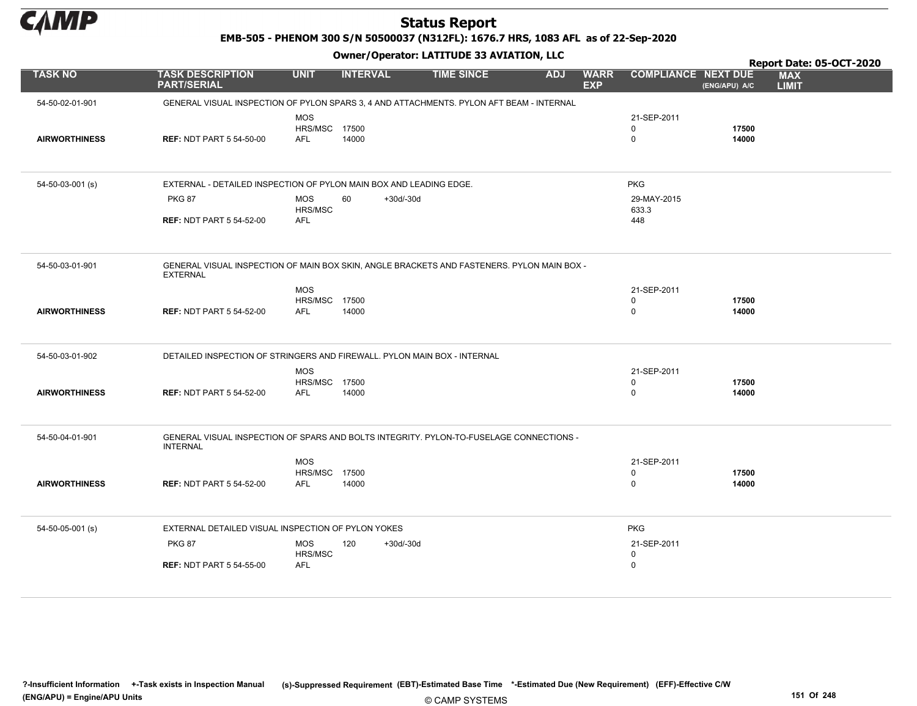# Status Report

**EMB-505 - PHENOM 300 S/N 50500037 (N312FL): 1676.7 HRS, 1083 AFL as of 22-Sep-2020**

**Owner/Operator: LATITUDE 33 AVIATION, LLC**

**Report Date: 05-OCT-2020**

| TASK NO | TASK DESCRIPTION PART/SERIAL | UNIT | INTERVAL | | TIME SINCE | ADJ | WARR EXP | COMPLIANCE | NEXT DUE (ENG/APU) A/C | MAX LIMIT |
|---|---|---|---|---|---|---|---|---|---|---|
| 54-50-02-01-901 | GENERAL VISUAL INSPECTION OF PYLON SPARS 3, 4 AND ATTACHMENTS. PYLON AFT BEAM - INTERNAL | | | | | | | | | |
| | | MOS | | | | | | 21-SEP-2011 | | |
| | | HRS/MSC | 17500 | | | | | 0 | 17500 | |
| AIRWORTHINESS | REF: NDT PART 5 54-50-00 | AFL | 14000 | | | | | 0 | 14000 | |
| 54-50-03-001 (s) | EXTERNAL - DETAILED INSPECTION OF PYLON MAIN BOX AND LEADING EDGE. | | | | | | | PKG | | |
| | PKG 87 | MOS | 60 | +30d/-30d | | | | 29-MAY-2015 | | |
| | | HRS/MSC | | | | | | 633.3 | | |
| | REF: NDT PART 5 54-52-00 | AFL | | | | | | 448 | | |
| 54-50-03-01-901 | GENERAL VISUAL INSPECTION OF MAIN BOX SKIN, ANGLE BRACKETS AND FASTENERS. PYLON MAIN BOX - EXTERNAL | | | | | | | | | |
| | | MOS | | | | | | 21-SEP-2011 | | |
| | | HRS/MSC | 17500 | | | | | 0 | 17500 | |
| AIRWORTHINESS | REF: NDT PART 5 54-52-00 | AFL | 14000 | | | | | 0 | 14000 | |
| 54-50-03-01-902 | DETAILED INSPECTION OF STRINGERS AND FIREWALL. PYLON MAIN BOX - INTERNAL | | | | | | | | | |
| | | MOS | | | | | | 21-SEP-2011 | | |
| | | HRS/MSC | 17500 | | | | | 0 | 17500 | |
| AIRWORTHINESS | REF: NDT PART 5 54-52-00 | AFL | 14000 | | | | | 0 | 14000 | |
| 54-50-04-01-901 | GENERAL VISUAL INSPECTION OF SPARS AND BOLTS INTEGRITY. PYLON-TO-FUSELAGE CONNECTIONS - INTERNAL | | | | | | | | | |
| | | MOS | | | | | | 21-SEP-2011 | | |
| | | HRS/MSC | 17500 | | | | | 0 | 17500 | |
| AIRWORTHINESS | REF: NDT PART 5 54-52-00 | AFL | 14000 | | | | | 0 | 14000 | |
| 54-50-05-001 (s) | EXTERNAL DETAILED VISUAL INSPECTION OF PYLON YOKES | | | | | | | PKG | | |
| | PKG 87 | MOS | 120 | +30d/-30d | | | | 21-SEP-2011 | | |
| | | HRS/MSC | | | | | | 0 | | |
| | REF: NDT PART 5 54-55-00 | AFL | | | | | | 0 | | |

**?-Insufficient Information +-Task exists in Inspection Manual (s)-Suppressed Requirement (EBT)-Estimated Base Time \*-Estimated Due (New Requirement) (EFF)-Effective C/W (ENG/APU) = Engine/APU Units**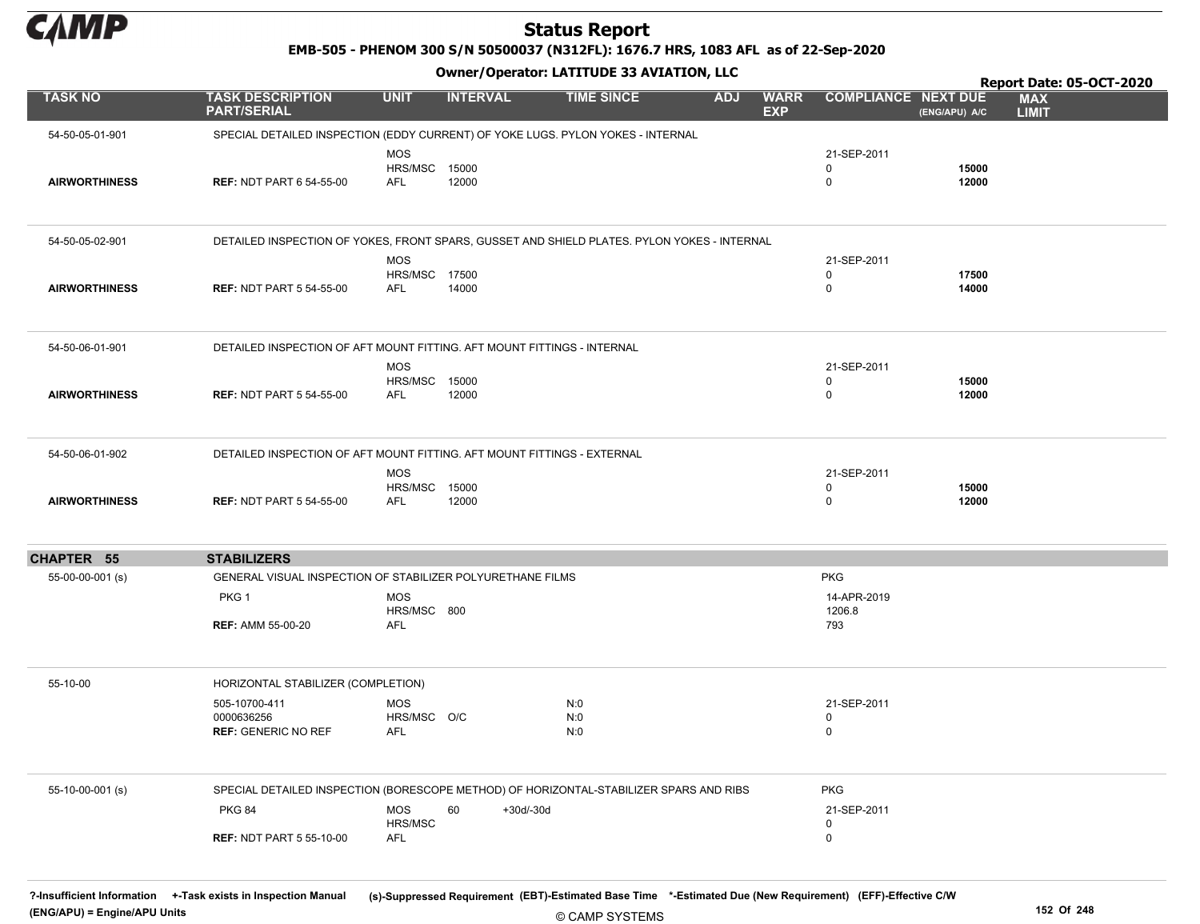# Status Report

EMB-505 - PHENOM 300 S/N 50500037 (N312FL): 1676.7 HRS, 1083 AFL as of 22-Sep-2020

Owner/Operator: LATITUDE 33 AVIATION, LLC

Report Date: 05-OCT-2020

| TASK NO | TASK DESCRIPTION PART/SERIAL | UNIT | INTERVAL | TIME SINCE | ADJ | WARR EXP | COMPLIANCE | NEXT DUE (ENG/APU) A/C | MAX LIMIT |
|---|---|---|---|---|---|---|---|---|---|
| 54-50-05-01-901 | SPECIAL DETAILED INSPECTION (EDDY CURRENT) OF YOKE LUGS. PYLON YOKES - INTERNAL | | | | | | | | |
| | | MOS | | | | | 21-SEP-2011 | | |
| | | HRS/MSC | 15000 | | | | 0 | **15000** | |
| **AIRWORTHINESS** | **REF:** NDT PART 6 54-55-00 | AFL | 12000 | | | | 0 | **12000** | |
| 54-50-05-02-901 | DETAILED INSPECTION OF YOKES, FRONT SPARS, GUSSET AND SHIELD PLATES. PYLON YOKES - INTERNAL | | | | | | | | |
| | | MOS | | | | | 21-SEP-2011 | | |
| | | HRS/MSC | 17500 | | | | 0 | **17500** | |
| **AIRWORTHINESS** | **REF:** NDT PART 5 54-55-00 | AFL | 14000 | | | | 0 | **14000** | |
| 54-50-06-01-901 | DETAILED INSPECTION OF AFT MOUNT FITTING. AFT MOUNT FITTINGS - INTERNAL | | | | | | | | |
| | | MOS | | | | | 21-SEP-2011 | | |
| | | HRS/MSC | 15000 | | | | 0 | **15000** | |
| **AIRWORTHINESS** | **REF:** NDT PART 5 54-55-00 | AFL | 12000 | | | | 0 | **12000** | |
| 54-50-06-01-902 | DETAILED INSPECTION OF AFT MOUNT FITTING. AFT MOUNT FITTINGS - EXTERNAL | | | | | | | | |
| | | MOS | | | | | 21-SEP-2011 | | |
| | | HRS/MSC | 15000 | | | | 0 | **15000** | |
| **AIRWORTHINESS** | **REF:** NDT PART 5 54-55-00 | AFL | 12000 | | | | 0 | **12000** | |
| **CHAPTER 55** | **STABILIZERS** | | | | | | | | |
| 55-00-00-001 (s) | GENERAL VISUAL INSPECTION OF STABILIZER POLYURETHANE FILMS | | | | | | PKG | | |
| | PKG 1 | MOS | | | | | 14-APR-2019 | | |
| | | HRS/MSC | 800 | | | | 1206.8 | | |
| | **REF:** AMM 55-00-20 | AFL | | | | | 793 | | |
| 55-10-00 | HORIZONTAL STABILIZER (COMPLETION) | | | | | | | | |
| | 505-10700-411 | MOS | | N:0 | | | 21-SEP-2011 | | |
| | 0000636256 | HRS/MSC | O/C | N:0 | | | 0 | | |
| | **REF:** GENERIC NO REF | AFL | | N:0 | | | 0 | | |
| 55-10-00-001 (s) | SPECIAL DETAILED INSPECTION (BORESCOPE METHOD) OF HORIZONTAL-STABILIZER SPARS AND RIBS | | | | | | PKG | | |
| | PKG 84 | MOS | 60 | +30d/-30d | | | 21-SEP-2011 | | |
| | | HRS/MSC | | | | | 0 | | |
| | **REF:** NDT PART 5 55-10-00 | AFL | | | | | 0 | | |

?-Insufficient Information +-Task exists in Inspection Manual (s)-Suppressed Requirement (EBT)-Estimated Base Time *-Estimated Due (New Requirement) (EFF)-Effective C/W (ENG/APU) = Engine/APU Units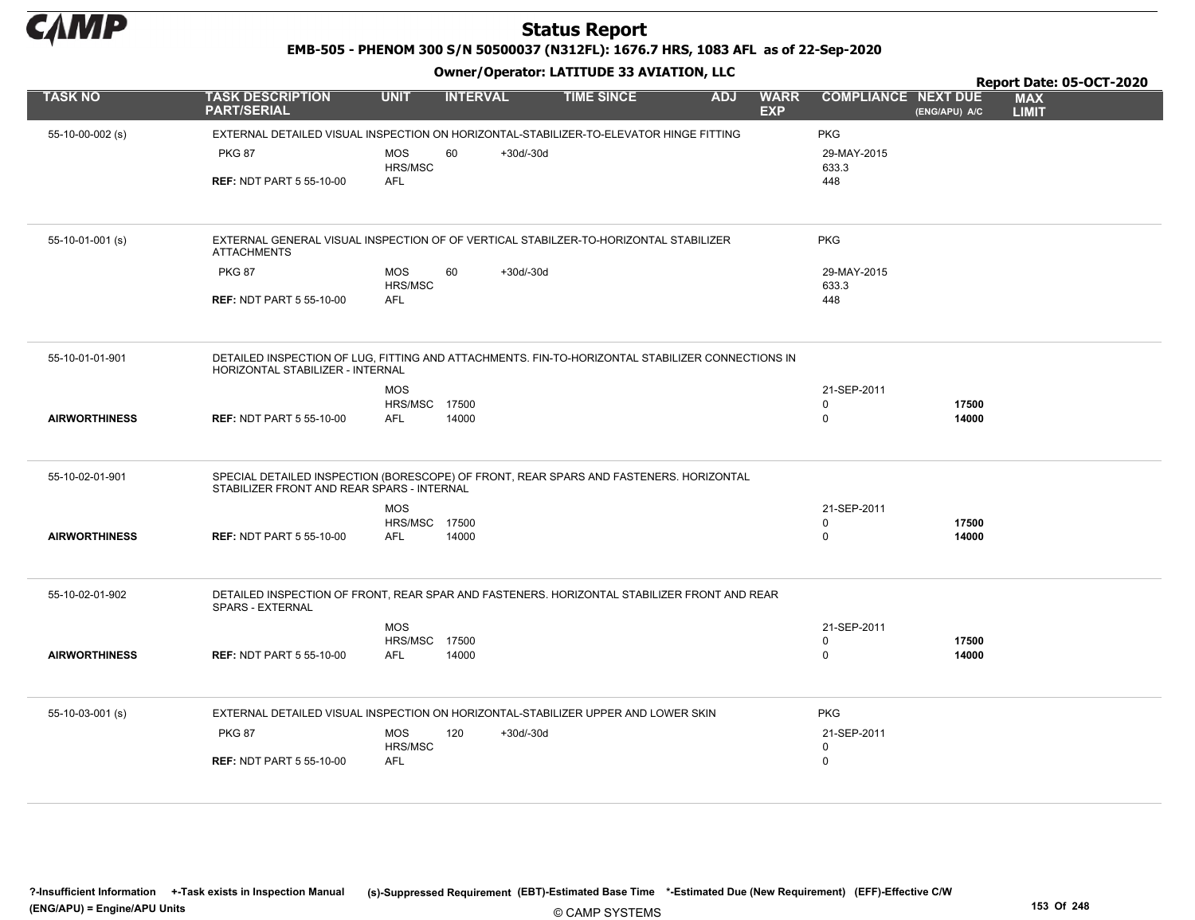# Status Report

**EMB-505 - PHENOM 300 S/N 50500037 (N312FL): 1676.7 HRS, 1083 AFL as of 22-Sep-2020**

**Owner/Operator: LATITUDE 33 AVIATION, LLC**

**Report Date: 05-OCT-2020**

| TASK NO | TASK DESCRIPTION PART/SERIAL | UNIT | INTERVAL | | TIME SINCE | ADJ | WARR EXP | COMPLIANCE | NEXT DUE (ENG/APU) A/C | MAX LIMIT |
|---|---|---|---|---|---|---|---|---|---|---|
| 55-10-00-002 (s) | EXTERNAL DETAILED VISUAL INSPECTION ON HORIZONTAL-STABILIZER-TO-ELEVATOR HINGE FITTING | | | | | | | PKG | | |
| | PKG 87 | MOS | 60 | +30d/-30d | | | | 29-MAY-2015 | | |
| | | HRS/MSC | | | | | | 633.3 | | |
| | **REF:** NDT PART 5 55-10-00 | AFL | | | | | | 448 | | |
| 55-10-01-001 (s) | EXTERNAL GENERAL VISUAL INSPECTION OF OF VERTICAL STABILZER-TO-HORIZONTAL STABILIZER ATTACHMENTS | | | | | | | PKG | | |
| | PKG 87 | MOS | 60 | +30d/-30d | | | | 29-MAY-2015 | | |
| | | HRS/MSC | | | | | | 633.3 | | |
| | **REF:** NDT PART 5 55-10-00 | AFL | | | | | | 448 | | |
| 55-10-01-01-901 | DETAILED INSPECTION OF LUG, FITTING AND ATTACHMENTS. FIN-TO-HORIZONTAL STABILIZER CONNECTIONS IN HORIZONTAL STABILIZER - INTERNAL | | | | | | | | | |
| | | MOS | | | | | | 21-SEP-2011 | | |
| | | HRS/MSC | 17500 | | | | | 0 | **17500** | |
| **AIRWORTHINESS** | **REF:** NDT PART 5 55-10-00 | AFL | 14000 | | | | | 0 | **14000** | |
| 55-10-02-01-901 | SPECIAL DETAILED INSPECTION (BORESCOPE) OF FRONT, REAR SPARS AND FASTENERS. HORIZONTAL STABILIZER FRONT AND REAR SPARS - INTERNAL | | | | | | | | | |
| | | MOS | | | | | | 21-SEP-2011 | | |
| | | HRS/MSC | 17500 | | | | | 0 | **17500** | |
| **AIRWORTHINESS** | **REF:** NDT PART 5 55-10-00 | AFL | 14000 | | | | | 0 | **14000** | |
| 55-10-02-01-902 | DETAILED INSPECTION OF FRONT, REAR SPAR AND FASTENERS. HORIZONTAL STABILIZER FRONT AND REAR SPARS - EXTERNAL | | | | | | | | | |
| | | MOS | | | | | | 21-SEP-2011 | | |
| | | HRS/MSC | 17500 | | | | | 0 | **17500** | |
| **AIRWORTHINESS** | **REF:** NDT PART 5 55-10-00 | AFL | 14000 | | | | | 0 | **14000** | |
| 55-10-03-001 (s) | EXTERNAL DETAILED VISUAL INSPECTION ON HORIZONTAL-STABILIZER UPPER AND LOWER SKIN | | | | | | | PKG | | |
| | PKG 87 | MOS | 120 | +30d/-30d | | | | 21-SEP-2011 | | |
| | | HRS/MSC | | | | | | 0 | | |
| | **REF:** NDT PART 5 55-10-00 | AFL | | | | | | 0 | | |

**?-Insufficient Information** **+-Task exists in Inspection Manual** **(s)-Suppressed Requirement** **(EBT)-Estimated Base Time** **\*-Estimated Due (New Requirement)** **(EFF)-Effective C/W**
**(ENG/APU) = Engine/APU Units**

© CAMP SYSTEMS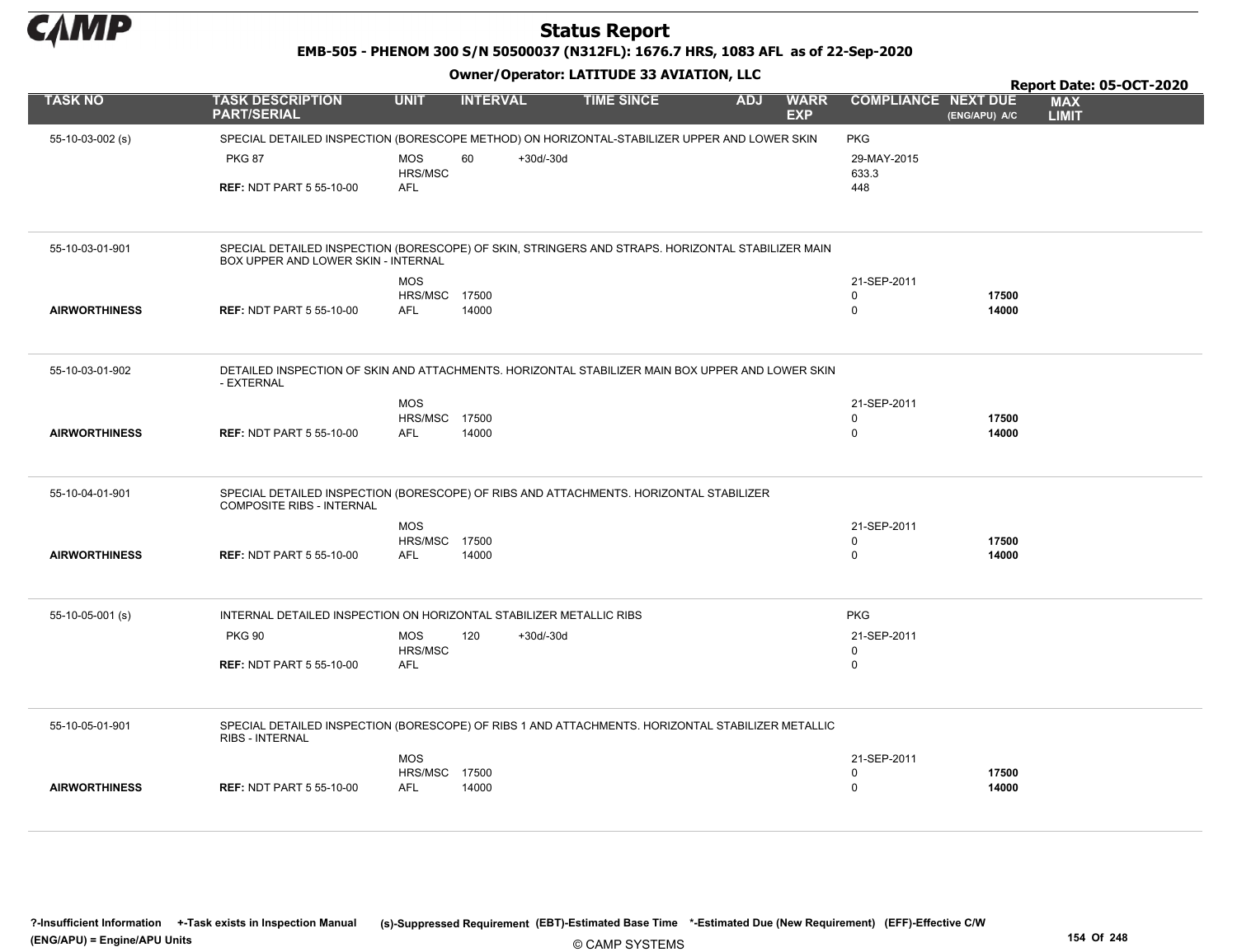# Status Report

**EMB-505 - PHENOM 300 S/N 50500037 (N312FL): 1676.7 HRS, 1083 AFL as of 22-Sep-2020**

**Owner/Operator: LATITUDE 33 AVIATION, LLC**

**Report Date: 05-OCT-2020**

| TASK NO | TASK DESCRIPTION PART/SERIAL | UNIT | INTERVAL | | TIME SINCE | ADJ | WARR EXP | COMPLIANCE | NEXT DUE (ENG/APU) A/C | MAX LIMIT |
|---|---|---|---|---|---|---|---|---|---|---|
| 55-10-03-002 (s) | SPECIAL DETAILED INSPECTION (BORESCOPE METHOD) ON HORIZONTAL-STABILIZER UPPER AND LOWER SKIN | | | | | | | PKG | | |
| | PKG 87 | MOS | 60 | +30d/-30d | | | | 29-MAY-2015 | | |
| | | HRS/MSC | | | | | | 633.3 | | |
| | **REF:** NDT PART 5 55-10-00 | AFL | | | | | | 448 | | |
| 55-10-03-01-901 | SPECIAL DETAILED INSPECTION (BORESCOPE) OF SKIN, STRINGERS AND STRAPS. HORIZONTAL STABILIZER MAIN BOX UPPER AND LOWER SKIN - INTERNAL | | | | | | | | | |
| | | MOS | | | | | | 21-SEP-2011 | | |
| | | HRS/MSC | 17500 | | | | | 0 | **17500** | |
| **AIRWORTHINESS** | **REF:** NDT PART 5 55-10-00 | AFL | 14000 | | | | | 0 | **14000** | |
| 55-10-03-01-902 | DETAILED INSPECTION OF SKIN AND ATTACHMENTS. HORIZONTAL STABILIZER MAIN BOX UPPER AND LOWER SKIN - EXTERNAL | | | | | | | | | |
| | | MOS | | | | | | 21-SEP-2011 | | |
| | | HRS/MSC | 17500 | | | | | 0 | **17500** | |
| **AIRWORTHINESS** | **REF:** NDT PART 5 55-10-00 | AFL | 14000 | | | | | 0 | **14000** | |
| 55-10-04-01-901 | SPECIAL DETAILED INSPECTION (BORESCOPE) OF RIBS AND ATTACHMENTS. HORIZONTAL STABILIZER COMPOSITE RIBS - INTERNAL | | | | | | | | | |
| | | MOS | | | | | | 21-SEP-2011 | | |
| | | HRS/MSC | 17500 | | | | | 0 | **17500** | |
| **AIRWORTHINESS** | **REF:** NDT PART 5 55-10-00 | AFL | 14000 | | | | | 0 | **14000** | |
| 55-10-05-001 (s) | INTERNAL DETAILED INSPECTION ON HORIZONTAL STABILIZER METALLIC RIBS | | | | | | | PKG | | |
| | PKG 90 | MOS | 120 | +30d/-30d | | | | 21-SEP-2011 | | |
| | | HRS/MSC | | | | | | 0 | | |
| | **REF:** NDT PART 5 55-10-00 | AFL | | | | | | 0 | | |
| 55-10-05-01-901 | SPECIAL DETAILED INSPECTION (BORESCOPE) OF RIBS 1 AND ATTACHMENTS. HORIZONTAL STABILIZER METALLIC RIBS - INTERNAL | | | | | | | | | |
| | | MOS | | | | | | 21-SEP-2011 | | |
| | | HRS/MSC | 17500 | | | | | 0 | **17500** | |
| **AIRWORTHINESS** | **REF:** NDT PART 5 55-10-00 | AFL | 14000 | | | | | 0 | **14000** | |

**?-Insufficient Information +-Task exists in Inspection Manual (s)-Suppressed Requirement (EBT)-Estimated Base Time \*-Estimated Due (New Requirement) (EFF)-Effective C/W (ENG/APU) = Engine/APU Units**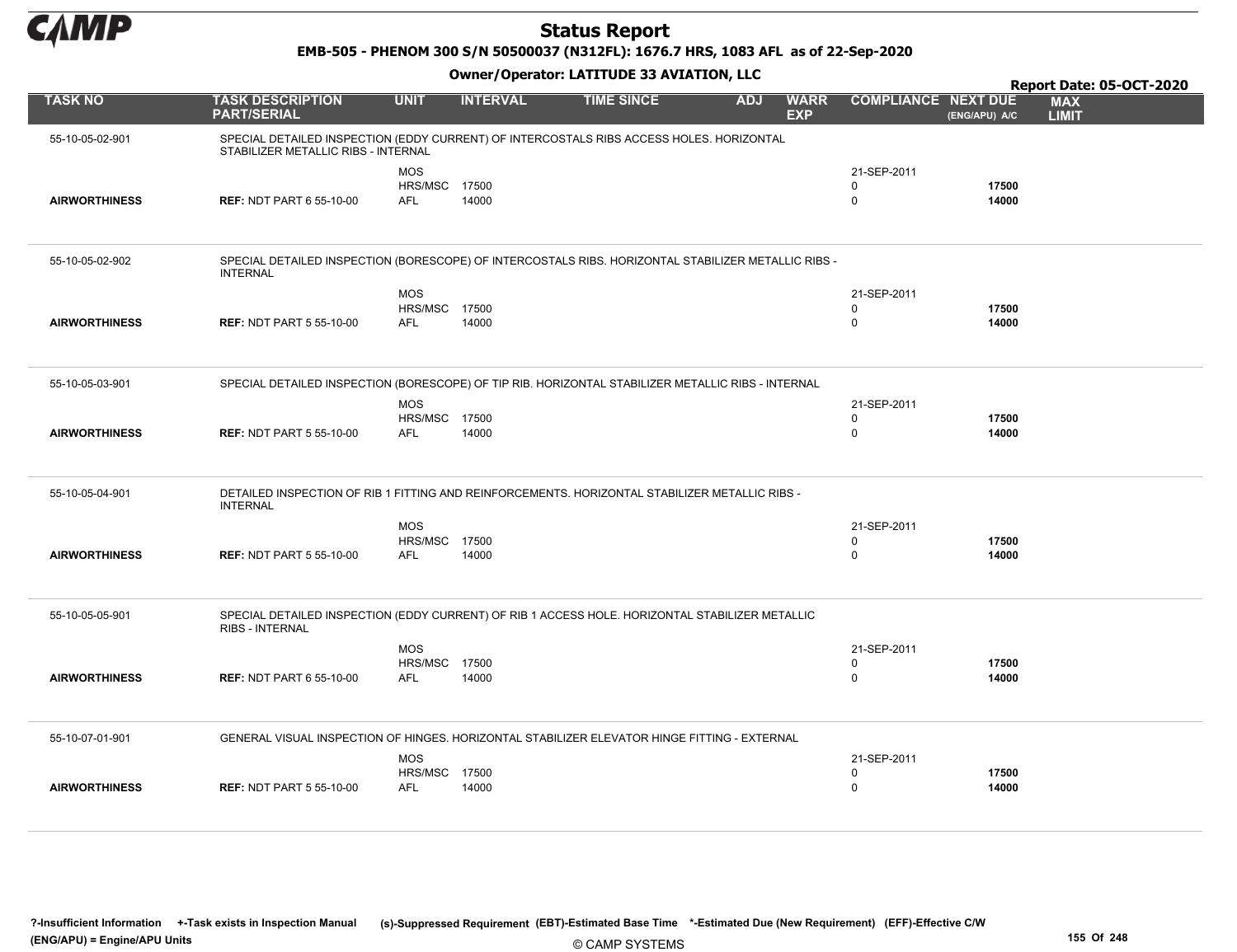# Status Report

**EMB-505 - PHENOM 300 S/N 50500037 (N312FL): 1676.7 HRS, 1083 AFL as of 22-Sep-2020**

**Owner/Operator: LATITUDE 33 AVIATION, LLC**

**Report Date: 05-OCT-2020**

| TASK NO | TASK DESCRIPTION PART/SERIAL | UNIT | INTERVAL | TIME SINCE | ADJ | WARR EXP | COMPLIANCE | NEXT DUE (ENG/APU) A/C | MAX LIMIT |
|---|---|---|---|---|---|---|---|---|---|
| 55-10-05-02-901 | SPECIAL DETAILED INSPECTION (EDDY CURRENT) OF INTERCOSTALS RIBS ACCESS HOLES. HORIZONTAL STABILIZER METALLIC RIBS - INTERNAL | | | | | | | | |
| | | MOS | | | | | 21-SEP-2011 | | |
| | | HRS/MSC | 17500 | | | | 0 | **17500** | |
| **AIRWORTHINESS** | **REF:** NDT PART 6 55-10-00 | AFL | 14000 | | | | 0 | **14000** | |
| 55-10-05-02-902 | SPECIAL DETAILED INSPECTION (BORESCOPE) OF INTERCOSTALS RIBS. HORIZONTAL STABILIZER METALLIC RIBS - INTERNAL | | | | | | | | |
| | | MOS | | | | | 21-SEP-2011 | | |
| | | HRS/MSC | 17500 | | | | 0 | **17500** | |
| **AIRWORTHINESS** | **REF:** NDT PART 5 55-10-00 | AFL | 14000 | | | | 0 | **14000** | |
| 55-10-05-03-901 | SPECIAL DETAILED INSPECTION (BORESCOPE) OF TIP RIB. HORIZONTAL STABILIZER METALLIC RIBS - INTERNAL | | | | | | | | |
| | | MOS | | | | | 21-SEP-2011 | | |
| | | HRS/MSC | 17500 | | | | 0 | **17500** | |
| **AIRWORTHINESS** | **REF:** NDT PART 5 55-10-00 | AFL | 14000 | | | | 0 | **14000** | |
| 55-10-05-04-901 | DETAILED INSPECTION OF RIB 1 FITTING AND REINFORCEMENTS. HORIZONTAL STABILIZER METALLIC RIBS - INTERNAL | | | | | | | | |
| | | MOS | | | | | 21-SEP-2011 | | |
| | | HRS/MSC | 17500 | | | | 0 | **17500** | |
| **AIRWORTHINESS** | **REF:** NDT PART 5 55-10-00 | AFL | 14000 | | | | 0 | **14000** | |
| 55-10-05-05-901 | SPECIAL DETAILED INSPECTION (EDDY CURRENT) OF RIB 1 ACCESS HOLE. HORIZONTAL STABILIZER METALLIC RIBS - INTERNAL | | | | | | | | |
| | | MOS | | | | | 21-SEP-2011 | | |
| | | HRS/MSC | 17500 | | | | 0 | **17500** | |
| **AIRWORTHINESS** | **REF:** NDT PART 6 55-10-00 | AFL | 14000 | | | | 0 | **14000** | |
| 55-10-07-01-901 | GENERAL VISUAL INSPECTION OF HINGES. HORIZONTAL STABILIZER ELEVATOR HINGE FITTING - EXTERNAL | | | | | | | | |
| | | MOS | | | | | 21-SEP-2011 | | |
| | | HRS/MSC | 17500 | | | | 0 | **17500** | |
| **AIRWORTHINESS** | **REF:** NDT PART 5 55-10-00 | AFL | 14000 | | | | 0 | **14000** | |

**?-Insufficient Information +-Task exists in Inspection Manual (s)-Suppressed Requirement (EBT)-Estimated Base Time \*-Estimated Due (New Requirement) (EFF)-Effective C/W (ENG/APU) = Engine/APU Units**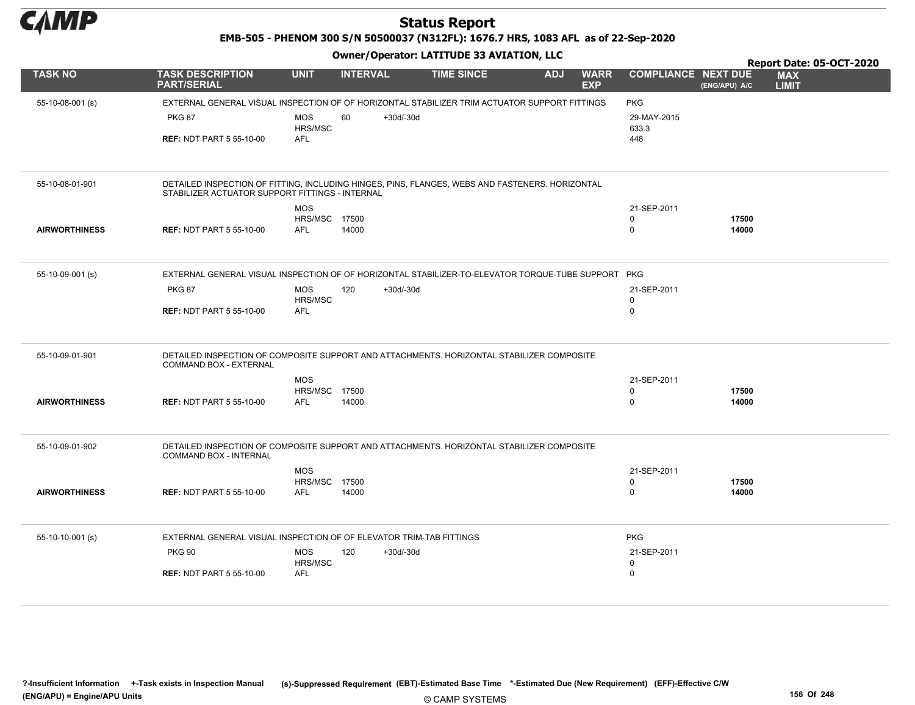# Status Report

**EMB-505 - PHENOM 300 S/N 50500037 (N312FL): 1676.7 HRS, 1083 AFL as of 22-Sep-2020**

**Owner/Operator: LATITUDE 33 AVIATION, LLC**

**Report Date: 05-OCT-2020**

| TASK NO | TASK DESCRIPTION PART/SERIAL | UNIT | INTERVAL | | TIME SINCE | ADJ | WARR EXP | COMPLIANCE | NEXT DUE (ENG/APU) A/C | MAX LIMIT |
|---|---|---|---|---|---|---|---|---|---|---|
| 55-10-08-001 (s) | EXTERNAL GENERAL VISUAL INSPECTION OF OF HORIZONTAL STABILIZER TRIM ACTUATOR SUPPORT FITTINGS | | | | | | | PKG | | |
| | PKG 87 | MOS | 60 | +30d/-30d | | | | 29-MAY-2015 | | |
| | | HRS/MSC | | | | | | 633.3 | | |
| | **REF:** NDT PART 5 55-10-00 | AFL | | | | | | 448 | | |
| 55-10-08-01-901 | DETAILED INSPECTION OF FITTING, INCLUDING HINGES, PINS, FLANGES, WEBS AND FASTENERS. HORIZONTAL STABILIZER ACTUATOR SUPPORT FITTINGS - INTERNAL | | | | | | | | | |
| | | MOS | | | | | | 21-SEP-2011 | | |
| | | HRS/MSC | 17500 | | | | | 0 | **17500** | |
| **AIRWORTHINESS** | **REF:** NDT PART 5 55-10-00 | AFL | 14000 | | | | | 0 | **14000** | |
| 55-10-09-001 (s) | EXTERNAL GENERAL VISUAL INSPECTION OF OF HORIZONTAL STABILIZER-TO-ELEVATOR TORQUE-TUBE SUPPORT | | | | | | | PKG | | |
| | PKG 87 | MOS | 120 | +30d/-30d | | | | 21-SEP-2011 | | |
| | | HRS/MSC | | | | | | 0 | | |
| | **REF:** NDT PART 5 55-10-00 | AFL | | | | | | 0 | | |
| 55-10-09-01-901 | DETAILED INSPECTION OF COMPOSITE SUPPORT AND ATTACHMENTS. HORIZONTAL STABILIZER COMPOSITE COMMAND BOX - EXTERNAL | | | | | | | | | |
| | | MOS | | | | | | 21-SEP-2011 | | |
| | | HRS/MSC | 17500 | | | | | 0 | **17500** | |
| **AIRWORTHINESS** | **REF:** NDT PART 5 55-10-00 | AFL | 14000 | | | | | 0 | **14000** | |
| 55-10-09-01-902 | DETAILED INSPECTION OF COMPOSITE SUPPORT AND ATTACHMENTS. HORIZONTAL STABILIZER COMPOSITE COMMAND BOX - INTERNAL | | | | | | | | | |
| | | MOS | | | | | | 21-SEP-2011 | | |
| | | HRS/MSC | 17500 | | | | | 0 | **17500** | |
| **AIRWORTHINESS** | **REF:** NDT PART 5 55-10-00 | AFL | 14000 | | | | | 0 | **14000** | |
| 55-10-10-001 (s) | EXTERNAL GENERAL VISUAL INSPECTION OF OF ELEVATOR TRIM-TAB FITTINGS | | | | | | | PKG | | |
| | PKG 90 | MOS | 120 | +30d/-30d | | | | 21-SEP-2011 | | |
| | | HRS/MSC | | | | | | 0 | | |
| | **REF:** NDT PART 5 55-10-00 | AFL | | | | | | 0 | | |

**?-Insufficient Information** **+-Task exists in Inspection Manual** **(s)-Suppressed Requirement** **(EBT)-Estimated Base Time** **\*-Estimated Due (New Requirement)** **(EFF)-Effective C/W**
**(ENG/APU) = Engine/APU Units**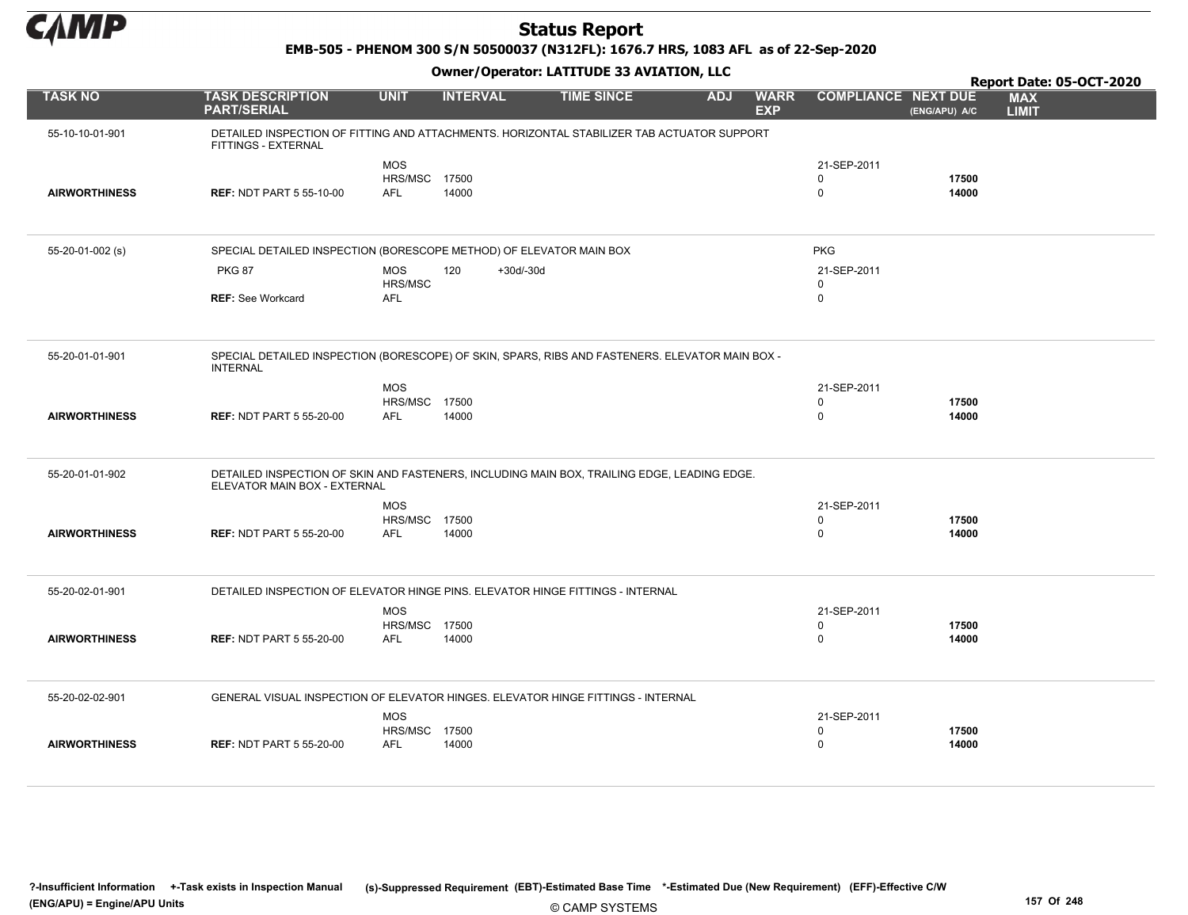# Status Report

**EMB-505 - PHENOM 300 S/N 50500037 (N312FL): 1676.7 HRS, 1083 AFL as of 22-Sep-2020**

**Owner/Operator: LATITUDE 33 AVIATION, LLC**

**Report Date: 05-OCT-2020**

| TASK NO | TASK DESCRIPTION PART/SERIAL | UNIT | INTERVAL | TIME SINCE | ADJ | WARR EXP | COMPLIANCE | NEXT DUE (ENG/APU) A/C | MAX LIMIT |
|---|---|---|---|---|---|---|---|---|---|
| 55-10-10-01-901 | DETAILED INSPECTION OF FITTING AND ATTACHMENTS. HORIZONTAL STABILIZER TAB ACTUATOR SUPPORT FITTINGS - EXTERNAL | | | | | | | | |
| | | MOS | | | | | 21-SEP-2011 | | |
| | | HRS/MSC | 17500 | | | | 0 | 17500 | |
| AIRWORTHINESS | REF: NDT PART 5 55-10-00 | AFL | 14000 | | | | 0 | 14000 | |
| 55-20-01-002 (s) | SPECIAL DETAILED INSPECTION (BORESCOPE METHOD) OF ELEVATOR MAIN BOX | | | | | | PKG | | |
| | PKG 87 | MOS | 120 +30d/-30d | | | | 21-SEP-2011 | | |
| | | HRS/MSC | | | | | 0 | | |
| | REF: See Workcard | AFL | | | | | 0 | | |
| 55-20-01-01-901 | SPECIAL DETAILED INSPECTION (BORESCOPE) OF SKIN, SPARS, RIBS AND FASTENERS. ELEVATOR MAIN BOX - INTERNAL | | | | | | | | |
| | | MOS | | | | | 21-SEP-2011 | | |
| | | HRS/MSC | 17500 | | | | 0 | 17500 | |
| AIRWORTHINESS | REF: NDT PART 5 55-20-00 | AFL | 14000 | | | | 0 | 14000 | |
| 55-20-01-01-902 | DETAILED INSPECTION OF SKIN AND FASTENERS, INCLUDING MAIN BOX, TRAILING EDGE, LEADING EDGE. ELEVATOR MAIN BOX - EXTERNAL | | | | | | | | |
| | | MOS | | | | | 21-SEP-2011 | | |
| | | HRS/MSC | 17500 | | | | 0 | 17500 | |
| AIRWORTHINESS | REF: NDT PART 5 55-20-00 | AFL | 14000 | | | | 0 | 14000 | |
| 55-20-02-01-901 | DETAILED INSPECTION OF ELEVATOR HINGE PINS. ELEVATOR HINGE FITTINGS - INTERNAL | | | | | | | | |
| | | MOS | | | | | 21-SEP-2011 | | |
| | | HRS/MSC | 17500 | | | | 0 | 17500 | |
| AIRWORTHINESS | REF: NDT PART 5 55-20-00 | AFL | 14000 | | | | 0 | 14000 | |
| 55-20-02-02-901 | GENERAL VISUAL INSPECTION OF ELEVATOR HINGES. ELEVATOR HINGE FITTINGS - INTERNAL | | | | | | | | |
| | | MOS | | | | | 21-SEP-2011 | | |
| | | HRS/MSC | 17500 | | | | 0 | 17500 | |
| AIRWORTHINESS | REF: NDT PART 5 55-20-00 | AFL | 14000 | | | | 0 | 14000 | |

?-Insufficient Information +-Task exists in Inspection Manual (s)-Suppressed Requirement (EBT)-Estimated Base Time *-Estimated Due (New Requirement) (EFF)-Effective C/W (ENG/APU) = Engine/APU Units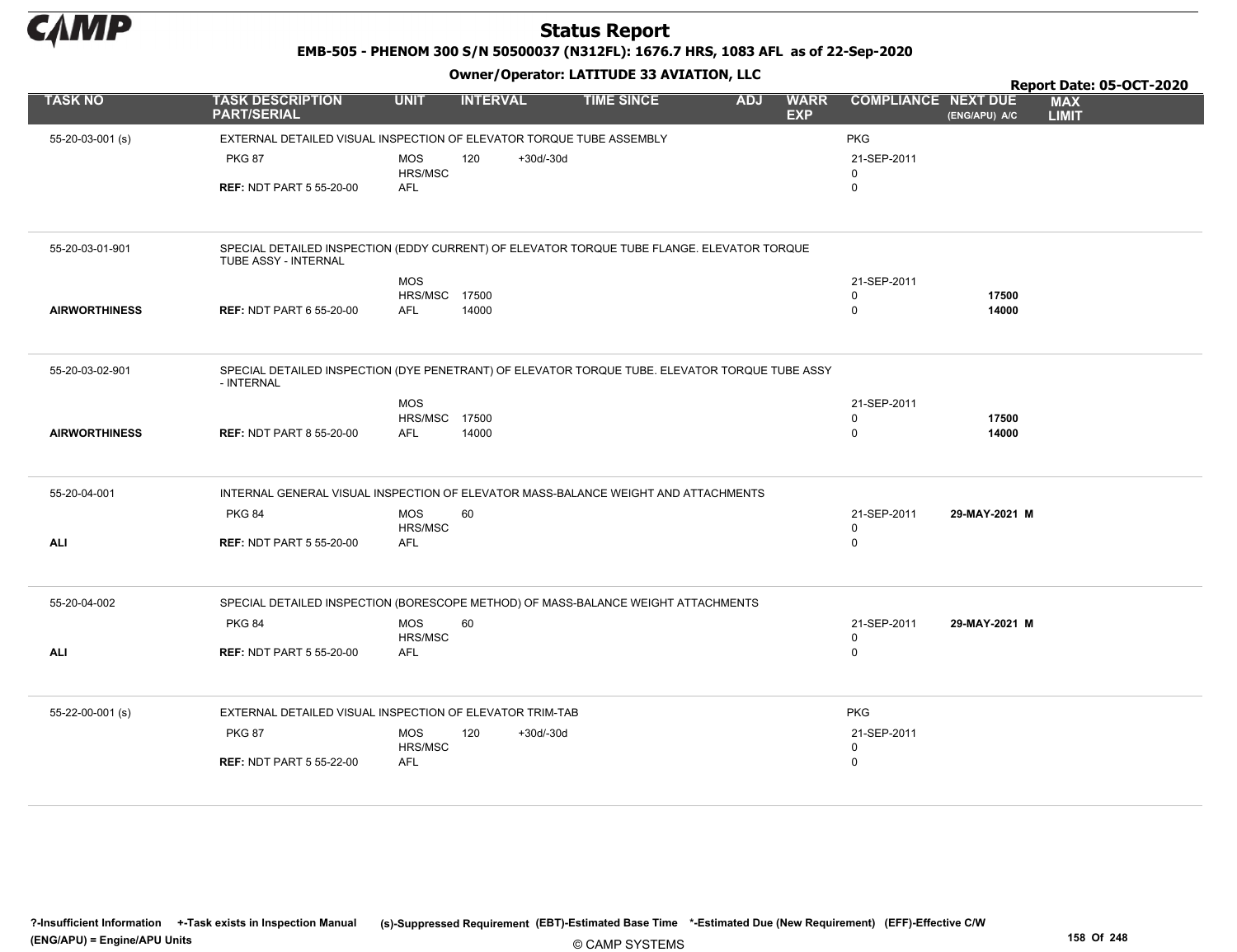# Status Report

**EMB-505 - PHENOM 300 S/N 50500037 (N312FL): 1676.7 HRS, 1083 AFL as of 22-Sep-2020**

**Owner/Operator: LATITUDE 33 AVIATION, LLC**

**Report Date: 05-OCT-2020**

| TASK NO | TASK DESCRIPTION PART/SERIAL | UNIT | INTERVAL | | TIME SINCE | ADJ | WARR EXP | COMPLIANCE | NEXT DUE (ENG/APU) A/C | MAX LIMIT |
|---|---|---|---|---|---|---|---|---|---|---|
| 55-20-03-001 (s) | EXTERNAL DETAILED VISUAL INSPECTION OF ELEVATOR TORQUE TUBE ASSEMBLY | | | | | | | PKG | | |
| | PKG 87 | MOS | 120 | +30d/-30d | | | | 21-SEP-2011 | | |
| | | HRS/MSC | | | | | | 0 | | |
| | **REF:** NDT PART 5 55-20-00 | AFL | | | | | | 0 | | |
| 55-20-03-01-901 | SPECIAL DETAILED INSPECTION (EDDY CURRENT) OF ELEVATOR TORQUE TUBE FLANGE. ELEVATOR TORQUE TUBE ASSY - INTERNAL | | | | | | | | | |
| | | MOS | | | | | | 21-SEP-2011 | | |
| | | HRS/MSC | 17500 | | | | | 0 | **17500** | |
| **AIRWORTHINESS** | **REF:** NDT PART 6 55-20-00 | AFL | 14000 | | | | | 0 | **14000** | |
| 55-20-03-02-901 | SPECIAL DETAILED INSPECTION (DYE PENETRANT) OF ELEVATOR TORQUE TUBE. ELEVATOR TORQUE TUBE ASSY - INTERNAL | | | | | | | | | |
| | | MOS | | | | | | 21-SEP-2011 | | |
| | | HRS/MSC | 17500 | | | | | 0 | **17500** | |
| **AIRWORTHINESS** | **REF:** NDT PART 8 55-20-00 | AFL | 14000 | | | | | 0 | **14000** | |
| 55-20-04-001 | INTERNAL GENERAL VISUAL INSPECTION OF ELEVATOR MASS-BALANCE WEIGHT AND ATTACHMENTS | | | | | | | | | |
| | PKG 84 | MOS | 60 | | | | | 21-SEP-2011 | **29-MAY-2021 M** | |
| | | HRS/MSC | | | | | | 0 | | |
| **ALI** | **REF:** NDT PART 5 55-20-00 | AFL | | | | | | 0 | | |
| 55-20-04-002 | SPECIAL DETAILED INSPECTION (BORESCOPE METHOD) OF MASS-BALANCE WEIGHT ATTACHMENTS | | | | | | | | | |
| | PKG 84 | MOS | 60 | | | | | 21-SEP-2011 | **29-MAY-2021 M** | |
| | | HRS/MSC | | | | | | 0 | | |
| **ALI** | **REF:** NDT PART 5 55-20-00 | AFL | | | | | | 0 | | |
| 55-22-00-001 (s) | EXTERNAL DETAILED VISUAL INSPECTION OF ELEVATOR TRIM-TAB | | | | | | | PKG | | |
| | PKG 87 | MOS | 120 | +30d/-30d | | | | 21-SEP-2011 | | |
| | | HRS/MSC | | | | | | 0 | | |
| | **REF:** NDT PART 5 55-22-00 | AFL | | | | | | 0 | | |

**?-Insufficient Information +-Task exists in Inspection Manual (s)-Suppressed Requirement (EBT)-Estimated Base Time \*-Estimated Due (New Requirement) (EFF)-Effective C/W (ENG/APU) = Engine/APU Units**

© CAMP SYSTEMS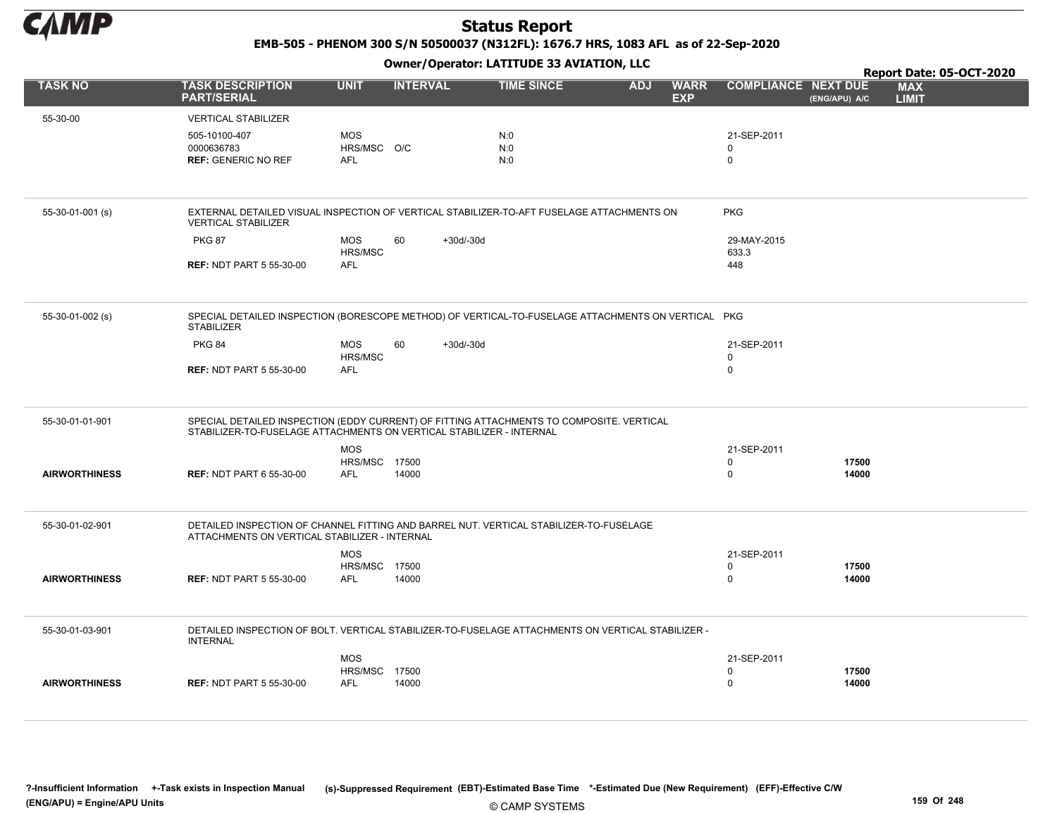# Status Report

**EMB-505 - PHENOM 300 S/N 50500037 (N312FL): 1676.7 HRS, 1083 AFL as of 22-Sep-2020**

**Owner/Operator: LATITUDE 33 AVIATION, LLC**

**Report Date: 05-OCT-2020**

| TASK NO | TASK DESCRIPTION PART/SERIAL | UNIT | INTERVAL | | TIME SINCE | ADJ | WARR EXP | COMPLIANCE | NEXT DUE (ENG/APU) A/C | MAX LIMIT |
|---|---|---|---|---|---|---|---|---|---|---|
| 55-30-00 | VERTICAL STABILIZER | | | | | | | | | |
| | 505-10100-407 | MOS | | | N:0 | | | 21-SEP-2011 | | |
| | 0000636783 | HRS/MSC | O/C | | N:0 | | | 0 | | |
| | **REF:** GENERIC NO REF | AFL | | | N:0 | | | 0 | | |
| 55-30-01-001 (s) | EXTERNAL DETAILED VISUAL INSPECTION OF VERTICAL STABILIZER-TO-AFT FUSELAGE ATTACHMENTS ON VERTICAL STABILIZER | | | | | | | PKG | | |
| | PKG 87 | MOS | 60 | +30d/-30d | | | | 29-MAY-2015 | | |
| | | HRS/MSC | | | | | | 633.3 | | |
| | **REF:** NDT PART 5 55-30-00 | AFL | | | | | | 448 | | |
| 55-30-01-002 (s) | SPECIAL DETAILED INSPECTION (BORESCOPE METHOD) OF VERTICAL-TO-FUSELAGE ATTACHMENTS ON VERTICAL STABILIZER | | | | | | | PKG | | |
| | PKG 84 | MOS | 60 | +30d/-30d | | | | 21-SEP-2011 | | |
| | | HRS/MSC | | | | | | 0 | | |
| | **REF:** NDT PART 5 55-30-00 | AFL | | | | | | 0 | | |
| 55-30-01-01-901 | SPECIAL DETAILED INSPECTION (EDDY CURRENT) OF FITTING ATTACHMENTS TO COMPOSITE. VERTICAL STABILIZER-TO-FUSELAGE ATTACHMENTS ON VERTICAL STABILIZER - INTERNAL | | | | | | | | | |
| | | MOS | | | | | | 21-SEP-2011 | | |
| | | HRS/MSC | 17500 | | | | | 0 | **17500** | |
| **AIRWORTHINESS** | **REF:** NDT PART 6 55-30-00 | AFL | 14000 | | | | | 0 | **14000** | |
| 55-30-01-02-901 | DETAILED INSPECTION OF CHANNEL FITTING AND BARREL NUT. VERTICAL STABILIZER-TO-FUSELAGE ATTACHMENTS ON VERTICAL STABILIZER - INTERNAL | | | | | | | | | |
| | | MOS | | | | | | 21-SEP-2011 | | |
| | | HRS/MSC | 17500 | | | | | 0 | **17500** | |
| **AIRWORTHINESS** | **REF:** NDT PART 5 55-30-00 | AFL | 14000 | | | | | 0 | **14000** | |
| 55-30-01-03-901 | DETAILED INSPECTION OF BOLT. VERTICAL STABILIZER-TO-FUSELAGE ATTACHMENTS ON VERTICAL STABILIZER - INTERNAL | | | | | | | | | |
| | | MOS | | | | | | 21-SEP-2011 | | |
| | | HRS/MSC | 17500 | | | | | 0 | **17500** | |
| **AIRWORTHINESS** | **REF:** NDT PART 5 55-30-00 | AFL | 14000 | | | | | 0 | **14000** | |

?-Insufficient Information +-Task exists in Inspection Manual (s)-Suppressed Requirement (EBT)-Estimated Base Time *-Estimated Due (New Requirement) (EFF)-Effective C/W
(ENG/APU) = Engine/APU Units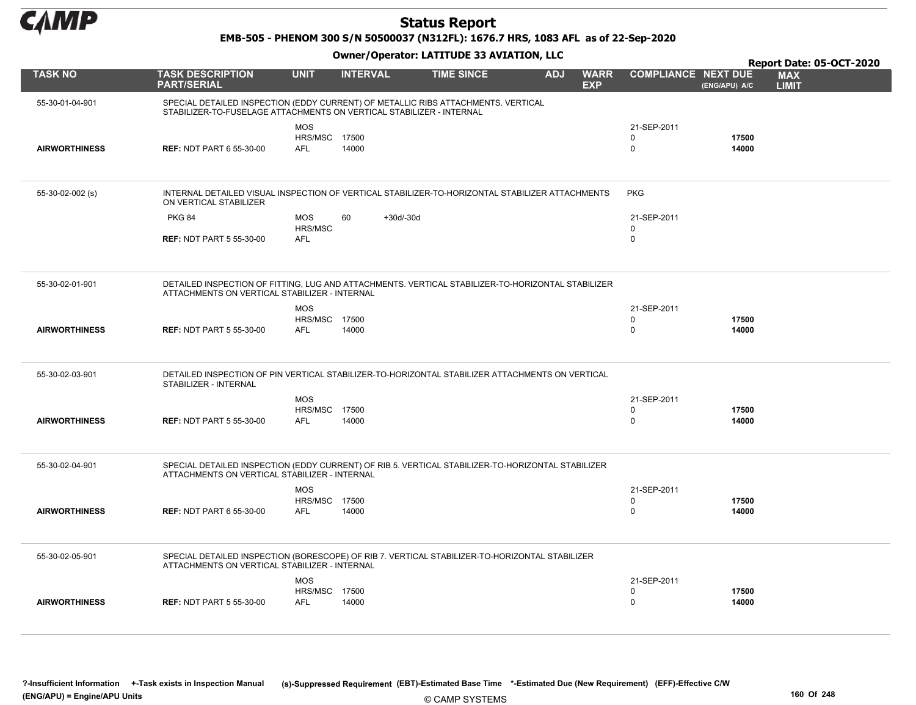# Status Report

**EMB-505 - PHENOM 300 S/N 50500037 (N312FL): 1676.7 HRS, 1083 AFL as of 22-Sep-2020**

**Owner/Operator: LATITUDE 33 AVIATION, LLC**

**Report Date: 05-OCT-2020**

| TASK NO | TASK DESCRIPTION PART/SERIAL | UNIT | INTERVAL | | TIME SINCE | ADJ | WARR EXP | COMPLIANCE | NEXT DUE (ENG/APU) A/C | MAX LIMIT |
|---|---|---|---|---|---|---|---|---|---|---|
| 55-30-01-04-901 | SPECIAL DETAILED INSPECTION (EDDY CURRENT) OF METALLIC RIBS ATTACHMENTS. VERTICAL STABILIZER-TO-FUSELAGE ATTACHMENTS ON VERTICAL STABILIZER - INTERNAL | | | | | | | | | |
| | | MOS | | | | | | 21-SEP-2011 | | |
| | | HRS/MSC | 17500 | | | | | 0 | 17500 | |
| AIRWORTHINESS | REF: NDT PART 6 55-30-00 | AFL | 14000 | | | | | 0 | 14000 | |
| 55-30-02-002 (s) | INTERNAL DETAILED VISUAL INSPECTION OF VERTICAL STABILIZER-TO-HORIZONTAL STABILIZER ATTACHMENTS ON VERTICAL STABILIZER | | | | | | | PKG | | |
| | PKG 84 | MOS | 60 | +30d/-30d | | | | 21-SEP-2011 | | |
| | | HRS/MSC | | | | | | 0 | | |
| | REF: NDT PART 5 55-30-00 | AFL | | | | | | 0 | | |
| 55-30-02-01-901 | DETAILED INSPECTION OF FITTING, LUG AND ATTACHMENTS. VERTICAL STABILIZER-TO-HORIZONTAL STABILIZER ATTACHMENTS ON VERTICAL STABILIZER - INTERNAL | | | | | | | | | |
| | | MOS | | | | | | 21-SEP-2011 | | |
| | | HRS/MSC | 17500 | | | | | 0 | 17500 | |
| AIRWORTHINESS | REF: NDT PART 5 55-30-00 | AFL | 14000 | | | | | 0 | 14000 | |
| 55-30-02-03-901 | DETAILED INSPECTION OF PIN VERTICAL STABILIZER-TO-HORIZONTAL STABILIZER ATTACHMENTS ON VERTICAL STABILIZER - INTERNAL | | | | | | | | | |
| | | MOS | | | | | | 21-SEP-2011 | | |
| | | HRS/MSC | 17500 | | | | | 0 | 17500 | |
| AIRWORTHINESS | REF: NDT PART 5 55-30-00 | AFL | 14000 | | | | | 0 | 14000 | |
| 55-30-02-04-901 | SPECIAL DETAILED INSPECTION (EDDY CURRENT) OF RIB 5. VERTICAL STABILIZER-TO-HORIZONTAL STABILIZER ATTACHMENTS ON VERTICAL STABILIZER - INTERNAL | | | | | | | | | |
| | | MOS | | | | | | 21-SEP-2011 | | |
| | | HRS/MSC | 17500 | | | | | 0 | 17500 | |
| AIRWORTHINESS | REF: NDT PART 6 55-30-00 | AFL | 14000 | | | | | 0 | 14000 | |
| 55-30-02-05-901 | SPECIAL DETAILED INSPECTION (BORESCOPE) OF RIB 7. VERTICAL STABILIZER-TO-HORIZONTAL STABILIZER ATTACHMENTS ON VERTICAL STABILIZER - INTERNAL | | | | | | | | | |
| | | MOS | | | | | | 21-SEP-2011 | | |
| | | HRS/MSC | 17500 | | | | | 0 | 17500 | |
| AIRWORTHINESS | REF: NDT PART 5 55-30-00 | AFL | 14000 | | | | | 0 | 14000 | |

?-Insufficient Information +-Task exists in Inspection Manual (s)-Suppressed Requirement (EBT)-Estimated Base Time *-Estimated Due (New Requirement) (EFF)-Effective C/W
(ENG/APU) = Engine/APU Units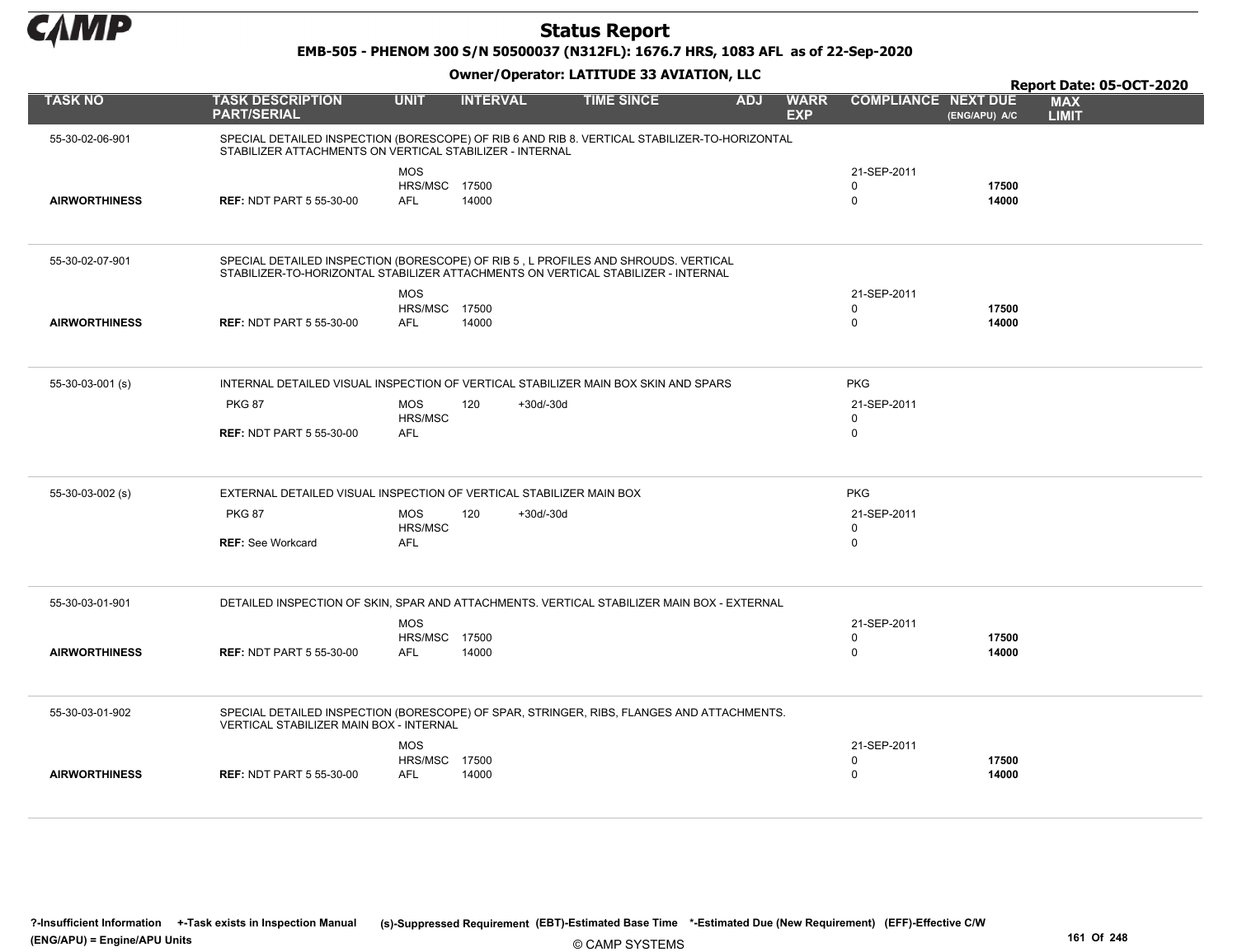# Status Report

**EMB-505 - PHENOM 300 S/N 50500037 (N312FL): 1676.7 HRS, 1083 AFL as of 22-Sep-2020**

**Owner/Operator: LATITUDE 33 AVIATION, LLC**

**Report Date: 05-OCT-2020**

| TASK NO | TASK DESCRIPTION PART/SERIAL | UNIT | INTERVAL | | TIME SINCE | ADJ | WARR EXP | COMPLIANCE | NEXT DUE (ENG/APU) A/C | MAX LIMIT |
|---|---|---|---|---|---|---|---|---|---|---|
| 55-30-02-06-901 | SPECIAL DETAILED INSPECTION (BORESCOPE) OF RIB 6 AND RIB 8. VERTICAL STABILIZER-TO-HORIZONTAL STABILIZER ATTACHMENTS ON VERTICAL STABILIZER - INTERNAL | | | | | | | | | |
| | | MOS | | | | | | 21-SEP-2011 | | |
| | | HRS/MSC | 17500 | | | | | 0 | **17500** | |
| **AIRWORTHINESS** | **REF:** NDT PART 5 55-30-00 | AFL | 14000 | | | | | 0 | **14000** | |
| 55-30-02-07-901 | SPECIAL DETAILED INSPECTION (BORESCOPE) OF RIB 5 , L PROFILES AND SHROUDS. VERTICAL STABILIZER-TO-HORIZONTAL STABILIZER ATTACHMENTS ON VERTICAL STABILIZER - INTERNAL | | | | | | | | | |
| | | MOS | | | | | | 21-SEP-2011 | | |
| | | HRS/MSC | 17500 | | | | | 0 | **17500** | |
| **AIRWORTHINESS** | **REF:** NDT PART 5 55-30-00 | AFL | 14000 | | | | | 0 | **14000** | |
| 55-30-03-001 (s) | INTERNAL DETAILED VISUAL INSPECTION OF VERTICAL STABILIZER MAIN BOX SKIN AND SPARS | | | | | | | PKG | | |
| | PKG 87 | MOS | 120 | +30d/-30d | | | | 21-SEP-2011 | | |
| | | HRS/MSC | | | | | | 0 | | |
| | **REF:** NDT PART 5 55-30-00 | AFL | | | | | | 0 | | |
| 55-30-03-002 (s) | EXTERNAL DETAILED VISUAL INSPECTION OF VERTICAL STABILIZER MAIN BOX | | | | | | | PKG | | |
| | PKG 87 | MOS | 120 | +30d/-30d | | | | 21-SEP-2011 | | |
| | | HRS/MSC | | | | | | 0 | | |
| | **REF:** See Workcard | AFL | | | | | | 0 | | |
| 55-30-03-01-901 | DETAILED INSPECTION OF SKIN, SPAR AND ATTACHMENTS. VERTICAL STABILIZER MAIN BOX - EXTERNAL | | | | | | | | | |
| | | MOS | | | | | | 21-SEP-2011 | | |
| | | HRS/MSC | 17500 | | | | | 0 | **17500** | |
| **AIRWORTHINESS** | **REF:** NDT PART 5 55-30-00 | AFL | 14000 | | | | | 0 | **14000** | |
| 55-30-03-01-902 | SPECIAL DETAILED INSPECTION (BORESCOPE) OF SPAR, STRINGER, RIBS, FLANGES AND ATTACHMENTS. VERTICAL STABILIZER MAIN BOX - INTERNAL | | | | | | | | | |
| | | MOS | | | | | | 21-SEP-2011 | | |
| | | HRS/MSC | 17500 | | | | | 0 | **17500** | |
| **AIRWORTHINESS** | **REF:** NDT PART 5 55-30-00 | AFL | 14000 | | | | | 0 | **14000** | |

**?-Insufficient Information** **+-Task exists in Inspection Manual** **(s)-Suppressed Requirement** **(EBT)-Estimated Base Time** **\*-Estimated Due (New Requirement)** **(EFF)-Effective C/W**
**(ENG/APU) = Engine/APU Units**

© CAMP SYSTEMS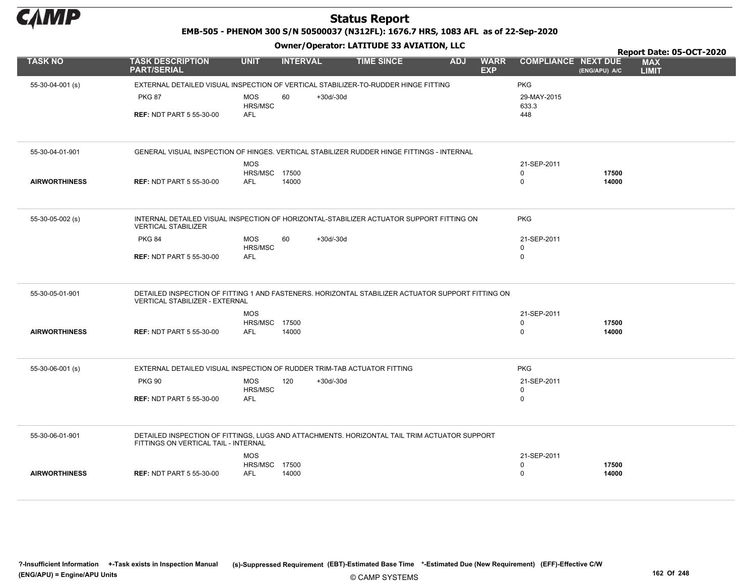# Status Report

**EMB-505 - PHENOM 300 S/N 50500037 (N312FL): 1676.7 HRS, 1083 AFL as of 22-Sep-2020**

**Owner/Operator: LATITUDE 33 AVIATION, LLC**

**Report Date: 05-OCT-2020**

| TASK NO | TASK DESCRIPTION PART/SERIAL | UNIT | INTERVAL | | TIME SINCE | ADJ | WARR EXP | COMPLIANCE | NEXT DUE (ENG/APU) A/C | MAX LIMIT |
|---|---|---|---|---|---|---|---|---|---|---|
| 55-30-04-001 (s) | EXTERNAL DETAILED VISUAL INSPECTION OF VERTICAL STABILIZER-TO-RUDDER HINGE FITTING | | | | | | | PKG | | |
| | PKG 87 | MOS | 60 | +30d/-30d | | | | 29-MAY-2015 | | |
| | | HRS/MSC | | | | | | 633.3 | | |
| | **REF:** NDT PART 5 55-30-00 | AFL | | | | | | 448 | | |
| 55-30-04-01-901 | GENERAL VISUAL INSPECTION OF HINGES. VERTICAL STABILIZER RUDDER HINGE FITTINGS - INTERNAL | | | | | | | | | |
| | | MOS | | | | | | 21-SEP-2011 | | |
| | | HRS/MSC | 17500 | | | | | 0 | **17500** | |
| **AIRWORTHINESS** | **REF:** NDT PART 5 55-30-00 | AFL | 14000 | | | | | 0 | **14000** | |
| 55-30-05-002 (s) | INTERNAL DETAILED VISUAL INSPECTION OF HORIZONTAL-STABILIZER ACTUATOR SUPPORT FITTING ON VERTICAL STABILIZER | | | | | | | PKG | | |
| | PKG 84 | MOS | 60 | +30d/-30d | | | | 21-SEP-2011 | | |
| | | HRS/MSC | | | | | | 0 | | |
| | **REF:** NDT PART 5 55-30-00 | AFL | | | | | | 0 | | |
| 55-30-05-01-901 | DETAILED INSPECTION OF FITTING 1 AND FASTENERS. HORIZONTAL STABILIZER ACTUATOR SUPPORT FITTING ON VERTICAL STABILIZER - EXTERNAL | | | | | | | | | |
| | | MOS | | | | | | 21-SEP-2011 | | |
| | | HRS/MSC | 17500 | | | | | 0 | **17500** | |
| **AIRWORTHINESS** | **REF:** NDT PART 5 55-30-00 | AFL | 14000 | | | | | 0 | **14000** | |
| 55-30-06-001 (s) | EXTERNAL DETAILED VISUAL INSPECTION OF RUDDER TRIM-TAB ACTUATOR FITTING | | | | | | | PKG | | |
| | PKG 90 | MOS | 120 | +30d/-30d | | | | 21-SEP-2011 | | |
| | | HRS/MSC | | | | | | 0 | | |
| | **REF:** NDT PART 5 55-30-00 | AFL | | | | | | 0 | | |
| 55-30-06-01-901 | DETAILED INSPECTION OF FITTINGS, LUGS AND ATTACHMENTS. HORIZONTAL TAIL TRIM ACTUATOR SUPPORT FITTINGS ON VERTICAL TAIL - INTERNAL | | | | | | | | | |
| | | MOS | | | | | | 21-SEP-2011 | | |
| | | HRS/MSC | 17500 | | | | | 0 | **17500** | |
| **AIRWORTHINESS** | **REF:** NDT PART 5 55-30-00 | AFL | 14000 | | | | | 0 | **14000** | |

**?-Insufficient Information** **+-Task exists in Inspection Manual** **(s)-Suppressed Requirement** **(EBT)-Estimated Base Time** **\*-Estimated Due (New Requirement)** **(EFF)-Effective C/W**
**(ENG/APU) = Engine/APU Units**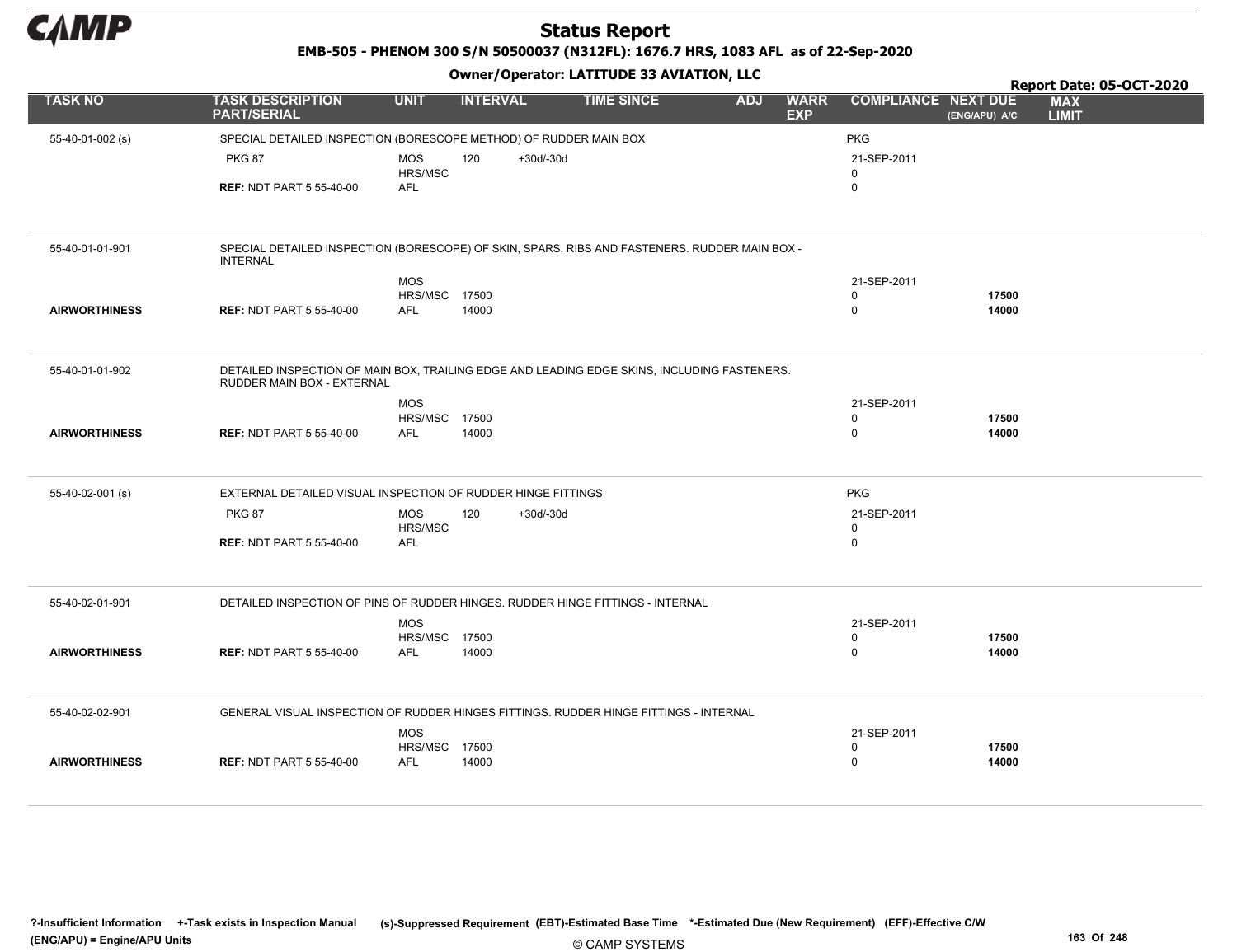# Status Report

**EMB-505 - PHENOM 300 S/N 50500037 (N312FL): 1676.7 HRS, 1083 AFL as of 22-Sep-2020**

**Owner/Operator: LATITUDE 33 AVIATION, LLC**

**Report Date: 05-OCT-2020**

| TASK NO | TASK DESCRIPTION PART/SERIAL | UNIT | INTERVAL | | TIME SINCE | ADJ | WARR EXP | COMPLIANCE | NEXT DUE (ENG/APU) A/C | MAX LIMIT |
|---|---|---|---|---|---|---|---|---|---|---|
| 55-40-01-002 (s) | SPECIAL DETAILED INSPECTION (BORESCOPE METHOD) OF RUDDER MAIN BOX | | | | | | | PKG | | |
| | PKG 87 | MOS | 120 | +30d/-30d | | | | 21-SEP-2011 | | |
| | | HRS/MSC | | | | | | 0 | | |
| | **REF:** NDT PART 5 55-40-00 | AFL | | | | | | 0 | | |
| 55-40-01-01-901 | SPECIAL DETAILED INSPECTION (BORESCOPE) OF SKIN, SPARS, RIBS AND FASTENERS. RUDDER MAIN BOX - INTERNAL | | | | | | | | | |
| | | MOS | | | | | | 21-SEP-2011 | | |
| | | HRS/MSC | 17500 | | | | | 0 | 17500 | |
| **AIRWORTHINESS** | **REF:** NDT PART 5 55-40-00 | AFL | 14000 | | | | | 0 | 14000 | |
| 55-40-01-01-902 | DETAILED INSPECTION OF MAIN BOX, TRAILING EDGE AND LEADING EDGE SKINS, INCLUDING FASTENERS. RUDDER MAIN BOX - EXTERNAL | | | | | | | | | |
| | | MOS | | | | | | 21-SEP-2011 | | |
| | | HRS/MSC | 17500 | | | | | 0 | 17500 | |
| **AIRWORTHINESS** | **REF:** NDT PART 5 55-40-00 | AFL | 14000 | | | | | 0 | 14000 | |
| 55-40-02-001 (s) | EXTERNAL DETAILED VISUAL INSPECTION OF RUDDER HINGE FITTINGS | | | | | | | PKG | | |
| | PKG 87 | MOS | 120 | +30d/-30d | | | | 21-SEP-2011 | | |
| | | HRS/MSC | | | | | | 0 | | |
| | **REF:** NDT PART 5 55-40-00 | AFL | | | | | | 0 | | |
| 55-40-02-01-901 | DETAILED INSPECTION OF PINS OF RUDDER HINGES. RUDDER HINGE FITTINGS - INTERNAL | | | | | | | | | |
| | | MOS | | | | | | 21-SEP-2011 | | |
| | | HRS/MSC | 17500 | | | | | 0 | 17500 | |
| **AIRWORTHINESS** | **REF:** NDT PART 5 55-40-00 | AFL | 14000 | | | | | 0 | 14000 | |
| 55-40-02-02-901 | GENERAL VISUAL INSPECTION OF RUDDER HINGES FITTINGS. RUDDER HINGE FITTINGS - INTERNAL | | | | | | | | | |
| | | MOS | | | | | | 21-SEP-2011 | | |
| | | HRS/MSC | 17500 | | | | | 0 | 17500 | |
| **AIRWORTHINESS** | **REF:** NDT PART 5 55-40-00 | AFL | 14000 | | | | | 0 | 14000 | |

**?-Insufficient Information** **+-Task exists in Inspection Manual** **(s)-Suppressed Requirement** **(EBT)-Estimated Base Time** **\*-Estimated Due (New Requirement)** **(EFF)-Effective C/W**
**(ENG/APU) = Engine/APU Units**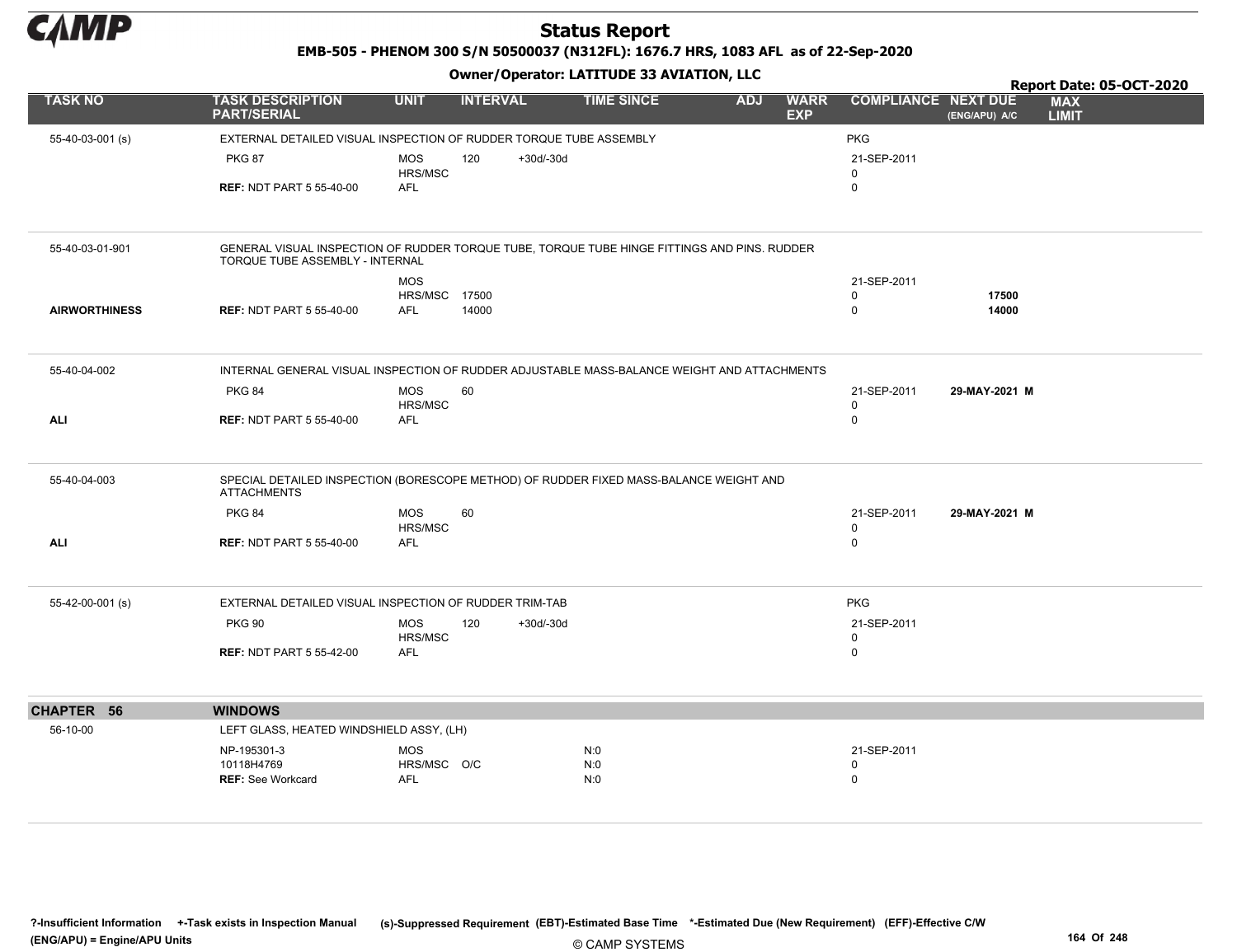# Status Report

**EMB-505 - PHENOM 300 S/N 50500037 (N312FL): 1676.7 HRS, 1083 AFL as of 22-Sep-2020**

**Owner/Operator: LATITUDE 33 AVIATION, LLC**

**Report Date: 05-OCT-2020**

| TASK NO | TASK DESCRIPTION PART/SERIAL | UNIT | INTERVAL | | TIME SINCE | ADJ | WARR EXP | COMPLIANCE | NEXT DUE (ENG/APU) A/C | MAX LIMIT |
|---|---|---|---|---|---|---|---|---|---|---|
| 55-40-03-001 (s) | EXTERNAL DETAILED VISUAL INSPECTION OF RUDDER TORQUE TUBE ASSEMBLY | | | | | | | PKG | | |
| | PKG 87 | MOS | 120 | +30d/-30d | | | | 21-SEP-2011 | | |
| | | HRS/MSC | | | | | | 0 | | |
| | **REF:** NDT PART 5 55-40-00 | AFL | | | | | | 0 | | |
| 55-40-03-01-901 | GENERAL VISUAL INSPECTION OF RUDDER TORQUE TUBE, TORQUE TUBE HINGE FITTINGS AND PINS. RUDDER TORQUE TUBE ASSEMBLY - INTERNAL | | | | | | | | | |
| | | MOS | | | | | | 21-SEP-2011 | | |
| | | HRS/MSC | 17500 | | | | | 0 | **17500** | |
| **AIRWORTHINESS** | **REF:** NDT PART 5 55-40-00 | AFL | 14000 | | | | | 0 | **14000** | |
| 55-40-04-002 | INTERNAL GENERAL VISUAL INSPECTION OF RUDDER ADJUSTABLE MASS-BALANCE WEIGHT AND ATTACHMENTS | | | | | | | | | |
| | PKG 84 | MOS | 60 | | | | | 21-SEP-2011 | **29-MAY-2021 M** | |
| | | HRS/MSC | | | | | | 0 | | |
| **ALI** | **REF:** NDT PART 5 55-40-00 | AFL | | | | | | 0 | | |
| 55-40-04-003 | SPECIAL DETAILED INSPECTION (BORESCOPE METHOD) OF RUDDER FIXED MASS-BALANCE WEIGHT AND ATTACHMENTS | | | | | | | | | |
| | PKG 84 | MOS | 60 | | | | | 21-SEP-2011 | **29-MAY-2021 M** | |
| | | HRS/MSC | | | | | | 0 | | |
| **ALI** | **REF:** NDT PART 5 55-40-00 | AFL | | | | | | 0 | | |
| 55-42-00-001 (s) | EXTERNAL DETAILED VISUAL INSPECTION OF RUDDER TRIM-TAB | | | | | | | PKG | | |
| | PKG 90 | MOS | 120 | +30d/-30d | | | | 21-SEP-2011 | | |
| | | HRS/MSC | | | | | | 0 | | |
| | **REF:** NDT PART 5 55-42-00 | AFL | | | | | | 0 | | |
| **CHAPTER 56** | **WINDOWS** | | | | | | | | | |
| 56-10-00 | LEFT GLASS, HEATED WINDSHIELD ASSY, (LH) | | | | | | | | | |
| | NP-195301-3 | MOS | | | N:0 | | | 21-SEP-2011 | | |
| | 10118H4769 | HRS/MSC | O/C | | N:0 | | | 0 | | |
| | **REF:** See Workcard | AFL | | | N:0 | | | 0 | | |

?-Insufficient Information +-Task exists in Inspection Manual (s)-Suppressed Requirement (EBT)-Estimated Base Time *-Estimated Due (New Requirement) (EFF)-Effective C/W
(ENG/APU) = Engine/APU Units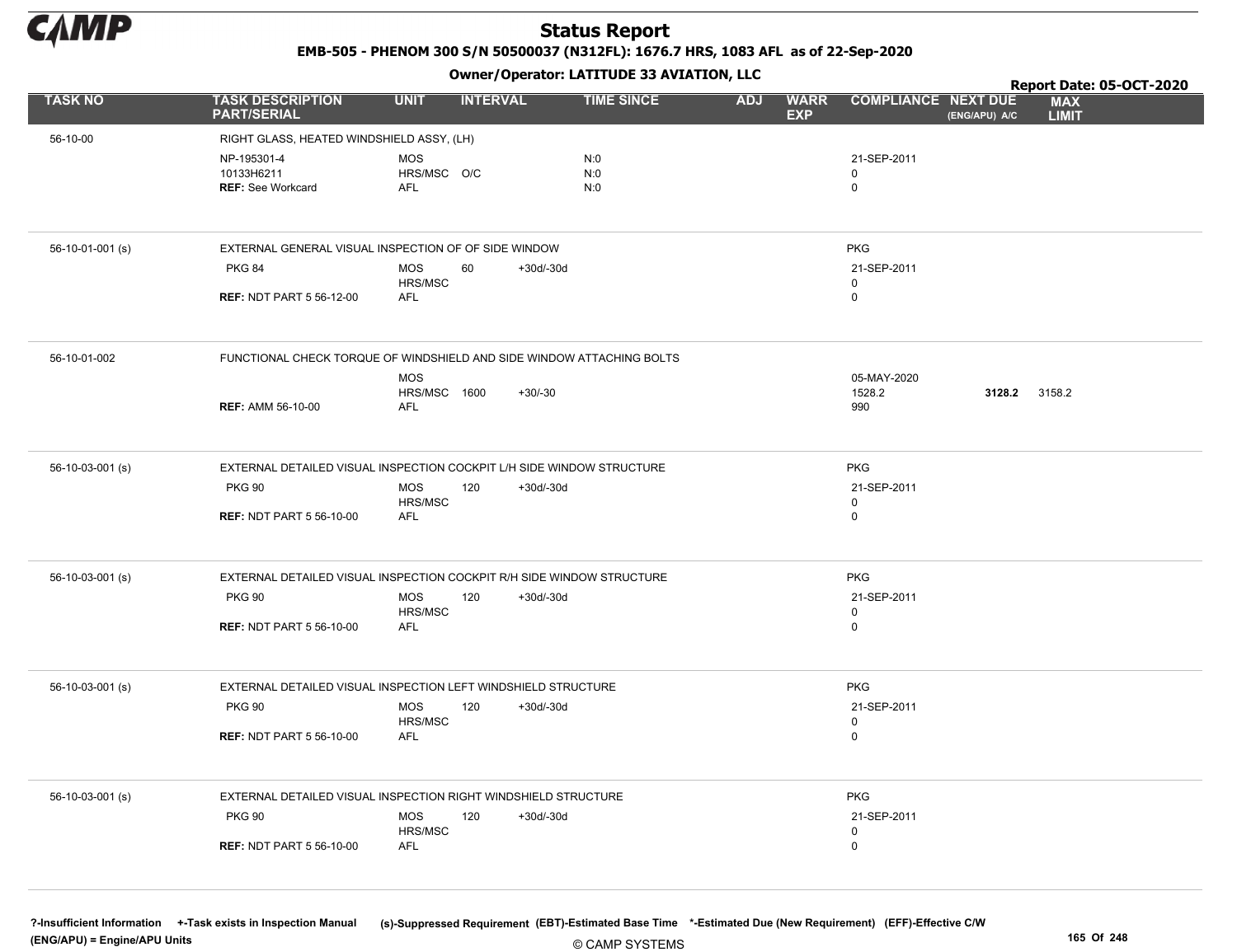# Status Report

**EMB-505 - PHENOM 300 S/N 50500037 (N312FL): 1676.7 HRS, 1083 AFL as of 22-Sep-2020**

**Owner/Operator: LATITUDE 33 AVIATION, LLC**

**Report Date: 05-OCT-2020**

| TASK NO | TASK DESCRIPTION PART/SERIAL | UNIT | INTERVAL | | TIME SINCE | ADJ | WARR EXP | COMPLIANCE | NEXT DUE (ENG/APU) A/C | MAX LIMIT |
|---|---|---|---|---|---|---|---|---|---|---|
| 56-10-00 | RIGHT GLASS, HEATED WINDSHIELD ASSY, (LH) | | | | | | | | | |
| | NP-195301-4 | MOS | | | N:0 | | | 21-SEP-2011 | | |
| | 10133H6211 | HRS/MSC | O/C | | N:0 | | | 0 | | |
| | **REF:** See Workcard | AFL | | | N:0 | | | 0 | | |
| 56-10-01-001 (s) | EXTERNAL GENERAL VISUAL INSPECTION OF OF SIDE WINDOW | | | | | | | PKG | | |
| | PKG 84 | MOS | 60 | +30d/-30d | | | | 21-SEP-2011 | | |
| | | HRS/MSC | | | | | | 0 | | |
| | **REF:** NDT PART 5 56-12-00 | AFL | | | | | | 0 | | |
| 56-10-01-002 | FUNCTIONAL CHECK TORQUE OF WINDSHIELD AND SIDE WINDOW ATTACHING BOLTS | | | | | | | | | |
| | | MOS | | | | | | 05-MAY-2020 | | |
| | | HRS/MSC | 1600 | +30/-30 | | | | 1528.2 | **3128.2** | 3158.2 |
| | **REF:** AMM 56-10-00 | AFL | | | | | | 990 | | |
| 56-10-03-001 (s) | EXTERNAL DETAILED VISUAL INSPECTION COCKPIT L/H SIDE WINDOW STRUCTURE | | | | | | | PKG | | |
| | PKG 90 | MOS | 120 | +30d/-30d | | | | 21-SEP-2011 | | |
| | | HRS/MSC | | | | | | 0 | | |
| | **REF:** NDT PART 5 56-10-00 | AFL | | | | | | 0 | | |
| 56-10-03-001 (s) | EXTERNAL DETAILED VISUAL INSPECTION COCKPIT R/H SIDE WINDOW STRUCTURE | | | | | | | PKG | | |
| | PKG 90 | MOS | 120 | +30d/-30d | | | | 21-SEP-2011 | | |
| | | HRS/MSC | | | | | | 0 | | |
| | **REF:** NDT PART 5 56-10-00 | AFL | | | | | | 0 | | |
| 56-10-03-001 (s) | EXTERNAL DETAILED VISUAL INSPECTION LEFT WINDSHIELD STRUCTURE | | | | | | | PKG | | |
| | PKG 90 | MOS | 120 | +30d/-30d | | | | 21-SEP-2011 | | |
| | | HRS/MSC | | | | | | 0 | | |
| | **REF:** NDT PART 5 56-10-00 | AFL | | | | | | 0 | | |
| 56-10-03-001 (s) | EXTERNAL DETAILED VISUAL INSPECTION RIGHT WINDSHIELD STRUCTURE | | | | | | | PKG | | |
| | PKG 90 | MOS | 120 | +30d/-30d | | | | 21-SEP-2011 | | |
| | | HRS/MSC | | | | | | 0 | | |
| | **REF:** NDT PART 5 56-10-00 | AFL | | | | | | 0 | | |

?-Insufficient Information +-Task exists in Inspection Manual (s)-Suppressed Requirement (EBT)-Estimated Base Time *-Estimated Due (New Requirement) (EFF)-Effective C/W (ENG/APU) = Engine/APU Units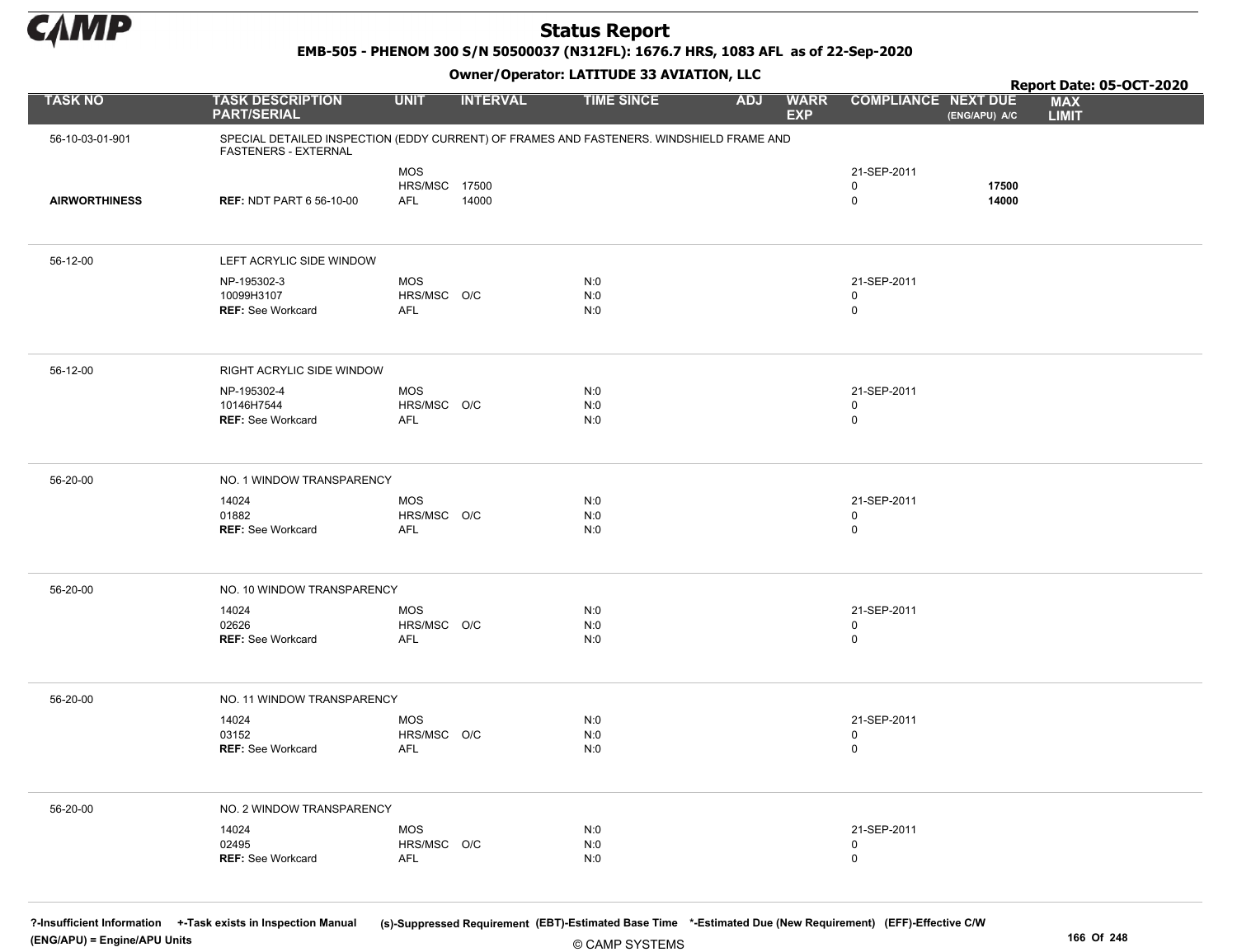# Status Report

**EMB-505 - PHENOM 300 S/N 50500037 (N312FL): 1676.7 HRS, 1083 AFL as of 22-Sep-2020**

**Owner/Operator: LATITUDE 33 AVIATION, LLC**

**Report Date: 05-OCT-2020**

| TASK NO | TASK DESCRIPTION PART/SERIAL | UNIT | INTERVAL | TIME SINCE | ADJ | WARR EXP | COMPLIANCE | NEXT DUE (ENG/APU) A/C | MAX LIMIT |
|---|---|---|---|---|---|---|---|---|---|
| 56-10-03-01-901 | SPECIAL DETAILED INSPECTION (EDDY CURRENT) OF FRAMES AND FASTENERS. WINDSHIELD FRAME AND FASTENERS - EXTERNAL | | | | | | | | |
| | | MOS | | | | | 21-SEP-2011 | | |
| | | HRS/MSC | 17500 | | | | 0 | **17500** | |
| **AIRWORTHINESS** | **REF:** NDT PART 6 56-10-00 | AFL | 14000 | | | | 0 | **14000** | |
| 56-12-00 | LEFT ACRYLIC SIDE WINDOW | | | | | | | | |
| | NP-195302-3 | MOS | | N:0 | | | 21-SEP-2011 | | |
| | 10099H3107 | HRS/MSC | O/C | N:0 | | | 0 | | |
| | **REF:** See Workcard | AFL | | N:0 | | | 0 | | |
| 56-12-00 | RIGHT ACRYLIC SIDE WINDOW | | | | | | | | |
| | NP-195302-4 | MOS | | N:0 | | | 21-SEP-2011 | | |
| | 10146H7544 | HRS/MSC | O/C | N:0 | | | 0 | | |
| | **REF:** See Workcard | AFL | | N:0 | | | 0 | | |
| 56-20-00 | NO. 1 WINDOW TRANSPARENCY | | | | | | | | |
| | 14024 | MOS | | N:0 | | | 21-SEP-2011 | | |
| | 01882 | HRS/MSC | O/C | N:0 | | | 0 | | |
| | **REF:** See Workcard | AFL | | N:0 | | | 0 | | |
| 56-20-00 | NO. 10 WINDOW TRANSPARENCY | | | | | | | | |
| | 14024 | MOS | | N:0 | | | 21-SEP-2011 | | |
| | 02626 | HRS/MSC | O/C | N:0 | | | 0 | | |
| | **REF:** See Workcard | AFL | | N:0 | | | 0 | | |
| 56-20-00 | NO. 11 WINDOW TRANSPARENCY | | | | | | | | |
| | 14024 | MOS | | N:0 | | | 21-SEP-2011 | | |
| | 03152 | HRS/MSC | O/C | N:0 | | | 0 | | |
| | **REF:** See Workcard | AFL | | N:0 | | | 0 | | |
| 56-20-00 | NO. 2 WINDOW TRANSPARENCY | | | | | | | | |
| | 14024 | MOS | | N:0 | | | 21-SEP-2011 | | |
| | 02495 | HRS/MSC | O/C | N:0 | | | 0 | | |
| | **REF:** See Workcard | AFL | | N:0 | | | 0 | | |

**?-Insufficient Information** **+-Task exists in Inspection Manual** **(s)-Suppressed Requirement** **(EBT)-Estimated Base Time** **\*-Estimated Due (New Requirement)** **(EFF)-Effective C/W**
**(ENG/APU) = Engine/APU Units**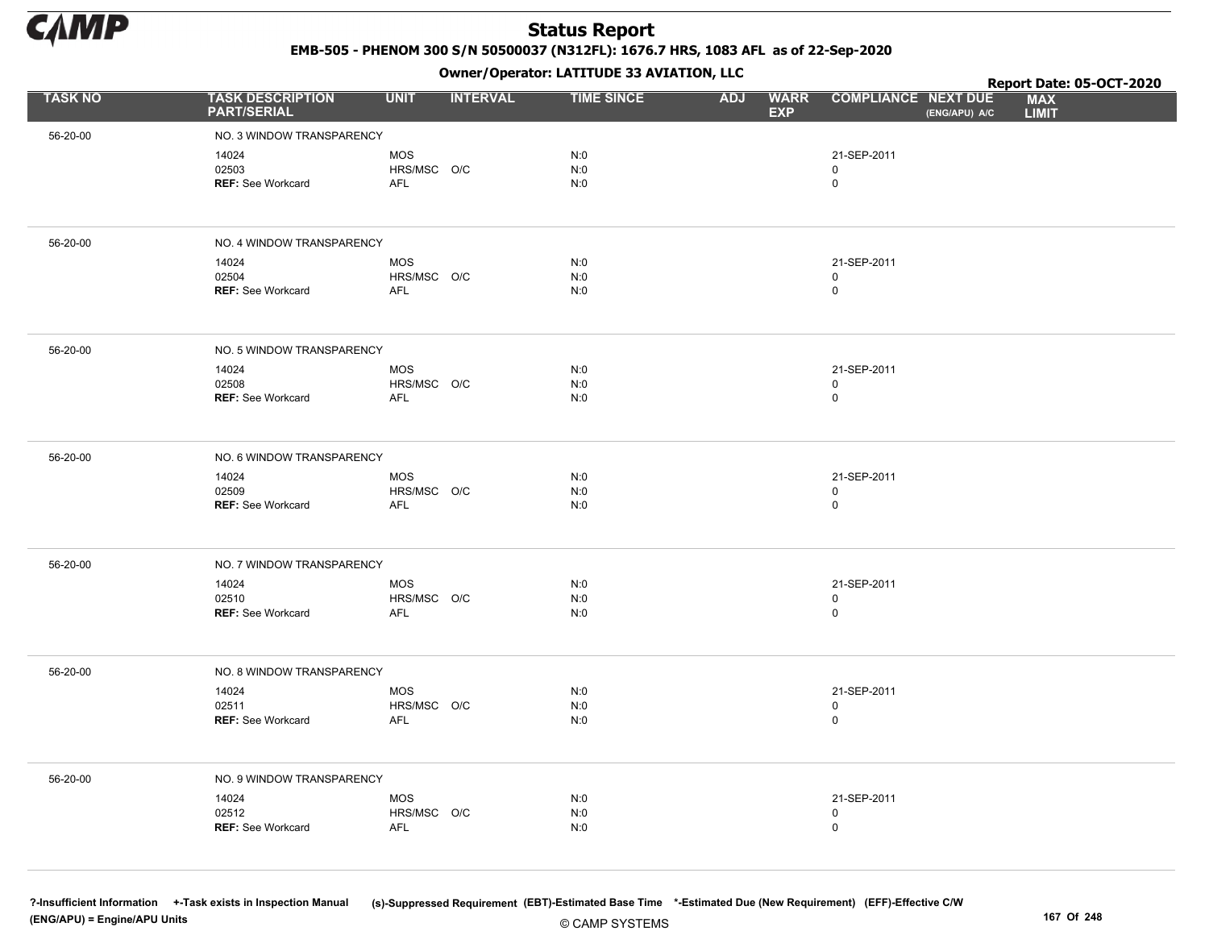# Status Report

**EMB-505 - PHENOM 300 S/N 50500037 (N312FL): 1676.7 HRS, 1083 AFL as of 22-Sep-2020**

**Owner/Operator: LATITUDE 33 AVIATION, LLC**

**Report Date: 05-OCT-2020**

| TASK NO | TASK DESCRIPTION PART/SERIAL | UNIT | INTERVAL | TIME SINCE | ADJ | WARR EXP | COMPLIANCE | NEXT DUE (ENG/APU) A/C | MAX LIMIT |
|---|---|---|---|---|---|---|---|---|---|
| 56-20-00 | NO. 3 WINDOW TRANSPARENCY | | | | | | | | |
| | 14024 | MOS | | N:0 | | | 21-SEP-2011 | | |
| | 02503 | HRS/MSC | O/C | N:0 | | | 0 | | |
| | **REF:** See Workcard | AFL | | N:0 | | | 0 | | |
| 56-20-00 | NO. 4 WINDOW TRANSPARENCY | | | | | | | | |
| | 14024 | MOS | | N:0 | | | 21-SEP-2011 | | |
| | 02504 | HRS/MSC | O/C | N:0 | | | 0 | | |
| | **REF:** See Workcard | AFL | | N:0 | | | 0 | | |
| 56-20-00 | NO. 5 WINDOW TRANSPARENCY | | | | | | | | |
| | 14024 | MOS | | N:0 | | | 21-SEP-2011 | | |
| | 02508 | HRS/MSC | O/C | N:0 | | | 0 | | |
| | **REF:** See Workcard | AFL | | N:0 | | | 0 | | |
| 56-20-00 | NO. 6 WINDOW TRANSPARENCY | | | | | | | | |
| | 14024 | MOS | | N:0 | | | 21-SEP-2011 | | |
| | 02509 | HRS/MSC | O/C | N:0 | | | 0 | | |
| | **REF:** See Workcard | AFL | | N:0 | | | 0 | | |
| 56-20-00 | NO. 7 WINDOW TRANSPARENCY | | | | | | | | |
| | 14024 | MOS | | N:0 | | | 21-SEP-2011 | | |
| | 02510 | HRS/MSC | O/C | N:0 | | | 0 | | |
| | **REF:** See Workcard | AFL | | N:0 | | | 0 | | |
| 56-20-00 | NO. 8 WINDOW TRANSPARENCY | | | | | | | | |
| | 14024 | MOS | | N:0 | | | 21-SEP-2011 | | |
| | 02511 | HRS/MSC | O/C | N:0 | | | 0 | | |
| | **REF:** See Workcard | AFL | | N:0 | | | 0 | | |
| 56-20-00 | NO. 9 WINDOW TRANSPARENCY | | | | | | | | |
| | 14024 | MOS | | N:0 | | | 21-SEP-2011 | | |
| | 02512 | HRS/MSC | O/C | N:0 | | | 0 | | |
| | **REF:** See Workcard | AFL | | N:0 | | | 0 | | |

**?-Insufficient Information** **+-Task exists in Inspection Manual** **(s)-Suppressed Requirement** **(EBT)-Estimated Base Time** **\*-Estimated Due (New Requirement)** **(EFF)-Effective C/W**
**(ENG/APU) = Engine/APU Units**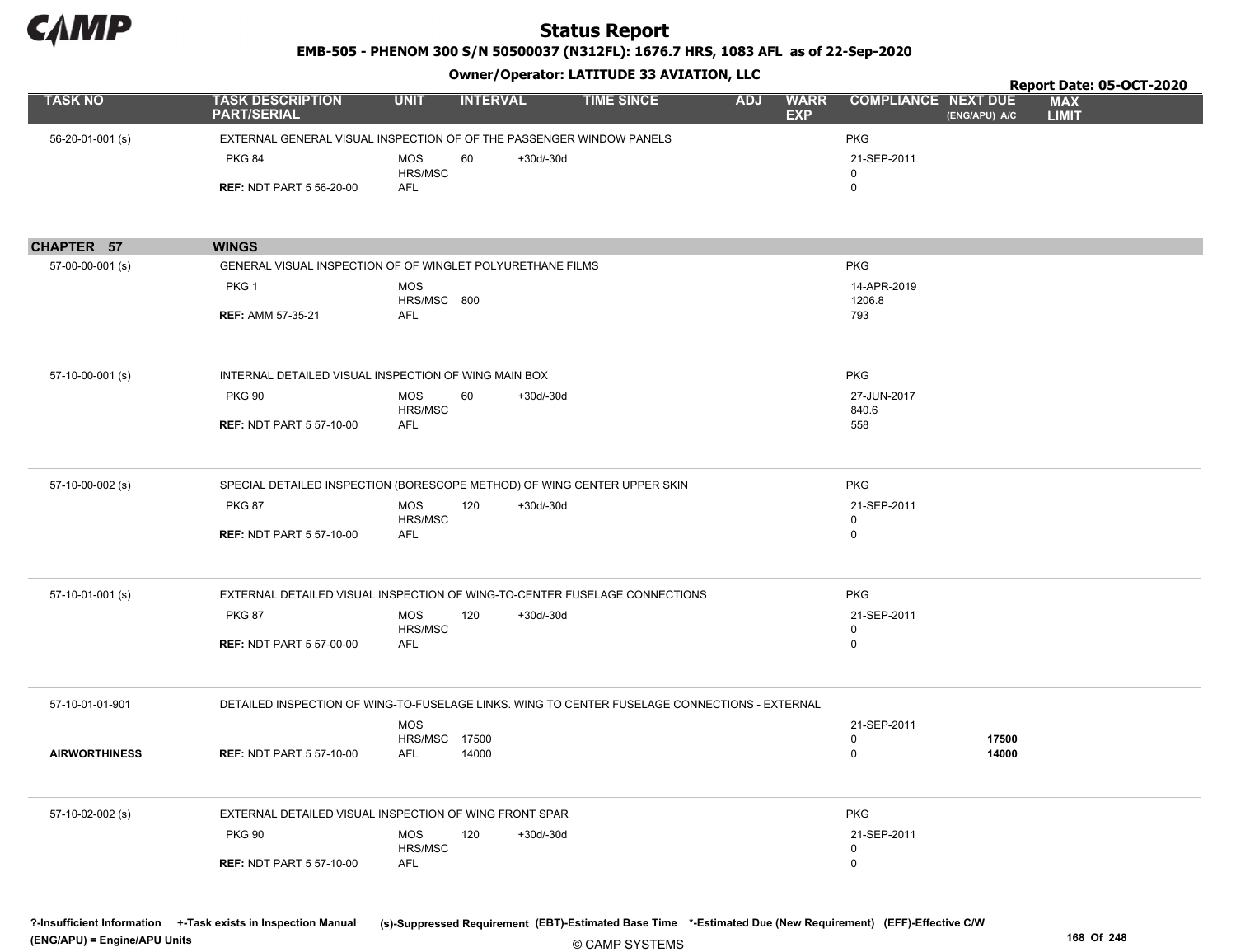# Status Report

**EMB-505 - PHENOM 300 S/N 50500037 (N312FL): 1676.7 HRS, 1083 AFL as of 22-Sep-2020**

**Owner/Operator: LATITUDE 33 AVIATION, LLC**

**Report Date: 05-OCT-2020**

| TASK NO | TASK DESCRIPTION PART/SERIAL | UNIT | INTERVAL | | TIME SINCE | ADJ | WARR EXP | COMPLIANCE | NEXT DUE (ENG/APU) A/C | MAX LIMIT |
|---|---|---|---|---|---|---|---|---|---|---|
| 56-20-01-001 (s) | EXTERNAL GENERAL VISUAL INSPECTION OF OF THE PASSENGER WINDOW PANELS | | | | | | | PKG | | |
| | PKG 84 | MOS | 60 | +30d/-30d | | | | 21-SEP-2011 | | |
| | | HRS/MSC | | | | | | 0 | | |
| | **REF:** NDT PART 5 56-20-00 | AFL | | | | | | 0 | | |
| **CHAPTER 57** | **WINGS** | | | | | | | | | |
| 57-00-00-001 (s) | GENERAL VISUAL INSPECTION OF OF WINGLET POLYURETHANE FILMS | | | | | | | PKG | | |
| | PKG 1 | MOS | | | | | | 14-APR-2019 | | |
| | | HRS/MSC | 800 | | | | | 1206.8 | | |
| | **REF:** AMM 57-35-21 | AFL | | | | | | 793 | | |
| 57-10-00-001 (s) | INTERNAL DETAILED VISUAL INSPECTION OF WING MAIN BOX | | | | | | | PKG | | |
| | PKG 90 | MOS | 60 | +30d/-30d | | | | 27-JUN-2017 | | |
| | | HRS/MSC | | | | | | 840.6 | | |
| | **REF:** NDT PART 5 57-10-00 | AFL | | | | | | 558 | | |
| 57-10-00-002 (s) | SPECIAL DETAILED INSPECTION (BORESCOPE METHOD) OF WING CENTER UPPER SKIN | | | | | | | PKG | | |
| | PKG 87 | MOS | 120 | +30d/-30d | | | | 21-SEP-2011 | | |
| | | HRS/MSC | | | | | | 0 | | |
| | **REF:** NDT PART 5 57-10-00 | AFL | | | | | | 0 | | |
| 57-10-01-001 (s) | EXTERNAL DETAILED VISUAL INSPECTION OF WING-TO-CENTER FUSELAGE CONNECTIONS | | | | | | | PKG | | |
| | PKG 87 | MOS | 120 | +30d/-30d | | | | 21-SEP-2011 | | |
| | | HRS/MSC | | | | | | 0 | | |
| | **REF:** NDT PART 5 57-00-00 | AFL | | | | | | 0 | | |
| 57-10-01-01-901 | DETAILED INSPECTION OF WING-TO-FUSELAGE LINKS. WING TO CENTER FUSELAGE CONNECTIONS - EXTERNAL | | | | | | | | | |
| | | MOS | | | | | | 21-SEP-2011 | | |
| | | HRS/MSC | 17500 | | | | | 0 | **17500** | |
| **AIRWORTHINESS** | **REF:** NDT PART 5 57-10-00 | AFL | 14000 | | | | | 0 | **14000** | |
| 57-10-02-002 (s) | EXTERNAL DETAILED VISUAL INSPECTION OF WING FRONT SPAR | | | | | | | PKG | | |
| | PKG 90 | MOS | 120 | +30d/-30d | | | | 21-SEP-2011 | | |
| | | HRS/MSC | | | | | | 0 | | |
| | **REF:** NDT PART 5 57-10-00 | AFL | | | | | | 0 | | |

?-Insufficient Information +-Task exists in Inspection Manual (s)-Suppressed Requirement (EBT)-Estimated Base Time *-Estimated Due (New Requirement) (EFF)-Effective C/W
(ENG/APU) = Engine/APU Units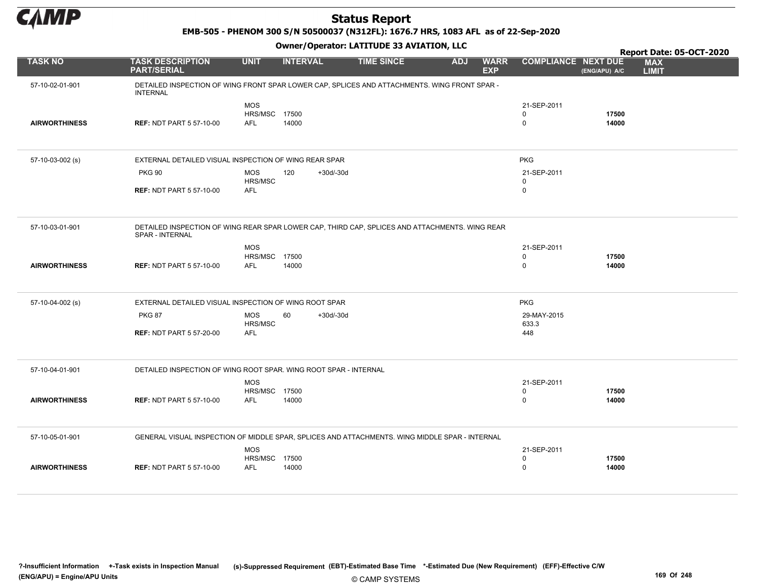# Status Report

**EMB-505 - PHENOM 300 S/N 50500037 (N312FL): 1676.7 HRS, 1083 AFL as of 22-Sep-2020**

**Owner/Operator: LATITUDE 33 AVIATION, LLC**

**Report Date: 05-OCT-2020**

| TASK NO | TASK DESCRIPTION PART/SERIAL | UNIT | INTERVAL | | TIME SINCE | ADJ | WARR EXP | COMPLIANCE | NEXT DUE (ENG/APU) A/C | MAX LIMIT |
|---|---|---|---|---|---|---|---|---|---|---|
| 57-10-02-01-901 | DETAILED INSPECTION OF WING FRONT SPAR LOWER CAP, SPLICES AND ATTACHMENTS. WING FRONT SPAR - INTERNAL | | | | | | | | | |
| | | MOS | | | | | | 21-SEP-2011 | | |
| | | HRS/MSC | 17500 | | | | | 0 | 17500 | |
| **AIRWORTHINESS** | **REF:** NDT PART 5 57-10-00 | AFL | 14000 | | | | | 0 | 14000 | |
| 57-10-03-002 (s) | EXTERNAL DETAILED VISUAL INSPECTION OF WING REAR SPAR | | | | | | | PKG | | |
| | PKG 90 | MOS | 120 | +30d/-30d | | | | 21-SEP-2011 | | |
| | | HRS/MSC | | | | | | 0 | | |
| | **REF:** NDT PART 5 57-10-00 | AFL | | | | | | 0 | | |
| 57-10-03-01-901 | DETAILED INSPECTION OF WING REAR SPAR LOWER CAP, THIRD CAP, SPLICES AND ATTACHMENTS. WING REAR SPAR - INTERNAL | | | | | | | | | |
| | | MOS | | | | | | 21-SEP-2011 | | |
| | | HRS/MSC | 17500 | | | | | 0 | 17500 | |
| **AIRWORTHINESS** | **REF:** NDT PART 5 57-10-00 | AFL | 14000 | | | | | 0 | 14000 | |
| 57-10-04-002 (s) | EXTERNAL DETAILED VISUAL INSPECTION OF WING ROOT SPAR | | | | | | | PKG | | |
| | PKG 87 | MOS | 60 | +30d/-30d | | | | 29-MAY-2015 | | |
| | | HRS/MSC | | | | | | 633.3 | | |
| | **REF:** NDT PART 5 57-20-00 | AFL | | | | | | 448 | | |
| 57-10-04-01-901 | DETAILED INSPECTION OF WING ROOT SPAR. WING ROOT SPAR - INTERNAL | | | | | | | | | |
| | | MOS | | | | | | 21-SEP-2011 | | |
| | | HRS/MSC | 17500 | | | | | 0 | 17500 | |
| **AIRWORTHINESS** | **REF:** NDT PART 5 57-10-00 | AFL | 14000 | | | | | 0 | 14000 | |
| 57-10-05-01-901 | GENERAL VISUAL INSPECTION OF MIDDLE SPAR, SPLICES AND ATTACHMENTS. WING MIDDLE SPAR - INTERNAL | | | | | | | | | |
| | | MOS | | | | | | 21-SEP-2011 | | |
| | | HRS/MSC | 17500 | | | | | 0 | 17500 | |
| **AIRWORTHINESS** | **REF:** NDT PART 5 57-10-00 | AFL | 14000 | | | | | 0 | 14000 | |

?-Insufficient Information +-Task exists in Inspection Manual (s)-Suppressed Requirement (EBT)-Estimated Base Time *-Estimated Due (New Requirement) (EFF)-Effective C/W (ENG/APU) = Engine/APU Units

© CAMP SYSTEMS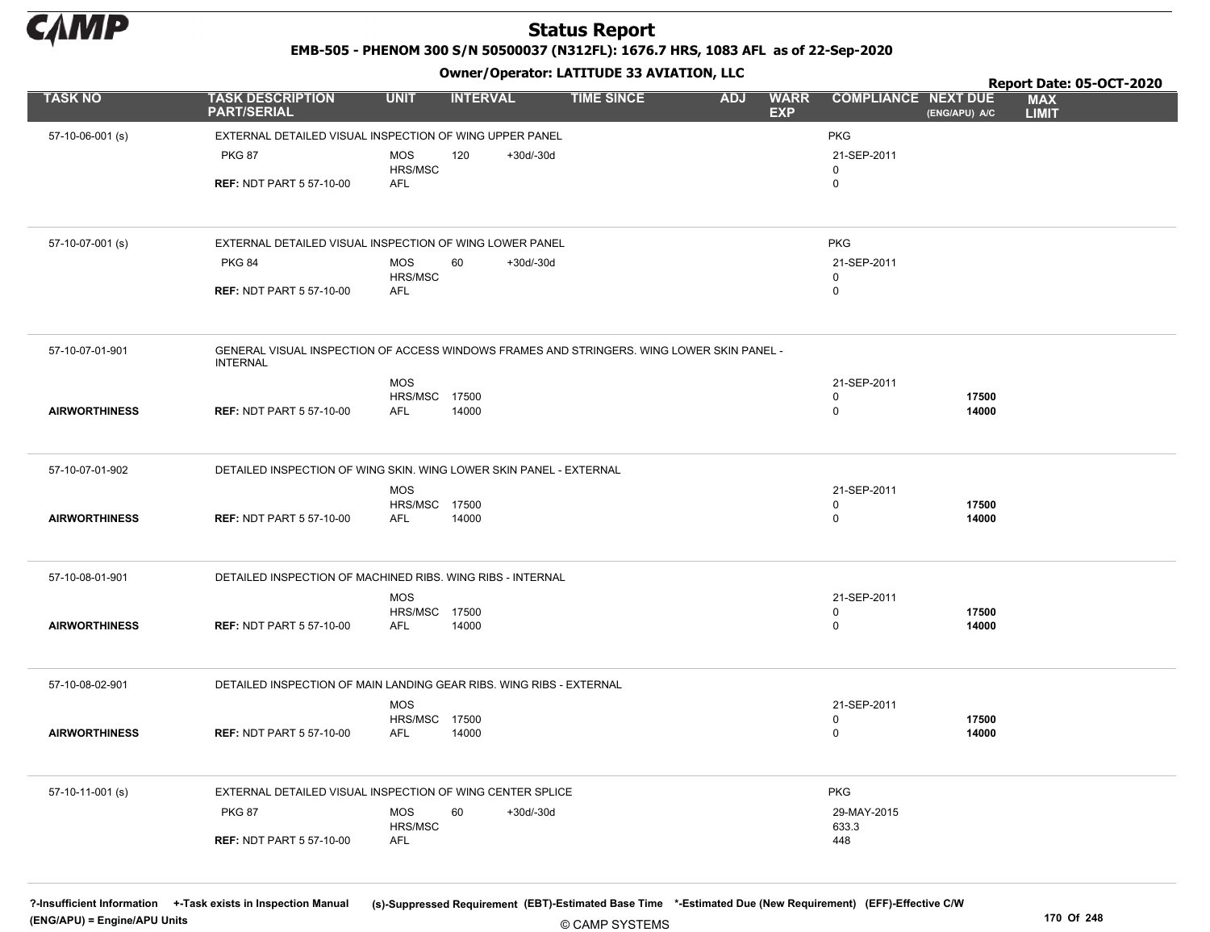# Status Report

**EMB-505 - PHENOM 300 S/N 50500037 (N312FL): 1676.7 HRS, 1083 AFL as of 22-Sep-2020**

**Owner/Operator: LATITUDE 33 AVIATION, LLC**

**Report Date: 05-OCT-2020**

| TASK NO | TASK DESCRIPTION PART/SERIAL | UNIT | INTERVAL | | TIME SINCE | ADJ | WARR EXP | COMPLIANCE | NEXT DUE (ENG/APU) A/C | MAX LIMIT |
|---|---|---|---|---|---|---|---|---|---|---|
| 57-10-06-001 (s) | EXTERNAL DETAILED VISUAL INSPECTION OF WING UPPER PANEL | | | | | | | PKG | | |
| | PKG 87 | MOS | 120 | +30d/-30d | | | | 21-SEP-2011 | | |
| | | HRS/MSC | | | | | | 0 | | |
| | REF: NDT PART 5 57-10-00 | AFL | | | | | | 0 | | |
| 57-10-07-001 (s) | EXTERNAL DETAILED VISUAL INSPECTION OF WING LOWER PANEL | | | | | | | PKG | | |
| | PKG 84 | MOS | 60 | +30d/-30d | | | | 21-SEP-2011 | | |
| | | HRS/MSC | | | | | | 0 | | |
| | REF: NDT PART 5 57-10-00 | AFL | | | | | | 0 | | |
| 57-10-07-01-901 | GENERAL VISUAL INSPECTION OF ACCESS WINDOWS FRAMES AND STRINGERS. WING LOWER SKIN PANEL - INTERNAL | | | | | | | | | |
| | | MOS | | | | | | 21-SEP-2011 | | |
| | | HRS/MSC | 17500 | | | | | 0 | 17500 | |
| AIRWORTHINESS | REF: NDT PART 5 57-10-00 | AFL | 14000 | | | | | 0 | 14000 | |
| 57-10-07-01-902 | DETAILED INSPECTION OF WING SKIN. WING LOWER SKIN PANEL - EXTERNAL | | | | | | | | | |
| | | MOS | | | | | | 21-SEP-2011 | | |
| | | HRS/MSC | 17500 | | | | | 0 | 17500 | |
| AIRWORTHINESS | REF: NDT PART 5 57-10-00 | AFL | 14000 | | | | | 0 | 14000 | |
| 57-10-08-01-901 | DETAILED INSPECTION OF MACHINED RIBS. WING RIBS - INTERNAL | | | | | | | | | |
| | | MOS | | | | | | 21-SEP-2011 | | |
| | | HRS/MSC | 17500 | | | | | 0 | 17500 | |
| AIRWORTHINESS | REF: NDT PART 5 57-10-00 | AFL | 14000 | | | | | 0 | 14000 | |
| 57-10-08-02-901 | DETAILED INSPECTION OF MAIN LANDING GEAR RIBS. WING RIBS - EXTERNAL | | | | | | | | | |
| | | MOS | | | | | | 21-SEP-2011 | | |
| | | HRS/MSC | 17500 | | | | | 0 | 17500 | |
| AIRWORTHINESS | REF: NDT PART 5 57-10-00 | AFL | 14000 | | | | | 0 | 14000 | |
| 57-10-11-001 (s) | EXTERNAL DETAILED VISUAL INSPECTION OF WING CENTER SPLICE | | | | | | | PKG | | |
| | PKG 87 | MOS | 60 | +30d/-30d | | | | 29-MAY-2015 | | |
| | | HRS/MSC | | | | | | 633.3 | | |
| | REF: NDT PART 5 57-10-00 | AFL | | | | | | 448 | | |

?-Insufficient Information +-Task exists in Inspection Manual (s)-Suppressed Requirement (EBT)-Estimated Base Time *-Estimated Due (New Requirement) (EFF)-Effective C/W (ENG/APU) = Engine/APU Units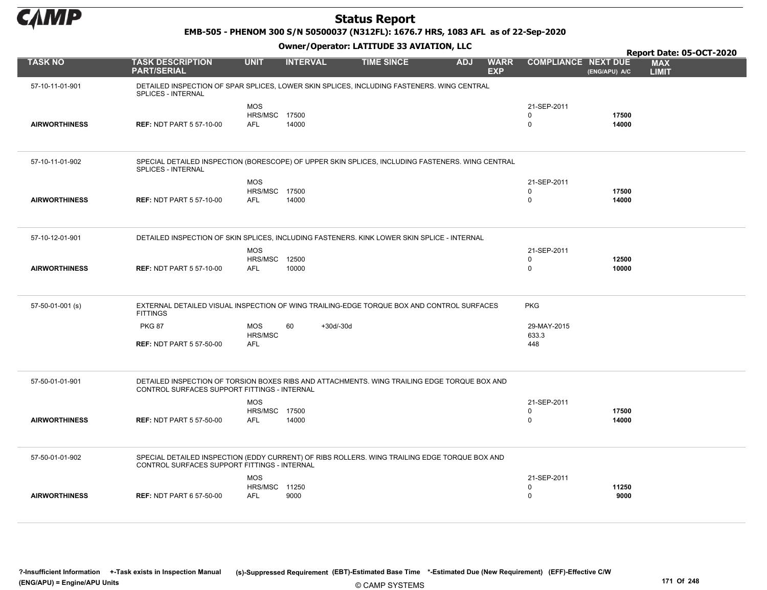# Status Report

**EMB-505 - PHENOM 300 S/N 50500037 (N312FL): 1676.7 HRS, 1083 AFL as of 22-Sep-2020**

**Owner/Operator: LATITUDE 33 AVIATION, LLC**

**Report Date: 05-OCT-2020**

| TASK NO | TASK DESCRIPTION PART/SERIAL | UNIT | INTERVAL | TIME SINCE | ADJ | WARR EXP | COMPLIANCE | NEXT DUE (ENG/APU) A/C | MAX LIMIT |
|---|---|---|---|---|---|---|---|---|---|
| 57-10-11-01-901 | DETAILED INSPECTION OF SPAR SPLICES, LOWER SKIN SPLICES, INCLUDING FASTENERS. WING CENTRAL SPLICES - INTERNAL | | | | | | | | |
| | | MOS | | | | | 21-SEP-2011 | | |
| | | HRS/MSC | 17500 | | | | 0 | 17500 | |
| AIRWORTHINESS | REF: NDT PART 5 57-10-00 | AFL | 14000 | | | | 0 | 14000 | |
| 57-10-11-01-902 | SPECIAL DETAILED INSPECTION (BORESCOPE) OF UPPER SKIN SPLICES, INCLUDING FASTENERS. WING CENTRAL SPLICES - INTERNAL | | | | | | | | |
| | | MOS | | | | | 21-SEP-2011 | | |
| | | HRS/MSC | 17500 | | | | 0 | 17500 | |
| AIRWORTHINESS | REF: NDT PART 5 57-10-00 | AFL | 14000 | | | | 0 | 14000 | |
| 57-10-12-01-901 | DETAILED INSPECTION OF SKIN SPLICES, INCLUDING FASTENERS. KINK LOWER SKIN SPLICE - INTERNAL | | | | | | | | |
| | | MOS | | | | | 21-SEP-2011 | | |
| | | HRS/MSC | 12500 | | | | 0 | 12500 | |
| AIRWORTHINESS | REF: NDT PART 5 57-10-00 | AFL | 10000 | | | | 0 | 10000 | |
| 57-50-01-001 (s) | EXTERNAL DETAILED VISUAL INSPECTION OF WING TRAILING-EDGE TORQUE BOX AND CONTROL SURFACES FITTINGS | | | | | | PKG | | |
| | PKG 87 | MOS | 60 | +30d/-30d | | | 29-MAY-2015 | | |
| | | HRS/MSC | | | | | 633.3 | | |
| | REF: NDT PART 5 57-50-00 | AFL | | | | | 448 | | |
| 57-50-01-01-901 | DETAILED INSPECTION OF TORSION BOXES RIBS AND ATTACHMENTS. WING TRAILING EDGE TORQUE BOX AND CONTROL SURFACES SUPPORT FITTINGS - INTERNAL | | | | | | | | |
| | | MOS | | | | | 21-SEP-2011 | | |
| | | HRS/MSC | 17500 | | | | 0 | 17500 | |
| AIRWORTHINESS | REF: NDT PART 5 57-50-00 | AFL | 14000 | | | | 0 | 14000 | |
| 57-50-01-01-902 | SPECIAL DETAILED INSPECTION (EDDY CURRENT) OF RIBS ROLLERS. WING TRAILING EDGE TORQUE BOX AND CONTROL SURFACES SUPPORT FITTINGS - INTERNAL | | | | | | | | |
| | | MOS | | | | | 21-SEP-2011 | | |
| | | HRS/MSC | 11250 | | | | 0 | 11250 | |
| AIRWORTHINESS | REF: NDT PART 6 57-50-00 | AFL | 9000 | | | | 0 | 9000 | |

?-Insufficient Information +-Task exists in Inspection Manual (s)-Suppressed Requirement (EBT)-Estimated Base Time *-Estimated Due (New Requirement) (EFF)-Effective C/W (ENG/APU) = Engine/APU Units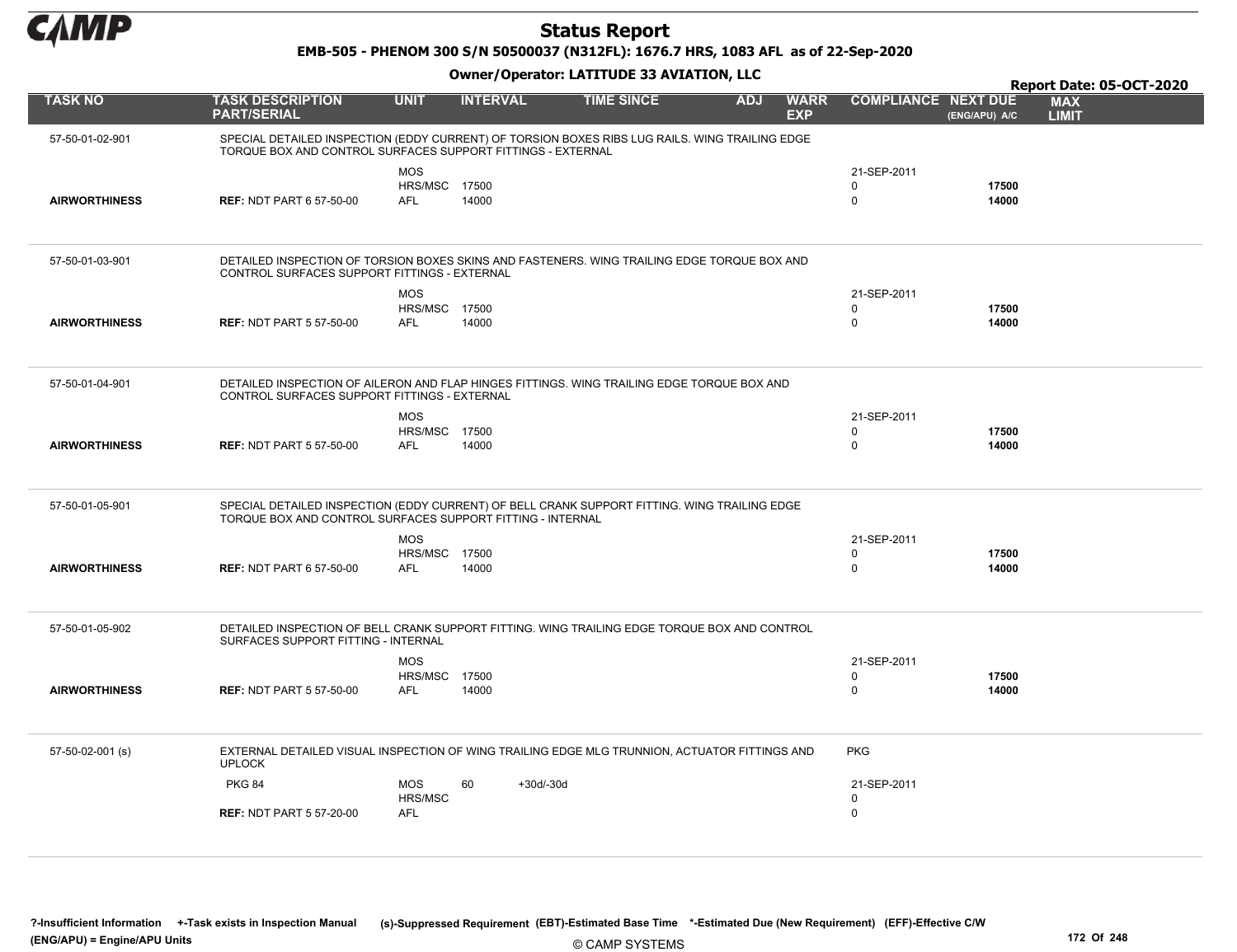# Status Report

**EMB-505 - PHENOM 300 S/N 50500037 (N312FL): 1676.7 HRS, 1083 AFL as of 22-Sep-2020**

**Owner/Operator: LATITUDE 33 AVIATION, LLC**

**Report Date: 05-OCT-2020**

| TASK NO | TASK DESCRIPTION PART/SERIAL | UNIT | INTERVAL | TIME SINCE | ADJ | WARR EXP | COMPLIANCE | NEXT DUE (ENG/APU) A/C | MAX LIMIT |
|---|---|---|---|---|---|---|---|---|---|
| 57-50-01-02-901 | SPECIAL DETAILED INSPECTION (EDDY CURRENT) OF TORSION BOXES RIBS LUG RAILS. WING TRAILING EDGE TORQUE BOX AND CONTROL SURFACES SUPPORT FITTINGS - EXTERNAL | | | | | | | | |
| | | MOS | | | | | 21-SEP-2011 | | |
| | | HRS/MSC | 17500 | | | | 0 | **17500** | |
| **AIRWORTHINESS** | **REF:** NDT PART 6 57-50-00 | AFL | 14000 | | | | 0 | **14000** | |
| 57-50-01-03-901 | DETAILED INSPECTION OF TORSION BOXES SKINS AND FASTENERS. WING TRAILING EDGE TORQUE BOX AND CONTROL SURFACES SUPPORT FITTINGS - EXTERNAL | | | | | | | | |
| | | MOS | | | | | 21-SEP-2011 | | |
| | | HRS/MSC | 17500 | | | | 0 | **17500** | |
| **AIRWORTHINESS** | **REF:** NDT PART 5 57-50-00 | AFL | 14000 | | | | 0 | **14000** | |
| 57-50-01-04-901 | DETAILED INSPECTION OF AILERON AND FLAP HINGES FITTINGS. WING TRAILING EDGE TORQUE BOX AND CONTROL SURFACES SUPPORT FITTINGS - EXTERNAL | | | | | | | | |
| | | MOS | | | | | 21-SEP-2011 | | |
| | | HRS/MSC | 17500 | | | | 0 | **17500** | |
| **AIRWORTHINESS** | **REF:** NDT PART 5 57-50-00 | AFL | 14000 | | | | 0 | **14000** | |
| 57-50-01-05-901 | SPECIAL DETAILED INSPECTION (EDDY CURRENT) OF BELL CRANK SUPPORT FITTING. WING TRAILING EDGE TORQUE BOX AND CONTROL SURFACES SUPPORT FITTING - INTERNAL | | | | | | | | |
| | | MOS | | | | | 21-SEP-2011 | | |
| | | HRS/MSC | 17500 | | | | 0 | **17500** | |
| **AIRWORTHINESS** | **REF:** NDT PART 6 57-50-00 | AFL | 14000 | | | | 0 | **14000** | |
| 57-50-01-05-902 | DETAILED INSPECTION OF BELL CRANK SUPPORT FITTING. WING TRAILING EDGE TORQUE BOX AND CONTROL SURFACES SUPPORT FITTING - INTERNAL | | | | | | | | |
| | | MOS | | | | | 21-SEP-2011 | | |
| | | HRS/MSC | 17500 | | | | 0 | **17500** | |
| **AIRWORTHINESS** | **REF:** NDT PART 5 57-50-00 | AFL | 14000 | | | | 0 | **14000** | |
| 57-50-02-001 (s) | EXTERNAL DETAILED VISUAL INSPECTION OF WING TRAILING EDGE MLG TRUNNION, ACTUATOR FITTINGS AND UPLOCK | | | | | | PKG | | |
| | PKG 84 | MOS | 60 | +30d/-30d | | | 21-SEP-2011 | | |
| | | HRS/MSC | | | | | 0 | | |
| | **REF:** NDT PART 5 57-20-00 | AFL | | | | | 0 | | |

?-Insufficient Information +-Task exists in Inspection Manual (s)-Suppressed Requirement (EBT)-Estimated Base Time *-Estimated Due (New Requirement) (EFF)-Effective C/W (ENG/APU) = Engine/APU Units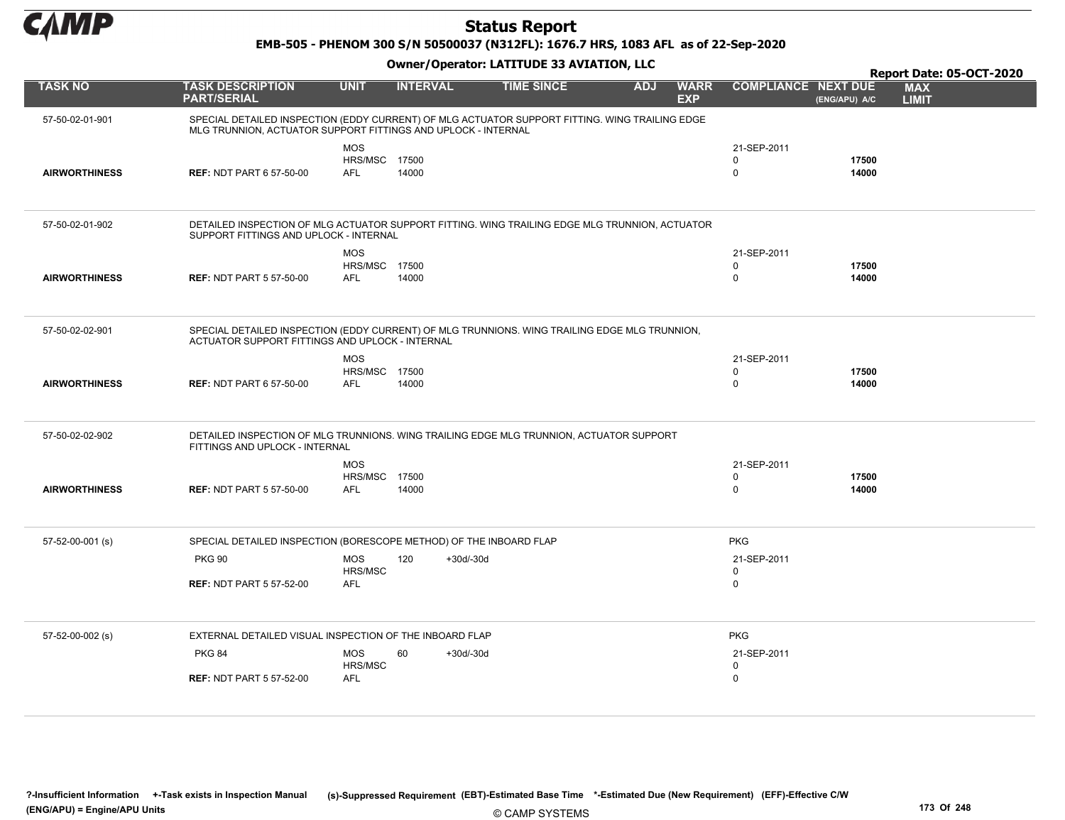# Status Report

**EMB-505 - PHENOM 300 S/N 50500037 (N312FL): 1676.7 HRS, 1083 AFL as of 22-Sep-2020**

**Owner/Operator: LATITUDE 33 AVIATION, LLC**

**Report Date: 05-OCT-2020**

| TASK NO | TASK DESCRIPTION PART/SERIAL | UNIT | INTERVAL | | TIME SINCE | ADJ | WARR EXP | COMPLIANCE | NEXT DUE (ENG/APU) A/C | MAX LIMIT |
|---|---|---|---|---|---|---|---|---|---|---|
| 57-50-02-01-901 | SPECIAL DETAILED INSPECTION (EDDY CURRENT) OF MLG ACTUATOR SUPPORT FITTING. WING TRAILING EDGE MLG TRUNNION, ACTUATOR SUPPORT FITTINGS AND UPLOCK - INTERNAL | | | | | | | | | |
| | | MOS | | | | | | 21-SEP-2011 | | |
| | | HRS/MSC | 17500 | | | | | 0 | **17500** | |
| **AIRWORTHINESS** | **REF:** NDT PART 6 57-50-00 | AFL | 14000 | | | | | 0 | **14000** | |
| 57-50-02-01-902 | DETAILED INSPECTION OF MLG ACTUATOR SUPPORT FITTING. WING TRAILING EDGE MLG TRUNNION, ACTUATOR SUPPORT FITTINGS AND UPLOCK - INTERNAL | | | | | | | | | |
| | | MOS | | | | | | 21-SEP-2011 | | |
| | | HRS/MSC | 17500 | | | | | 0 | **17500** | |
| **AIRWORTHINESS** | **REF:** NDT PART 5 57-50-00 | AFL | 14000 | | | | | 0 | **14000** | |
| 57-50-02-02-901 | SPECIAL DETAILED INSPECTION (EDDY CURRENT) OF MLG TRUNNIONS. WING TRAILING EDGE MLG TRUNNION, ACTUATOR SUPPORT FITTINGS AND UPLOCK - INTERNAL | | | | | | | | | |
| | | MOS | | | | | | 21-SEP-2011 | | |
| | | HRS/MSC | 17500 | | | | | 0 | **17500** | |
| **AIRWORTHINESS** | **REF:** NDT PART 6 57-50-00 | AFL | 14000 | | | | | 0 | **14000** | |
| 57-50-02-02-902 | DETAILED INSPECTION OF MLG TRUNNIONS. WING TRAILING EDGE MLG TRUNNION, ACTUATOR SUPPORT FITTINGS AND UPLOCK - INTERNAL | | | | | | | | | |
| | | MOS | | | | | | 21-SEP-2011 | | |
| | | HRS/MSC | 17500 | | | | | 0 | **17500** | |
| **AIRWORTHINESS** | **REF:** NDT PART 5 57-50-00 | AFL | 14000 | | | | | 0 | **14000** | |
| 57-52-00-001 (s) | SPECIAL DETAILED INSPECTION (BORESCOPE METHOD) OF THE INBOARD FLAP | | | | | | | PKG | | |
| | PKG 90 | MOS | 120 | +30d/-30d | | | | 21-SEP-2011 | | |
| | | HRS/MSC | | | | | | 0 | | |
| | **REF:** NDT PART 5 57-52-00 | AFL | | | | | | 0 | | |
| 57-52-00-002 (s) | EXTERNAL DETAILED VISUAL INSPECTION OF THE INBOARD FLAP | | | | | | | PKG | | |
| | PKG 84 | MOS | 60 | +30d/-30d | | | | 21-SEP-2011 | | |
| | | HRS/MSC | | | | | | 0 | | |
| | **REF:** NDT PART 5 57-52-00 | AFL | | | | | | 0 | | |

**?-Insufficient Information** **+-Task exists in Inspection Manual** **(s)-Suppressed Requirement** **(EBT)-Estimated Base Time** **\*-Estimated Due (New Requirement)** **(EFF)-Effective C/W**
**(ENG/APU) = Engine/APU Units**

© CAMP SYSTEMS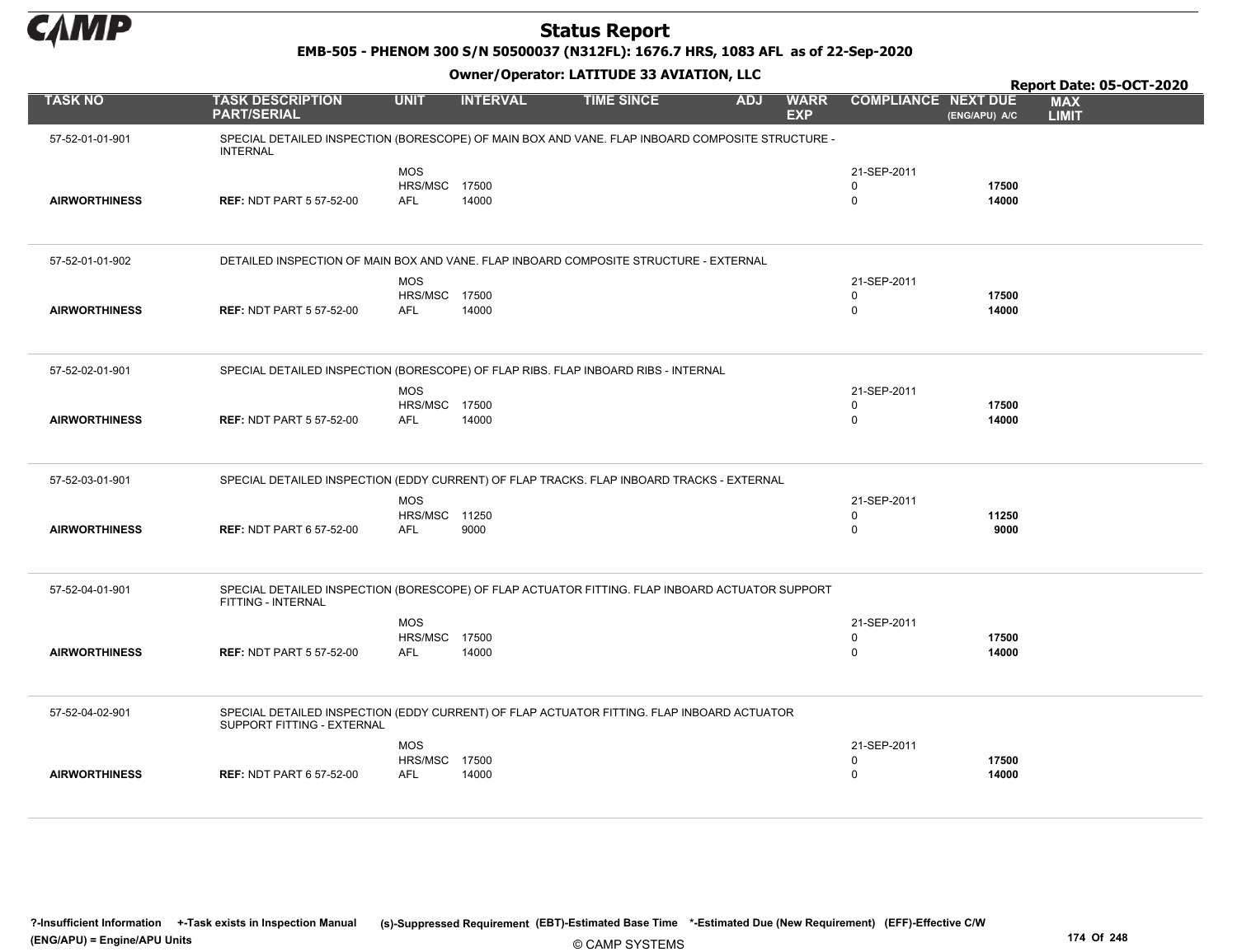# Status Report

**EMB-505 - PHENOM 300 S/N 50500037 (N312FL): 1676.7 HRS, 1083 AFL as of 22-Sep-2020**

**Owner/Operator: LATITUDE 33 AVIATION, LLC**

**Report Date: 05-OCT-2020**

| TASK NO | TASK DESCRIPTION PART/SERIAL | UNIT | INTERVAL | TIME SINCE | ADJ | WARR EXP | COMPLIANCE | NEXT DUE (ENG/APU) A/C | MAX LIMIT |
|---|---|---|---|---|---|---|---|---|---|
| 57-52-01-01-901 | SPECIAL DETAILED INSPECTION (BORESCOPE) OF MAIN BOX AND VANE. FLAP INBOARD COMPOSITE STRUCTURE - INTERNAL | | | | | | | | |
| | | MOS | | | | | 21-SEP-2011 | | |
| | | HRS/MSC | 17500 | | | | 0 | **17500** | |
| **AIRWORTHINESS** | **REF:** NDT PART 5 57-52-00 | AFL | 14000 | | | | 0 | **14000** | |
| 57-52-01-01-902 | DETAILED INSPECTION OF MAIN BOX AND VANE. FLAP INBOARD COMPOSITE STRUCTURE - EXTERNAL | | | | | | | | |
| | | MOS | | | | | 21-SEP-2011 | | |
| | | HRS/MSC | 17500 | | | | 0 | **17500** | |
| **AIRWORTHINESS** | **REF:** NDT PART 5 57-52-00 | AFL | 14000 | | | | 0 | **14000** | |
| 57-52-02-01-901 | SPECIAL DETAILED INSPECTION (BORESCOPE) OF FLAP RIBS. FLAP INBOARD RIBS - INTERNAL | | | | | | | | |
| | | MOS | | | | | 21-SEP-2011 | | |
| | | HRS/MSC | 17500 | | | | 0 | **17500** | |
| **AIRWORTHINESS** | **REF:** NDT PART 5 57-52-00 | AFL | 14000 | | | | 0 | **14000** | |
| 57-52-03-01-901 | SPECIAL DETAILED INSPECTION (EDDY CURRENT) OF FLAP TRACKS. FLAP INBOARD TRACKS - EXTERNAL | | | | | | | | |
| | | MOS | | | | | 21-SEP-2011 | | |
| | | HRS/MSC | 11250 | | | | 0 | **11250** | |
| **AIRWORTHINESS** | **REF:** NDT PART 6 57-52-00 | AFL | 9000 | | | | 0 | **9000** | |
| 57-52-04-01-901 | SPECIAL DETAILED INSPECTION (BORESCOPE) OF FLAP ACTUATOR FITTING. FLAP INBOARD ACTUATOR SUPPORT FITTING - INTERNAL | | | | | | | | |
| | | MOS | | | | | 21-SEP-2011 | | |
| | | HRS/MSC | 17500 | | | | 0 | **17500** | |
| **AIRWORTHINESS** | **REF:** NDT PART 5 57-52-00 | AFL | 14000 | | | | 0 | **14000** | |
| 57-52-04-02-901 | SPECIAL DETAILED INSPECTION (EDDY CURRENT) OF FLAP ACTUATOR FITTING. FLAP INBOARD ACTUATOR SUPPORT FITTING - EXTERNAL | | | | | | | | |
| | | MOS | | | | | 21-SEP-2011 | | |
| | | HRS/MSC | 17500 | | | | 0 | **17500** | |
| **AIRWORTHINESS** | **REF:** NDT PART 6 57-52-00 | AFL | 14000 | | | | 0 | **14000** | |

**?-Insufficient Information** **+-Task exists in Inspection Manual** **(s)-Suppressed Requirement** **(EBT)-Estimated Base Time** **\*-Estimated Due (New Requirement)** **(EFF)-Effective C/W**
**(ENG/APU) = Engine/APU Units**

© CAMP SYSTEMS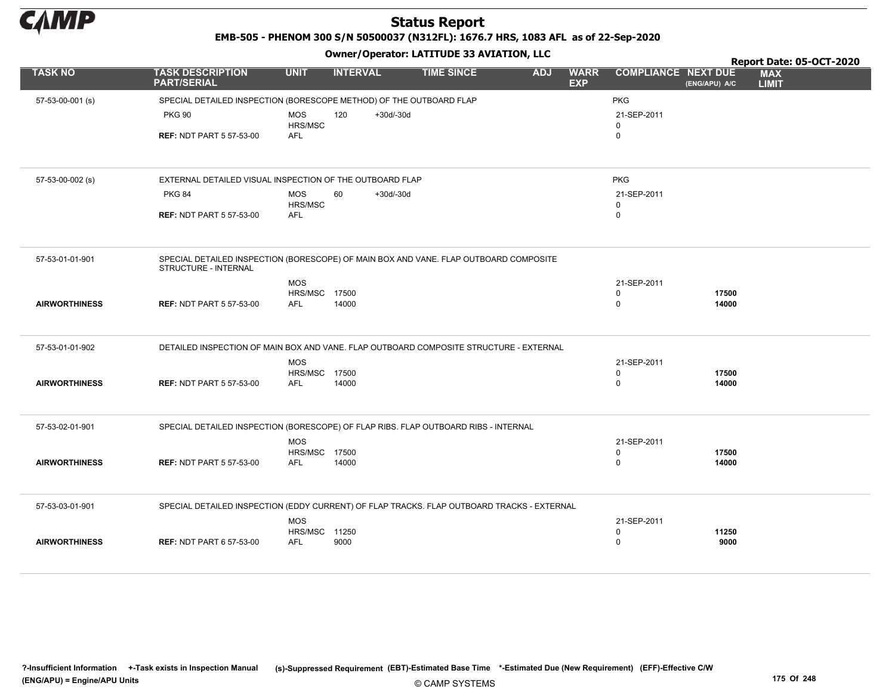# Status Report

**EMB-505 - PHENOM 300 S/N 50500037 (N312FL): 1676.7 HRS, 1083 AFL as of 22-Sep-2020**

**Owner/Operator: LATITUDE 33 AVIATION, LLC**

**Report Date: 05-OCT-2020**

| TASK NO | TASK DESCRIPTION PART/SERIAL | UNIT | INTERVAL | | TIME SINCE | ADJ | WARR EXP | COMPLIANCE | NEXT DUE (ENG/APU) A/C | MAX LIMIT |
|---|---|---|---|---|---|---|---|---|---|---|
| 57-53-00-001 (s) | SPECIAL DETAILED INSPECTION (BORESCOPE METHOD) OF THE OUTBOARD FLAP | | | | | | | PKG | | |
| | PKG 90 | MOS | 120 | +30d/-30d | | | | 21-SEP-2011 | | |
| | | HRS/MSC | | | | | | 0 | | |
| | **REF:** NDT PART 5 57-53-00 | AFL | | | | | | 0 | | |
| 57-53-00-002 (s) | EXTERNAL DETAILED VISUAL INSPECTION OF THE OUTBOARD FLAP | | | | | | | PKG | | |
| | PKG 84 | MOS | 60 | +30d/-30d | | | | 21-SEP-2011 | | |
| | | HRS/MSC | | | | | | 0 | | |
| | **REF:** NDT PART 5 57-53-00 | AFL | | | | | | 0 | | |
| 57-53-01-01-901 | SPECIAL DETAILED INSPECTION (BORESCOPE) OF MAIN BOX AND VANE. FLAP OUTBOARD COMPOSITE STRUCTURE - INTERNAL | | | | | | | | | |
| | | MOS | | | | | | 21-SEP-2011 | | |
| | | HRS/MSC | 17500 | | | | | 0 | **17500** | |
| **AIRWORTHINESS** | **REF:** NDT PART 5 57-53-00 | AFL | 14000 | | | | | 0 | **14000** | |
| 57-53-01-01-902 | DETAILED INSPECTION OF MAIN BOX AND VANE. FLAP OUTBOARD COMPOSITE STRUCTURE - EXTERNAL | | | | | | | | | |
| | | MOS | | | | | | 21-SEP-2011 | | |
| | | HRS/MSC | 17500 | | | | | 0 | **17500** | |
| **AIRWORTHINESS** | **REF:** NDT PART 5 57-53-00 | AFL | 14000 | | | | | 0 | **14000** | |
| 57-53-02-01-901 | SPECIAL DETAILED INSPECTION (BORESCOPE) OF FLAP RIBS. FLAP OUTBOARD RIBS - INTERNAL | | | | | | | | | |
| | | MOS | | | | | | 21-SEP-2011 | | |
| | | HRS/MSC | 17500 | | | | | 0 | **17500** | |
| **AIRWORTHINESS** | **REF:** NDT PART 5 57-53-00 | AFL | 14000 | | | | | 0 | **14000** | |
| 57-53-03-01-901 | SPECIAL DETAILED INSPECTION (EDDY CURRENT) OF FLAP TRACKS. FLAP OUTBOARD TRACKS - EXTERNAL | | | | | | | | | |
| | | MOS | | | | | | 21-SEP-2011 | | |
| | | HRS/MSC | 11250 | | | | | 0 | **11250** | |
| **AIRWORTHINESS** | **REF:** NDT PART 6 57-53-00 | AFL | 9000 | | | | | 0 | **9000** | |

**?-Insufficient Information +-Task exists in Inspection Manual (s)-Suppressed Requirement (EBT)-Estimated Base Time \*-Estimated Due (New Requirement) (EFF)-Effective C/W**
**(ENG/APU) = Engine/APU Units**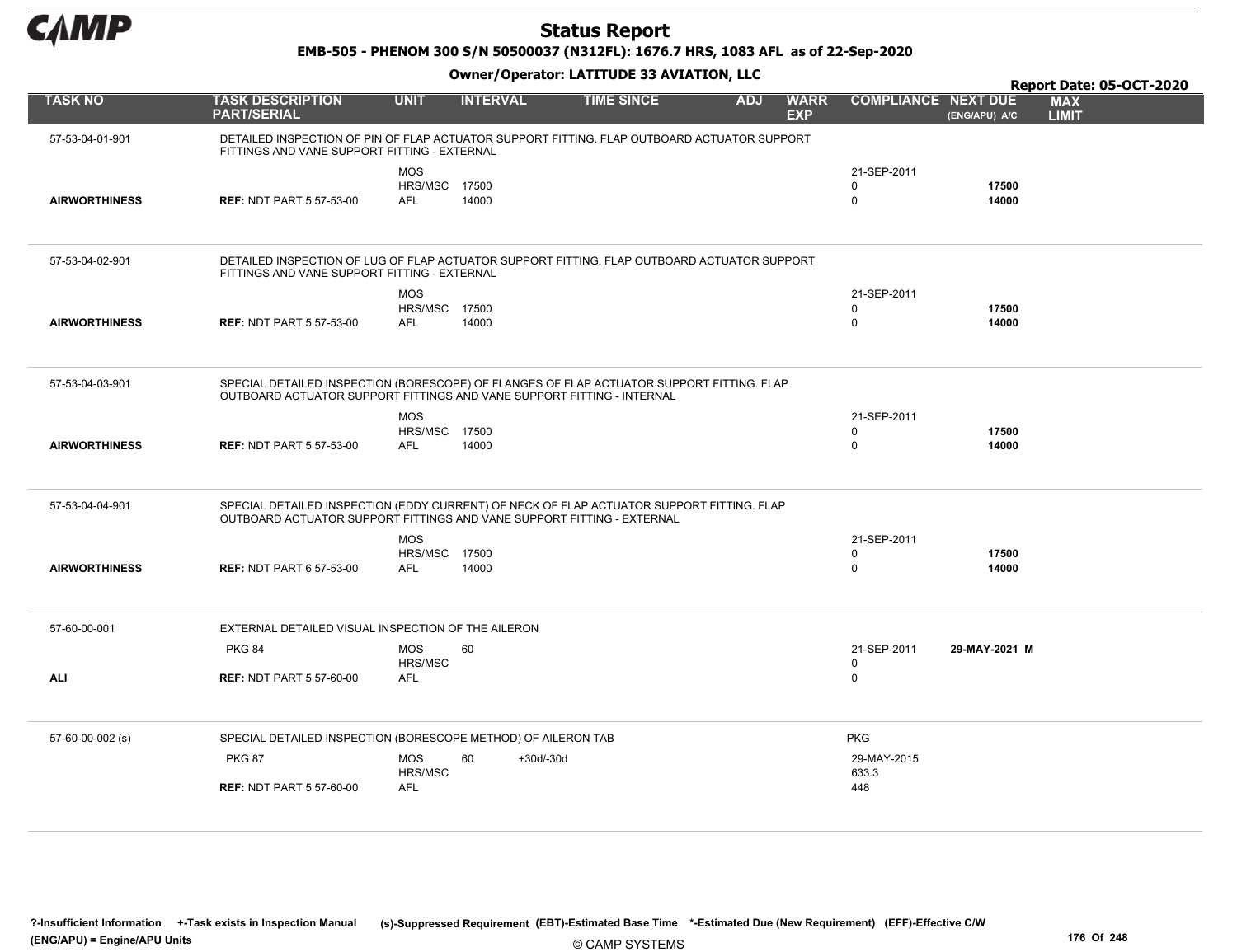# Status Report

**EMB-505 - PHENOM 300 S/N 50500037 (N312FL): 1676.7 HRS, 1083 AFL as of 22-Sep-2020**

**Owner/Operator: LATITUDE 33 AVIATION, LLC**

**Report Date: 05-OCT-2020**

| TASK NO | TASK DESCRIPTION PART/SERIAL | UNIT | INTERVAL | TIME SINCE | ADJ | WARR EXP | COMPLIANCE | NEXT DUE (ENG/APU) A/C | MAX LIMIT |
|---|---|---|---|---|---|---|---|---|---|
| 57-53-04-01-901 | DETAILED INSPECTION OF PIN OF FLAP ACTUATOR SUPPORT FITTING. FLAP OUTBOARD ACTUATOR SUPPORT FITTINGS AND VANE SUPPORT FITTING - EXTERNAL | | | | | | | | |
| | | MOS | | | | | 21-SEP-2011 | | |
| | | HRS/MSC | 17500 | | | | 0 | **17500** | |
| **AIRWORTHINESS** | **REF:** NDT PART 5 57-53-00 | AFL | 14000 | | | | 0 | **14000** | |
| 57-53-04-02-901 | DETAILED INSPECTION OF LUG OF FLAP ACTUATOR SUPPORT FITTING. FLAP OUTBOARD ACTUATOR SUPPORT FITTINGS AND VANE SUPPORT FITTING - EXTERNAL | | | | | | | | |
| | | MOS | | | | | 21-SEP-2011 | | |
| | | HRS/MSC | 17500 | | | | 0 | **17500** | |
| **AIRWORTHINESS** | **REF:** NDT PART 5 57-53-00 | AFL | 14000 | | | | 0 | **14000** | |
| 57-53-04-03-901 | SPECIAL DETAILED INSPECTION (BORESCOPE) OF FLANGES OF FLAP ACTUATOR SUPPORT FITTING. FLAP OUTBOARD ACTUATOR SUPPORT FITTINGS AND VANE SUPPORT FITTING - INTERNAL | | | | | | | | |
| | | MOS | | | | | 21-SEP-2011 | | |
| | | HRS/MSC | 17500 | | | | 0 | **17500** | |
| **AIRWORTHINESS** | **REF:** NDT PART 5 57-53-00 | AFL | 14000 | | | | 0 | **14000** | |
| 57-53-04-04-901 | SPECIAL DETAILED INSPECTION (EDDY CURRENT) OF NECK OF FLAP ACTUATOR SUPPORT FITTING. FLAP OUTBOARD ACTUATOR SUPPORT FITTINGS AND VANE SUPPORT FITTING - EXTERNAL | | | | | | | | |
| | | MOS | | | | | 21-SEP-2011 | | |
| | | HRS/MSC | 17500 | | | | 0 | **17500** | |
| **AIRWORTHINESS** | **REF:** NDT PART 6 57-53-00 | AFL | 14000 | | | | 0 | **14000** | |
| 57-60-00-001 | EXTERNAL DETAILED VISUAL INSPECTION OF THE AILERON | | | | | | | | |
| | PKG 84 | MOS | 60 | | | | 21-SEP-2011 | **29-MAY-2021 M** | |
| | | HRS/MSC | | | | | 0 | | |
| **ALI** | **REF:** NDT PART 5 57-60-00 | AFL | | | | | 0 | | |
| 57-60-00-002 (s) | SPECIAL DETAILED INSPECTION (BORESCOPE METHOD) OF AILERON TAB | | | | | | PKG | | |
| | PKG 87 | MOS | 60 | +30d/-30d | | | 29-MAY-2015 | | |
| | | HRS/MSC | | | | | 633.3 | | |
| | **REF:** NDT PART 5 57-60-00 | AFL | | | | | 448 | | |

?-Insufficient Information +-Task exists in Inspection Manual (s)-Suppressed Requirement (EBT)-Estimated Base Time *-Estimated Due (New Requirement) (EFF)-Effective C/W
(ENG/APU) = Engine/APU Units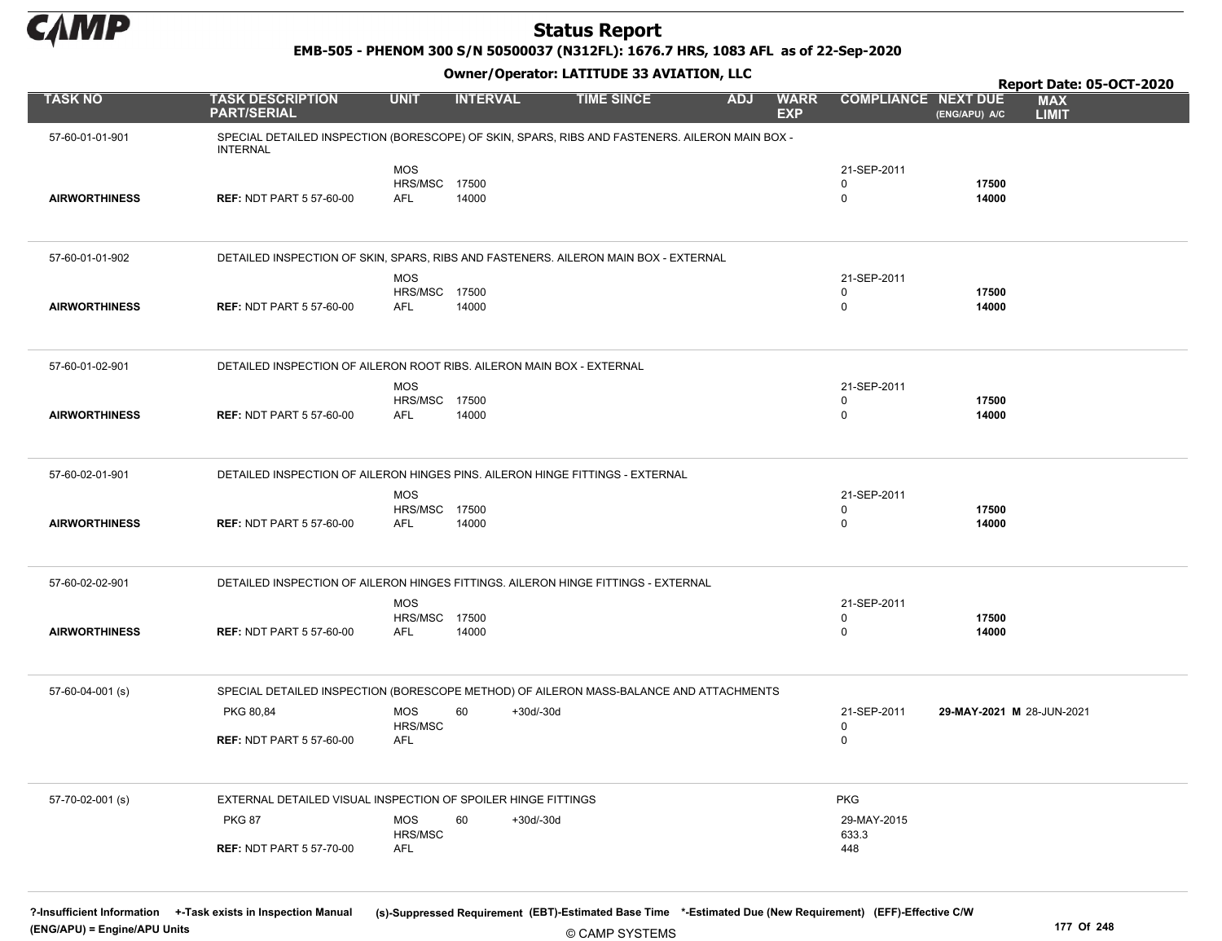# Status Report

**EMB-505 - PHENOM 300 S/N 50500037 (N312FL): 1676.7 HRS, 1083 AFL as of 22-Sep-2020**

**Owner/Operator: LATITUDE 33 AVIATION, LLC**

**Report Date: 05-OCT-2020**

| TASK NO | TASK DESCRIPTION PART/SERIAL | UNIT | INTERVAL | TIME SINCE | ADJ | WARR EXP | COMPLIANCE | NEXT DUE (ENG/APU) A/C | MAX LIMIT |
|---|---|---|---|---|---|---|---|---|---|
| 57-60-01-01-901 | SPECIAL DETAILED INSPECTION (BORESCOPE) OF SKIN, SPARS, RIBS AND FASTENERS. AILERON MAIN BOX - INTERNAL | | | | | | | | |
| | | MOS | | | | | 21-SEP-2011 | | |
| | | HRS/MSC | 17500 | | | | 0 | **17500** | |
| **AIRWORTHINESS** | **REF:** NDT PART 5 57-60-00 | AFL | 14000 | | | | 0 | **14000** | |
| 57-60-01-01-902 | DETAILED INSPECTION OF SKIN, SPARS, RIBS AND FASTENERS. AILERON MAIN BOX - EXTERNAL | | | | | | | | |
| | | MOS | | | | | 21-SEP-2011 | | |
| | | HRS/MSC | 17500 | | | | 0 | **17500** | |
| **AIRWORTHINESS** | **REF:** NDT PART 5 57-60-00 | AFL | 14000 | | | | 0 | **14000** | |
| 57-60-01-02-901 | DETAILED INSPECTION OF AILERON ROOT RIBS. AILERON MAIN BOX - EXTERNAL | | | | | | | | |
| | | MOS | | | | | 21-SEP-2011 | | |
| | | HRS/MSC | 17500 | | | | 0 | **17500** | |
| **AIRWORTHINESS** | **REF:** NDT PART 5 57-60-00 | AFL | 14000 | | | | 0 | **14000** | |
| 57-60-02-01-901 | DETAILED INSPECTION OF AILERON HINGES PINS. AILERON HINGE FITTINGS - EXTERNAL | | | | | | | | |
| | | MOS | | | | | 21-SEP-2011 | | |
| | | HRS/MSC | 17500 | | | | 0 | **17500** | |
| **AIRWORTHINESS** | **REF:** NDT PART 5 57-60-00 | AFL | 14000 | | | | 0 | **14000** | |
| 57-60-02-02-901 | DETAILED INSPECTION OF AILERON HINGES FITTINGS. AILERON HINGE FITTINGS - EXTERNAL | | | | | | | | |
| | | MOS | | | | | 21-SEP-2011 | | |
| | | HRS/MSC | 17500 | | | | 0 | **17500** | |
| **AIRWORTHINESS** | **REF:** NDT PART 5 57-60-00 | AFL | 14000 | | | | 0 | **14000** | |
| 57-60-04-001 (s) | SPECIAL DETAILED INSPECTION (BORESCOPE METHOD) OF AILERON MASS-BALANCE AND ATTACHMENTS | | | | | | | | |
| | PKG 80,84 | MOS | 60 | +30d/-30d | | | 21-SEP-2011 | **29-MAY-2021 M** | 28-JUN-2021 |
| | | HRS/MSC | | | | | 0 | | |
| | **REF:** NDT PART 5 57-60-00 | AFL | | | | | 0 | | |
| 57-70-02-001 (s) | EXTERNAL DETAILED VISUAL INSPECTION OF SPOILER HINGE FITTINGS | | | | | | PKG | | |
| | PKG 87 | MOS | 60 | +30d/-30d | | | 29-MAY-2015 | | |
| | | HRS/MSC | | | | | 633.3 | | |
| | **REF:** NDT PART 5 57-70-00 | AFL | | | | | 448 | | |

**?-Insufficient Information** **+-Task exists in Inspection Manual** **(s)-Suppressed Requirement** **(EBT)-Estimated Base Time** **\*-Estimated Due (New Requirement)** **(EFF)-Effective C/W**
**(ENG/APU) = Engine/APU Units**

© CAMP SYSTEMS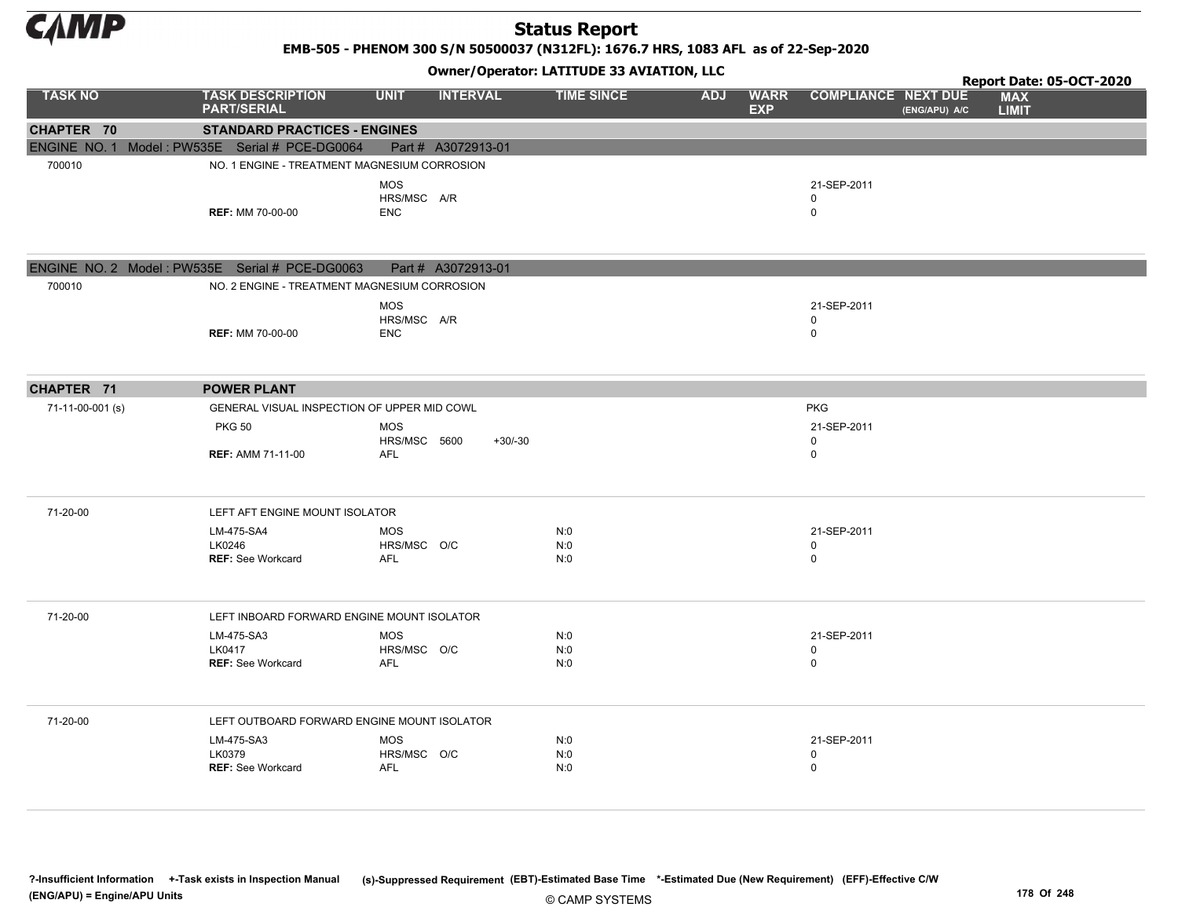# Status Report

**EMB-505 - PHENOM 300 S/N 50500037 (N312FL): 1676.7 HRS, 1083 AFL as of 22-Sep-2020**

**Owner/Operator: LATITUDE 33 AVIATION, LLC**

**Report Date: 05-OCT-2020**

| TASK NO | TASK DESCRIPTION PART/SERIAL | UNIT | INTERVAL | | TIME SINCE | ADJ | WARR EXP | COMPLIANCE | NEXT DUE (ENG/APU) A/C | MAX LIMIT |
|---|---|---|---|---|---|---|---|---|---|---|
| **CHAPTER 70** | **STANDARD PRACTICES - ENGINES** | | | | | | | | | |
| ENGINE NO. 1 Model : PW535E Serial # PCE-DG0064 | | Part # A3072913-01 | | | | | | | | |
| 700010 | NO. 1 ENGINE - TREATMENT MAGNESIUM CORROSION | | | | | | | | | |
| | | MOS | | | | | | 21-SEP-2011 | | |
| | | HRS/MSC | A/R | | | | | 0 | | |
| | **REF:** MM 70-00-00 | ENC | | | | | | 0 | | |
| ENGINE NO. 2 Model : PW535E Serial # PCE-DG0063 | | Part # A3072913-01 | | | | | | | | |
| 700010 | NO. 2 ENGINE - TREATMENT MAGNESIUM CORROSION | | | | | | | | | |
| | | MOS | | | | | | 21-SEP-2011 | | |
| | | HRS/MSC | A/R | | | | | 0 | | |
| | **REF:** MM 70-00-00 | ENC | | | | | | 0 | | |
| **CHAPTER 71** | **POWER PLANT** | | | | | | | | | |
| 71-11-00-001 (s) | GENERAL VISUAL INSPECTION OF UPPER MID COWL | | | | | | | PKG | | |
| | PKG 50 | MOS | | | | | | 21-SEP-2011 | | |
| | | HRS/MSC | 5600 | +30/-30 | | | | 0 | | |
| | **REF:** AMM 71-11-00 | AFL | | | | | | 0 | | |
| 71-20-00 | LEFT AFT ENGINE MOUNT ISOLATOR | | | | | | | | | |
| | LM-475-SA4 | MOS | | | N:0 | | | 21-SEP-2011 | | |
| | LK0246 | HRS/MSC | O/C | | N:0 | | | 0 | | |
| | **REF:** See Workcard | AFL | | | N:0 | | | 0 | | |
| 71-20-00 | LEFT INBOARD FORWARD ENGINE MOUNT ISOLATOR | | | | | | | | | |
| | LM-475-SA3 | MOS | | | N:0 | | | 21-SEP-2011 | | |
| | LK0417 | HRS/MSC | O/C | | N:0 | | | 0 | | |
| | **REF:** See Workcard | AFL | | | N:0 | | | 0 | | |
| 71-20-00 | LEFT OUTBOARD FORWARD ENGINE MOUNT ISOLATOR | | | | | | | | | |
| | LM-475-SA3 | MOS | | | N:0 | | | 21-SEP-2011 | | |
| | LK0379 | HRS/MSC | O/C | | N:0 | | | 0 | | |
| | **REF:** See Workcard | AFL | | | N:0 | | | 0 | | |

?-Insufficient Information +-Task exists in Inspection Manual (s)-Suppressed Requirement (EBT)-Estimated Base Time *-Estimated Due (New Requirement) (EFF)-Effective C/W (ENG/APU) = Engine/APU Units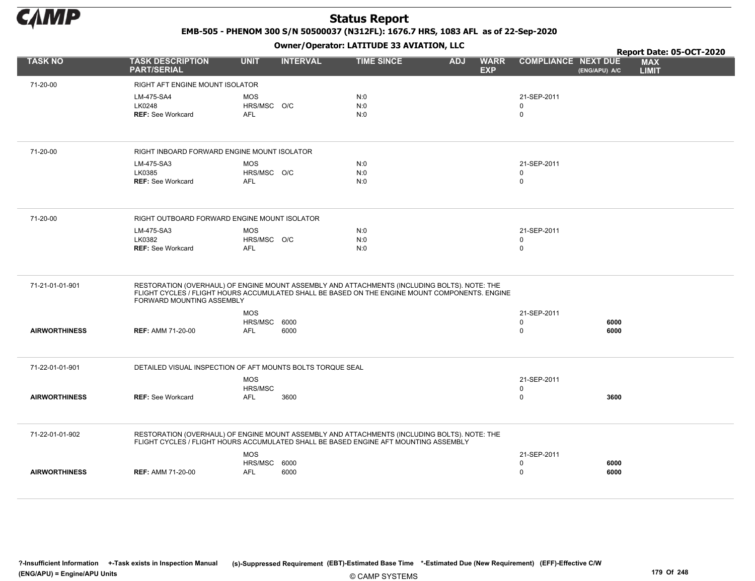# Status Report

**EMB-505 - PHENOM 300 S/N 50500037 (N312FL): 1676.7 HRS, 1083 AFL as of 22-Sep-2020**

**Owner/Operator: LATITUDE 33 AVIATION, LLC**

**Report Date: 05-OCT-2020**

| TASK NO | TASK DESCRIPTION PART/SERIAL | UNIT | INTERVAL | TIME SINCE | ADJ | WARR EXP | COMPLIANCE | NEXT DUE (ENG/APU) A/C | MAX LIMIT |
|---|---|---|---|---|---|---|---|---|---|
| 71-20-00 | RIGHT AFT ENGINE MOUNT ISOLATOR | | | | | | | | |
| | LM-475-SA4 | MOS | | N:0 | | | 21-SEP-2011 | | |
| | LK0248 | HRS/MSC | O/C | N:0 | | | 0 | | |
| | **REF:** See Workcard | AFL | | N:0 | | | 0 | | |
| 71-20-00 | RIGHT INBOARD FORWARD ENGINE MOUNT ISOLATOR | | | | | | | | |
| | LM-475-SA3 | MOS | | N:0 | | | 21-SEP-2011 | | |
| | LK0385 | HRS/MSC | O/C | N:0 | | | 0 | | |
| | **REF:** See Workcard | AFL | | N:0 | | | 0 | | |
| 71-20-00 | RIGHT OUTBOARD FORWARD ENGINE MOUNT ISOLATOR | | | | | | | | |
| | LM-475-SA3 | MOS | | N:0 | | | 21-SEP-2011 | | |
| | LK0382 | HRS/MSC | O/C | N:0 | | | 0 | | |
| | **REF:** See Workcard | AFL | | N:0 | | | 0 | | |
| 71-21-01-01-901 | RESTORATION (OVERHAUL) OF ENGINE MOUNT ASSEMBLY AND ATTACHMENTS (INCLUDING BOLTS). NOTE: THE FLIGHT CYCLES / FLIGHT HOURS ACCUMULATED SHALL BE BASED ON THE ENGINE MOUNT COMPONENTS. ENGINE FORWARD MOUNTING ASSEMBLY | | | | | | | | |
| | | MOS | | | | | 21-SEP-2011 | | |
| | | HRS/MSC | 6000 | | | | 0 | 6000 | |
| **AIRWORTHINESS** | **REF:** AMM 71-20-00 | AFL | 6000 | | | | 0 | 6000 | |
| 71-22-01-01-901 | DETAILED VISUAL INSPECTION OF AFT MOUNTS BOLTS TORQUE SEAL | | | | | | | | |
| | | MOS | | | | | 21-SEP-2011 | | |
| | | HRS/MSC | | | | | 0 | | |
| **AIRWORTHINESS** | **REF:** See Workcard | AFL | 3600 | | | | 0 | 3600 | |
| 71-22-01-01-902 | RESTORATION (OVERHAUL) OF ENGINE MOUNT ASSEMBLY AND ATTACHMENTS (INCLUDING BOLTS). NOTE: THE FLIGHT CYCLES / FLIGHT HOURS ACCUMULATED SHALL BE BASED ENGINE AFT MOUNTING ASSEMBLY | | | | | | | | |
| | | MOS | | | | | 21-SEP-2011 | | |
| | | HRS/MSC | 6000 | | | | 0 | 6000 | |
| **AIRWORTHINESS** | **REF:** AMM 71-20-00 | AFL | 6000 | | | | 0 | 6000 | |

?-Insufficient Information +-Task exists in Inspection Manual (s)-Suppressed Requirement (EBT)-Estimated Base Time *-Estimated Due (New Requirement) (EFF)-Effective C/W
(ENG/APU) = Engine/APU Units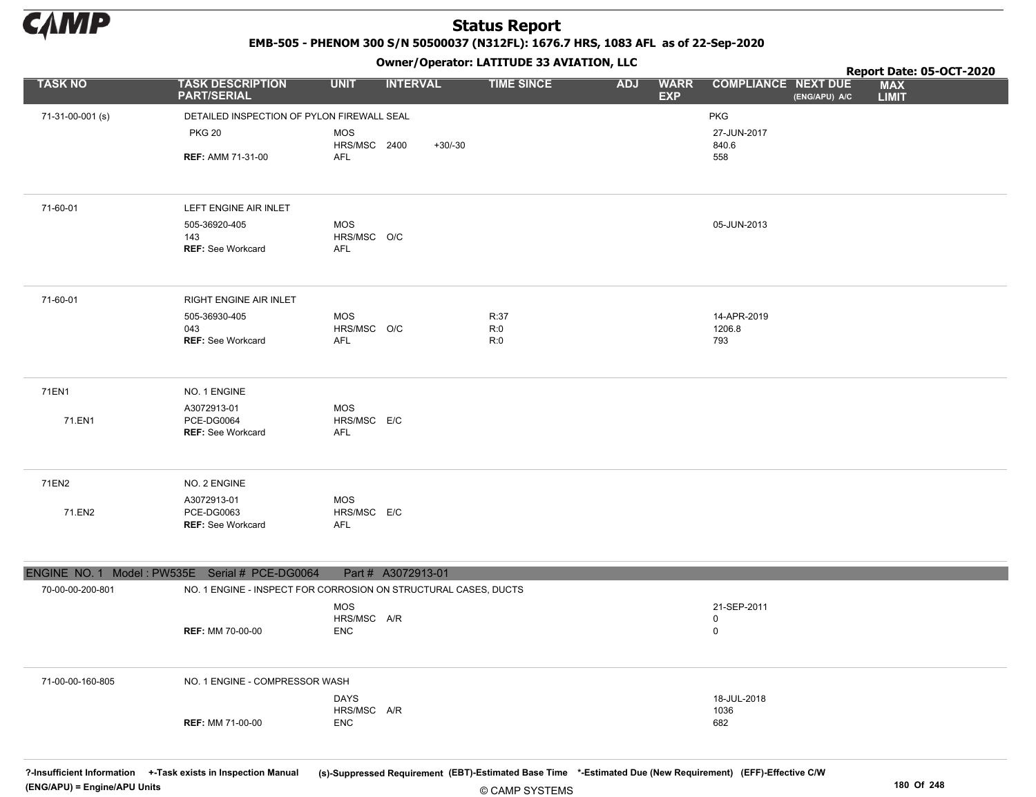# Status Report

**EMB-505 - PHENOM 300 S/N 50500037 (N312FL): 1676.7 HRS, 1083 AFL as of 22-Sep-2020**

**Owner/Operator: LATITUDE 33 AVIATION, LLC**

**Report Date: 05-OCT-2020**

| TASK NO | TASK DESCRIPTION PART/SERIAL | UNIT | INTERVAL | | TIME SINCE | ADJ | WARR EXP | COMPLIANCE | NEXT DUE (ENG/APU) A/C | MAX LIMIT |
|---|---|---|---|---|---|---|---|---|---|---|
| 71-31-00-001 (s) | DETAILED INSPECTION OF PYLON FIREWALL SEAL | | | | | | | PKG | | |
| | PKG 20 | MOS | | | | | | 27-JUN-2017 | | |
| | | HRS/MSC | 2400 | +30/-30 | | | | 840.6 | | |
| | **REF:** AMM 71-31-00 | AFL | | | | | | 558 | | |
| 71-60-01 | LEFT ENGINE AIR INLET | | | | | | | | | |
| | 505-36920-405 | MOS | | | | | | 05-JUN-2013 | | |
| | 143 | HRS/MSC | O/C | | | | | | | |
| | **REF:** See Workcard | AFL | | | | | | | | |
| 71-60-01 | RIGHT ENGINE AIR INLET | | | | | | | | | |
| | 505-36930-405 | MOS | | | R:37 | | | 14-APR-2019 | | |
| | 043 | HRS/MSC | O/C | | R:0 | | | 1206.8 | | |
| | **REF:** See Workcard | AFL | | | R:0 | | | 793 | | |
| 71EN1 | NO. 1 ENGINE | | | | | | | | | |
| | A3072913-01 | MOS | | | | | | | | |
| 71.EN1 | PCE-DG0064 | HRS/MSC | E/C | | | | | | | |
| | **REF:** See Workcard | AFL | | | | | | | | |
| 71EN2 | NO. 2 ENGINE | | | | | | | | | |
| | A3072913-01 | MOS | | | | | | | | |
| 71.EN2 | PCE-DG0063 | HRS/MSC | E/C | | | | | | | |
| | **REF:** See Workcard | AFL | | | | | | | | |

**ENGINE NO. 1 Model : PW535E Serial # PCE-DG0064 Part # A3072913-01**

| TASK NO | TASK DESCRIPTION PART/SERIAL | UNIT | INTERVAL | | TIME SINCE | ADJ | WARR EXP | COMPLIANCE | NEXT DUE (ENG/APU) A/C | MAX LIMIT |
|---|---|---|---|---|---|---|---|---|---|---|
| 70-00-00-200-801 | NO. 1 ENGINE - INSPECT FOR CORROSION ON STRUCTURAL CASES, DUCTS | | | | | | | | | |
| | | MOS | | | | | | 21-SEP-2011 | | |
| | | HRS/MSC | A/R | | | | | 0 | | |
| | **REF:** MM 70-00-00 | ENC | | | | | | 0 | | |
| 71-00-00-160-805 | NO. 1 ENGINE - COMPRESSOR WASH | | | | | | | | | |
| | | DAYS | | | | | | 18-JUL-2018 | | |
| | | HRS/MSC | A/R | | | | | 1036 | | |
| | **REF:** MM 71-00-00 | ENC | | | | | | 682 | | |

?-Insufficient Information +-Task exists in Inspection Manual (s)-Suppressed Requirement (EBT)-Estimated Base Time *-Estimated Due (New Requirement) (EFF)-Effective C/W
(ENG/APU) = Engine/APU Units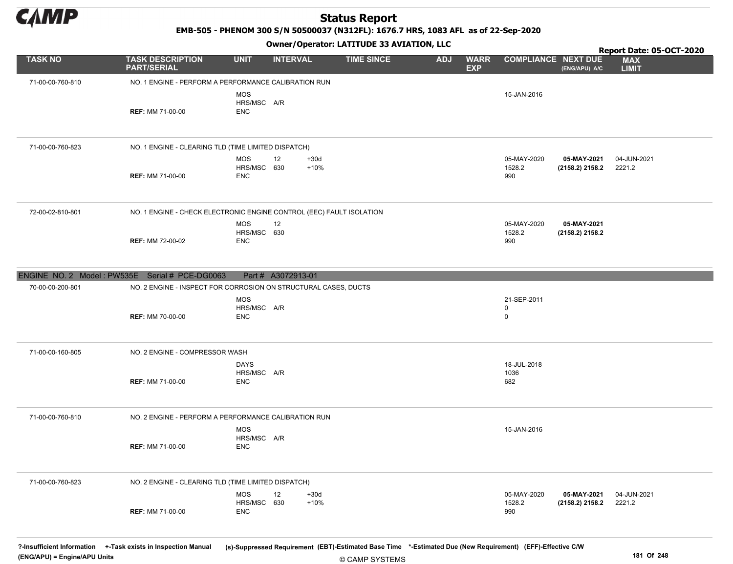# Status Report

**EMB-505 - PHENOM 300 S/N 50500037 (N312FL): 1676.7 HRS, 1083 AFL as of 22-Sep-2020**

**Owner/Operator: LATITUDE 33 AVIATION, LLC**

**Report Date: 05-OCT-2020**

| TASK NO | TASK DESCRIPTION PART/SERIAL | UNIT | INTERVAL | | TIME SINCE | ADJ | WARR EXP | COMPLIANCE | NEXT DUE (ENG/APU) A/C | MAX LIMIT |
|---|---|---|---|---|---|---|---|---|---|---|
| 71-00-00-760-810 | NO. 1 ENGINE - PERFORM A PERFORMANCE CALIBRATION RUN | MOS | | | | | | 15-JAN-2016 | | |
| | | HRS/MSC | A/R | | | | | | | |
| | REF: MM 71-00-00 | ENC | | | | | | | | |
| 71-00-00-760-823 | NO. 1 ENGINE - CLEARING TLD (TIME LIMITED DISPATCH) | MOS | 12 | +30d | | | | 05-MAY-2020 | **05-MAY-2021** | 04-JUN-2021 |
| | | HRS/MSC | 630 | +10% | | | | 1528.2 | **(2158.2) 2158.2** | 2221.2 |
| | REF: MM 71-00-00 | ENC | | | | | | 990 | | |
| 72-00-02-810-801 | NO. 1 ENGINE - CHECK ELECTRONIC ENGINE CONTROL (EEC) FAULT ISOLATION | MOS | 12 | | | | | 05-MAY-2020 | **05-MAY-2021** | |
| | | HRS/MSC | 630 | | | | | 1528.2 | **(2158.2) 2158.2** | |
| | REF: MM 72-00-02 | ENC | | | | | | 990 | | |
| **ENGINE NO. 2 Model : PW535E Serial # PCE-DG0063 Part # A3072913-01** | | | | | | | | | | |
| 70-00-00-200-801 | NO. 2 ENGINE - INSPECT FOR CORROSION ON STRUCTURAL CASES, DUCTS | MOS | | | | | | 21-SEP-2011 | | |
| | | HRS/MSC | A/R | | | | | 0 | | |
| | REF: MM 70-00-00 | ENC | | | | | | 0 | | |
| 71-00-00-160-805 | NO. 2 ENGINE - COMPRESSOR WASH | DAYS | | | | | | 18-JUL-2018 | | |
| | | HRS/MSC | A/R | | | | | 1036 | | |
| | REF: MM 71-00-00 | ENC | | | | | | 682 | | |
| 71-00-00-760-810 | NO. 2 ENGINE - PERFORM A PERFORMANCE CALIBRATION RUN | MOS | | | | | | 15-JAN-2016 | | |
| | | HRS/MSC | A/R | | | | | | | |
| | REF: MM 71-00-00 | ENC | | | | | | | | |
| 71-00-00-760-823 | NO. 2 ENGINE - CLEARING TLD (TIME LIMITED DISPATCH) | MOS | 12 | +30d | | | | 05-MAY-2020 | **05-MAY-2021** | 04-JUN-2021 |
| | | HRS/MSC | 630 | +10% | | | | 1528.2 | **(2158.2) 2158.2** | 2221.2 |
| | REF: MM 71-00-00 | ENC | | | | | | 990 | | |

?-Insufficient Information +-Task exists in Inspection Manual (s)-Suppressed Requirement (EBT)-Estimated Base Time *-Estimated Due (New Requirement) (EFF)-Effective C/W
(ENG/APU) = Engine/APU Units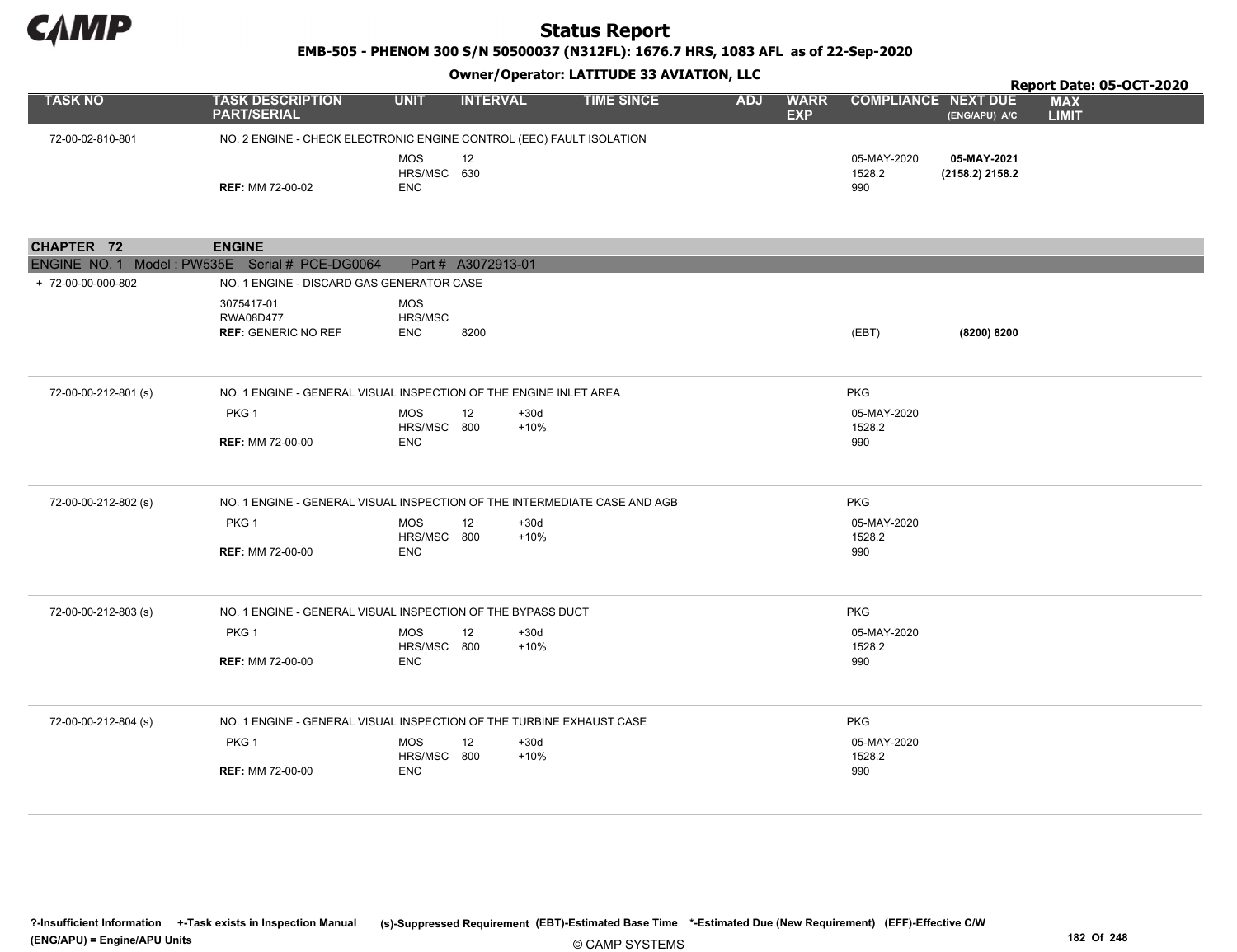# Status Report

**EMB-505 - PHENOM 300 S/N 50500037 (N312FL): 1676.7 HRS, 1083 AFL as of 22-Sep-2020**

**Owner/Operator: LATITUDE 33 AVIATION, LLC**

**Report Date: 05-OCT-2020**

| TASK NO | TASK DESCRIPTION PART/SERIAL | UNIT | INTERVAL | | TIME SINCE | ADJ | WARR EXP | COMPLIANCE | NEXT DUE (ENG/APU) A/C | MAX LIMIT |
|---|---|---|---|---|---|---|---|---|---|---|
| 72-00-02-810-801 | NO. 2 ENGINE - CHECK ELECTRONIC ENGINE CONTROL (EEC) FAULT ISOLATION | | | | | | | | | |
| | | MOS | 12 | | | | | 05-MAY-2020 | **05-MAY-2021** | |
| | | HRS/MSC | 630 | | | | | 1528.2 | **(2158.2) 2158.2** | |
| | **REF:** MM 72-00-02 | ENC | | | | | | 990 | | |

## CHAPTER 72 ENGINE

**ENGINE NO. 1 Model : PW535E Serial # PCE-DG0064 Part # A3072913-01**

| TASK NO | TASK DESCRIPTION PART/SERIAL | UNIT | INTERVAL | | TIME SINCE | ADJ | WARR EXP | COMPLIANCE | NEXT DUE (ENG/APU) A/C | MAX LIMIT |
|---|---|---|---|---|---|---|---|---|---|---|
| + 72-00-00-000-802 | NO. 1 ENGINE - DISCARD GAS GENERATOR CASE | | | | | | | | | |
| | 3075417-01 | MOS | | | | | | | | |
| | RWA08D477 | HRS/MSC | | | | | | | | |
| | **REF:** GENERIC NO REF | ENC | 8200 | | | | | (EBT) | **(8200) 8200** | |
| 72-00-00-212-801 (s) | NO. 1 ENGINE - GENERAL VISUAL INSPECTION OF THE ENGINE INLET AREA | | | | | | | PKG | | |
| | PKG 1 | MOS | 12 | +30d | | | | 05-MAY-2020 | | |
| | | HRS/MSC | 800 | +10% | | | | 1528.2 | | |
| | **REF:** MM 72-00-00 | ENC | | | | | | 990 | | |
| 72-00-00-212-802 (s) | NO. 1 ENGINE - GENERAL VISUAL INSPECTION OF THE INTERMEDIATE CASE AND AGB | | | | | | | PKG | | |
| | PKG 1 | MOS | 12 | +30d | | | | 05-MAY-2020 | | |
| | | HRS/MSC | 800 | +10% | | | | 1528.2 | | |
| | **REF:** MM 72-00-00 | ENC | | | | | | 990 | | |
| 72-00-00-212-803 (s) | NO. 1 ENGINE - GENERAL VISUAL INSPECTION OF THE BYPASS DUCT | | | | | | | PKG | | |
| | PKG 1 | MOS | 12 | +30d | | | | 05-MAY-2020 | | |
| | | HRS/MSC | 800 | +10% | | | | 1528.2 | | |
| | **REF:** MM 72-00-00 | ENC | | | | | | 990 | | |
| 72-00-00-212-804 (s) | NO. 1 ENGINE - GENERAL VISUAL INSPECTION OF THE TURBINE EXHAUST CASE | | | | | | | PKG | | |
| | PKG 1 | MOS | 12 | +30d | | | | 05-MAY-2020 | | |
| | | HRS/MSC | 800 | +10% | | | | 1528.2 | | |
| | **REF:** MM 72-00-00 | ENC | | | | | | 990 | | |

?-Insufficient Information +-Task exists in Inspection Manual (s)-Suppressed Requirement (EBT)-Estimated Base Time *-Estimated Due (New Requirement) (EFF)-Effective C/W
(ENG/APU) = Engine/APU Units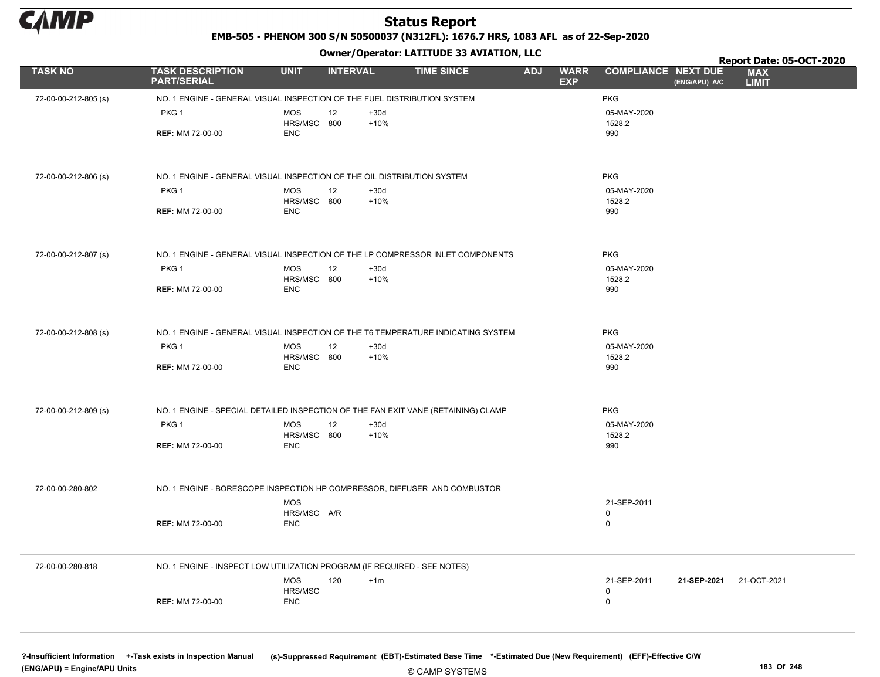# Status Report

**EMB-505 - PHENOM 300 S/N 50500037 (N312FL): 1676.7 HRS, 1083 AFL as of 22-Sep-2020**

**Owner/Operator: LATITUDE 33 AVIATION, LLC**

**Report Date: 05-OCT-2020**

| TASK NO | TASK DESCRIPTION PART/SERIAL | UNIT | INTERVAL | | TIME SINCE | ADJ | WARR EXP | COMPLIANCE | NEXT DUE (ENG/APU) A/C | MAX LIMIT |
|---|---|---|---|---|---|---|---|---|---|---|
| 72-00-00-212-805 (s) | NO. 1 ENGINE - GENERAL VISUAL INSPECTION OF THE FUEL DISTRIBUTION SYSTEM | | | | | | | PKG | | |
| | PKG 1 | MOS | 12 | +30d | | | | 05-MAY-2020 | | |
| | | HRS/MSC | 800 | +10% | | | | 1528.2 | | |
| | **REF:** MM 72-00-00 | ENC | | | | | | 990 | | |
| 72-00-00-212-806 (s) | NO. 1 ENGINE - GENERAL VISUAL INSPECTION OF THE OIL DISTRIBUTION SYSTEM | | | | | | | PKG | | |
| | PKG 1 | MOS | 12 | +30d | | | | 05-MAY-2020 | | |
| | | HRS/MSC | 800 | +10% | | | | 1528.2 | | |
| | **REF:** MM 72-00-00 | ENC | | | | | | 990 | | |
| 72-00-00-212-807 (s) | NO. 1 ENGINE - GENERAL VISUAL INSPECTION OF THE LP COMPRESSOR INLET COMPONENTS | | | | | | | PKG | | |
| | PKG 1 | MOS | 12 | +30d | | | | 05-MAY-2020 | | |
| | | HRS/MSC | 800 | +10% | | | | 1528.2 | | |
| | **REF:** MM 72-00-00 | ENC | | | | | | 990 | | |
| 72-00-00-212-808 (s) | NO. 1 ENGINE - GENERAL VISUAL INSPECTION OF THE T6 TEMPERATURE INDICATING SYSTEM | | | | | | | PKG | | |
| | PKG 1 | MOS | 12 | +30d | | | | 05-MAY-2020 | | |
| | | HRS/MSC | 800 | +10% | | | | 1528.2 | | |
| | **REF:** MM 72-00-00 | ENC | | | | | | 990 | | |
| 72-00-00-212-809 (s) | NO. 1 ENGINE - SPECIAL DETAILED INSPECTION OF THE FAN EXIT VANE (RETAINING) CLAMP | | | | | | | PKG | | |
| | PKG 1 | MOS | 12 | +30d | | | | 05-MAY-2020 | | |
| | | HRS/MSC | 800 | +10% | | | | 1528.2 | | |
| | **REF:** MM 72-00-00 | ENC | | | | | | 990 | | |
| 72-00-00-280-802 | NO. 1 ENGINE - BORESCOPE INSPECTION HP COMPRESSOR, DIFFUSER AND COMBUSTOR | | | | | | | | | |
| | | MOS | | | | | | 21-SEP-2011 | | |
| | | HRS/MSC | A/R | | | | | 0 | | |
| | **REF:** MM 72-00-00 | ENC | | | | | | 0 | | |
| 72-00-00-280-818 | NO. 1 ENGINE - INSPECT LOW UTILIZATION PROGRAM (IF REQUIRED - SEE NOTES) | | | | | | | | | |
| | | MOS | 120 | +1m | | | | 21-SEP-2011 | **21-SEP-2021** | 21-OCT-2021 |
| | | HRS/MSC | | | | | | 0 | | |
| | **REF:** MM 72-00-00 | ENC | | | | | | 0 | | |

?-Insufficient Information +-Task exists in Inspection Manual (s)-Suppressed Requirement (EBT)-Estimated Base Time *-Estimated Due (New Requirement) (EFF)-Effective C/W
(ENG/APU) = Engine/APU Units

© CAMP SYSTEMS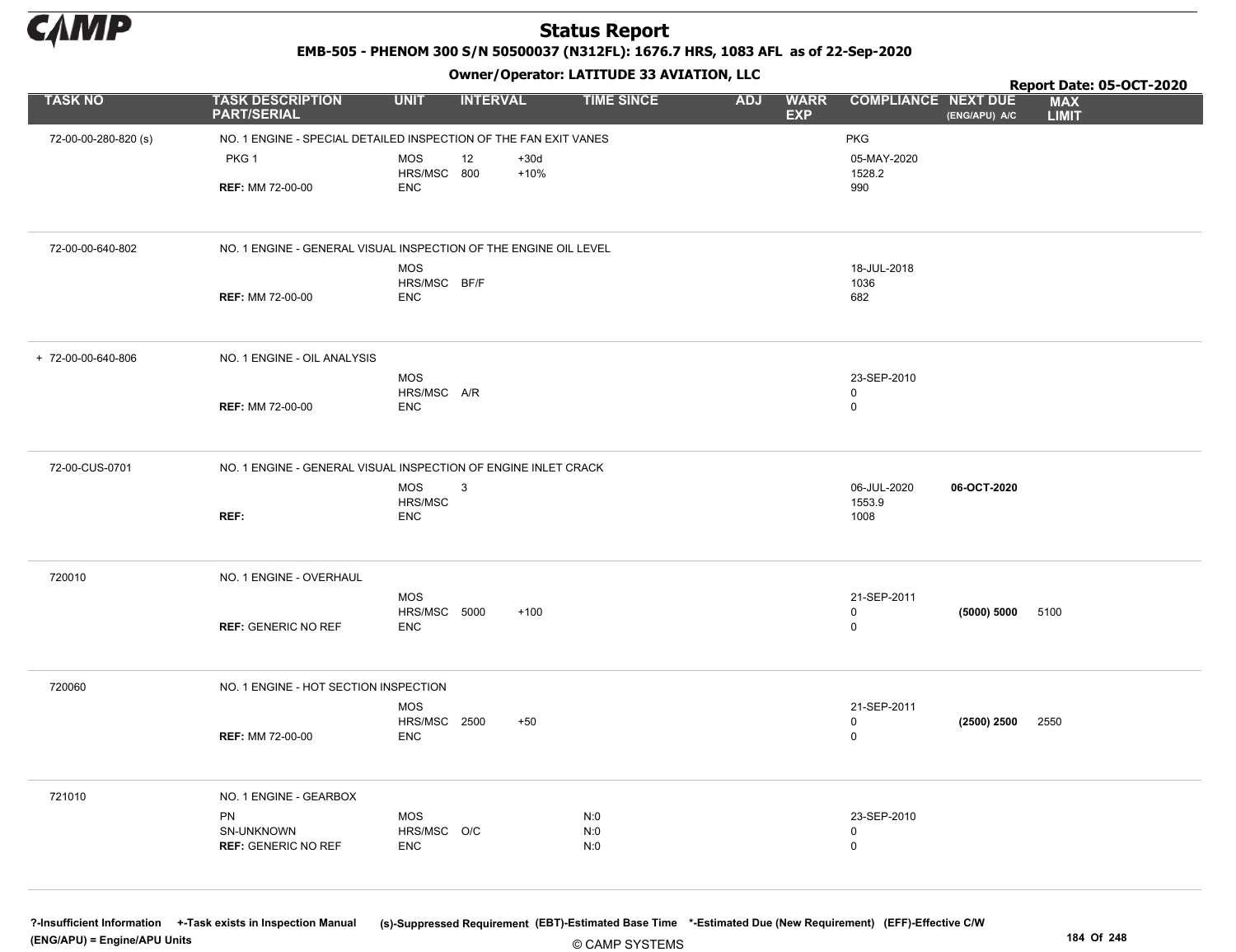# Status Report

**EMB-505 - PHENOM 300 S/N 50500037 (N312FL): 1676.7 HRS, 1083 AFL as of 22-Sep-2020**

**Owner/Operator: LATITUDE 33 AVIATION, LLC**

**Report Date: 05-OCT-2020**

| TASK NO | TASK DESCRIPTION PART/SERIAL | UNIT | INTERVAL | | TIME SINCE | ADJ | WARR EXP | COMPLIANCE | NEXT DUE (ENG/APU) A/C | MAX LIMIT |
|---|---|---|---|---|---|---|---|---|---|---|
| 72-00-00-280-820 (s) | NO. 1 ENGINE - SPECIAL DETAILED INSPECTION OF THE FAN EXIT VANES | | | | | | | PKG | | |
| | PKG 1 | MOS | 12 | +30d | | | | 05-MAY-2020 | | |
| | | HRS/MSC | 800 | +10% | | | | 1528.2 | | |
| | REF: MM 72-00-00 | ENC | | | | | | 990 | | |
| 72-00-00-640-802 | NO. 1 ENGINE - GENERAL VISUAL INSPECTION OF THE ENGINE OIL LEVEL | | | | | | | | | |
| | | MOS | | | | | | 18-JUL-2018 | | |
| | | HRS/MSC | BF/F | | | | | 1036 | | |
| | REF: MM 72-00-00 | ENC | | | | | | 682 | | |
| + 72-00-00-640-806 | NO. 1 ENGINE - OIL ANALYSIS | | | | | | | | | |
| | | MOS | | | | | | 23-SEP-2010 | | |
| | | HRS/MSC | A/R | | | | | 0 | | |
| | REF: MM 72-00-00 | ENC | | | | | | 0 | | |
| 72-00-CUS-0701 | NO. 1 ENGINE - GENERAL VISUAL INSPECTION OF ENGINE INLET CRACK | | | | | | | | | |
| | | MOS | 3 | | | | | 06-JUL-2020 | **06-OCT-2020** | |
| | | HRS/MSC | | | | | | 1553.9 | | |
| | REF: | ENC | | | | | | 1008 | | |
| 720010 | NO. 1 ENGINE - OVERHAUL | | | | | | | | | |
| | | MOS | | | | | | 21-SEP-2011 | | |
| | | HRS/MSC | 5000 | +100 | | | | 0 | **(5000) 5000** | 5100 |
| | REF: GENERIC NO REF | ENC | | | | | | 0 | | |
| 720060 | NO. 1 ENGINE - HOT SECTION INSPECTION | | | | | | | | | |
| | | MOS | | | | | | 21-SEP-2011 | | |
| | | HRS/MSC | 2500 | +50 | | | | 0 | **(2500) 2500** | 2550 |
| | REF: MM 72-00-00 | ENC | | | | | | 0 | | |
| 721010 | NO. 1 ENGINE - GEARBOX | | | | | | | | | |
| | PN | MOS | | | N:0 | | | 23-SEP-2010 | | |
| | SN-UNKNOWN | HRS/MSC | O/C | | N:0 | | | 0 | | |
| | REF: GENERIC NO REF | ENC | | | N:0 | | | 0 | | |

?-Insufficient Information +-Task exists in Inspection Manual (s)-Suppressed Requirement (EBT)-Estimated Base Time *-Estimated Due (New Requirement) (EFF)-Effective C/W (ENG/APU) = Engine/APU Units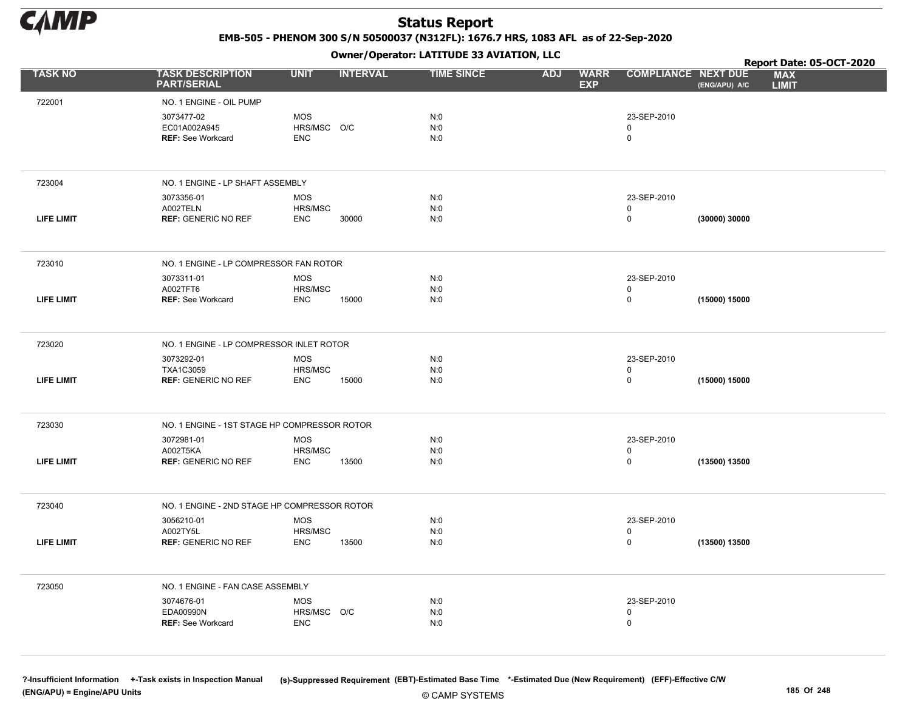# Status Report

EMB-505 - PHENOM 300 S/N 50500037 (N312FL): 1676.7 HRS, 1083 AFL as of 22-Sep-2020

Owner/Operator: LATITUDE 33 AVIATION, LLC

Report Date: 05-OCT-2020

| TASK NO | TASK DESCRIPTION PART/SERIAL | UNIT | INTERVAL | TIME SINCE | ADJ | WARR EXP | COMPLIANCE | NEXT DUE (ENG/APU) A/C | MAX LIMIT |
|---|---|---|---|---|---|---|---|---|---|
| 722001 | NO. 1 ENGINE - OIL PUMP | | | | | | | | |
| | 3073477-02 | MOS | | N:0 | | | 23-SEP-2010 | | |
| | EC01A002A945 | HRS/MSC | O/C | N:0 | | | 0 | | |
| | **REF:** See Workcard | ENC | | N:0 | | | 0 | | |
| 723004 | NO. 1 ENGINE - LP SHAFT ASSEMBLY | | | | | | | | |
| | 3073356-01 | MOS | | N:0 | | | 23-SEP-2010 | | |
| | A002TELN | HRS/MSC | | N:0 | | | 0 | | |
| **LIFE LIMIT** | **REF:** GENERIC NO REF | ENC | 30000 | N:0 | | | 0 | **(30000) 30000** | |
| 723010 | NO. 1 ENGINE - LP COMPRESSOR FAN ROTOR | | | | | | | | |
| | 3073311-01 | MOS | | N:0 | | | 23-SEP-2010 | | |
| | A002TFT6 | HRS/MSC | | N:0 | | | 0 | | |
| **LIFE LIMIT** | **REF:** See Workcard | ENC | 15000 | N:0 | | | 0 | **(15000) 15000** | |
| 723020 | NO. 1 ENGINE - LP COMPRESSOR INLET ROTOR | | | | | | | | |
| | 3073292-01 | MOS | | N:0 | | | 23-SEP-2010 | | |
| | TXA1C3059 | HRS/MSC | | N:0 | | | 0 | | |
| **LIFE LIMIT** | **REF:** GENERIC NO REF | ENC | 15000 | N:0 | | | 0 | **(15000) 15000** | |
| 723030 | NO. 1 ENGINE - 1ST STAGE HP COMPRESSOR ROTOR | | | | | | | | |
| | 3072981-01 | MOS | | N:0 | | | 23-SEP-2010 | | |
| | A002T5KA | HRS/MSC | | N:0 | | | 0 | | |
| **LIFE LIMIT** | **REF:** GENERIC NO REF | ENC | 13500 | N:0 | | | 0 | **(13500) 13500** | |
| 723040 | NO. 1 ENGINE - 2ND STAGE HP COMPRESSOR ROTOR | | | | | | | | |
| | 3056210-01 | MOS | | N:0 | | | 23-SEP-2010 | | |
| | A002TY5L | HRS/MSC | | N:0 | | | 0 | | |
| **LIFE LIMIT** | **REF:** GENERIC NO REF | ENC | 13500 | N:0 | | | 0 | **(13500) 13500** | |
| 723050 | NO. 1 ENGINE - FAN CASE ASSEMBLY | | | | | | | | |
| | 3074676-01 | MOS | | N:0 | | | 23-SEP-2010 | | |
| | EDA00990N | HRS/MSC | O/C | N:0 | | | 0 | | |
| | **REF:** See Workcard | ENC | | N:0 | | | 0 | | |

?-Insufficient Information +-Task exists in Inspection Manual (s)-Suppressed Requirement (EBT)-Estimated Base Time *-Estimated Due (New Requirement) (EFF)-Effective C/W (ENG/APU) = Engine/APU Units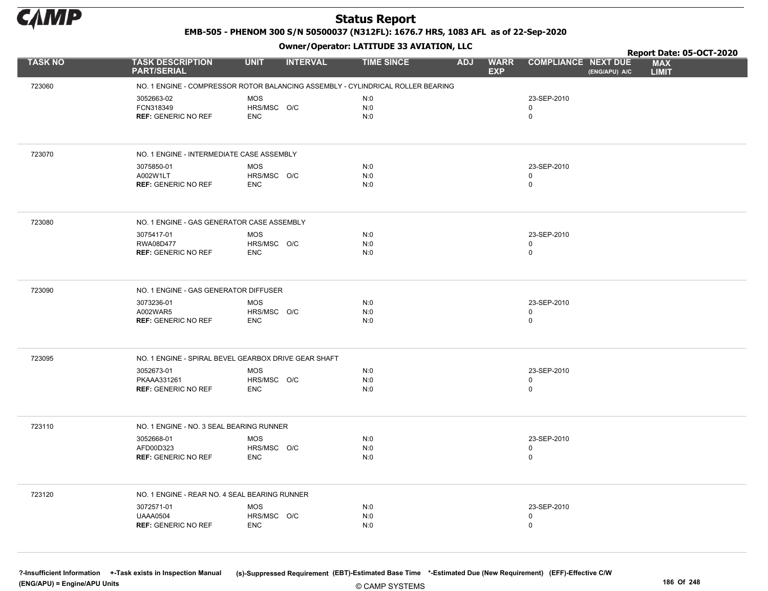# Status Report

**EMB-505 - PHENOM 300 S/N 50500037 (N312FL): 1676.7 HRS, 1083 AFL as of 22-Sep-2020**

**Owner/Operator: LATITUDE 33 AVIATION, LLC**

**Report Date: 05-OCT-2020**

| TASK NO | TASK DESCRIPTION PART/SERIAL | UNIT | INTERVAL | TIME SINCE | ADJ | WARR EXP | COMPLIANCE | NEXT DUE (ENG/APU) A/C | MAX LIMIT |
|---|---|---|---|---|---|---|---|---|---|
| 723060 | NO. 1 ENGINE - COMPRESSOR ROTOR BALANCING ASSEMBLY - CYLINDRICAL ROLLER BEARING | | | | | | | | |
| | 3052663-02 | MOS | | N:0 | | | 23-SEP-2010 | | |
| | FCN318349 | HRS/MSC | O/C | N:0 | | | 0 | | |
| | **REF:** GENERIC NO REF | ENC | | N:0 | | | 0 | | |
| 723070 | NO. 1 ENGINE - INTERMEDIATE CASE ASSEMBLY | | | | | | | | |
| | 3075850-01 | MOS | | N:0 | | | 23-SEP-2010 | | |
| | A002W1LT | HRS/MSC | O/C | N:0 | | | 0 | | |
| | **REF:** GENERIC NO REF | ENC | | N:0 | | | 0 | | |
| 723080 | NO. 1 ENGINE - GAS GENERATOR CASE ASSEMBLY | | | | | | | | |
| | 3075417-01 | MOS | | N:0 | | | 23-SEP-2010 | | |
| | RWA08D477 | HRS/MSC | O/C | N:0 | | | 0 | | |
| | **REF:** GENERIC NO REF | ENC | | N:0 | | | 0 | | |
| 723090 | NO. 1 ENGINE - GAS GENERATOR DIFFUSER | | | | | | | | |
| | 3073236-01 | MOS | | N:0 | | | 23-SEP-2010 | | |
| | A002WAR5 | HRS/MSC | O/C | N:0 | | | 0 | | |
| | **REF:** GENERIC NO REF | ENC | | N:0 | | | 0 | | |
| 723095 | NO. 1 ENGINE - SPIRAL BEVEL GEARBOX DRIVE GEAR SHAFT | | | | | | | | |
| | 3052673-01 | MOS | | N:0 | | | 23-SEP-2010 | | |
| | PKAAA331261 | HRS/MSC | O/C | N:0 | | | 0 | | |
| | **REF:** GENERIC NO REF | ENC | | N:0 | | | 0 | | |
| 723110 | NO. 1 ENGINE - NO. 3 SEAL BEARING RUNNER | | | | | | | | |
| | 3052668-01 | MOS | | N:0 | | | 23-SEP-2010 | | |
| | AFD00D323 | HRS/MSC | O/C | N:0 | | | 0 | | |
| | **REF:** GENERIC NO REF | ENC | | N:0 | | | 0 | | |
| 723120 | NO. 1 ENGINE - REAR NO. 4 SEAL BEARING RUNNER | | | | | | | | |
| | 3072571-01 | MOS | | N:0 | | | 23-SEP-2010 | | |
| | UAAA0504 | HRS/MSC | O/C | N:0 | | | 0 | | |
| | **REF:** GENERIC NO REF | ENC | | N:0 | | | 0 | | |

?-Insufficient Information +-Task exists in Inspection Manual (s)-Suppressed Requirement (EBT)-Estimated Base Time \*-Estimated Due (New Requirement) (EFF)-Effective C/W
(ENG/APU) = Engine/APU Units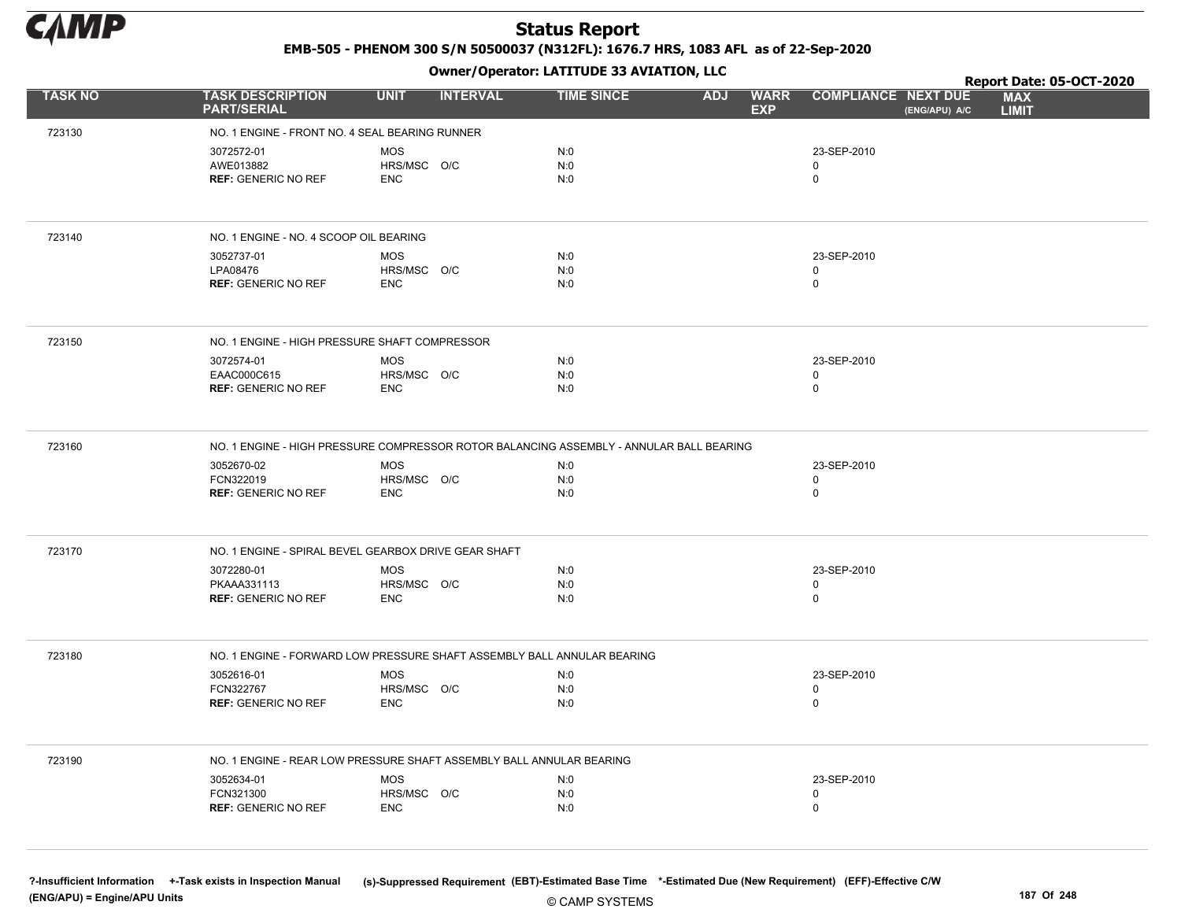# Status Report

**EMB-505 - PHENOM 300 S/N 50500037 (N312FL): 1676.7 HRS, 1083 AFL as of 22-Sep-2020**

**Owner/Operator: LATITUDE 33 AVIATION, LLC**

**Report Date: 05-OCT-2020**

| TASK NO | TASK DESCRIPTION PART/SERIAL | UNIT | INTERVAL | TIME SINCE | ADJ | WARR EXP | COMPLIANCE | NEXT DUE (ENG/APU) A/C | MAX LIMIT |
|---|---|---|---|---|---|---|---|---|---|
| 723130 | NO. 1 ENGINE - FRONT NO. 4 SEAL BEARING RUNNER | | | | | | | | |
| | 3072572-01 | MOS | | N:0 | | | 23-SEP-2010 | | |
| | AWE013882 | HRS/MSC | O/C | N:0 | | | 0 | | |
| | **REF:** GENERIC NO REF | ENC | | N:0 | | | 0 | | |
| 723140 | NO. 1 ENGINE - NO. 4 SCOOP OIL BEARING | | | | | | | | |
| | 3052737-01 | MOS | | N:0 | | | 23-SEP-2010 | | |
| | LPA08476 | HRS/MSC | O/C | N:0 | | | 0 | | |
| | **REF:** GENERIC NO REF | ENC | | N:0 | | | 0 | | |
| 723150 | NO. 1 ENGINE - HIGH PRESSURE SHAFT COMPRESSOR | | | | | | | | |
| | 3072574-01 | MOS | | N:0 | | | 23-SEP-2010 | | |
| | EAAC000C615 | HRS/MSC | O/C | N:0 | | | 0 | | |
| | **REF:** GENERIC NO REF | ENC | | N:0 | | | 0 | | |
| 723160 | NO. 1 ENGINE - HIGH PRESSURE COMPRESSOR ROTOR BALANCING ASSEMBLY - ANNULAR BALL BEARING | | | | | | | | |
| | 3052670-02 | MOS | | N:0 | | | 23-SEP-2010 | | |
| | FCN322019 | HRS/MSC | O/C | N:0 | | | 0 | | |
| | **REF:** GENERIC NO REF | ENC | | N:0 | | | 0 | | |
| 723170 | NO. 1 ENGINE - SPIRAL BEVEL GEARBOX DRIVE GEAR SHAFT | | | | | | | | |
| | 3072280-01 | MOS | | N:0 | | | 23-SEP-2010 | | |
| | PKAAA331113 | HRS/MSC | O/C | N:0 | | | 0 | | |
| | **REF:** GENERIC NO REF | ENC | | N:0 | | | 0 | | |
| 723180 | NO. 1 ENGINE - FORWARD LOW PRESSURE SHAFT ASSEMBLY BALL ANNULAR BEARING | | | | | | | | |
| | 3052616-01 | MOS | | N:0 | | | 23-SEP-2010 | | |
| | FCN322767 | HRS/MSC | O/C | N:0 | | | 0 | | |
| | **REF:** GENERIC NO REF | ENC | | N:0 | | | 0 | | |
| 723190 | NO. 1 ENGINE - REAR LOW PRESSURE SHAFT ASSEMBLY BALL ANNULAR BEARING | | | | | | | | |
| | 3052634-01 | MOS | | N:0 | | | 23-SEP-2010 | | |
| | FCN321300 | HRS/MSC | O/C | N:0 | | | 0 | | |
| | **REF:** GENERIC NO REF | ENC | | N:0 | | | 0 | | |

?-Insufficient Information +-Task exists in Inspection Manual (s)-Suppressed Requirement (EBT)-Estimated Base Time *-Estimated Due (New Requirement) (EFF)-Effective C/W (ENG/APU) = Engine/APU Units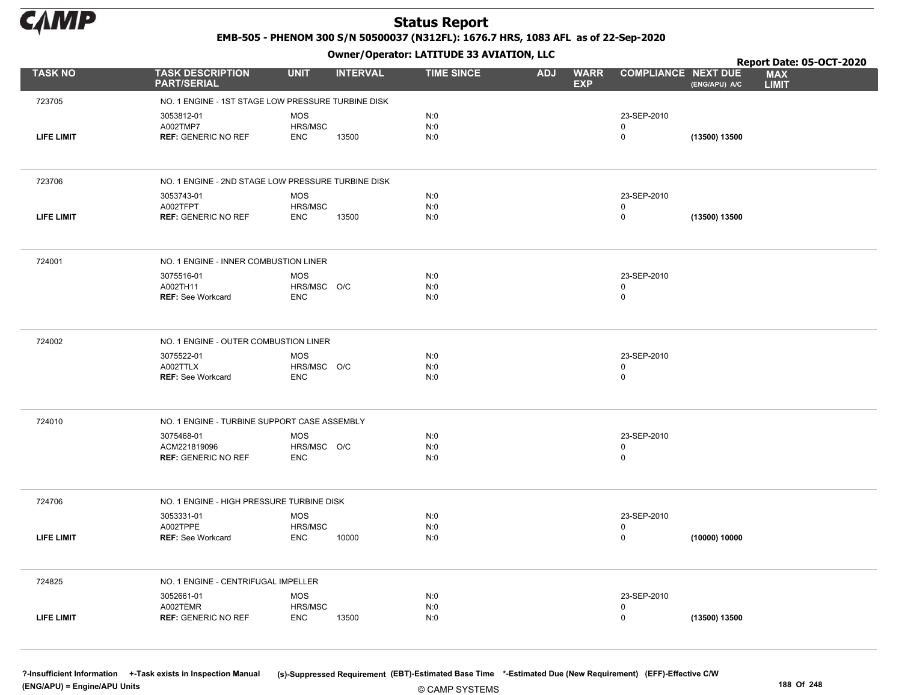# Status Report

EMB-505 - PHENOM 300 S/N 50500037 (N312FL): 1676.7 HRS, 1083 AFL as of 22-Sep-2020

Owner/Operator: LATITUDE 33 AVIATION, LLC

Report Date: 05-OCT-2020

| TASK NO | TASK DESCRIPTION PART/SERIAL | UNIT | INTERVAL | TIME SINCE | ADJ | WARR EXP | COMPLIANCE | NEXT DUE (ENG/APU) A/C | MAX LIMIT |
|---|---|---|---|---|---|---|---|---|---|
| 723705 | NO. 1 ENGINE - 1ST STAGE LOW PRESSURE TURBINE DISK | | | | | | | | |
| | 3053812-01 | MOS | | N:0 | | | 23-SEP-2010 | | |
| | A002TMP7 | HRS/MSC | | N:0 | | | 0 | | |
| LIFE LIMIT | REF: GENERIC NO REF | ENC | 13500 | N:0 | | | 0 | (13500) 13500 | |
| 723706 | NO. 1 ENGINE - 2ND STAGE LOW PRESSURE TURBINE DISK | | | | | | | | |
| | 3053743-01 | MOS | | N:0 | | | 23-SEP-2010 | | |
| | A002TFPT | HRS/MSC | | N:0 | | | 0 | | |
| LIFE LIMIT | REF: GENERIC NO REF | ENC | 13500 | N:0 | | | 0 | (13500) 13500 | |
| 724001 | NO. 1 ENGINE - INNER COMBUSTION LINER | | | | | | | | |
| | 3075516-01 | MOS | | N:0 | | | 23-SEP-2010 | | |
| | A002TH11 | HRS/MSC | O/C | N:0 | | | 0 | | |
| | REF: See Workcard | ENC | | N:0 | | | 0 | | |
| 724002 | NO. 1 ENGINE - OUTER COMBUSTION LINER | | | | | | | | |
| | 3075522-01 | MOS | | N:0 | | | 23-SEP-2010 | | |
| | A002TTLX | HRS/MSC | O/C | N:0 | | | 0 | | |
| | REF: See Workcard | ENC | | N:0 | | | 0 | | |
| 724010 | NO. 1 ENGINE - TURBINE SUPPORT CASE ASSEMBLY | | | | | | | | |
| | 3075468-01 | MOS | | N:0 | | | 23-SEP-2010 | | |
| | ACM221819096 | HRS/MSC | O/C | N:0 | | | 0 | | |
| | REF: GENERIC NO REF | ENC | | N:0 | | | 0 | | |
| 724706 | NO. 1 ENGINE - HIGH PRESSURE TURBINE DISK | | | | | | | | |
| | 3053331-01 | MOS | | N:0 | | | 23-SEP-2010 | | |
| | A002TPPE | HRS/MSC | | N:0 | | | 0 | | |
| LIFE LIMIT | REF: See Workcard | ENC | 10000 | N:0 | | | 0 | (10000) 10000 | |
| 724825 | NO. 1 ENGINE - CENTRIFUGAL IMPELLER | | | | | | | | |
| | 3052661-01 | MOS | | N:0 | | | 23-SEP-2010 | | |
| | A002TEMR | HRS/MSC | | N:0 | | | 0 | | |
| LIFE LIMIT | REF: GENERIC NO REF | ENC | 13500 | N:0 | | | 0 | (13500) 13500 | |

?-Insufficient Information +-Task exists in Inspection Manual (s)-Suppressed Requirement (EBT)-Estimated Base Time *-Estimated Due (New Requirement) (EFF)-Effective C/W (ENG/APU) = Engine/APU Units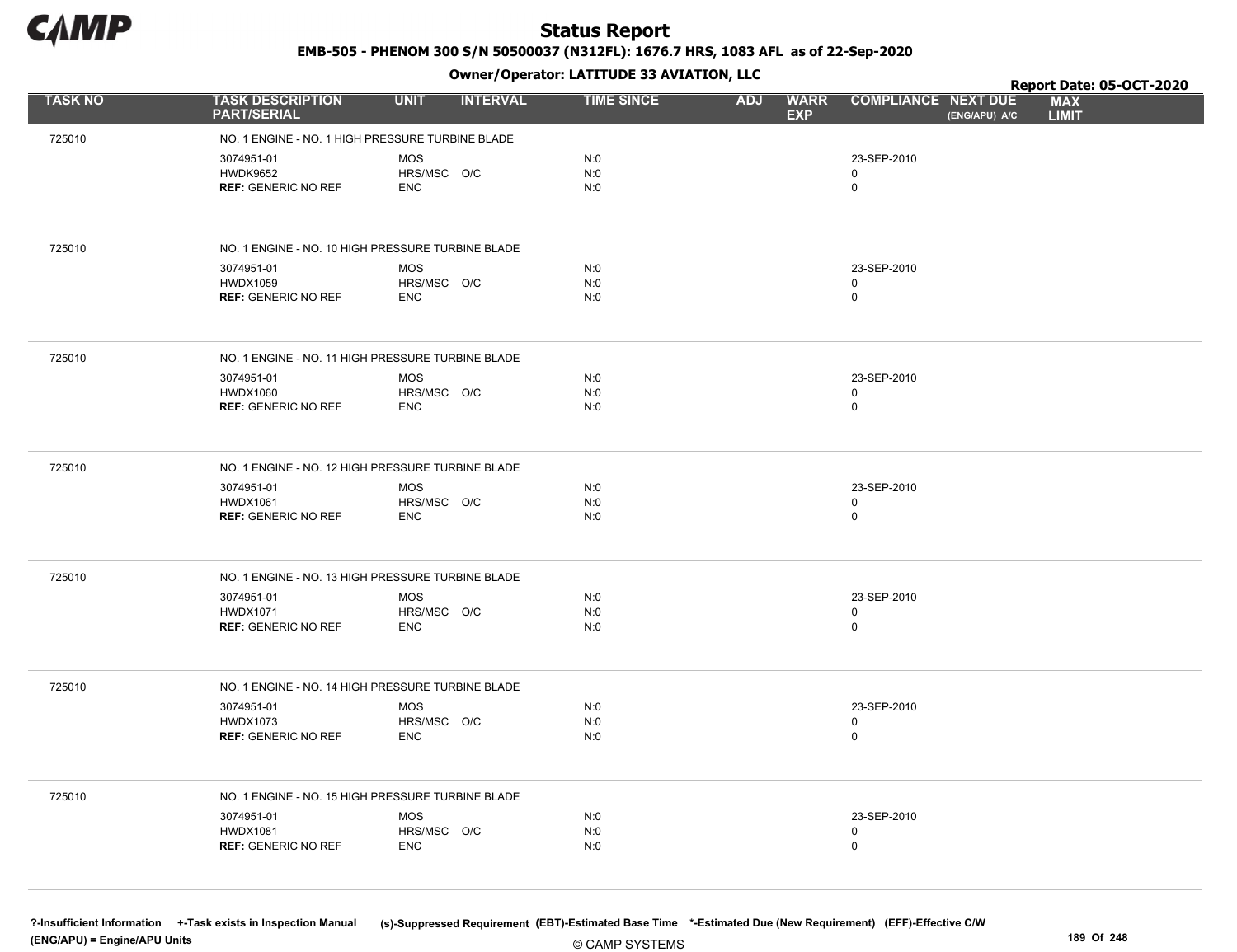# Status Report

**EMB-505 - PHENOM 300 S/N 50500037 (N312FL): 1676.7 HRS, 1083 AFL as of 22-Sep-2020**

**Owner/Operator: LATITUDE 33 AVIATION, LLC**

**Report Date: 05-OCT-2020**

| TASK NO | TASK DESCRIPTION PART/SERIAL | UNIT | INTERVAL | TIME SINCE | ADJ | WARR EXP | COMPLIANCE | NEXT DUE (ENG/APU) A/C | MAX LIMIT |
|---|---|---|---|---|---|---|---|---|---|
| 725010 | NO. 1 ENGINE - NO. 1 HIGH PRESSURE TURBINE BLADE | | | | | | | | |
| | 3074951-01 | MOS | | N:0 | | | 23-SEP-2010 | | |
| | HWDK9652 | HRS/MSC | O/C | N:0 | | | 0 | | |
| | **REF:** GENERIC NO REF | ENC | | N:0 | | | 0 | | |
| 725010 | NO. 1 ENGINE - NO. 10 HIGH PRESSURE TURBINE BLADE | | | | | | | | |
| | 3074951-01 | MOS | | N:0 | | | 23-SEP-2010 | | |
| | HWDX1059 | HRS/MSC | O/C | N:0 | | | 0 | | |
| | **REF:** GENERIC NO REF | ENC | | N:0 | | | 0 | | |
| 725010 | NO. 1 ENGINE - NO. 11 HIGH PRESSURE TURBINE BLADE | | | | | | | | |
| | 3074951-01 | MOS | | N:0 | | | 23-SEP-2010 | | |
| | HWDX1060 | HRS/MSC | O/C | N:0 | | | 0 | | |
| | **REF:** GENERIC NO REF | ENC | | N:0 | | | 0 | | |
| 725010 | NO. 1 ENGINE - NO. 12 HIGH PRESSURE TURBINE BLADE | | | | | | | | |
| | 3074951-01 | MOS | | N:0 | | | 23-SEP-2010 | | |
| | HWDX1061 | HRS/MSC | O/C | N:0 | | | 0 | | |
| | **REF:** GENERIC NO REF | ENC | | N:0 | | | 0 | | |
| 725010 | NO. 1 ENGINE - NO. 13 HIGH PRESSURE TURBINE BLADE | | | | | | | | |
| | 3074951-01 | MOS | | N:0 | | | 23-SEP-2010 | | |
| | HWDX1071 | HRS/MSC | O/C | N:0 | | | 0 | | |
| | **REF:** GENERIC NO REF | ENC | | N:0 | | | 0 | | |
| 725010 | NO. 1 ENGINE - NO. 14 HIGH PRESSURE TURBINE BLADE | | | | | | | | |
| | 3074951-01 | MOS | | N:0 | | | 23-SEP-2010 | | |
| | HWDX1073 | HRS/MSC | O/C | N:0 | | | 0 | | |
| | **REF:** GENERIC NO REF | ENC | | N:0 | | | 0 | | |
| 725010 | NO. 1 ENGINE - NO. 15 HIGH PRESSURE TURBINE BLADE | | | | | | | | |
| | 3074951-01 | MOS | | N:0 | | | 23-SEP-2010 | | |
| | HWDX1081 | HRS/MSC | O/C | N:0 | | | 0 | | |
| | **REF:** GENERIC NO REF | ENC | | N:0 | | | 0 | | |

**?-Insufficient Information** **+-Task exists in Inspection Manual** **(s)-Suppressed Requirement** **(EBT)-Estimated Base Time** **\*-Estimated Due (New Requirement)** **(EFF)-Effective C/W**
**(ENG/APU) = Engine/APU Units**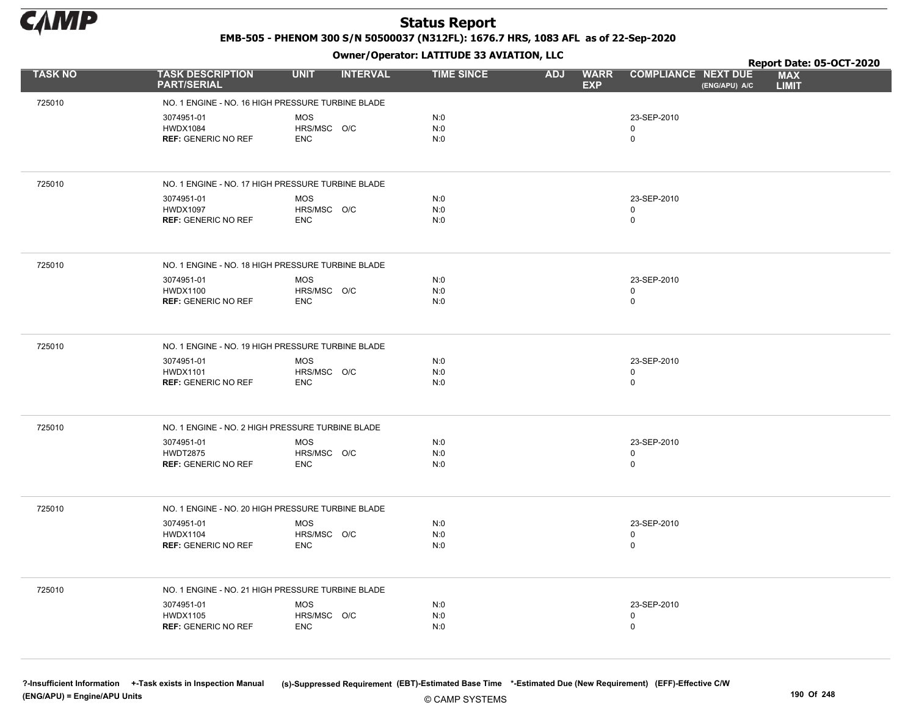# Status Report

**EMB-505 - PHENOM 300 S/N 50500037 (N312FL): 1676.7 HRS, 1083 AFL as of 22-Sep-2020**

**Owner/Operator: LATITUDE 33 AVIATION, LLC**

**Report Date: 05-OCT-2020**

| TASK NO | TASK DESCRIPTION PART/SERIAL | UNIT | INTERVAL | TIME SINCE | ADJ | WARR EXP | COMPLIANCE | NEXT DUE (ENG/APU) A/C | MAX LIMIT |
|---|---|---|---|---|---|---|---|---|---|
| 725010 | NO. 1 ENGINE - NO. 16 HIGH PRESSURE TURBINE BLADE | | | | | | | | |
| | 3074951-01 | MOS | | N:0 | | | 23-SEP-2010 | | |
| | HWDX1084 | HRS/MSC | O/C | N:0 | | | 0 | | |
| | **REF:** GENERIC NO REF | ENC | | N:0 | | | 0 | | |
| 725010 | NO. 1 ENGINE - NO. 17 HIGH PRESSURE TURBINE BLADE | | | | | | | | |
| | 3074951-01 | MOS | | N:0 | | | 23-SEP-2010 | | |
| | HWDX1097 | HRS/MSC | O/C | N:0 | | | 0 | | |
| | **REF:** GENERIC NO REF | ENC | | N:0 | | | 0 | | |
| 725010 | NO. 1 ENGINE - NO. 18 HIGH PRESSURE TURBINE BLADE | | | | | | | | |
| | 3074951-01 | MOS | | N:0 | | | 23-SEP-2010 | | |
| | HWDX1100 | HRS/MSC | O/C | N:0 | | | 0 | | |
| | **REF:** GENERIC NO REF | ENC | | N:0 | | | 0 | | |
| 725010 | NO. 1 ENGINE - NO. 19 HIGH PRESSURE TURBINE BLADE | | | | | | | | |
| | 3074951-01 | MOS | | N:0 | | | 23-SEP-2010 | | |
| | HWDX1101 | HRS/MSC | O/C | N:0 | | | 0 | | |
| | **REF:** GENERIC NO REF | ENC | | N:0 | | | 0 | | |
| 725010 | NO. 1 ENGINE - NO. 2 HIGH PRESSURE TURBINE BLADE | | | | | | | | |
| | 3074951-01 | MOS | | N:0 | | | 23-SEP-2010 | | |
| | HWDT2875 | HRS/MSC | O/C | N:0 | | | 0 | | |
| | **REF:** GENERIC NO REF | ENC | | N:0 | | | 0 | | |
| 725010 | NO. 1 ENGINE - NO. 20 HIGH PRESSURE TURBINE BLADE | | | | | | | | |
| | 3074951-01 | MOS | | N:0 | | | 23-SEP-2010 | | |
| | HWDX1104 | HRS/MSC | O/C | N:0 | | | 0 | | |
| | **REF:** GENERIC NO REF | ENC | | N:0 | | | 0 | | |
| 725010 | NO. 1 ENGINE - NO. 21 HIGH PRESSURE TURBINE BLADE | | | | | | | | |
| | 3074951-01 | MOS | | N:0 | | | 23-SEP-2010 | | |
| | HWDX1105 | HRS/MSC | O/C | N:0 | | | 0 | | |
| | **REF:** GENERIC NO REF | ENC | | N:0 | | | 0 | | |

?-Insufficient Information +-Task exists in Inspection Manual (s)-Suppressed Requirement (EBT)-Estimated Base Time *-Estimated Due (New Requirement) (EFF)-Effective C/W (ENG/APU) = Engine/APU Units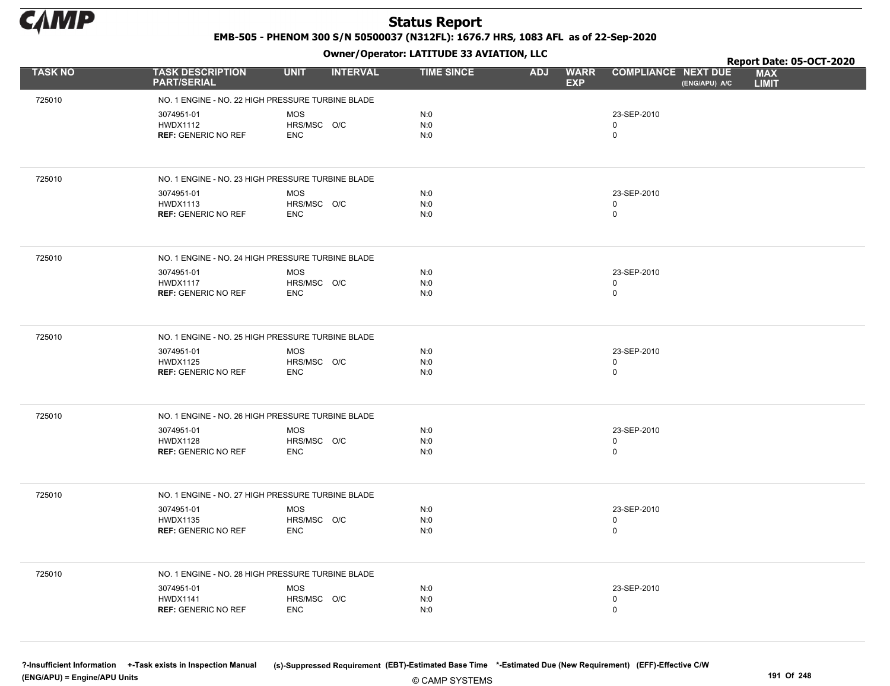# Status Report

**EMB-505 - PHENOM 300 S/N 50500037 (N312FL): 1676.7 HRS, 1083 AFL as of 22-Sep-2020**

**Owner/Operator: LATITUDE 33 AVIATION, LLC**

**Report Date: 05-OCT-2020**

| TASK NO | TASK DESCRIPTION PART/SERIAL | UNIT | INTERVAL | TIME SINCE | ADJ | WARR EXP | COMPLIANCE | NEXT DUE (ENG/APU) A/C | MAX LIMIT |
|---|---|---|---|---|---|---|---|---|---|
| 725010 | NO. 1 ENGINE - NO. 22 HIGH PRESSURE TURBINE BLADE | | | | | | | | |
| | 3074951-01 | MOS | | N:0 | | | 23-SEP-2010 | | |
| | HWDX1112 | HRS/MSC | O/C | N:0 | | | 0 | | |
| | **REF:** GENERIC NO REF | ENC | | N:0 | | | 0 | | |
| 725010 | NO. 1 ENGINE - NO. 23 HIGH PRESSURE TURBINE BLADE | | | | | | | | |
| | 3074951-01 | MOS | | N:0 | | | 23-SEP-2010 | | |
| | HWDX1113 | HRS/MSC | O/C | N:0 | | | 0 | | |
| | **REF:** GENERIC NO REF | ENC | | N:0 | | | 0 | | |
| 725010 | NO. 1 ENGINE - NO. 24 HIGH PRESSURE TURBINE BLADE | | | | | | | | |
| | 3074951-01 | MOS | | N:0 | | | 23-SEP-2010 | | |
| | HWDX1117 | HRS/MSC | O/C | N:0 | | | 0 | | |
| | **REF:** GENERIC NO REF | ENC | | N:0 | | | 0 | | |
| 725010 | NO. 1 ENGINE - NO. 25 HIGH PRESSURE TURBINE BLADE | | | | | | | | |
| | 3074951-01 | MOS | | N:0 | | | 23-SEP-2010 | | |
| | HWDX1125 | HRS/MSC | O/C | N:0 | | | 0 | | |
| | **REF:** GENERIC NO REF | ENC | | N:0 | | | 0 | | |
| 725010 | NO. 1 ENGINE - NO. 26 HIGH PRESSURE TURBINE BLADE | | | | | | | | |
| | 3074951-01 | MOS | | N:0 | | | 23-SEP-2010 | | |
| | HWDX1128 | HRS/MSC | O/C | N:0 | | | 0 | | |
| | **REF:** GENERIC NO REF | ENC | | N:0 | | | 0 | | |
| 725010 | NO. 1 ENGINE - NO. 27 HIGH PRESSURE TURBINE BLADE | | | | | | | | |
| | 3074951-01 | MOS | | N:0 | | | 23-SEP-2010 | | |
| | HWDX1135 | HRS/MSC | O/C | N:0 | | | 0 | | |
| | **REF:** GENERIC NO REF | ENC | | N:0 | | | 0 | | |
| 725010 | NO. 1 ENGINE - NO. 28 HIGH PRESSURE TURBINE BLADE | | | | | | | | |
| | 3074951-01 | MOS | | N:0 | | | 23-SEP-2010 | | |
| | HWDX1141 | HRS/MSC | O/C | N:0 | | | 0 | | |
| | **REF:** GENERIC NO REF | ENC | | N:0 | | | 0 | | |

?-Insufficient Information +-Task exists in Inspection Manual (s)-Suppressed Requirement (EBT)-Estimated Base Time *-Estimated Due (New Requirement) (EFF)-Effective C/W
(ENG/APU) = Engine/APU Units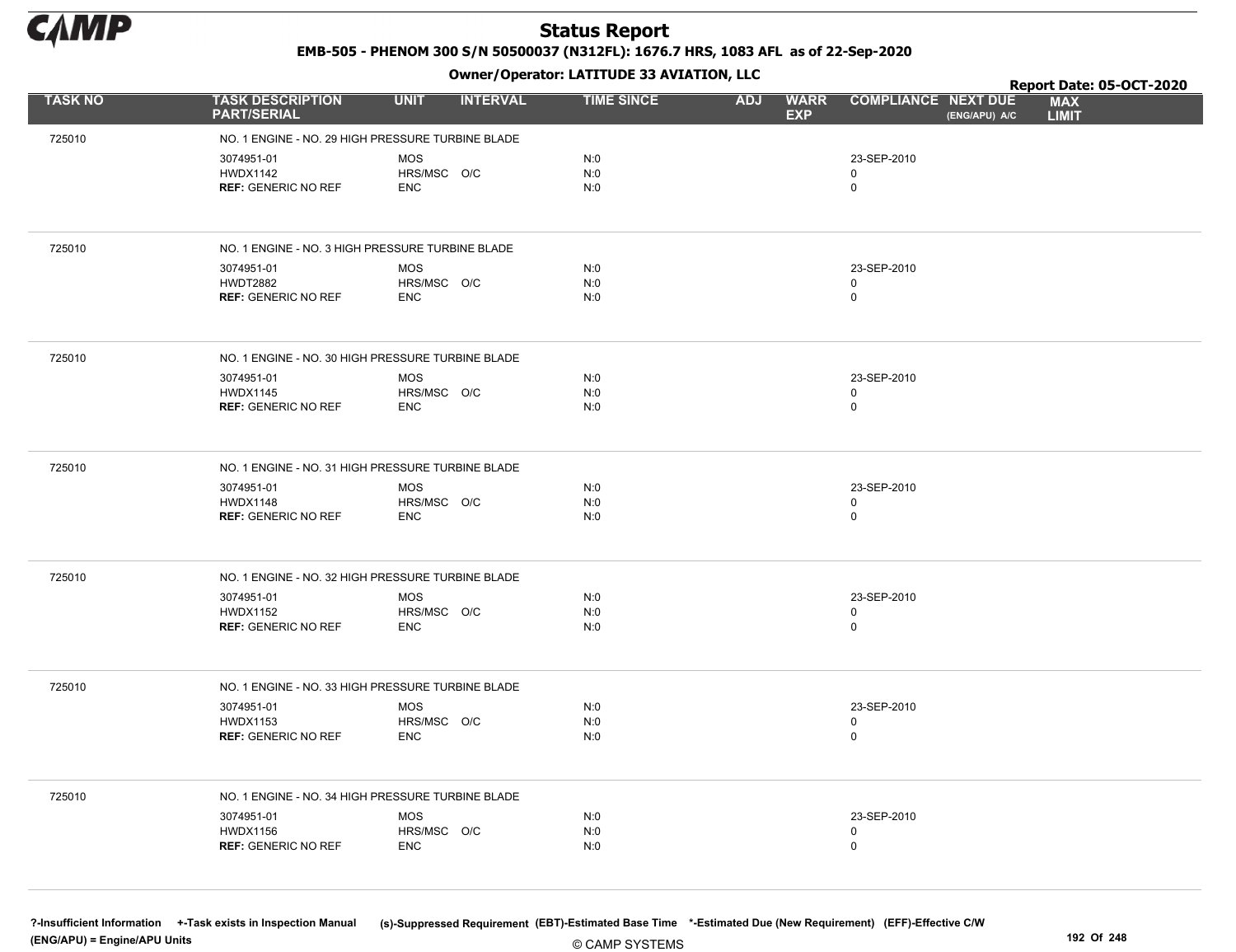# Status Report

**EMB-505 - PHENOM 300 S/N 50500037 (N312FL): 1676.7 HRS, 1083 AFL as of 22-Sep-2020**

**Owner/Operator: LATITUDE 33 AVIATION, LLC**

**Report Date: 05-OCT-2020**

| TASK NO | TASK DESCRIPTION PART/SERIAL | UNIT | INTERVAL | TIME SINCE | ADJ | WARR EXP | COMPLIANCE | NEXT DUE (ENG/APU) A/C | MAX LIMIT |
|---|---|---|---|---|---|---|---|---|---|
| 725010 | NO. 1 ENGINE - NO. 29 HIGH PRESSURE TURBINE BLADE | | | | | | | | |
| | 3074951-01 | MOS | | N:0 | | | 23-SEP-2010 | | |
| | HWDX1142 | HRS/MSC | O/C | N:0 | | | 0 | | |
| | **REF:** GENERIC NO REF | ENC | | N:0 | | | 0 | | |
| 725010 | NO. 1 ENGINE - NO. 3 HIGH PRESSURE TURBINE BLADE | | | | | | | | |
| | 3074951-01 | MOS | | N:0 | | | 23-SEP-2010 | | |
| | HWDT2882 | HRS/MSC | O/C | N:0 | | | 0 | | |
| | **REF:** GENERIC NO REF | ENC | | N:0 | | | 0 | | |
| 725010 | NO. 1 ENGINE - NO. 30 HIGH PRESSURE TURBINE BLADE | | | | | | | | |
| | 3074951-01 | MOS | | N:0 | | | 23-SEP-2010 | | |
| | HWDX1145 | HRS/MSC | O/C | N:0 | | | 0 | | |
| | **REF:** GENERIC NO REF | ENC | | N:0 | | | 0 | | |
| 725010 | NO. 1 ENGINE - NO. 31 HIGH PRESSURE TURBINE BLADE | | | | | | | | |
| | 3074951-01 | MOS | | N:0 | | | 23-SEP-2010 | | |
| | HWDX1148 | HRS/MSC | O/C | N:0 | | | 0 | | |
| | **REF:** GENERIC NO REF | ENC | | N:0 | | | 0 | | |
| 725010 | NO. 1 ENGINE - NO. 32 HIGH PRESSURE TURBINE BLADE | | | | | | | | |
| | 3074951-01 | MOS | | N:0 | | | 23-SEP-2010 | | |
| | HWDX1152 | HRS/MSC | O/C | N:0 | | | 0 | | |
| | **REF:** GENERIC NO REF | ENC | | N:0 | | | 0 | | |
| 725010 | NO. 1 ENGINE - NO. 33 HIGH PRESSURE TURBINE BLADE | | | | | | | | |
| | 3074951-01 | MOS | | N:0 | | | 23-SEP-2010 | | |
| | HWDX1153 | HRS/MSC | O/C | N:0 | | | 0 | | |
| | **REF:** GENERIC NO REF | ENC | | N:0 | | | 0 | | |
| 725010 | NO. 1 ENGINE - NO. 34 HIGH PRESSURE TURBINE BLADE | | | | | | | | |
| | 3074951-01 | MOS | | N:0 | | | 23-SEP-2010 | | |
| | HWDX1156 | HRS/MSC | O/C | N:0 | | | 0 | | |
| | **REF:** GENERIC NO REF | ENC | | N:0 | | | 0 | | |

?-Insufficient Information +-Task exists in Inspection Manual (s)-Suppressed Requirement (EBT)-Estimated Base Time *-Estimated Due (New Requirement) (EFF)-Effective C/W (ENG/APU) = Engine/APU Units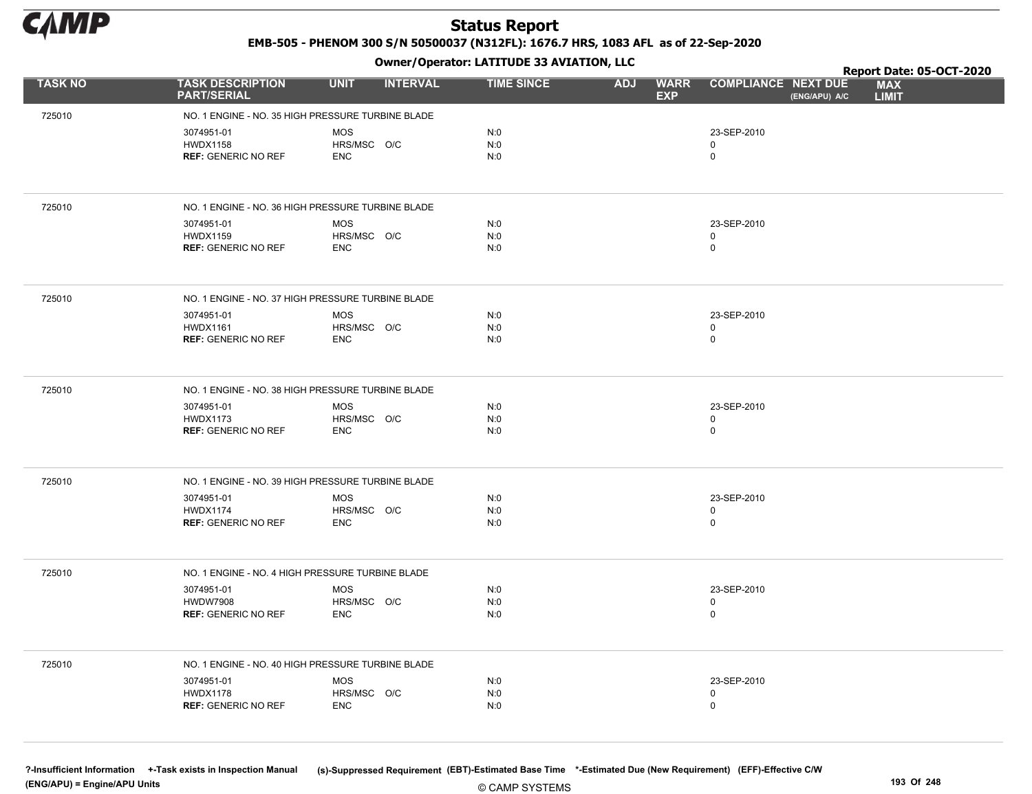# Status Report

**EMB-505 - PHENOM 300 S/N 50500037 (N312FL): 1676.7 HRS, 1083 AFL as of 22-Sep-2020**

**Owner/Operator: LATITUDE 33 AVIATION, LLC**

**Report Date: 05-OCT-2020**

| TASK NO | TASK DESCRIPTION PART/SERIAL | UNIT | INTERVAL | TIME SINCE | ADJ | WARR EXP | COMPLIANCE | NEXT DUE (ENG/APU) A/C | MAX LIMIT |
|---|---|---|---|---|---|---|---|---|---|
| 725010 | NO. 1 ENGINE - NO. 35 HIGH PRESSURE TURBINE BLADE | | | | | | | | |
| | 3074951-01 | MOS | | N:0 | | | 23-SEP-2010 | | |
| | HWDX1158 | HRS/MSC | O/C | N:0 | | | 0 | | |
| | **REF:** GENERIC NO REF | ENC | | N:0 | | | 0 | | |
| 725010 | NO. 1 ENGINE - NO. 36 HIGH PRESSURE TURBINE BLADE | | | | | | | | |
| | 3074951-01 | MOS | | N:0 | | | 23-SEP-2010 | | |
| | HWDX1159 | HRS/MSC | O/C | N:0 | | | 0 | | |
| | **REF:** GENERIC NO REF | ENC | | N:0 | | | 0 | | |
| 725010 | NO. 1 ENGINE - NO. 37 HIGH PRESSURE TURBINE BLADE | | | | | | | | |
| | 3074951-01 | MOS | | N:0 | | | 23-SEP-2010 | | |
| | HWDX1161 | HRS/MSC | O/C | N:0 | | | 0 | | |
| | **REF:** GENERIC NO REF | ENC | | N:0 | | | 0 | | |
| 725010 | NO. 1 ENGINE - NO. 38 HIGH PRESSURE TURBINE BLADE | | | | | | | | |
| | 3074951-01 | MOS | | N:0 | | | 23-SEP-2010 | | |
| | HWDX1173 | HRS/MSC | O/C | N:0 | | | 0 | | |
| | **REF:** GENERIC NO REF | ENC | | N:0 | | | 0 | | |
| 725010 | NO. 1 ENGINE - NO. 39 HIGH PRESSURE TURBINE BLADE | | | | | | | | |
| | 3074951-01 | MOS | | N:0 | | | 23-SEP-2010 | | |
| | HWDX1174 | HRS/MSC | O/C | N:0 | | | 0 | | |
| | **REF:** GENERIC NO REF | ENC | | N:0 | | | 0 | | |
| 725010 | NO. 1 ENGINE - NO. 4 HIGH PRESSURE TURBINE BLADE | | | | | | | | |
| | 3074951-01 | MOS | | N:0 | | | 23-SEP-2010 | | |
| | HWDW7908 | HRS/MSC | O/C | N:0 | | | 0 | | |
| | **REF:** GENERIC NO REF | ENC | | N:0 | | | 0 | | |
| 725010 | NO. 1 ENGINE - NO. 40 HIGH PRESSURE TURBINE BLADE | | | | | | | | |
| | 3074951-01 | MOS | | N:0 | | | 23-SEP-2010 | | |
| | HWDX1178 | HRS/MSC | O/C | N:0 | | | 0 | | |
| | **REF:** GENERIC NO REF | ENC | | N:0 | | | 0 | | |

?-Insufficient Information +-Task exists in Inspection Manual (s)-Suppressed Requirement (EBT)-Estimated Base Time *-Estimated Due (New Requirement) (EFF)-Effective C/W
(ENG/APU) = Engine/APU Units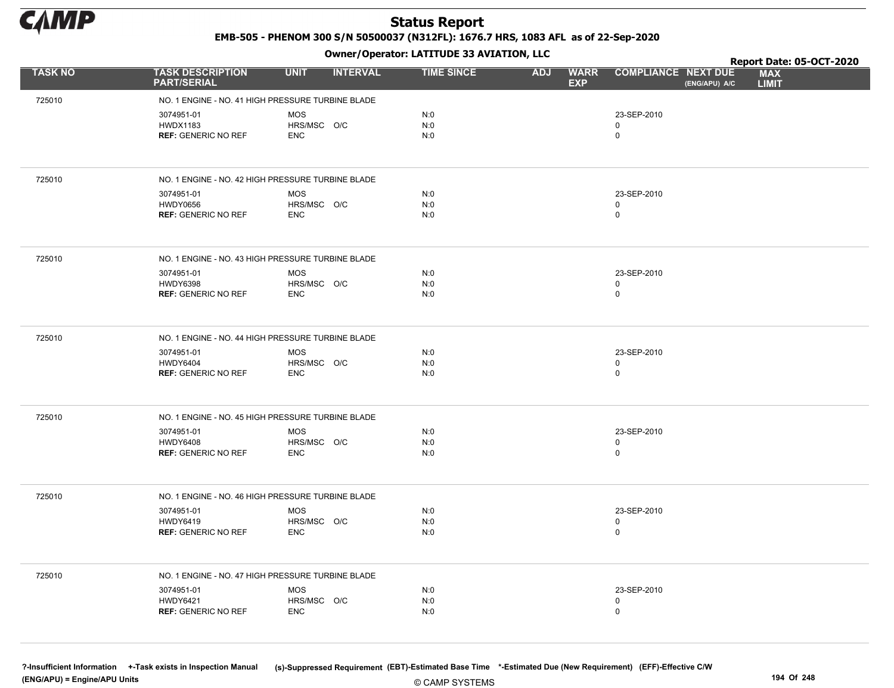# Status Report

**EMB-505 - PHENOM 300 S/N 50500037 (N312FL): 1676.7 HRS, 1083 AFL as of 22-Sep-2020**

**Owner/Operator: LATITUDE 33 AVIATION, LLC**

**Report Date: 05-OCT-2020**

| TASK NO | TASK DESCRIPTION PART/SERIAL | UNIT | INTERVAL | TIME SINCE | ADJ | WARR EXP | COMPLIANCE | NEXT DUE (ENG/APU) A/C | MAX LIMIT |
|---|---|---|---|---|---|---|---|---|---|
| 725010 | NO. 1 ENGINE - NO. 41 HIGH PRESSURE TURBINE BLADE | | | | | | | | |
| | 3074951-01 | MOS | | N:0 | | | 23-SEP-2010 | | |
| | HWDX1183 | HRS/MSC | O/C | N:0 | | | 0 | | |
| | **REF:** GENERIC NO REF | ENC | | N:0 | | | 0 | | |
| 725010 | NO. 1 ENGINE - NO. 42 HIGH PRESSURE TURBINE BLADE | | | | | | | | |
| | 3074951-01 | MOS | | N:0 | | | 23-SEP-2010 | | |
| | HWDY0656 | HRS/MSC | O/C | N:0 | | | 0 | | |
| | **REF:** GENERIC NO REF | ENC | | N:0 | | | 0 | | |
| 725010 | NO. 1 ENGINE - NO. 43 HIGH PRESSURE TURBINE BLADE | | | | | | | | |
| | 3074951-01 | MOS | | N:0 | | | 23-SEP-2010 | | |
| | HWDY6398 | HRS/MSC | O/C | N:0 | | | 0 | | |
| | **REF:** GENERIC NO REF | ENC | | N:0 | | | 0 | | |
| 725010 | NO. 1 ENGINE - NO. 44 HIGH PRESSURE TURBINE BLADE | | | | | | | | |
| | 3074951-01 | MOS | | N:0 | | | 23-SEP-2010 | | |
| | HWDY6404 | HRS/MSC | O/C | N:0 | | | 0 | | |
| | **REF:** GENERIC NO REF | ENC | | N:0 | | | 0 | | |
| 725010 | NO. 1 ENGINE - NO. 45 HIGH PRESSURE TURBINE BLADE | | | | | | | | |
| | 3074951-01 | MOS | | N:0 | | | 23-SEP-2010 | | |
| | HWDY6408 | HRS/MSC | O/C | N:0 | | | 0 | | |
| | **REF:** GENERIC NO REF | ENC | | N:0 | | | 0 | | |
| 725010 | NO. 1 ENGINE - NO. 46 HIGH PRESSURE TURBINE BLADE | | | | | | | | |
| | 3074951-01 | MOS | | N:0 | | | 23-SEP-2010 | | |
| | HWDY6419 | HRS/MSC | O/C | N:0 | | | 0 | | |
| | **REF:** GENERIC NO REF | ENC | | N:0 | | | 0 | | |
| 725010 | NO. 1 ENGINE - NO. 47 HIGH PRESSURE TURBINE BLADE | | | | | | | | |
| | 3074951-01 | MOS | | N:0 | | | 23-SEP-2010 | | |
| | HWDY6421 | HRS/MSC | O/C | N:0 | | | 0 | | |
| | **REF:** GENERIC NO REF | ENC | | N:0 | | | 0 | | |

?-Insufficient Information +-Task exists in Inspection Manual (s)-Suppressed Requirement (EBT)-Estimated Base Time *-Estimated Due (New Requirement) (EFF)-Effective C/W (ENG/APU) = Engine/APU Units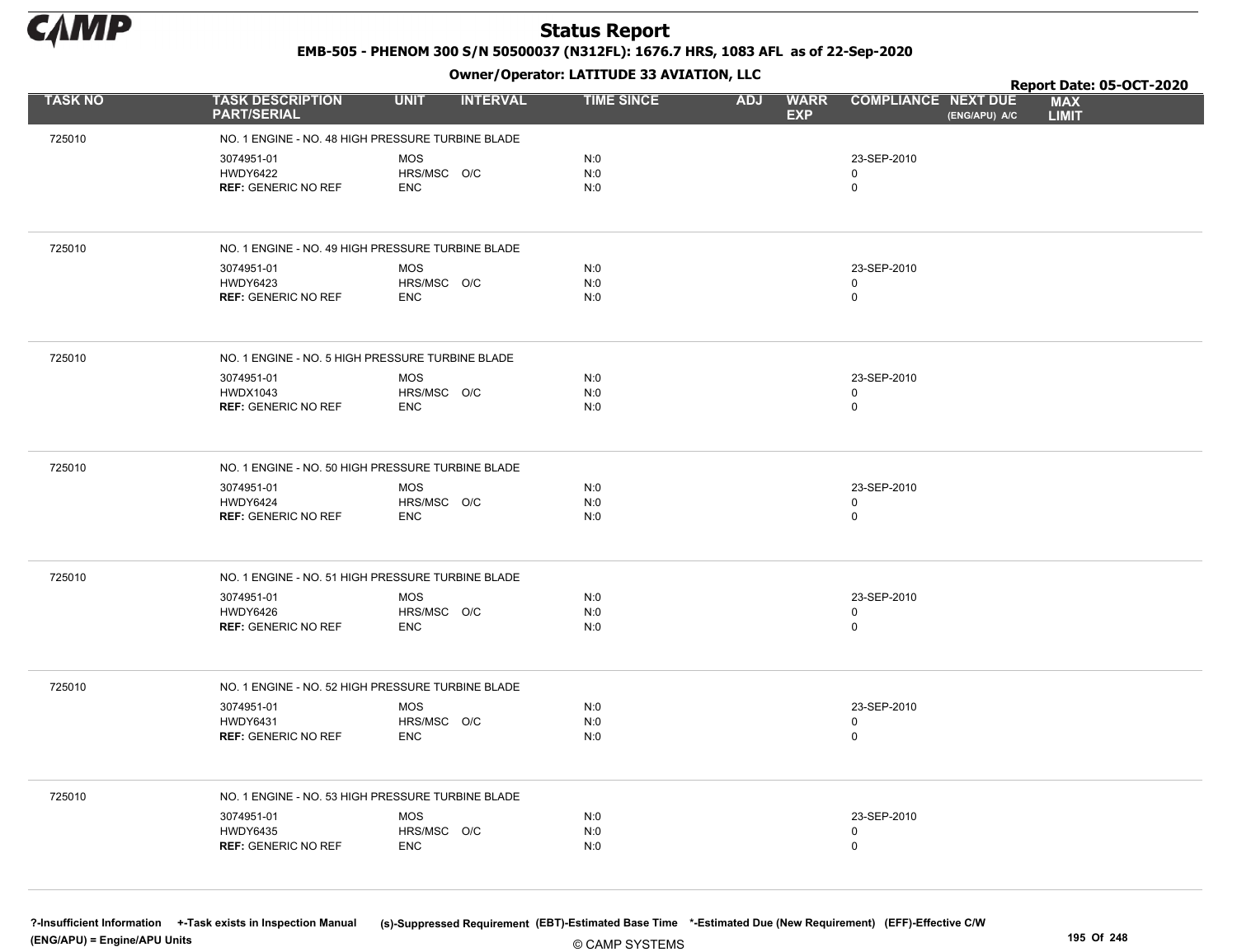# Status Report

**EMB-505 - PHENOM 300 S/N 50500037 (N312FL): 1676.7 HRS, 1083 AFL as of 22-Sep-2020**

**Owner/Operator: LATITUDE 33 AVIATION, LLC**

**Report Date: 05-OCT-2020**

| TASK NO | TASK DESCRIPTION PART/SERIAL | UNIT | INTERVAL | TIME SINCE | ADJ | WARR EXP | COMPLIANCE | NEXT DUE (ENG/APU) A/C | MAX LIMIT |
|---|---|---|---|---|---|---|---|---|---|
| 725010 | NO. 1 ENGINE - NO. 48 HIGH PRESSURE TURBINE BLADE | | | | | | | | |
| | 3074951-01 | MOS | | N:0 | | | 23-SEP-2010 | | |
| | HWDY6422 | HRS/MSC | O/C | N:0 | | | 0 | | |
| | **REF:** GENERIC NO REF | ENC | | N:0 | | | 0 | | |
| 725010 | NO. 1 ENGINE - NO. 49 HIGH PRESSURE TURBINE BLADE | | | | | | | | |
| | 3074951-01 | MOS | | N:0 | | | 23-SEP-2010 | | |
| | HWDY6423 | HRS/MSC | O/C | N:0 | | | 0 | | |
| | **REF:** GENERIC NO REF | ENC | | N:0 | | | 0 | | |
| 725010 | NO. 1 ENGINE - NO. 5 HIGH PRESSURE TURBINE BLADE | | | | | | | | |
| | 3074951-01 | MOS | | N:0 | | | 23-SEP-2010 | | |
| | HWDX1043 | HRS/MSC | O/C | N:0 | | | 0 | | |
| | **REF:** GENERIC NO REF | ENC | | N:0 | | | 0 | | |
| 725010 | NO. 1 ENGINE - NO. 50 HIGH PRESSURE TURBINE BLADE | | | | | | | | |
| | 3074951-01 | MOS | | N:0 | | | 23-SEP-2010 | | |
| | HWDY6424 | HRS/MSC | O/C | N:0 | | | 0 | | |
| | **REF:** GENERIC NO REF | ENC | | N:0 | | | 0 | | |
| 725010 | NO. 1 ENGINE - NO. 51 HIGH PRESSURE TURBINE BLADE | | | | | | | | |
| | 3074951-01 | MOS | | N:0 | | | 23-SEP-2010 | | |
| | HWDY6426 | HRS/MSC | O/C | N:0 | | | 0 | | |
| | **REF:** GENERIC NO REF | ENC | | N:0 | | | 0 | | |
| 725010 | NO. 1 ENGINE - NO. 52 HIGH PRESSURE TURBINE BLADE | | | | | | | | |
| | 3074951-01 | MOS | | N:0 | | | 23-SEP-2010 | | |
| | HWDY6431 | HRS/MSC | O/C | N:0 | | | 0 | | |
| | **REF:** GENERIC NO REF | ENC | | N:0 | | | 0 | | |
| 725010 | NO. 1 ENGINE - NO. 53 HIGH PRESSURE TURBINE BLADE | | | | | | | | |
| | 3074951-01 | MOS | | N:0 | | | 23-SEP-2010 | | |
| | HWDY6435 | HRS/MSC | O/C | N:0 | | | 0 | | |
| | **REF:** GENERIC NO REF | ENC | | N:0 | | | 0 | | |

**?-Insufficient Information** **+-Task exists in Inspection Manual** **(s)-Suppressed Requirement** **(EBT)-Estimated Base Time** **\*-Estimated Due (New Requirement)** **(EFF)-Effective C/W**
**(ENG/APU) = Engine/APU Units**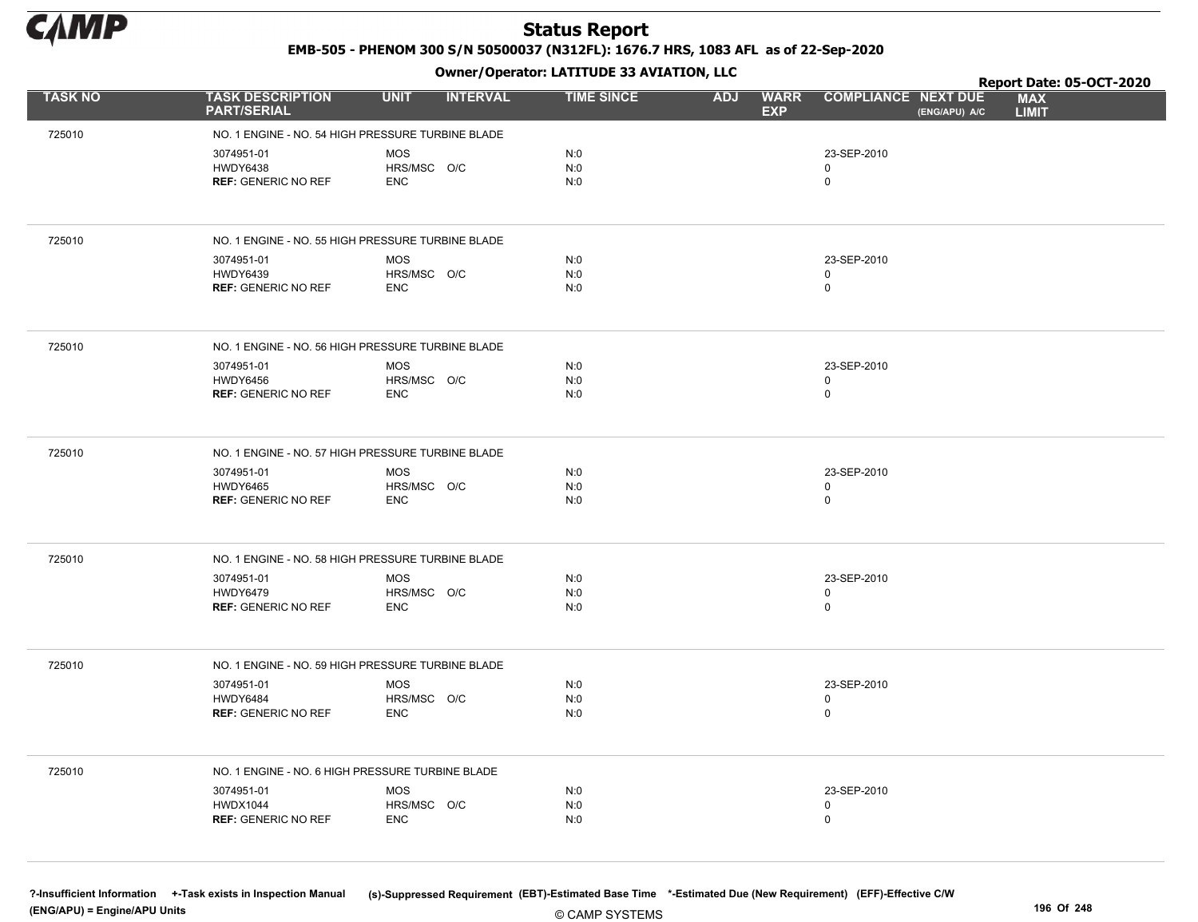# Status Report

**EMB-505 - PHENOM 300 S/N 50500037 (N312FL): 1676.7 HRS, 1083 AFL as of 22-Sep-2020**

**Owner/Operator: LATITUDE 33 AVIATION, LLC**

**Report Date: 05-OCT-2020**

| TASK NO | TASK DESCRIPTION PART/SERIAL | UNIT | INTERVAL | TIME SINCE | ADJ | WARR EXP | COMPLIANCE | NEXT DUE (ENG/APU) A/C | MAX LIMIT |
|---|---|---|---|---|---|---|---|---|---|
| 725010 | NO. 1 ENGINE - NO. 54 HIGH PRESSURE TURBINE BLADE | | | | | | | | |
| | 3074951-01 | MOS | | N:0 | | | 23-SEP-2010 | | |
| | HWDY6438 | HRS/MSC | O/C | N:0 | | | 0 | | |
| | **REF:** GENERIC NO REF | ENC | | N:0 | | | 0 | | |
| 725010 | NO. 1 ENGINE - NO. 55 HIGH PRESSURE TURBINE BLADE | | | | | | | | |
| | 3074951-01 | MOS | | N:0 | | | 23-SEP-2010 | | |
| | HWDY6439 | HRS/MSC | O/C | N:0 | | | 0 | | |
| | **REF:** GENERIC NO REF | ENC | | N:0 | | | 0 | | |
| 725010 | NO. 1 ENGINE - NO. 56 HIGH PRESSURE TURBINE BLADE | | | | | | | | |
| | 3074951-01 | MOS | | N:0 | | | 23-SEP-2010 | | |
| | HWDY6456 | HRS/MSC | O/C | N:0 | | | 0 | | |
| | **REF:** GENERIC NO REF | ENC | | N:0 | | | 0 | | |
| 725010 | NO. 1 ENGINE - NO. 57 HIGH PRESSURE TURBINE BLADE | | | | | | | | |
| | 3074951-01 | MOS | | N:0 | | | 23-SEP-2010 | | |
| | HWDY6465 | HRS/MSC | O/C | N:0 | | | 0 | | |
| | **REF:** GENERIC NO REF | ENC | | N:0 | | | 0 | | |
| 725010 | NO. 1 ENGINE - NO. 58 HIGH PRESSURE TURBINE BLADE | | | | | | | | |
| | 3074951-01 | MOS | | N:0 | | | 23-SEP-2010 | | |
| | HWDY6479 | HRS/MSC | O/C | N:0 | | | 0 | | |
| | **REF:** GENERIC NO REF | ENC | | N:0 | | | 0 | | |
| 725010 | NO. 1 ENGINE - NO. 59 HIGH PRESSURE TURBINE BLADE | | | | | | | | |
| | 3074951-01 | MOS | | N:0 | | | 23-SEP-2010 | | |
| | HWDY6484 | HRS/MSC | O/C | N:0 | | | 0 | | |
| | **REF:** GENERIC NO REF | ENC | | N:0 | | | 0 | | |
| 725010 | NO. 1 ENGINE - NO. 6 HIGH PRESSURE TURBINE BLADE | | | | | | | | |
| | 3074951-01 | MOS | | N:0 | | | 23-SEP-2010 | | |
| | HWDX1044 | HRS/MSC | O/C | N:0 | | | 0 | | |
| | **REF:** GENERIC NO REF | ENC | | N:0 | | | 0 | | |

?-Insufficient Information +-Task exists in Inspection Manual (s)-Suppressed Requirement (EBT)-Estimated Base Time *-Estimated Due (New Requirement) (EFF)-Effective C/W
(ENG/APU) = Engine/APU Units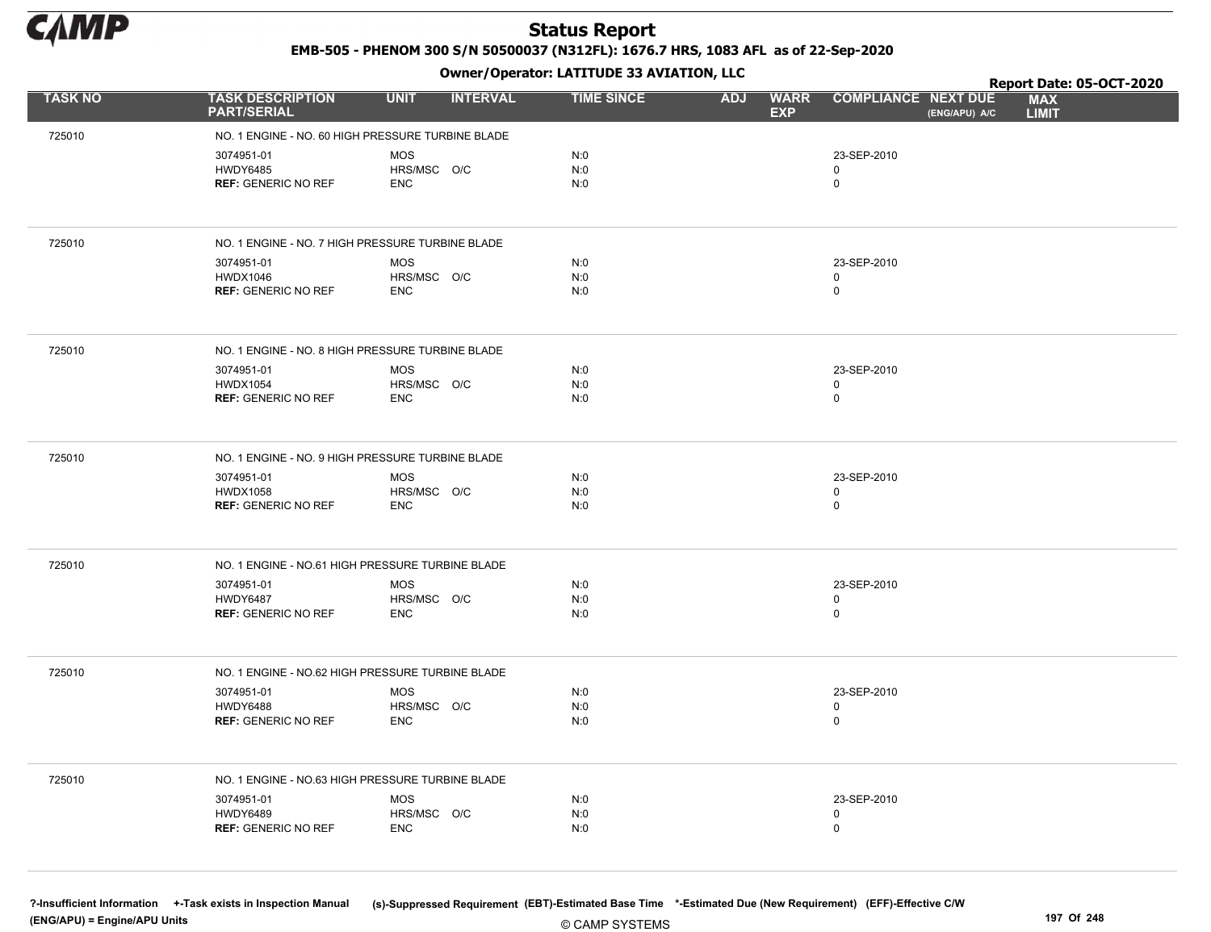# Status Report

**EMB-505 - PHENOM 300 S/N 50500037 (N312FL): 1676.7 HRS, 1083 AFL as of 22-Sep-2020**

**Owner/Operator: LATITUDE 33 AVIATION, LLC**

**Report Date: 05-OCT-2020**

| TASK NO | TASK DESCRIPTION PART/SERIAL | UNIT | INTERVAL | TIME SINCE | ADJ | WARR EXP | COMPLIANCE | NEXT DUE (ENG/APU) A/C | MAX LIMIT |
|---|---|---|---|---|---|---|---|---|---|
| 725010 | NO. 1 ENGINE - NO. 60 HIGH PRESSURE TURBINE BLADE | | | | | | | | |
| | 3074951-01 | MOS | | N:0 | | | 23-SEP-2010 | | |
| | HWDY6485 | HRS/MSC | O/C | N:0 | | | 0 | | |
| | **REF:** GENERIC NO REF | ENC | | N:0 | | | 0 | | |
| 725010 | NO. 1 ENGINE - NO. 7 HIGH PRESSURE TURBINE BLADE | | | | | | | | |
| | 3074951-01 | MOS | | N:0 | | | 23-SEP-2010 | | |
| | HWDX1046 | HRS/MSC | O/C | N:0 | | | 0 | | |
| | **REF:** GENERIC NO REF | ENC | | N:0 | | | 0 | | |
| 725010 | NO. 1 ENGINE - NO. 8 HIGH PRESSURE TURBINE BLADE | | | | | | | | |
| | 3074951-01 | MOS | | N:0 | | | 23-SEP-2010 | | |
| | HWDX1054 | HRS/MSC | O/C | N:0 | | | 0 | | |
| | **REF:** GENERIC NO REF | ENC | | N:0 | | | 0 | | |
| 725010 | NO. 1 ENGINE - NO. 9 HIGH PRESSURE TURBINE BLADE | | | | | | | | |
| | 3074951-01 | MOS | | N:0 | | | 23-SEP-2010 | | |
| | HWDX1058 | HRS/MSC | O/C | N:0 | | | 0 | | |
| | **REF:** GENERIC NO REF | ENC | | N:0 | | | 0 | | |
| 725010 | NO. 1 ENGINE - NO.61 HIGH PRESSURE TURBINE BLADE | | | | | | | | |
| | 3074951-01 | MOS | | N:0 | | | 23-SEP-2010 | | |
| | HWDY6487 | HRS/MSC | O/C | N:0 | | | 0 | | |
| | **REF:** GENERIC NO REF | ENC | | N:0 | | | 0 | | |
| 725010 | NO. 1 ENGINE - NO.62 HIGH PRESSURE TURBINE BLADE | | | | | | | | |
| | 3074951-01 | MOS | | N:0 | | | 23-SEP-2010 | | |
| | HWDY6488 | HRS/MSC | O/C | N:0 | | | 0 | | |
| | **REF:** GENERIC NO REF | ENC | | N:0 | | | 0 | | |
| 725010 | NO. 1 ENGINE - NO.63 HIGH PRESSURE TURBINE BLADE | | | | | | | | |
| | 3074951-01 | MOS | | N:0 | | | 23-SEP-2010 | | |
| | HWDY6489 | HRS/MSC | O/C | N:0 | | | 0 | | |
| | **REF:** GENERIC NO REF | ENC | | N:0 | | | 0 | | |

?-Insufficient Information +-Task exists in Inspection Manual (s)-Suppressed Requirement (EBT)-Estimated Base Time *-Estimated Due (New Requirement) (EFF)-Effective C/W (ENG/APU) = Engine/APU Units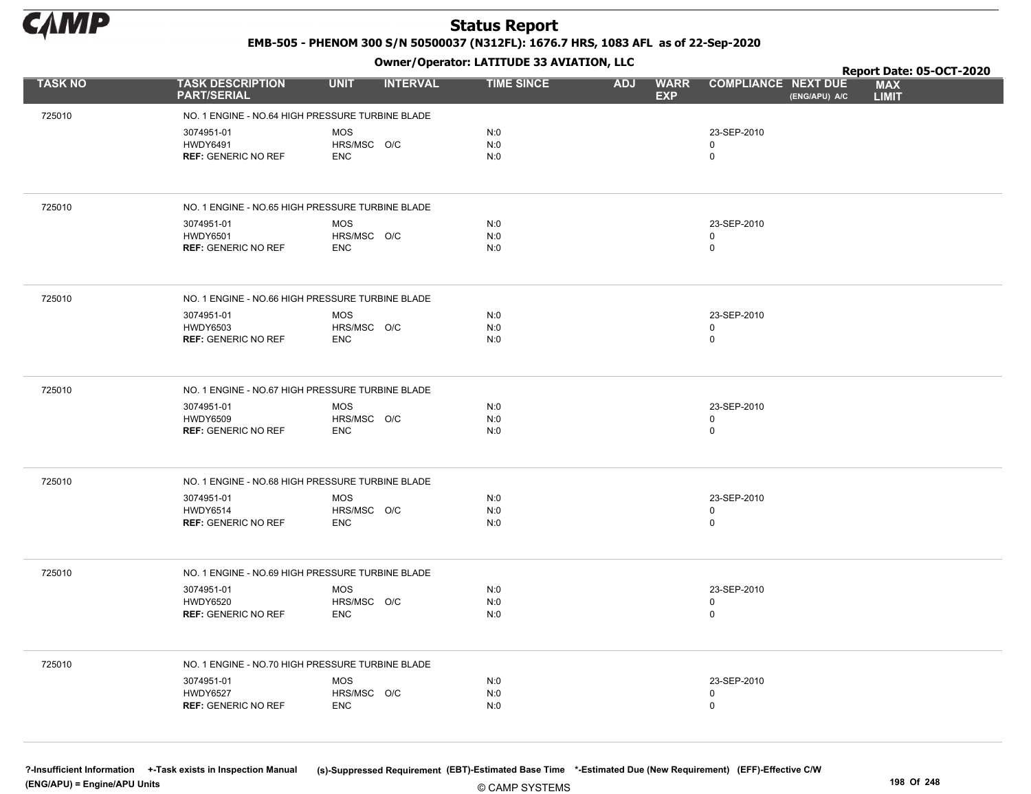# Status Report

EMB-505 - PHENOM 300 S/N 50500037 (N312FL): 1676.7 HRS, 1083 AFL as of 22-Sep-2020

Owner/Operator: LATITUDE 33 AVIATION, LLC

Report Date: 05-OCT-2020

| TASK NO | TASK DESCRIPTION PART/SERIAL | UNIT | INTERVAL | TIME SINCE | ADJ | WARR EXP | COMPLIANCE | NEXT DUE (ENG/APU) A/C | MAX LIMIT |
|---|---|---|---|---|---|---|---|---|---|
| 725010 | NO. 1 ENGINE - NO.64 HIGH PRESSURE TURBINE BLADE | | | | | | | | |
| | 3074951-01 | MOS | | N:0 | | | 23-SEP-2010 | | |
| | HWDY6491 | HRS/MSC | O/C | N:0 | | | 0 | | |
| | **REF:** GENERIC NO REF | ENC | | N:0 | | | 0 | | |
| 725010 | NO. 1 ENGINE - NO.65 HIGH PRESSURE TURBINE BLADE | | | | | | | | |
| | 3074951-01 | MOS | | N:0 | | | 23-SEP-2010 | | |
| | HWDY6501 | HRS/MSC | O/C | N:0 | | | 0 | | |
| | **REF:** GENERIC NO REF | ENC | | N:0 | | | 0 | | |
| 725010 | NO. 1 ENGINE - NO.66 HIGH PRESSURE TURBINE BLADE | | | | | | | | |
| | 3074951-01 | MOS | | N:0 | | | 23-SEP-2010 | | |
| | HWDY6503 | HRS/MSC | O/C | N:0 | | | 0 | | |
| | **REF:** GENERIC NO REF | ENC | | N:0 | | | 0 | | |
| 725010 | NO. 1 ENGINE - NO.67 HIGH PRESSURE TURBINE BLADE | | | | | | | | |
| | 3074951-01 | MOS | | N:0 | | | 23-SEP-2010 | | |
| | HWDY6509 | HRS/MSC | O/C | N:0 | | | 0 | | |
| | **REF:** GENERIC NO REF | ENC | | N:0 | | | 0 | | |
| 725010 | NO. 1 ENGINE - NO.68 HIGH PRESSURE TURBINE BLADE | | | | | | | | |
| | 3074951-01 | MOS | | N:0 | | | 23-SEP-2010 | | |
| | HWDY6514 | HRS/MSC | O/C | N:0 | | | 0 | | |
| | **REF:** GENERIC NO REF | ENC | | N:0 | | | 0 | | |
| 725010 | NO. 1 ENGINE - NO.69 HIGH PRESSURE TURBINE BLADE | | | | | | | | |
| | 3074951-01 | MOS | | N:0 | | | 23-SEP-2010 | | |
| | HWDY6520 | HRS/MSC | O/C | N:0 | | | 0 | | |
| | **REF:** GENERIC NO REF | ENC | | N:0 | | | 0 | | |
| 725010 | NO. 1 ENGINE - NO.70 HIGH PRESSURE TURBINE BLADE | | | | | | | | |
| | 3074951-01 | MOS | | N:0 | | | 23-SEP-2010 | | |
| | HWDY6527 | HRS/MSC | O/C | N:0 | | | 0 | | |
| | **REF:** GENERIC NO REF | ENC | | N:0 | | | 0 | | |

?-Insufficient Information +-Task exists in Inspection Manual (s)-Suppressed Requirement (EBT)-Estimated Base Time *-Estimated Due (New Requirement) (EFF)-Effective C/W (ENG/APU) = Engine/APU Units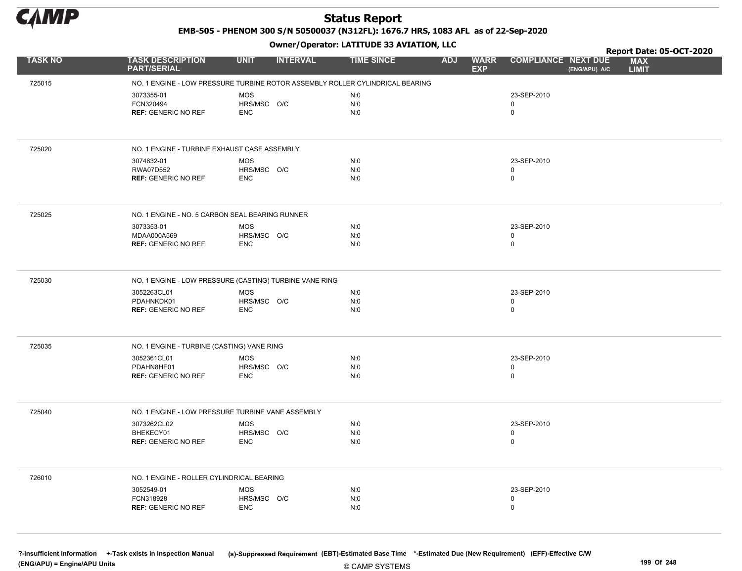# Status Report

**EMB-505 - PHENOM 300 S/N 50500037 (N312FL): 1676.7 HRS, 1083 AFL as of 22-Sep-2020**

**Owner/Operator: LATITUDE 33 AVIATION, LLC**

**Report Date: 05-OCT-2020**

| TASK NO | TASK DESCRIPTION PART/SERIAL | UNIT | INTERVAL | TIME SINCE | ADJ | WARR EXP | COMPLIANCE | NEXT DUE (ENG/APU) A/C | MAX LIMIT |
|---|---|---|---|---|---|---|---|---|---|
| 725015 | NO. 1 ENGINE - LOW PRESSURE TURBINE ROTOR ASSEMBLY ROLLER CYLINDRICAL BEARING | | | | | | | | |
| | 3073355-01 | MOS | | N:0 | | | 23-SEP-2010 | | |
| | FCN320494 | HRS/MSC | O/C | N:0 | | | 0 | | |
| | **REF:** GENERIC NO REF | ENC | | N:0 | | | 0 | | |
| 725020 | NO. 1 ENGINE - TURBINE EXHAUST CASE ASSEMBLY | | | | | | | | |
| | 3074832-01 | MOS | | N:0 | | | 23-SEP-2010 | | |
| | RWA07D552 | HRS/MSC | O/C | N:0 | | | 0 | | |
| | **REF:** GENERIC NO REF | ENC | | N:0 | | | 0 | | |
| 725025 | NO. 1 ENGINE - NO. 5 CARBON SEAL BEARING RUNNER | | | | | | | | |
| | 3073353-01 | MOS | | N:0 | | | 23-SEP-2010 | | |
| | MDAA000A569 | HRS/MSC | O/C | N:0 | | | 0 | | |
| | **REF:** GENERIC NO REF | ENC | | N:0 | | | 0 | | |
| 725030 | NO. 1 ENGINE - LOW PRESSURE (CASTING) TURBINE VANE RING | | | | | | | | |
| | 3052263CL01 | MOS | | N:0 | | | 23-SEP-2010 | | |
| | PDAHNKDK01 | HRS/MSC | O/C | N:0 | | | 0 | | |
| | **REF:** GENERIC NO REF | ENC | | N:0 | | | 0 | | |
| 725035 | NO. 1 ENGINE - TURBINE (CASTING) VANE RING | | | | | | | | |
| | 3052361CL01 | MOS | | N:0 | | | 23-SEP-2010 | | |
| | PDAHN8HE01 | HRS/MSC | O/C | N:0 | | | 0 | | |
| | **REF:** GENERIC NO REF | ENC | | N:0 | | | 0 | | |
| 725040 | NO. 1 ENGINE - LOW PRESSURE TURBINE VANE ASSEMBLY | | | | | | | | |
| | 3073262CL02 | MOS | | N:0 | | | 23-SEP-2010 | | |
| | BHEKECY01 | HRS/MSC | O/C | N:0 | | | 0 | | |
| | **REF:** GENERIC NO REF | ENC | | N:0 | | | 0 | | |
| 726010 | NO. 1 ENGINE - ROLLER CYLINDRICAL BEARING | | | | | | | | |
| | 3052549-01 | MOS | | N:0 | | | 23-SEP-2010 | | |
| | FCN318928 | HRS/MSC | O/C | N:0 | | | 0 | | |
| | **REF:** GENERIC NO REF | ENC | | N:0 | | | 0 | | |

?-Insufficient Information +-Task exists in Inspection Manual (s)-Suppressed Requirement (EBT)-Estimated Base Time *-Estimated Due (New Requirement) (EFF)-Effective C/W (ENG/APU) = Engine/APU Units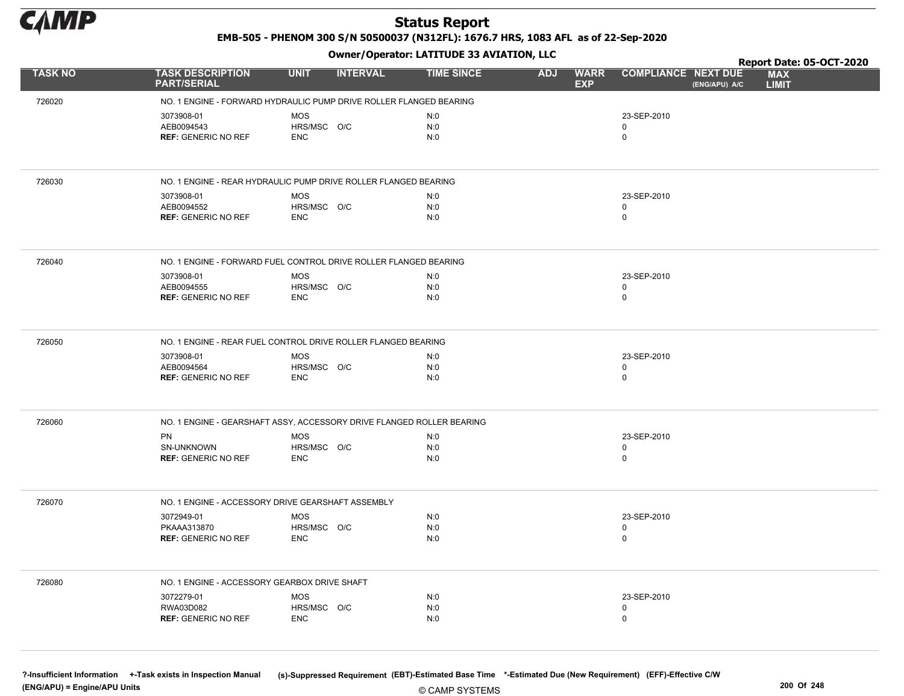# Status Report

**EMB-505 - PHENOM 300 S/N 50500037 (N312FL): 1676.7 HRS, 1083 AFL as of 22-Sep-2020**

**Owner/Operator: LATITUDE 33 AVIATION, LLC**

**Report Date: 05-OCT-2020**

| TASK NO | TASK DESCRIPTION PART/SERIAL | UNIT | INTERVAL | TIME SINCE | ADJ | WARR EXP | COMPLIANCE | NEXT DUE (ENG/APU) A/C | MAX LIMIT |
|---|---|---|---|---|---|---|---|---|---|
| 726020 | NO. 1 ENGINE - FORWARD HYDRAULIC PUMP DRIVE ROLLER FLANGED BEARING | | | | | | | | |
| | 3073908-01 | MOS | | N:0 | | | 23-SEP-2010 | | |
| | AEB0094543 | HRS/MSC | O/C | N:0 | | | 0 | | |
| | **REF:** GENERIC NO REF | ENC | | N:0 | | | 0 | | |
| 726030 | NO. 1 ENGINE - REAR HYDRAULIC PUMP DRIVE ROLLER FLANGED BEARING | | | | | | | | |
| | 3073908-01 | MOS | | N:0 | | | 23-SEP-2010 | | |
| | AEB0094552 | HRS/MSC | O/C | N:0 | | | 0 | | |
| | **REF:** GENERIC NO REF | ENC | | N:0 | | | 0 | | |
| 726040 | NO. 1 ENGINE - FORWARD FUEL CONTROL DRIVE ROLLER FLANGED BEARING | | | | | | | | |
| | 3073908-01 | MOS | | N:0 | | | 23-SEP-2010 | | |
| | AEB0094555 | HRS/MSC | O/C | N:0 | | | 0 | | |
| | **REF:** GENERIC NO REF | ENC | | N:0 | | | 0 | | |
| 726050 | NO. 1 ENGINE - REAR FUEL CONTROL DRIVE ROLLER FLANGED BEARING | | | | | | | | |
| | 3073908-01 | MOS | | N:0 | | | 23-SEP-2010 | | |
| | AEB0094564 | HRS/MSC | O/C | N:0 | | | 0 | | |
| | **REF:** GENERIC NO REF | ENC | | N:0 | | | 0 | | |
| 726060 | NO. 1 ENGINE - GEARSHAFT ASSY, ACCESSORY DRIVE FLANGED ROLLER BEARING | | | | | | | | |
| | PN | MOS | | N:0 | | | 23-SEP-2010 | | |
| | SN-UNKNOWN | HRS/MSC | O/C | N:0 | | | 0 | | |
| | **REF:** GENERIC NO REF | ENC | | N:0 | | | 0 | | |
| 726070 | NO. 1 ENGINE - ACCESSORY DRIVE GEARSHAFT ASSEMBLY | | | | | | | | |
| | 3072949-01 | MOS | | N:0 | | | 23-SEP-2010 | | |
| | PKAAA313870 | HRS/MSC | O/C | N:0 | | | 0 | | |
| | **REF:** GENERIC NO REF | ENC | | N:0 | | | 0 | | |
| 726080 | NO. 1 ENGINE - ACCESSORY GEARBOX DRIVE SHAFT | | | | | | | | |
| | 3072279-01 | MOS | | N:0 | | | 23-SEP-2010 | | |
| | RWA03D082 | HRS/MSC | O/C | N:0 | | | 0 | | |
| | **REF:** GENERIC NO REF | ENC | | N:0 | | | 0 | | |

?-Insufficient Information +-Task exists in Inspection Manual (s)-Suppressed Requirement (EBT)-Estimated Base Time *-Estimated Due (New Requirement) (EFF)-Effective C/W
(ENG/APU) = Engine/APU Units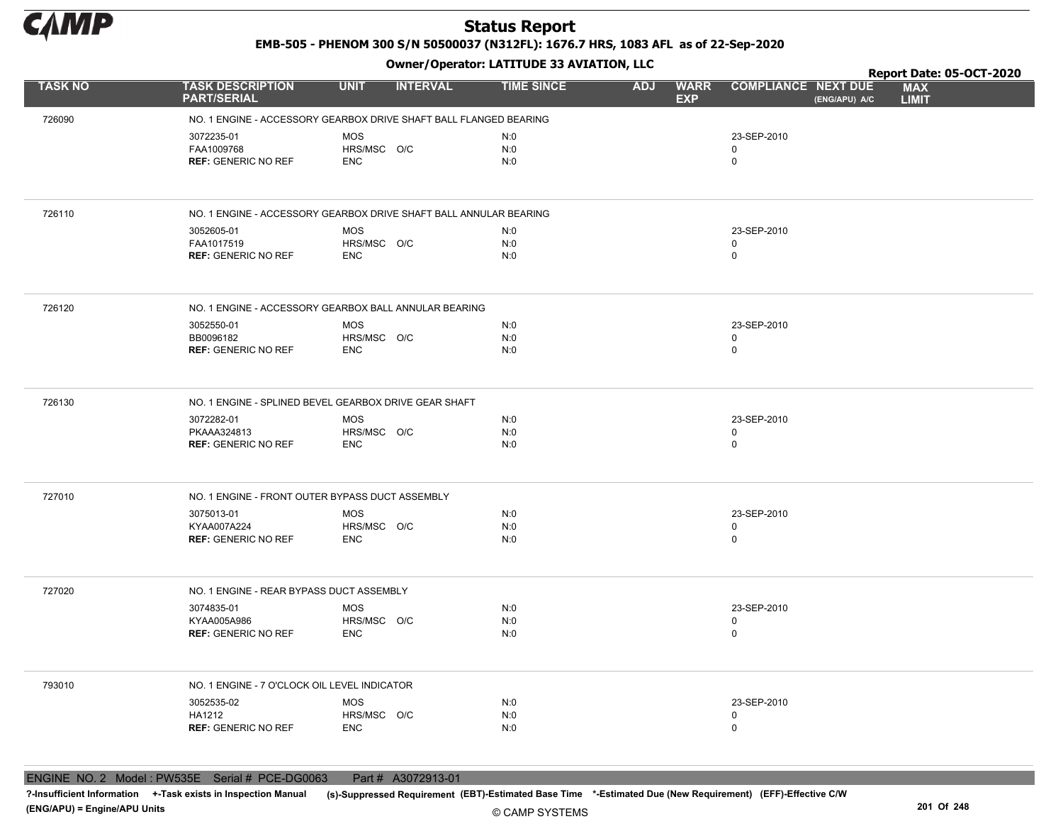# Status Report

**EMB-505 - PHENOM 300 S/N 50500037 (N312FL): 1676.7 HRS, 1083 AFL as of 22-Sep-2020**

**Owner/Operator: LATITUDE 33 AVIATION, LLC**

**Report Date: 05-OCT-2020**

| TASK NO | TASK DESCRIPTION PART/SERIAL | UNIT | INTERVAL | TIME SINCE | ADJ | WARR EXP | COMPLIANCE | NEXT DUE (ENG/APU) A/C | MAX LIMIT |
|---|---|---|---|---|---|---|---|---|---|
| 726090 | NO. 1 ENGINE - ACCESSORY GEARBOX DRIVE SHAFT BALL FLANGED BEARING | | | | | | | | |
| | 3072235-01 | MOS | | N:0 | | | 23-SEP-2010 | | |
| | FAA1009768 | HRS/MSC | O/C | N:0 | | | 0 | | |
| | **REF:** GENERIC NO REF | ENC | | N:0 | | | 0 | | |
| 726110 | NO. 1 ENGINE - ACCESSORY GEARBOX DRIVE SHAFT BALL ANNULAR BEARING | | | | | | | | |
| | 3052605-01 | MOS | | N:0 | | | 23-SEP-2010 | | |
| | FAA1017519 | HRS/MSC | O/C | N:0 | | | 0 | | |
| | **REF:** GENERIC NO REF | ENC | | N:0 | | | 0 | | |
| 726120 | NO. 1 ENGINE - ACCESSORY GEARBOX BALL ANNULAR BEARING | | | | | | | | |
| | 3052550-01 | MOS | | N:0 | | | 23-SEP-2010 | | |
| | BB0096182 | HRS/MSC | O/C | N:0 | | | 0 | | |
| | **REF:** GENERIC NO REF | ENC | | N:0 | | | 0 | | |
| 726130 | NO. 1 ENGINE - SPLINED BEVEL GEARBOX DRIVE GEAR SHAFT | | | | | | | | |
| | 3072282-01 | MOS | | N:0 | | | 23-SEP-2010 | | |
| | PKAAA324813 | HRS/MSC | O/C | N:0 | | | 0 | | |
| | **REF:** GENERIC NO REF | ENC | | N:0 | | | 0 | | |
| 727010 | NO. 1 ENGINE - FRONT OUTER BYPASS DUCT ASSEMBLY | | | | | | | | |
| | 3075013-01 | MOS | | N:0 | | | 23-SEP-2010 | | |
| | KYAA007A224 | HRS/MSC | O/C | N:0 | | | 0 | | |
| | **REF:** GENERIC NO REF | ENC | | N:0 | | | 0 | | |
| 727020 | NO. 1 ENGINE - REAR BYPASS DUCT ASSEMBLY | | | | | | | | |
| | 3074835-01 | MOS | | N:0 | | | 23-SEP-2010 | | |
| | KYAA005A986 | HRS/MSC | O/C | N:0 | | | 0 | | |
| | **REF:** GENERIC NO REF | ENC | | N:0 | | | 0 | | |
| 793010 | NO. 1 ENGINE - 7 O'CLOCK OIL LEVEL INDICATOR | | | | | | | | |
| | 3052535-02 | MOS | | N:0 | | | 23-SEP-2010 | | |
| | HA1212 | HRS/MSC | O/C | N:0 | | | 0 | | |
| | **REF:** GENERIC NO REF | ENC | | N:0 | | | 0 | | |

ENGINE NO. 2 Model : PW535E Serial # PCE-DG0063 Part # A3072913-01

?-Insufficient Information +-Task exists in Inspection Manual (s)-Suppressed Requirement (EBT)-Estimated Base Time *-Estimated Due (New Requirement) (EFF)-Effective C/W (ENG/APU) = Engine/APU Units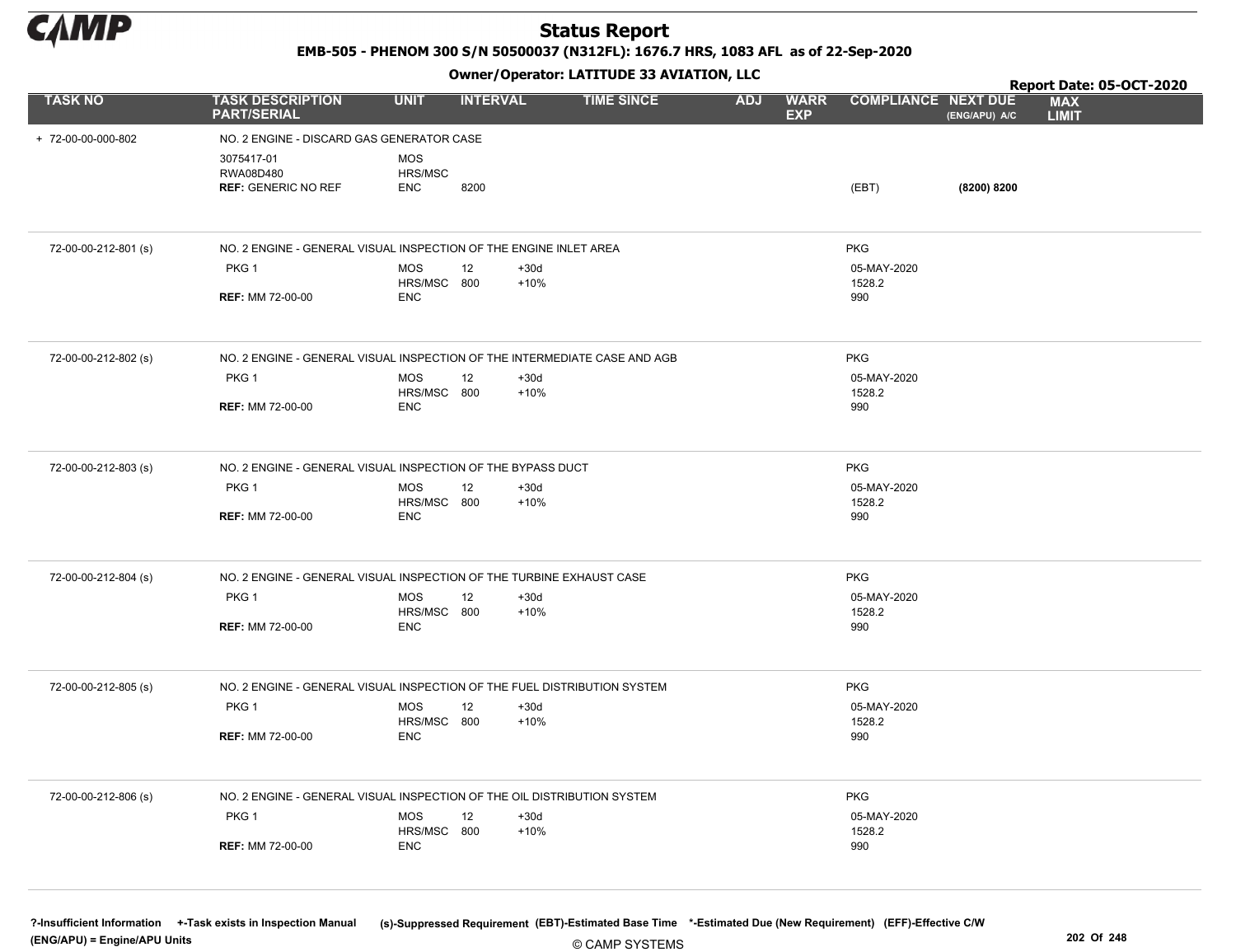# Status Report

**EMB-505 - PHENOM 300 S/N 50500037 (N312FL): 1676.7 HRS, 1083 AFL as of 22-Sep-2020**

**Owner/Operator: LATITUDE 33 AVIATION, LLC**

**Report Date: 05-OCT-2020**

| TASK NO | TASK DESCRIPTION PART/SERIAL | UNIT | INTERVAL | | TIME SINCE | ADJ | WARR EXP | COMPLIANCE | NEXT DUE (ENG/APU) A/C | MAX LIMIT |
|---|---|---|---|---|---|---|---|---|---|---|
| + 72-00-00-000-802 | NO. 2 ENGINE - DISCARD GAS GENERATOR CASE | | | | | | | | | |
| | 3075417-01 | MOS | | | | | | | | |
| | RWA08D480 | HRS/MSC | | | | | | | | |
| | **REF:** GENERIC NO REF | ENC | 8200 | | | | | (EBT) | **(8200) 8200** | |
| 72-00-00-212-801 (s) | NO. 2 ENGINE - GENERAL VISUAL INSPECTION OF THE ENGINE INLET AREA | | | | | | | PKG | | |
| | PKG 1 | MOS | 12 | +30d | | | | 05-MAY-2020 | | |
| | | HRS/MSC | 800 | +10% | | | | 1528.2 | | |
| | **REF:** MM 72-00-00 | ENC | | | | | | 990 | | |
| 72-00-00-212-802 (s) | NO. 2 ENGINE - GENERAL VISUAL INSPECTION OF THE INTERMEDIATE CASE AND AGB | | | | | | | PKG | | |
| | PKG 1 | MOS | 12 | +30d | | | | 05-MAY-2020 | | |
| | | HRS/MSC | 800 | +10% | | | | 1528.2 | | |
| | **REF:** MM 72-00-00 | ENC | | | | | | 990 | | |
| 72-00-00-212-803 (s) | NO. 2 ENGINE - GENERAL VISUAL INSPECTION OF THE BYPASS DUCT | | | | | | | PKG | | |
| | PKG 1 | MOS | 12 | +30d | | | | 05-MAY-2020 | | |
| | | HRS/MSC | 800 | +10% | | | | 1528.2 | | |
| | **REF:** MM 72-00-00 | ENC | | | | | | 990 | | |
| 72-00-00-212-804 (s) | NO. 2 ENGINE - GENERAL VISUAL INSPECTION OF THE TURBINE EXHAUST CASE | | | | | | | PKG | | |
| | PKG 1 | MOS | 12 | +30d | | | | 05-MAY-2020 | | |
| | | HRS/MSC | 800 | +10% | | | | 1528.2 | | |
| | **REF:** MM 72-00-00 | ENC | | | | | | 990 | | |
| 72-00-00-212-805 (s) | NO. 2 ENGINE - GENERAL VISUAL INSPECTION OF THE FUEL DISTRIBUTION SYSTEM | | | | | | | PKG | | |
| | PKG 1 | MOS | 12 | +30d | | | | 05-MAY-2020 | | |
| | | HRS/MSC | 800 | +10% | | | | 1528.2 | | |
| | **REF:** MM 72-00-00 | ENC | | | | | | 990 | | |
| 72-00-00-212-806 (s) | NO. 2 ENGINE - GENERAL VISUAL INSPECTION OF THE OIL DISTRIBUTION SYSTEM | | | | | | | PKG | | |
| | PKG 1 | MOS | 12 | +30d | | | | 05-MAY-2020 | | |
| | | HRS/MSC | 800 | +10% | | | | 1528.2 | | |
| | **REF:** MM 72-00-00 | ENC | | | | | | 990 | | |

?-Insufficient Information +-Task exists in Inspection Manual (s)-Suppressed Requirement (EBT)-Estimated Base Time *-Estimated Due (New Requirement) (EFF)-Effective C/W
(ENG/APU) = Engine/APU Units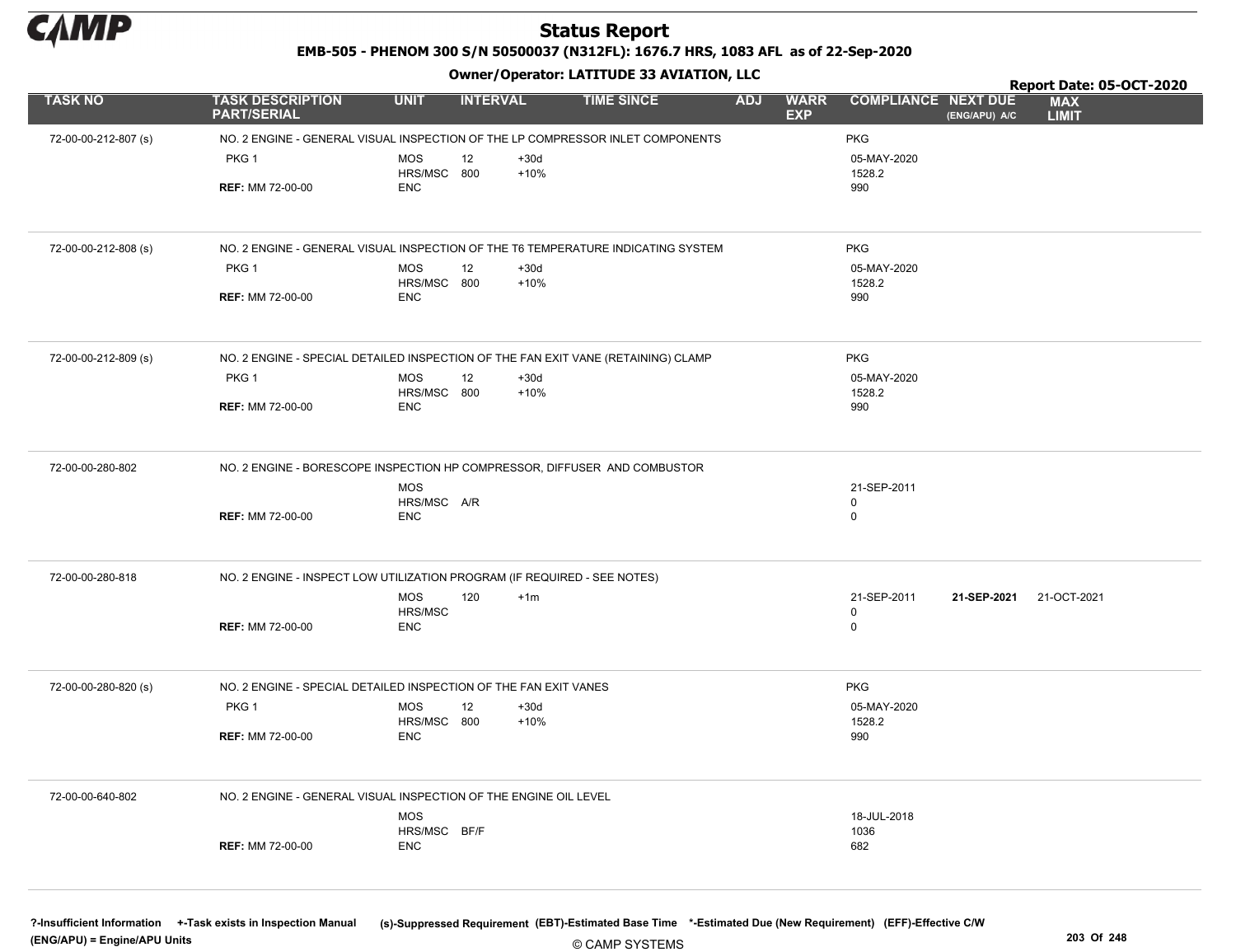# Status Report

**EMB-505 - PHENOM 300 S/N 50500037 (N312FL): 1676.7 HRS, 1083 AFL as of 22-Sep-2020**

**Owner/Operator: LATITUDE 33 AVIATION, LLC**

**Report Date: 05-OCT-2020**

| TASK NO | TASK DESCRIPTION PART/SERIAL | UNIT | INTERVAL | | TIME SINCE | ADJ | WARR EXP | COMPLIANCE | NEXT DUE (ENG/APU) A/C | MAX LIMIT |
|---|---|---|---|---|---|---|---|---|---|---|
| 72-00-00-212-807 (s) | NO. 2 ENGINE - GENERAL VISUAL INSPECTION OF THE LP COMPRESSOR INLET COMPONENTS | | | | | | | PKG | | |
| | PKG 1 | MOS | 12 | +30d | | | | 05-MAY-2020 | | |
| | | HRS/MSC | 800 | +10% | | | | 1528.2 | | |
| | **REF:** MM 72-00-00 | ENC | | | | | | 990 | | |
| 72-00-00-212-808 (s) | NO. 2 ENGINE - GENERAL VISUAL INSPECTION OF THE T6 TEMPERATURE INDICATING SYSTEM | | | | | | | PKG | | |
| | PKG 1 | MOS | 12 | +30d | | | | 05-MAY-2020 | | |
| | | HRS/MSC | 800 | +10% | | | | 1528.2 | | |
| | **REF:** MM 72-00-00 | ENC | | | | | | 990 | | |
| 72-00-00-212-809 (s) | NO. 2 ENGINE - SPECIAL DETAILED INSPECTION OF THE FAN EXIT VANE (RETAINING) CLAMP | | | | | | | PKG | | |
| | PKG 1 | MOS | 12 | +30d | | | | 05-MAY-2020 | | |
| | | HRS/MSC | 800 | +10% | | | | 1528.2 | | |
| | **REF:** MM 72-00-00 | ENC | | | | | | 990 | | |
| 72-00-00-280-802 | NO. 2 ENGINE - BORESCOPE INSPECTION HP COMPRESSOR, DIFFUSER AND COMBUSTOR | | | | | | | | | |
| | | MOS | | | | | | 21-SEP-2011 | | |
| | | HRS/MSC | A/R | | | | | 0 | | |
| | **REF:** MM 72-00-00 | ENC | | | | | | 0 | | |
| 72-00-00-280-818 | NO. 2 ENGINE - INSPECT LOW UTILIZATION PROGRAM (IF REQUIRED - SEE NOTES) | | | | | | | | | |
| | | MOS | 120 | +1m | | | | 21-SEP-2011 | **21-SEP-2021** | 21-OCT-2021 |
| | | HRS/MSC | | | | | | 0 | | |
| | **REF:** MM 72-00-00 | ENC | | | | | | 0 | | |
| 72-00-00-280-820 (s) | NO. 2 ENGINE - SPECIAL DETAILED INSPECTION OF THE FAN EXIT VANES | | | | | | | PKG | | |
| | PKG 1 | MOS | 12 | +30d | | | | 05-MAY-2020 | | |
| | | HRS/MSC | 800 | +10% | | | | 1528.2 | | |
| | **REF:** MM 72-00-00 | ENC | | | | | | 990 | | |
| 72-00-00-640-802 | NO. 2 ENGINE - GENERAL VISUAL INSPECTION OF THE ENGINE OIL LEVEL | | | | | | | | | |
| | | MOS | | | | | | 18-JUL-2018 | | |
| | | HRS/MSC | BF/F | | | | | 1036 | | |
| | **REF:** MM 72-00-00 | ENC | | | | | | 682 | | |

?-Insufficient Information +-Task exists in Inspection Manual (s)-Suppressed Requirement (EBT)-Estimated Base Time *-Estimated Due (New Requirement) (EFF)-Effective C/W

(ENG/APU) = Engine/APU Units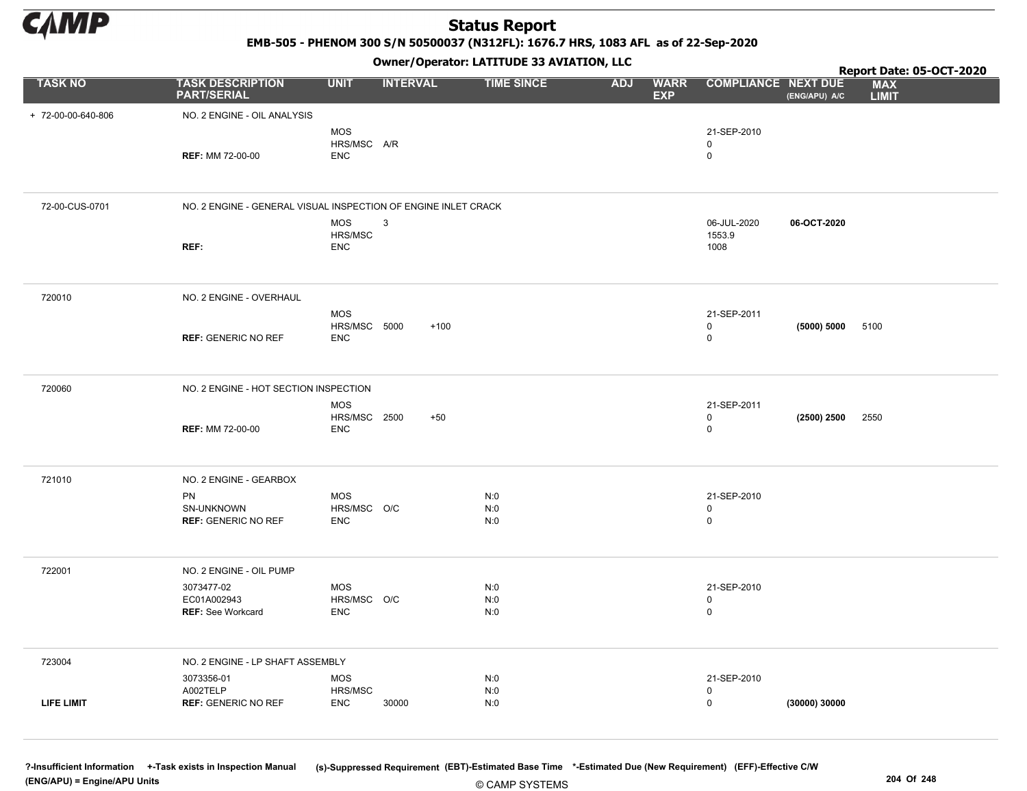# Status Report

**EMB-505 - PHENOM 300 S/N 50500037 (N312FL): 1676.7 HRS, 1083 AFL as of 22-Sep-2020**

**Owner/Operator: LATITUDE 33 AVIATION, LLC**

**Report Date: 05-OCT-2020**

| TASK NO | TASK DESCRIPTION PART/SERIAL | UNIT | INTERVAL | | TIME SINCE | ADJ | WARR EXP | COMPLIANCE | NEXT DUE (ENG/APU) A/C | MAX LIMIT |
|---|---|---|---|---|---|---|---|---|---|---|
| + 72-00-00-640-806 | NO. 2 ENGINE - OIL ANALYSIS | | | | | | | | | |
| | | MOS | | | | | | 21-SEP-2010 | | |
| | | HRS/MSC | A/R | | | | | 0 | | |
| | **REF:** MM 72-00-00 | ENC | | | | | | 0 | | |
| 72-00-CUS-0701 | NO. 2 ENGINE - GENERAL VISUAL INSPECTION OF ENGINE INLET CRACK | | | | | | | | | |
| | | MOS | 3 | | | | | 06-JUL-2020 | **06-OCT-2020** | |
| | | HRS/MSC | | | | | | 1553.9 | | |
| | **REF:** | ENC | | | | | | 1008 | | |
| 720010 | NO. 2 ENGINE - OVERHAUL | | | | | | | | | |
| | | MOS | | | | | | 21-SEP-2011 | | |
| | | HRS/MSC | 5000 | +100 | | | | 0 | **(5000) 5000** | 5100 |
| | **REF:** GENERIC NO REF | ENC | | | | | | 0 | | |
| 720060 | NO. 2 ENGINE - HOT SECTION INSPECTION | | | | | | | | | |
| | | MOS | | | | | | 21-SEP-2011 | | |
| | | HRS/MSC | 2500 | +50 | | | | 0 | **(2500) 2500** | 2550 |
| | **REF:** MM 72-00-00 | ENC | | | | | | 0 | | |
| 721010 | NO. 2 ENGINE - GEARBOX | | | | | | | | | |
| | PN | MOS | | | N:0 | | | 21-SEP-2010 | | |
| | SN-UNKNOWN | HRS/MSC | O/C | | N:0 | | | 0 | | |
| | **REF:** GENERIC NO REF | ENC | | | N:0 | | | 0 | | |
| 722001 | NO. 2 ENGINE - OIL PUMP | | | | | | | | | |
| | 3073477-02 | MOS | | | N:0 | | | 21-SEP-2010 | | |
| | EC01A002943 | HRS/MSC | O/C | | N:0 | | | 0 | | |
| | **REF:** See Workcard | ENC | | | N:0 | | | 0 | | |
| 723004 | NO. 2 ENGINE - LP SHAFT ASSEMBLY | | | | | | | | | |
| | 3073356-01 | MOS | | | N:0 | | | 21-SEP-2010 | | |
| | A002TELP | HRS/MSC | | | N:0 | | | 0 | | |
| **LIFE LIMIT** | **REF:** GENERIC NO REF | ENC | 30000 | | N:0 | | | 0 | **(30000) 30000** | |

**?-Insufficient Information** **+-Task exists in Inspection Manual** (s)-Suppressed Requirement (EBT)-Estimated Base Time \*-Estimated Due (New Requirement) (EFF)-Effective C/W
**(ENG/APU) = Engine/APU Units**

© CAMP SYSTEMS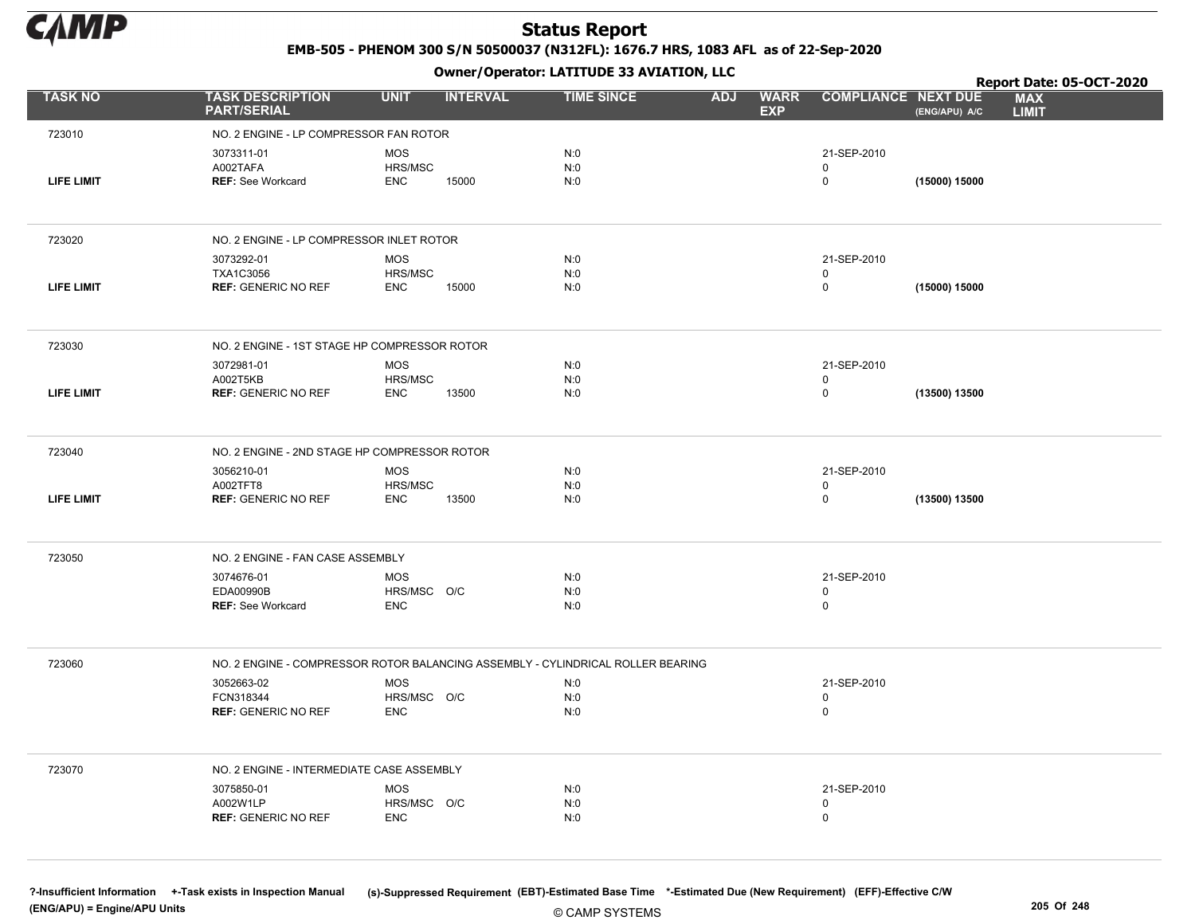# Status Report

**EMB-505 - PHENOM 300 S/N 50500037 (N312FL): 1676.7 HRS, 1083 AFL as of 22-Sep-2020**

**Owner/Operator: LATITUDE 33 AVIATION, LLC**

**Report Date: 05-OCT-2020**

| TASK NO | TASK DESCRIPTION PART/SERIAL | UNIT | INTERVAL | TIME SINCE | ADJ | WARR EXP | COMPLIANCE | NEXT DUE (ENG/APU) A/C | MAX LIMIT |
|---|---|---|---|---|---|---|---|---|---|
| 723010 | NO. 2 ENGINE - LP COMPRESSOR FAN ROTOR | | | | | | | | |
| | 3073311-01 | MOS | | N:0 | | | 21-SEP-2010 | | |
| | A002TAFA | HRS/MSC | | N:0 | | | 0 | | |
| LIFE LIMIT | **REF:** See Workcard | ENC | 15000 | N:0 | | | 0 | **(15000) 15000** | |
| 723020 | NO. 2 ENGINE - LP COMPRESSOR INLET ROTOR | | | | | | | | |
| | 3073292-01 | MOS | | N:0 | | | 21-SEP-2010 | | |
| | TXA1C3056 | HRS/MSC | | N:0 | | | 0 | | |
| LIFE LIMIT | **REF:** GENERIC NO REF | ENC | 15000 | N:0 | | | 0 | **(15000) 15000** | |
| 723030 | NO. 2 ENGINE - 1ST STAGE HP COMPRESSOR ROTOR | | | | | | | | |
| | 3072981-01 | MOS | | N:0 | | | 21-SEP-2010 | | |
| | A002T5KB | HRS/MSC | | N:0 | | | 0 | | |
| LIFE LIMIT | **REF:** GENERIC NO REF | ENC | 13500 | N:0 | | | 0 | **(13500) 13500** | |
| 723040 | NO. 2 ENGINE - 2ND STAGE HP COMPRESSOR ROTOR | | | | | | | | |
| | 3056210-01 | MOS | | N:0 | | | 21-SEP-2010 | | |
| | A002TFT8 | HRS/MSC | | N:0 | | | 0 | | |
| LIFE LIMIT | **REF:** GENERIC NO REF | ENC | 13500 | N:0 | | | 0 | **(13500) 13500** | |
| 723050 | NO. 2 ENGINE - FAN CASE ASSEMBLY | | | | | | | | |
| | 3074676-01 | MOS | | N:0 | | | 21-SEP-2010 | | |
| | EDA00990B | HRS/MSC | O/C | N:0 | | | 0 | | |
| | **REF:** See Workcard | ENC | | N:0 | | | 0 | | |
| 723060 | NO. 2 ENGINE - COMPRESSOR ROTOR BALANCING ASSEMBLY - CYLINDRICAL ROLLER BEARING | | | | | | | | |
| | 3052663-02 | MOS | | N:0 | | | 21-SEP-2010 | | |
| | FCN318344 | HRS/MSC | O/C | N:0 | | | 0 | | |
| | **REF:** GENERIC NO REF | ENC | | N:0 | | | 0 | | |
| 723070 | NO. 2 ENGINE - INTERMEDIATE CASE ASSEMBLY | | | | | | | | |
| | 3075850-01 | MOS | | N:0 | | | 21-SEP-2010 | | |
| | A002W1LP | HRS/MSC | O/C | N:0 | | | 0 | | |
| | **REF:** GENERIC NO REF | ENC | | N:0 | | | 0 | | |

?-Insufficient Information +-Task exists in Inspection Manual (s)-Suppressed Requirement (EBT)-Estimated Base Time *-Estimated Due (New Requirement) (EFF)-Effective C/W
(ENG/APU) = Engine/APU Units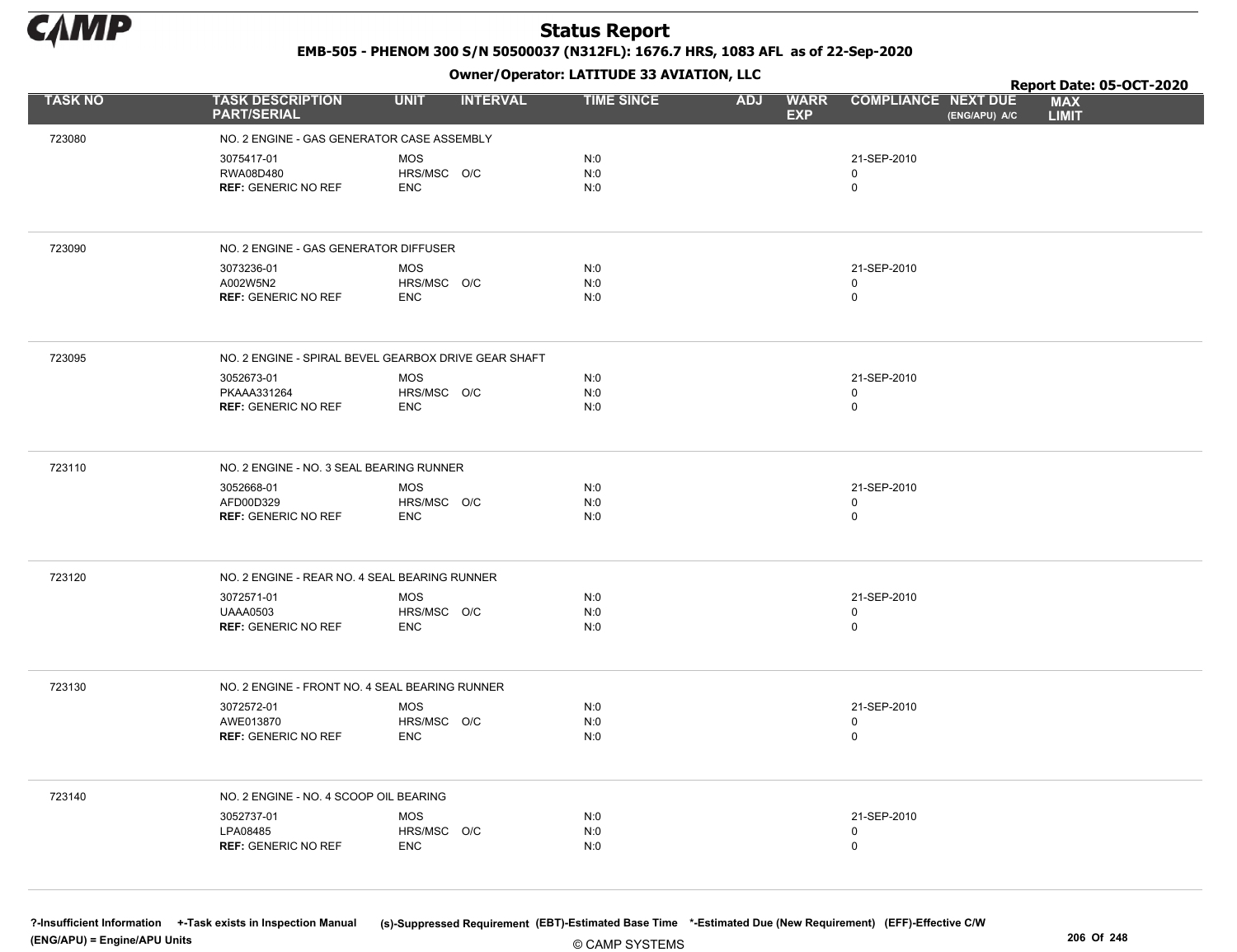# Status Report

**EMB-505 - PHENOM 300 S/N 50500037 (N312FL): 1676.7 HRS, 1083 AFL as of 22-Sep-2020**

**Owner/Operator: LATITUDE 33 AVIATION, LLC**

**Report Date: 05-OCT-2020**

| TASK NO | TASK DESCRIPTION PART/SERIAL | UNIT | INTERVAL | TIME SINCE | ADJ | WARR EXP | COMPLIANCE | NEXT DUE (ENG/APU) A/C | MAX LIMIT |
|---|---|---|---|---|---|---|---|---|---|
| 723080 | NO. 2 ENGINE - GAS GENERATOR CASE ASSEMBLY | | | | | | | | |
| | 3075417-01 | MOS | | N:0 | | | 21-SEP-2010 | | |
| | RWA08D480 | HRS/MSC | O/C | N:0 | | | 0 | | |
| | **REF:** GENERIC NO REF | ENC | | N:0 | | | 0 | | |
| 723090 | NO. 2 ENGINE - GAS GENERATOR DIFFUSER | | | | | | | | |
| | 3073236-01 | MOS | | N:0 | | | 21-SEP-2010 | | |
| | A002W5N2 | HRS/MSC | O/C | N:0 | | | 0 | | |
| | **REF:** GENERIC NO REF | ENC | | N:0 | | | 0 | | |
| 723095 | NO. 2 ENGINE - SPIRAL BEVEL GEARBOX DRIVE GEAR SHAFT | | | | | | | | |
| | 3052673-01 | MOS | | N:0 | | | 21-SEP-2010 | | |
| | PKAAA331264 | HRS/MSC | O/C | N:0 | | | 0 | | |
| | **REF:** GENERIC NO REF | ENC | | N:0 | | | 0 | | |
| 723110 | NO. 2 ENGINE - NO. 3 SEAL BEARING RUNNER | | | | | | | | |
| | 3052668-01 | MOS | | N:0 | | | 21-SEP-2010 | | |
| | AFD00D329 | HRS/MSC | O/C | N:0 | | | 0 | | |
| | **REF:** GENERIC NO REF | ENC | | N:0 | | | 0 | | |
| 723120 | NO. 2 ENGINE - REAR NO. 4 SEAL BEARING RUNNER | | | | | | | | |
| | 3072571-01 | MOS | | N:0 | | | 21-SEP-2010 | | |
| | UAAA0503 | HRS/MSC | O/C | N:0 | | | 0 | | |
| | **REF:** GENERIC NO REF | ENC | | N:0 | | | 0 | | |
| 723130 | NO. 2 ENGINE - FRONT NO. 4 SEAL BEARING RUNNER | | | | | | | | |
| | 3072572-01 | MOS | | N:0 | | | 21-SEP-2010 | | |
| | AWE013870 | HRS/MSC | O/C | N:0 | | | 0 | | |
| | **REF:** GENERIC NO REF | ENC | | N:0 | | | 0 | | |
| 723140 | NO. 2 ENGINE - NO. 4 SCOOP OIL BEARING | | | | | | | | |
| | 3052737-01 | MOS | | N:0 | | | 21-SEP-2010 | | |
| | LPA08485 | HRS/MSC | O/C | N:0 | | | 0 | | |
| | **REF:** GENERIC NO REF | ENC | | N:0 | | | 0 | | |

?-Insufficient Information +-Task exists in Inspection Manual (s)-Suppressed Requirement (EBT)-Estimated Base Time *-Estimated Due (New Requirement) (EFF)-Effective C/W
(ENG/APU) = Engine/APU Units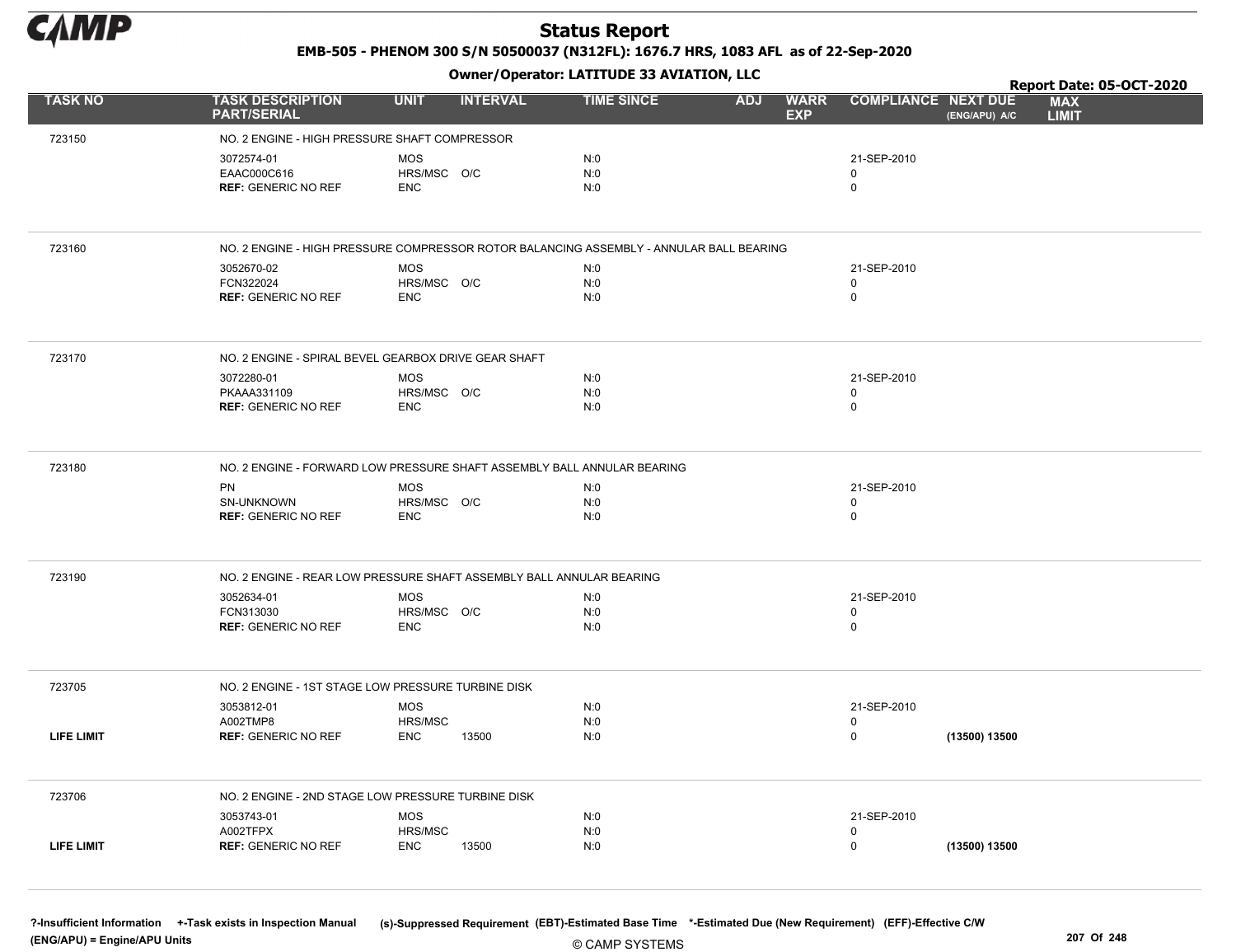# Status Report

EMB-505 - PHENOM 300 S/N 50500037 (N312FL): 1676.7 HRS, 1083 AFL as of 22-Sep-2020

Owner/Operator: LATITUDE 33 AVIATION, LLC

Report Date: 05-OCT-2020

| TASK NO | TASK DESCRIPTION PART/SERIAL | UNIT | INTERVAL | TIME SINCE | ADJ | WARR EXP | COMPLIANCE | NEXT DUE (ENG/APU) A/C | MAX LIMIT |
|---|---|---|---|---|---|---|---|---|---|
| 723150 | NO. 2 ENGINE - HIGH PRESSURE SHAFT COMPRESSOR | | | | | | | | |
| | 3072574-01 | MOS | | N:0 | | | 21-SEP-2010 | | |
| | EAAC000C616 | HRS/MSC | O/C | N:0 | | | 0 | | |
| | **REF:** GENERIC NO REF | ENC | | N:0 | | | 0 | | |
| 723160 | NO. 2 ENGINE - HIGH PRESSURE COMPRESSOR ROTOR BALANCING ASSEMBLY - ANNULAR BALL BEARING | | | | | | | | |
| | 3052670-02 | MOS | | N:0 | | | 21-SEP-2010 | | |
| | FCN322024 | HRS/MSC | O/C | N:0 | | | 0 | | |
| | **REF:** GENERIC NO REF | ENC | | N:0 | | | 0 | | |
| 723170 | NO. 2 ENGINE - SPIRAL BEVEL GEARBOX DRIVE GEAR SHAFT | | | | | | | | |
| | 3072280-01 | MOS | | N:0 | | | 21-SEP-2010 | | |
| | PKAAA331109 | HRS/MSC | O/C | N:0 | | | 0 | | |
| | **REF:** GENERIC NO REF | ENC | | N:0 | | | 0 | | |
| 723180 | NO. 2 ENGINE - FORWARD LOW PRESSURE SHAFT ASSEMBLY BALL ANNULAR BEARING | | | | | | | | |
| | PN | MOS | | N:0 | | | 21-SEP-2010 | | |
| | SN-UNKNOWN | HRS/MSC | O/C | N:0 | | | 0 | | |
| | **REF:** GENERIC NO REF | ENC | | N:0 | | | 0 | | |
| 723190 | NO. 2 ENGINE - REAR LOW PRESSURE SHAFT ASSEMBLY BALL ANNULAR BEARING | | | | | | | | |
| | 3052634-01 | MOS | | N:0 | | | 21-SEP-2010 | | |
| | FCN313030 | HRS/MSC | O/C | N:0 | | | 0 | | |
| | **REF:** GENERIC NO REF | ENC | | N:0 | | | 0 | | |
| 723705 | NO. 2 ENGINE - 1ST STAGE LOW PRESSURE TURBINE DISK | | | | | | | | |
| | 3053812-01 | MOS | | N:0 | | | 21-SEP-2010 | | |
| | A002TMP8 | HRS/MSC | | N:0 | | | 0 | | |
| **LIFE LIMIT** | **REF:** GENERIC NO REF | ENC | 13500 | N:0 | | | 0 | **(13500) 13500** | |
| 723706 | NO. 2 ENGINE - 2ND STAGE LOW PRESSURE TURBINE DISK | | | | | | | | |
| | 3053743-01 | MOS | | N:0 | | | 21-SEP-2010 | | |
| | A002TFPX | HRS/MSC | | N:0 | | | 0 | | |
| **LIFE LIMIT** | **REF:** GENERIC NO REF | ENC | 13500 | N:0 | | | 0 | **(13500) 13500** | |

?-Insufficient Information +-Task exists in Inspection Manual (s)-Suppressed Requirement (EBT)-Estimated Base Time *-Estimated Due (New Requirement) (EFF)-Effective C/W
(ENG/APU) = Engine/APU Units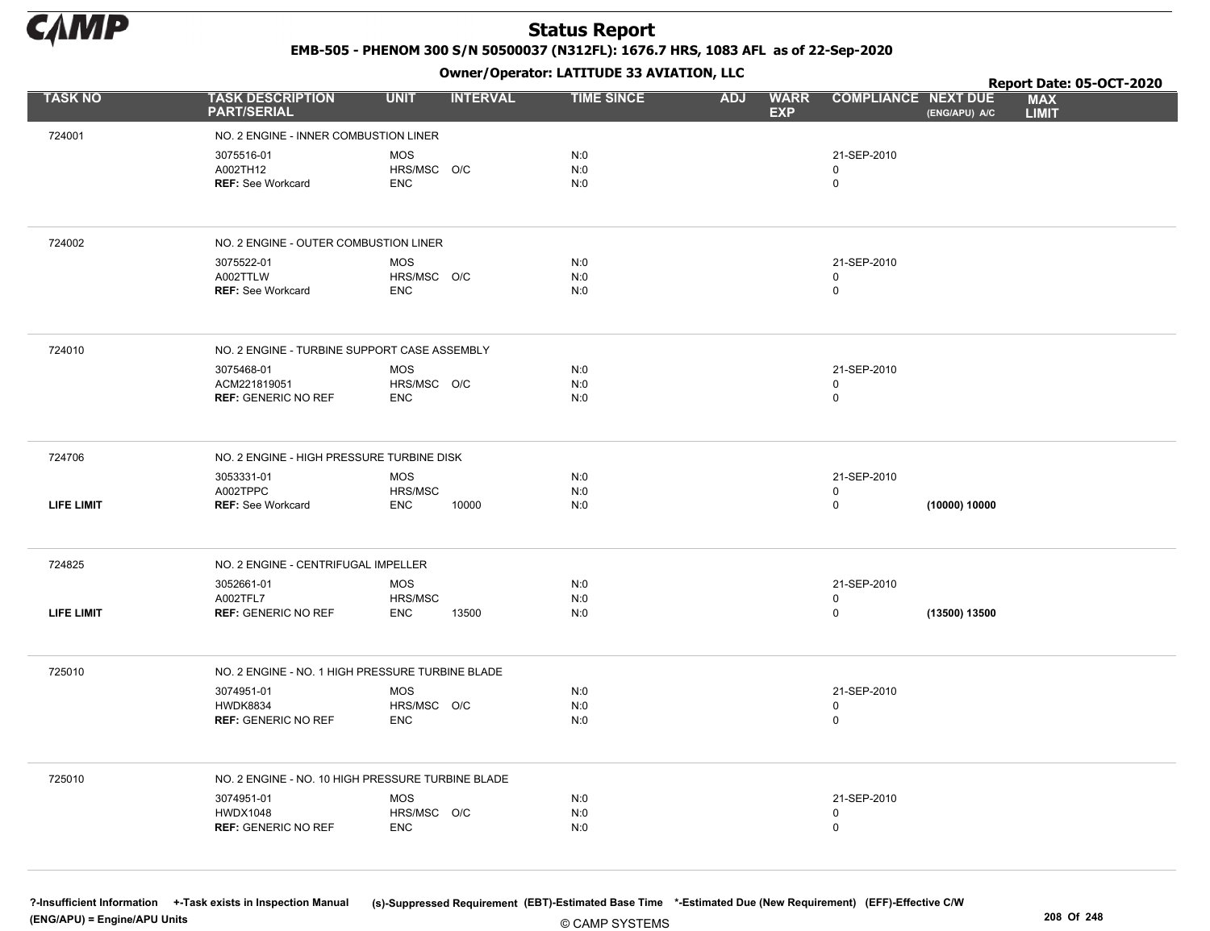# Status Report

**EMB-505 - PHENOM 300 S/N 50500037 (N312FL): 1676.7 HRS, 1083 AFL as of 22-Sep-2020**

**Owner/Operator: LATITUDE 33 AVIATION, LLC**

**Report Date: 05-OCT-2020**

| TASK NO | TASK DESCRIPTION PART/SERIAL | UNIT | INTERVAL | TIME SINCE | ADJ | WARR EXP | COMPLIANCE | NEXT DUE (ENG/APU) A/C | MAX LIMIT |
|---|---|---|---|---|---|---|---|---|---|
| 724001 | NO. 2 ENGINE - INNER COMBUSTION LINER | | | | | | | | |
| | 3075516-01 | MOS | | N:0 | | | 21-SEP-2010 | | |
| | A002TH12 | HRS/MSC | O/C | N:0 | | | 0 | | |
| | **REF:** See Workcard | ENC | | N:0 | | | 0 | | |
| 724002 | NO. 2 ENGINE - OUTER COMBUSTION LINER | | | | | | | | |
| | 3075522-01 | MOS | | N:0 | | | 21-SEP-2010 | | |
| | A002TTLW | HRS/MSC | O/C | N:0 | | | 0 | | |
| | **REF:** See Workcard | ENC | | N:0 | | | 0 | | |
| 724010 | NO. 2 ENGINE - TURBINE SUPPORT CASE ASSEMBLY | | | | | | | | |
| | 3075468-01 | MOS | | N:0 | | | 21-SEP-2010 | | |
| | ACM221819051 | HRS/MSC | O/C | N:0 | | | 0 | | |
| | **REF:** GENERIC NO REF | ENC | | N:0 | | | 0 | | |
| 724706 | NO. 2 ENGINE - HIGH PRESSURE TURBINE DISK | | | | | | | | |
| | 3053331-01 | MOS | | N:0 | | | 21-SEP-2010 | | |
| | A002TPPC | HRS/MSC | | N:0 | | | 0 | | |
| **LIFE LIMIT** | **REF:** See Workcard | ENC | 10000 | N:0 | | | 0 | **(10000) 10000** | |
| 724825 | NO. 2 ENGINE - CENTRIFUGAL IMPELLER | | | | | | | | |
| | 3052661-01 | MOS | | N:0 | | | 21-SEP-2010 | | |
| | A002TFL7 | HRS/MSC | | N:0 | | | 0 | | |
| **LIFE LIMIT** | **REF:** GENERIC NO REF | ENC | 13500 | N:0 | | | 0 | **(13500) 13500** | |
| 725010 | NO. 2 ENGINE - NO. 1 HIGH PRESSURE TURBINE BLADE | | | | | | | | |
| | 3074951-01 | MOS | | N:0 | | | 21-SEP-2010 | | |
| | HWDK8834 | HRS/MSC | O/C | N:0 | | | 0 | | |
| | **REF:** GENERIC NO REF | ENC | | N:0 | | | 0 | | |
| 725010 | NO. 2 ENGINE - NO. 10 HIGH PRESSURE TURBINE BLADE | | | | | | | | |
| | 3074951-01 | MOS | | N:0 | | | 21-SEP-2010 | | |
| | HWDX1048 | HRS/MSC | O/C | N:0 | | | 0 | | |
| | **REF:** GENERIC NO REF | ENC | | N:0 | | | 0 | | |

**?-Insufficient Information** **+-Task exists in Inspection Manual** **(s)-Suppressed Requirement** **(EBT)-Estimated Base Time** **\*-Estimated Due (New Requirement)** **(EFF)-Effective C/W**
**(ENG/APU) = Engine/APU Units**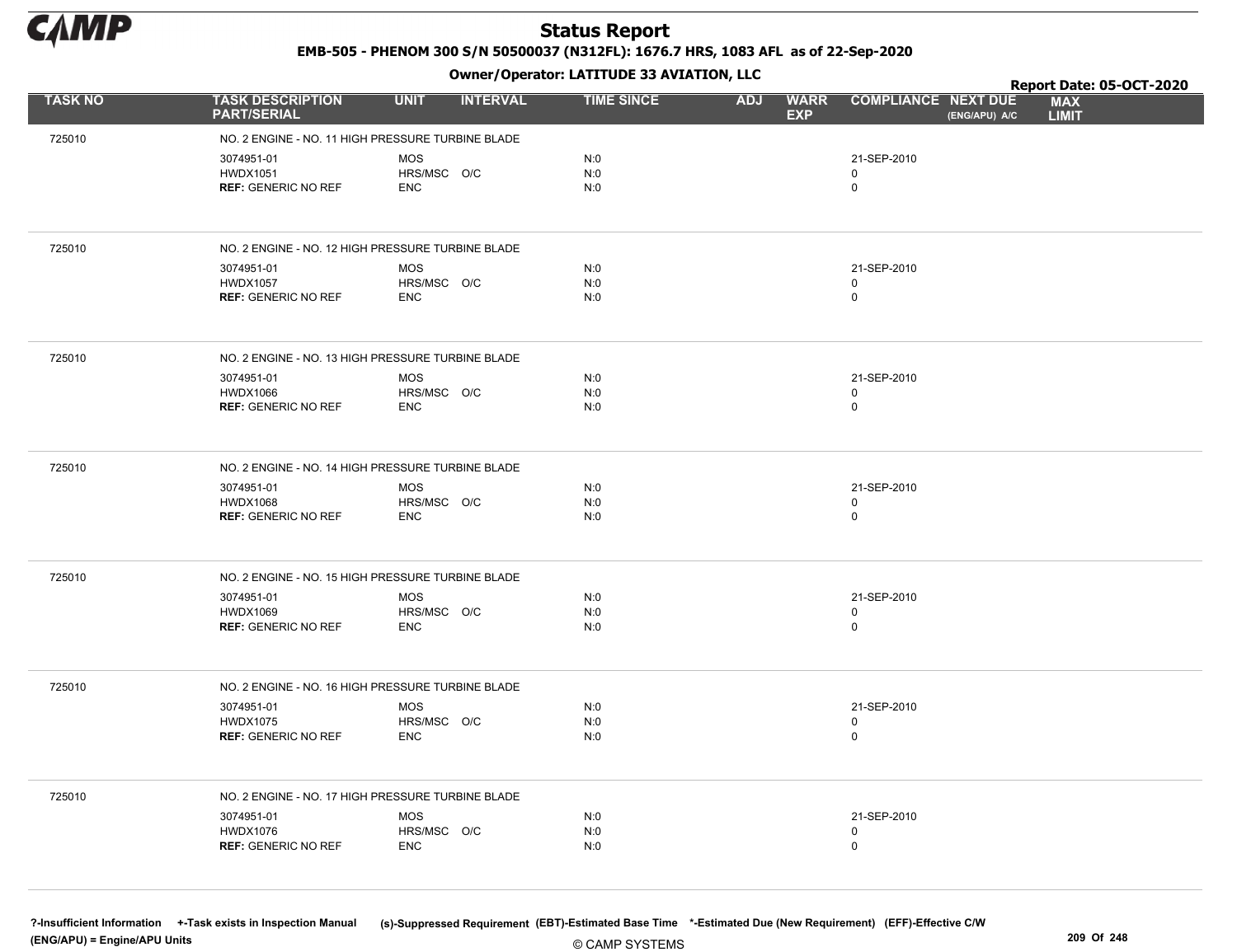# Status Report

**EMB-505 - PHENOM 300 S/N 50500037 (N312FL): 1676.7 HRS, 1083 AFL as of 22-Sep-2020**

**Owner/Operator: LATITUDE 33 AVIATION, LLC**

**Report Date: 05-OCT-2020**

| TASK NO | TASK DESCRIPTION PART/SERIAL | UNIT | INTERVAL | TIME SINCE | ADJ | WARR EXP | COMPLIANCE | NEXT DUE (ENG/APU) A/C | MAX LIMIT |
|---|---|---|---|---|---|---|---|---|---|
| 725010 | NO. 2 ENGINE - NO. 11 HIGH PRESSURE TURBINE BLADE | | | | | | | | |
| | 3074951-01 | MOS | | N:0 | | | 21-SEP-2010 | | |
| | HWDX1051 | HRS/MSC | O/C | N:0 | | | 0 | | |
| | **REF:** GENERIC NO REF | ENC | | N:0 | | | 0 | | |
| 725010 | NO. 2 ENGINE - NO. 12 HIGH PRESSURE TURBINE BLADE | | | | | | | | |
| | 3074951-01 | MOS | | N:0 | | | 21-SEP-2010 | | |
| | HWDX1057 | HRS/MSC | O/C | N:0 | | | 0 | | |
| | **REF:** GENERIC NO REF | ENC | | N:0 | | | 0 | | |
| 725010 | NO. 2 ENGINE - NO. 13 HIGH PRESSURE TURBINE BLADE | | | | | | | | |
| | 3074951-01 | MOS | | N:0 | | | 21-SEP-2010 | | |
| | HWDX1066 | HRS/MSC | O/C | N:0 | | | 0 | | |
| | **REF:** GENERIC NO REF | ENC | | N:0 | | | 0 | | |
| 725010 | NO. 2 ENGINE - NO. 14 HIGH PRESSURE TURBINE BLADE | | | | | | | | |
| | 3074951-01 | MOS | | N:0 | | | 21-SEP-2010 | | |
| | HWDX1068 | HRS/MSC | O/C | N:0 | | | 0 | | |
| | **REF:** GENERIC NO REF | ENC | | N:0 | | | 0 | | |
| 725010 | NO. 2 ENGINE - NO. 15 HIGH PRESSURE TURBINE BLADE | | | | | | | | |
| | 3074951-01 | MOS | | N:0 | | | 21-SEP-2010 | | |
| | HWDX1069 | HRS/MSC | O/C | N:0 | | | 0 | | |
| | **REF:** GENERIC NO REF | ENC | | N:0 | | | 0 | | |
| 725010 | NO. 2 ENGINE - NO. 16 HIGH PRESSURE TURBINE BLADE | | | | | | | | |
| | 3074951-01 | MOS | | N:0 | | | 21-SEP-2010 | | |
| | HWDX1075 | HRS/MSC | O/C | N:0 | | | 0 | | |
| | **REF:** GENERIC NO REF | ENC | | N:0 | | | 0 | | |
| 725010 | NO. 2 ENGINE - NO. 17 HIGH PRESSURE TURBINE BLADE | | | | | | | | |
| | 3074951-01 | MOS | | N:0 | | | 21-SEP-2010 | | |
| | HWDX1076 | HRS/MSC | O/C | N:0 | | | 0 | | |
| | **REF:** GENERIC NO REF | ENC | | N:0 | | | 0 | | |

?-Insufficient Information +-Task exists in Inspection Manual (s)-Suppressed Requirement (EBT)-Estimated Base Time *-Estimated Due (New Requirement) (EFF)-Effective C/W
(ENG/APU) = Engine/APU Units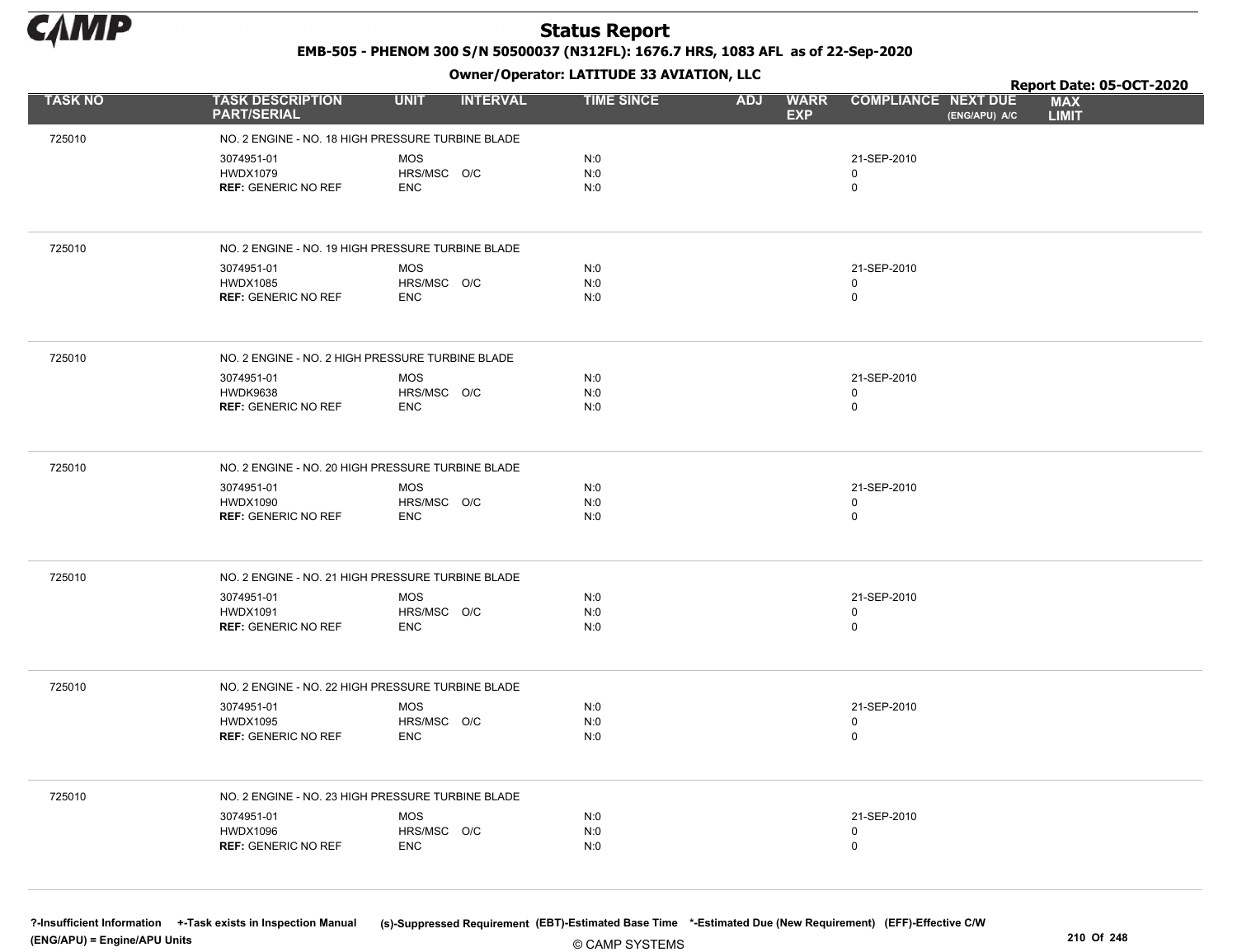# Status Report

**EMB-505 - PHENOM 300 S/N 50500037 (N312FL): 1676.7 HRS, 1083 AFL as of 22-Sep-2020**

**Owner/Operator: LATITUDE 33 AVIATION, LLC**

**Report Date: 05-OCT-2020**

| TASK NO | TASK DESCRIPTION PART/SERIAL | UNIT | INTERVAL | TIME SINCE | ADJ | WARR EXP | COMPLIANCE | NEXT DUE (ENG/APU) A/C | MAX LIMIT |
|---|---|---|---|---|---|---|---|---|---|
| 725010 | NO. 2 ENGINE - NO. 18 HIGH PRESSURE TURBINE BLADE | | | | | | | | |
| | 3074951-01 | MOS | | N:0 | | | 21-SEP-2010 | | |
| | HWDX1079 | HRS/MSC | O/C | N:0 | | | 0 | | |
| | **REF:** GENERIC NO REF | ENC | | N:0 | | | 0 | | |
| 725010 | NO. 2 ENGINE - NO. 19 HIGH PRESSURE TURBINE BLADE | | | | | | | | |
| | 3074951-01 | MOS | | N:0 | | | 21-SEP-2010 | | |
| | HWDX1085 | HRS/MSC | O/C | N:0 | | | 0 | | |
| | **REF:** GENERIC NO REF | ENC | | N:0 | | | 0 | | |
| 725010 | NO. 2 ENGINE - NO. 2 HIGH PRESSURE TURBINE BLADE | | | | | | | | |
| | 3074951-01 | MOS | | N:0 | | | 21-SEP-2010 | | |
| | HWDK9638 | HRS/MSC | O/C | N:0 | | | 0 | | |
| | **REF:** GENERIC NO REF | ENC | | N:0 | | | 0 | | |
| 725010 | NO. 2 ENGINE - NO. 20 HIGH PRESSURE TURBINE BLADE | | | | | | | | |
| | 3074951-01 | MOS | | N:0 | | | 21-SEP-2010 | | |
| | HWDX1090 | HRS/MSC | O/C | N:0 | | | 0 | | |
| | **REF:** GENERIC NO REF | ENC | | N:0 | | | 0 | | |
| 725010 | NO. 2 ENGINE - NO. 21 HIGH PRESSURE TURBINE BLADE | | | | | | | | |
| | 3074951-01 | MOS | | N:0 | | | 21-SEP-2010 | | |
| | HWDX1091 | HRS/MSC | O/C | N:0 | | | 0 | | |
| | **REF:** GENERIC NO REF | ENC | | N:0 | | | 0 | | |
| 725010 | NO. 2 ENGINE - NO. 22 HIGH PRESSURE TURBINE BLADE | | | | | | | | |
| | 3074951-01 | MOS | | N:0 | | | 21-SEP-2010 | | |
| | HWDX1095 | HRS/MSC | O/C | N:0 | | | 0 | | |
| | **REF:** GENERIC NO REF | ENC | | N:0 | | | 0 | | |
| 725010 | NO. 2 ENGINE - NO. 23 HIGH PRESSURE TURBINE BLADE | | | | | | | | |
| | 3074951-01 | MOS | | N:0 | | | 21-SEP-2010 | | |
| | HWDX1096 | HRS/MSC | O/C | N:0 | | | 0 | | |
| | **REF:** GENERIC NO REF | ENC | | N:0 | | | 0 | | |

?-Insufficient Information +-Task exists in Inspection Manual (s)-Suppressed Requirement (EBT)-Estimated Base Time *-Estimated Due (New Requirement) (EFF)-Effective C/W
(ENG/APU) = Engine/APU Units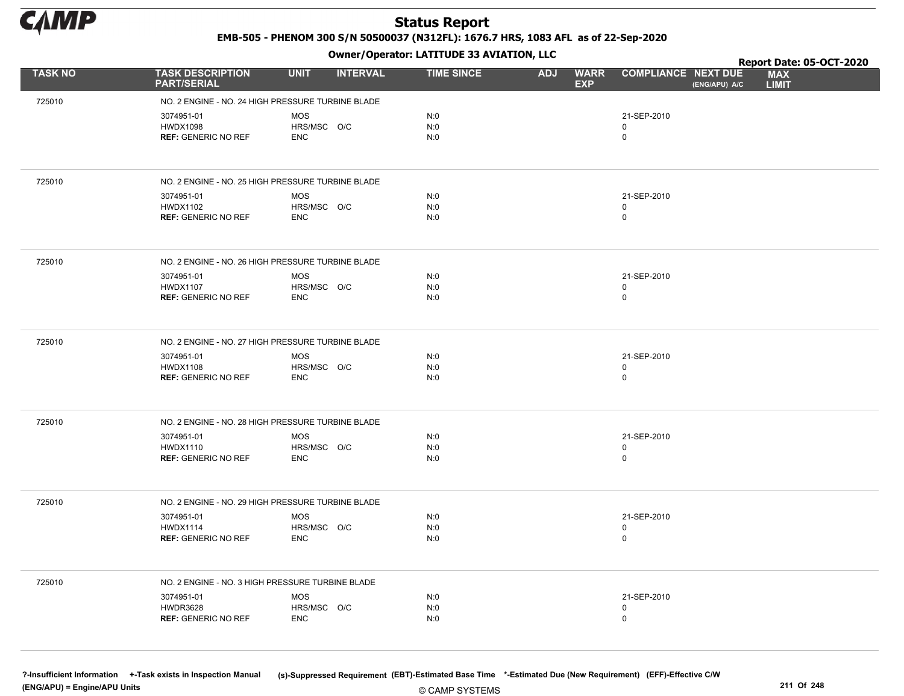# Status Report

**EMB-505 - PHENOM 300 S/N 50500037 (N312FL): 1676.7 HRS, 1083 AFL as of 22-Sep-2020**

**Owner/Operator: LATITUDE 33 AVIATION, LLC**

**Report Date: 05-OCT-2020**

| TASK NO | TASK DESCRIPTION PART/SERIAL | UNIT | INTERVAL | TIME SINCE | ADJ | WARR EXP | COMPLIANCE | NEXT DUE (ENG/APU) A/C | MAX LIMIT |
|---|---|---|---|---|---|---|---|---|---|
| 725010 | NO. 2 ENGINE - NO. 24 HIGH PRESSURE TURBINE BLADE | | | | | | | | |
| | 3074951-01 | MOS | | N:0 | | | 21-SEP-2010 | | |
| | HWDX1098 | HRS/MSC | O/C | N:0 | | | 0 | | |
| | **REF:** GENERIC NO REF | ENC | | N:0 | | | 0 | | |
| 725010 | NO. 2 ENGINE - NO. 25 HIGH PRESSURE TURBINE BLADE | | | | | | | | |
| | 3074951-01 | MOS | | N:0 | | | 21-SEP-2010 | | |
| | HWDX1102 | HRS/MSC | O/C | N:0 | | | 0 | | |
| | **REF:** GENERIC NO REF | ENC | | N:0 | | | 0 | | |
| 725010 | NO. 2 ENGINE - NO. 26 HIGH PRESSURE TURBINE BLADE | | | | | | | | |
| | 3074951-01 | MOS | | N:0 | | | 21-SEP-2010 | | |
| | HWDX1107 | HRS/MSC | O/C | N:0 | | | 0 | | |
| | **REF:** GENERIC NO REF | ENC | | N:0 | | | 0 | | |
| 725010 | NO. 2 ENGINE - NO. 27 HIGH PRESSURE TURBINE BLADE | | | | | | | | |
| | 3074951-01 | MOS | | N:0 | | | 21-SEP-2010 | | |
| | HWDX1108 | HRS/MSC | O/C | N:0 | | | 0 | | |
| | **REF:** GENERIC NO REF | ENC | | N:0 | | | 0 | | |
| 725010 | NO. 2 ENGINE - NO. 28 HIGH PRESSURE TURBINE BLADE | | | | | | | | |
| | 3074951-01 | MOS | | N:0 | | | 21-SEP-2010 | | |
| | HWDX1110 | HRS/MSC | O/C | N:0 | | | 0 | | |
| | **REF:** GENERIC NO REF | ENC | | N:0 | | | 0 | | |
| 725010 | NO. 2 ENGINE - NO. 29 HIGH PRESSURE TURBINE BLADE | | | | | | | | |
| | 3074951-01 | MOS | | N:0 | | | 21-SEP-2010 | | |
| | HWDX1114 | HRS/MSC | O/C | N:0 | | | 0 | | |
| | **REF:** GENERIC NO REF | ENC | | N:0 | | | 0 | | |
| 725010 | NO. 2 ENGINE - NO. 3 HIGH PRESSURE TURBINE BLADE | | | | | | | | |
| | 3074951-01 | MOS | | N:0 | | | 21-SEP-2010 | | |
| | HWDR3628 | HRS/MSC | O/C | N:0 | | | 0 | | |
| | **REF:** GENERIC NO REF | ENC | | N:0 | | | 0 | | |

?-Insufficient Information +-Task exists in Inspection Manual (s)-Suppressed Requirement (EBT)-Estimated Base Time *-Estimated Due (New Requirement) (EFF)-Effective C/W
(ENG/APU) = Engine/APU Units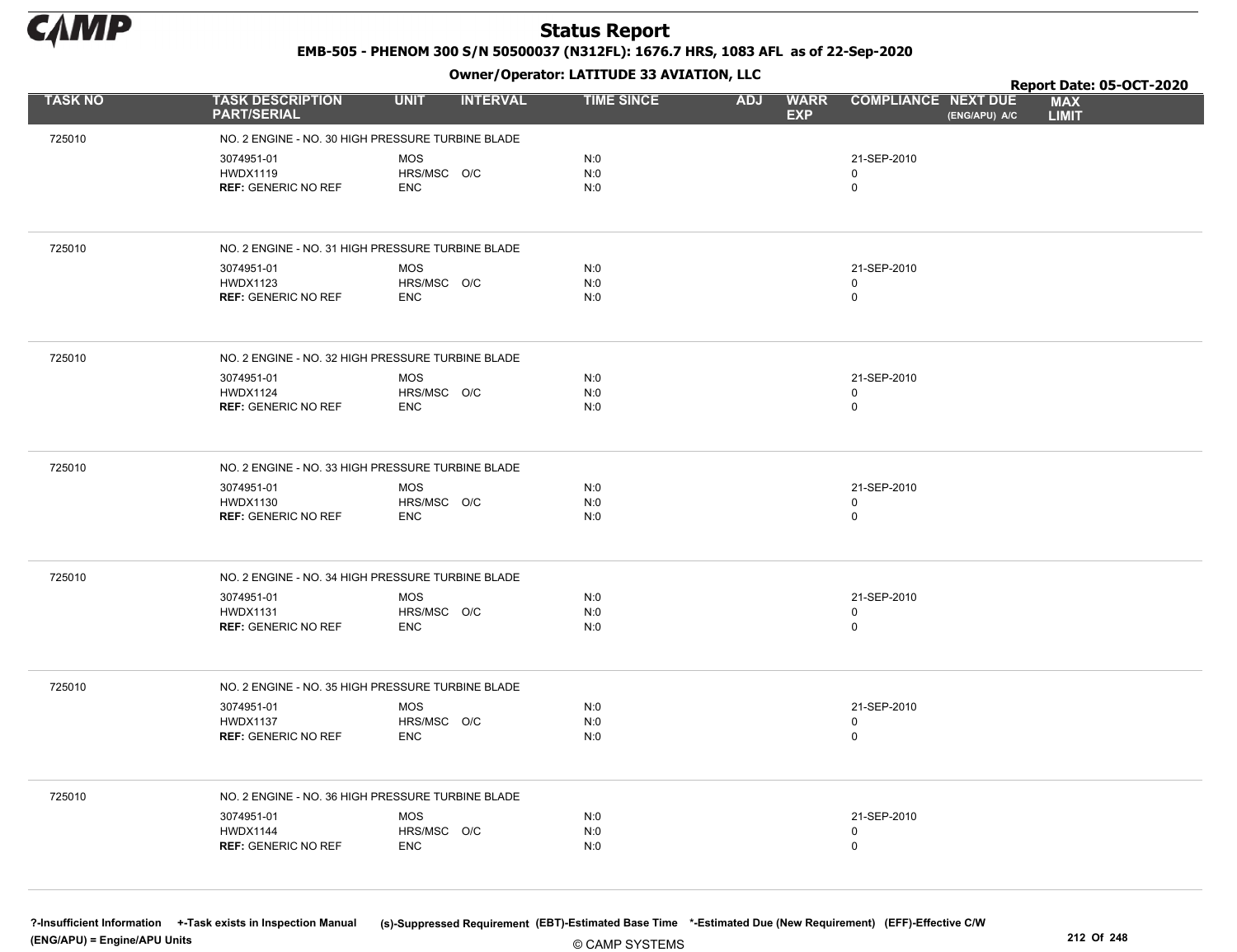# Status Report

**EMB-505 - PHENOM 300 S/N 50500037 (N312FL): 1676.7 HRS, 1083 AFL as of 22-Sep-2020**

**Owner/Operator: LATITUDE 33 AVIATION, LLC**

**Report Date: 05-OCT-2020**

| TASK NO | TASK DESCRIPTION PART/SERIAL | UNIT | INTERVAL | TIME SINCE | ADJ | WARR EXP | COMPLIANCE | NEXT DUE (ENG/APU) A/C | MAX LIMIT |
|---|---|---|---|---|---|---|---|---|---|
| 725010 | NO. 2 ENGINE - NO. 30 HIGH PRESSURE TURBINE BLADE | | | | | | | | |
| | 3074951-01 | MOS | | N:0 | | | 21-SEP-2010 | | |
| | HWDX1119 | HRS/MSC | O/C | N:0 | | | 0 | | |
| | **REF:** GENERIC NO REF | ENC | | N:0 | | | 0 | | |
| 725010 | NO. 2 ENGINE - NO. 31 HIGH PRESSURE TURBINE BLADE | | | | | | | | |
| | 3074951-01 | MOS | | N:0 | | | 21-SEP-2010 | | |
| | HWDX1123 | HRS/MSC | O/C | N:0 | | | 0 | | |
| | **REF:** GENERIC NO REF | ENC | | N:0 | | | 0 | | |
| 725010 | NO. 2 ENGINE - NO. 32 HIGH PRESSURE TURBINE BLADE | | | | | | | | |
| | 3074951-01 | MOS | | N:0 | | | 21-SEP-2010 | | |
| | HWDX1124 | HRS/MSC | O/C | N:0 | | | 0 | | |
| | **REF:** GENERIC NO REF | ENC | | N:0 | | | 0 | | |
| 725010 | NO. 2 ENGINE - NO. 33 HIGH PRESSURE TURBINE BLADE | | | | | | | | |
| | 3074951-01 | MOS | | N:0 | | | 21-SEP-2010 | | |
| | HWDX1130 | HRS/MSC | O/C | N:0 | | | 0 | | |
| | **REF:** GENERIC NO REF | ENC | | N:0 | | | 0 | | |
| 725010 | NO. 2 ENGINE - NO. 34 HIGH PRESSURE TURBINE BLADE | | | | | | | | |
| | 3074951-01 | MOS | | N:0 | | | 21-SEP-2010 | | |
| | HWDX1131 | HRS/MSC | O/C | N:0 | | | 0 | | |
| | **REF:** GENERIC NO REF | ENC | | N:0 | | | 0 | | |
| 725010 | NO. 2 ENGINE - NO. 35 HIGH PRESSURE TURBINE BLADE | | | | | | | | |
| | 3074951-01 | MOS | | N:0 | | | 21-SEP-2010 | | |
| | HWDX1137 | HRS/MSC | O/C | N:0 | | | 0 | | |
| | **REF:** GENERIC NO REF | ENC | | N:0 | | | 0 | | |
| 725010 | NO. 2 ENGINE - NO. 36 HIGH PRESSURE TURBINE BLADE | | | | | | | | |
| | 3074951-01 | MOS | | N:0 | | | 21-SEP-2010 | | |
| | HWDX1144 | HRS/MSC | O/C | N:0 | | | 0 | | |
| | **REF:** GENERIC NO REF | ENC | | N:0 | | | 0 | | |

?-Insufficient Information +-Task exists in Inspection Manual (s)-Suppressed Requirement (EBT)-Estimated Base Time *-Estimated Due (New Requirement) (EFF)-Effective C/W
(ENG/APU) = Engine/APU Units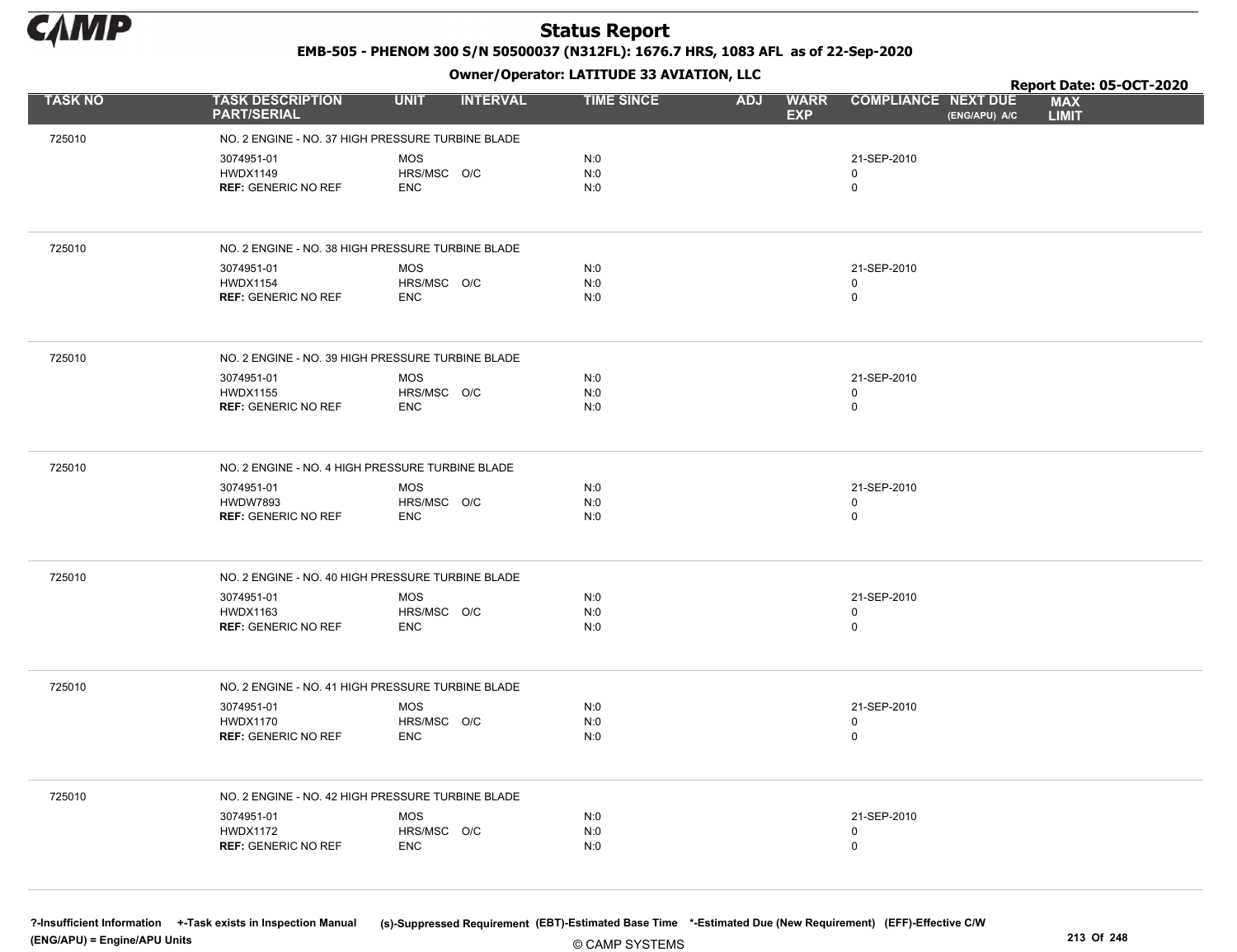# Status Report

**EMB-505 - PHENOM 300 S/N 50500037 (N312FL): 1676.7 HRS, 1083 AFL as of 22-Sep-2020**

**Owner/Operator: LATITUDE 33 AVIATION, LLC**

**Report Date: 05-OCT-2020**

| TASK NO | TASK DESCRIPTION PART/SERIAL | UNIT | INTERVAL | TIME SINCE | ADJ | WARR EXP | COMPLIANCE | NEXT DUE (ENG/APU) A/C | MAX LIMIT |
|---|---|---|---|---|---|---|---|---|---|
| 725010 | NO. 2 ENGINE - NO. 37 HIGH PRESSURE TURBINE BLADE | | | | | | | | |
| | 3074951-01 | MOS | | N:0 | | | 21-SEP-2010 | | |
| | HWDX1149 | HRS/MSC | O/C | N:0 | | | 0 | | |
| | **REF:** GENERIC NO REF | ENC | | N:0 | | | 0 | | |
| 725010 | NO. 2 ENGINE - NO. 38 HIGH PRESSURE TURBINE BLADE | | | | | | | | |
| | 3074951-01 | MOS | | N:0 | | | 21-SEP-2010 | | |
| | HWDX1154 | HRS/MSC | O/C | N:0 | | | 0 | | |
| | **REF:** GENERIC NO REF | ENC | | N:0 | | | 0 | | |
| 725010 | NO. 2 ENGINE - NO. 39 HIGH PRESSURE TURBINE BLADE | | | | | | | | |
| | 3074951-01 | MOS | | N:0 | | | 21-SEP-2010 | | |
| | HWDX1155 | HRS/MSC | O/C | N:0 | | | 0 | | |
| | **REF:** GENERIC NO REF | ENC | | N:0 | | | 0 | | |
| 725010 | NO. 2 ENGINE - NO. 4 HIGH PRESSURE TURBINE BLADE | | | | | | | | |
| | 3074951-01 | MOS | | N:0 | | | 21-SEP-2010 | | |
| | HWDW7893 | HRS/MSC | O/C | N:0 | | | 0 | | |
| | **REF:** GENERIC NO REF | ENC | | N:0 | | | 0 | | |
| 725010 | NO. 2 ENGINE - NO. 40 HIGH PRESSURE TURBINE BLADE | | | | | | | | |
| | 3074951-01 | MOS | | N:0 | | | 21-SEP-2010 | | |
| | HWDX1163 | HRS/MSC | O/C | N:0 | | | 0 | | |
| | **REF:** GENERIC NO REF | ENC | | N:0 | | | 0 | | |
| 725010 | NO. 2 ENGINE - NO. 41 HIGH PRESSURE TURBINE BLADE | | | | | | | | |
| | 3074951-01 | MOS | | N:0 | | | 21-SEP-2010 | | |
| | HWDX1170 | HRS/MSC | O/C | N:0 | | | 0 | | |
| | **REF:** GENERIC NO REF | ENC | | N:0 | | | 0 | | |
| 725010 | NO. 2 ENGINE - NO. 42 HIGH PRESSURE TURBINE BLADE | | | | | | | | |
| | 3074951-01 | MOS | | N:0 | | | 21-SEP-2010 | | |
| | HWDX1172 | HRS/MSC | O/C | N:0 | | | 0 | | |
| | **REF:** GENERIC NO REF | ENC | | N:0 | | | 0 | | |

?-Insufficient Information +-Task exists in Inspection Manual (s)-Suppressed Requirement (EBT)-Estimated Base Time *-Estimated Due (New Requirement) (EFF)-Effective C/W
(ENG/APU) = Engine/APU Units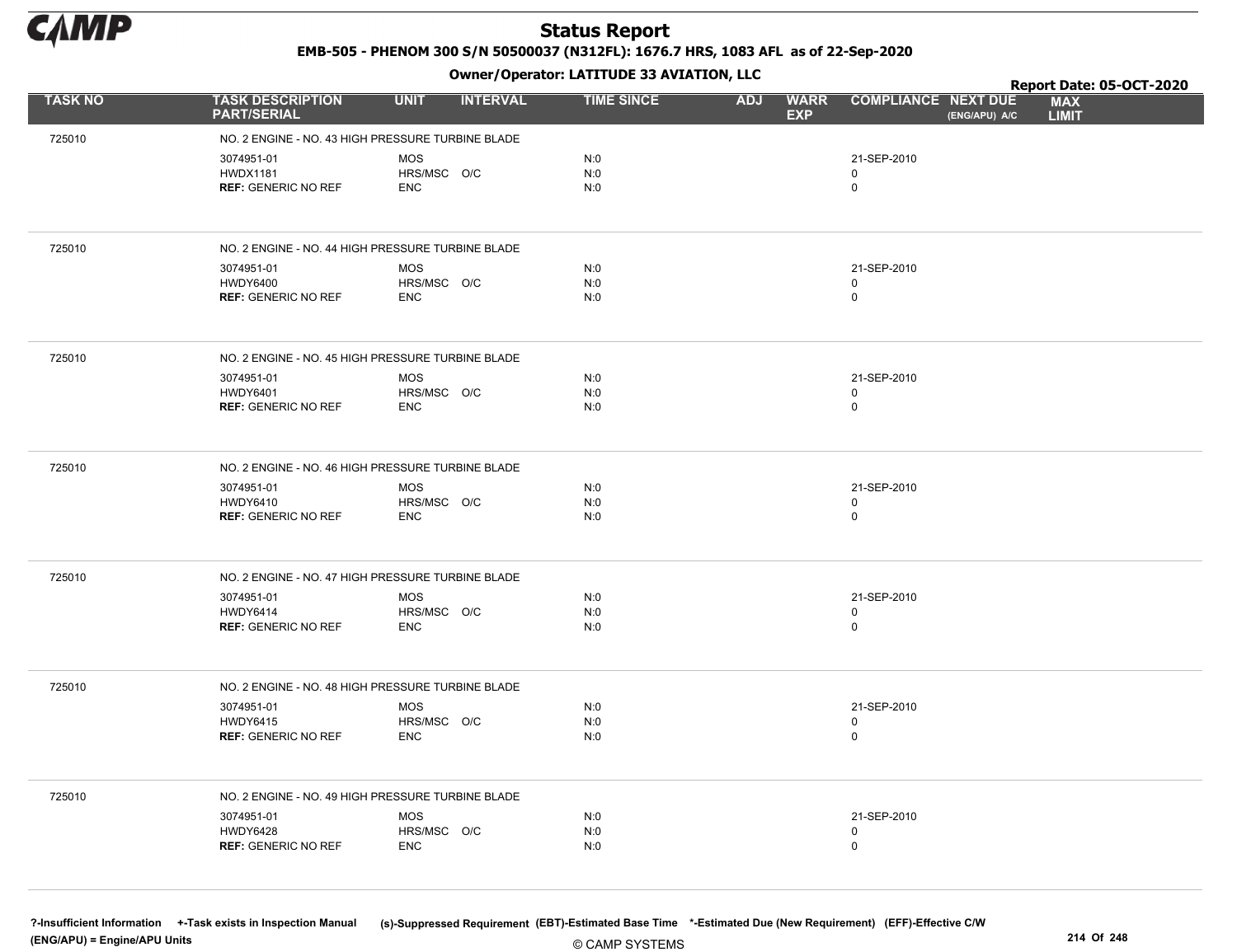# Status Report

**EMB-505 - PHENOM 300 S/N 50500037 (N312FL): 1676.7 HRS, 1083 AFL as of 22-Sep-2020**

**Owner/Operator: LATITUDE 33 AVIATION, LLC**

**Report Date: 05-OCT-2020**

| TASK NO | TASK DESCRIPTION PART/SERIAL | UNIT | INTERVAL | TIME SINCE | ADJ | WARR EXP | COMPLIANCE | NEXT DUE (ENG/APU) A/C | MAX LIMIT |
|---|---|---|---|---|---|---|---|---|---|
| 725010 | NO. 2 ENGINE - NO. 43 HIGH PRESSURE TURBINE BLADE | | | | | | | | |
| | 3074951-01 | MOS | | N:0 | | | 21-SEP-2010 | | |
| | HWDX1181 | HRS/MSC | O/C | N:0 | | | 0 | | |
| | **REF:** GENERIC NO REF | ENC | | N:0 | | | 0 | | |
| 725010 | NO. 2 ENGINE - NO. 44 HIGH PRESSURE TURBINE BLADE | | | | | | | | |
| | 3074951-01 | MOS | | N:0 | | | 21-SEP-2010 | | |
| | HWDY6400 | HRS/MSC | O/C | N:0 | | | 0 | | |
| | **REF:** GENERIC NO REF | ENC | | N:0 | | | 0 | | |
| 725010 | NO. 2 ENGINE - NO. 45 HIGH PRESSURE TURBINE BLADE | | | | | | | | |
| | 3074951-01 | MOS | | N:0 | | | 21-SEP-2010 | | |
| | HWDY6401 | HRS/MSC | O/C | N:0 | | | 0 | | |
| | **REF:** GENERIC NO REF | ENC | | N:0 | | | 0 | | |
| 725010 | NO. 2 ENGINE - NO. 46 HIGH PRESSURE TURBINE BLADE | | | | | | | | |
| | 3074951-01 | MOS | | N:0 | | | 21-SEP-2010 | | |
| | HWDY6410 | HRS/MSC | O/C | N:0 | | | 0 | | |
| | **REF:** GENERIC NO REF | ENC | | N:0 | | | 0 | | |
| 725010 | NO. 2 ENGINE - NO. 47 HIGH PRESSURE TURBINE BLADE | | | | | | | | |
| | 3074951-01 | MOS | | N:0 | | | 21-SEP-2010 | | |
| | HWDY6414 | HRS/MSC | O/C | N:0 | | | 0 | | |
| | **REF:** GENERIC NO REF | ENC | | N:0 | | | 0 | | |
| 725010 | NO. 2 ENGINE - NO. 48 HIGH PRESSURE TURBINE BLADE | | | | | | | | |
| | 3074951-01 | MOS | | N:0 | | | 21-SEP-2010 | | |
| | HWDY6415 | HRS/MSC | O/C | N:0 | | | 0 | | |
| | **REF:** GENERIC NO REF | ENC | | N:0 | | | 0 | | |
| 725010 | NO. 2 ENGINE - NO. 49 HIGH PRESSURE TURBINE BLADE | | | | | | | | |
| | 3074951-01 | MOS | | N:0 | | | 21-SEP-2010 | | |
| | HWDY6428 | HRS/MSC | O/C | N:0 | | | 0 | | |
| | **REF:** GENERIC NO REF | ENC | | N:0 | | | 0 | | |

?-Insufficient Information +-Task exists in Inspection Manual (s)-Suppressed Requirement (EBT)-Estimated Base Time *-Estimated Due (New Requirement) (EFF)-Effective C/W (ENG/APU) = Engine/APU Units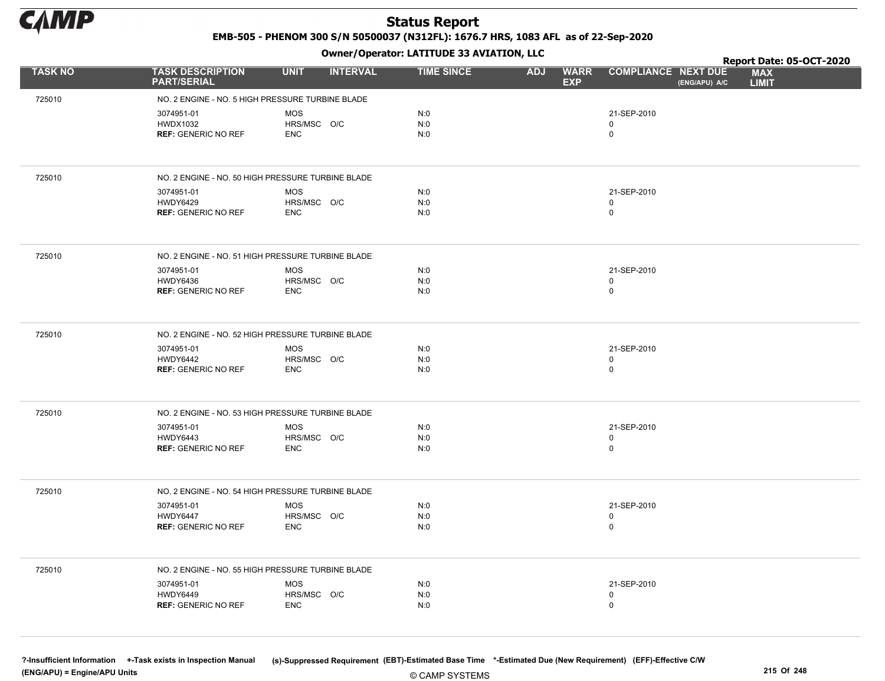# Status Report

**EMB-505 - PHENOM 300 S/N 50500037 (N312FL): 1676.7 HRS, 1083 AFL as of 22-Sep-2020**

**Owner/Operator: LATITUDE 33 AVIATION, LLC**

**Report Date: 05-OCT-2020**

| TASK NO | TASK DESCRIPTION PART/SERIAL | UNIT | INTERVAL | TIME SINCE | ADJ | WARR EXP | COMPLIANCE | NEXT DUE (ENG/APU) A/C | MAX LIMIT |
|---|---|---|---|---|---|---|---|---|---|
| 725010 | NO. 2 ENGINE - NO. 5 HIGH PRESSURE TURBINE BLADE | | | | | | | | |
| | 3074951-01 | MOS | | N:0 | | | 21-SEP-2010 | | |
| | HWDX1032 | HRS/MSC | O/C | N:0 | | | 0 | | |
| | **REF:** GENERIC NO REF | ENC | | N:0 | | | 0 | | |
| 725010 | NO. 2 ENGINE - NO. 50 HIGH PRESSURE TURBINE BLADE | | | | | | | | |
| | 3074951-01 | MOS | | N:0 | | | 21-SEP-2010 | | |
| | HWDY6429 | HRS/MSC | O/C | N:0 | | | 0 | | |
| | **REF:** GENERIC NO REF | ENC | | N:0 | | | 0 | | |
| 725010 | NO. 2 ENGINE - NO. 51 HIGH PRESSURE TURBINE BLADE | | | | | | | | |
| | 3074951-01 | MOS | | N:0 | | | 21-SEP-2010 | | |
| | HWDY6436 | HRS/MSC | O/C | N:0 | | | 0 | | |
| | **REF:** GENERIC NO REF | ENC | | N:0 | | | 0 | | |
| 725010 | NO. 2 ENGINE - NO. 52 HIGH PRESSURE TURBINE BLADE | | | | | | | | |
| | 3074951-01 | MOS | | N:0 | | | 21-SEP-2010 | | |
| | HWDY6442 | HRS/MSC | O/C | N:0 | | | 0 | | |
| | **REF:** GENERIC NO REF | ENC | | N:0 | | | 0 | | |
| 725010 | NO. 2 ENGINE - NO. 53 HIGH PRESSURE TURBINE BLADE | | | | | | | | |
| | 3074951-01 | MOS | | N:0 | | | 21-SEP-2010 | | |
| | HWDY6443 | HRS/MSC | O/C | N:0 | | | 0 | | |
| | **REF:** GENERIC NO REF | ENC | | N:0 | | | 0 | | |
| 725010 | NO. 2 ENGINE - NO. 54 HIGH PRESSURE TURBINE BLADE | | | | | | | | |
| | 3074951-01 | MOS | | N:0 | | | 21-SEP-2010 | | |
| | HWDY6447 | HRS/MSC | O/C | N:0 | | | 0 | | |
| | **REF:** GENERIC NO REF | ENC | | N:0 | | | 0 | | |
| 725010 | NO. 2 ENGINE - NO. 55 HIGH PRESSURE TURBINE BLADE | | | | | | | | |
| | 3074951-01 | MOS | | N:0 | | | 21-SEP-2010 | | |
| | HWDY6449 | HRS/MSC | O/C | N:0 | | | 0 | | |
| | **REF:** GENERIC NO REF | ENC | | N:0 | | | 0 | | |

?-Insufficient Information +-Task exists in Inspection Manual (s)-Suppressed Requirement (EBT)-Estimated Base Time *-Estimated Due (New Requirement) (EFF)-Effective C/W
(ENG/APU) = Engine/APU Units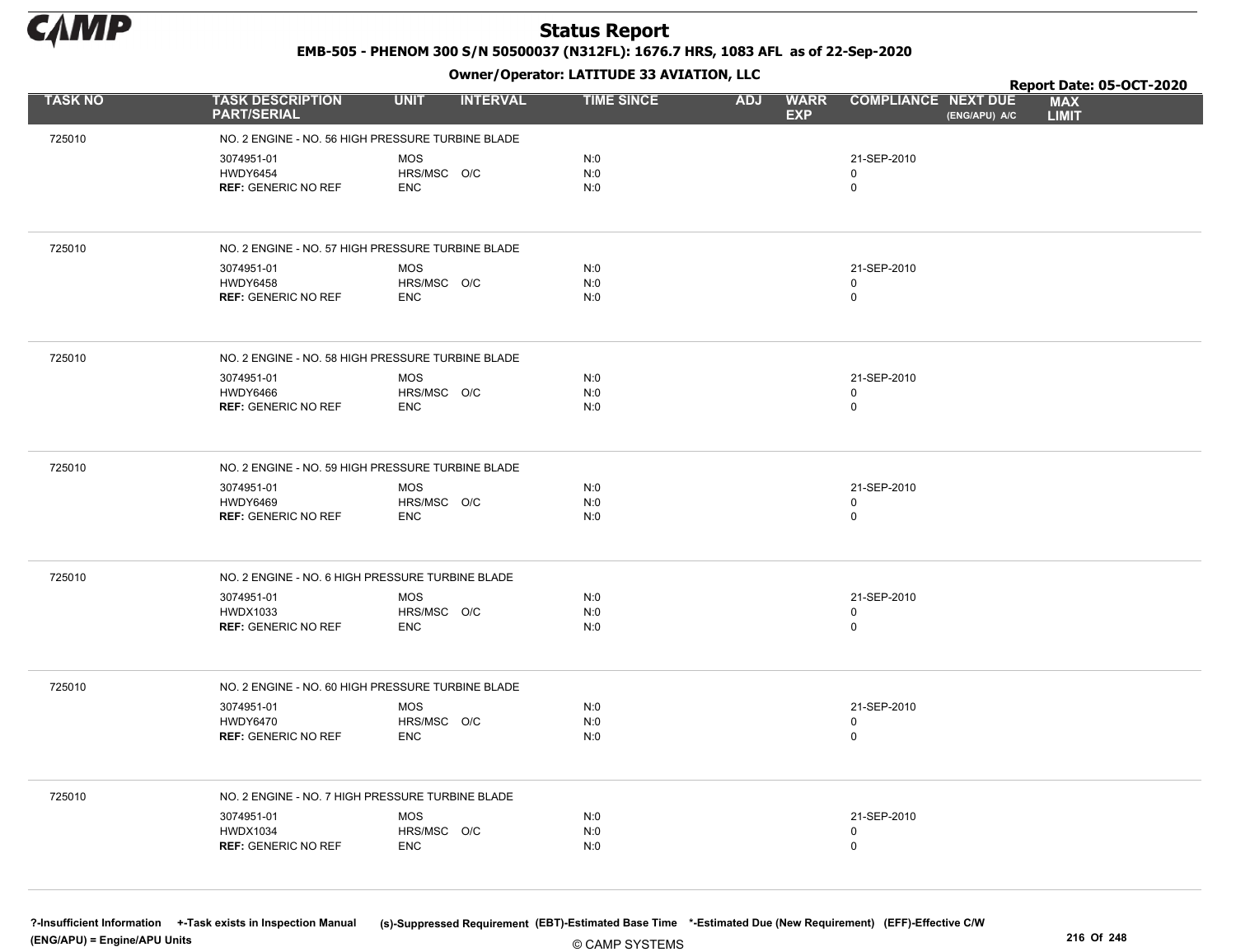# Status Report

EMB-505 - PHENOM 300 S/N 50500037 (N312FL): 1676.7 HRS, 1083 AFL as of 22-Sep-2020

Owner/Operator: LATITUDE 33 AVIATION, LLC

Report Date: 05-OCT-2020

| TASK NO | TASK DESCRIPTION PART/SERIAL | UNIT | INTERVAL | TIME SINCE | ADJ | WARR EXP | COMPLIANCE | NEXT DUE (ENG/APU) A/C | MAX LIMIT |
|---|---|---|---|---|---|---|---|---|---|
| 725010 | NO. 2 ENGINE - NO. 56 HIGH PRESSURE TURBINE BLADE | | | | | | | | |
| | 3074951-01 | MOS | | N:0 | | | 21-SEP-2010 | | |
| | HWDY6454 | HRS/MSC | O/C | N:0 | | | 0 | | |
| | **REF:** GENERIC NO REF | ENC | | N:0 | | | 0 | | |
| 725010 | NO. 2 ENGINE - NO. 57 HIGH PRESSURE TURBINE BLADE | | | | | | | | |
| | 3074951-01 | MOS | | N:0 | | | 21-SEP-2010 | | |
| | HWDY6458 | HRS/MSC | O/C | N:0 | | | 0 | | |
| | **REF:** GENERIC NO REF | ENC | | N:0 | | | 0 | | |
| 725010 | NO. 2 ENGINE - NO. 58 HIGH PRESSURE TURBINE BLADE | | | | | | | | |
| | 3074951-01 | MOS | | N:0 | | | 21-SEP-2010 | | |
| | HWDY6466 | HRS/MSC | O/C | N:0 | | | 0 | | |
| | **REF:** GENERIC NO REF | ENC | | N:0 | | | 0 | | |
| 725010 | NO. 2 ENGINE - NO. 59 HIGH PRESSURE TURBINE BLADE | | | | | | | | |
| | 3074951-01 | MOS | | N:0 | | | 21-SEP-2010 | | |
| | HWDY6469 | HRS/MSC | O/C | N:0 | | | 0 | | |
| | **REF:** GENERIC NO REF | ENC | | N:0 | | | 0 | | |
| 725010 | NO. 2 ENGINE - NO. 6 HIGH PRESSURE TURBINE BLADE | | | | | | | | |
| | 3074951-01 | MOS | | N:0 | | | 21-SEP-2010 | | |
| | HWDX1033 | HRS/MSC | O/C | N:0 | | | 0 | | |
| | **REF:** GENERIC NO REF | ENC | | N:0 | | | 0 | | |
| 725010 | NO. 2 ENGINE - NO. 60 HIGH PRESSURE TURBINE BLADE | | | | | | | | |
| | 3074951-01 | MOS | | N:0 | | | 21-SEP-2010 | | |
| | HWDY6470 | HRS/MSC | O/C | N:0 | | | 0 | | |
| | **REF:** GENERIC NO REF | ENC | | N:0 | | | 0 | | |
| 725010 | NO. 2 ENGINE - NO. 7 HIGH PRESSURE TURBINE BLADE | | | | | | | | |
| | 3074951-01 | MOS | | N:0 | | | 21-SEP-2010 | | |
| | HWDX1034 | HRS/MSC | O/C | N:0 | | | 0 | | |
| | **REF:** GENERIC NO REF | ENC | | N:0 | | | 0 | | |

?-Insufficient Information +-Task exists in Inspection Manual (s)-Suppressed Requirement (EBT)-Estimated Base Time *-Estimated Due (New Requirement) (EFF)-Effective C/W (ENG/APU) = Engine/APU Units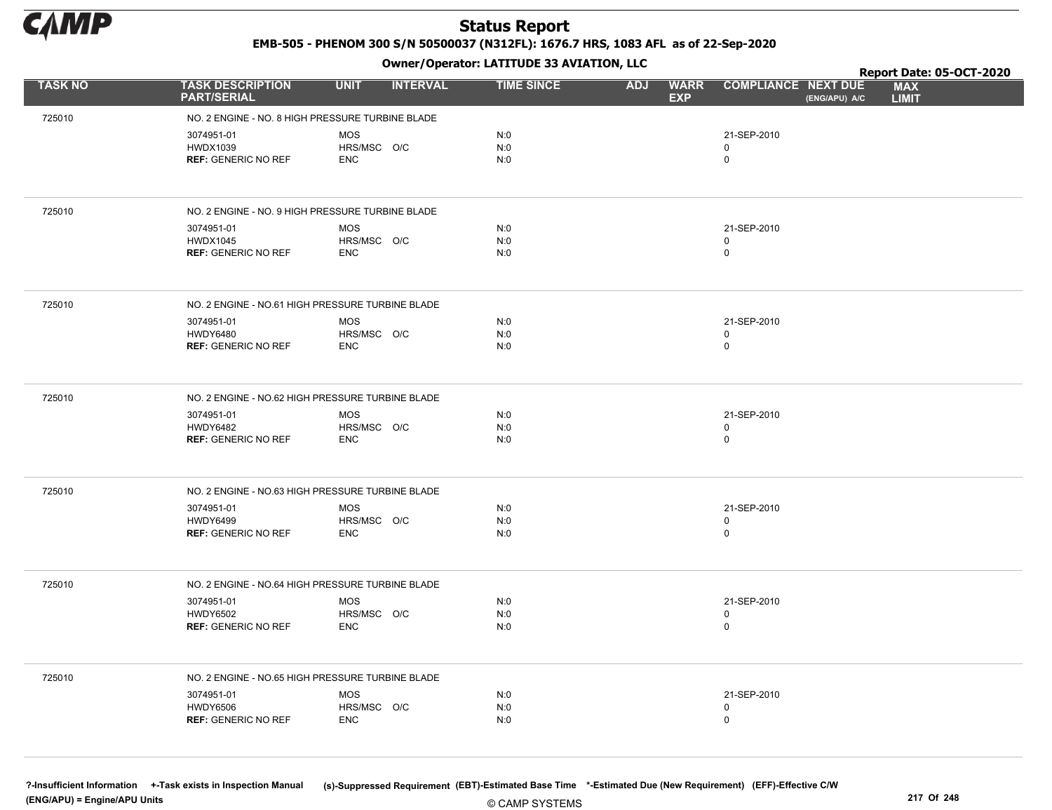# Status Report

**EMB-505 - PHENOM 300 S/N 50500037 (N312FL): 1676.7 HRS, 1083 AFL as of 22-Sep-2020**

**Owner/Operator: LATITUDE 33 AVIATION, LLC**

**Report Date: 05-OCT-2020**

| TASK NO | TASK DESCRIPTION PART/SERIAL | UNIT | INTERVAL | TIME SINCE | ADJ | WARR EXP | COMPLIANCE | NEXT DUE (ENG/APU) A/C | MAX LIMIT |
|---|---|---|---|---|---|---|---|---|---|
| 725010 | NO. 2 ENGINE - NO. 8 HIGH PRESSURE TURBINE BLADE | | | | | | | | |
| | 3074951-01 | MOS | | N:0 | | | 21-SEP-2010 | | |
| | HWDX1039 | HRS/MSC | O/C | N:0 | | | 0 | | |
| | REF: GENERIC NO REF | ENC | | N:0 | | | 0 | | |
| 725010 | NO. 2 ENGINE - NO. 9 HIGH PRESSURE TURBINE BLADE | | | | | | | | |
| | 3074951-01 | MOS | | N:0 | | | 21-SEP-2010 | | |
| | HWDX1045 | HRS/MSC | O/C | N:0 | | | 0 | | |
| | REF: GENERIC NO REF | ENC | | N:0 | | | 0 | | |
| 725010 | NO. 2 ENGINE - NO.61 HIGH PRESSURE TURBINE BLADE | | | | | | | | |
| | 3074951-01 | MOS | | N:0 | | | 21-SEP-2010 | | |
| | HWDY6480 | HRS/MSC | O/C | N:0 | | | 0 | | |
| | REF: GENERIC NO REF | ENC | | N:0 | | | 0 | | |
| 725010 | NO. 2 ENGINE - NO.62 HIGH PRESSURE TURBINE BLADE | | | | | | | | |
| | 3074951-01 | MOS | | N:0 | | | 21-SEP-2010 | | |
| | HWDY6482 | HRS/MSC | O/C | N:0 | | | 0 | | |
| | REF: GENERIC NO REF | ENC | | N:0 | | | 0 | | |
| 725010 | NO. 2 ENGINE - NO.63 HIGH PRESSURE TURBINE BLADE | | | | | | | | |
| | 3074951-01 | MOS | | N:0 | | | 21-SEP-2010 | | |
| | HWDY6499 | HRS/MSC | O/C | N:0 | | | 0 | | |
| | REF: GENERIC NO REF | ENC | | N:0 | | | 0 | | |
| 725010 | NO. 2 ENGINE - NO.64 HIGH PRESSURE TURBINE BLADE | | | | | | | | |
| | 3074951-01 | MOS | | N:0 | | | 21-SEP-2010 | | |
| | HWDY6502 | HRS/MSC | O/C | N:0 | | | 0 | | |
| | REF: GENERIC NO REF | ENC | | N:0 | | | 0 | | |
| 725010 | NO. 2 ENGINE - NO.65 HIGH PRESSURE TURBINE BLADE | | | | | | | | |
| | 3074951-01 | MOS | | N:0 | | | 21-SEP-2010 | | |
| | HWDY6506 | HRS/MSC | O/C | N:0 | | | 0 | | |
| | REF: GENERIC NO REF | ENC | | N:0 | | | 0 | | |

?-Insufficient Information +-Task exists in Inspection Manual (s)-Suppressed Requirement (EBT)-Estimated Base Time *-Estimated Due (New Requirement) (EFF)-Effective C/W
(ENG/APU) = Engine/APU Units

© CAMP SYSTEMS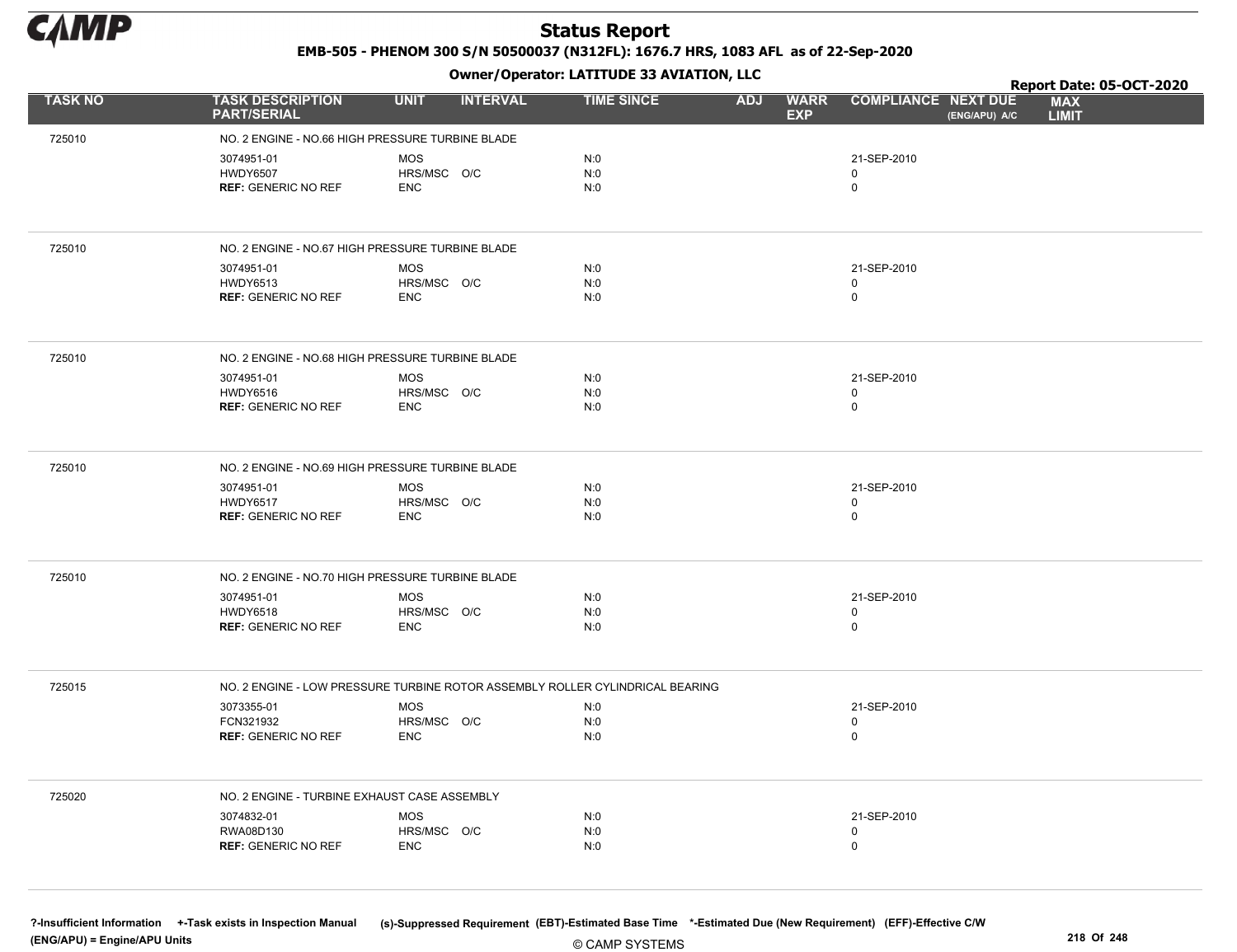# Status Report

**EMB-505 - PHENOM 300 S/N 50500037 (N312FL): 1676.7 HRS, 1083 AFL as of 22-Sep-2020**

**Owner/Operator: LATITUDE 33 AVIATION, LLC**

**Report Date: 05-OCT-2020**

| TASK NO | TASK DESCRIPTION PART/SERIAL | UNIT | INTERVAL | TIME SINCE | ADJ | WARR EXP | COMPLIANCE | NEXT DUE (ENG/APU) A/C | MAX LIMIT |
|---|---|---|---|---|---|---|---|---|---|
| 725010 | NO. 2 ENGINE - NO.66 HIGH PRESSURE TURBINE BLADE | | | | | | | | |
| | 3074951-01 | MOS | | N:0 | | | 21-SEP-2010 | | |
| | HWDY6507 | HRS/MSC | O/C | N:0 | | | 0 | | |
| | **REF:** GENERIC NO REF | ENC | | N:0 | | | 0 | | |
| 725010 | NO. 2 ENGINE - NO.67 HIGH PRESSURE TURBINE BLADE | | | | | | | | |
| | 3074951-01 | MOS | | N:0 | | | 21-SEP-2010 | | |
| | HWDY6513 | HRS/MSC | O/C | N:0 | | | 0 | | |
| | **REF:** GENERIC NO REF | ENC | | N:0 | | | 0 | | |
| 725010 | NO. 2 ENGINE - NO.68 HIGH PRESSURE TURBINE BLADE | | | | | | | | |
| | 3074951-01 | MOS | | N:0 | | | 21-SEP-2010 | | |
| | HWDY6516 | HRS/MSC | O/C | N:0 | | | 0 | | |
| | **REF:** GENERIC NO REF | ENC | | N:0 | | | 0 | | |
| 725010 | NO. 2 ENGINE - NO.69 HIGH PRESSURE TURBINE BLADE | | | | | | | | |
| | 3074951-01 | MOS | | N:0 | | | 21-SEP-2010 | | |
| | HWDY6517 | HRS/MSC | O/C | N:0 | | | 0 | | |
| | **REF:** GENERIC NO REF | ENC | | N:0 | | | 0 | | |
| 725010 | NO. 2 ENGINE - NO.70 HIGH PRESSURE TURBINE BLADE | | | | | | | | |
| | 3074951-01 | MOS | | N:0 | | | 21-SEP-2010 | | |
| | HWDY6518 | HRS/MSC | O/C | N:0 | | | 0 | | |
| | **REF:** GENERIC NO REF | ENC | | N:0 | | | 0 | | |
| 725015 | NO. 2 ENGINE - LOW PRESSURE TURBINE ROTOR ASSEMBLY ROLLER CYLINDRICAL BEARING | | | | | | | | |
| | 3073355-01 | MOS | | N:0 | | | 21-SEP-2010 | | |
| | FCN321932 | HRS/MSC | O/C | N:0 | | | 0 | | |
| | **REF:** GENERIC NO REF | ENC | | N:0 | | | 0 | | |
| 725020 | NO. 2 ENGINE - TURBINE EXHAUST CASE ASSEMBLY | | | | | | | | |
| | 3074832-01 | MOS | | N:0 | | | 21-SEP-2010 | | |
| | RWA08D130 | HRS/MSC | O/C | N:0 | | | 0 | | |
| | **REF:** GENERIC NO REF | ENC | | N:0 | | | 0 | | |

?-Insufficient Information +-Task exists in Inspection Manual (s)-Suppressed Requirement (EBT)-Estimated Base Time *-Estimated Due (New Requirement) (EFF)-Effective C/W (ENG/APU) = Engine/APU Units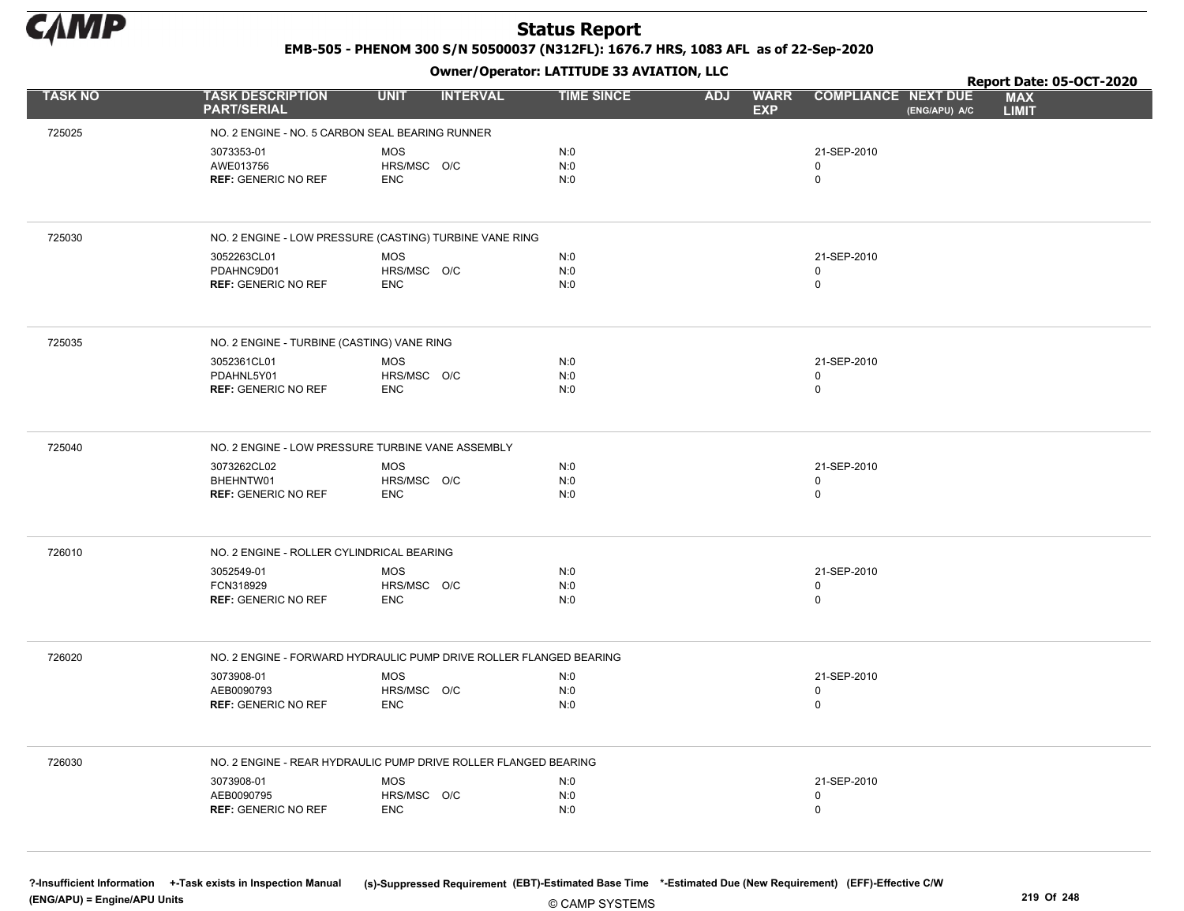# Status Report

**EMB-505 - PHENOM 300 S/N 50500037 (N312FL): 1676.7 HRS, 1083 AFL as of 22-Sep-2020**

**Owner/Operator: LATITUDE 33 AVIATION, LLC**

**Report Date: 05-OCT-2020**

| TASK NO | TASK DESCRIPTION PART/SERIAL | UNIT | INTERVAL | TIME SINCE | ADJ | WARR EXP | COMPLIANCE | NEXT DUE (ENG/APU) A/C | MAX LIMIT |
|---|---|---|---|---|---|---|---|---|---|
| 725025 | NO. 2 ENGINE - NO. 5 CARBON SEAL BEARING RUNNER | | | | | | | | |
| | 3073353-01 | MOS | | N:0 | | | 21-SEP-2010 | | |
| | AWE013756 | HRS/MSC | O/C | N:0 | | | 0 | | |
| | **REF:** GENERIC NO REF | ENC | | N:0 | | | 0 | | |
| 725030 | NO. 2 ENGINE - LOW PRESSURE (CASTING) TURBINE VANE RING | | | | | | | | |
| | 3052263CL01 | MOS | | N:0 | | | 21-SEP-2010 | | |
| | PDAHNC9D01 | HRS/MSC | O/C | N:0 | | | 0 | | |
| | **REF:** GENERIC NO REF | ENC | | N:0 | | | 0 | | |
| 725035 | NO. 2 ENGINE - TURBINE (CASTING) VANE RING | | | | | | | | |
| | 3052361CL01 | MOS | | N:0 | | | 21-SEP-2010 | | |
| | PDAHNL5Y01 | HRS/MSC | O/C | N:0 | | | 0 | | |
| | **REF:** GENERIC NO REF | ENC | | N:0 | | | 0 | | |
| 725040 | NO. 2 ENGINE - LOW PRESSURE TURBINE VANE ASSEMBLY | | | | | | | | |
| | 3073262CL02 | MOS | | N:0 | | | 21-SEP-2010 | | |
| | BHEHNTW01 | HRS/MSC | O/C | N:0 | | | 0 | | |
| | **REF:** GENERIC NO REF | ENC | | N:0 | | | 0 | | |
| 726010 | NO. 2 ENGINE - ROLLER CYLINDRICAL BEARING | | | | | | | | |
| | 3052549-01 | MOS | | N:0 | | | 21-SEP-2010 | | |
| | FCN318929 | HRS/MSC | O/C | N:0 | | | 0 | | |
| | **REF:** GENERIC NO REF | ENC | | N:0 | | | 0 | | |
| 726020 | NO. 2 ENGINE - FORWARD HYDRAULIC PUMP DRIVE ROLLER FLANGED BEARING | | | | | | | | |
| | 3073908-01 | MOS | | N:0 | | | 21-SEP-2010 | | |
| | AEB0090793 | HRS/MSC | O/C | N:0 | | | 0 | | |
| | **REF:** GENERIC NO REF | ENC | | N:0 | | | 0 | | |
| 726030 | NO. 2 ENGINE - REAR HYDRAULIC PUMP DRIVE ROLLER FLANGED BEARING | | | | | | | | |
| | 3073908-01 | MOS | | N:0 | | | 21-SEP-2010 | | |
| | AEB0090795 | HRS/MSC | O/C | N:0 | | | 0 | | |
| | **REF:** GENERIC NO REF | ENC | | N:0 | | | 0 | | |

?-Insufficient Information +-Task exists in Inspection Manual (s)-Suppressed Requirement (EBT)-Estimated Base Time *-Estimated Due (New Requirement) (EFF)-Effective C/W
(ENG/APU) = Engine/APU Units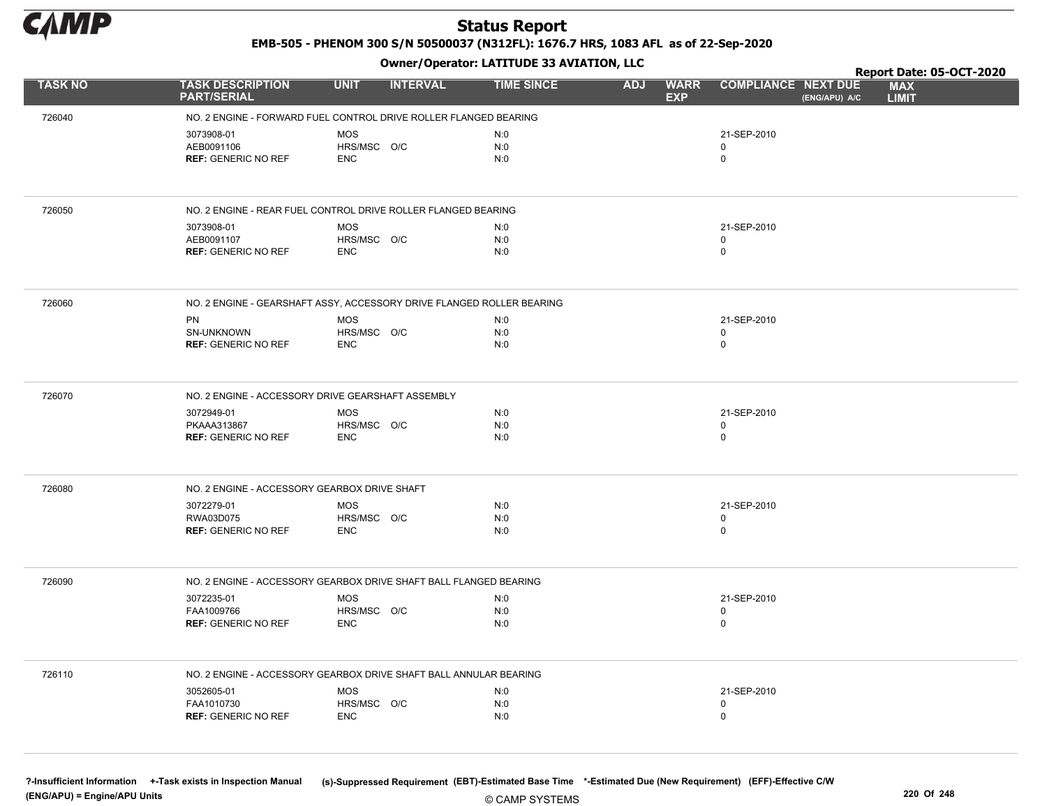# Status Report

**EMB-505 - PHENOM 300 S/N 50500037 (N312FL): 1676.7 HRS, 1083 AFL as of 22-Sep-2020**

**Owner/Operator: LATITUDE 33 AVIATION, LLC**

**Report Date: 05-OCT-2020**

| TASK NO | TASK DESCRIPTION PART/SERIAL | UNIT | INTERVAL | TIME SINCE | ADJ | WARR EXP | COMPLIANCE | NEXT DUE (ENG/APU) A/C | MAX LIMIT |
|---|---|---|---|---|---|---|---|---|---|
| 726040 | NO. 2 ENGINE - FORWARD FUEL CONTROL DRIVE ROLLER FLANGED BEARING | | | | | | | | |
| | 3073908-01 | MOS | | N:0 | | | 21-SEP-2010 | | |
| | AEB0091106 | HRS/MSC | O/C | N:0 | | | 0 | | |
| | **REF:** GENERIC NO REF | ENC | | N:0 | | | 0 | | |
| 726050 | NO. 2 ENGINE - REAR FUEL CONTROL DRIVE ROLLER FLANGED BEARING | | | | | | | | |
| | 3073908-01 | MOS | | N:0 | | | 21-SEP-2010 | | |
| | AEB0091107 | HRS/MSC | O/C | N:0 | | | 0 | | |
| | **REF:** GENERIC NO REF | ENC | | N:0 | | | 0 | | |
| 726060 | NO. 2 ENGINE - GEARSHAFT ASSY, ACCESSORY DRIVE FLANGED ROLLER BEARING | | | | | | | | |
| | PN | MOS | | N:0 | | | 21-SEP-2010 | | |
| | SN-UNKNOWN | HRS/MSC | O/C | N:0 | | | 0 | | |
| | **REF:** GENERIC NO REF | ENC | | N:0 | | | 0 | | |
| 726070 | NO. 2 ENGINE - ACCESSORY DRIVE GEARSHAFT ASSEMBLY | | | | | | | | |
| | 3072949-01 | MOS | | N:0 | | | 21-SEP-2010 | | |
| | PKAAA313867 | HRS/MSC | O/C | N:0 | | | 0 | | |
| | **REF:** GENERIC NO REF | ENC | | N:0 | | | 0 | | |
| 726080 | NO. 2 ENGINE - ACCESSORY GEARBOX DRIVE SHAFT | | | | | | | | |
| | 3072279-01 | MOS | | N:0 | | | 21-SEP-2010 | | |
| | RWA03D075 | HRS/MSC | O/C | N:0 | | | 0 | | |
| | **REF:** GENERIC NO REF | ENC | | N:0 | | | 0 | | |
| 726090 | NO. 2 ENGINE - ACCESSORY GEARBOX DRIVE SHAFT BALL FLANGED BEARING | | | | | | | | |
| | 3072235-01 | MOS | | N:0 | | | 21-SEP-2010 | | |
| | FAA1009766 | HRS/MSC | O/C | N:0 | | | 0 | | |
| | **REF:** GENERIC NO REF | ENC | | N:0 | | | 0 | | |
| 726110 | NO. 2 ENGINE - ACCESSORY GEARBOX DRIVE SHAFT BALL ANNULAR BEARING | | | | | | | | |
| | 3052605-01 | MOS | | N:0 | | | 21-SEP-2010 | | |
| | FAA1010730 | HRS/MSC | O/C | N:0 | | | 0 | | |
| | **REF:** GENERIC NO REF | ENC | | N:0 | | | 0 | | |

?-Insufficient Information +-Task exists in Inspection Manual (s)-Suppressed Requirement (EBT)-Estimated Base Time *-Estimated Due (New Requirement) (EFF)-Effective C/W
(ENG/APU) = Engine/APU Units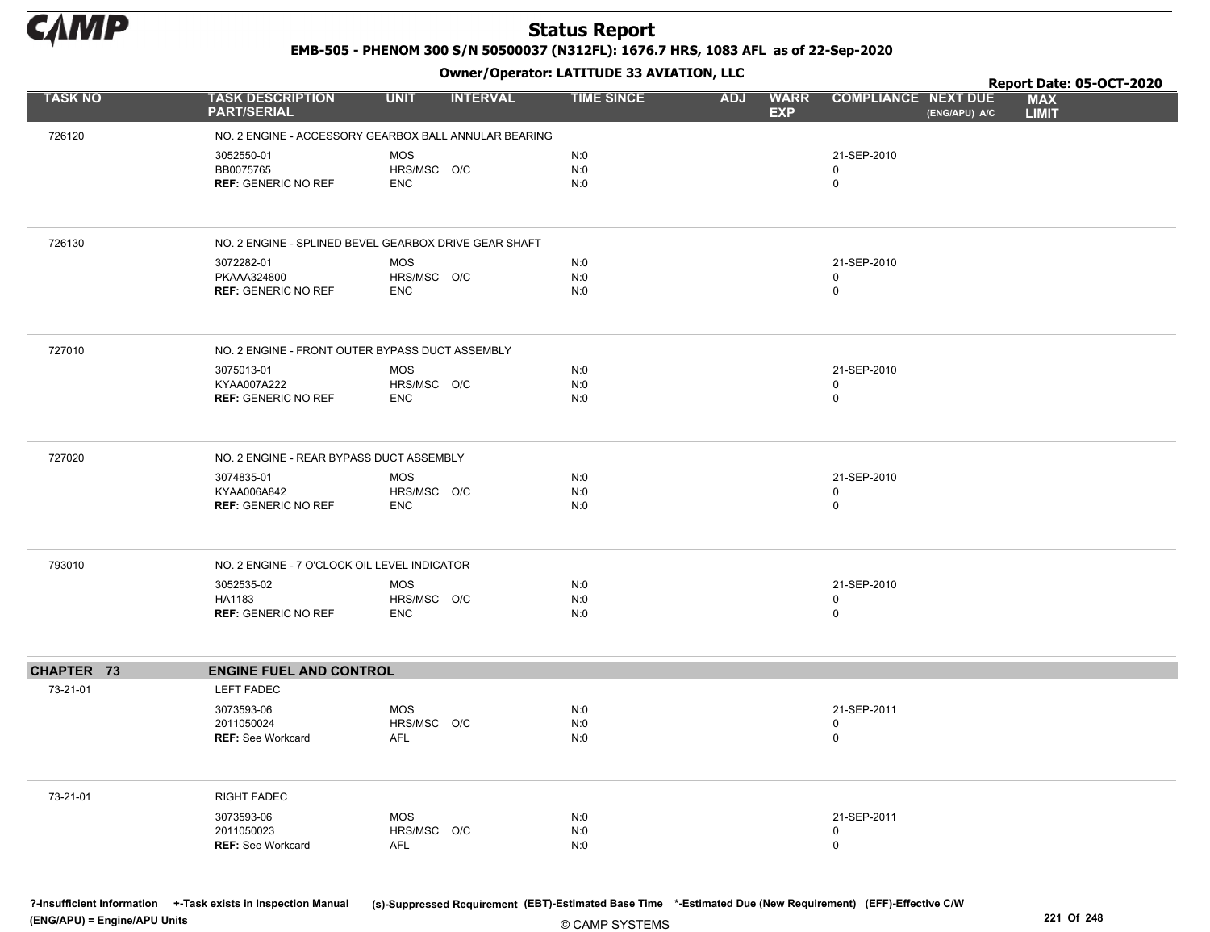| TASK NO | TASK DESCRIPTION PART/SERIAL | UNIT | INTERVAL | TIME SINCE | ADJ | WARR EXP | COMPLIANCE | NEXT DUE (ENG/APU) A/C | MAX LIMIT |
|---|---|---|---|---|---|---|---|---|---|
| 726120 | NO. 2 ENGINE - ACCESSORY GEARBOX BALL ANNULAR BEARING | | | | | | | | |
| | 3052550-01 | MOS | | N:0 | | | 21-SEP-2010 | | |
| | BB0075765 | HRS/MSC | O/C | N:0 | | | 0 | | |
| | **REF:** GENERIC NO REF | ENC | | N:0 | | | 0 | | |
| 726130 | NO. 2 ENGINE - SPLINED BEVEL GEARBOX DRIVE GEAR SHAFT | | | | | | | | |
| | 3072282-01 | MOS | | N:0 | | | 21-SEP-2010 | | |
| | PKAAA324800 | HRS/MSC | O/C | N:0 | | | 0 | | |
| | **REF:** GENERIC NO REF | ENC | | N:0 | | | 0 | | |
| 727010 | NO. 2 ENGINE - FRONT OUTER BYPASS DUCT ASSEMBLY | | | | | | | | |
| | 3075013-01 | MOS | | N:0 | | | 21-SEP-2010 | | |
| | KYAA007A222 | HRS/MSC | O/C | N:0 | | | 0 | | |
| | **REF:** GENERIC NO REF | ENC | | N:0 | | | 0 | | |
| 727020 | NO. 2 ENGINE - REAR BYPASS DUCT ASSEMBLY | | | | | | | | |
| | 3074835-01 | MOS | | N:0 | | | 21-SEP-2010 | | |
| | KYAA006A842 | HRS/MSC | O/C | N:0 | | | 0 | | |
| | **REF:** GENERIC NO REF | ENC | | N:0 | | | 0 | | |
| 793010 | NO. 2 ENGINE - 7 O'CLOCK OIL LEVEL INDICATOR | | | | | | | | |
| | 3052535-02 | MOS | | N:0 | | | 21-SEP-2010 | | |
| | HA1183 | HRS/MSC | O/C | N:0 | | | 0 | | |
| | **REF:** GENERIC NO REF | ENC | | N:0 | | | 0 | | |
| **CHAPTER 73** | **ENGINE FUEL AND CONTROL** | | | | | | | | |
| 73-21-01 | LEFT FADEC | | | | | | | | |
| | 3073593-06 | MOS | | N:0 | | | 21-SEP-2011 | | |
| | 2011050024 | HRS/MSC | O/C | N:0 | | | 0 | | |
| | **REF:** See Workcard | AFL | | N:0 | | | 0 | | |
| 73-21-01 | RIGHT FADEC | | | | | | | | |
| | 3073593-06 | MOS | | N:0 | | | 21-SEP-2011 | | |
| | 2011050023 | HRS/MSC | O/C | N:0 | | | 0 | | |
| | **REF:** See Workcard | AFL | | N:0 | | | 0 | | |

?-Insufficient Information +-Task exists in Inspection Manual (s)-Suppressed Requirement (EBT)-Estimated Base Time *-Estimated Due (New Requirement) (EFF)-Effective C/W
(ENG/APU) = Engine/APU Units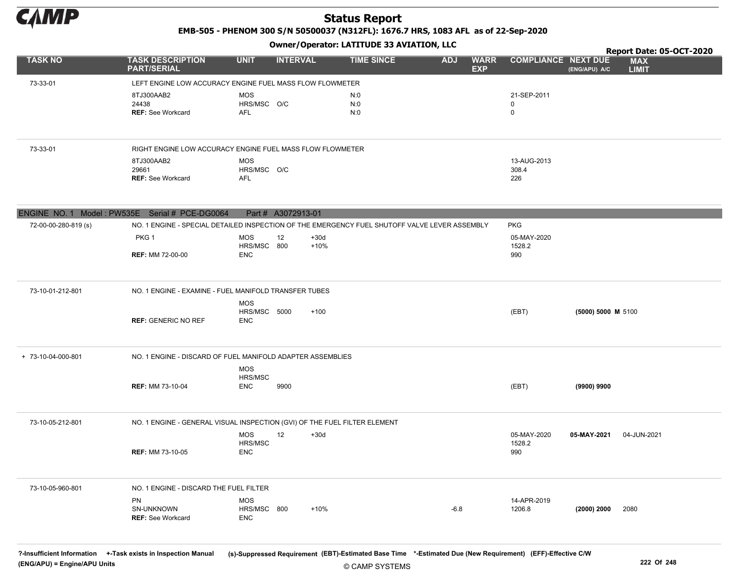# Status Report

**EMB-505 - PHENOM 300 S/N 50500037 (N312FL): 1676.7 HRS, 1083 AFL as of 22-Sep-2020**

**Owner/Operator: LATITUDE 33 AVIATION, LLC**

**Report Date: 05-OCT-2020**

| TASK NO | TASK DESCRIPTION PART/SERIAL | UNIT | INTERVAL | | TIME SINCE | ADJ | WARR EXP | COMPLIANCE | NEXT DUE (ENG/APU) A/C | MAX LIMIT |
|---|---|---|---|---|---|---|---|---|---|---|
| 73-33-01 | LEFT ENGINE LOW ACCURACY ENGINE FUEL MASS FLOW FLOWMETER | | | | | | | | | |
| | 8TJ300AAB2 | MOS | | | N:0 | | | 21-SEP-2011 | | |
| | 24438 | HRS/MSC | O/C | | N:0 | | | 0 | | |
| | **REF:** See Workcard | AFL | | | N:0 | | | 0 | | |
| 73-33-01 | RIGHT ENGINE LOW ACCURACY ENGINE FUEL MASS FLOW FLOWMETER | | | | | | | | | |
| | 8TJ300AAB2 | MOS | | | | | | 13-AUG-2013 | | |
| | 29661 | HRS/MSC | O/C | | | | | 308.4 | | |
| | **REF:** See Workcard | AFL | | | | | | 226 | | |
| **ENGINE NO. 1 Model : PW535E Serial # PCE-DG0064 Part # A3072913-01** | | | | | | | | | | |
| 72-00-00-280-819 (s) | NO. 1 ENGINE - SPECIAL DETAILED INSPECTION OF THE EMERGENCY FUEL SHUTOFF VALVE LEVER ASSEMBLY | | | | | | | PKG | | |
| | PKG 1 | MOS | 12 | +30d | | | | 05-MAY-2020 | | |
| | | HRS/MSC | 800 | +10% | | | | 1528.2 | | |
| | **REF:** MM 72-00-00 | ENC | | | | | | 990 | | |
| 73-10-01-212-801 | NO. 1 ENGINE - EXAMINE - FUEL MANIFOLD TRANSFER TUBES | | | | | | | | | |
| | | MOS | | | | | | | | |
| | | HRS/MSC | 5000 | +100 | | | | (EBT) | **(5000) 5000 M** | 5100 |
| | **REF:** GENERIC NO REF | ENC | | | | | | | | |
| + 73-10-04-000-801 | NO. 1 ENGINE - DISCARD OF FUEL MANIFOLD ADAPTER ASSEMBLIES | | | | | | | | | |
| | | MOS | | | | | | | | |
| | | HRS/MSC | | | | | | | | |
| | **REF:** MM 73-10-04 | ENC | 9900 | | | | | (EBT) | **(9900) 9900** | |
| 73-10-05-212-801 | NO. 1 ENGINE - GENERAL VISUAL INSPECTION (GVI) OF THE FUEL FILTER ELEMENT | | | | | | | | | |
| | | MOS | 12 | +30d | | | | 05-MAY-2020 | **05-MAY-2021** | 04-JUN-2021 |
| | | HRS/MSC | | | | | | 1528.2 | | |
| | **REF:** MM 73-10-05 | ENC | | | | | | 990 | | |
| 73-10-05-960-801 | NO. 1 ENGINE - DISCARD THE FUEL FILTER | | | | | | | | | |
| | PN | MOS | | | | | | 14-APR-2019 | | |
| | SN-UNKNOWN | HRS/MSC | 800 | +10% | | -6.8 | | 1206.8 | **(2000) 2000** | 2080 |
| | **REF:** See Workcard | ENC | | | | | | | | |

?-Insufficient Information +-Task exists in Inspection Manual (s)-Suppressed Requirement (EBT)-Estimated Base Time \*-Estimated Due (New Requirement) (EFF)-Effective C/W
(ENG/APU) = Engine/APU Units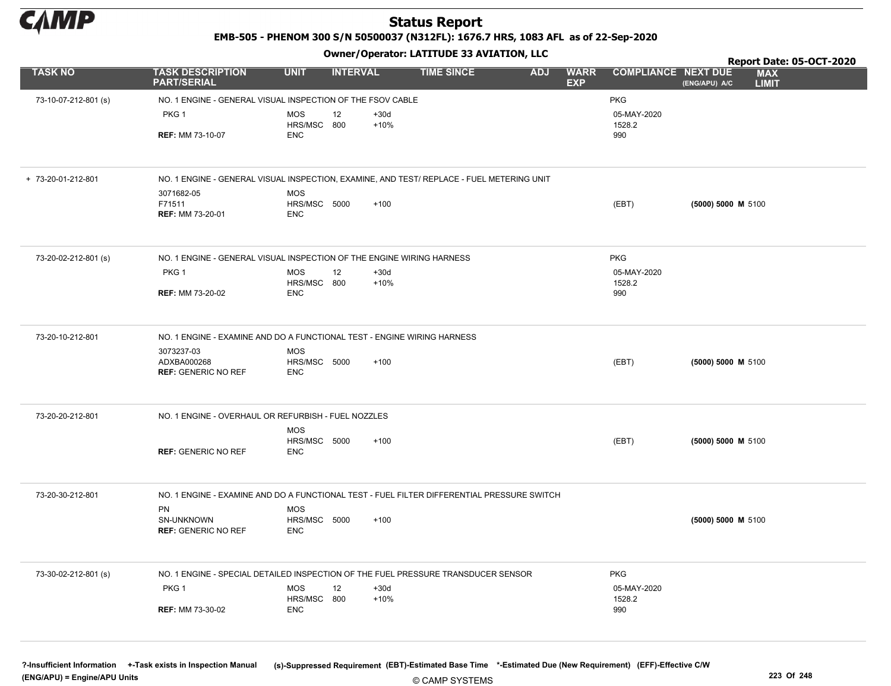# Status Report

**EMB-505 - PHENOM 300 S/N 50500037 (N312FL): 1676.7 HRS, 1083 AFL as of 22-Sep-2020**

**Owner/Operator: LATITUDE 33 AVIATION, LLC**

**Report Date: 05-OCT-2020**

| TASK NO | TASK DESCRIPTION PART/SERIAL | UNIT | INTERVAL | | TIME SINCE | ADJ | WARR EXP | COMPLIANCE | NEXT DUE (ENG/APU) A/C | MAX LIMIT |
|---|---|---|---|---|---|---|---|---|---|---|
| 73-10-07-212-801 (s) | NO. 1 ENGINE - GENERAL VISUAL INSPECTION OF THE FSOV CABLE | | | | | | | PKG | | |
| | PKG 1 | MOS | 12 | +30d | | | | 05-MAY-2020 | | |
| | | HRS/MSC | 800 | +10% | | | | 1528.2 | | |
| | **REF:** MM 73-10-07 | ENC | | | | | | 990 | | |
| + 73-20-01-212-801 | NO. 1 ENGINE - GENERAL VISUAL INSPECTION, EXAMINE, AND TEST/ REPLACE - FUEL METERING UNIT | | | | | | | | | |
| | 3071682-05 | MOS | | | | | | | | |
| | F71511 | HRS/MSC | 5000 | +100 | | | | (EBT) | **(5000) 5000 M** | 5100 |
| | **REF:** MM 73-20-01 | ENC | | | | | | | | |
| 73-20-02-212-801 (s) | NO. 1 ENGINE - GENERAL VISUAL INSPECTION OF THE ENGINE WIRING HARNESS | | | | | | | PKG | | |
| | PKG 1 | MOS | 12 | +30d | | | | 05-MAY-2020 | | |
| | | HRS/MSC | 800 | +10% | | | | 1528.2 | | |
| | **REF:** MM 73-20-02 | ENC | | | | | | 990 | | |
| 73-20-10-212-801 | NO. 1 ENGINE - EXAMINE AND DO A FUNCTIONAL TEST - ENGINE WIRING HARNESS | | | | | | | | | |
| | 3073237-03 | MOS | | | | | | | | |
| | ADXBA000268 | HRS/MSC | 5000 | +100 | | | | (EBT) | **(5000) 5000 M** | 5100 |
| | **REF:** GENERIC NO REF | ENC | | | | | | | | |
| 73-20-20-212-801 | NO. 1 ENGINE - OVERHAUL OR REFURBISH - FUEL NOZZLES | | | | | | | | | |
| | | MOS | | | | | | | | |
| | | HRS/MSC | 5000 | +100 | | | | (EBT) | **(5000) 5000 M** | 5100 |
| | **REF:** GENERIC NO REF | ENC | | | | | | | | |
| 73-20-30-212-801 | NO. 1 ENGINE - EXAMINE AND DO A FUNCTIONAL TEST - FUEL FILTER DIFFERENTIAL PRESSURE SWITCH | | | | | | | | | |
| | PN | MOS | | | | | | | | |
| | SN-UNKNOWN | HRS/MSC | 5000 | +100 | | | | | **(5000) 5000 M** | 5100 |
| | **REF:** GENERIC NO REF | ENC | | | | | | | | |
| 73-30-02-212-801 (s) | NO. 1 ENGINE - SPECIAL DETAILED INSPECTION OF THE FUEL PRESSURE TRANSDUCER SENSOR | | | | | | | PKG | | |
| | PKG 1 | MOS | 12 | +30d | | | | 05-MAY-2020 | | |
| | | HRS/MSC | 800 | +10% | | | | 1528.2 | | |
| | **REF:** MM 73-30-02 | ENC | | | | | | 990 | | |

**?-Insufficient Information** **+-Task exists in Inspection Manual** **(s)-Suppressed Requirement** **(EBT)-Estimated Base Time** **\*-Estimated Due (New Requirement)** **(EFF)-Effective C/W**
**(ENG/APU) = Engine/APU Units**

© CAMP SYSTEMS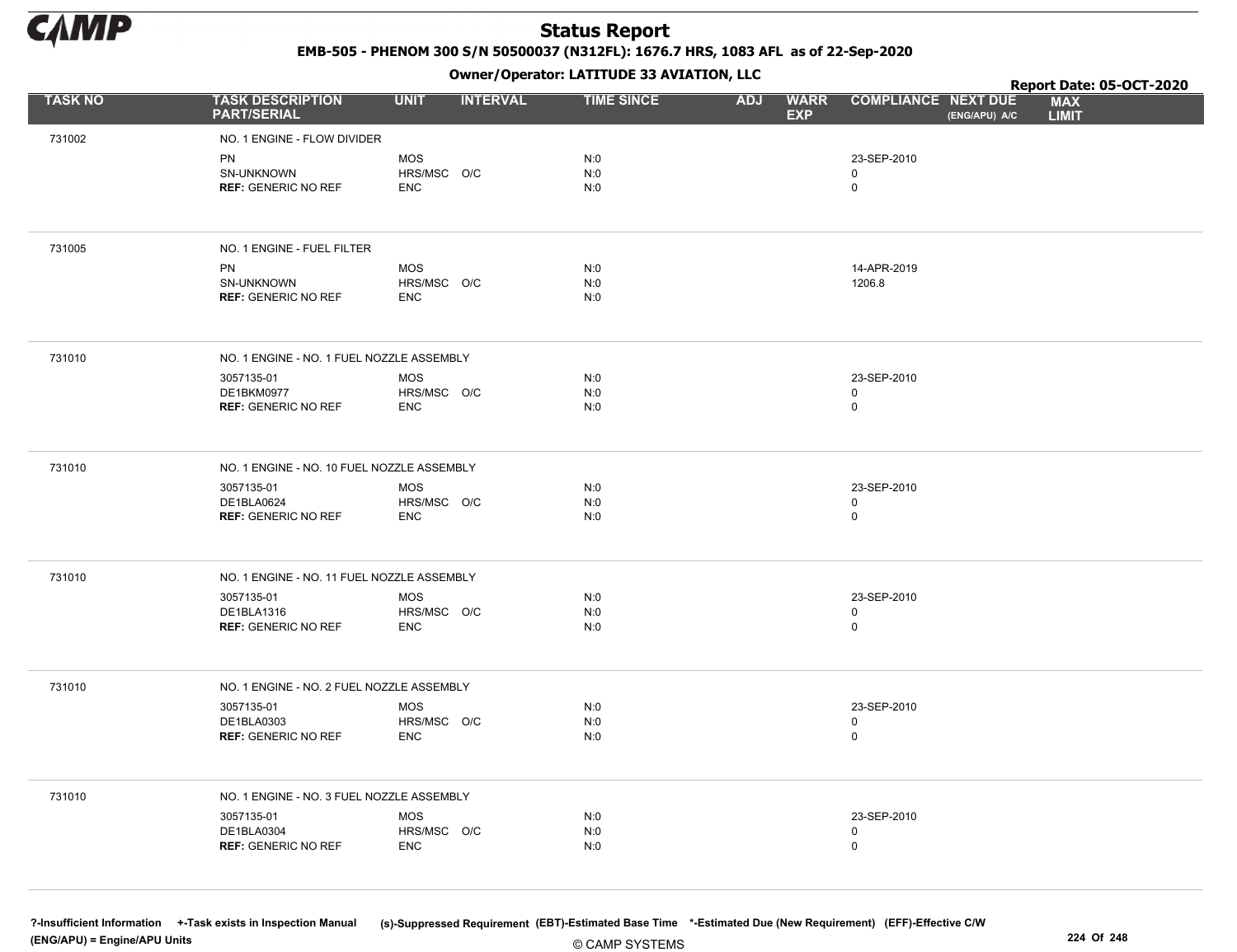# Status Report

**EMB-505 - PHENOM 300 S/N 50500037 (N312FL): 1676.7 HRS, 1083 AFL as of 22-Sep-2020**

**Owner/Operator: LATITUDE 33 AVIATION, LLC**

**Report Date: 05-OCT-2020**

| TASK NO | TASK DESCRIPTION PART/SERIAL | UNIT | INTERVAL | TIME SINCE | ADJ | WARR EXP | COMPLIANCE | NEXT DUE (ENG/APU) A/C | MAX LIMIT |
|---|---|---|---|---|---|---|---|---|---|
| 731002 | NO. 1 ENGINE - FLOW DIVIDER | | | | | | | | |
| | PN | MOS | | N:0 | | | 23-SEP-2010 | | |
| | SN-UNKNOWN | HRS/MSC | O/C | N:0 | | | 0 | | |
| | **REF:** GENERIC NO REF | ENC | | N:0 | | | 0 | | |
| 731005 | NO. 1 ENGINE - FUEL FILTER | | | | | | | | |
| | PN | MOS | | N:0 | | | 14-APR-2019 | | |
| | SN-UNKNOWN | HRS/MSC | O/C | N:0 | | | 1206.8 | | |
| | **REF:** GENERIC NO REF | ENC | | N:0 | | | | | |
| 731010 | NO. 1 ENGINE - NO. 1 FUEL NOZZLE ASSEMBLY | | | | | | | | |
| | 3057135-01 | MOS | | N:0 | | | 23-SEP-2010 | | |
| | DE1BKM0977 | HRS/MSC | O/C | N:0 | | | 0 | | |
| | **REF:** GENERIC NO REF | ENC | | N:0 | | | 0 | | |
| 731010 | NO. 1 ENGINE - NO. 10 FUEL NOZZLE ASSEMBLY | | | | | | | | |
| | 3057135-01 | MOS | | N:0 | | | 23-SEP-2010 | | |
| | DE1BLA0624 | HRS/MSC | O/C | N:0 | | | 0 | | |
| | **REF:** GENERIC NO REF | ENC | | N:0 | | | 0 | | |
| 731010 | NO. 1 ENGINE - NO. 11 FUEL NOZZLE ASSEMBLY | | | | | | | | |
| | 3057135-01 | MOS | | N:0 | | | 23-SEP-2010 | | |
| | DE1BLA1316 | HRS/MSC | O/C | N:0 | | | 0 | | |
| | **REF:** GENERIC NO REF | ENC | | N:0 | | | 0 | | |
| 731010 | NO. 1 ENGINE - NO. 2 FUEL NOZZLE ASSEMBLY | | | | | | | | |
| | 3057135-01 | MOS | | N:0 | | | 23-SEP-2010 | | |
| | DE1BLA0303 | HRS/MSC | O/C | N:0 | | | 0 | | |
| | **REF:** GENERIC NO REF | ENC | | N:0 | | | 0 | | |
| 731010 | NO. 1 ENGINE - NO. 3 FUEL NOZZLE ASSEMBLY | | | | | | | | |
| | 3057135-01 | MOS | | N:0 | | | 23-SEP-2010 | | |
| | DE1BLA0304 | HRS/MSC | O/C | N:0 | | | 0 | | |
| | **REF:** GENERIC NO REF | ENC | | N:0 | | | 0 | | |

?-Insufficient Information +-Task exists in Inspection Manual (s)-Suppressed Requirement (EBT)-Estimated Base Time *-Estimated Due (New Requirement) (EFF)-Effective C/W (ENG/APU) = Engine/APU Units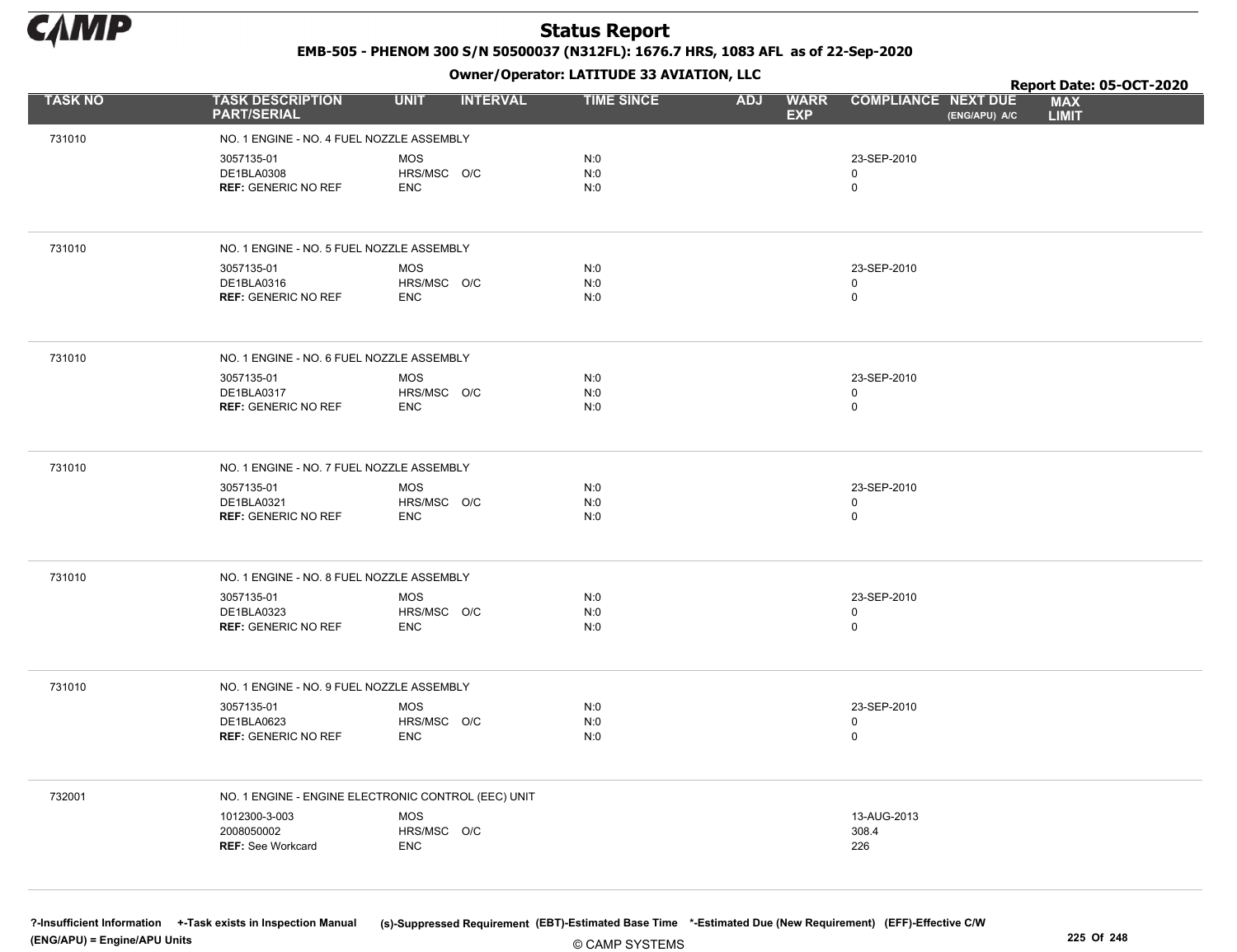# Status Report

**EMB-505 - PHENOM 300 S/N 50500037 (N312FL): 1676.7 HRS, 1083 AFL as of 22-Sep-2020**

**Owner/Operator: LATITUDE 33 AVIATION, LLC**

**Report Date: 05-OCT-2020**

| TASK NO | TASK DESCRIPTION PART/SERIAL | UNIT | INTERVAL | TIME SINCE | ADJ | WARR EXP | COMPLIANCE | NEXT DUE (ENG/APU) A/C | MAX LIMIT |
|---|---|---|---|---|---|---|---|---|---|
| 731010 | NO. 1 ENGINE - NO. 4 FUEL NOZZLE ASSEMBLY | | | | | | | | |
| | 3057135-01 | MOS | | N:0 | | | 23-SEP-2010 | | |
| | DE1BLA0308 | HRS/MSC | O/C | N:0 | | | 0 | | |
| | **REF:** GENERIC NO REF | ENC | | N:0 | | | 0 | | |
| 731010 | NO. 1 ENGINE - NO. 5 FUEL NOZZLE ASSEMBLY | | | | | | | | |
| | 3057135-01 | MOS | | N:0 | | | 23-SEP-2010 | | |
| | DE1BLA0316 | HRS/MSC | O/C | N:0 | | | 0 | | |
| | **REF:** GENERIC NO REF | ENC | | N:0 | | | 0 | | |
| 731010 | NO. 1 ENGINE - NO. 6 FUEL NOZZLE ASSEMBLY | | | | | | | | |
| | 3057135-01 | MOS | | N:0 | | | 23-SEP-2010 | | |
| | DE1BLA0317 | HRS/MSC | O/C | N:0 | | | 0 | | |
| | **REF:** GENERIC NO REF | ENC | | N:0 | | | 0 | | |
| 731010 | NO. 1 ENGINE - NO. 7 FUEL NOZZLE ASSEMBLY | | | | | | | | |
| | 3057135-01 | MOS | | N:0 | | | 23-SEP-2010 | | |
| | DE1BLA0321 | HRS/MSC | O/C | N:0 | | | 0 | | |
| | **REF:** GENERIC NO REF | ENC | | N:0 | | | 0 | | |
| 731010 | NO. 1 ENGINE - NO. 8 FUEL NOZZLE ASSEMBLY | | | | | | | | |
| | 3057135-01 | MOS | | N:0 | | | 23-SEP-2010 | | |
| | DE1BLA0323 | HRS/MSC | O/C | N:0 | | | 0 | | |
| | **REF:** GENERIC NO REF | ENC | | N:0 | | | 0 | | |
| 731010 | NO. 1 ENGINE - NO. 9 FUEL NOZZLE ASSEMBLY | | | | | | | | |
| | 3057135-01 | MOS | | N:0 | | | 23-SEP-2010 | | |
| | DE1BLA0623 | HRS/MSC | O/C | N:0 | | | 0 | | |
| | **REF:** GENERIC NO REF | ENC | | N:0 | | | 0 | | |
| 732001 | NO. 1 ENGINE - ENGINE ELECTRONIC CONTROL (EEC) UNIT | | | | | | | | |
| | 1012300-3-003 | MOS | | | | | 13-AUG-2013 | | |
| | 2008050002 | HRS/MSC | O/C | | | | 308.4 | | |
| | **REF:** See Workcard | ENC | | | | | 226 | | |

**?-Insufficient Information** **+-Task exists in Inspection Manual** **(s)-Suppressed Requirement** **(EBT)-Estimated Base Time** **\*-Estimated Due (New Requirement)** **(EFF)-Effective C/W**
**(ENG/APU) = Engine/APU Units**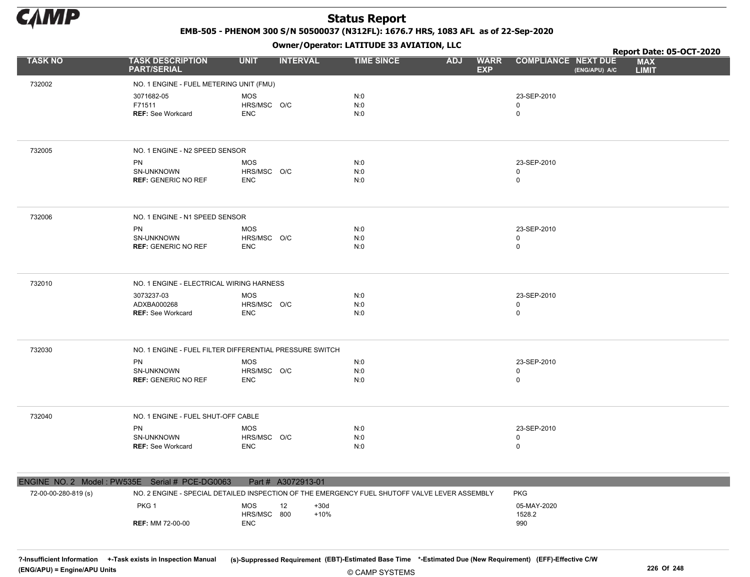# Status Report

**EMB-505 - PHENOM 300 S/N 50500037 (N312FL): 1676.7 HRS, 1083 AFL as of 22-Sep-2020**

**Owner/Operator: LATITUDE 33 AVIATION, LLC**

**Report Date: 05-OCT-2020**

| TASK NO | TASK DESCRIPTION PART/SERIAL | UNIT | INTERVAL | | TIME SINCE | ADJ | WARR EXP | COMPLIANCE | NEXT DUE (ENG/APU) A/C | MAX LIMIT |
|---|---|---|---|---|---|---|---|---|---|---|
| 732002 | NO. 1 ENGINE - FUEL METERING UNIT (FMU) | | | | | | | | | |
| | 3071682-05 | MOS | | | N:0 | | | 23-SEP-2010 | | |
| | F71511 | HRS/MSC | O/C | | N:0 | | | 0 | | |
| | **REF:** See Workcard | ENC | | | N:0 | | | 0 | | |
| 732005 | NO. 1 ENGINE - N2 SPEED SENSOR | | | | | | | | | |
| | PN | MOS | | | N:0 | | | 23-SEP-2010 | | |
| | SN-UNKNOWN | HRS/MSC | O/C | | N:0 | | | 0 | | |
| | **REF:** GENERIC NO REF | ENC | | | N:0 | | | 0 | | |
| 732006 | NO. 1 ENGINE - N1 SPEED SENSOR | | | | | | | | | |
| | PN | MOS | | | N:0 | | | 23-SEP-2010 | | |
| | SN-UNKNOWN | HRS/MSC | O/C | | N:0 | | | 0 | | |
| | **REF:** GENERIC NO REF | ENC | | | N:0 | | | 0 | | |
| 732010 | NO. 1 ENGINE - ELECTRICAL WIRING HARNESS | | | | | | | | | |
| | 3073237-03 | MOS | | | N:0 | | | 23-SEP-2010 | | |
| | ADXBA000268 | HRS/MSC | O/C | | N:0 | | | 0 | | |
| | **REF:** See Workcard | ENC | | | N:0 | | | 0 | | |
| 732030 | NO. 1 ENGINE - FUEL FILTER DIFFERENTIAL PRESSURE SWITCH | | | | | | | | | |
| | PN | MOS | | | N:0 | | | 23-SEP-2010 | | |
| | SN-UNKNOWN | HRS/MSC | O/C | | N:0 | | | 0 | | |
| | **REF:** GENERIC NO REF | ENC | | | N:0 | | | 0 | | |
| 732040 | NO. 1 ENGINE - FUEL SHUT-OFF CABLE | | | | | | | | | |
| | PN | MOS | | | N:0 | | | 23-SEP-2010 | | |
| | SN-UNKNOWN | HRS/MSC | O/C | | N:0 | | | 0 | | |
| | **REF:** See Workcard | ENC | | | N:0 | | | 0 | | |

**ENGINE NO. 2 Model : PW535E Serial # PCE-DG0063 Part # A3072913-01**

| TASK NO | TASK DESCRIPTION PART/SERIAL | UNIT | INTERVAL | | TIME SINCE | ADJ | WARR EXP | COMPLIANCE | NEXT DUE (ENG/APU) A/C | MAX LIMIT |
|---|---|---|---|---|---|---|---|---|---|---|
| 72-00-00-280-819 (s) | NO. 2 ENGINE - SPECIAL DETAILED INSPECTION OF THE EMERGENCY FUEL SHUTOFF VALVE LEVER ASSEMBLY | | | | | | | PKG | | |
| | PKG 1 | MOS | 12 | +30d | | | | 05-MAY-2020 | | |
| | | HRS/MSC | 800 | +10% | | | | 1528.2 | | |
| | **REF:** MM 72-00-00 | ENC | | | | | | 990 | | |

?-Insufficient Information +-Task exists in Inspection Manual (s)-Suppressed Requirement (EBT)-Estimated Base Time *-Estimated Due (New Requirement) (EFF)-Effective C/W
(ENG/APU) = Engine/APU Units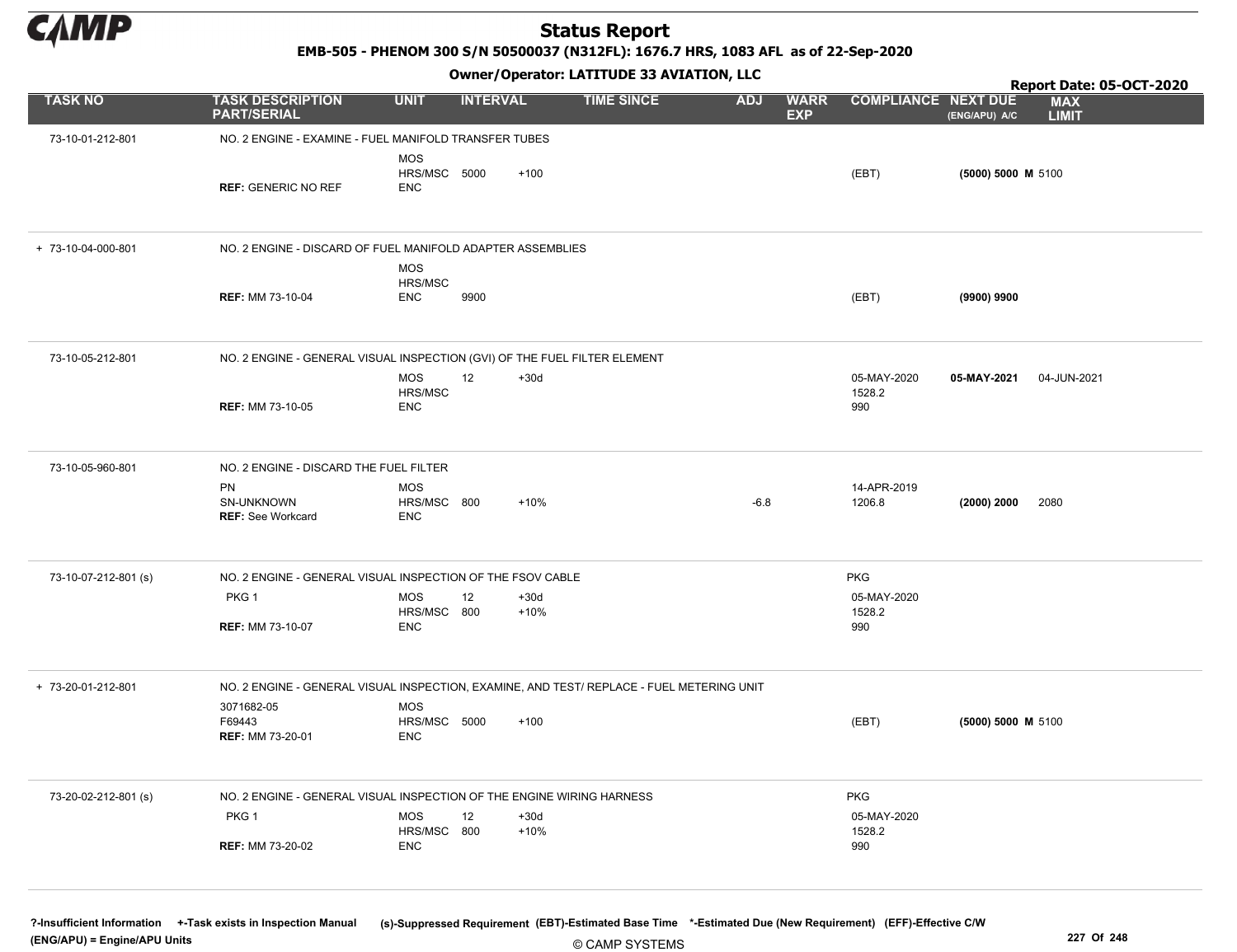# Status Report

**EMB-505 - PHENOM 300 S/N 50500037 (N312FL): 1676.7 HRS, 1083 AFL as of 22-Sep-2020**

**Owner/Operator: LATITUDE 33 AVIATION, LLC**

**Report Date: 05-OCT-2020**

| TASK NO | TASK DESCRIPTION PART/SERIAL | UNIT | INTERVAL | | TIME SINCE | ADJ | WARR EXP | COMPLIANCE | NEXT DUE (ENG/APU) A/C | MAX LIMIT |
|---|---|---|---|---|---|---|---|---|---|---|
| 73-10-01-212-801 | NO. 2 ENGINE - EXAMINE - FUEL MANIFOLD TRANSFER TUBES | | | | | | | | | |
| | | MOS | | | | | | | | |
| | | HRS/MSC | 5000 | +100 | | | | (EBT) | **(5000) 5000 M** | 5100 |
| | **REF:** GENERIC NO REF | ENC | | | | | | | | |
| + 73-10-04-000-801 | NO. 2 ENGINE - DISCARD OF FUEL MANIFOLD ADAPTER ASSEMBLIES | | | | | | | | | |
| | | MOS | | | | | | | | |
| | | HRS/MSC | | | | | | | | |
| | **REF:** MM 73-10-04 | ENC | 9900 | | | | | (EBT) | **(9900) 9900** | |
| 73-10-05-212-801 | NO. 2 ENGINE - GENERAL VISUAL INSPECTION (GVI) OF THE FUEL FILTER ELEMENT | | | | | | | | | |
| | | MOS | 12 | +30d | | | | 05-MAY-2020 | **05-MAY-2021** | 04-JUN-2021 |
| | | HRS/MSC | | | | | | 1528.2 | | |
| | **REF:** MM 73-10-05 | ENC | | | | | | 990 | | |
| 73-10-05-960-801 | NO. 2 ENGINE - DISCARD THE FUEL FILTER | | | | | | | | | |
| | PN | MOS | | | | | | 14-APR-2019 | | |
| | SN-UNKNOWN | HRS/MSC | 800 | +10% | | -6.8 | | 1206.8 | **(2000) 2000** | 2080 |
| | **REF:** See Workcard | ENC | | | | | | | | |
| 73-10-07-212-801 (s) | NO. 2 ENGINE - GENERAL VISUAL INSPECTION OF THE FSOV CABLE | | | | | | | PKG | | |
| | PKG 1 | MOS | 12 | +30d | | | | 05-MAY-2020 | | |
| | | HRS/MSC | 800 | +10% | | | | 1528.2 | | |
| | **REF:** MM 73-10-07 | ENC | | | | | | 990 | | |
| + 73-20-01-212-801 | NO. 2 ENGINE - GENERAL VISUAL INSPECTION, EXAMINE, AND TEST/ REPLACE - FUEL METERING UNIT | | | | | | | | | |
| | 3071682-05 | MOS | | | | | | | | |
| | F69443 | HRS/MSC | 5000 | +100 | | | | (EBT) | **(5000) 5000 M** | 5100 |
| | **REF:** MM 73-20-01 | ENC | | | | | | | | |
| 73-20-02-212-801 (s) | NO. 2 ENGINE - GENERAL VISUAL INSPECTION OF THE ENGINE WIRING HARNESS | | | | | | | PKG | | |
| | PKG 1 | MOS | 12 | +30d | | | | 05-MAY-2020 | | |
| | | HRS/MSC | 800 | +10% | | | | 1528.2 | | |
| | **REF:** MM 73-20-02 | ENC | | | | | | 990 | | |

?-Insufficient Information +-Task exists in Inspection Manual (s)-Suppressed Requirement (EBT)-Estimated Base Time *-Estimated Due (New Requirement) (EFF)-Effective C/W
(ENG/APU) = Engine/APU Units

© CAMP SYSTEMS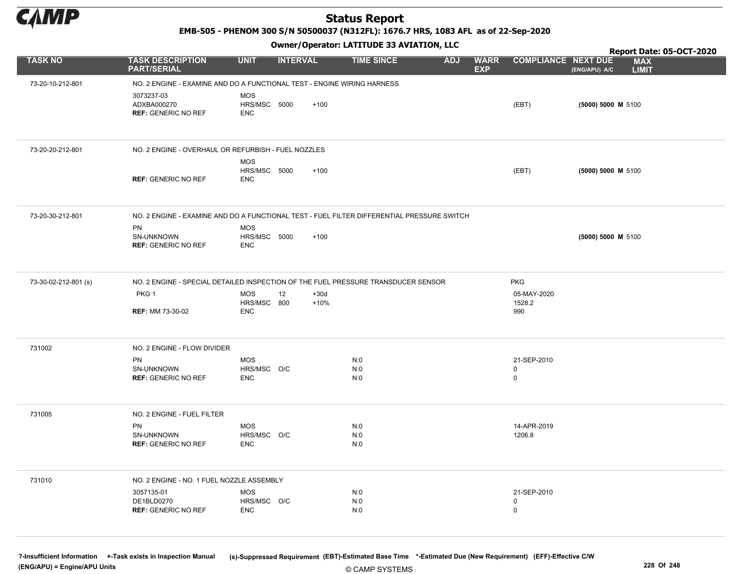# Status Report

**EMB-505 - PHENOM 300 S/N 50500037 (N312FL): 1676.7 HRS, 1083 AFL as of 22-Sep-2020**

**Owner/Operator: LATITUDE 33 AVIATION, LLC**

**Report Date: 05-OCT-2020**

| TASK NO | TASK DESCRIPTION PART/SERIAL | UNIT | INTERVAL | | TIME SINCE | ADJ | WARR EXP | COMPLIANCE | NEXT DUE (ENG/APU) A/C | MAX LIMIT |
|---|---|---|---|---|---|---|---|---|---|---|
| 73-20-10-212-801 | NO. 2 ENGINE - EXAMINE AND DO A FUNCTIONAL TEST - ENGINE WIRING HARNESS | | | | | | | | | |
| | 3073237-03 | MOS | | | | | | | | |
| | ADXBA000270 | HRS/MSC | 5000 | +100 | | | | (EBT) | **(5000) 5000 M** | 5100 |
| | **REF:** GENERIC NO REF | ENC | | | | | | | | |
| 73-20-20-212-801 | NO. 2 ENGINE - OVERHAUL OR REFURBISH - FUEL NOZZLES | | | | | | | | | |
| | | MOS | | | | | | | | |
| | | HRS/MSC | 5000 | +100 | | | | (EBT) | **(5000) 5000 M** | 5100 |
| | **REF:** GENERIC NO REF | ENC | | | | | | | | |
| 73-20-30-212-801 | NO. 2 ENGINE - EXAMINE AND DO A FUNCTIONAL TEST - FUEL FILTER DIFFERENTIAL PRESSURE SWITCH | | | | | | | | | |
| | PN | MOS | | | | | | | | |
| | SN-UNKNOWN | HRS/MSC | 5000 | +100 | | | | | **(5000) 5000 M** | 5100 |
| | **REF:** GENERIC NO REF | ENC | | | | | | | | |
| 73-30-02-212-801 (s) | NO. 2 ENGINE - SPECIAL DETAILED INSPECTION OF THE FUEL PRESSURE TRANSDUCER SENSOR | | | | | | | PKG | | |
| | PKG 1 | MOS | 12 | +30d | | | | 05-MAY-2020 | | |
| | | HRS/MSC | 800 | +10% | | | | 1528.2 | | |
| | **REF:** MM 73-30-02 | ENC | | | | | | 990 | | |
| 731002 | NO. 2 ENGINE - FLOW DIVIDER | | | | | | | | | |
| | PN | MOS | | | N:0 | | | 21-SEP-2010 | | |
| | SN-UNKNOWN | HRS/MSC | O/C | | N:0 | | | 0 | | |
| | **REF:** GENERIC NO REF | ENC | | | N:0 | | | 0 | | |
| 731005 | NO. 2 ENGINE - FUEL FILTER | | | | | | | | | |
| | PN | MOS | | | N:0 | | | 14-APR-2019 | | |
| | SN-UNKNOWN | HRS/MSC | O/C | | N:0 | | | 1206.8 | | |
| | **REF:** GENERIC NO REF | ENC | | | N:0 | | | | | |
| 731010 | NO. 2 ENGINE - NO. 1 FUEL NOZZLE ASSEMBLY | | | | | | | | | |
| | 3057135-01 | MOS | | | N:0 | | | 21-SEP-2010 | | |
| | DE1BLD0270 | HRS/MSC | O/C | | N:0 | | | 0 | | |
| | **REF:** GENERIC NO REF | ENC | | | N:0 | | | 0 | | |

?-Insufficient Information +-Task exists in Inspection Manual (s)-Suppressed Requirement (EBT)-Estimated Base Time *-Estimated Due (New Requirement) (EFF)-Effective C/W (ENG/APU) = Engine/APU Units

© CAMP SYSTEMS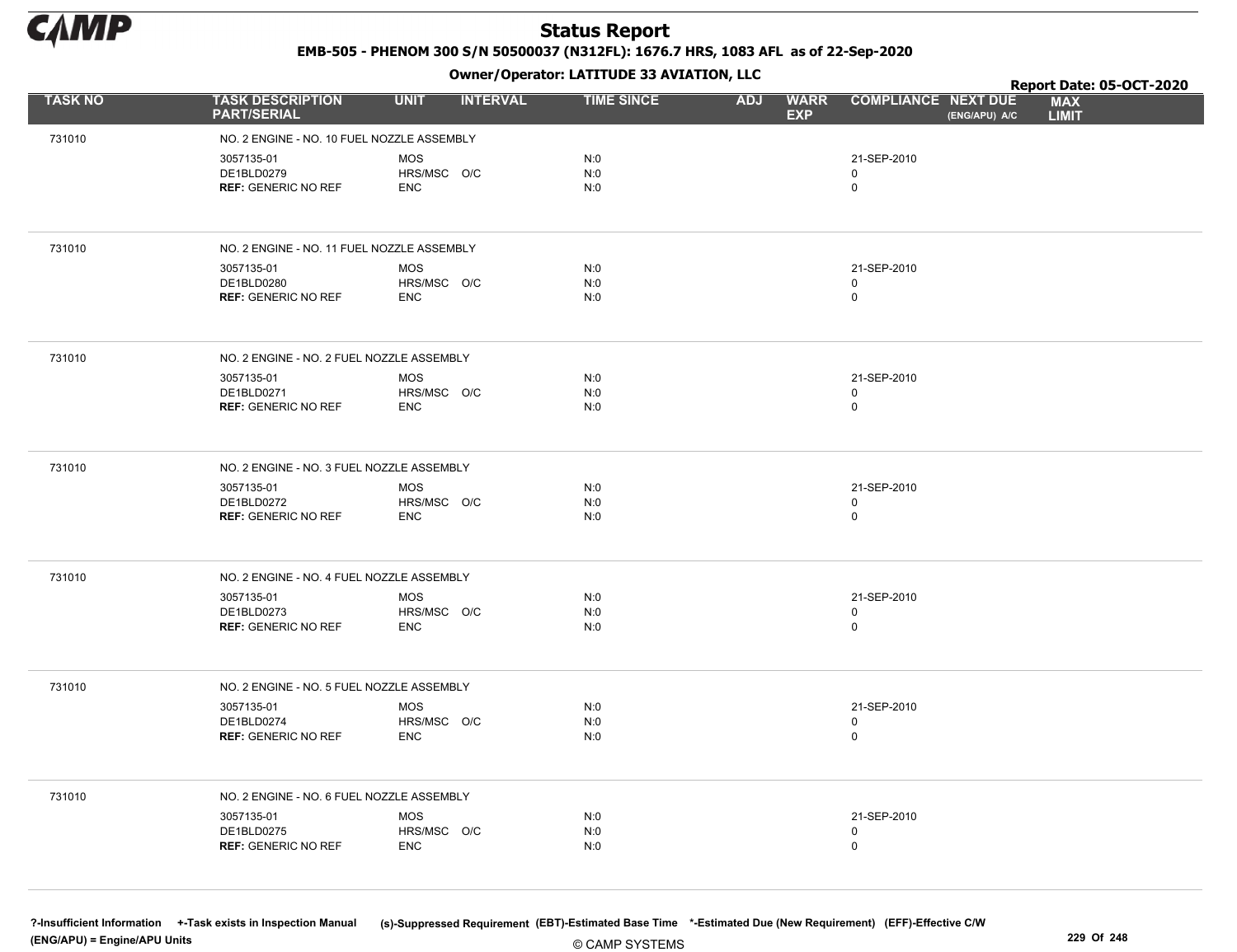# Status Report

**EMB-505 - PHENOM 300 S/N 50500037 (N312FL): 1676.7 HRS, 1083 AFL as of 22-Sep-2020**

**Owner/Operator: LATITUDE 33 AVIATION, LLC**

**Report Date: 05-OCT-2020**

| TASK NO | TASK DESCRIPTION PART/SERIAL | UNIT | INTERVAL | TIME SINCE | ADJ | WARR EXP | COMPLIANCE | NEXT DUE (ENG/APU) A/C | MAX LIMIT |
|---|---|---|---|---|---|---|---|---|---|
| 731010 | NO. 2 ENGINE - NO. 10 FUEL NOZZLE ASSEMBLY | | | | | | | | |
| | 3057135-01 | MOS | | N:0 | | | 21-SEP-2010 | | |
| | DE1BLD0279 | HRS/MSC | O/C | N:0 | | | 0 | | |
| | **REF:** GENERIC NO REF | ENC | | N:0 | | | 0 | | |
| 731010 | NO. 2 ENGINE - NO. 11 FUEL NOZZLE ASSEMBLY | | | | | | | | |
| | 3057135-01 | MOS | | N:0 | | | 21-SEP-2010 | | |
| | DE1BLD0280 | HRS/MSC | O/C | N:0 | | | 0 | | |
| | **REF:** GENERIC NO REF | ENC | | N:0 | | | 0 | | |
| 731010 | NO. 2 ENGINE - NO. 2 FUEL NOZZLE ASSEMBLY | | | | | | | | |
| | 3057135-01 | MOS | | N:0 | | | 21-SEP-2010 | | |
| | DE1BLD0271 | HRS/MSC | O/C | N:0 | | | 0 | | |
| | **REF:** GENERIC NO REF | ENC | | N:0 | | | 0 | | |
| 731010 | NO. 2 ENGINE - NO. 3 FUEL NOZZLE ASSEMBLY | | | | | | | | |
| | 3057135-01 | MOS | | N:0 | | | 21-SEP-2010 | | |
| | DE1BLD0272 | HRS/MSC | O/C | N:0 | | | 0 | | |
| | **REF:** GENERIC NO REF | ENC | | N:0 | | | 0 | | |
| 731010 | NO. 2 ENGINE - NO. 4 FUEL NOZZLE ASSEMBLY | | | | | | | | |
| | 3057135-01 | MOS | | N:0 | | | 21-SEP-2010 | | |
| | DE1BLD0273 | HRS/MSC | O/C | N:0 | | | 0 | | |
| | **REF:** GENERIC NO REF | ENC | | N:0 | | | 0 | | |
| 731010 | NO. 2 ENGINE - NO. 5 FUEL NOZZLE ASSEMBLY | | | | | | | | |
| | 3057135-01 | MOS | | N:0 | | | 21-SEP-2010 | | |
| | DE1BLD0274 | HRS/MSC | O/C | N:0 | | | 0 | | |
| | **REF:** GENERIC NO REF | ENC | | N:0 | | | 0 | | |
| 731010 | NO. 2 ENGINE - NO. 6 FUEL NOZZLE ASSEMBLY | | | | | | | | |
| | 3057135-01 | MOS | | N:0 | | | 21-SEP-2010 | | |
| | DE1BLD0275 | HRS/MSC | O/C | N:0 | | | 0 | | |
| | **REF:** GENERIC NO REF | ENC | | N:0 | | | 0 | | |

?-Insufficient Information +-Task exists in Inspection Manual (s)-Suppressed Requirement (EBT)-Estimated Base Time *-Estimated Due (New Requirement) (EFF)-Effective C/W
(ENG/APU) = Engine/APU Units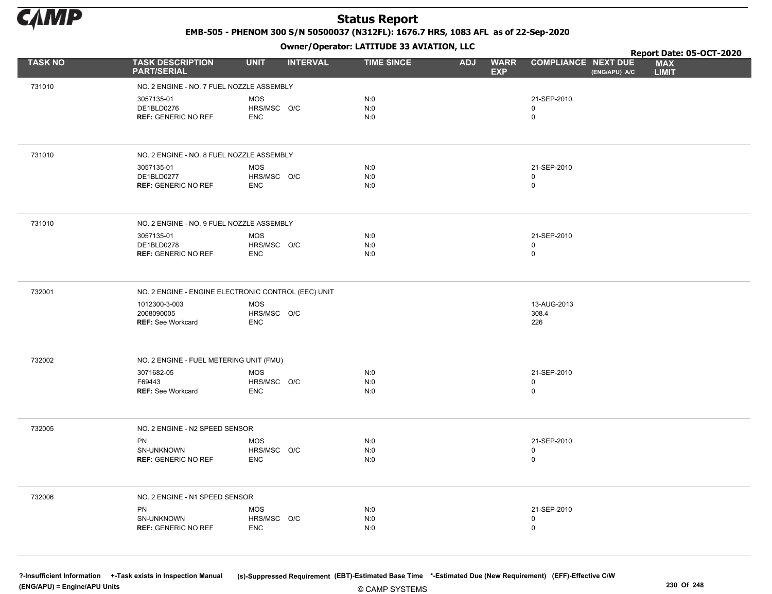# Status Report

**EMB-505 - PHENOM 300 S/N 50500037 (N312FL): 1676.7 HRS, 1083 AFL as of 22-Sep-2020**

**Owner/Operator: LATITUDE 33 AVIATION, LLC**

**Report Date: 05-OCT-2020**

| TASK NO | TASK DESCRIPTION PART/SERIAL | UNIT | INTERVAL | TIME SINCE | ADJ | WARR EXP | COMPLIANCE | NEXT DUE (ENG/APU) A/C | MAX LIMIT |
|---|---|---|---|---|---|---|---|---|---|
| 731010 | NO. 2 ENGINE - NO. 7 FUEL NOZZLE ASSEMBLY | | | | | | | | |
| | 3057135-01 | MOS | | N:0 | | | 21-SEP-2010 | | |
| | DE1BLD0276 | HRS/MSC | O/C | N:0 | | | 0 | | |
| | **REF:** GENERIC NO REF | ENC | | N:0 | | | 0 | | |
| 731010 | NO. 2 ENGINE - NO. 8 FUEL NOZZLE ASSEMBLY | | | | | | | | |
| | 3057135-01 | MOS | | N:0 | | | 21-SEP-2010 | | |
| | DE1BLD0277 | HRS/MSC | O/C | N:0 | | | 0 | | |
| | **REF:** GENERIC NO REF | ENC | | N:0 | | | 0 | | |
| 731010 | NO. 2 ENGINE - NO. 9 FUEL NOZZLE ASSEMBLY | | | | | | | | |
| | 3057135-01 | MOS | | N:0 | | | 21-SEP-2010 | | |
| | DE1BLD0278 | HRS/MSC | O/C | N:0 | | | 0 | | |
| | **REF:** GENERIC NO REF | ENC | | N:0 | | | 0 | | |
| 732001 | NO. 2 ENGINE - ENGINE ELECTRONIC CONTROL (EEC) UNIT | | | | | | | | |
| | 1012300-3-003 | MOS | | | | | 13-AUG-2013 | | |
| | 2008090005 | HRS/MSC | O/C | | | | 308.4 | | |
| | **REF:** See Workcard | ENC | | | | | 226 | | |
| 732002 | NO. 2 ENGINE - FUEL METERING UNIT (FMU) | | | | | | | | |
| | 3071682-05 | MOS | | N:0 | | | 21-SEP-2010 | | |
| | F69443 | HRS/MSC | O/C | N:0 | | | 0 | | |
| | **REF:** See Workcard | ENC | | N:0 | | | 0 | | |
| 732005 | NO. 2 ENGINE - N2 SPEED SENSOR | | | | | | | | |
| | PN | MOS | | N:0 | | | 21-SEP-2010 | | |
| | SN-UNKNOWN | HRS/MSC | O/C | N:0 | | | 0 | | |
| | **REF:** GENERIC NO REF | ENC | | N:0 | | | 0 | | |
| 732006 | NO. 2 ENGINE - N1 SPEED SENSOR | | | | | | | | |
| | PN | MOS | | N:0 | | | 21-SEP-2010 | | |
| | SN-UNKNOWN | HRS/MSC | O/C | N:0 | | | 0 | | |
| | **REF:** GENERIC NO REF | ENC | | N:0 | | | 0 | | |

?-Insufficient Information +-Task exists in Inspection Manual (s)-Suppressed Requirement (EBT)-Estimated Base Time *-Estimated Due (New Requirement) (EFF)-Effective C/W (ENG/APU) = Engine/APU Units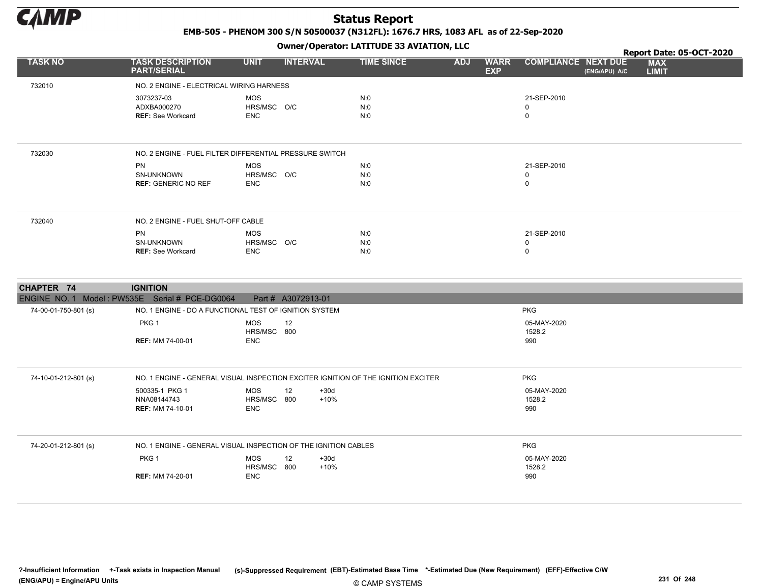# Status Report

**EMB-505 - PHENOM 300 S/N 50500037 (N312FL): 1676.7 HRS, 1083 AFL as of 22-Sep-2020**

**Owner/Operator: LATITUDE 33 AVIATION, LLC**

**Report Date: 05-OCT-2020**

| TASK NO | TASK DESCRIPTION PART/SERIAL | UNIT | INTERVAL | | TIME SINCE | ADJ | WARR EXP | COMPLIANCE | NEXT DUE (ENG/APU) A/C | MAX LIMIT |
|---|---|---|---|---|---|---|---|---|---|---|
| 732010 | NO. 2 ENGINE - ELECTRICAL WIRING HARNESS | | | | | | | | | |
| | 3073237-03 | MOS | | | N:0 | | | 21-SEP-2010 | | |
| | ADXBA000270 | HRS/MSC | O/C | | N:0 | | | 0 | | |
| | **REF:** See Workcard | ENC | | | N:0 | | | 0 | | |
| 732030 | NO. 2 ENGINE - FUEL FILTER DIFFERENTIAL PRESSURE SWITCH | | | | | | | | | |
| | PN | MOS | | | N:0 | | | 21-SEP-2010 | | |
| | SN-UNKNOWN | HRS/MSC | O/C | | N:0 | | | 0 | | |
| | **REF:** GENERIC NO REF | ENC | | | N:0 | | | 0 | | |
| 732040 | NO. 2 ENGINE - FUEL SHUT-OFF CABLE | | | | | | | | | |
| | PN | MOS | | | N:0 | | | 21-SEP-2010 | | |
| | SN-UNKNOWN | HRS/MSC | O/C | | N:0 | | | 0 | | |
| | **REF:** See Workcard | ENC | | | N:0 | | | 0 | | |

## CHAPTER 74 IGNITION

ENGINE NO. 1 Model : PW535E Serial # PCE-DG0064 Part # A3072913-01

| TASK NO | TASK DESCRIPTION PART/SERIAL | UNIT | INTERVAL | | TIME SINCE | ADJ | WARR EXP | COMPLIANCE | NEXT DUE (ENG/APU) A/C | MAX LIMIT |
|---|---|---|---|---|---|---|---|---|---|---|
| 74-00-01-750-801 (s) | NO. 1 ENGINE - DO A FUNCTIONAL TEST OF IGNITION SYSTEM | | | | | | | PKG | | |
| | PKG 1 | MOS | 12 | | | | | 05-MAY-2020 | | |
| | | HRS/MSC | 800 | | | | | 1528.2 | | |
| | **REF:** MM 74-00-01 | ENC | | | | | | 990 | | |
| 74-10-01-212-801 (s) | NO. 1 ENGINE - GENERAL VISUAL INSPECTION EXCITER IGNITION OF THE IGNITION EXCITER | | | | | | | PKG | | |
| | 500335-1 PKG 1 | MOS | 12 | +30d | | | | 05-MAY-2020 | | |
| | NNA08144743 | HRS/MSC | 800 | +10% | | | | 1528.2 | | |
| | **REF:** MM 74-10-01 | ENC | | | | | | 990 | | |
| 74-20-01-212-801 (s) | NO. 1 ENGINE - GENERAL VISUAL INSPECTION OF THE IGNITION CABLES | | | | | | | PKG | | |
| | PKG 1 | MOS | 12 | +30d | | | | 05-MAY-2020 | | |
| | | HRS/MSC | 800 | +10% | | | | 1528.2 | | |
| | **REF:** MM 74-20-01 | ENC | | | | | | 990 | | |

?-Insufficient Information +-Task exists in Inspection Manual (s)-Suppressed Requirement (EBT)-Estimated Base Time *-Estimated Due (New Requirement) (EFF)-Effective C/W
(ENG/APU) = Engine/APU Units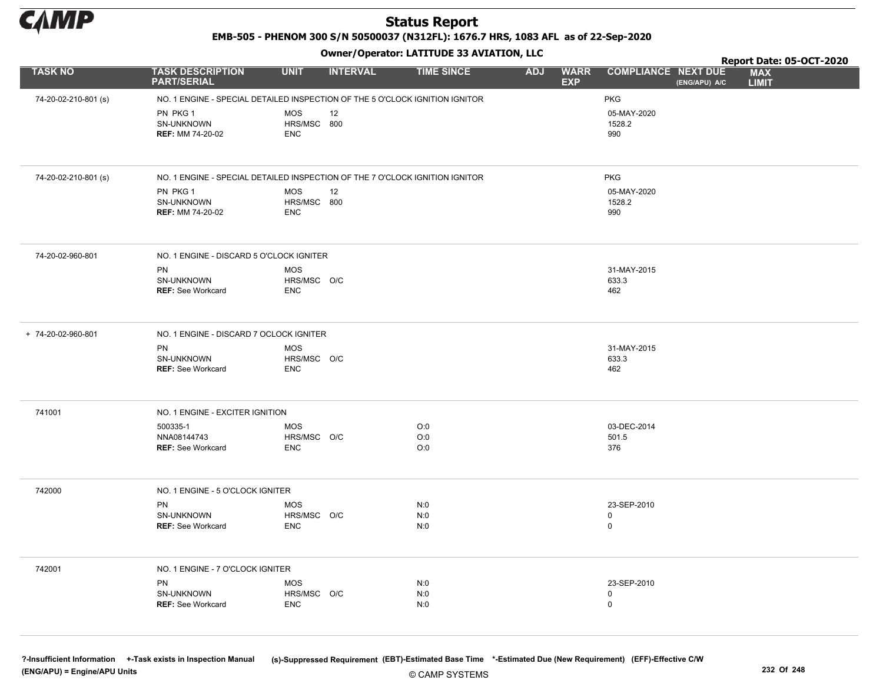# Status Report

**EMB-505 - PHENOM 300 S/N 50500037 (N312FL): 1676.7 HRS, 1083 AFL as of 22-Sep-2020**

**Owner/Operator: LATITUDE 33 AVIATION, LLC**

**Report Date: 05-OCT-2020**

| TASK NO | TASK DESCRIPTION PART/SERIAL | UNIT | INTERVAL | TIME SINCE | ADJ | WARR EXP | COMPLIANCE | NEXT DUE (ENG/APU) A/C | MAX LIMIT |
|---|---|---|---|---|---|---|---|---|---|
| 74-20-02-210-801 (s) | NO. 1 ENGINE - SPECIAL DETAILED INSPECTION OF THE 5 O'CLOCK IGNITION IGNITOR | | | | | | PKG | | |
| | PN PKG 1 | MOS | 12 | | | | 05-MAY-2020 | | |
| | SN-UNKNOWN | HRS/MSC | 800 | | | | 1528.2 | | |
| | **REF:** MM 74-20-02 | ENC | | | | | 990 | | |
| 74-20-02-210-801 (s) | NO. 1 ENGINE - SPECIAL DETAILED INSPECTION OF THE 7 O'CLOCK IGNITION IGNITOR | | | | | | PKG | | |
| | PN PKG 1 | MOS | 12 | | | | 05-MAY-2020 | | |
| | SN-UNKNOWN | HRS/MSC | 800 | | | | 1528.2 | | |
| | **REF:** MM 74-20-02 | ENC | | | | | 990 | | |
| 74-20-02-960-801 | NO. 1 ENGINE - DISCARD 5 O'CLOCK IGNITER | | | | | | | | |
| | PN | MOS | | | | | 31-MAY-2015 | | |
| | SN-UNKNOWN | HRS/MSC | O/C | | | | 633.3 | | |
| | **REF:** See Workcard | ENC | | | | | 462 | | |
| + 74-20-02-960-801 | NO. 1 ENGINE - DISCARD 7 OCLOCK IGNITER | | | | | | | | |
| | PN | MOS | | | | | 31-MAY-2015 | | |
| | SN-UNKNOWN | HRS/MSC | O/C | | | | 633.3 | | |
| | **REF:** See Workcard | ENC | | | | | 462 | | |
| 741001 | NO. 1 ENGINE - EXCITER IGNITION | | | | | | | | |
| | 500335-1 | MOS | | O:0 | | | 03-DEC-2014 | | |
| | NNA08144743 | HRS/MSC | O/C | O:0 | | | 501.5 | | |
| | **REF:** See Workcard | ENC | | O:0 | | | 376 | | |
| 742000 | NO. 1 ENGINE - 5 O'CLOCK IGNITER | | | | | | | | |
| | PN | MOS | | N:0 | | | 23-SEP-2010 | | |
| | SN-UNKNOWN | HRS/MSC | O/C | N:0 | | | 0 | | |
| | **REF:** See Workcard | ENC | | N:0 | | | 0 | | |
| 742001 | NO. 1 ENGINE - 7 O'CLOCK IGNITER | | | | | | | | |
| | PN | MOS | | N:0 | | | 23-SEP-2010 | | |
| | SN-UNKNOWN | HRS/MSC | O/C | N:0 | | | 0 | | |
| | **REF:** See Workcard | ENC | | N:0 | | | 0 | | |

?-Insufficient Information +-Task exists in Inspection Manual (s)-Suppressed Requirement (EBT)-Estimated Base Time *-Estimated Due (New Requirement) (EFF)-Effective C/W (ENG/APU) = Engine/APU Units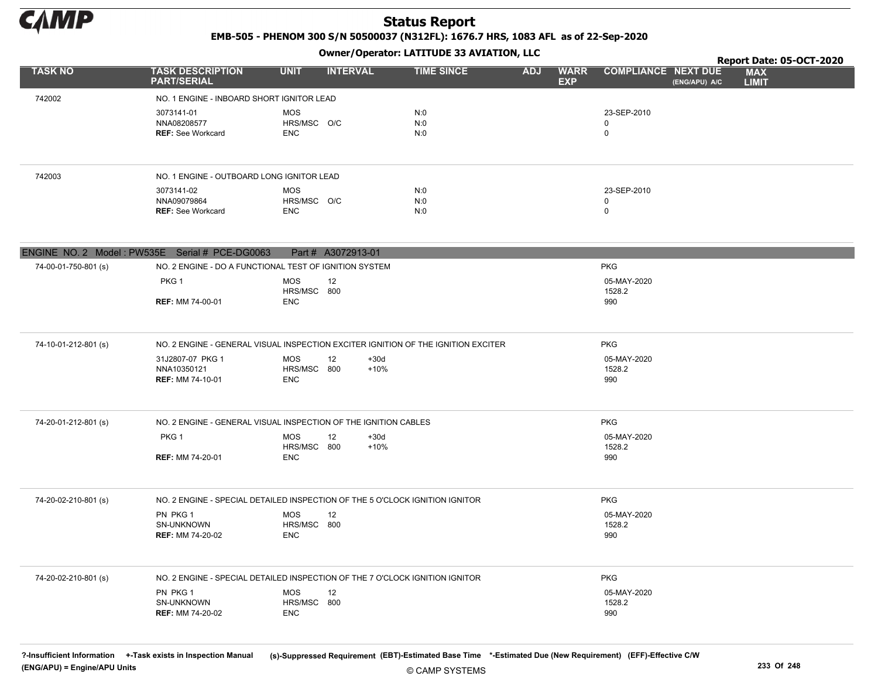# Status Report

**EMB-505 - PHENOM 300 S/N 50500037 (N312FL): 1676.7 HRS, 1083 AFL as of 22-Sep-2020**

**Owner/Operator: LATITUDE 33 AVIATION, LLC**

**Report Date: 05-OCT-2020**

| TASK NO | TASK DESCRIPTION PART/SERIAL | UNIT | INTERVAL | | TIME SINCE | ADJ | WARR EXP | COMPLIANCE | NEXT DUE (ENG/APU) A/C | MAX LIMIT |
|---|---|---|---|---|---|---|---|---|---|---|
| 742002 | NO. 1 ENGINE - INBOARD SHORT IGNITOR LEAD | | | | | | | | | |
| | 3073141-01 | MOS | | | N:0 | | | 23-SEP-2010 | | |
| | NNA08208577 | HRS/MSC | O/C | | N:0 | | | 0 | | |
| | **REF:** See Workcard | ENC | | | N:0 | | | 0 | | |
| 742003 | NO. 1 ENGINE - OUTBOARD LONG IGNITOR LEAD | | | | | | | | | |
| | 3073141-02 | MOS | | | N:0 | | | 23-SEP-2010 | | |
| | NNA09079864 | HRS/MSC | O/C | | N:0 | | | 0 | | |
| | **REF:** See Workcard | ENC | | | N:0 | | | 0 | | |

**ENGINE NO. 2 Model : PW535E Serial # PCE-DG0063 Part # A3072913-01**

| TASK NO | TASK DESCRIPTION PART/SERIAL | UNIT | INTERVAL | | TIME SINCE | ADJ | WARR EXP | COMPLIANCE | NEXT DUE (ENG/APU) A/C | MAX LIMIT |
|---|---|---|---|---|---|---|---|---|---|---|
| 74-00-01-750-801 (s) | NO. 2 ENGINE - DO A FUNCTIONAL TEST OF IGNITION SYSTEM | | | | | | | PKG | | |
| | PKG 1 | MOS | 12 | | | | | 05-MAY-2020 | | |
| | | HRS/MSC | 800 | | | | | 1528.2 | | |
| | **REF:** MM 74-00-01 | ENC | | | | | | 990 | | |
| 74-10-01-212-801 (s) | NO. 2 ENGINE - GENERAL VISUAL INSPECTION EXCITER IGNITION OF THE IGNITION EXCITER | | | | | | | PKG | | |
| | 31J2807-07 PKG 1 | MOS | 12 | +30d | | | | 05-MAY-2020 | | |
| | NNA10350121 | HRS/MSC | 800 | +10% | | | | 1528.2 | | |
| | **REF:** MM 74-10-01 | ENC | | | | | | 990 | | |
| 74-20-01-212-801 (s) | NO. 2 ENGINE - GENERAL VISUAL INSPECTION OF THE IGNITION CABLES | | | | | | | PKG | | |
| | PKG 1 | MOS | 12 | +30d | | | | 05-MAY-2020 | | |
| | | HRS/MSC | 800 | +10% | | | | 1528.2 | | |
| | **REF:** MM 74-20-01 | ENC | | | | | | 990 | | |
| 74-20-02-210-801 (s) | NO. 2 ENGINE - SPECIAL DETAILED INSPECTION OF THE 5 O'CLOCK IGNITION IGNITOR | | | | | | | PKG | | |
| | PN PKG 1 | MOS | 12 | | | | | 05-MAY-2020 | | |
| | SN-UNKNOWN | HRS/MSC | 800 | | | | | 1528.2 | | |
| | **REF:** MM 74-20-02 | ENC | | | | | | 990 | | |
| 74-20-02-210-801 (s) | NO. 2 ENGINE - SPECIAL DETAILED INSPECTION OF THE 7 O'CLOCK IGNITION IGNITOR | | | | | | | PKG | | |
| | PN PKG 1 | MOS | 12 | | | | | 05-MAY-2020 | | |
| | SN-UNKNOWN | HRS/MSC | 800 | | | | | 1528.2 | | |
| | **REF:** MM 74-20-02 | ENC | | | | | | 990 | | |

?-Insufficient Information +-Task exists in Inspection Manual (s)-Suppressed Requirement (EBT)-Estimated Base Time *-Estimated Due (New Requirement) (EFF)-Effective C/W (ENG/APU) = Engine/APU Units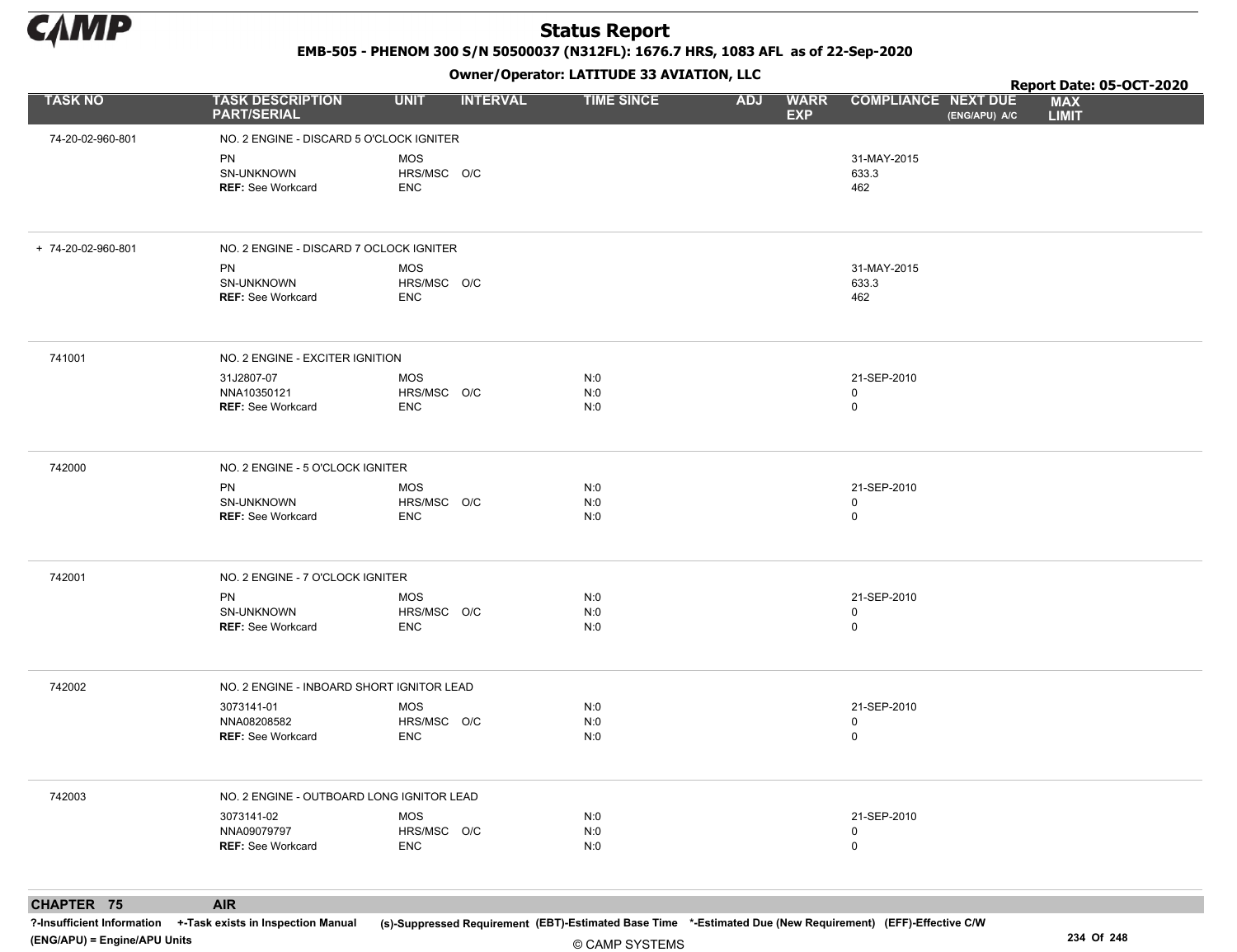# Status Report

**EMB-505 - PHENOM 300 S/N 50500037 (N312FL): 1676.7 HRS, 1083 AFL as of 22-Sep-2020**

**Owner/Operator: LATITUDE 33 AVIATION, LLC**

**Report Date: 05-OCT-2020**

| TASK NO | TASK DESCRIPTION PART/SERIAL | UNIT | INTERVAL | TIME SINCE | ADJ | WARR EXP | COMPLIANCE | NEXT DUE (ENG/APU) A/C | MAX LIMIT |
|---|---|---|---|---|---|---|---|---|---|
| 74-20-02-960-801 | NO. 2 ENGINE - DISCARD 5 O'CLOCK IGNITER | | | | | | | | |
| | PN | MOS | | | | | 31-MAY-2015 | | |
| | SN-UNKNOWN | HRS/MSC | O/C | | | | 633.3 | | |
| | **REF:** See Workcard | ENC | | | | | 462 | | |
| + 74-20-02-960-801 | NO. 2 ENGINE - DISCARD 7 OCLOCK IGNITER | | | | | | | | |
| | PN | MOS | | | | | 31-MAY-2015 | | |
| | SN-UNKNOWN | HRS/MSC | O/C | | | | 633.3 | | |
| | **REF:** See Workcard | ENC | | | | | 462 | | |
| 741001 | NO. 2 ENGINE - EXCITER IGNITION | | | | | | | | |
| | 31J2807-07 | MOS | | N:0 | | | 21-SEP-2010 | | |
| | NNA10350121 | HRS/MSC | O/C | N:0 | | | 0 | | |
| | **REF:** See Workcard | ENC | | N:0 | | | 0 | | |
| 742000 | NO. 2 ENGINE - 5 O'CLOCK IGNITER | | | | | | | | |
| | PN | MOS | | N:0 | | | 21-SEP-2010 | | |
| | SN-UNKNOWN | HRS/MSC | O/C | N:0 | | | 0 | | |
| | **REF:** See Workcard | ENC | | N:0 | | | 0 | | |
| 742001 | NO. 2 ENGINE - 7 O'CLOCK IGNITER | | | | | | | | |
| | PN | MOS | | N:0 | | | 21-SEP-2010 | | |
| | SN-UNKNOWN | HRS/MSC | O/C | N:0 | | | 0 | | |
| | **REF:** See Workcard | ENC | | N:0 | | | 0 | | |
| 742002 | NO. 2 ENGINE - INBOARD SHORT IGNITOR LEAD | | | | | | | | |
| | 3073141-01 | MOS | | N:0 | | | 21-SEP-2010 | | |
| | NNA08208582 | HRS/MSC | O/C | N:0 | | | 0 | | |
| | **REF:** See Workcard | ENC | | N:0 | | | 0 | | |
| 742003 | NO. 2 ENGINE - OUTBOARD LONG IGNITOR LEAD | | | | | | | | |
| | 3073141-02 | MOS | | N:0 | | | 21-SEP-2010 | | |
| | NNA09079797 | HRS/MSC | O/C | N:0 | | | 0 | | |
| | **REF:** See Workcard | ENC | | N:0 | | | 0 | | |

**CHAPTER 75 AIR**

?-Insufficient Information +-Task exists in Inspection Manual (s)-Suppressed Requirement (EBT)-Estimated Base Time *-Estimated Due (New Requirement) (EFF)-Effective C/W
(ENG/APU) = Engine/APU Units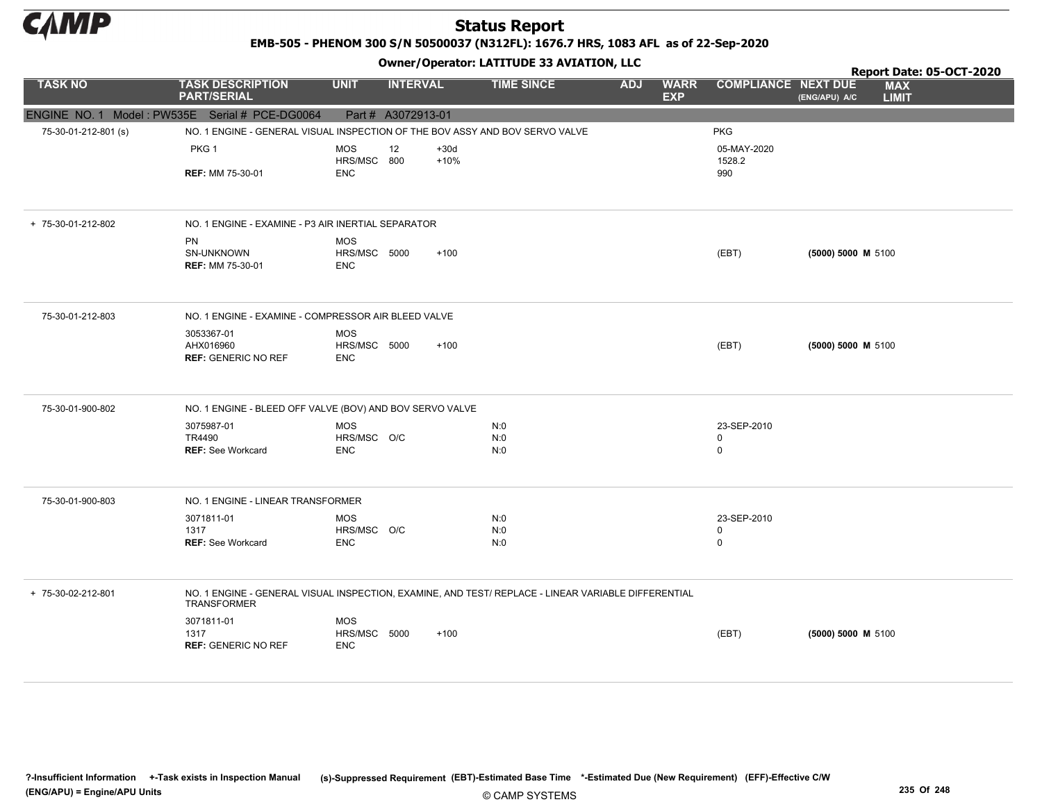# Status Report

**EMB-505 - PHENOM 300 S/N 50500037 (N312FL): 1676.7 HRS, 1083 AFL as of 22-Sep-2020**

**Owner/Operator: LATITUDE 33 AVIATION, LLC**

**Report Date: 05-OCT-2020**

| TASK NO | TASK DESCRIPTION PART/SERIAL | UNIT | INTERVAL | | TIME SINCE | ADJ | WARR EXP | COMPLIANCE | NEXT DUE (ENG/APU) A/C | MAX LIMIT |
|---|---|---|---|---|---|---|---|---|---|---|
| **ENGINE NO. 1 Model : PW535E Serial # PCE-DG0064 Part # A3072913-01** | | | | | | | | | | |
| 75-30-01-212-801 (s) | NO. 1 ENGINE - GENERAL VISUAL INSPECTION OF THE BOV ASSY AND BOV SERVO VALVE | | | | | | | PKG | | |
| | PKG 1 | MOS | 12 | +30d | | | | 05-MAY-2020 | | |
| | | HRS/MSC | 800 | +10% | | | | 1528.2 | | |
| | **REF:** MM 75-30-01 | ENC | | | | | | 990 | | |
| + 75-30-01-212-802 | NO. 1 ENGINE - EXAMINE - P3 AIR INERTIAL SEPARATOR | | | | | | | | | |
| | PN | MOS | | | | | | | | |
| | SN-UNKNOWN | HRS/MSC | 5000 | +100 | | | | (EBT) | **(5000) 5000 M** | 5100 |
| | **REF:** MM 75-30-01 | ENC | | | | | | | | |
| 75-30-01-212-803 | NO. 1 ENGINE - EXAMINE - COMPRESSOR AIR BLEED VALVE | | | | | | | | | |
| | 3053367-01 | MOS | | | | | | | | |
| | AHX016960 | HRS/MSC | 5000 | +100 | | | | (EBT) | **(5000) 5000 M** | 5100 |
| | **REF:** GENERIC NO REF | ENC | | | | | | | | |
| 75-30-01-900-802 | NO. 1 ENGINE - BLEED OFF VALVE (BOV) AND BOV SERVO VALVE | | | | | | | | | |
| | 3075987-01 | MOS | | | N:0 | | | 23-SEP-2010 | | |
| | TR4490 | HRS/MSC | O/C | | N:0 | | | 0 | | |
| | **REF:** See Workcard | ENC | | | N:0 | | | 0 | | |
| 75-30-01-900-803 | NO. 1 ENGINE - LINEAR TRANSFORMER | | | | | | | | | |
| | 3071811-01 | MOS | | | N:0 | | | 23-SEP-2010 | | |
| | 1317 | HRS/MSC | O/C | | N:0 | | | 0 | | |
| | **REF:** See Workcard | ENC | | | N:0 | | | 0 | | |
| + 75-30-02-212-801 | NO. 1 ENGINE - GENERAL VISUAL INSPECTION, EXAMINE, AND TEST/ REPLACE - LINEAR VARIABLE DIFFERENTIAL TRANSFORMER | | | | | | | | | |
| | 3071811-01 | MOS | | | | | | | | |
| | 1317 | HRS/MSC | 5000 | +100 | | | | (EBT) | **(5000) 5000 M** | 5100 |
| | **REF:** GENERIC NO REF | ENC | | | | | | | | |

**?-Insufficient Information +-Task exists in Inspection Manual (s)-Suppressed Requirement (EBT)-Estimated Base Time \*-Estimated Due (New Requirement) (EFF)-Effective C/W (ENG/APU) = Engine/APU Units**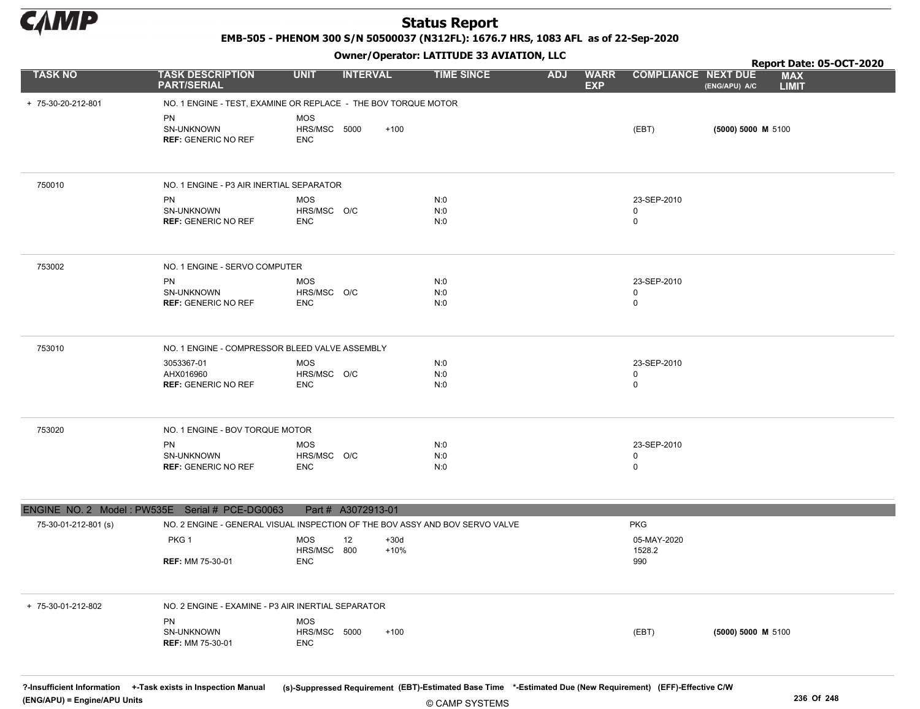# Status Report

**EMB-505 - PHENOM 300 S/N 50500037 (N312FL): 1676.7 HRS, 1083 AFL as of 22-Sep-2020**

**Owner/Operator: LATITUDE 33 AVIATION, LLC**

**Report Date: 05-OCT-2020**

| TASK NO | TASK DESCRIPTION PART/SERIAL | UNIT | INTERVAL | | TIME SINCE | ADJ | WARR EXP | COMPLIANCE | NEXT DUE (ENG/APU) A/C | MAX LIMIT |
|---|---|---|---|---|---|---|---|---|---|---|
| + 75-30-20-212-801 | NO. 1 ENGINE - TEST, EXAMINE OR REPLACE - THE BOV TORQUE MOTOR | | | | | | | | | |
| | PN | MOS | | | | | | | | |
| | SN-UNKNOWN | HRS/MSC | 5000 | +100 | | | | (EBT) | **(5000) 5000 M** | 5100 |
| | **REF:** GENERIC NO REF | ENC | | | | | | | | |
| 750010 | NO. 1 ENGINE - P3 AIR INERTIAL SEPARATOR | | | | | | | | | |
| | PN | MOS | | | N:0 | | | 23-SEP-2010 | | |
| | SN-UNKNOWN | HRS/MSC | O/C | | N:0 | | | 0 | | |
| | **REF:** GENERIC NO REF | ENC | | | N:0 | | | 0 | | |
| 753002 | NO. 1 ENGINE - SERVO COMPUTER | | | | | | | | | |
| | PN | MOS | | | N:0 | | | 23-SEP-2010 | | |
| | SN-UNKNOWN | HRS/MSC | O/C | | N:0 | | | 0 | | |
| | **REF:** GENERIC NO REF | ENC | | | N:0 | | | 0 | | |
| 753010 | NO. 1 ENGINE - COMPRESSOR BLEED VALVE ASSEMBLY | | | | | | | | | |
| | 3053367-01 | MOS | | | N:0 | | | 23-SEP-2010 | | |
| | AHX016960 | HRS/MSC | O/C | | N:0 | | | 0 | | |
| | **REF:** GENERIC NO REF | ENC | | | N:0 | | | 0 | | |
| 753020 | NO. 1 ENGINE - BOV TORQUE MOTOR | | | | | | | | | |
| | PN | MOS | | | N:0 | | | 23-SEP-2010 | | |
| | SN-UNKNOWN | HRS/MSC | O/C | | N:0 | | | 0 | | |
| | **REF:** GENERIC NO REF | ENC | | | N:0 | | | 0 | | |
| **ENGINE NO. 2 Model : PW535E Serial # PCE-DG0063 Part # A3072913-01** | | | | | | | | | | |
| 75-30-01-212-801 (s) | NO. 2 ENGINE - GENERAL VISUAL INSPECTION OF THE BOV ASSY AND BOV SERVO VALVE | | | | | | | PKG | | |
| | PKG 1 | MOS | 12 | +30d | | | | 05-MAY-2020 | | |
| | | HRS/MSC | 800 | +10% | | | | 1528.2 | | |
| | **REF:** MM 75-30-01 | ENC | | | | | | 990 | | |
| + 75-30-01-212-802 | NO. 2 ENGINE - EXAMINE - P3 AIR INERTIAL SEPARATOR | | | | | | | | | |
| | PN | MOS | | | | | | | | |
| | SN-UNKNOWN | HRS/MSC | 5000 | +100 | | | | (EBT) | **(5000) 5000 M** | 5100 |
| | **REF:** MM 75-30-01 | ENC | | | | | | | | |

?-Insufficient Information +-Task exists in Inspection Manual (s)-Suppressed Requirement (EBT)-Estimated Base Time *-Estimated Due (New Requirement) (EFF)-Effective C/W

(ENG/APU) = Engine/APU Units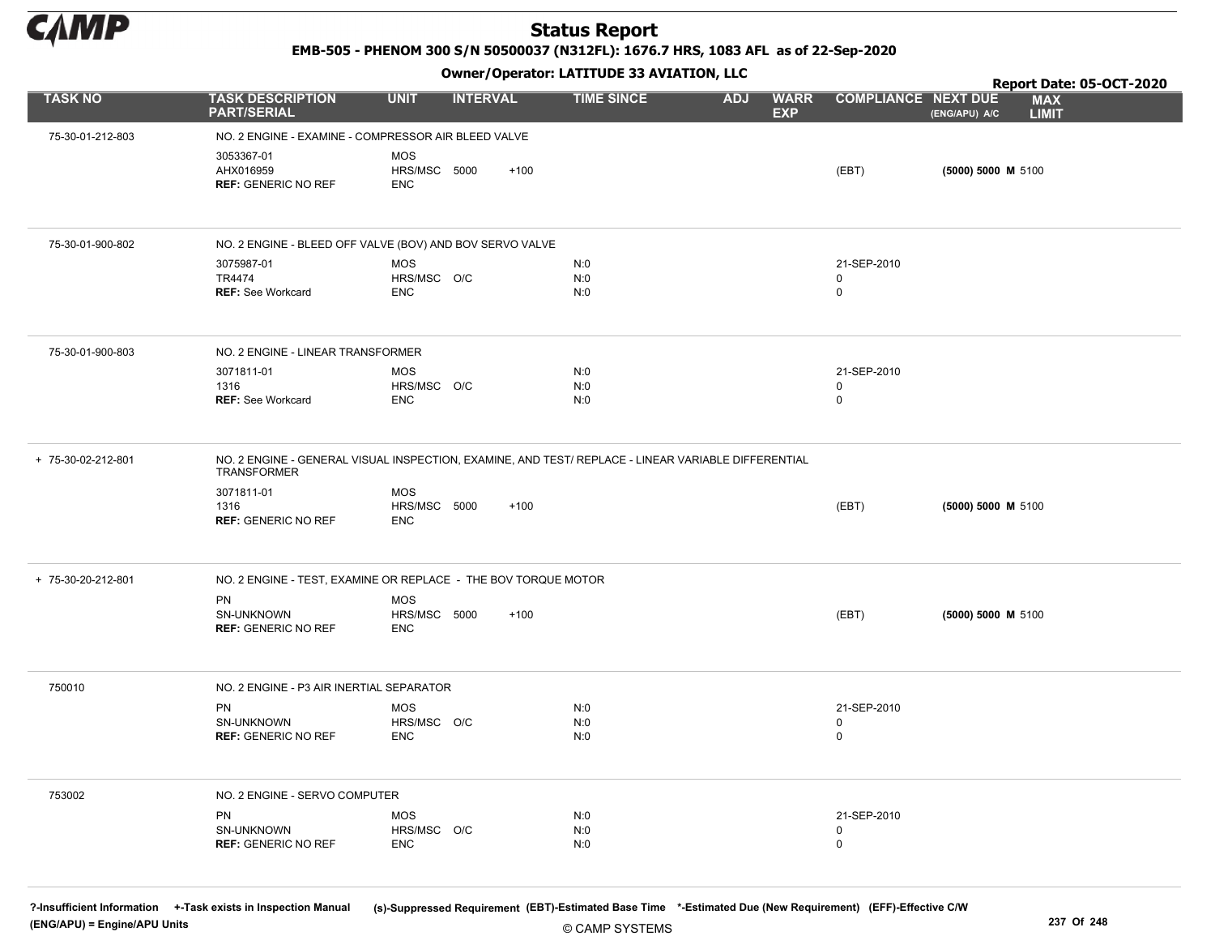# Status Report

**EMB-505 - PHENOM 300 S/N 50500037 (N312FL): 1676.7 HRS, 1083 AFL as of 22-Sep-2020**

**Owner/Operator: LATITUDE 33 AVIATION, LLC**

**Report Date: 05-OCT-2020**

| TASK NO | TASK DESCRIPTION PART/SERIAL | UNIT | INTERVAL | | TIME SINCE | ADJ | WARR EXP | COMPLIANCE | NEXT DUE (ENG/APU) A/C | MAX LIMIT |
|---|---|---|---|---|---|---|---|---|---|---|
| 75-30-01-212-803 | NO. 2 ENGINE - EXAMINE - COMPRESSOR AIR BLEED VALVE | | | | | | | | | |
| | 3053367-01 | MOS | | | | | | | | |
| | AHX016959 | HRS/MSC | 5000 | +100 | | | | (EBT) | **(5000) 5000 M** | 5100 |
| | **REF:** GENERIC NO REF | ENC | | | | | | | | |
| 75-30-01-900-802 | NO. 2 ENGINE - BLEED OFF VALVE (BOV) AND BOV SERVO VALVE | | | | | | | | | |
| | 3075987-01 | MOS | | | N:0 | | | 21-SEP-2010 | | |
| | TR4474 | HRS/MSC | O/C | | N:0 | | | 0 | | |
| | **REF:** See Workcard | ENC | | | N:0 | | | 0 | | |
| 75-30-01-900-803 | NO. 2 ENGINE - LINEAR TRANSFORMER | | | | | | | | | |
| | 3071811-01 | MOS | | | N:0 | | | 21-SEP-2010 | | |
| | 1316 | HRS/MSC | O/C | | N:0 | | | 0 | | |
| | **REF:** See Workcard | ENC | | | N:0 | | | 0 | | |
| + 75-30-02-212-801 | NO. 2 ENGINE - GENERAL VISUAL INSPECTION, EXAMINE, AND TEST/ REPLACE - LINEAR VARIABLE DIFFERENTIAL TRANSFORMER | | | | | | | | | |
| | 3071811-01 | MOS | | | | | | | | |
| | 1316 | HRS/MSC | 5000 | +100 | | | | (EBT) | **(5000) 5000 M** | 5100 |
| | **REF:** GENERIC NO REF | ENC | | | | | | | | |
| + 75-30-20-212-801 | NO. 2 ENGINE - TEST, EXAMINE OR REPLACE - THE BOV TORQUE MOTOR | | | | | | | | | |
| | PN | MOS | | | | | | | | |
| | SN-UNKNOWN | HRS/MSC | 5000 | +100 | | | | (EBT) | **(5000) 5000 M** | 5100 |
| | **REF:** GENERIC NO REF | ENC | | | | | | | | |
| 750010 | NO. 2 ENGINE - P3 AIR INERTIAL SEPARATOR | | | | | | | | | |
| | PN | MOS | | | N:0 | | | 21-SEP-2010 | | |
| | SN-UNKNOWN | HRS/MSC | O/C | | N:0 | | | 0 | | |
| | **REF:** GENERIC NO REF | ENC | | | N:0 | | | 0 | | |
| 753002 | NO. 2 ENGINE - SERVO COMPUTER | | | | | | | | | |
| | PN | MOS | | | N:0 | | | 21-SEP-2010 | | |
| | SN-UNKNOWN | HRS/MSC | O/C | | N:0 | | | 0 | | |
| | **REF:** GENERIC NO REF | ENC | | | N:0 | | | 0 | | |

**?-Insufficient Information** **+-Task exists in Inspection Manual** **(s)-Suppressed Requirement** **(EBT)-Estimated Base Time** **\*-Estimated Due (New Requirement)** **(EFF)-Effective C/W**
**(ENG/APU) = Engine/APU Units**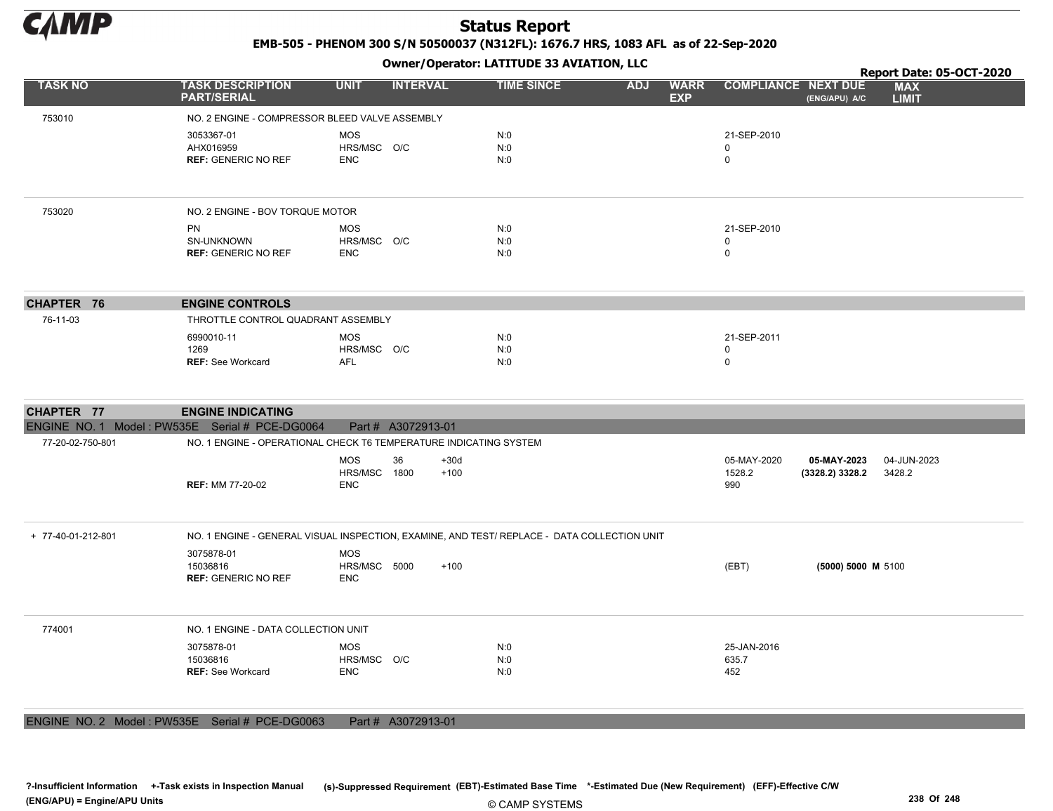# Status Report

**EMB-505 - PHENOM 300 S/N 50500037 (N312FL): 1676.7 HRS, 1083 AFL as of 22-Sep-2020**

**Owner/Operator: LATITUDE 33 AVIATION, LLC**

**Report Date: 05-OCT-2020**

| TASK NO | TASK DESCRIPTION PART/SERIAL | UNIT | INTERVAL | | TIME SINCE | ADJ | WARR EXP | COMPLIANCE | NEXT DUE (ENG/APU) A/C | MAX LIMIT |
|---|---|---|---|---|---|---|---|---|---|---|
| 753010 | NO. 2 ENGINE - COMPRESSOR BLEED VALVE ASSEMBLY | | | | | | | | | |
| | 3053367-01 | MOS | | | N:0 | | | 21-SEP-2010 | | |
| | AHX016959 | HRS/MSC | O/C | | N:0 | | | 0 | | |
| | **REF:** GENERIC NO REF | ENC | | | N:0 | | | 0 | | |
| 753020 | NO. 2 ENGINE - BOV TORQUE MOTOR | | | | | | | | | |
| | PN | MOS | | | N:0 | | | 21-SEP-2010 | | |
| | SN-UNKNOWN | HRS/MSC | O/C | | N:0 | | | 0 | | |
| | **REF:** GENERIC NO REF | ENC | | | N:0 | | | 0 | | |
| **CHAPTER 76** | **ENGINE CONTROLS** | | | | | | | | | |
| 76-11-03 | THROTTLE CONTROL QUADRANT ASSEMBLY | | | | | | | | | |
| | 6990010-11 | MOS | | | N:0 | | | 21-SEP-2011 | | |
| | 1269 | HRS/MSC | O/C | | N:0 | | | 0 | | |
| | **REF:** See Workcard | AFL | | | N:0 | | | 0 | | |
| **CHAPTER 77** | **ENGINE INDICATING** | | | | | | | | | |
| ENGINE NO. 1 Model : PW535E Serial # PCE-DG0064 | Part # A3072913-01 | | | | | | | | | |
| 77-20-02-750-801 | NO. 1 ENGINE - OPERATIONAL CHECK T6 TEMPERATURE INDICATING SYSTEM | | | | | | | | | |
| | | MOS | 36 | +30d | | | | 05-MAY-2020 | **05-MAY-2023** | 04-JUN-2023 |
| | | HRS/MSC | 1800 | +100 | | | | 1528.2 | **(3328.2) 3328.2** | 3428.2 |
| | **REF:** MM 77-20-02 | ENC | | | | | | 990 | | |
| + 77-40-01-212-801 | NO. 1 ENGINE - GENERAL VISUAL INSPECTION, EXAMINE, AND TEST/ REPLACE - DATA COLLECTION UNIT | | | | | | | | | |
| | 3075878-01 | MOS | | | | | | | | |
| | 15036816 | HRS/MSC | 5000 | +100 | | | | (EBT) | **(5000) 5000 M** | 5100 |
| | **REF:** GENERIC NO REF | ENC | | | | | | | | |
| 774001 | NO. 1 ENGINE - DATA COLLECTION UNIT | | | | | | | | | |
| | 3075878-01 | MOS | | | N:0 | | | 25-JAN-2016 | | |
| | 15036816 | HRS/MSC | O/C | | N:0 | | | 635.7 | | |
| | **REF:** See Workcard | ENC | | | N:0 | | | 452 | | |
| ENGINE NO. 2 Model : PW535E Serial # PCE-DG0063 | Part # A3072913-01 | | | | | | | | | |

?-Insufficient Information +-Task exists in Inspection Manual (s)-Suppressed Requirement (EBT)-Estimated Base Time *-Estimated Due (New Requirement) (EFF)-Effective C/W
(ENG/APU) = Engine/APU Units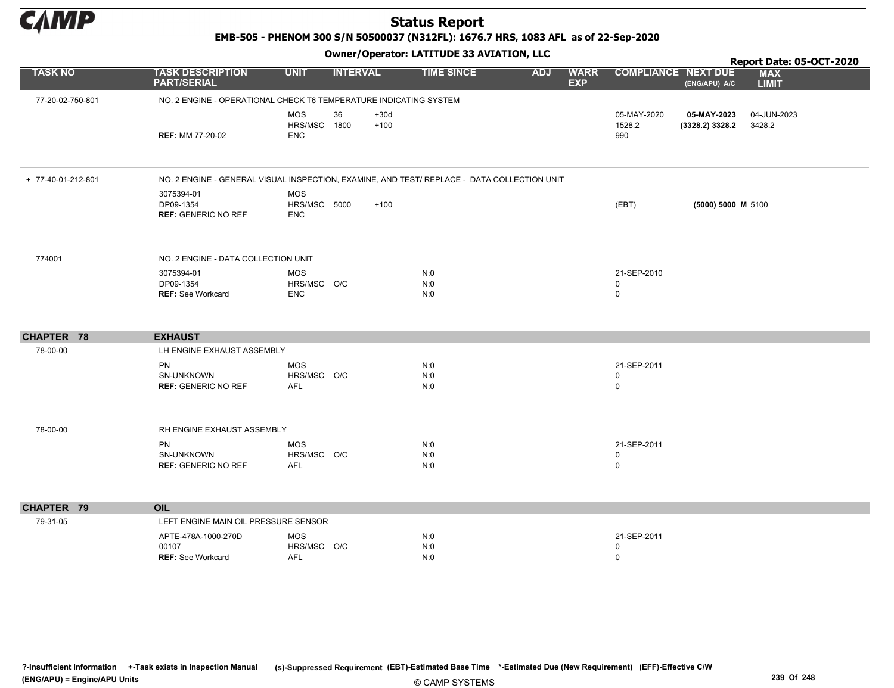# Status Report

**EMB-505 - PHENOM 300 S/N 50500037 (N312FL): 1676.7 HRS, 1083 AFL as of 22-Sep-2020**

**Owner/Operator: LATITUDE 33 AVIATION, LLC**

**Report Date: 05-OCT-2020**

| TASK NO | TASK DESCRIPTION PART/SERIAL | UNIT | INTERVAL | | TIME SINCE | ADJ | WARR EXP | COMPLIANCE | NEXT DUE (ENG/APU) A/C | MAX LIMIT |
|---|---|---|---|---|---|---|---|---|---|---|
| 77-20-02-750-801 | NO. 2 ENGINE - OPERATIONAL CHECK T6 TEMPERATURE INDICATING SYSTEM | | | | | | | | | |
| | | MOS | 36 | +30d | | | | 05-MAY-2020 | **05-MAY-2023** | 04-JUN-2023 |
| | | HRS/MSC | 1800 | +100 | | | | 1528.2 | **(3328.2) 3328.2** | 3428.2 |
| | **REF:** MM 77-20-02 | ENC | | | | | | 990 | | |
| + 77-40-01-212-801 | NO. 2 ENGINE - GENERAL VISUAL INSPECTION, EXAMINE, AND TEST/ REPLACE - DATA COLLECTION UNIT | | | | | | | | | |
| | 3075394-01 | MOS | | | | | | | | |
| | DP09-1354 | HRS/MSC | 5000 | +100 | | | | (EBT) | **(5000) 5000 M** | 5100 |
| | **REF:** GENERIC NO REF | ENC | | | | | | | | |
| 774001 | NO. 2 ENGINE - DATA COLLECTION UNIT | | | | | | | | | |
| | 3075394-01 | MOS | | | N:0 | | | 21-SEP-2010 | | |
| | DP09-1354 | HRS/MSC | O/C | | N:0 | | | 0 | | |
| | **REF:** See Workcard | ENC | | | N:0 | | | 0 | | |
| **CHAPTER 78** | **EXHAUST** | | | | | | | | | |
| 78-00-00 | LH ENGINE EXHAUST ASSEMBLY | | | | | | | | | |
| | PN | MOS | | | N:0 | | | 21-SEP-2011 | | |
| | SN-UNKNOWN | HRS/MSC | O/C | | N:0 | | | 0 | | |
| | **REF:** GENERIC NO REF | AFL | | | N:0 | | | 0 | | |
| 78-00-00 | RH ENGINE EXHAUST ASSEMBLY | | | | | | | | | |
| | PN | MOS | | | N:0 | | | 21-SEP-2011 | | |
| | SN-UNKNOWN | HRS/MSC | O/C | | N:0 | | | 0 | | |
| | **REF:** GENERIC NO REF | AFL | | | N:0 | | | 0 | | |
| **CHAPTER 79** | **OIL** | | | | | | | | | |
| 79-31-05 | LEFT ENGINE MAIN OIL PRESSURE SENSOR | | | | | | | | | |
| | APTE-478A-1000-270D | MOS | | | N:0 | | | 21-SEP-2011 | | |
| | 00107 | HRS/MSC | O/C | | N:0 | | | 0 | | |
| | **REF:** See Workcard | AFL | | | N:0 | | | 0 | | |

?-Insufficient Information +-Task exists in Inspection Manual (s)-Suppressed Requirement (EBT)-Estimated Base Time *-Estimated Due (New Requirement) (EFF)-Effective C/W (ENG/APU) = Engine/APU Units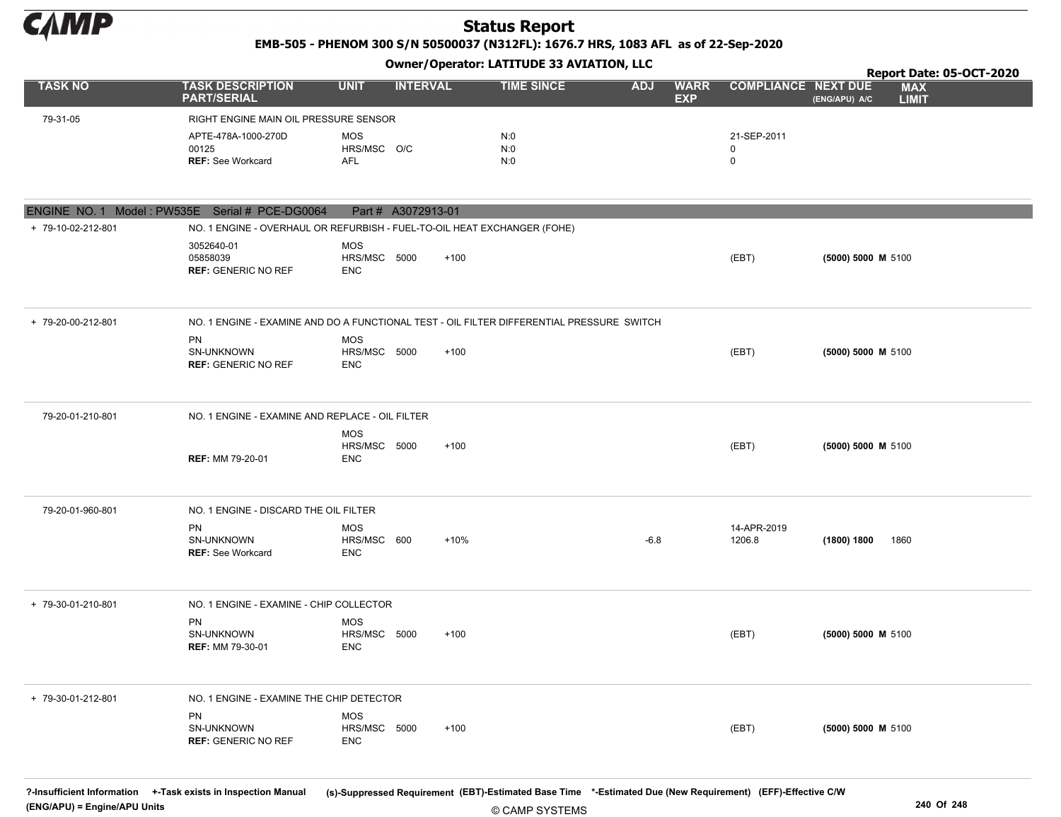# Status Report

**EMB-505 - PHENOM 300 S/N 50500037 (N312FL): 1676.7 HRS, 1083 AFL as of 22-Sep-2020**

**Owner/Operator: LATITUDE 33 AVIATION, LLC**

**Report Date: 05-OCT-2020**

| TASK NO | TASK DESCRIPTION PART/SERIAL | UNIT | INTERVAL | | TIME SINCE | ADJ | WARR EXP | COMPLIANCE | NEXT DUE (ENG/APU) A/C | MAX LIMIT |
|---|---|---|---|---|---|---|---|---|---|---|
| 79-31-05 | RIGHT ENGINE MAIN OIL PRESSURE SENSOR | | | | | | | | | |
| | APTE-478A-1000-270D | MOS | | | N:0 | | | 21-SEP-2011 | | |
| | 00125 | HRS/MSC | O/C | | N:0 | | | 0 | | |
| | **REF:** See Workcard | AFL | | | N:0 | | | 0 | | |
| **ENGINE NO. 1 Model : PW535E Serial # PCE-DG0064 Part # A3072913-01** | | | | | | | | | | |
| + 79-10-02-212-801 | NO. 1 ENGINE - OVERHAUL OR REFURBISH - FUEL-TO-OIL HEAT EXCHANGER (FOHE) | | | | | | | | | |
| | 3052640-01 | MOS | | | | | | | | |
| | 05858039 | HRS/MSC | 5000 | +100 | | | | (EBT) | **(5000) 5000 M** | 5100 |
| | **REF:** GENERIC NO REF | ENC | | | | | | | | |
| + 79-20-00-212-801 | NO. 1 ENGINE - EXAMINE AND DO A FUNCTIONAL TEST - OIL FILTER DIFFERENTIAL PRESSURE SWITCH | | | | | | | | | |
| | PN | MOS | | | | | | | | |
| | SN-UNKNOWN | HRS/MSC | 5000 | +100 | | | | (EBT) | **(5000) 5000 M** | 5100 |
| | **REF:** GENERIC NO REF | ENC | | | | | | | | |
| 79-20-01-210-801 | NO. 1 ENGINE - EXAMINE AND REPLACE - OIL FILTER | | | | | | | | | |
| | | MOS | | | | | | | | |
| | | HRS/MSC | 5000 | +100 | | | | (EBT) | **(5000) 5000 M** | 5100 |
| | **REF:** MM 79-20-01 | ENC | | | | | | | | |
| 79-20-01-960-801 | NO. 1 ENGINE - DISCARD THE OIL FILTER | | | | | | | | | |
| | PN | MOS | | | | | | 14-APR-2019 | | |
| | SN-UNKNOWN | HRS/MSC | 600 | +10% | | -6.8 | | 1206.8 | **(1800) 1800** | 1860 |
| | **REF:** See Workcard | ENC | | | | | | | | |
| + 79-30-01-210-801 | NO. 1 ENGINE - EXAMINE - CHIP COLLECTOR | | | | | | | | | |
| | PN | MOS | | | | | | | | |
| | SN-UNKNOWN | HRS/MSC | 5000 | +100 | | | | (EBT) | **(5000) 5000 M** | 5100 |
| | **REF:** MM 79-30-01 | ENC | | | | | | | | |
| + 79-30-01-212-801 | NO. 1 ENGINE - EXAMINE THE CHIP DETECTOR | | | | | | | | | |
| | PN | MOS | | | | | | | | |
| | SN-UNKNOWN | HRS/MSC | 5000 | +100 | | | | (EBT) | **(5000) 5000 M** | 5100 |
| | **REF:** GENERIC NO REF | ENC | | | | | | | | |

**?-Insufficient Information** **+-Task exists in Inspection Manual** (s)-Suppressed Requirement (EBT)-Estimated Base Time *-Estimated Due (New Requirement) (EFF)-Effective C/W
**(ENG/APU) = Engine/APU Units**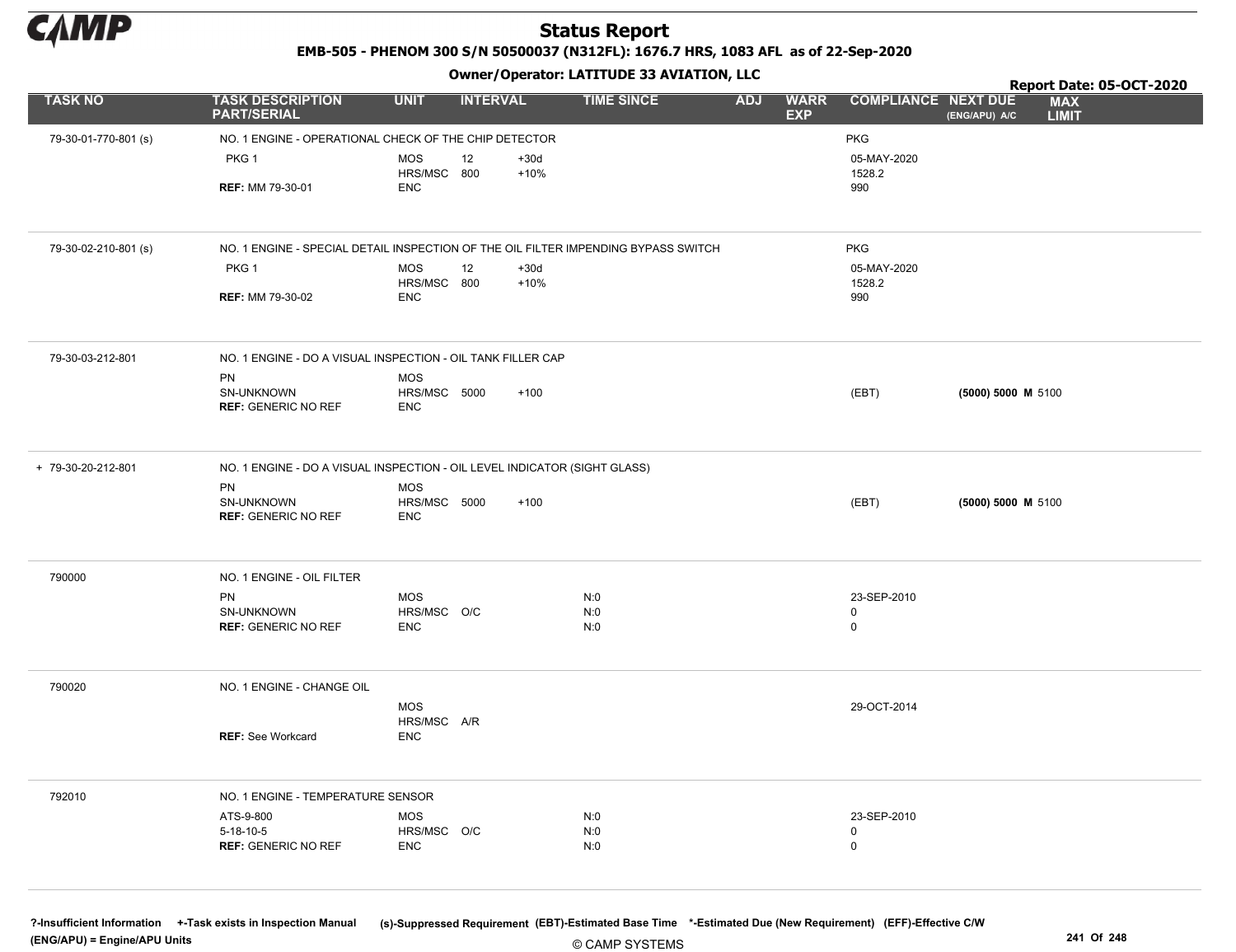# Status Report

**EMB-505 - PHENOM 300 S/N 50500037 (N312FL): 1676.7 HRS, 1083 AFL as of 22-Sep-2020**

**Owner/Operator: LATITUDE 33 AVIATION, LLC**

**Report Date: 05-OCT-2020**

| TASK NO | TASK DESCRIPTION PART/SERIAL | UNIT | INTERVAL | | TIME SINCE | ADJ | WARR EXP | COMPLIANCE | NEXT DUE (ENG/APU) A/C | MAX LIMIT |
|---|---|---|---|---|---|---|---|---|---|---|
| 79-30-01-770-801 (s) | NO. 1 ENGINE - OPERATIONAL CHECK OF THE CHIP DETECTOR | | | | | | | PKG | | |
| | PKG 1 | MOS | 12 | +30d | | | | 05-MAY-2020 | | |
| | | HRS/MSC | 800 | +10% | | | | 1528.2 | | |
| | **REF:** MM 79-30-01 | ENC | | | | | | 990 | | |
| 79-30-02-210-801 (s) | NO. 1 ENGINE - SPECIAL DETAIL INSPECTION OF THE OIL FILTER IMPENDING BYPASS SWITCH | | | | | | | PKG | | |
| | PKG 1 | MOS | 12 | +30d | | | | 05-MAY-2020 | | |
| | | HRS/MSC | 800 | +10% | | | | 1528.2 | | |
| | **REF:** MM 79-30-02 | ENC | | | | | | 990 | | |
| 79-30-03-212-801 | NO. 1 ENGINE - DO A VISUAL INSPECTION - OIL TANK FILLER CAP | | | | | | | | | |
| | PN | MOS | | | | | | | | |
| | SN-UNKNOWN | HRS/MSC | 5000 | +100 | | | | (EBT) | **(5000) 5000 M** | 5100 |
| | **REF:** GENERIC NO REF | ENC | | | | | | | | |
| + 79-30-20-212-801 | NO. 1 ENGINE - DO A VISUAL INSPECTION - OIL LEVEL INDICATOR (SIGHT GLASS) | | | | | | | | | |
| | PN | MOS | | | | | | | | |
| | SN-UNKNOWN | HRS/MSC | 5000 | +100 | | | | (EBT) | **(5000) 5000 M** | 5100 |
| | **REF:** GENERIC NO REF | ENC | | | | | | | | |
| 790000 | NO. 1 ENGINE - OIL FILTER | | | | | | | | | |
| | PN | MOS | | | N:0 | | | 23-SEP-2010 | | |
| | SN-UNKNOWN | HRS/MSC | O/C | | N:0 | | | 0 | | |
| | **REF:** GENERIC NO REF | ENC | | | N:0 | | | 0 | | |
| 790020 | NO. 1 ENGINE - CHANGE OIL | | | | | | | | | |
| | | MOS | | | | | | 29-OCT-2014 | | |
| | | HRS/MSC | A/R | | | | | | | |
| | **REF:** See Workcard | ENC | | | | | | | | |
| 792010 | NO. 1 ENGINE - TEMPERATURE SENSOR | | | | | | | | | |
| | ATS-9-800 | MOS | | | N:0 | | | 23-SEP-2010 | | |
| | 5-18-10-5 | HRS/MSC | O/C | | N:0 | | | 0 | | |
| | **REF:** GENERIC NO REF | ENC | | | N:0 | | | 0 | | |

?-Insufficient Information +-Task exists in Inspection Manual (s)-Suppressed Requirement (EBT)-Estimated Base Time *-Estimated Due (New Requirement) (EFF)-Effective C/W (ENG/APU) = Engine/APU Units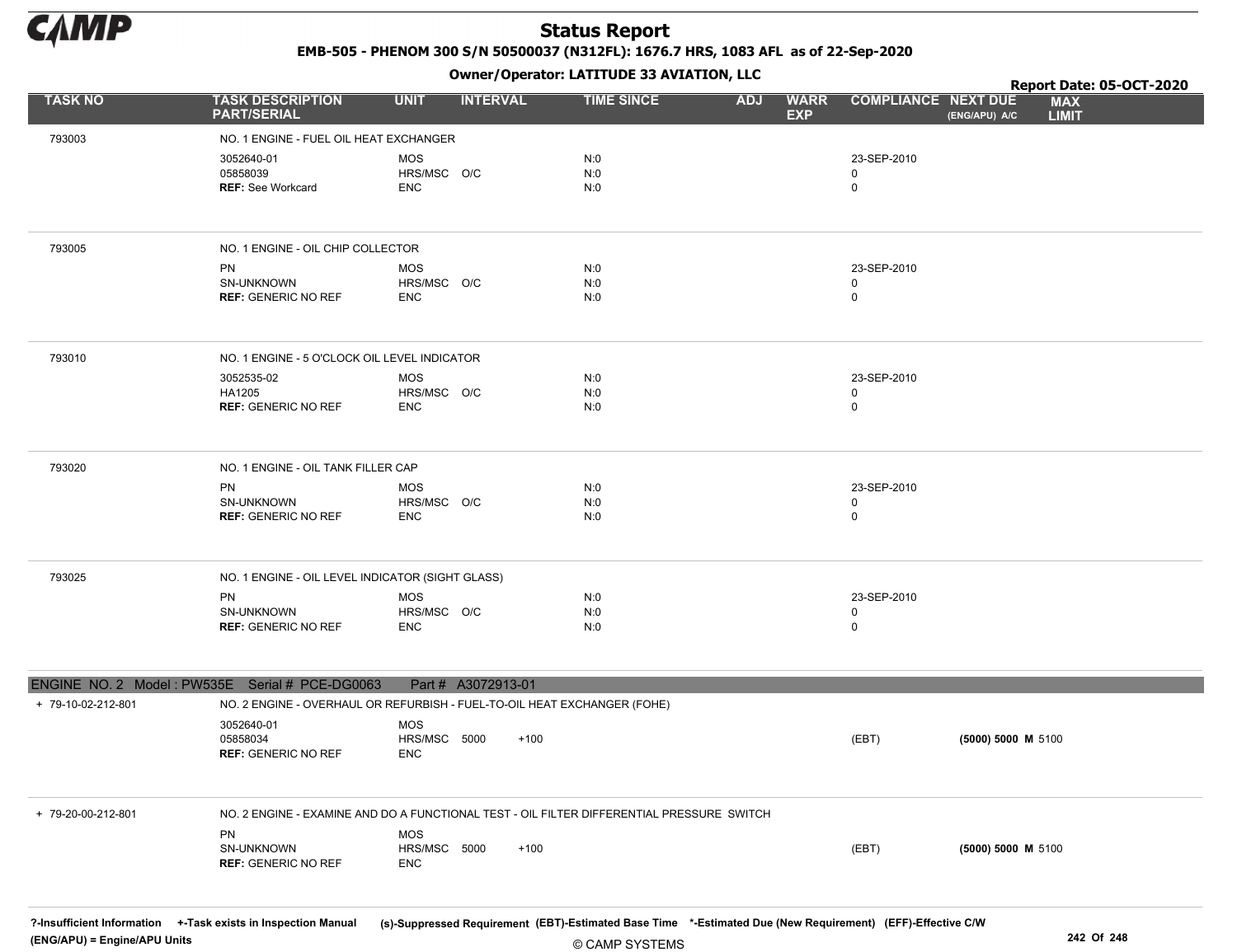# Status Report

**EMB-505 - PHENOM 300 S/N 50500037 (N312FL): 1676.7 HRS, 1083 AFL as of 22-Sep-2020**

**Owner/Operator: LATITUDE 33 AVIATION, LLC**

**Report Date: 05-OCT-2020**

| TASK NO | TASK DESCRIPTION PART/SERIAL | UNIT | INTERVAL | | TIME SINCE | ADJ | WARR EXP | COMPLIANCE | NEXT DUE (ENG/APU) A/C | MAX LIMIT |
|---|---|---|---|---|---|---|---|---|---|---|
| 793003 | NO. 1 ENGINE - FUEL OIL HEAT EXCHANGER | | | | | | | | | |
| | 3052640-01 | MOS | | | N:0 | | | 23-SEP-2010 | | |
| | 05858039 | HRS/MSC | O/C | | N:0 | | | 0 | | |
| | **REF:** See Workcard | ENC | | | N:0 | | | 0 | | |
| 793005 | NO. 1 ENGINE - OIL CHIP COLLECTOR | | | | | | | | | |
| | PN | MOS | | | N:0 | | | 23-SEP-2010 | | |
| | SN-UNKNOWN | HRS/MSC | O/C | | N:0 | | | 0 | | |
| | **REF:** GENERIC NO REF | ENC | | | N:0 | | | 0 | | |
| 793010 | NO. 1 ENGINE - 5 O'CLOCK OIL LEVEL INDICATOR | | | | | | | | | |
| | 3052535-02 | MOS | | | N:0 | | | 23-SEP-2010 | | |
| | HA1205 | HRS/MSC | O/C | | N:0 | | | 0 | | |
| | **REF:** GENERIC NO REF | ENC | | | N:0 | | | 0 | | |
| 793020 | NO. 1 ENGINE - OIL TANK FILLER CAP | | | | | | | | | |
| | PN | MOS | | | N:0 | | | 23-SEP-2010 | | |
| | SN-UNKNOWN | HRS/MSC | O/C | | N:0 | | | 0 | | |
| | **REF:** GENERIC NO REF | ENC | | | N:0 | | | 0 | | |
| 793025 | NO. 1 ENGINE - OIL LEVEL INDICATOR (SIGHT GLASS) | | | | | | | | | |
| | PN | MOS | | | N:0 | | | 23-SEP-2010 | | |
| | SN-UNKNOWN | HRS/MSC | O/C | | N:0 | | | 0 | | |
| | **REF:** GENERIC NO REF | ENC | | | N:0 | | | 0 | | |

**ENGINE NO. 2 Model : PW535E Serial # PCE-DG0063 Part # A3072913-01**

| TASK NO | TASK DESCRIPTION PART/SERIAL | UNIT | INTERVAL | | TIME SINCE | ADJ | WARR EXP | COMPLIANCE | NEXT DUE (ENG/APU) A/C | MAX LIMIT |
|---|---|---|---|---|---|---|---|---|---|---|
| + 79-10-02-212-801 | NO. 2 ENGINE - OVERHAUL OR REFURBISH - FUEL-TO-OIL HEAT EXCHANGER (FOHE) | | | | | | | | | |
| | 3052640-01 | MOS | | | | | | | | |
| | 05858034 | HRS/MSC | 5000 | +100 | | | | (EBT) | **(5000) 5000 M** | 5100 |
| | **REF:** GENERIC NO REF | ENC | | | | | | | | |
| + 79-20-00-212-801 | NO. 2 ENGINE - EXAMINE AND DO A FUNCTIONAL TEST - OIL FILTER DIFFERENTIAL PRESSURE SWITCH | | | | | | | | | |
| | PN | MOS | | | | | | | | |
| | SN-UNKNOWN | HRS/MSC | 5000 | +100 | | | | (EBT) | **(5000) 5000 M** | 5100 |
| | **REF:** GENERIC NO REF | ENC | | | | | | | | |

?-Insufficient Information +-Task exists in Inspection Manual (s)-Suppressed Requirement (EBT)-Estimated Base Time *-Estimated Due (New Requirement) (EFF)-Effective C/W
(ENG/APU) = Engine/APU Units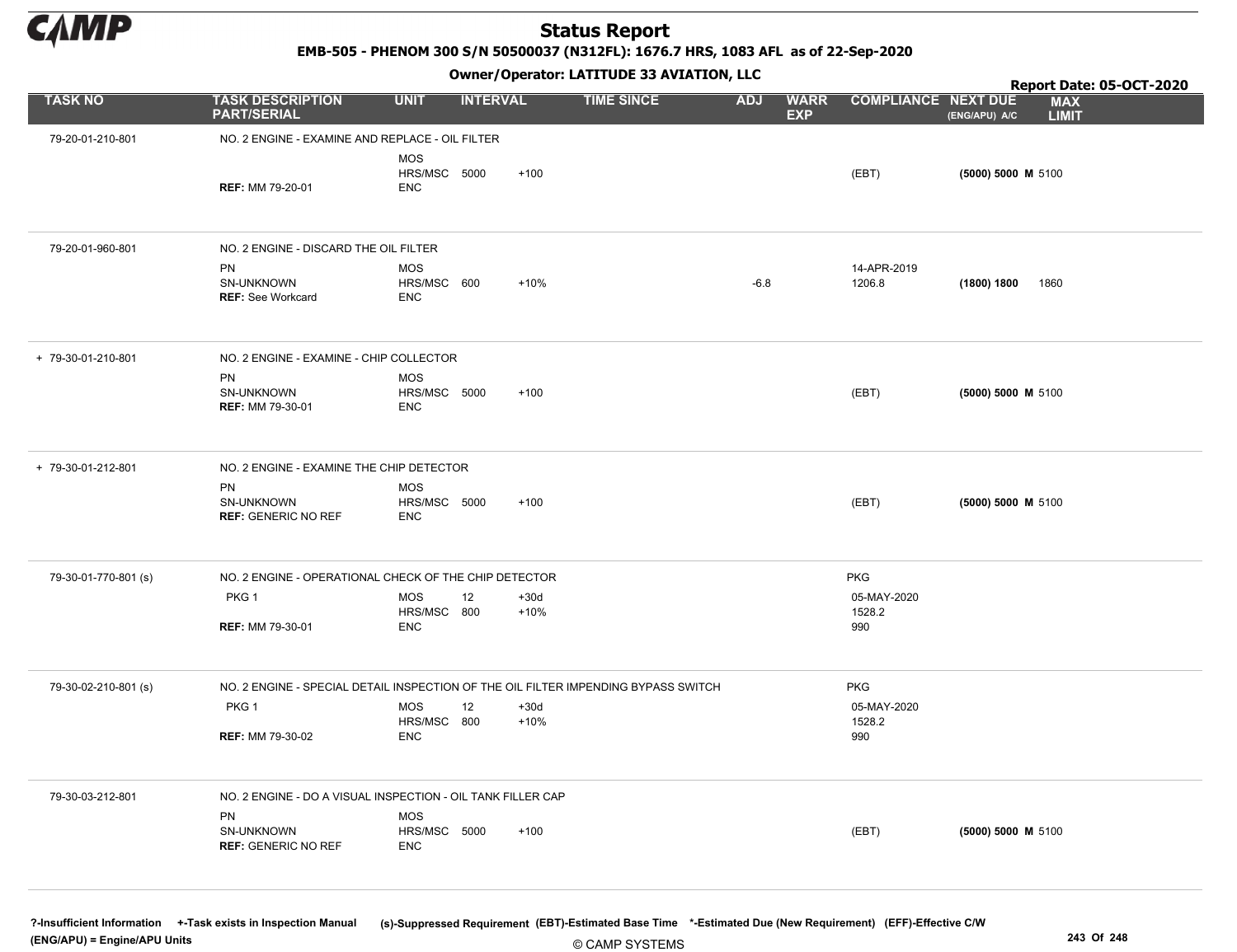# Status Report

**EMB-505 - PHENOM 300 S/N 50500037 (N312FL): 1676.7 HRS, 1083 AFL as of 22-Sep-2020**

**Owner/Operator: LATITUDE 33 AVIATION, LLC**

**Report Date: 05-OCT-2020**

| TASK NO | TASK DESCRIPTION PART/SERIAL | UNIT | INTERVAL | | TIME SINCE | ADJ | WARR EXP | COMPLIANCE | NEXT DUE (ENG/APU) A/C | MAX LIMIT |
|---|---|---|---|---|---|---|---|---|---|---|
| 79-20-01-210-801 | NO. 2 ENGINE - EXAMINE AND REPLACE - OIL FILTER | | | | | | | | | |
| | | MOS | | | | | | | | |
| | | HRS/MSC | 5000 | +100 | | | | (EBT) | **(5000) 5000 M** | 5100 |
| | **REF:** MM 79-20-01 | ENC | | | | | | | | |
| 79-20-01-960-801 | NO. 2 ENGINE - DISCARD THE OIL FILTER | | | | | | | | | |
| | PN | MOS | | | | | | 14-APR-2019 | | |
| | SN-UNKNOWN | HRS/MSC | 600 | +10% | | -6.8 | | 1206.8 | **(1800) 1800** | 1860 |
| | **REF:** See Workcard | ENC | | | | | | | | |
| + 79-30-01-210-801 | NO. 2 ENGINE - EXAMINE - CHIP COLLECTOR | | | | | | | | | |
| | PN | MOS | | | | | | | | |
| | SN-UNKNOWN | HRS/MSC | 5000 | +100 | | | | (EBT) | **(5000) 5000 M** | 5100 |
| | **REF:** MM 79-30-01 | ENC | | | | | | | | |
| + 79-30-01-212-801 | NO. 2 ENGINE - EXAMINE THE CHIP DETECTOR | | | | | | | | | |
| | PN | MOS | | | | | | | | |
| | SN-UNKNOWN | HRS/MSC | 5000 | +100 | | | | (EBT) | **(5000) 5000 M** | 5100 |
| | **REF:** GENERIC NO REF | ENC | | | | | | | | |
| 79-30-01-770-801 (s) | NO. 2 ENGINE - OPERATIONAL CHECK OF THE CHIP DETECTOR | | | | | | | PKG | | |
| | PKG 1 | MOS | 12 | +30d | | | | 05-MAY-2020 | | |
| | | HRS/MSC | 800 | +10% | | | | 1528.2 | | |
| | **REF:** MM 79-30-01 | ENC | | | | | | 990 | | |
| 79-30-02-210-801 (s) | NO. 2 ENGINE - SPECIAL DETAIL INSPECTION OF THE OIL FILTER IMPENDING BYPASS SWITCH | | | | | | | PKG | | |
| | PKG 1 | MOS | 12 | +30d | | | | 05-MAY-2020 | | |
| | | HRS/MSC | 800 | +10% | | | | 1528.2 | | |
| | **REF:** MM 79-30-02 | ENC | | | | | | 990 | | |
| 79-30-03-212-801 | NO. 2 ENGINE - DO A VISUAL INSPECTION - OIL TANK FILLER CAP | | | | | | | | | |
| | PN | MOS | | | | | | | | |
| | SN-UNKNOWN | HRS/MSC | 5000 | +100 | | | | (EBT) | **(5000) 5000 M** | 5100 |
| | **REF:** GENERIC NO REF | ENC | | | | | | | | |

?-Insufficient Information +-Task exists in Inspection Manual (s)-Suppressed Requirement (EBT)-Estimated Base Time *-Estimated Due (New Requirement) (EFF)-Effective C/W
(ENG/APU) = Engine/APU Units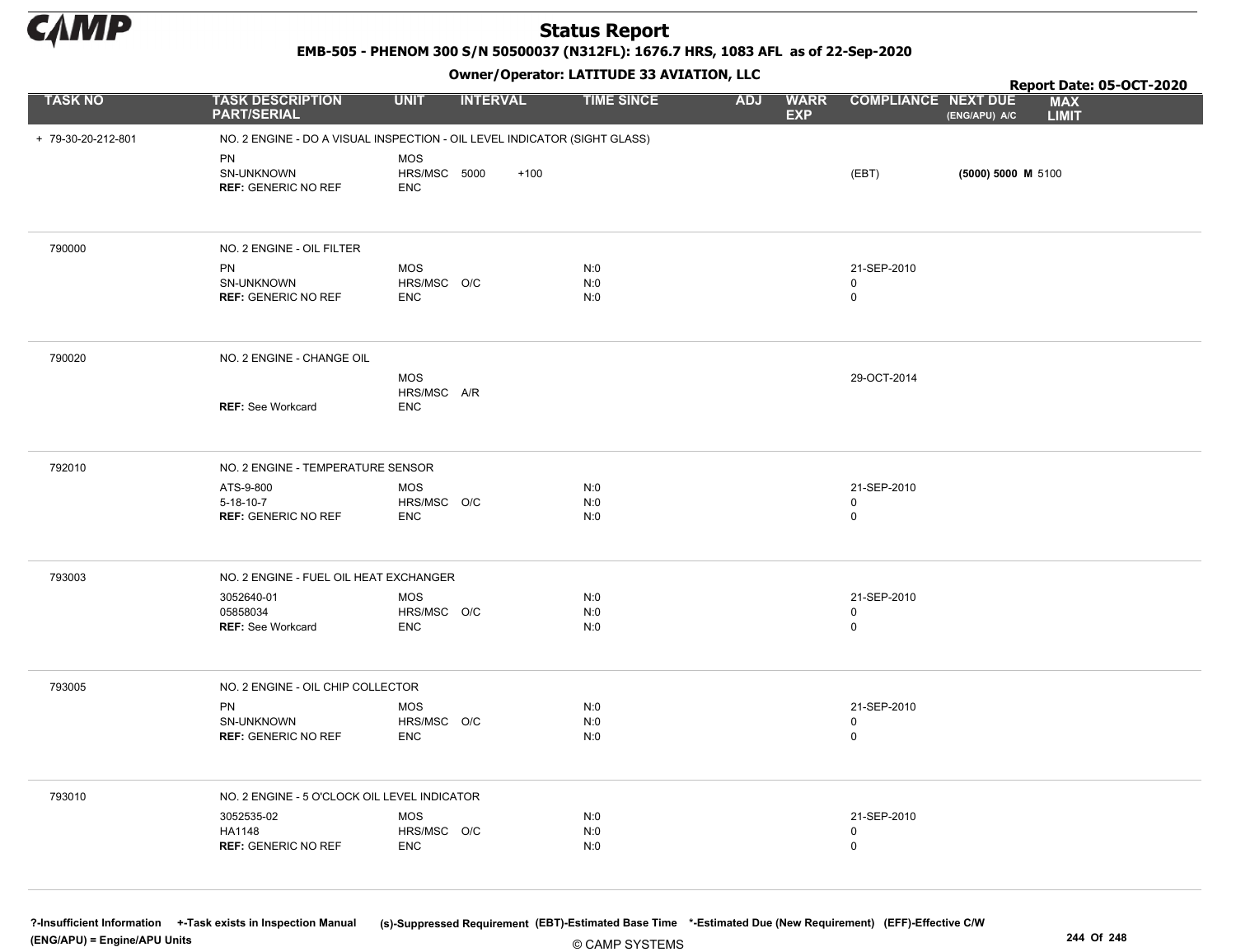# Status Report

**EMB-505 - PHENOM 300 S/N 50500037 (N312FL): 1676.7 HRS, 1083 AFL as of 22-Sep-2020**

**Owner/Operator: LATITUDE 33 AVIATION, LLC**

**Report Date: 05-OCT-2020**

| TASK NO | TASK DESCRIPTION PART/SERIAL | UNIT | INTERVAL | | TIME SINCE | ADJ | WARR EXP | COMPLIANCE | NEXT DUE (ENG/APU) A/C | MAX LIMIT |
|---|---|---|---|---|---|---|---|---|---|---|
| + 79-30-20-212-801 | NO. 2 ENGINE - DO A VISUAL INSPECTION - OIL LEVEL INDICATOR (SIGHT GLASS) | | | | | | | | | |
| | PN | MOS | | | | | | | | |
| | SN-UNKNOWN | HRS/MSC | 5000 | +100 | | | | (EBT) | **(5000) 5000 M** | 5100 |
| | **REF:** GENERIC NO REF | ENC | | | | | | | | |
| 790000 | NO. 2 ENGINE - OIL FILTER | | | | | | | | | |
| | PN | MOS | | | N:0 | | | 21-SEP-2010 | | |
| | SN-UNKNOWN | HRS/MSC | O/C | | N:0 | | | 0 | | |
| | **REF:** GENERIC NO REF | ENC | | | N:0 | | | 0 | | |
| 790020 | NO. 2 ENGINE - CHANGE OIL | | | | | | | | | |
| | | MOS | | | | | | 29-OCT-2014 | | |
| | | HRS/MSC | A/R | | | | | | | |
| | **REF:** See Workcard | ENC | | | | | | | | |
| 792010 | NO. 2 ENGINE - TEMPERATURE SENSOR | | | | | | | | | |
| | ATS-9-800 | MOS | | | N:0 | | | 21-SEP-2010 | | |
| | 5-18-10-7 | HRS/MSC | O/C | | N:0 | | | 0 | | |
| | **REF:** GENERIC NO REF | ENC | | | N:0 | | | 0 | | |
| 793003 | NO. 2 ENGINE - FUEL OIL HEAT EXCHANGER | | | | | | | | | |
| | 3052640-01 | MOS | | | N:0 | | | 21-SEP-2010 | | |
| | 05858034 | HRS/MSC | O/C | | N:0 | | | 0 | | |
| | **REF:** See Workcard | ENC | | | N:0 | | | 0 | | |
| 793005 | NO. 2 ENGINE - OIL CHIP COLLECTOR | | | | | | | | | |
| | PN | MOS | | | N:0 | | | 21-SEP-2010 | | |
| | SN-UNKNOWN | HRS/MSC | O/C | | N:0 | | | 0 | | |
| | **REF:** GENERIC NO REF | ENC | | | N:0 | | | 0 | | |
| 793010 | NO. 2 ENGINE - 5 O'CLOCK OIL LEVEL INDICATOR | | | | | | | | | |
| | 3052535-02 | MOS | | | N:0 | | | 21-SEP-2010 | | |
| | HA1148 | HRS/MSC | O/C | | N:0 | | | 0 | | |
| | **REF:** GENERIC NO REF | ENC | | | N:0 | | | 0 | | |

?-Insufficient Information +-Task exists in Inspection Manual (s)-Suppressed Requirement (EBT)-Estimated Base Time *-Estimated Due (New Requirement) (EFF)-Effective C/W (ENG/APU) = Engine/APU Units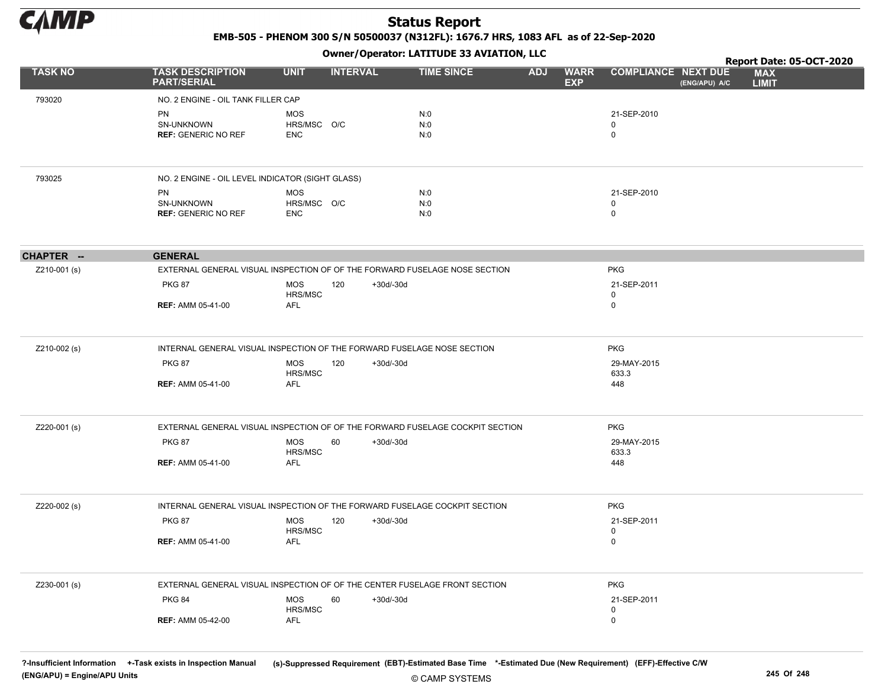| TASK NO | TASK DESCRIPTION PART/SERIAL | UNIT | INTERVAL | | TIME SINCE | ADJ | WARR EXP | COMPLIANCE | NEXT DUE (ENG/APU) A/C | MAX LIMIT |
|---|---|---|---|---|---|---|---|---|---|---|
| 793020 | NO. 2 ENGINE - OIL TANK FILLER CAP | | | | | | | | | |
| | PN | MOS | | | N:0 | | | 21-SEP-2010 | | |
| | SN-UNKNOWN | HRS/MSC | O/C | | N:0 | | | 0 | | |
| | **REF:** GENERIC NO REF | ENC | | | N:0 | | | 0 | | |
| 793025 | NO. 2 ENGINE - OIL LEVEL INDICATOR (SIGHT GLASS) | | | | | | | | | |
| | PN | MOS | | | N:0 | | | 21-SEP-2010 | | |
| | SN-UNKNOWN | HRS/MSC | O/C | | N:0 | | | 0 | | |
| | **REF:** GENERIC NO REF | ENC | | | N:0 | | | 0 | | |
| **CHAPTER --** | **GENERAL** | | | | | | | | | |
| Z210-001 (s) | EXTERNAL GENERAL VISUAL INSPECTION OF OF THE FORWARD FUSELAGE NOSE SECTION | | | | | | | PKG | | |
| | PKG 87 | MOS | 120 | +30d/-30d | | | | 21-SEP-2011 | | |
| | | HRS/MSC | | | | | | 0 | | |
| | **REF:** AMM 05-41-00 | AFL | | | | | | 0 | | |
| Z210-002 (s) | INTERNAL GENERAL VISUAL INSPECTION OF THE FORWARD FUSELAGE NOSE SECTION | | | | | | | PKG | | |
| | PKG 87 | MOS | 120 | +30d/-30d | | | | 29-MAY-2015 | | |
| | | HRS/MSC | | | | | | 633.3 | | |
| | **REF:** AMM 05-41-00 | AFL | | | | | | 448 | | |
| Z220-001 (s) | EXTERNAL GENERAL VISUAL INSPECTION OF OF THE FORWARD FUSELAGE COCKPIT SECTION | | | | | | | PKG | | |
| | PKG 87 | MOS | 60 | +30d/-30d | | | | 29-MAY-2015 | | |
| | | HRS/MSC | | | | | | 633.3 | | |
| | **REF:** AMM 05-41-00 | AFL | | | | | | 448 | | |
| Z220-002 (s) | INTERNAL GENERAL VISUAL INSPECTION OF THE FORWARD FUSELAGE COCKPIT SECTION | | | | | | | PKG | | |
| | PKG 87 | MOS | 120 | +30d/-30d | | | | 21-SEP-2011 | | |
| | | HRS/MSC | | | | | | 0 | | |
| | **REF:** AMM 05-41-00 | AFL | | | | | | 0 | | |
| Z230-001 (s) | EXTERNAL GENERAL VISUAL INSPECTION OF OF THE CENTER FUSELAGE FRONT SECTION | | | | | | | PKG | | |
| | PKG 84 | MOS | 60 | +30d/-30d | | | | 21-SEP-2011 | | |
| | | HRS/MSC | | | | | | 0 | | |
| | **REF:** AMM 05-42-00 | AFL | | | | | | 0 | | |

?-Insufficient Information +-Task exists in Inspection Manual (s)-Suppressed Requirement (EBT)-Estimated Base Time *-Estimated Due (New Requirement) (EFF)-Effective C/W (ENG/APU) = Engine/APU Units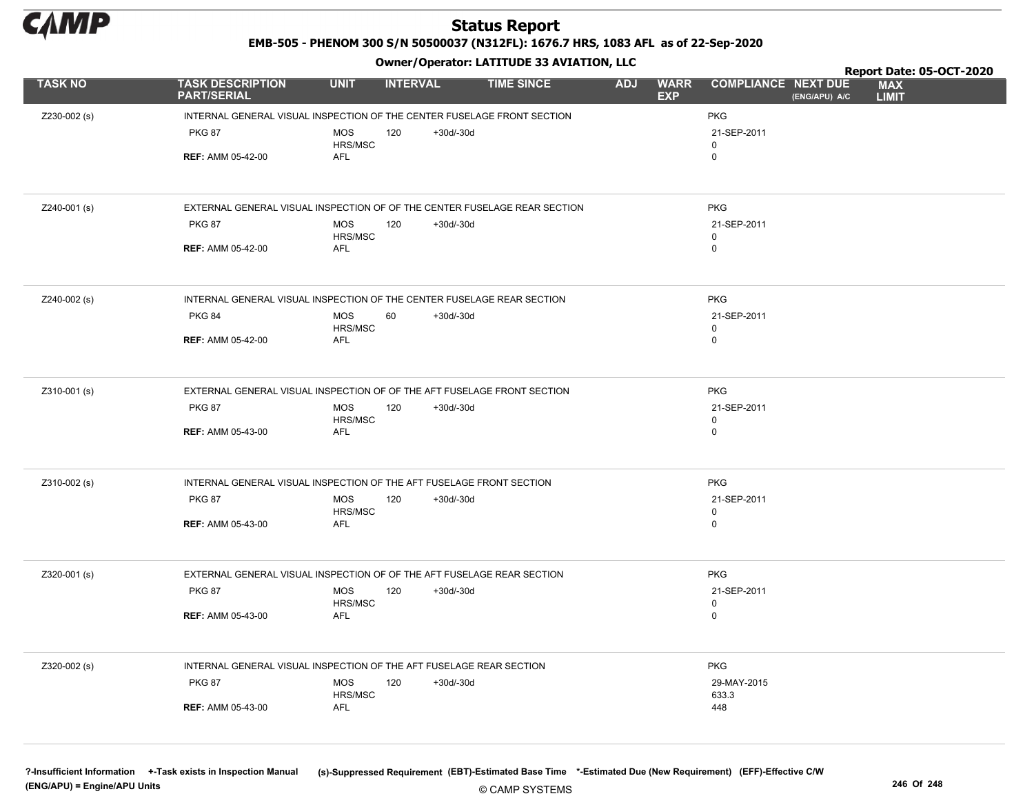# Status Report

**EMB-505 - PHENOM 300 S/N 50500037 (N312FL): 1676.7 HRS, 1083 AFL as of 22-Sep-2020**

**Owner/Operator: LATITUDE 33 AVIATION, LLC**

**Report Date: 05-OCT-2020**

| TASK NO | TASK DESCRIPTION PART/SERIAL | UNIT | INTERVAL | | TIME SINCE | ADJ | WARR EXP | COMPLIANCE | NEXT DUE (ENG/APU) A/C | MAX LIMIT |
|---|---|---|---|---|---|---|---|---|---|---|
| Z230-002 (s) | INTERNAL GENERAL VISUAL INSPECTION OF THE CENTER FUSELAGE FRONT SECTION | | | | | | | PKG | | |
| | PKG 87 | MOS | 120 | +30d/-30d | | | | 21-SEP-2011 | | |
| | | HRS/MSC | | | | | | 0 | | |
| | **REF:** AMM 05-42-00 | AFL | | | | | | 0 | | |
| Z240-001 (s) | EXTERNAL GENERAL VISUAL INSPECTION OF OF THE CENTER FUSELAGE REAR SECTION | | | | | | | PKG | | |
| | PKG 87 | MOS | 120 | +30d/-30d | | | | 21-SEP-2011 | | |
| | | HRS/MSC | | | | | | 0 | | |
| | **REF:** AMM 05-42-00 | AFL | | | | | | 0 | | |
| Z240-002 (s) | INTERNAL GENERAL VISUAL INSPECTION OF THE CENTER FUSELAGE REAR SECTION | | | | | | | PKG | | |
| | PKG 84 | MOS | 60 | +30d/-30d | | | | 21-SEP-2011 | | |
| | | HRS/MSC | | | | | | 0 | | |
| | **REF:** AMM 05-42-00 | AFL | | | | | | 0 | | |
| Z310-001 (s) | EXTERNAL GENERAL VISUAL INSPECTION OF OF THE AFT FUSELAGE FRONT SECTION | | | | | | | PKG | | |
| | PKG 87 | MOS | 120 | +30d/-30d | | | | 21-SEP-2011 | | |
| | | HRS/MSC | | | | | | 0 | | |
| | **REF:** AMM 05-43-00 | AFL | | | | | | 0 | | |
| Z310-002 (s) | INTERNAL GENERAL VISUAL INSPECTION OF THE AFT FUSELAGE FRONT SECTION | | | | | | | PKG | | |
| | PKG 87 | MOS | 120 | +30d/-30d | | | | 21-SEP-2011 | | |
| | | HRS/MSC | | | | | | 0 | | |
| | **REF:** AMM 05-43-00 | AFL | | | | | | 0 | | |
| Z320-001 (s) | EXTERNAL GENERAL VISUAL INSPECTION OF OF THE AFT FUSELAGE REAR SECTION | | | | | | | PKG | | |
| | PKG 87 | MOS | 120 | +30d/-30d | | | | 21-SEP-2011 | | |
| | | HRS/MSC | | | | | | 0 | | |
| | **REF:** AMM 05-43-00 | AFL | | | | | | 0 | | |
| Z320-002 (s) | INTERNAL GENERAL VISUAL INSPECTION OF THE AFT FUSELAGE REAR SECTION | | | | | | | PKG | | |
| | PKG 87 | MOS | 120 | +30d/-30d | | | | 29-MAY-2015 | | |
| | | HRS/MSC | | | | | | 633.3 | | |
| | **REF:** AMM 05-43-00 | AFL | | | | | | 448 | | |

?-Insufficient Information +-Task exists in Inspection Manual (s)-Suppressed Requirement (EBT)-Estimated Base Time *-Estimated Due (New Requirement) (EFF)-Effective C/W
(ENG/APU) = Engine/APU Units

© CAMP SYSTEMS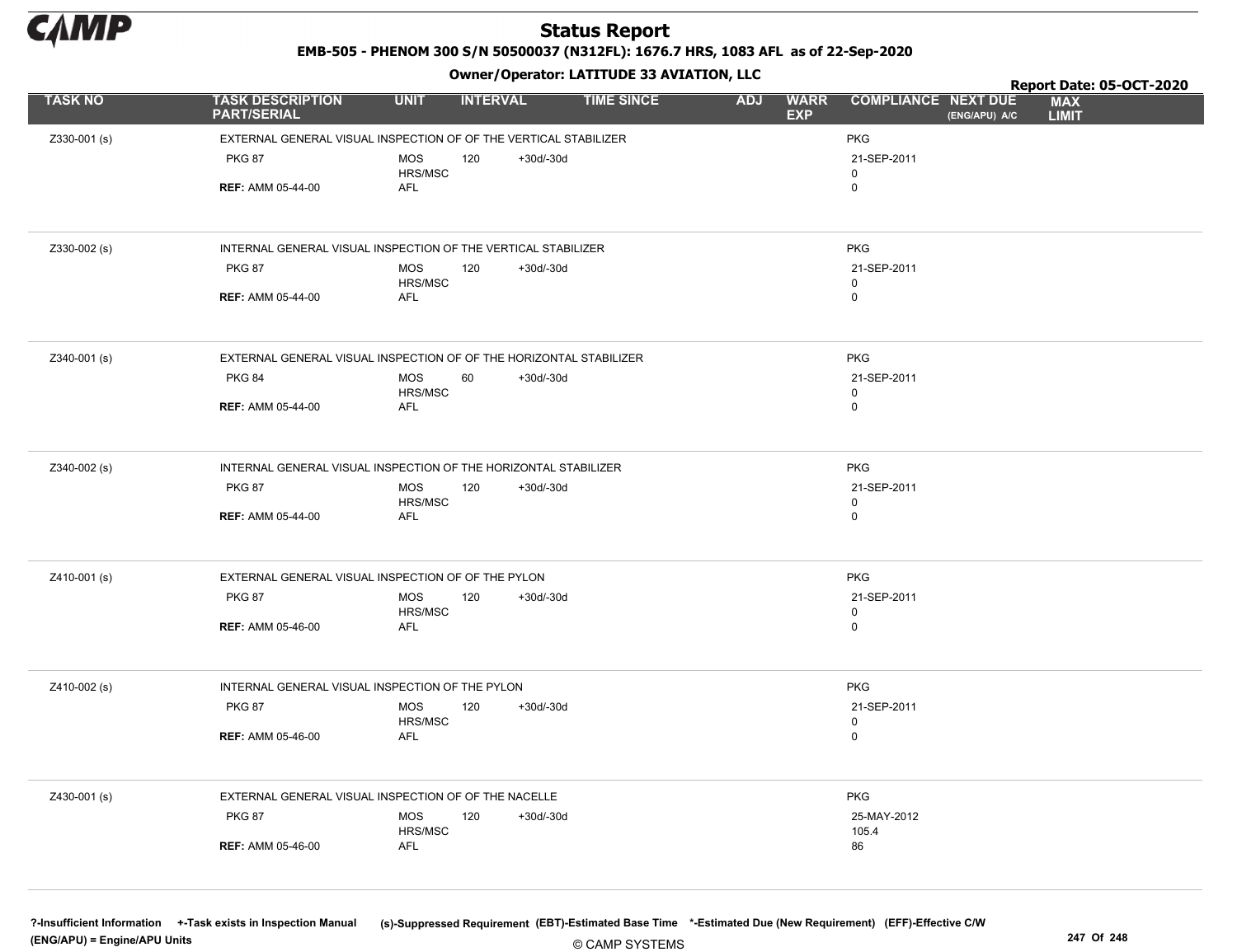# Status Report

**EMB-505 - PHENOM 300 S/N 50500037 (N312FL): 1676.7 HRS, 1083 AFL as of 22-Sep-2020**

**Owner/Operator: LATITUDE 33 AVIATION, LLC**

**Report Date: 05-OCT-2020**

| TASK NO | TASK DESCRIPTION PART/SERIAL | UNIT | INTERVAL | | TIME SINCE | ADJ | WARR EXP | COMPLIANCE | NEXT DUE (ENG/APU) A/C | MAX LIMIT |
|---|---|---|---|---|---|---|---|---|---|---|
| Z330-001 (s) | EXTERNAL GENERAL VISUAL INSPECTION OF OF THE VERTICAL STABILIZER | | | | | | | PKG | | |
| | PKG 87 | MOS | 120 | +30d/-30d | | | | 21-SEP-2011 | | |
| | | HRS/MSC | | | | | | 0 | | |
| | **REF:** AMM 05-44-00 | AFL | | | | | | 0 | | |
| Z330-002 (s) | INTERNAL GENERAL VISUAL INSPECTION OF THE VERTICAL STABILIZER | | | | | | | PKG | | |
| | PKG 87 | MOS | 120 | +30d/-30d | | | | 21-SEP-2011 | | |
| | | HRS/MSC | | | | | | 0 | | |
| | **REF:** AMM 05-44-00 | AFL | | | | | | 0 | | |
| Z340-001 (s) | EXTERNAL GENERAL VISUAL INSPECTION OF OF THE HORIZONTAL STABILIZER | | | | | | | PKG | | |
| | PKG 84 | MOS | 60 | +30d/-30d | | | | 21-SEP-2011 | | |
| | | HRS/MSC | | | | | | 0 | | |
| | **REF:** AMM 05-44-00 | AFL | | | | | | 0 | | |
| Z340-002 (s) | INTERNAL GENERAL VISUAL INSPECTION OF THE HORIZONTAL STABILIZER | | | | | | | PKG | | |
| | PKG 87 | MOS | 120 | +30d/-30d | | | | 21-SEP-2011 | | |
| | | HRS/MSC | | | | | | 0 | | |
| | **REF:** AMM 05-44-00 | AFL | | | | | | 0 | | |
| Z410-001 (s) | EXTERNAL GENERAL VISUAL INSPECTION OF OF THE PYLON | | | | | | | PKG | | |
| | PKG 87 | MOS | 120 | +30d/-30d | | | | 21-SEP-2011 | | |
| | | HRS/MSC | | | | | | 0 | | |
| | **REF:** AMM 05-46-00 | AFL | | | | | | 0 | | |
| Z410-002 (s) | INTERNAL GENERAL VISUAL INSPECTION OF THE PYLON | | | | | | | PKG | | |
| | PKG 87 | MOS | 120 | +30d/-30d | | | | 21-SEP-2011 | | |
| | | HRS/MSC | | | | | | 0 | | |
| | **REF:** AMM 05-46-00 | AFL | | | | | | 0 | | |
| Z430-001 (s) | EXTERNAL GENERAL VISUAL INSPECTION OF OF THE NACELLE | | | | | | | PKG | | |
| | PKG 87 | MOS | 120 | +30d/-30d | | | | 25-MAY-2012 | | |
| | | HRS/MSC | | | | | | 105.4 | | |
| | **REF:** AMM 05-46-00 | AFL | | | | | | 86 | | |

?-Insufficient Information +-Task exists in Inspection Manual (s)-Suppressed Requirement (EBT)-Estimated Base Time *-Estimated Due (New Requirement) (EFF)-Effective C/W
(ENG/APU) = Engine/APU Units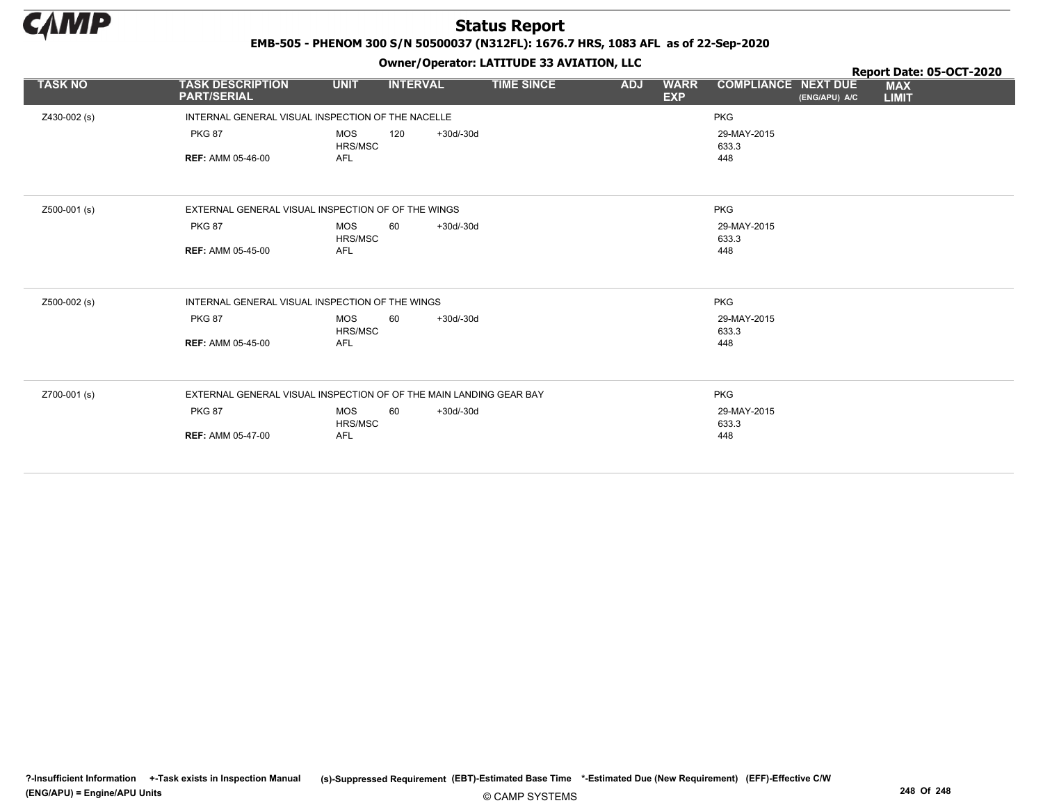| TASK NO | TASK DESCRIPTION PART/SERIAL | UNIT | INTERVAL | | TIME SINCE | ADJ | WARR EXP | COMPLIANCE | NEXT DUE (ENG/APU) A/C | MAX LIMIT |
|---|---|---|---|---|---|---|---|---|---|---|
| Z430-002 (s) | INTERNAL GENERAL VISUAL INSPECTION OF THE NACELLE | | | | | | | PKG | | |
| | PKG 87 | MOS | 120 | +30d/-30d | | | | 29-MAY-2015 | | |
| | | HRS/MSC | | | | | | 633.3 | | |
| | REF: AMM 05-46-00 | AFL | | | | | | 448 | | |
| Z500-001 (s) | EXTERNAL GENERAL VISUAL INSPECTION OF OF THE WINGS | | | | | | | PKG | | |
| | PKG 87 | MOS | 60 | +30d/-30d | | | | 29-MAY-2015 | | |
| | | HRS/MSC | | | | | | 633.3 | | |
| | REF: AMM 05-45-00 | AFL | | | | | | 448 | | |
| Z500-002 (s) | INTERNAL GENERAL VISUAL INSPECTION OF THE WINGS | | | | | | | PKG | | |
| | PKG 87 | MOS | 60 | +30d/-30d | | | | 29-MAY-2015 | | |
| | | HRS/MSC | | | | | | 633.3 | | |
| | REF: AMM 05-45-00 | AFL | | | | | | 448 | | |
| Z700-001 (s) | EXTERNAL GENERAL VISUAL INSPECTION OF OF THE MAIN LANDING GEAR BAY | | | | | | | PKG | | |
| | PKG 87 | MOS | 60 | +30d/-30d | | | | 29-MAY-2015 | | |
| | | HRS/MSC | | | | | | 633.3 | | |
| | REF: AMM 05-47-00 | AFL | | | | | | 448 | | |

?-Insufficient Information +-Task exists in Inspection Manual (s)-Suppressed Requirement (EBT)-Estimated Base Time *-Estimated Due (New Requirement) (EFF)-Effective C/W
(ENG/APU) = Engine/APU Units